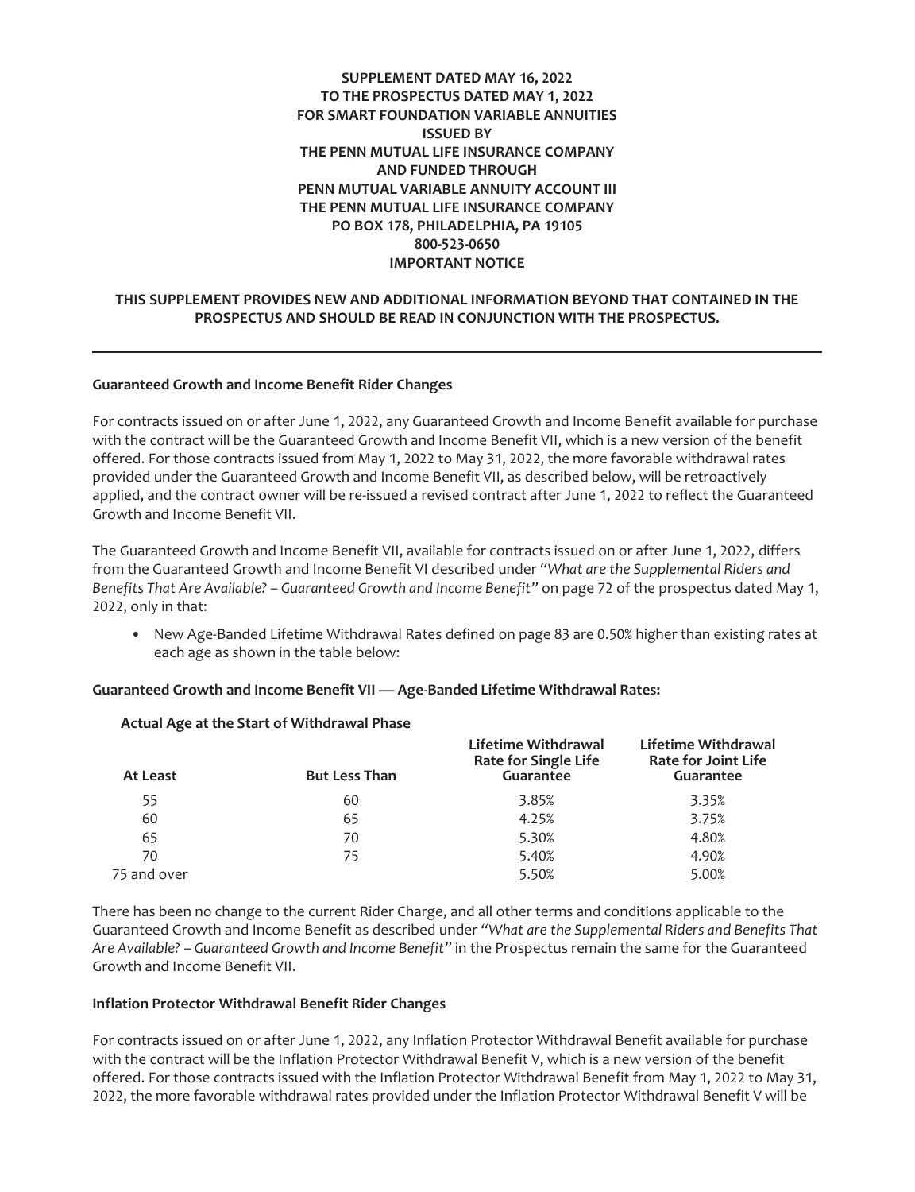**SUPPLEMENT DATED MAY 16, 2022**
**TO THE PROSPECTUS DATED MAY 1, 2022**
**FOR SMART FOUNDATION VARIABLE ANNUITIES**
**ISSUED BY**
**THE PENN MUTUAL LIFE INSURANCE COMPANY**
**AND FUNDED THROUGH**
**PENN MUTUAL VARIABLE ANNUITY ACCOUNT III**
**THE PENN MUTUAL LIFE INSURANCE COMPANY**
**PO BOX 178, PHILADELPHIA, PA 19105**
**800-523-0650**
**IMPORTANT NOTICE**

**THIS SUPPLEMENT PROVIDES NEW AND ADDITIONAL INFORMATION BEYOND THAT CONTAINED IN THE PROSPECTUS AND SHOULD BE READ IN CONJUNCTION WITH THE PROSPECTUS.**

---

**Guaranteed Growth and Income Benefit Rider Changes**

For contracts issued on or after June 1, 2022, any Guaranteed Growth and Income Benefit available for purchase with the contract will be the Guaranteed Growth and Income Benefit VII, which is a new version of the benefit offered. For those contracts issued from May 1, 2022 to May 31, 2022, the more favorable withdrawal rates provided under the Guaranteed Growth and Income Benefit VII, as described below, will be retroactively applied, and the contract owner will be re-issued a revised contract after June 1, 2022 to reflect the Guaranteed Growth and Income Benefit VII.

The Guaranteed Growth and Income Benefit VII, available for contracts issued on or after June 1, 2022, differs from the Guaranteed Growth and Income Benefit VI described under *"What are the Supplemental Riders and Benefits That Are Available? – Guaranteed Growth and Income Benefit"* on page 72 of the prospectus dated May 1, 2022, only in that:

- New Age-Banded Lifetime Withdrawal Rates defined on page 83 are 0.50% higher than existing rates at each age as shown in the table below:

**Guaranteed Growth and Income Benefit VII — Age-Banded Lifetime Withdrawal Rates:**

| Actual Age at the Start of Withdrawal Phase | | | |
|---|---|---|---|
| **At Least** | **But Less Than** | **Lifetime Withdrawal Rate for Single Life Guarantee** | **Lifetime Withdrawal Rate for Joint Life Guarantee** |
| 55 | 60 | 3.85% | 3.35% |
| 60 | 65 | 4.25% | 3.75% |
| 65 | 70 | 5.30% | 4.80% |
| 70 | 75 | 5.40% | 4.90% |
| 75 and over | | 5.50% | 5.00% |

There has been no change to the current Rider Charge, and all other terms and conditions applicable to the Guaranteed Growth and Income Benefit as described under *"What are the Supplemental Riders and Benefits That Are Available? – Guaranteed Growth and Income Benefit"* in the Prospectus remain the same for the Guaranteed Growth and Income Benefit VII.

**Inflation Protector Withdrawal Benefit Rider Changes**

For contracts issued on or after June 1, 2022, any Inflation Protector Withdrawal Benefit available for purchase with the contract will be the Inflation Protector Withdrawal Benefit V, which is a new version of the benefit offered. For those contracts issued with the Inflation Protector Withdrawal Benefit from May 1, 2022 to May 31, 2022, the more favorable withdrawal rates provided under the Inflation Protector Withdrawal Benefit V will be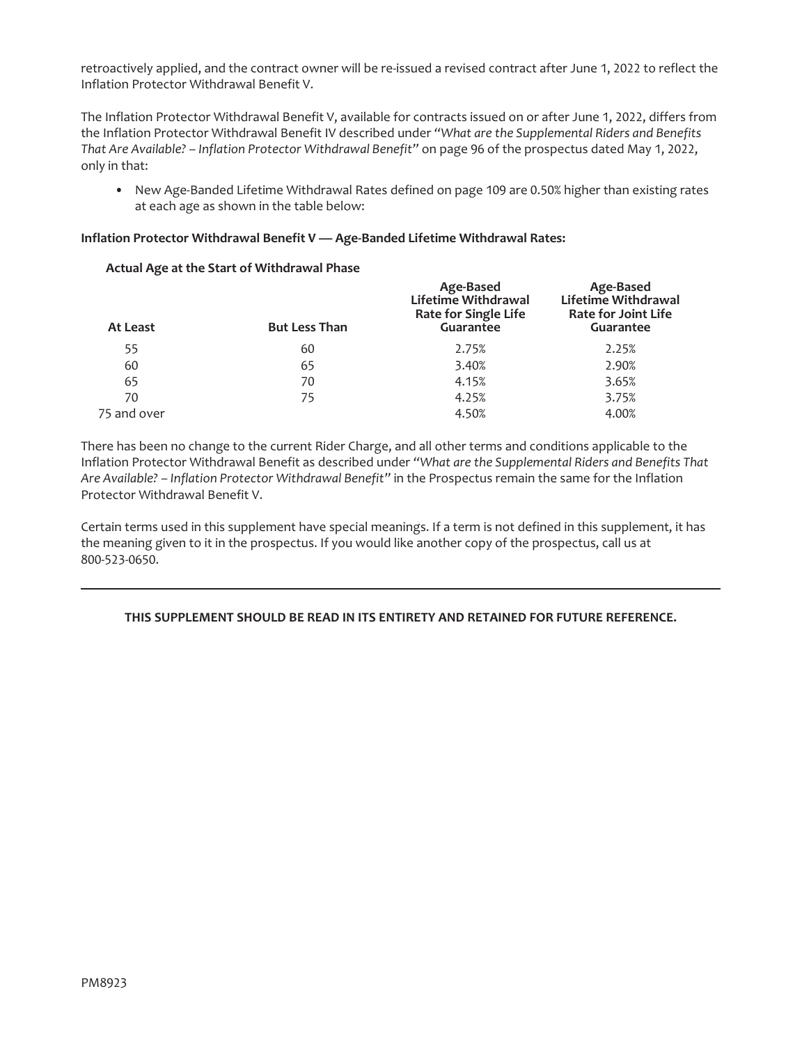retroactively applied, and the contract owner will be re-issued a revised contract after June 1, 2022 to reflect the Inflation Protector Withdrawal Benefit V.

The Inflation Protector Withdrawal Benefit V, available for contracts issued on or after June 1, 2022, differs from the Inflation Protector Withdrawal Benefit IV described under "*What are the Supplemental Riders and Benefits That Are Available? – Inflation Protector Withdrawal Benefit*" on page 96 of the prospectus dated May 1, 2022, only in that:

- New Age-Banded Lifetime Withdrawal Rates defined on page 109 are 0.50% higher than existing rates at each age as shown in the table below:

**Inflation Protector Withdrawal Benefit V — Age-Banded Lifetime Withdrawal Rates:**

| **Actual Age at the Start of Withdrawal Phase** | | | |
|---|---|---|---|
| **At Least** | **But Less Than** | **Age-Based Lifetime Withdrawal Rate for Single Life Guarantee** | **Age-Based Lifetime Withdrawal Rate for Joint Life Guarantee** |
| 55 | 60 | 2.75% | 2.25% |
| 60 | 65 | 3.40% | 2.90% |
| 65 | 70 | 4.15% | 3.65% |
| 70 | 75 | 4.25% | 3.75% |
| 75 and over | | 4.50% | 4.00% |

There has been no change to the current Rider Charge, and all other terms and conditions applicable to the Inflation Protector Withdrawal Benefit as described under "*What are the Supplemental Riders and Benefits That Are Available? – Inflation Protector Withdrawal Benefit*" in the Prospectus remain the same for the Inflation Protector Withdrawal Benefit V.

Certain terms used in this supplement have special meanings. If a term is not defined in this supplement, it has the meaning given to it in the prospectus. If you would like another copy of the prospectus, call us at 800-523-0650.

---

**THIS SUPPLEMENT SHOULD BE READ IN ITS ENTIRETY AND RETAINED FOR FUTURE REFERENCE.**

PM8923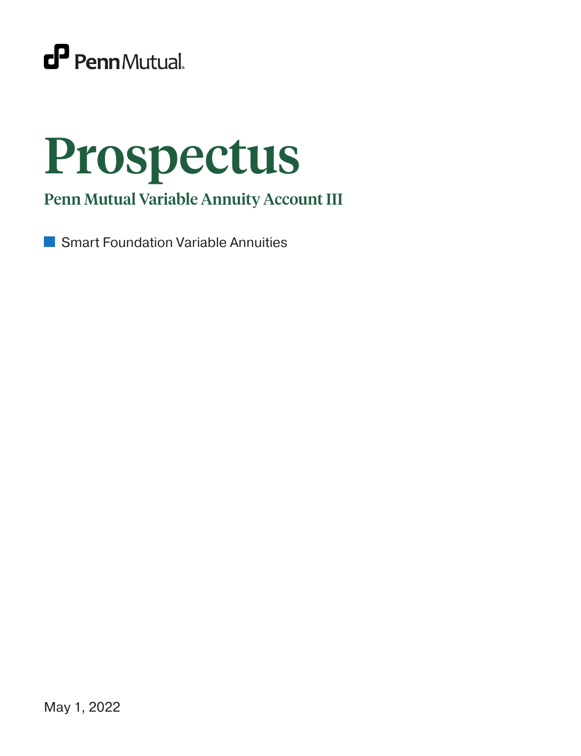PennMutual

# Prospectus

## Penn Mutual Variable Annuity Account III

Smart Foundation Variable Annuities

May 1, 2022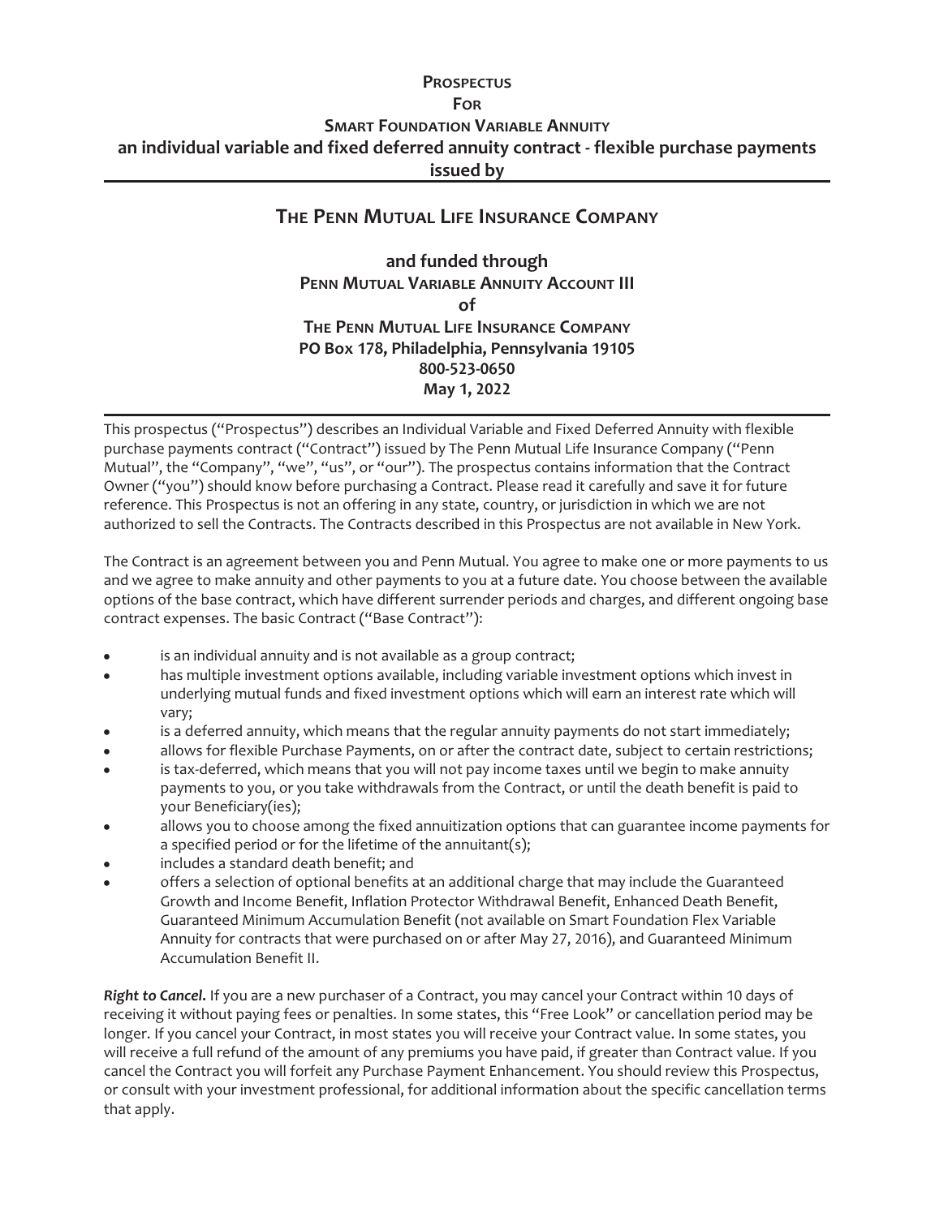# Prospectus
# For
# Smart Foundation Variable Annuity
## an individual variable and fixed deferred annuity contract - flexible purchase payments issued by

## The Penn Mutual Life Insurance Company

**and funded through**
**Penn Mutual Variable Annuity Account III**
**of**
**The Penn Mutual Life Insurance Company**
**PO Box 178, Philadelphia, Pennsylvania 19105**
**800-523-0650**
**May 1, 2022**

This prospectus ("Prospectus") describes an Individual Variable and Fixed Deferred Annuity with flexible purchase payments contract ("Contract") issued by The Penn Mutual Life Insurance Company ("Penn Mutual", the "Company", "we", "us", or "our"). The prospectus contains information that the Contract Owner ("you") should know before purchasing a Contract. Please read it carefully and save it for future reference. This Prospectus is not an offering in any state, country, or jurisdiction in which we are not authorized to sell the Contracts. The Contracts described in this Prospectus are not available in New York.

The Contract is an agreement between you and Penn Mutual. You agree to make one or more payments to us and we agree to make annuity and other payments to you at a future date. You choose between the available options of the base contract, which have different surrender periods and charges, and different ongoing base contract expenses. The basic Contract ("Base Contract"):

- is an individual annuity and is not available as a group contract;
- has multiple investment options available, including variable investment options which invest in underlying mutual funds and fixed investment options which will earn an interest rate which will vary;
- is a deferred annuity, which means that the regular annuity payments do not start immediately;
- allows for flexible Purchase Payments, on or after the contract date, subject to certain restrictions;
- is tax-deferred, which means that you will not pay income taxes until we begin to make annuity payments to you, or you take withdrawals from the Contract, or until the death benefit is paid to your Beneficiary(ies);
- allows you to choose among the fixed annuitization options that can guarantee income payments for a specified period or for the lifetime of the annuitant(s);
- includes a standard death benefit; and
- offers a selection of optional benefits at an additional charge that may include the Guaranteed Growth and Income Benefit, Inflation Protector Withdrawal Benefit, Enhanced Death Benefit, Guaranteed Minimum Accumulation Benefit (not available on Smart Foundation Flex Variable Annuity for contracts that were purchased on or after May 27, 2016), and Guaranteed Minimum Accumulation Benefit II.

***Right to Cancel.*** If you are a new purchaser of a Contract, you may cancel your Contract within 10 days of receiving it without paying fees or penalties. In some states, this "Free Look" or cancellation period may be longer. If you cancel your Contract, in most states you will receive your Contract value. In some states, you will receive a full refund of the amount of any premiums you have paid, if greater than Contract value. If you cancel the Contract you will forfeit any Purchase Payment Enhancement. You should review this Prospectus, or consult with your investment professional, for additional information about the specific cancellation terms that apply.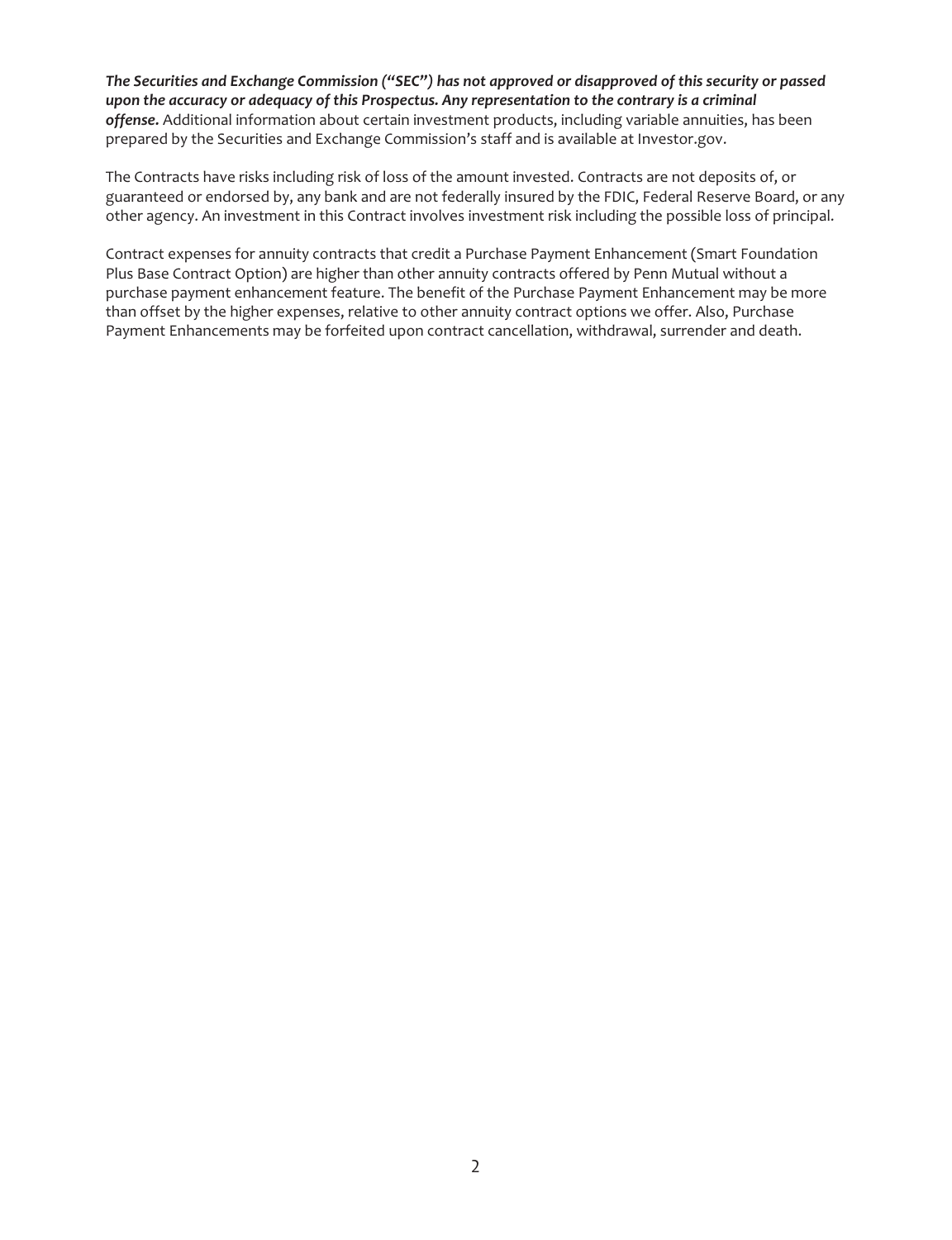***The Securities and Exchange Commission ("SEC") has not approved or disapproved of this security or passed upon the accuracy or adequacy of this Prospectus. Any representation to the contrary is a criminal offense.*** Additional information about certain investment products, including variable annuities, has been prepared by the Securities and Exchange Commission's staff and is available at Investor.gov.

The Contracts have risks including risk of loss of the amount invested. Contracts are not deposits of, or guaranteed or endorsed by, any bank and are not federally insured by the FDIC, Federal Reserve Board, or any other agency. An investment in this Contract involves investment risk including the possible loss of principal.

Contract expenses for annuity contracts that credit a Purchase Payment Enhancement (Smart Foundation Plus Base Contract Option) are higher than other annuity contracts offered by Penn Mutual without a purchase payment enhancement feature. The benefit of the Purchase Payment Enhancement may be more than offset by the higher expenses, relative to other annuity contract options we offer. Also, Purchase Payment Enhancements may be forfeited upon contract cancellation, withdrawal, surrender and death.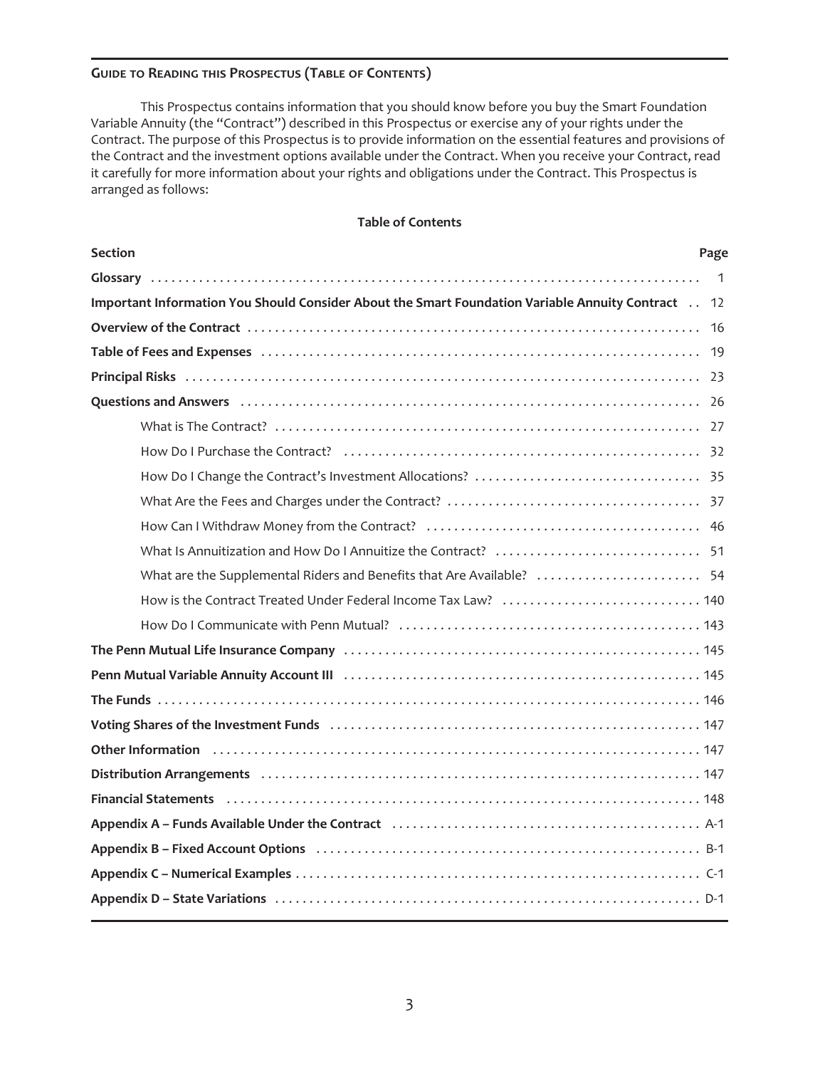## Guide to Reading this Prospectus (Table of Contents)

This Prospectus contains information that you should know before you buy the Smart Foundation Variable Annuity (the "Contract") described in this Prospectus or exercise any of your rights under the Contract. The purpose of this Prospectus is to provide information on the essential features and provisions of the Contract and the investment options available under the Contract. When you receive your Contract, read it carefully for more information about your rights and obligations under the Contract. This Prospectus is arranged as follows:

**Table of Contents**

| Section | Page |
| --- | --- |
| **Glossary** | 1 |
| **Important Information You Should Consider About the Smart Foundation Variable Annuity Contract** | 12 |
| **Overview of the Contract** | 16 |
| **Table of Fees and Expenses** | 19 |
| **Principal Risks** | 23 |
| **Questions and Answers** | 26 |
| What is The Contract? | 27 |
| How Do I Purchase the Contract? | 32 |
| How Do I Change the Contract's Investment Allocations? | 35 |
| What Are the Fees and Charges under the Contract? | 37 |
| How Can I Withdraw Money from the Contract? | 46 |
| What Is Annuitization and How Do I Annuitize the Contract? | 51 |
| What are the Supplemental Riders and Benefits that Are Available? | 54 |
| How is the Contract Treated Under Federal Income Tax Law? | 140 |
| How Do I Communicate with Penn Mutual? | 143 |
| **The Penn Mutual Life Insurance Company** | 145 |
| **Penn Mutual Variable Annuity Account III** | 145 |
| **The Funds** | 146 |
| **Voting Shares of the Investment Funds** | 147 |
| **Other Information** | 147 |
| **Distribution Arrangements** | 147 |
| **Financial Statements** | 148 |
| **Appendix A – Funds Available Under the Contract** | A-1 |
| **Appendix B – Fixed Account Options** | B-1 |
| **Appendix C – Numerical Examples** | C-1 |
| **Appendix D – State Variations** | D-1 |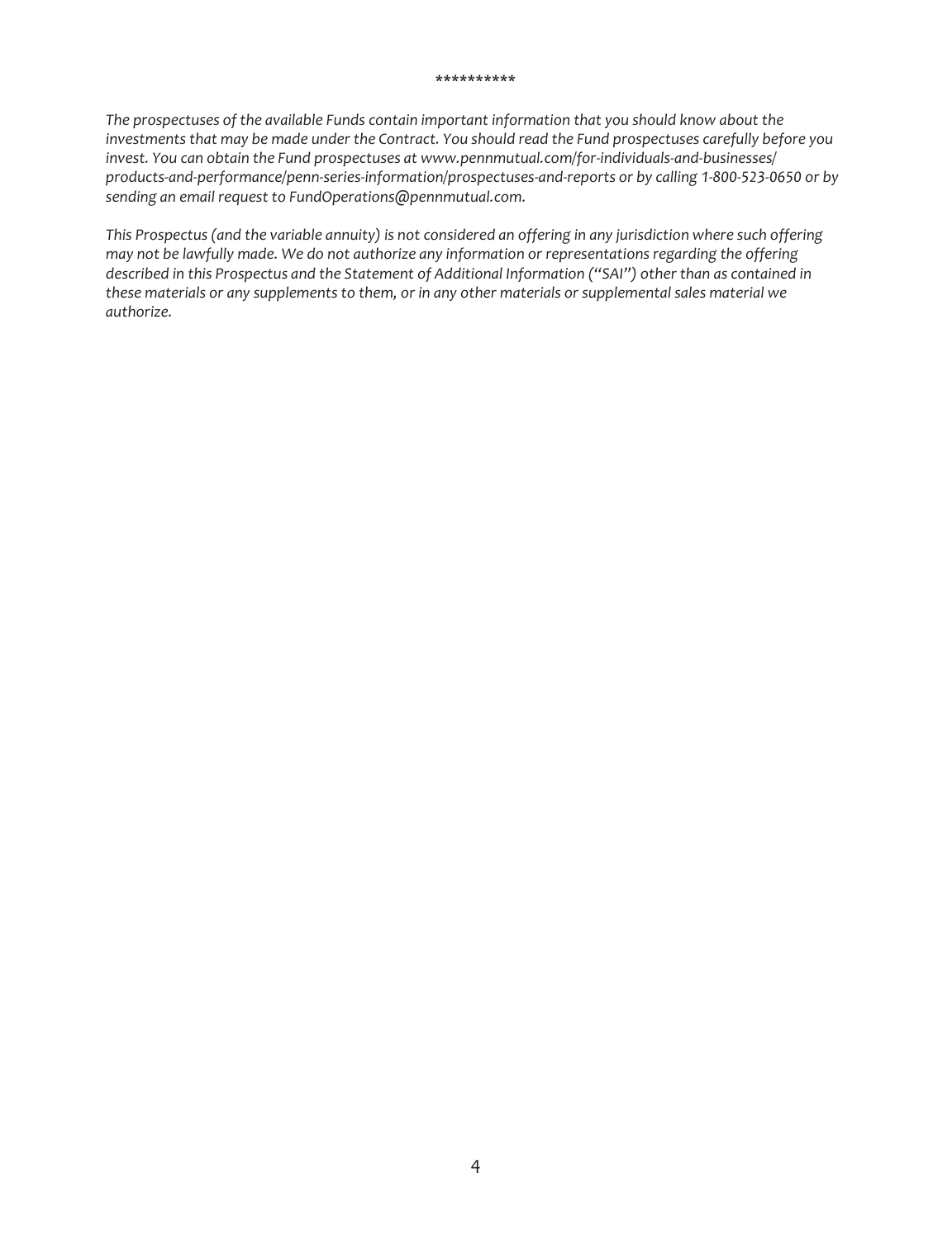**********

*The prospectuses of the available Funds contain important information that you should know about the investments that may be made under the Contract. You should read the Fund prospectuses carefully before you invest. You can obtain the Fund prospectuses at www.pennmutual.com/for-individuals-and-businesses/products-and-performance/penn-series-information/prospectuses-and-reports or by calling 1-800-523-0650 or by sending an email request to FundOperations@pennmutual.com.*

*This Prospectus (and the variable annuity) is not considered an offering in any jurisdiction where such offering may not be lawfully made. We do not authorize any information or representations regarding the offering described in this Prospectus and the Statement of Additional Information ("SAI") other than as contained in these materials or any supplements to them, or in any other materials or supplemental sales material we authorize.*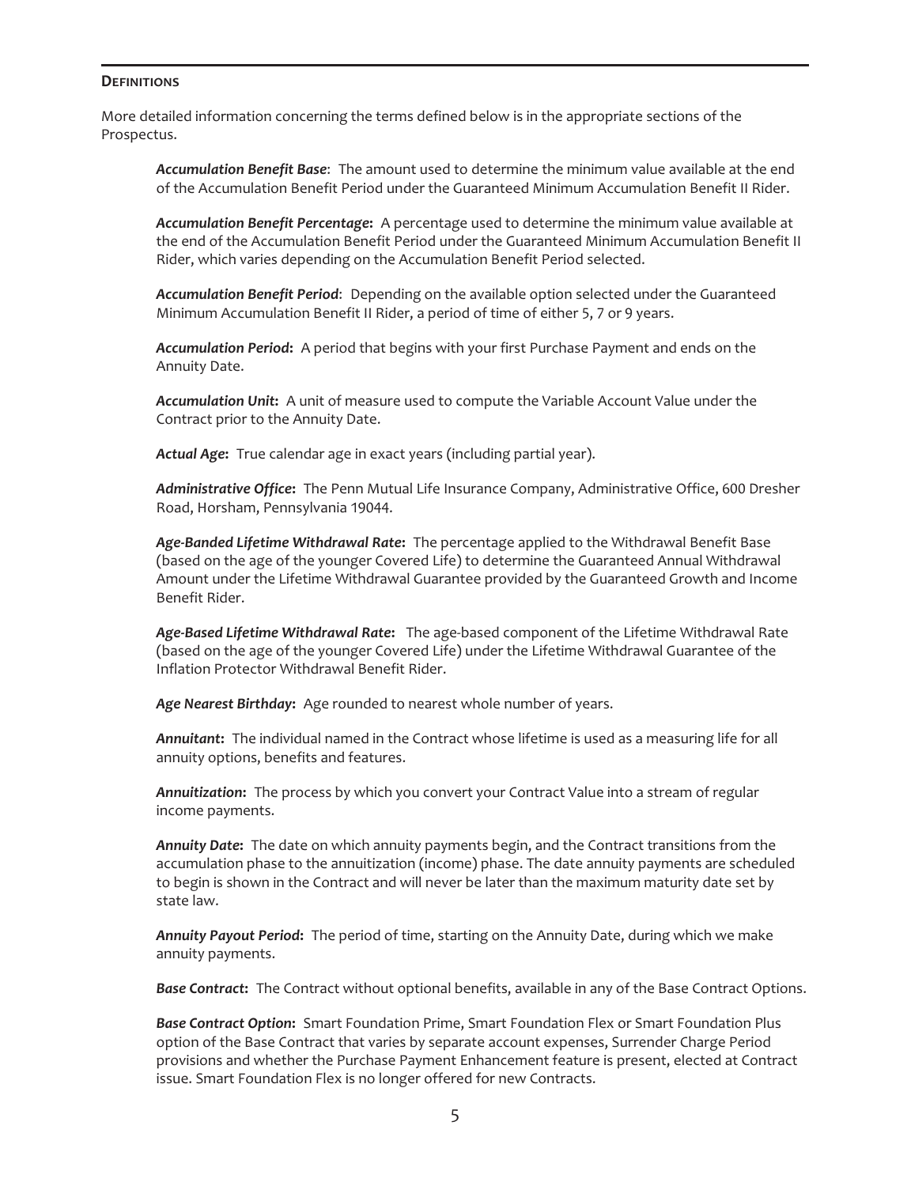## Definitions

More detailed information concerning the terms defined below is in the appropriate sections of the Prospectus.

***Accumulation Benefit Base***: The amount used to determine the minimum value available at the end of the Accumulation Benefit Period under the Guaranteed Minimum Accumulation Benefit II Rider.

***Accumulation Benefit Percentage*****:** A percentage used to determine the minimum value available at the end of the Accumulation Benefit Period under the Guaranteed Minimum Accumulation Benefit II Rider, which varies depending on the Accumulation Benefit Period selected.

***Accumulation Benefit Period***: Depending on the available option selected under the Guaranteed Minimum Accumulation Benefit II Rider, a period of time of either 5, 7 or 9 years.

***Accumulation Period*****:** A period that begins with your first Purchase Payment and ends on the Annuity Date.

***Accumulation Unit*****:** A unit of measure used to compute the Variable Account Value under the Contract prior to the Annuity Date.

***Actual Age*****:** True calendar age in exact years (including partial year).

***Administrative Office*****:** The Penn Mutual Life Insurance Company, Administrative Office, 600 Dresher Road, Horsham, Pennsylvania 19044.

***Age-Banded Lifetime Withdrawal Rate*****:** The percentage applied to the Withdrawal Benefit Base (based on the age of the younger Covered Life) to determine the Guaranteed Annual Withdrawal Amount under the Lifetime Withdrawal Guarantee provided by the Guaranteed Growth and Income Benefit Rider.

***Age-Based Lifetime Withdrawal Rate*****:** The age-based component of the Lifetime Withdrawal Rate (based on the age of the younger Covered Life) under the Lifetime Withdrawal Guarantee of the Inflation Protector Withdrawal Benefit Rider.

***Age Nearest Birthday*****:** Age rounded to nearest whole number of years.

***Annuitant*****:** The individual named in the Contract whose lifetime is used as a measuring life for all annuity options, benefits and features.

***Annuitization*****:** The process by which you convert your Contract Value into a stream of regular income payments.

***Annuity Date*****:** The date on which annuity payments begin, and the Contract transitions from the accumulation phase to the annuitization (income) phase. The date annuity payments are scheduled to begin is shown in the Contract and will never be later than the maximum maturity date set by state law.

***Annuity Payout Period*****:** The period of time, starting on the Annuity Date, during which we make annuity payments.

***Base Contract*****:** The Contract without optional benefits, available in any of the Base Contract Options.

***Base Contract Option*****:** Smart Foundation Prime, Smart Foundation Flex or Smart Foundation Plus option of the Base Contract that varies by separate account expenses, Surrender Charge Period provisions and whether the Purchase Payment Enhancement feature is present, elected at Contract issue. Smart Foundation Flex is no longer offered for new Contracts.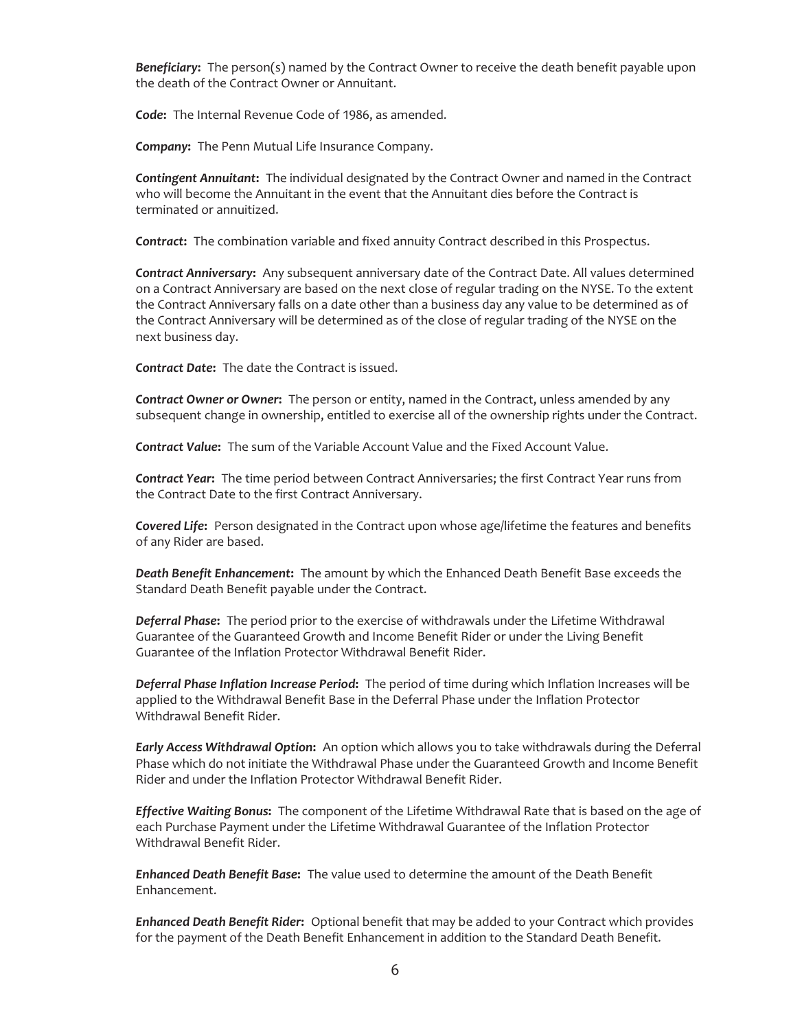***Beneficiary*:** The person(s) named by the Contract Owner to receive the death benefit payable upon the death of the Contract Owner or Annuitant.

***Code*:** The Internal Revenue Code of 1986, as amended.

***Company*:** The Penn Mutual Life Insurance Company.

***Contingent Annuitant*:** The individual designated by the Contract Owner and named in the Contract who will become the Annuitant in the event that the Annuitant dies before the Contract is terminated or annuitized.

***Contract*:** The combination variable and fixed annuity Contract described in this Prospectus.

***Contract Anniversary*:** Any subsequent anniversary date of the Contract Date. All values determined on a Contract Anniversary are based on the next close of regular trading on the NYSE. To the extent the Contract Anniversary falls on a date other than a business day any value to be determined as of the Contract Anniversary will be determined as of the close of regular trading of the NYSE on the next business day.

***Contract Date*:** The date the Contract is issued.

***Contract Owner or Owner*:** The person or entity, named in the Contract, unless amended by any subsequent change in ownership, entitled to exercise all of the ownership rights under the Contract.

***Contract Value*:** The sum of the Variable Account Value and the Fixed Account Value.

***Contract Year*:** The time period between Contract Anniversaries; the first Contract Year runs from the Contract Date to the first Contract Anniversary.

***Covered Life*:** Person designated in the Contract upon whose age/lifetime the features and benefits of any Rider are based.

***Death Benefit Enhancement*:** The amount by which the Enhanced Death Benefit Base exceeds the Standard Death Benefit payable under the Contract.

***Deferral Phase*:** The period prior to the exercise of withdrawals under the Lifetime Withdrawal Guarantee of the Guaranteed Growth and Income Benefit Rider or under the Living Benefit Guarantee of the Inflation Protector Withdrawal Benefit Rider.

***Deferral Phase Inflation Increase Period*:** The period of time during which Inflation Increases will be applied to the Withdrawal Benefit Base in the Deferral Phase under the Inflation Protector Withdrawal Benefit Rider.

***Early Access Withdrawal Option*:** An option which allows you to take withdrawals during the Deferral Phase which do not initiate the Withdrawal Phase under the Guaranteed Growth and Income Benefit Rider and under the Inflation Protector Withdrawal Benefit Rider.

***Effective Waiting Bonus*:** The component of the Lifetime Withdrawal Rate that is based on the age of each Purchase Payment under the Lifetime Withdrawal Guarantee of the Inflation Protector Withdrawal Benefit Rider.

***Enhanced Death Benefit Base*:** The value used to determine the amount of the Death Benefit Enhancement.

***Enhanced Death Benefit Rider*:** Optional benefit that may be added to your Contract which provides for the payment of the Death Benefit Enhancement in addition to the Standard Death Benefit.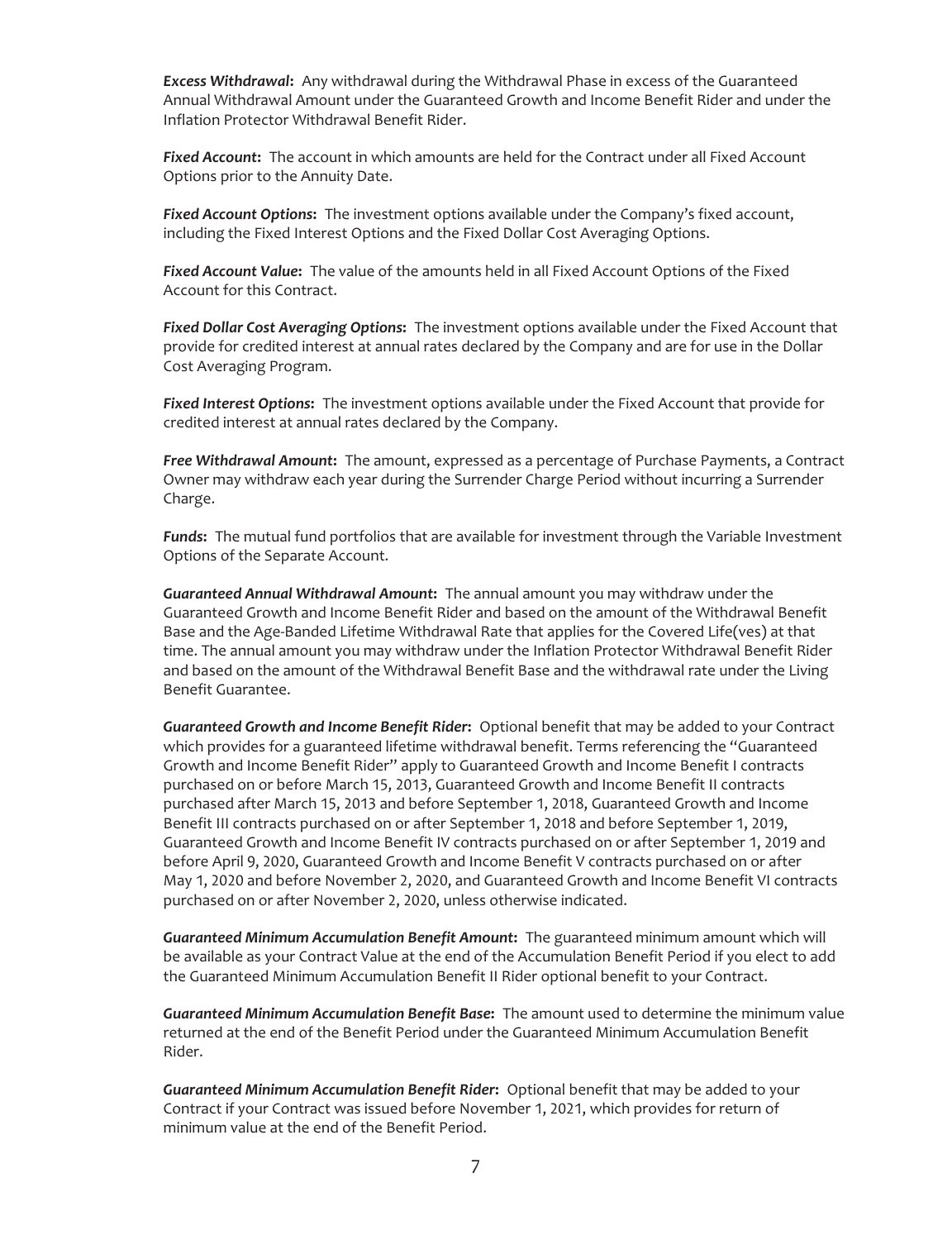***Excess Withdrawal*:** Any withdrawal during the Withdrawal Phase in excess of the Guaranteed Annual Withdrawal Amount under the Guaranteed Growth and Income Benefit Rider and under the Inflation Protector Withdrawal Benefit Rider.

***Fixed Account*:** The account in which amounts are held for the Contract under all Fixed Account Options prior to the Annuity Date.

***Fixed Account Options*:** The investment options available under the Company's fixed account, including the Fixed Interest Options and the Fixed Dollar Cost Averaging Options.

***Fixed Account Value*:** The value of the amounts held in all Fixed Account Options of the Fixed Account for this Contract.

***Fixed Dollar Cost Averaging Options*:** The investment options available under the Fixed Account that provide for credited interest at annual rates declared by the Company and are for use in the Dollar Cost Averaging Program.

***Fixed Interest Options*:** The investment options available under the Fixed Account that provide for credited interest at annual rates declared by the Company.

***Free Withdrawal Amount*:** The amount, expressed as a percentage of Purchase Payments, a Contract Owner may withdraw each year during the Surrender Charge Period without incurring a Surrender Charge.

***Funds*:** The mutual fund portfolios that are available for investment through the Variable Investment Options of the Separate Account.

***Guaranteed Annual Withdrawal Amount*:** The annual amount you may withdraw under the Guaranteed Growth and Income Benefit Rider and based on the amount of the Withdrawal Benefit Base and the Age-Banded Lifetime Withdrawal Rate that applies for the Covered Life(ves) at that time. The annual amount you may withdraw under the Inflation Protector Withdrawal Benefit Rider and based on the amount of the Withdrawal Benefit Base and the withdrawal rate under the Living Benefit Guarantee.

***Guaranteed Growth and Income Benefit Rider*:** Optional benefit that may be added to your Contract which provides for a guaranteed lifetime withdrawal benefit. Terms referencing the "Guaranteed Growth and Income Benefit Rider" apply to Guaranteed Growth and Income Benefit I contracts purchased on or before March 15, 2013, Guaranteed Growth and Income Benefit II contracts purchased after March 15, 2013 and before September 1, 2018, Guaranteed Growth and Income Benefit III contracts purchased on or after September 1, 2018 and before September 1, 2019, Guaranteed Growth and Income Benefit IV contracts purchased on or after September 1, 2019 and before April 9, 2020, Guaranteed Growth and Income Benefit V contracts purchased on or after May 1, 2020 and before November 2, 2020, and Guaranteed Growth and Income Benefit VI contracts purchased on or after November 2, 2020, unless otherwise indicated.

***Guaranteed Minimum Accumulation Benefit Amount*:** The guaranteed minimum amount which will be available as your Contract Value at the end of the Accumulation Benefit Period if you elect to add the Guaranteed Minimum Accumulation Benefit II Rider optional benefit to your Contract.

***Guaranteed Minimum Accumulation Benefit Base*:** The amount used to determine the minimum value returned at the end of the Benefit Period under the Guaranteed Minimum Accumulation Benefit Rider.

***Guaranteed Minimum Accumulation Benefit Rider*:** Optional benefit that may be added to your Contract if your Contract was issued before November 1, 2021, which provides for return of minimum value at the end of the Benefit Period.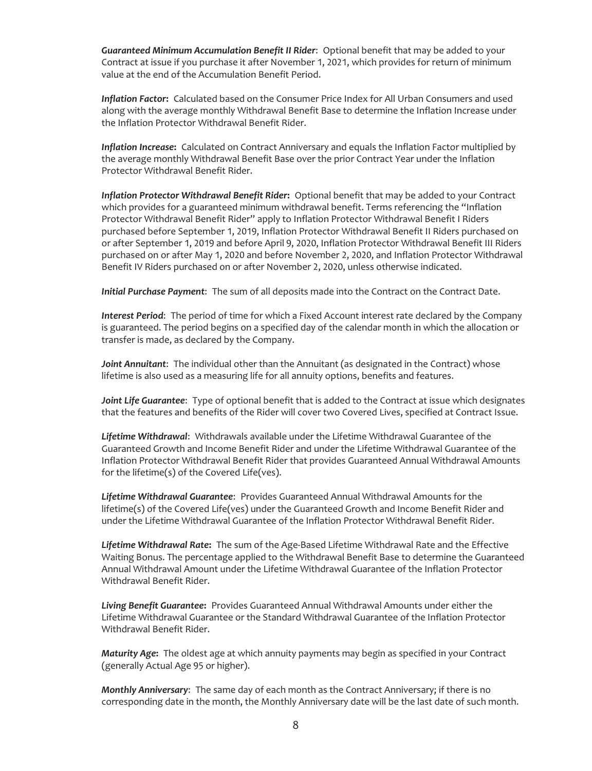***Guaranteed Minimum Accumulation Benefit II Rider***: Optional benefit that may be added to your Contract at issue if you purchase it after November 1, 2021, which provides for return of minimum value at the end of the Accumulation Benefit Period.

***Inflation Factor*:** Calculated based on the Consumer Price Index for All Urban Consumers and used along with the average monthly Withdrawal Benefit Base to determine the Inflation Increase under the Inflation Protector Withdrawal Benefit Rider.

***Inflation Increase*:** Calculated on Contract Anniversary and equals the Inflation Factor multiplied by the average monthly Withdrawal Benefit Base over the prior Contract Year under the Inflation Protector Withdrawal Benefit Rider.

***Inflation Protector Withdrawal Benefit Rider*:** Optional benefit that may be added to your Contract which provides for a guaranteed minimum withdrawal benefit. Terms referencing the "Inflation Protector Withdrawal Benefit Rider" apply to Inflation Protector Withdrawal Benefit I Riders purchased before September 1, 2019, Inflation Protector Withdrawal Benefit II Riders purchased on or after September 1, 2019 and before April 9, 2020, Inflation Protector Withdrawal Benefit III Riders purchased on or after May 1, 2020 and before November 2, 2020, and Inflation Protector Withdrawal Benefit IV Riders purchased on or after November 2, 2020, unless otherwise indicated.

***Initial Purchase Payment***: The sum of all deposits made into the Contract on the Contract Date.

***Interest Period***: The period of time for which a Fixed Account interest rate declared by the Company is guaranteed. The period begins on a specified day of the calendar month in which the allocation or transfer is made, as declared by the Company.

***Joint Annuitant***: The individual other than the Annuitant (as designated in the Contract) whose lifetime is also used as a measuring life for all annuity options, benefits and features.

***Joint Life Guarantee***: Type of optional benefit that is added to the Contract at issue which designates that the features and benefits of the Rider will cover two Covered Lives, specified at Contract Issue.

***Lifetime Withdrawal***: Withdrawals available under the Lifetime Withdrawal Guarantee of the Guaranteed Growth and Income Benefit Rider and under the Lifetime Withdrawal Guarantee of the Inflation Protector Withdrawal Benefit Rider that provides Guaranteed Annual Withdrawal Amounts for the lifetime(s) of the Covered Life(ves).

***Lifetime Withdrawal Guarantee***: Provides Guaranteed Annual Withdrawal Amounts for the lifetime(s) of the Covered Life(ves) under the Guaranteed Growth and Income Benefit Rider and under the Lifetime Withdrawal Guarantee of the Inflation Protector Withdrawal Benefit Rider.

***Lifetime Withdrawal Rate*:** The sum of the Age-Based Lifetime Withdrawal Rate and the Effective Waiting Bonus. The percentage applied to the Withdrawal Benefit Base to determine the Guaranteed Annual Withdrawal Amount under the Lifetime Withdrawal Guarantee of the Inflation Protector Withdrawal Benefit Rider.

***Living Benefit Guarantee*:** Provides Guaranteed Annual Withdrawal Amounts under either the Lifetime Withdrawal Guarantee or the Standard Withdrawal Guarantee of the Inflation Protector Withdrawal Benefit Rider.

***Maturity Age*:** The oldest age at which annuity payments may begin as specified in your Contract (generally Actual Age 95 or higher).

***Monthly Anniversary***: The same day of each month as the Contract Anniversary; if there is no corresponding date in the month, the Monthly Anniversary date will be the last date of such month.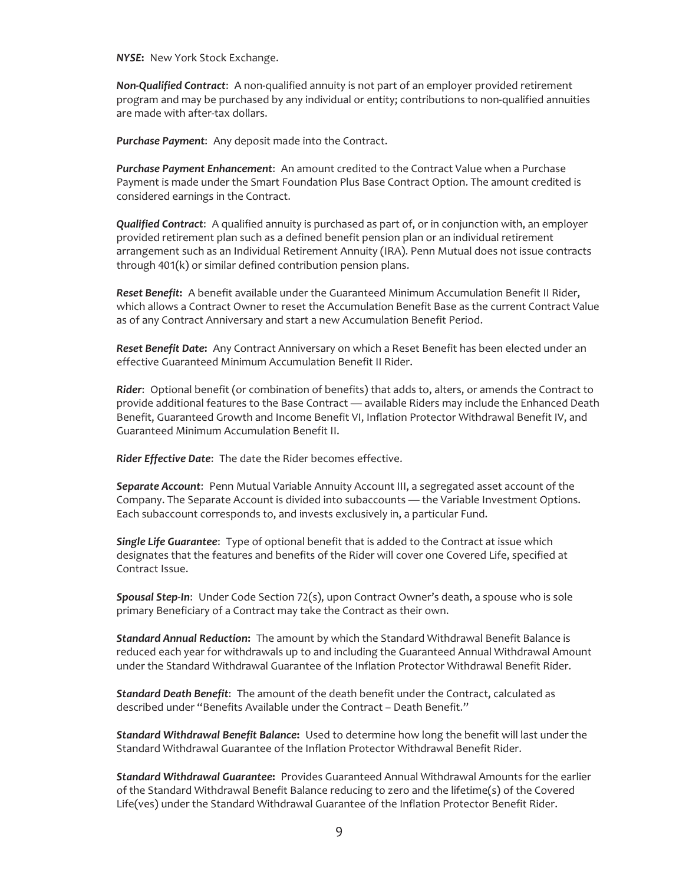***NYSE*:** New York Stock Exchange.

***Non-Qualified Contract***: A non-qualified annuity is not part of an employer provided retirement program and may be purchased by any individual or entity; contributions to non-qualified annuities are made with after-tax dollars.

***Purchase Payment***: Any deposit made into the Contract.

***Purchase Payment Enhancement***: An amount credited to the Contract Value when a Purchase Payment is made under the Smart Foundation Plus Base Contract Option. The amount credited is considered earnings in the Contract.

***Qualified Contract***: A qualified annuity is purchased as part of, or in conjunction with, an employer provided retirement plan such as a defined benefit pension plan or an individual retirement arrangement such as an Individual Retirement Annuity (IRA). Penn Mutual does not issue contracts through 401(k) or similar defined contribution pension plans.

***Reset Benefit*:** A benefit available under the Guaranteed Minimum Accumulation Benefit II Rider, which allows a Contract Owner to reset the Accumulation Benefit Base as the current Contract Value as of any Contract Anniversary and start a new Accumulation Benefit Period.

***Reset Benefit Date*:** Any Contract Anniversary on which a Reset Benefit has been elected under an effective Guaranteed Minimum Accumulation Benefit II Rider.

***Rider***: Optional benefit (or combination of benefits) that adds to, alters, or amends the Contract to provide additional features to the Base Contract — available Riders may include the Enhanced Death Benefit, Guaranteed Growth and Income Benefit VI, Inflation Protector Withdrawal Benefit IV, and Guaranteed Minimum Accumulation Benefit II.

***Rider Effective Date***: The date the Rider becomes effective.

***Separate Account***: Penn Mutual Variable Annuity Account III, a segregated asset account of the Company. The Separate Account is divided into subaccounts — the Variable Investment Options. Each subaccount corresponds to, and invests exclusively in, a particular Fund.

***Single Life Guarantee***: Type of optional benefit that is added to the Contract at issue which designates that the features and benefits of the Rider will cover one Covered Life, specified at Contract Issue.

***Spousal Step-In***: Under Code Section 72(s), upon Contract Owner's death, a spouse who is sole primary Beneficiary of a Contract may take the Contract as their own.

***Standard Annual Reduction*:** The amount by which the Standard Withdrawal Benefit Balance is reduced each year for withdrawals up to and including the Guaranteed Annual Withdrawal Amount under the Standard Withdrawal Guarantee of the Inflation Protector Withdrawal Benefit Rider.

***Standard Death Benefit***: The amount of the death benefit under the Contract, calculated as described under "Benefits Available under the Contract – Death Benefit."

***Standard Withdrawal Benefit Balance*:** Used to determine how long the benefit will last under the Standard Withdrawal Guarantee of the Inflation Protector Withdrawal Benefit Rider.

***Standard Withdrawal Guarantee*:** Provides Guaranteed Annual Withdrawal Amounts for the earlier of the Standard Withdrawal Benefit Balance reducing to zero and the lifetime(s) of the Covered Life(ves) under the Standard Withdrawal Guarantee of the Inflation Protector Benefit Rider.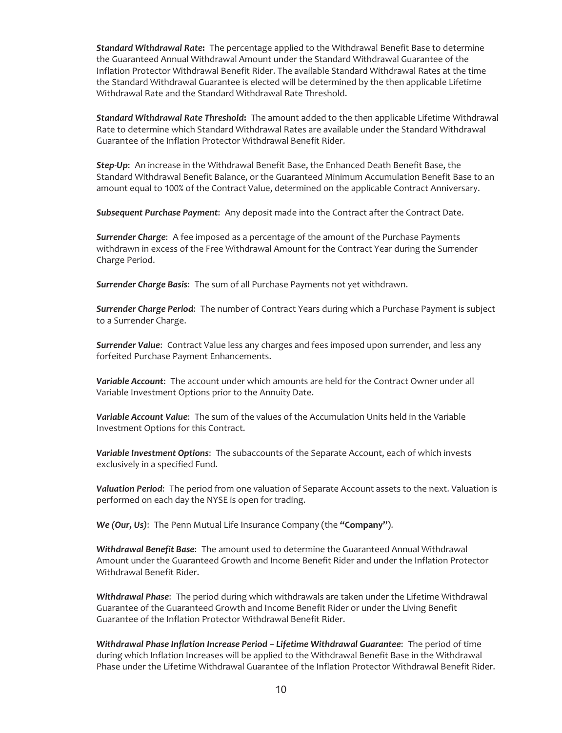***Standard Withdrawal Rate*:** The percentage applied to the Withdrawal Benefit Base to determine the Guaranteed Annual Withdrawal Amount under the Standard Withdrawal Guarantee of the Inflation Protector Withdrawal Benefit Rider. The available Standard Withdrawal Rates at the time the Standard Withdrawal Guarantee is elected will be determined by the then applicable Lifetime Withdrawal Rate and the Standard Withdrawal Rate Threshold.

***Standard Withdrawal Rate Threshold*:** The amount added to the then applicable Lifetime Withdrawal Rate to determine which Standard Withdrawal Rates are available under the Standard Withdrawal Guarantee of the Inflation Protector Withdrawal Benefit Rider.

***Step-Up***: An increase in the Withdrawal Benefit Base, the Enhanced Death Benefit Base, the Standard Withdrawal Benefit Balance, or the Guaranteed Minimum Accumulation Benefit Base to an amount equal to 100% of the Contract Value, determined on the applicable Contract Anniversary.

***Subsequent Purchase Payment***: Any deposit made into the Contract after the Contract Date.

***Surrender Charge***: A fee imposed as a percentage of the amount of the Purchase Payments withdrawn in excess of the Free Withdrawal Amount for the Contract Year during the Surrender Charge Period.

***Surrender Charge Basis***: The sum of all Purchase Payments not yet withdrawn.

***Surrender Charge Period***: The number of Contract Years during which a Purchase Payment is subject to a Surrender Charge.

***Surrender Value***: Contract Value less any charges and fees imposed upon surrender, and less any forfeited Purchase Payment Enhancements.

***Variable Account***: The account under which amounts are held for the Contract Owner under all Variable Investment Options prior to the Annuity Date.

***Variable Account Value***: The sum of the values of the Accumulation Units held in the Variable Investment Options for this Contract.

***Variable Investment Options***: The subaccounts of the Separate Account, each of which invests exclusively in a specified Fund.

***Valuation Period***: The period from one valuation of Separate Account assets to the next. Valuation is performed on each day the NYSE is open for trading.

***We (Our, Us)***: The Penn Mutual Life Insurance Company (the **"Company"**).

***Withdrawal Benefit Base***: The amount used to determine the Guaranteed Annual Withdrawal Amount under the Guaranteed Growth and Income Benefit Rider and under the Inflation Protector Withdrawal Benefit Rider.

***Withdrawal Phase***: The period during which withdrawals are taken under the Lifetime Withdrawal Guarantee of the Guaranteed Growth and Income Benefit Rider or under the Living Benefit Guarantee of the Inflation Protector Withdrawal Benefit Rider.

***Withdrawal Phase Inflation Increase Period – Lifetime Withdrawal Guarantee***: The period of time during which Inflation Increases will be applied to the Withdrawal Benefit Base in the Withdrawal Phase under the Lifetime Withdrawal Guarantee of the Inflation Protector Withdrawal Benefit Rider.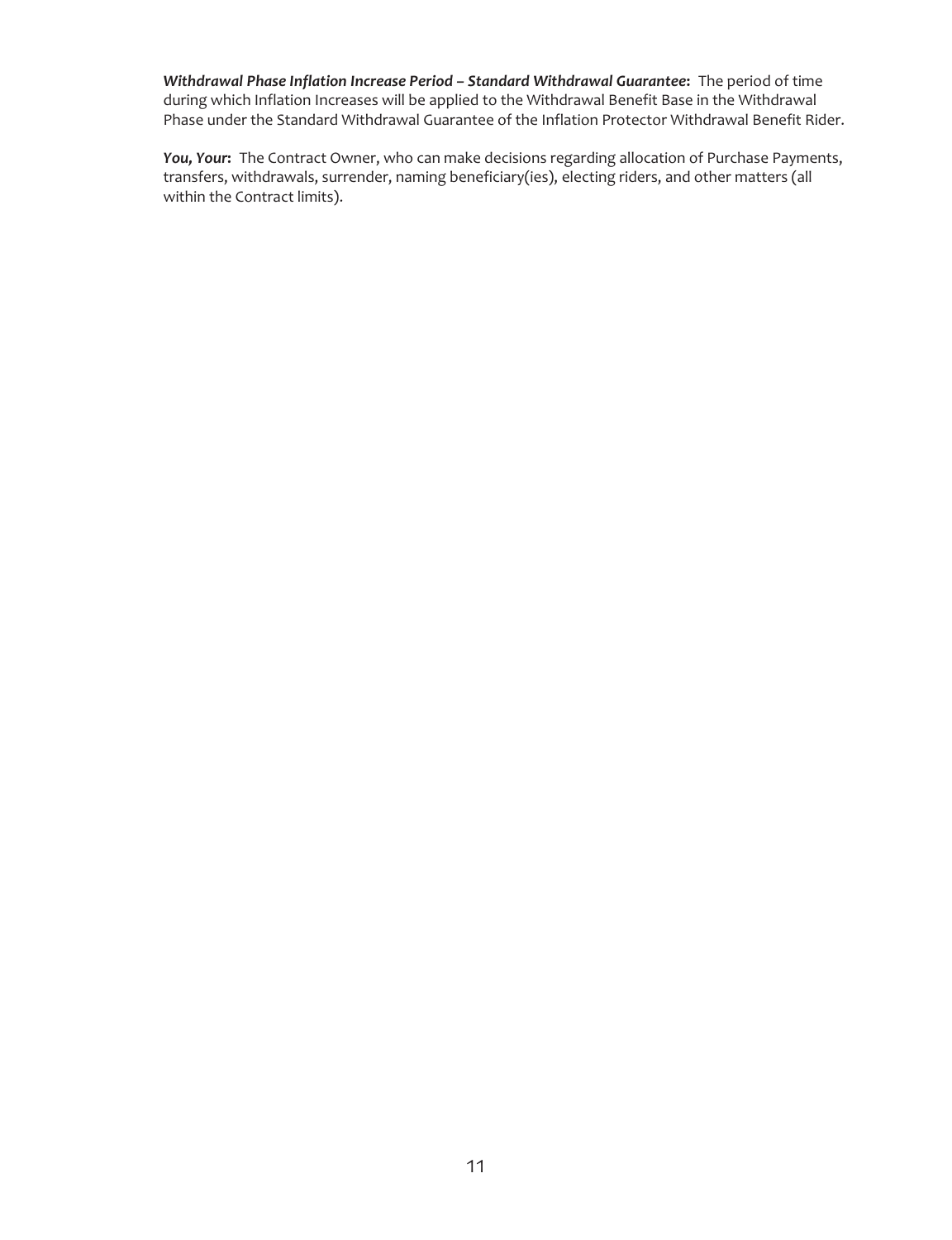***Withdrawal Phase Inflation Increase Period – Standard Withdrawal Guarantee*:** The period of time during which Inflation Increases will be applied to the Withdrawal Benefit Base in the Withdrawal Phase under the Standard Withdrawal Guarantee of the Inflation Protector Withdrawal Benefit Rider.

***You, Your*:** The Contract Owner, who can make decisions regarding allocation of Purchase Payments, transfers, withdrawals, surrender, naming beneficiary(ies), electing riders, and other matters (all within the Contract limits).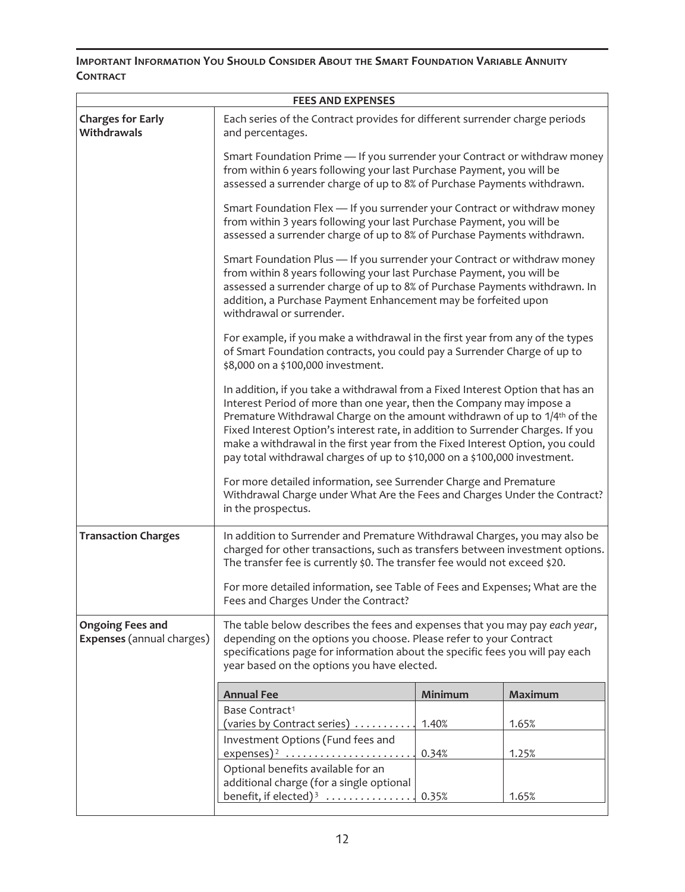## Important Information You Should Consider About the Smart Foundation Variable Annuity Contract

| FEES AND EXPENSES | |
|---|---|
| **Charges for Early Withdrawals** | Each series of the Contract provides for different surrender charge periods and percentages.<br><br>Smart Foundation Prime — If you surrender your Contract or withdraw money from within 6 years following your last Purchase Payment, you will be assessed a surrender charge of up to 8% of Purchase Payments withdrawn.<br><br>Smart Foundation Flex — If you surrender your Contract or withdraw money from within 3 years following your last Purchase Payment, you will be assessed a surrender charge of up to 8% of Purchase Payments withdrawn.<br><br>Smart Foundation Plus — If you surrender your Contract or withdraw money from within 8 years following your last Purchase Payment, you will be assessed a surrender charge of up to 8% of Purchase Payments withdrawn. In addition, a Purchase Payment Enhancement may be forfeited upon withdrawal or surrender.<br><br>For example, if you make a withdrawal in the first year from any of the types of Smart Foundation contracts, you could pay a Surrender Charge of up to $8,000 on a $100,000 investment.<br><br>In addition, if you take a withdrawal from a Fixed Interest Option that has an Interest Period of more than one year, then the Company may impose a Premature Withdrawal Charge on the amount withdrawn of up to 1/4th of the Fixed Interest Option's interest rate, in addition to Surrender Charges. If you make a withdrawal in the first year from the Fixed Interest Option, you could pay total withdrawal charges of up to $10,000 on a $100,000 investment.<br><br>For more detailed information, see Surrender Charge and Premature Withdrawal Charge under What Are the Fees and Charges Under the Contract? in the prospectus. |
| **Transaction Charges** | In addition to Surrender and Premature Withdrawal Charges, you may also be charged for other transactions, such as transfers between investment options. The transfer fee is currently $0. The transfer fee would not exceed $20.<br><br>For more detailed information, see Table of Fees and Expenses; What are the Fees and Charges Under the Contract? |
| **Ongoing Fees and Expenses** (annual charges) | The table below describes the fees and expenses that you may pay *each year*, depending on the options you choose. Please refer to your Contract specifications page for information about the specific fees you will pay each year based on the options you have elected. |

| Annual Fee | Minimum | Maximum |
|---|---|---|
| Base Contract[1] (varies by Contract series) | 1.40% | 1.65% |
| Investment Options (Fund fees and expenses)[2] | 0.34% | 1.25% |
| Optional benefits available for an additional charge (for a single optional benefit, if elected)[3] | 0.35% | 1.65% |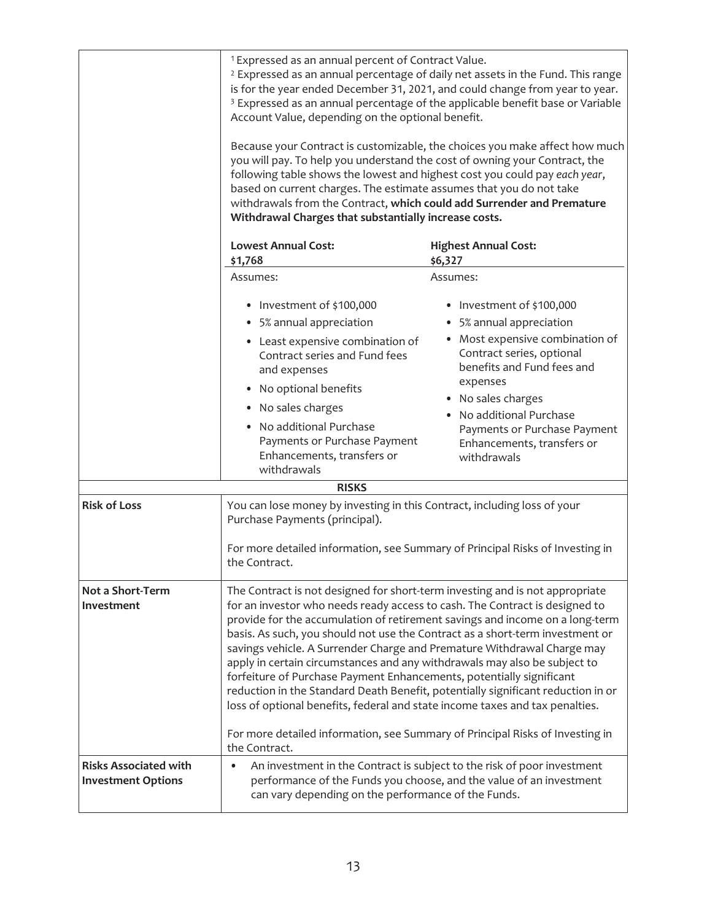| | |
|---|---|
| | [1] Expressed as an annual percent of Contract Value.<br>[2] Expressed as an annual percentage of daily net assets in the Fund. This range is for the year ended December 31, 2021, and could change from year to year.<br>[3] Expressed as an annual percentage of the applicable benefit base or Variable Account Value, depending on the optional benefit.<br><br>Because your Contract is customizable, the choices you make affect how much you will pay. To help you understand the cost of owning your Contract, the following table shows the lowest and highest cost you could pay *each year*, based on current charges. The estimate assumes that you do not take withdrawals from the Contract, **which could add Surrender and Premature Withdrawal Charges that substantially increase costs.**<br><br>**Lowest Annual Cost: $1,768**<br>Assumes:<br>• Investment of $100,000<br>• 5% annual appreciation<br>• Least expensive combination of Contract series and Fund fees and expenses<br>• No optional benefits<br>• No sales charges<br>• No additional Purchase Payments or Purchase Payment Enhancements, transfers or withdrawals<br><br>**Highest Annual Cost: $6,327**<br>Assumes:<br>• Investment of $100,000<br>• 5% annual appreciation<br>• Most expensive combination of Contract series, optional benefits and Fund fees and expenses<br>• No sales charges<br>• No additional Purchase Payments or Purchase Payment Enhancements, transfers or withdrawals |
| **RISKS** | |
| **Risk of Loss** | You can lose money by investing in this Contract, including loss of your Purchase Payments (principal).<br><br>For more detailed information, see Summary of Principal Risks of Investing in the Contract. |
| **Not a Short-Term Investment** | The Contract is not designed for short-term investing and is not appropriate for an investor who needs ready access to cash. The Contract is designed to provide for the accumulation of retirement savings and income on a long-term basis. As such, you should not use the Contract as a short-term investment or savings vehicle. A Surrender Charge and Premature Withdrawal Charge may apply in certain circumstances and any withdrawals may also be subject to forfeiture of Purchase Payment Enhancements, potentially significant reduction in the Standard Death Benefit, potentially significant reduction in or loss of optional benefits, federal and state income taxes and tax penalties.<br><br>For more detailed information, see Summary of Principal Risks of Investing in the Contract. |
| **Risks Associated with Investment Options** | • An investment in the Contract is subject to the risk of poor investment performance of the Funds you choose, and the value of an investment can vary depending on the performance of the Funds. |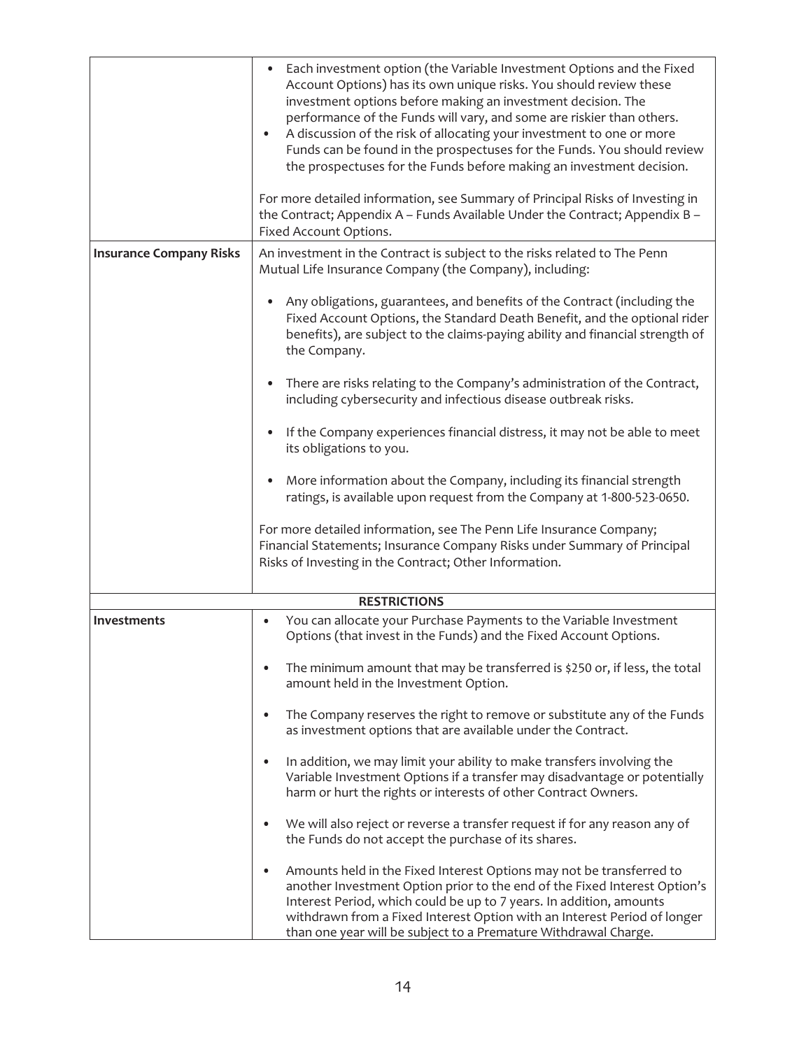| | |
|---|---|
| | • Each investment option (the Variable Investment Options and the Fixed Account Options) has its own unique risks. You should review these investment options before making an investment decision. The performance of the Funds will vary, and some are riskier than others.<br>• A discussion of the risk of allocating your investment to one or more Funds can be found in the prospectuses for the Funds. You should review the prospectuses for the Funds before making an investment decision.<br><br>For more detailed information, see Summary of Principal Risks of Investing in the Contract; Appendix A – Funds Available Under the Contract; Appendix B – Fixed Account Options. |
| **Insurance Company Risks** | An investment in the Contract is subject to the risks related to The Penn Mutual Life Insurance Company (the Company), including:<br><br>• Any obligations, guarantees, and benefits of the Contract (including the Fixed Account Options, the Standard Death Benefit, and the optional rider benefits), are subject to the claims-paying ability and financial strength of the Company.<br><br>• There are risks relating to the Company's administration of the Contract, including cybersecurity and infectious disease outbreak risks.<br><br>• If the Company experiences financial distress, it may not be able to meet its obligations to you.<br><br>• More information about the Company, including its financial strength ratings, is available upon request from the Company at 1-800-523-0650.<br><br>For more detailed information, see The Penn Life Insurance Company; Financial Statements; Insurance Company Risks under Summary of Principal Risks of Investing in the Contract; Other Information. |
| **RESTRICTIONS** | |
| **Investments** | • You can allocate your Purchase Payments to the Variable Investment Options (that invest in the Funds) and the Fixed Account Options.<br><br>• The minimum amount that may be transferred is $250 or, if less, the total amount held in the Investment Option.<br><br>• The Company reserves the right to remove or substitute any of the Funds as investment options that are available under the Contract.<br><br>• In addition, we may limit your ability to make transfers involving the Variable Investment Options if a transfer may disadvantage or potentially harm or hurt the rights or interests of other Contract Owners.<br><br>• We will also reject or reverse a transfer request if for any reason any of the Funds do not accept the purchase of its shares.<br><br>• Amounts held in the Fixed Interest Options may not be transferred to another Investment Option prior to the end of the Fixed Interest Option's Interest Period, which could be up to 7 years. In addition, amounts withdrawn from a Fixed Interest Option with an Interest Period of longer than one year will be subject to a Premature Withdrawal Charge. |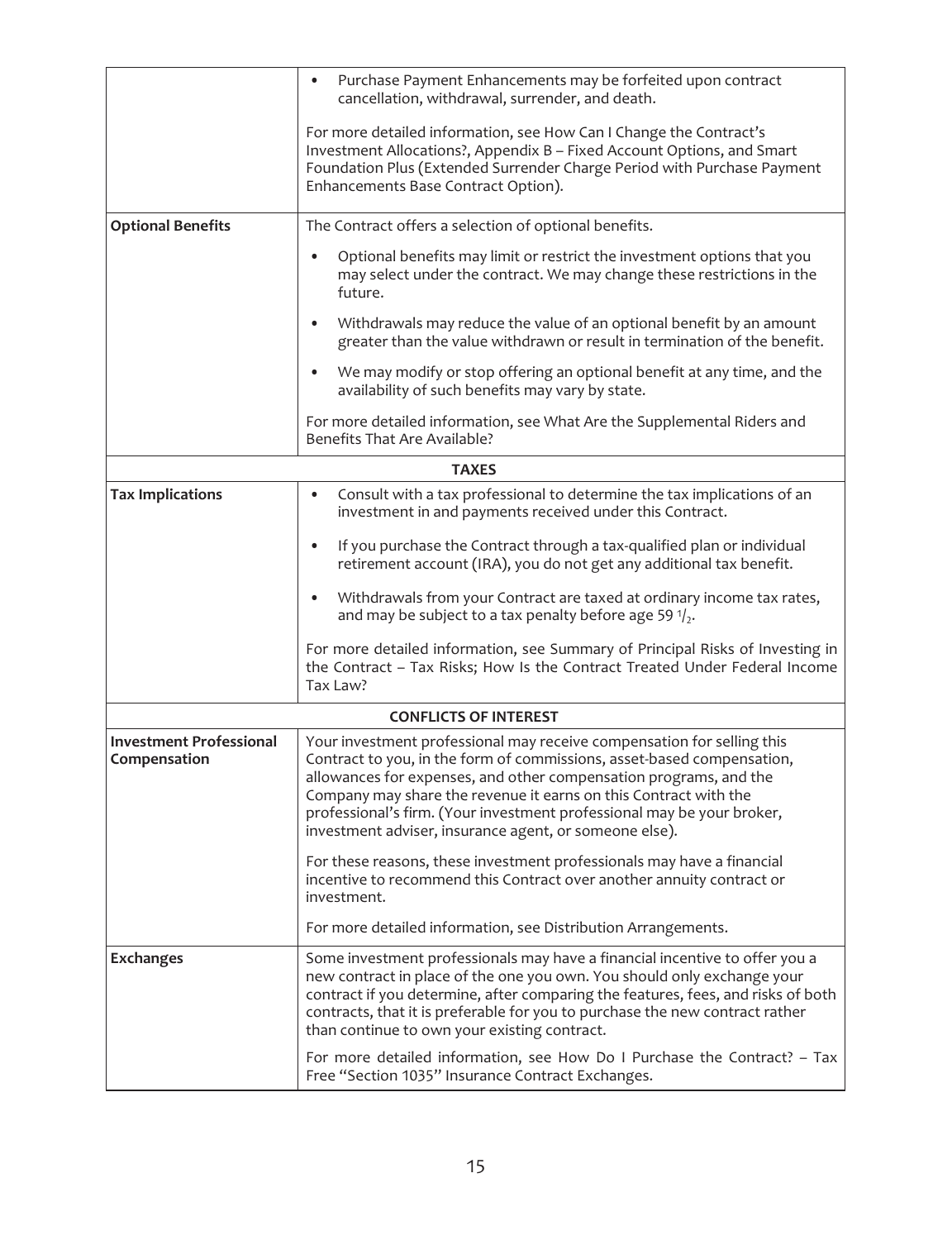| | |
|---|---|
| | • Purchase Payment Enhancements may be forfeited upon contract cancellation, withdrawal, surrender, and death.<br><br>For more detailed information, see How Can I Change the Contract's Investment Allocations?, Appendix B – Fixed Account Options, and Smart Foundation Plus (Extended Surrender Charge Period with Purchase Payment Enhancements Base Contract Option). |
| **Optional Benefits** | The Contract offers a selection of optional benefits.<br><br>• Optional benefits may limit or restrict the investment options that you may select under the contract. We may change these restrictions in the future.<br><br>• Withdrawals may reduce the value of an optional benefit by an amount greater than the value withdrawn or result in termination of the benefit.<br><br>• We may modify or stop offering an optional benefit at any time, and the availability of such benefits may vary by state.<br><br>For more detailed information, see What Are the Supplemental Riders and Benefits That Are Available? |
| **TAXES** | |
| **Tax Implications** | • Consult with a tax professional to determine the tax implications of an investment in and payments received under this Contract.<br><br>• If you purchase the Contract through a tax-qualified plan or individual retirement account (IRA), you do not get any additional tax benefit.<br><br>• Withdrawals from your Contract are taxed at ordinary income tax rates, and may be subject to a tax penalty before age 59 $^{1}/_{2}$.<br><br>For more detailed information, see Summary of Principal Risks of Investing in the Contract – Tax Risks; How Is the Contract Treated Under Federal Income Tax Law? |
| **CONFLICTS OF INTEREST** | |
| **Investment Professional Compensation** | Your investment professional may receive compensation for selling this Contract to you, in the form of commissions, asset-based compensation, allowances for expenses, and other compensation programs, and the Company may share the revenue it earns on this Contract with the professional's firm. (Your investment professional may be your broker, investment adviser, insurance agent, or someone else).<br><br>For these reasons, these investment professionals may have a financial incentive to recommend this Contract over another annuity contract or investment.<br><br>For more detailed information, see Distribution Arrangements. |
| **Exchanges** | Some investment professionals may have a financial incentive to offer you a new contract in place of the one you own. You should only exchange your contract if you determine, after comparing the features, fees, and risks of both contracts, that it is preferable for you to purchase the new contract rather than continue to own your existing contract.<br><br>For more detailed information, see How Do I Purchase the Contract? – Tax Free "Section 1035" Insurance Contract Exchanges. |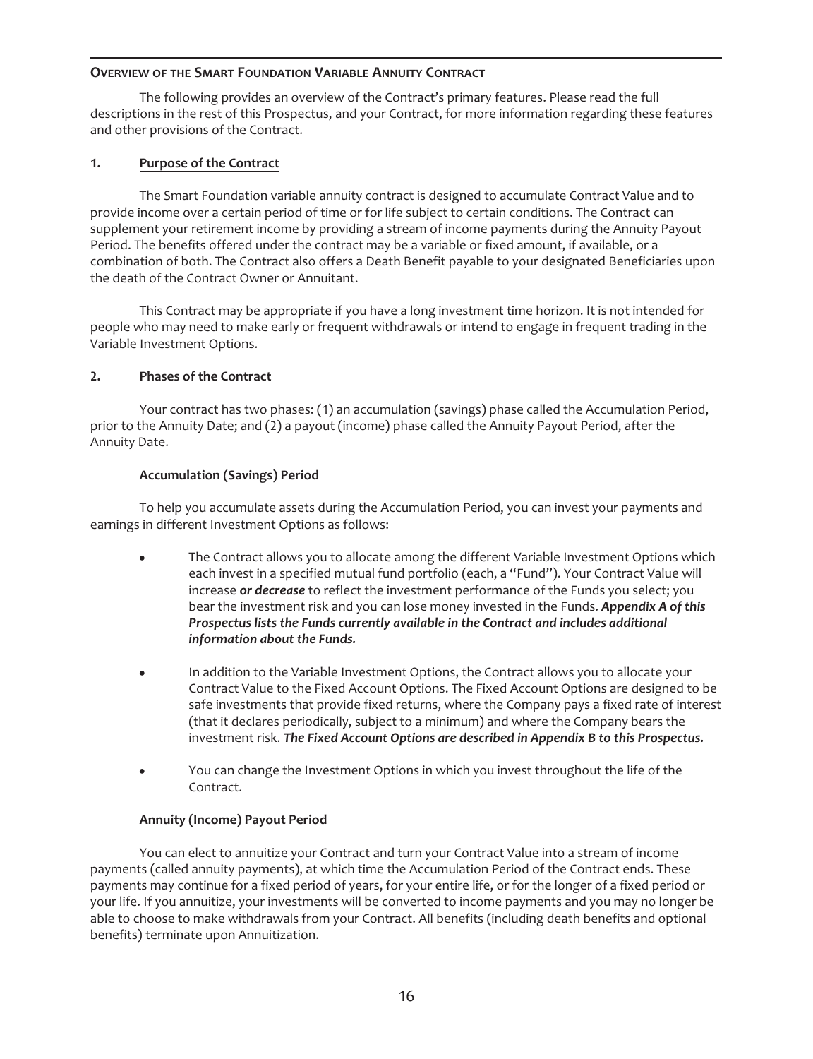## Overview of the Smart Foundation Variable Annuity Contract

The following provides an overview of the Contract's primary features. Please read the full descriptions in the rest of this Prospectus, and your Contract, for more information regarding these features and other provisions of the Contract.

### 1. Purpose of the Contract

The Smart Foundation variable annuity contract is designed to accumulate Contract Value and to provide income over a certain period of time or for life subject to certain conditions. The Contract can supplement your retirement income by providing a stream of income payments during the Annuity Payout Period. The benefits offered under the contract may be a variable or fixed amount, if available, or a combination of both. The Contract also offers a Death Benefit payable to your designated Beneficiaries upon the death of the Contract Owner or Annuitant.

This Contract may be appropriate if you have a long investment time horizon. It is not intended for people who may need to make early or frequent withdrawals or intend to engage in frequent trading in the Variable Investment Options.

### 2. Phases of the Contract

Your contract has two phases: (1) an accumulation (savings) phase called the Accumulation Period, prior to the Annuity Date; and (2) a payout (income) phase called the Annuity Payout Period, after the Annuity Date.

#### Accumulation (Savings) Period

To help you accumulate assets during the Accumulation Period, you can invest your payments and earnings in different Investment Options as follows:

- The Contract allows you to allocate among the different Variable Investment Options which each invest in a specified mutual fund portfolio (each, a "Fund"). Your Contract Value will increase ***or decrease*** to reflect the investment performance of the Funds you select; you bear the investment risk and you can lose money invested in the Funds. ***Appendix A of this Prospectus lists the Funds currently available in the Contract and includes additional information about the Funds.***
- In addition to the Variable Investment Options, the Contract allows you to allocate your Contract Value to the Fixed Account Options. The Fixed Account Options are designed to be safe investments that provide fixed returns, where the Company pays a fixed rate of interest (that it declares periodically, subject to a minimum) and where the Company bears the investment risk. ***The Fixed Account Options are described in Appendix B to this Prospectus.***
- You can change the Investment Options in which you invest throughout the life of the Contract.

#### Annuity (Income) Payout Period

You can elect to annuitize your Contract and turn your Contract Value into a stream of income payments (called annuity payments), at which time the Accumulation Period of the Contract ends. These payments may continue for a fixed period of years, for your entire life, or for the longer of a fixed period or your life. If you annuitize, your investments will be converted to income payments and you may no longer be able to choose to make withdrawals from your Contract. All benefits (including death benefits and optional benefits) terminate upon Annuitization.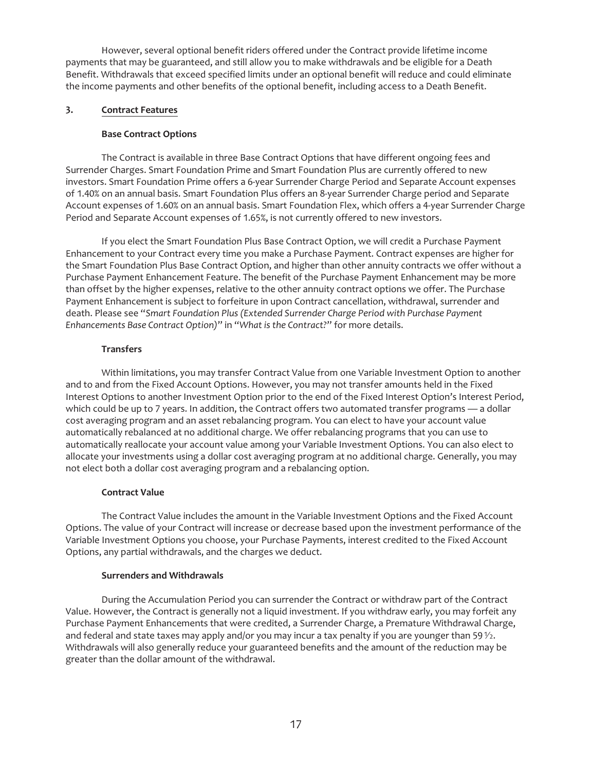However, several optional benefit riders offered under the Contract provide lifetime income payments that may be guaranteed, and still allow you to make withdrawals and be eligible for a Death Benefit. Withdrawals that exceed specified limits under an optional benefit will reduce and could eliminate the income payments and other benefits of the optional benefit, including access to a Death Benefit.

## 3. Contract Features

### Base Contract Options

The Contract is available in three Base Contract Options that have different ongoing fees and Surrender Charges. Smart Foundation Prime and Smart Foundation Plus are currently offered to new investors. Smart Foundation Prime offers a 6-year Surrender Charge Period and Separate Account expenses of 1.40% on an annual basis. Smart Foundation Plus offers an 8-year Surrender Charge period and Separate Account expenses of 1.60% on an annual basis. Smart Foundation Flex, which offers a 4-year Surrender Charge Period and Separate Account expenses of 1.65%, is not currently offered to new investors.

If you elect the Smart Foundation Plus Base Contract Option, we will credit a Purchase Payment Enhancement to your Contract every time you make a Purchase Payment. Contract expenses are higher for the Smart Foundation Plus Base Contract Option, and higher than other annuity contracts we offer without a Purchase Payment Enhancement Feature. The benefit of the Purchase Payment Enhancement may be more than offset by the higher expenses, relative to the other annuity contract options we offer. The Purchase Payment Enhancement is subject to forfeiture in upon Contract cancellation, withdrawal, surrender and death. Please see "*Smart Foundation Plus (Extended Surrender Charge Period with Purchase Payment Enhancements Base Contract Option)*" in "*What is the Contract?*" for more details.

### Transfers

Within limitations, you may transfer Contract Value from one Variable Investment Option to another and to and from the Fixed Account Options. However, you may not transfer amounts held in the Fixed Interest Options to another Investment Option prior to the end of the Fixed Interest Option's Interest Period, which could be up to 7 years. In addition, the Contract offers two automated transfer programs — a dollar cost averaging program and an asset rebalancing program. You can elect to have your account value automatically rebalanced at no additional charge. We offer rebalancing programs that you can use to automatically reallocate your account value among your Variable Investment Options. You can also elect to allocate your investments using a dollar cost averaging program at no additional charge. Generally, you may not elect both a dollar cost averaging program and a rebalancing option.

### Contract Value

The Contract Value includes the amount in the Variable Investment Options and the Fixed Account Options. The value of your Contract will increase or decrease based upon the investment performance of the Variable Investment Options you choose, your Purchase Payments, interest credited to the Fixed Account Options, any partial withdrawals, and the charges we deduct.

### Surrenders and Withdrawals

During the Accumulation Period you can surrender the Contract or withdraw part of the Contract Value. However, the Contract is generally not a liquid investment. If you withdraw early, you may forfeit any Purchase Payment Enhancements that were credited, a Surrender Charge, a Premature Withdrawal Charge, and federal and state taxes may apply and/or you may incur a tax penalty if you are younger than 59 ½. Withdrawals will also generally reduce your guaranteed benefits and the amount of the reduction may be greater than the dollar amount of the withdrawal.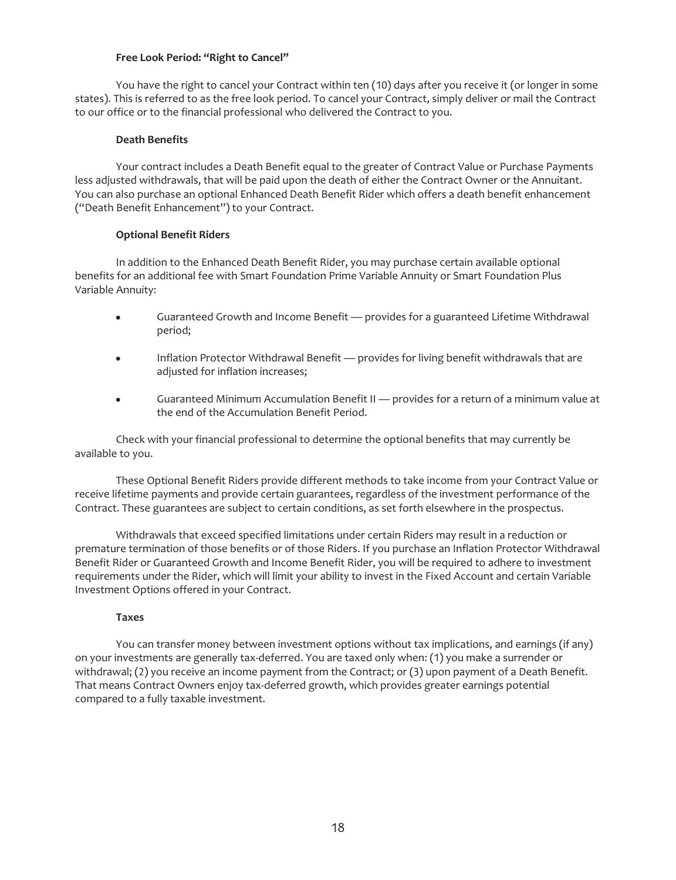#### Free Look Period: "Right to Cancel"

You have the right to cancel your Contract within ten (10) days after you receive it (or longer in some states). This is referred to as the free look period. To cancel your Contract, simply deliver or mail the Contract to our office or to the financial professional who delivered the Contract to you.

#### Death Benefits

Your contract includes a Death Benefit equal to the greater of Contract Value or Purchase Payments less adjusted withdrawals, that will be paid upon the death of either the Contract Owner or the Annuitant. You can also purchase an optional Enhanced Death Benefit Rider which offers a death benefit enhancement ("Death Benefit Enhancement") to your Contract.

#### Optional Benefit Riders

In addition to the Enhanced Death Benefit Rider, you may purchase certain available optional benefits for an additional fee with Smart Foundation Prime Variable Annuity or Smart Foundation Plus Variable Annuity:

- Guaranteed Growth and Income Benefit — provides for a guaranteed Lifetime Withdrawal period;
- Inflation Protector Withdrawal Benefit — provides for living benefit withdrawals that are adjusted for inflation increases;
- Guaranteed Minimum Accumulation Benefit II — provides for a return of a minimum value at the end of the Accumulation Benefit Period.

Check with your financial professional to determine the optional benefits that may currently be available to you.

These Optional Benefit Riders provide different methods to take income from your Contract Value or receive lifetime payments and provide certain guarantees, regardless of the investment performance of the Contract. These guarantees are subject to certain conditions, as set forth elsewhere in the prospectus.

Withdrawals that exceed specified limitations under certain Riders may result in a reduction or premature termination of those benefits or of those Riders. If you purchase an Inflation Protector Withdrawal Benefit Rider or Guaranteed Growth and Income Benefit Rider, you will be required to adhere to investment requirements under the Rider, which will limit your ability to invest in the Fixed Account and certain Variable Investment Options offered in your Contract.

#### Taxes

You can transfer money between investment options without tax implications, and earnings (if any) on your investments are generally tax-deferred. You are taxed only when: (1) you make a surrender or withdrawal; (2) you receive an income payment from the Contract; or (3) upon payment of a Death Benefit. That means Contract Owners enjoy tax-deferred growth, which provides greater earnings potential compared to a fully taxable investment.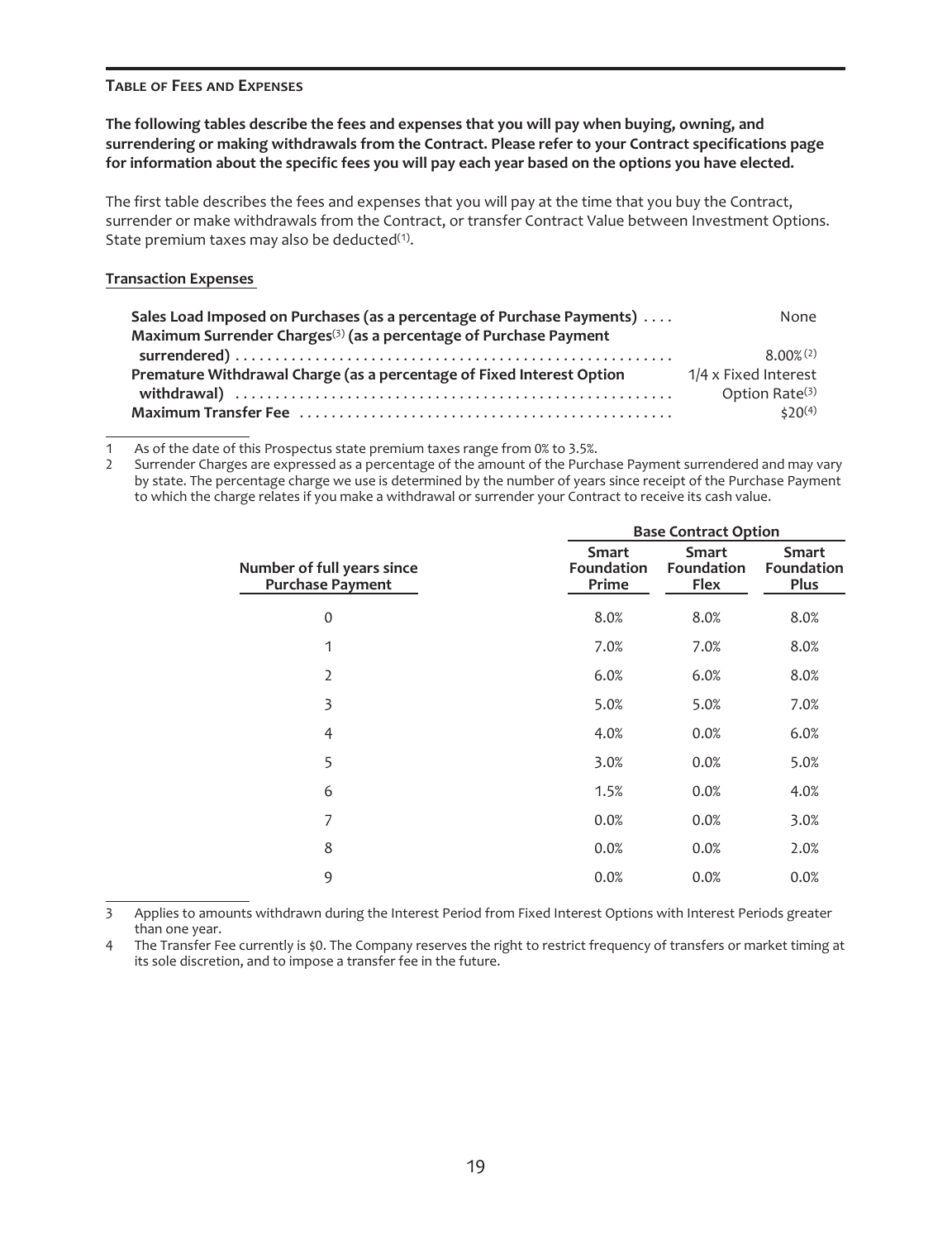## Table of Fees and Expenses

**The following tables describe the fees and expenses that you will pay when buying, owning, and surrendering or making withdrawals from the Contract. Please refer to your Contract specifications page for information about the specific fees you will pay each year based on the options you have elected.**

The first table describes the fees and expenses that you will pay at the time that you buy the Contract, surrender or make withdrawals from the Contract, or transfer Contract Value between Investment Options. State premium taxes may also be deducted[1].

**Transaction Expenses**

| | |
|---|---|
| **Sales Load Imposed on Purchases (as a percentage of Purchase Payments)** | None |
| **Maximum Surrender Charges[3] (as a percentage of Purchase Payment surrendered)** | 8.00%[2] |
| **Premature Withdrawal Charge (as a percentage of Fixed Interest Option withdrawal)** | 1/4 x Fixed Interest Option Rate[3] |
| **Maximum Transfer Fee** | $20[4] |

1 As of the date of this Prospectus state premium taxes range from 0% to 3.5%.

2 Surrender Charges are expressed as a percentage of the amount of the Purchase Payment surrendered and may vary by state. The percentage charge we use is determined by the number of years since receipt of the Purchase Payment to which the charge relates if you make a withdrawal or surrender your Contract to receive its cash value.

| | Base Contract Option | | |
|---|---|---|---|
| **Number of full years since Purchase Payment** | **Smart Foundation Prime** | **Smart Foundation Flex** | **Smart Foundation Plus** |
| 0 | 8.0% | 8.0% | 8.0% |
| 1 | 7.0% | 7.0% | 8.0% |
| 2 | 6.0% | 6.0% | 8.0% |
| 3 | 5.0% | 5.0% | 7.0% |
| 4 | 4.0% | 0.0% | 6.0% |
| 5 | 3.0% | 0.0% | 5.0% |
| 6 | 1.5% | 0.0% | 4.0% |
| 7 | 0.0% | 0.0% | 3.0% |
| 8 | 0.0% | 0.0% | 2.0% |
| 9 | 0.0% | 0.0% | 0.0% |

3 Applies to amounts withdrawn during the Interest Period from Fixed Interest Options with Interest Periods greater than one year.

4 The Transfer Fee currently is $0. The Company reserves the right to restrict frequency of transfers or market timing at its sole discretion, and to impose a transfer fee in the future.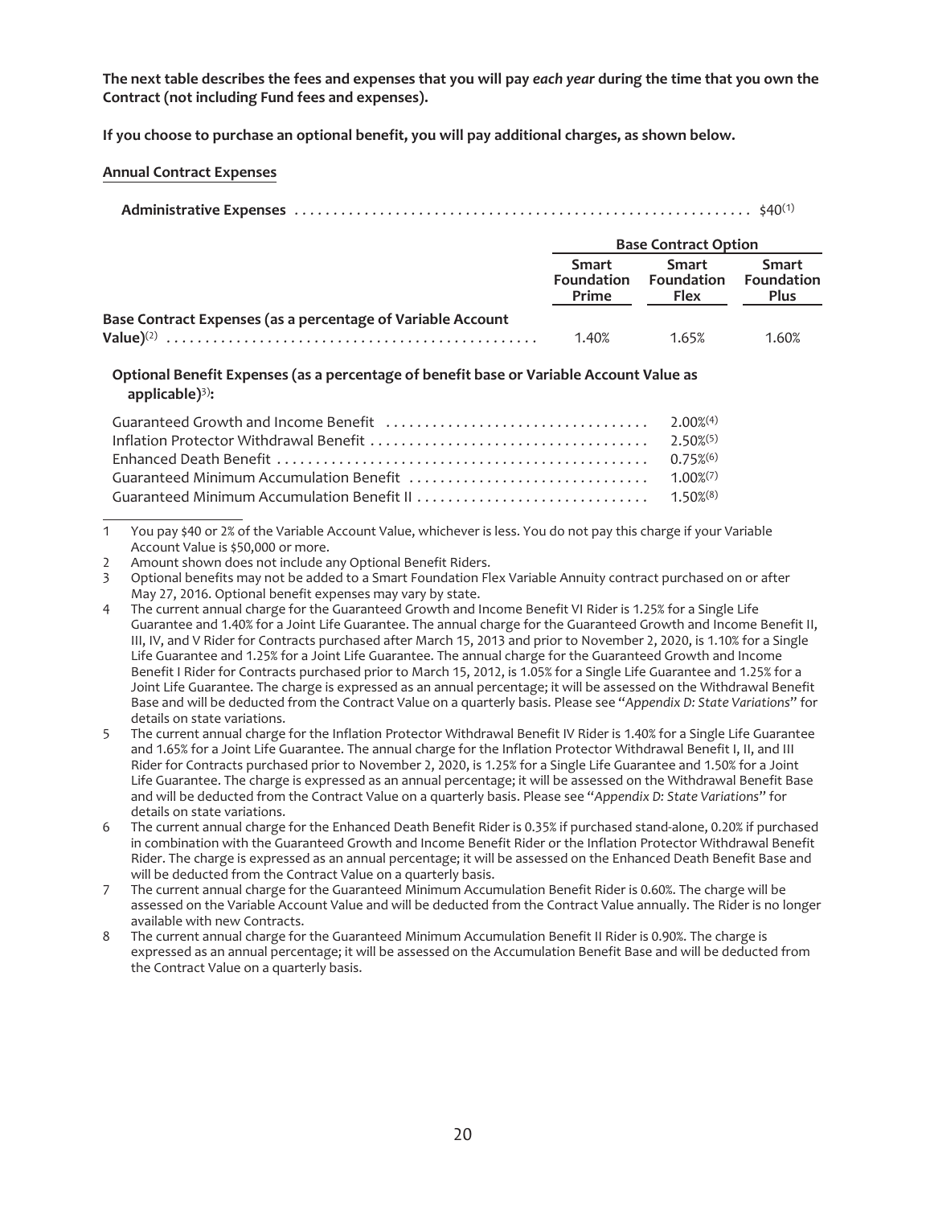**The next table describes the fees and expenses that you will pay *each year* during the time that you own the Contract (not including Fund fees and expenses).**

**If you choose to purchase an optional benefit, you will pay additional charges, as shown below.**

**Annual Contract Expenses**

| | | | |
|---|---|---|---|
| **Administrative Expenses** | $40[(1)] | | |
| | **Base Contract Option** | | |
| | **Smart Foundation Prime** | **Smart Foundation Flex** | **Smart Foundation Plus** |
| **Base Contract Expenses (as a percentage of Variable Account Value)**[(2)] | 1.40% | 1.65% | 1.60% |

**Optional Benefit Expenses (as a percentage of benefit base or Variable Account Value as applicable)**[3)]**:**

| | |
|---|---|
| Guaranteed Growth and Income Benefit | 2.00%[(4)] |
| Inflation Protector Withdrawal Benefit | 2.50%[(5)] |
| Enhanced Death Benefit | 0.75%[(6)] |
| Guaranteed Minimum Accumulation Benefit | 1.00%[(7)] |
| Guaranteed Minimum Accumulation Benefit II | 1.50%[(8)] |

1 You pay $40 or 2% of the Variable Account Value, whichever is less. You do not pay this charge if your Variable Account Value is $50,000 or more.

2 Amount shown does not include any Optional Benefit Riders.

3 Optional benefits may not be added to a Smart Foundation Flex Variable Annuity contract purchased on or after May 27, 2016. Optional benefit expenses may vary by state.

4 The current annual charge for the Guaranteed Growth and Income Benefit VI Rider is 1.25% for a Single Life Guarantee and 1.40% for a Joint Life Guarantee. The annual charge for the Guaranteed Growth and Income Benefit II, III, IV, and V Rider for Contracts purchased after March 15, 2013 and prior to November 2, 2020, is 1.10% for a Single Life Guarantee and 1.25% for a Joint Life Guarantee. The annual charge for the Guaranteed Growth and Income Benefit I Rider for Contracts purchased prior to March 15, 2012, is 1.05% for a Single Life Guarantee and 1.25% for a Joint Life Guarantee. The charge is expressed as an annual percentage; it will be assessed on the Withdrawal Benefit Base and will be deducted from the Contract Value on a quarterly basis. Please see "*Appendix D: State Variations*" for details on state variations.

5 The current annual charge for the Inflation Protector Withdrawal Benefit IV Rider is 1.40% for a Single Life Guarantee and 1.65% for a Joint Life Guarantee. The annual charge for the Inflation Protector Withdrawal Benefit I, II, and III Rider for Contracts purchased prior to November 2, 2020, is 1.25% for a Single Life Guarantee and 1.50% for a Joint Life Guarantee. The charge is expressed as an annual percentage; it will be assessed on the Withdrawal Benefit Base and will be deducted from the Contract Value on a quarterly basis. Please see "*Appendix D: State Variations*" for details on state variations.

6 The current annual charge for the Enhanced Death Benefit Rider is 0.35% if purchased stand-alone, 0.20% if purchased in combination with the Guaranteed Growth and Income Benefit Rider or the Inflation Protector Withdrawal Benefit Rider. The charge is expressed as an annual percentage; it will be assessed on the Enhanced Death Benefit Base and will be deducted from the Contract Value on a quarterly basis.

7 The current annual charge for the Guaranteed Minimum Accumulation Benefit Rider is 0.60%. The charge will be assessed on the Variable Account Value and will be deducted from the Contract Value annually. The Rider is no longer available with new Contracts.

8 The current annual charge for the Guaranteed Minimum Accumulation Benefit II Rider is 0.90%. The charge is expressed as an annual percentage; it will be assessed on the Accumulation Benefit Base and will be deducted from the Contract Value on a quarterly basis.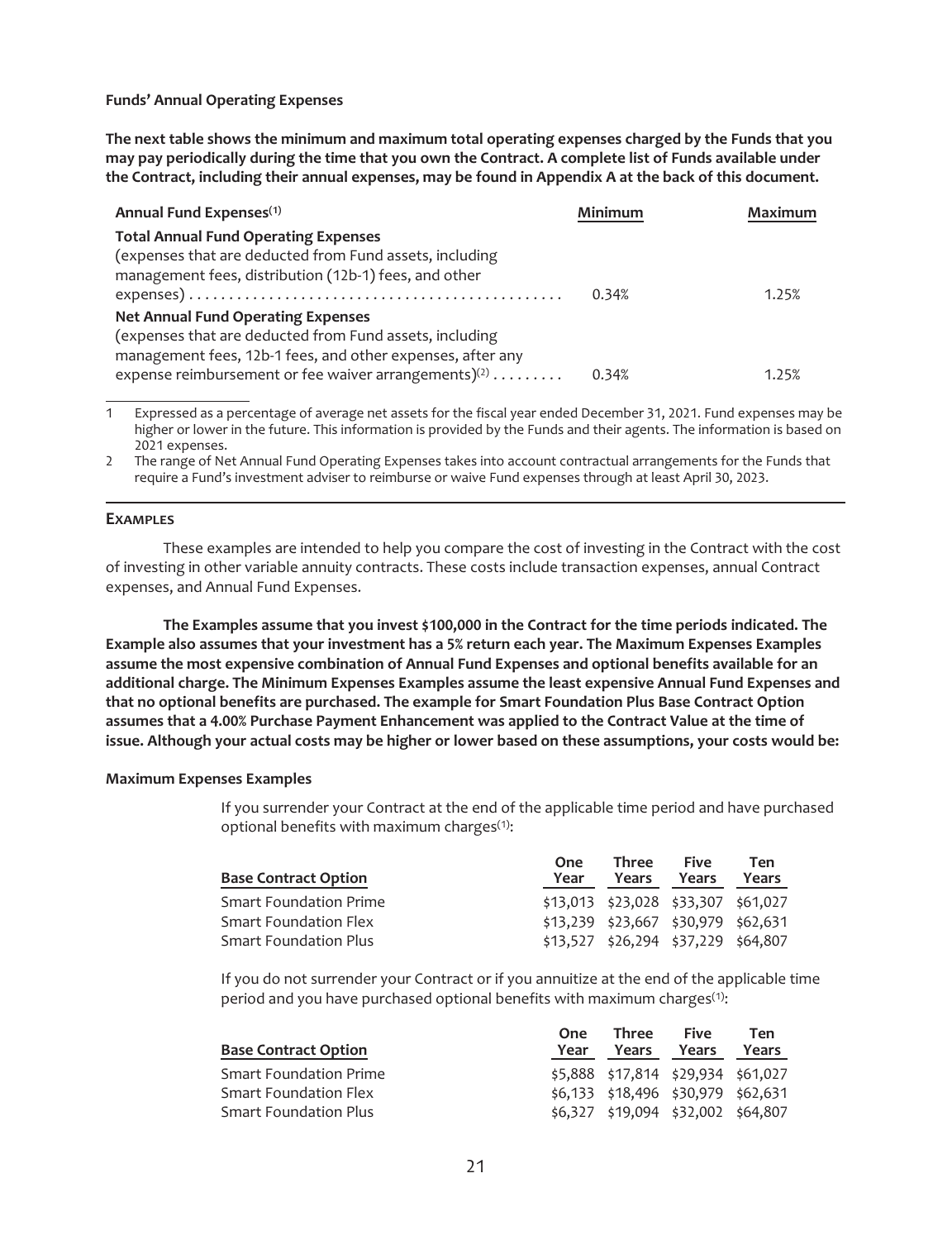**Funds' Annual Operating Expenses**

**The next table shows the minimum and maximum total operating expenses charged by the Funds that you may pay periodically during the time that you own the Contract. A complete list of Funds available under the Contract, including their annual expenses, may be found in Appendix A at the back of this document.**

| Annual Fund Expenses[1] | Minimum | Maximum |
|---|---|---|
| **Total Annual Fund Operating Expenses** (expenses that are deducted from Fund assets, including management fees, distribution (12b-1) fees, and other expenses) | 0.34% | 1.25% |
| **Net Annual Fund Operating Expenses** (expenses that are deducted from Fund assets, including management fees, 12b-1 fees, and other expenses, after any expense reimbursement or fee waiver arrangements)[2] | 0.34% | 1.25% |

1 Expressed as a percentage of average net assets for the fiscal year ended December 31, 2021. Fund expenses may be higher or lower in the future. This information is provided by the Funds and their agents. The information is based on 2021 expenses.

2 The range of Net Annual Fund Operating Expenses takes into account contractual arrangements for the Funds that require a Fund's investment adviser to reimburse or waive Fund expenses through at least April 30, 2023.

## Examples

These examples are intended to help you compare the cost of investing in the Contract with the cost of investing in other variable annuity contracts. These costs include transaction expenses, annual Contract expenses, and Annual Fund Expenses.

**The Examples assume that you invest $100,000 in the Contract for the time periods indicated. The Example also assumes that your investment has a 5% return each year. The Maximum Expenses Examples assume the most expensive combination of Annual Fund Expenses and optional benefits available for an additional charge. The Minimum Expenses Examples assume the least expensive Annual Fund Expenses and that no optional benefits are purchased. The example for Smart Foundation Plus Base Contract Option assumes that a 4.00% Purchase Payment Enhancement was applied to the Contract Value at the time of issue. Although your actual costs may be higher or lower based on these assumptions, your costs would be:**

**Maximum Expenses Examples**

If you surrender your Contract at the end of the applicable time period and have purchased optional benefits with maximum charges[1]:

| Base Contract Option | One Year | Three Years | Five Years | Ten Years |
|---|---|---|---|---|
| Smart Foundation Prime | $13,013 | $23,028 | $33,307 | $61,027 |
| Smart Foundation Flex | $13,239 | $23,667 | $30,979 | $62,631 |
| Smart Foundation Plus | $13,527 | $26,294 | $37,229 | $64,807 |

If you do not surrender your Contract or if you annuitize at the end of the applicable time period and you have purchased optional benefits with maximum charges[1]:

| Base Contract Option | One Year | Three Years | Five Years | Ten Years |
|---|---|---|---|---|
| Smart Foundation Prime | $5,888 | $17,814 | $29,934 | $61,027 |
| Smart Foundation Flex | $6,133 | $18,496 | $30,979 | $62,631 |
| Smart Foundation Plus | $6,327 | $19,094 | $32,002 | $64,807 |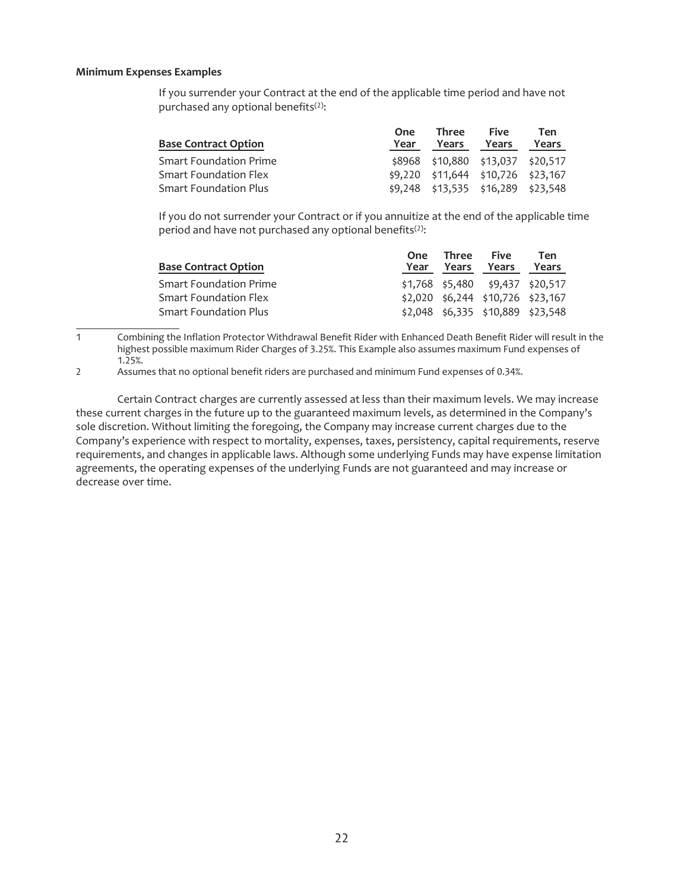**Minimum Expenses Examples**

If you surrender your Contract at the end of the applicable time period and have not purchased any optional benefits[(2)]:

| Base Contract Option | One Year | Three Years | Five Years | Ten Years |
|---|---|---|---|---|
| Smart Foundation Prime | $8968 | $10,880 | $13,037 | $20,517 |
| Smart Foundation Flex | $9,220 | $11,644 | $10,726 | $23,167 |
| Smart Foundation Plus | $9,248 | $13,535 | $16,289 | $23,548 |

If you do not surrender your Contract or if you annuitize at the end of the applicable time period and have not purchased any optional benefits[(2)]:

| Base Contract Option | One Year | Three Years | Five Years | Ten Years |
|---|---|---|---|---|
| Smart Foundation Prime | $1,768 | $5,480 | $9,437 | $20,517 |
| Smart Foundation Flex | $2,020 | $6,244 | $10,726 | $23,167 |
| Smart Foundation Plus | $2,048 | $6,335 | $10,889 | $23,548 |

1 Combining the Inflation Protector Withdrawal Benefit Rider with Enhanced Death Benefit Rider will result in the highest possible maximum Rider Charges of 3.25%. This Example also assumes maximum Fund expenses of 1.25%.

2 Assumes that no optional benefit riders are purchased and minimum Fund expenses of 0.34%.

Certain Contract charges are currently assessed at less than their maximum levels. We may increase these current charges in the future up to the guaranteed maximum levels, as determined in the Company's sole discretion. Without limiting the foregoing, the Company may increase current charges due to the Company's experience with respect to mortality, expenses, taxes, persistency, capital requirements, reserve requirements, and changes in applicable laws. Although some underlying Funds may have expense limitation agreements, the operating expenses of the underlying Funds are not guaranteed and may increase or decrease over time.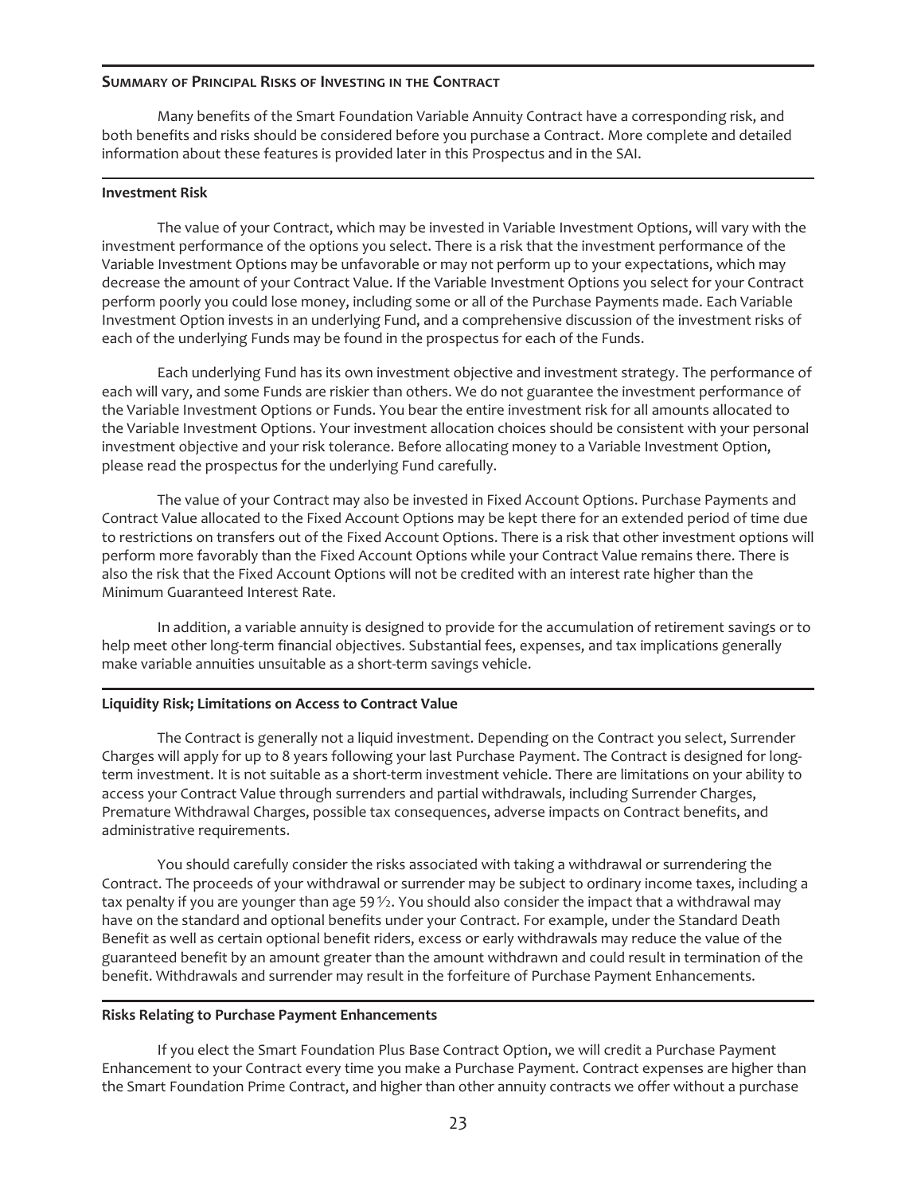## Summary of Principal Risks of Investing in the Contract

Many benefits of the Smart Foundation Variable Annuity Contract have a corresponding risk, and both benefits and risks should be considered before you purchase a Contract. More complete and detailed information about these features is provided later in this Prospectus and in the SAI.

### Investment Risk

The value of your Contract, which may be invested in Variable Investment Options, will vary with the investment performance of the options you select. There is a risk that the investment performance of the Variable Investment Options may be unfavorable or may not perform up to your expectations, which may decrease the amount of your Contract Value. If the Variable Investment Options you select for your Contract perform poorly you could lose money, including some or all of the Purchase Payments made. Each Variable Investment Option invests in an underlying Fund, and a comprehensive discussion of the investment risks of each of the underlying Funds may be found in the prospectus for each of the Funds.

Each underlying Fund has its own investment objective and investment strategy. The performance of each will vary, and some Funds are riskier than others. We do not guarantee the investment performance of the Variable Investment Options or Funds. You bear the entire investment risk for all amounts allocated to the Variable Investment Options. Your investment allocation choices should be consistent with your personal investment objective and your risk tolerance. Before allocating money to a Variable Investment Option, please read the prospectus for the underlying Fund carefully.

The value of your Contract may also be invested in Fixed Account Options. Purchase Payments and Contract Value allocated to the Fixed Account Options may be kept there for an extended period of time due to restrictions on transfers out of the Fixed Account Options. There is a risk that other investment options will perform more favorably than the Fixed Account Options while your Contract Value remains there. There is also the risk that the Fixed Account Options will not be credited with an interest rate higher than the Minimum Guaranteed Interest Rate.

In addition, a variable annuity is designed to provide for the accumulation of retirement savings or to help meet other long-term financial objectives. Substantial fees, expenses, and tax implications generally make variable annuities unsuitable as a short-term savings vehicle.

### Liquidity Risk; Limitations on Access to Contract Value

The Contract is generally not a liquid investment. Depending on the Contract you select, Surrender Charges will apply for up to 8 years following your last Purchase Payment. The Contract is designed for long-term investment. It is not suitable as a short-term investment vehicle. There are limitations on your ability to access your Contract Value through surrenders and partial withdrawals, including Surrender Charges, Premature Withdrawal Charges, possible tax consequences, adverse impacts on Contract benefits, and administrative requirements.

You should carefully consider the risks associated with taking a withdrawal or surrendering the Contract. The proceeds of your withdrawal or surrender may be subject to ordinary income taxes, including a tax penalty if you are younger than age 59½. You should also consider the impact that a withdrawal may have on the standard and optional benefits under your Contract. For example, under the Standard Death Benefit as well as certain optional benefit riders, excess or early withdrawals may reduce the value of the guaranteed benefit by an amount greater than the amount withdrawn and could result in termination of the benefit. Withdrawals and surrender may result in the forfeiture of Purchase Payment Enhancements.

### Risks Relating to Purchase Payment Enhancements

If you elect the Smart Foundation Plus Base Contract Option, we will credit a Purchase Payment Enhancement to your Contract every time you make a Purchase Payment. Contract expenses are higher than the Smart Foundation Prime Contract, and higher than other annuity contracts we offer without a purchase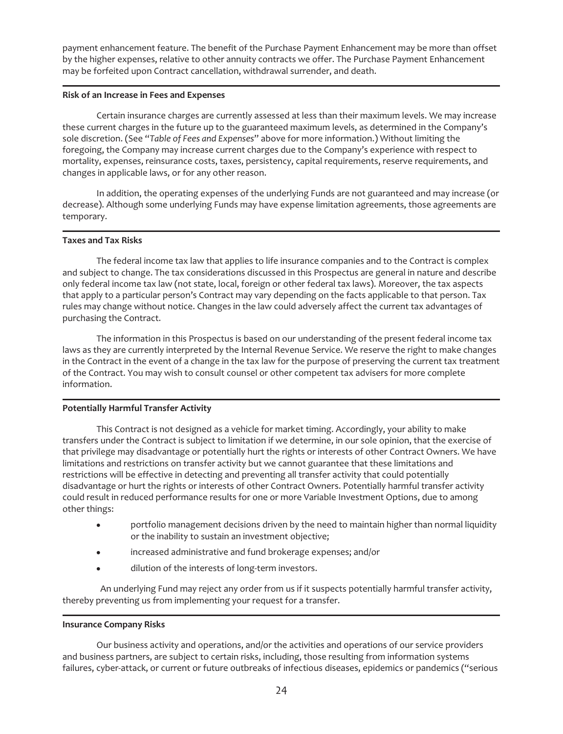payment enhancement feature. The benefit of the Purchase Payment Enhancement may be more than offset by the higher expenses, relative to other annuity contracts we offer. The Purchase Payment Enhancement may be forfeited upon Contract cancellation, withdrawal surrender, and death.

**Risk of an Increase in Fees and Expenses**

Certain insurance charges are currently assessed at less than their maximum levels. We may increase these current charges in the future up to the guaranteed maximum levels, as determined in the Company's sole discretion. (See "*Table of Fees and Expenses*" above for more information.) Without limiting the foregoing, the Company may increase current charges due to the Company's experience with respect to mortality, expenses, reinsurance costs, taxes, persistency, capital requirements, reserve requirements, and changes in applicable laws, or for any other reason.

In addition, the operating expenses of the underlying Funds are not guaranteed and may increase (or decrease). Although some underlying Funds may have expense limitation agreements, those agreements are temporary.

**Taxes and Tax Risks**

The federal income tax law that applies to life insurance companies and to the Contract is complex and subject to change. The tax considerations discussed in this Prospectus are general in nature and describe only federal income tax law (not state, local, foreign or other federal tax laws). Moreover, the tax aspects that apply to a particular person's Contract may vary depending on the facts applicable to that person. Tax rules may change without notice. Changes in the law could adversely affect the current tax advantages of purchasing the Contract.

The information in this Prospectus is based on our understanding of the present federal income tax laws as they are currently interpreted by the Internal Revenue Service. We reserve the right to make changes in the Contract in the event of a change in the tax law for the purpose of preserving the current tax treatment of the Contract. You may wish to consult counsel or other competent tax advisers for more complete information.

**Potentially Harmful Transfer Activity**

This Contract is not designed as a vehicle for market timing. Accordingly, your ability to make transfers under the Contract is subject to limitation if we determine, in our sole opinion, that the exercise of that privilege may disadvantage or potentially hurt the rights or interests of other Contract Owners. We have limitations and restrictions on transfer activity but we cannot guarantee that these limitations and restrictions will be effective in detecting and preventing all transfer activity that could potentially disadvantage or hurt the rights or interests of other Contract Owners. Potentially harmful transfer activity could result in reduced performance results for one or more Variable Investment Options, due to among other things:

- portfolio management decisions driven by the need to maintain higher than normal liquidity or the inability to sustain an investment objective;
- increased administrative and fund brokerage expenses; and/or
- dilution of the interests of long-term investors.

An underlying Fund may reject any order from us if it suspects potentially harmful transfer activity, thereby preventing us from implementing your request for a transfer.

**Insurance Company Risks**

Our business activity and operations, and/or the activities and operations of our service providers and business partners, are subject to certain risks, including, those resulting from information systems failures, cyber-attack, or current or future outbreaks of infectious diseases, epidemics or pandemics ("serious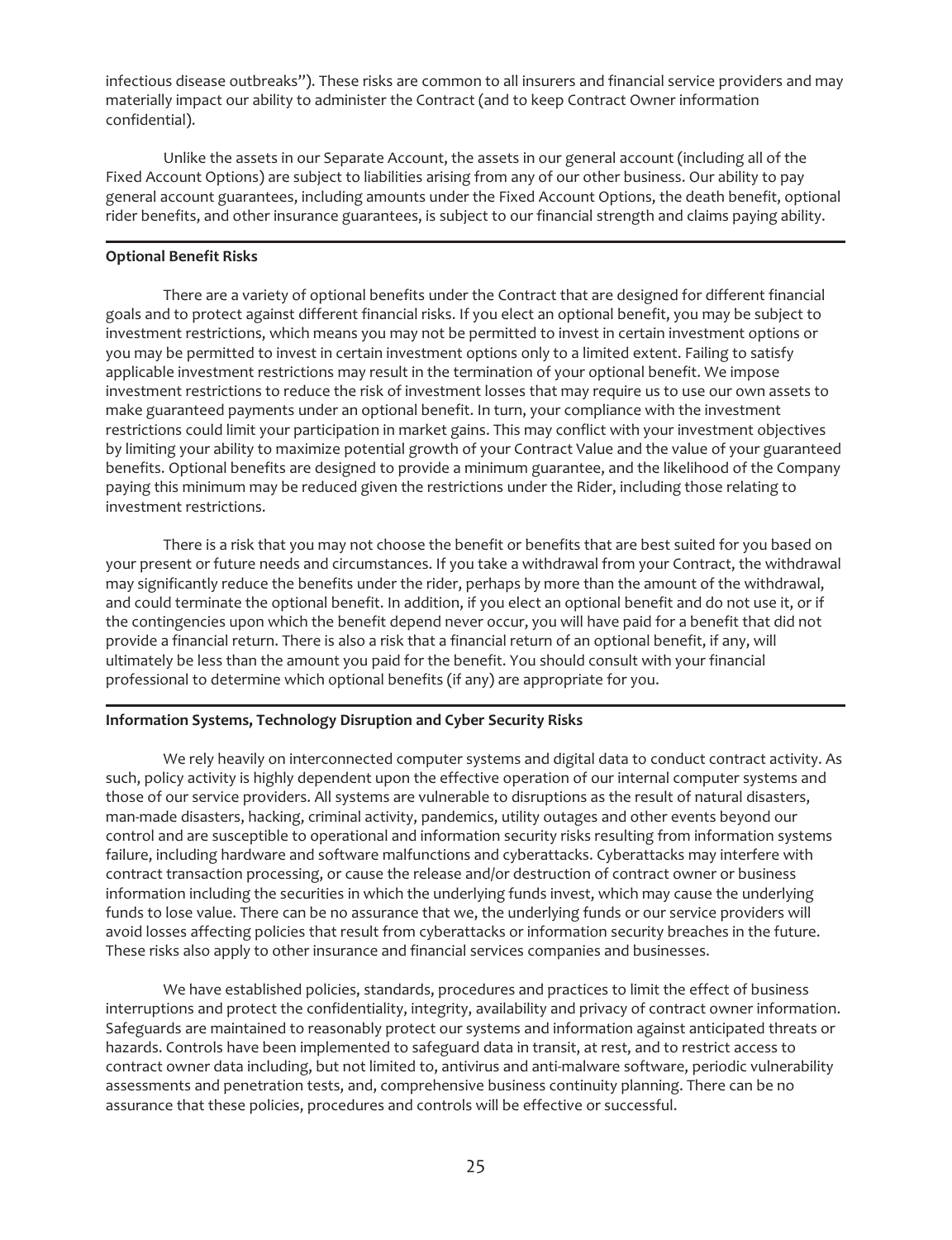infectious disease outbreaks"). These risks are common to all insurers and financial service providers and may materially impact our ability to administer the Contract (and to keep Contract Owner information confidential).

Unlike the assets in our Separate Account, the assets in our general account (including all of the Fixed Account Options) are subject to liabilities arising from any of our other business. Our ability to pay general account guarantees, including amounts under the Fixed Account Options, the death benefit, optional rider benefits, and other insurance guarantees, is subject to our financial strength and claims paying ability.

**Optional Benefit Risks**

There are a variety of optional benefits under the Contract that are designed for different financial goals and to protect against different financial risks. If you elect an optional benefit, you may be subject to investment restrictions, which means you may not be permitted to invest in certain investment options or you may be permitted to invest in certain investment options only to a limited extent. Failing to satisfy applicable investment restrictions may result in the termination of your optional benefit. We impose investment restrictions to reduce the risk of investment losses that may require us to use our own assets to make guaranteed payments under an optional benefit. In turn, your compliance with the investment restrictions could limit your participation in market gains. This may conflict with your investment objectives by limiting your ability to maximize potential growth of your Contract Value and the value of your guaranteed benefits. Optional benefits are designed to provide a minimum guarantee, and the likelihood of the Company paying this minimum may be reduced given the restrictions under the Rider, including those relating to investment restrictions.

There is a risk that you may not choose the benefit or benefits that are best suited for you based on your present or future needs and circumstances. If you take a withdrawal from your Contract, the withdrawal may significantly reduce the benefits under the rider, perhaps by more than the amount of the withdrawal, and could terminate the optional benefit. In addition, if you elect an optional benefit and do not use it, or if the contingencies upon which the benefit depend never occur, you will have paid for a benefit that did not provide a financial return. There is also a risk that a financial return of an optional benefit, if any, will ultimately be less than the amount you paid for the benefit. You should consult with your financial professional to determine which optional benefits (if any) are appropriate for you.

**Information Systems, Technology Disruption and Cyber Security Risks**

We rely heavily on interconnected computer systems and digital data to conduct contract activity. As such, policy activity is highly dependent upon the effective operation of our internal computer systems and those of our service providers. All systems are vulnerable to disruptions as the result of natural disasters, man-made disasters, hacking, criminal activity, pandemics, utility outages and other events beyond our control and are susceptible to operational and information security risks resulting from information systems failure, including hardware and software malfunctions and cyberattacks. Cyberattacks may interfere with contract transaction processing, or cause the release and/or destruction of contract owner or business information including the securities in which the underlying funds invest, which may cause the underlying funds to lose value. There can be no assurance that we, the underlying funds or our service providers will avoid losses affecting policies that result from cyberattacks or information security breaches in the future. These risks also apply to other insurance and financial services companies and businesses.

We have established policies, standards, procedures and practices to limit the effect of business interruptions and protect the confidentiality, integrity, availability and privacy of contract owner information. Safeguards are maintained to reasonably protect our systems and information against anticipated threats or hazards. Controls have been implemented to safeguard data in transit, at rest, and to restrict access to contract owner data including, but not limited to, antivirus and anti-malware software, periodic vulnerability assessments and penetration tests, and, comprehensive business continuity planning. There can be no assurance that these policies, procedures and controls will be effective or successful.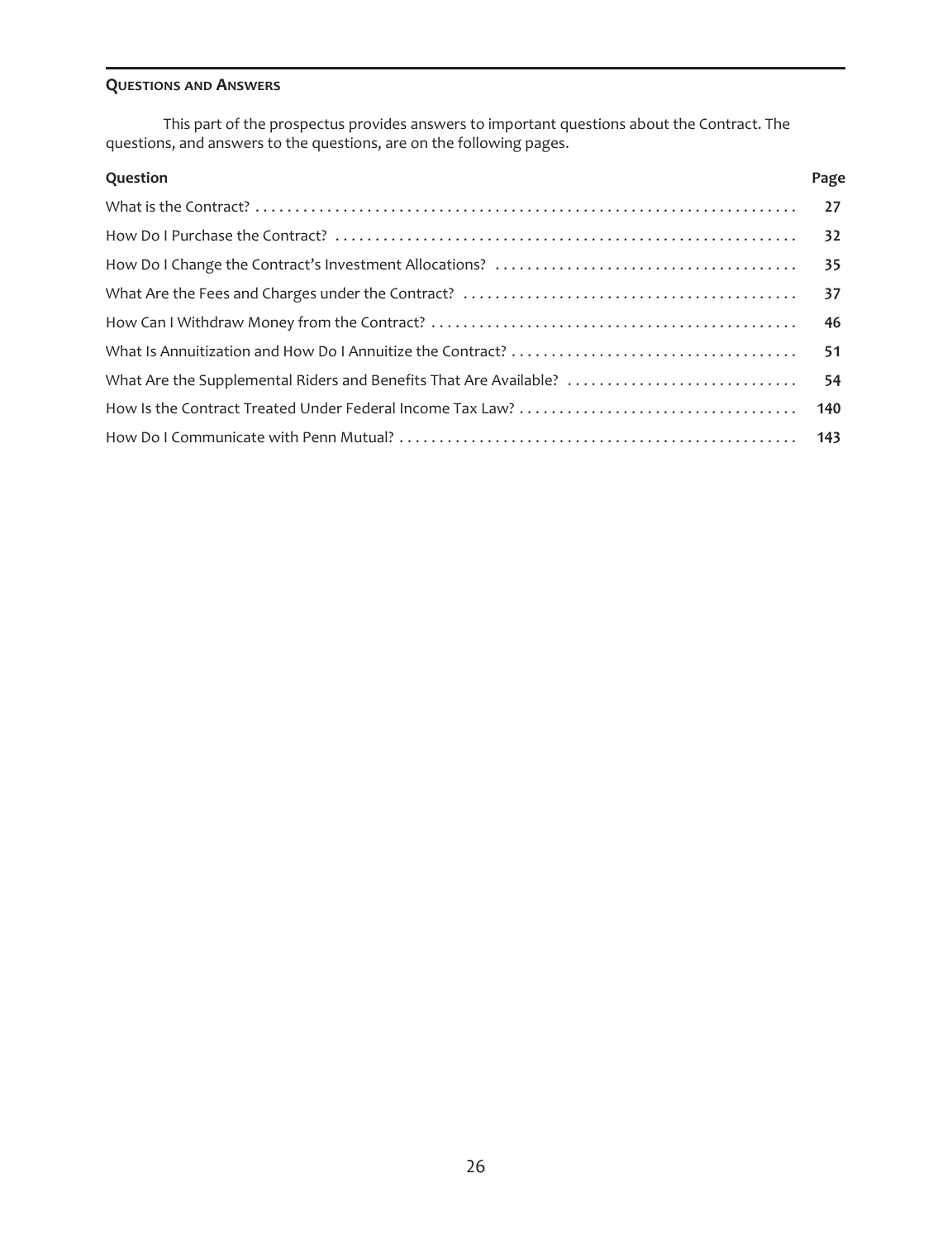## QUESTIONS AND ANSWERS

This part of the prospectus provides answers to important questions about the Contract. The questions, and answers to the questions, are on the following pages.

| Question | Page |
| --- | --- |
| What is the Contract? | 27 |
| How Do I Purchase the Contract? | 32 |
| How Do I Change the Contract's Investment Allocations? | 35 |
| What Are the Fees and Charges under the Contract? | 37 |
| How Can I Withdraw Money from the Contract? | 46 |
| What Is Annuitization and How Do I Annuitize the Contract? | 51 |
| What Are the Supplemental Riders and Benefits That Are Available? | 54 |
| How Is the Contract Treated Under Federal Income Tax Law? | 140 |
| How Do I Communicate with Penn Mutual? | 143 |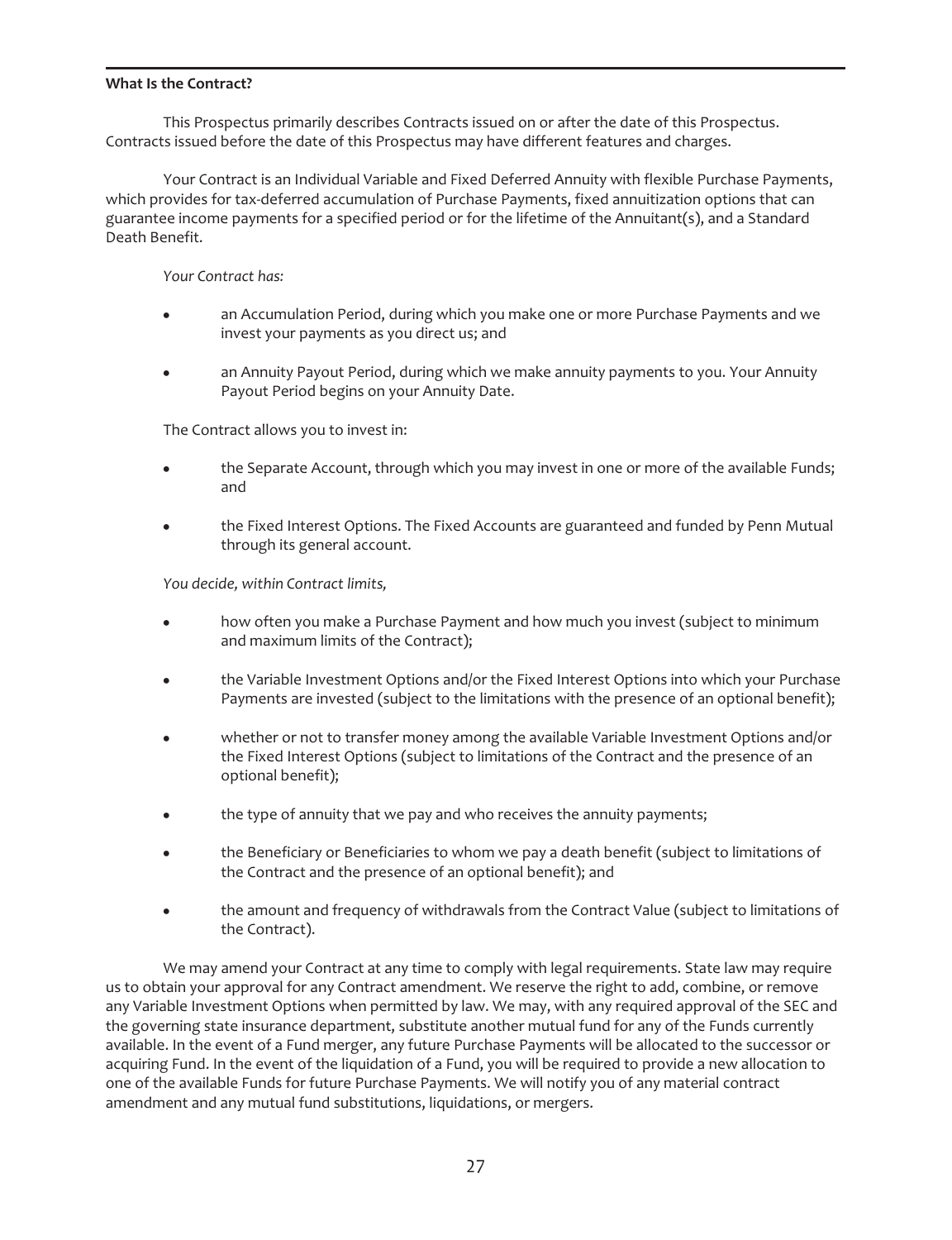### What Is the Contract?

This Prospectus primarily describes Contracts issued on or after the date of this Prospectus. Contracts issued before the date of this Prospectus may have different features and charges.

Your Contract is an Individual Variable and Fixed Deferred Annuity with flexible Purchase Payments, which provides for tax-deferred accumulation of Purchase Payments, fixed annuitization options that can guarantee income payments for a specified period or for the lifetime of the Annuitant(s), and a Standard Death Benefit.

*Your Contract has:*

- an Accumulation Period, during which you make one or more Purchase Payments and we invest your payments as you direct us; and
- an Annuity Payout Period, during which we make annuity payments to you. Your Annuity Payout Period begins on your Annuity Date.

The Contract allows you to invest in:

- the Separate Account, through which you may invest in one or more of the available Funds; and
- the Fixed Interest Options. The Fixed Accounts are guaranteed and funded by Penn Mutual through its general account.

*You decide, within Contract limits,*

- how often you make a Purchase Payment and how much you invest (subject to minimum and maximum limits of the Contract);
- the Variable Investment Options and/or the Fixed Interest Options into which your Purchase Payments are invested (subject to the limitations with the presence of an optional benefit);
- whether or not to transfer money among the available Variable Investment Options and/or the Fixed Interest Options (subject to limitations of the Contract and the presence of an optional benefit);
- the type of annuity that we pay and who receives the annuity payments;
- the Beneficiary or Beneficiaries to whom we pay a death benefit (subject to limitations of the Contract and the presence of an optional benefit); and
- the amount and frequency of withdrawals from the Contract Value (subject to limitations of the Contract).

We may amend your Contract at any time to comply with legal requirements. State law may require us to obtain your approval for any Contract amendment. We reserve the right to add, combine, or remove any Variable Investment Options when permitted by law. We may, with any required approval of the SEC and the governing state insurance department, substitute another mutual fund for any of the Funds currently available. In the event of a Fund merger, any future Purchase Payments will be allocated to the successor or acquiring Fund. In the event of the liquidation of a Fund, you will be required to provide a new allocation to one of the available Funds for future Purchase Payments. We will notify you of any material contract amendment and any mutual fund substitutions, liquidations, or mergers.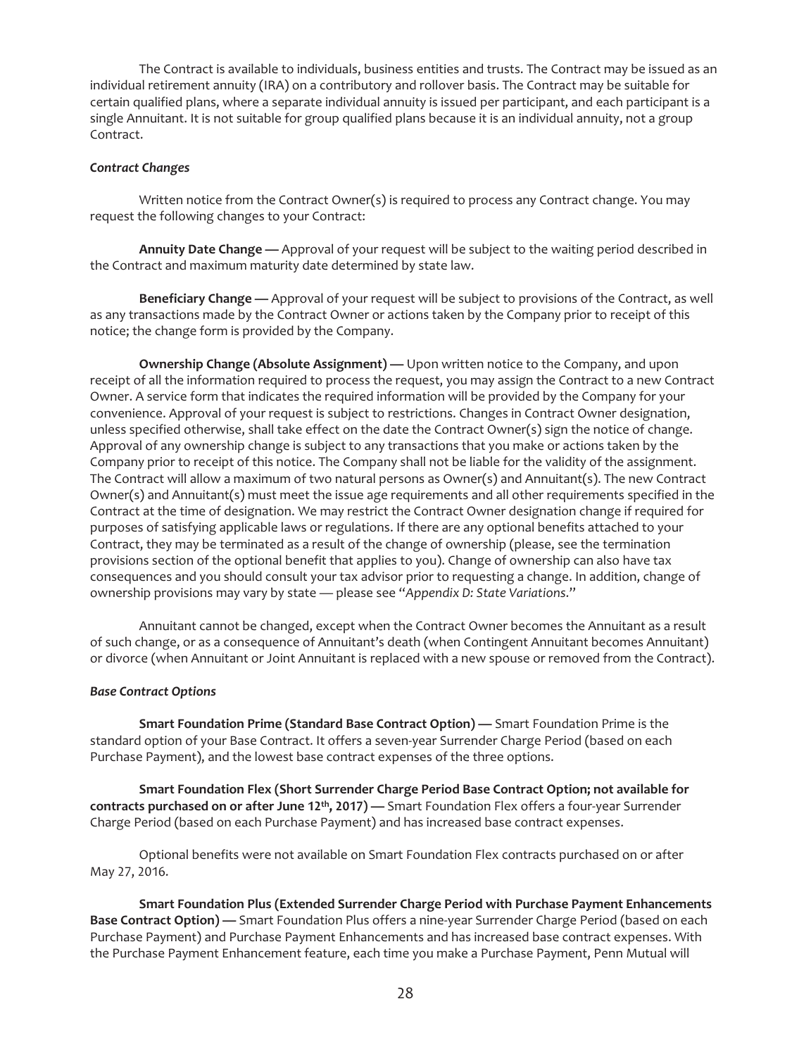The Contract is available to individuals, business entities and trusts. The Contract may be issued as an individual retirement annuity (IRA) on a contributory and rollover basis. The Contract may be suitable for certain qualified plans, where a separate individual annuity is issued per participant, and each participant is a single Annuitant. It is not suitable for group qualified plans because it is an individual annuity, not a group Contract.

***Contract Changes***

Written notice from the Contract Owner(s) is required to process any Contract change. You may request the following changes to your Contract:

**Annuity Date Change —** Approval of your request will be subject to the waiting period described in the Contract and maximum maturity date determined by state law.

**Beneficiary Change —** Approval of your request will be subject to provisions of the Contract, as well as any transactions made by the Contract Owner or actions taken by the Company prior to receipt of this notice; the change form is provided by the Company.

**Ownership Change (Absolute Assignment) —** Upon written notice to the Company, and upon receipt of all the information required to process the request, you may assign the Contract to a new Contract Owner. A service form that indicates the required information will be provided by the Company for your convenience. Approval of your request is subject to restrictions. Changes in Contract Owner designation, unless specified otherwise, shall take effect on the date the Contract Owner(s) sign the notice of change. Approval of any ownership change is subject to any transactions that you make or actions taken by the Company prior to receipt of this notice. The Company shall not be liable for the validity of the assignment. The Contract will allow a maximum of two natural persons as Owner(s) and Annuitant(s). The new Contract Owner(s) and Annuitant(s) must meet the issue age requirements and all other requirements specified in the Contract at the time of designation. We may restrict the Contract Owner designation change if required for purposes of satisfying applicable laws or regulations. If there are any optional benefits attached to your Contract, they may be terminated as a result of the change of ownership (please, see the termination provisions section of the optional benefit that applies to you). Change of ownership can also have tax consequences and you should consult your tax advisor prior to requesting a change. In addition, change of ownership provisions may vary by state — please see "*Appendix D: State Variations*."

Annuitant cannot be changed, except when the Contract Owner becomes the Annuitant as a result of such change, or as a consequence of Annuitant's death (when Contingent Annuitant becomes Annuitant) or divorce (when Annuitant or Joint Annuitant is replaced with a new spouse or removed from the Contract).

***Base Contract Options***

**Smart Foundation Prime (Standard Base Contract Option) —** Smart Foundation Prime is the standard option of your Base Contract. It offers a seven-year Surrender Charge Period (based on each Purchase Payment), and the lowest base contract expenses of the three options.

**Smart Foundation Flex (Short Surrender Charge Period Base Contract Option; not available for contracts purchased on or after June 12th, 2017) —** Smart Foundation Flex offers a four-year Surrender Charge Period (based on each Purchase Payment) and has increased base contract expenses.

Optional benefits were not available on Smart Foundation Flex contracts purchased on or after May 27, 2016.

**Smart Foundation Plus (Extended Surrender Charge Period with Purchase Payment Enhancements Base Contract Option) —** Smart Foundation Plus offers a nine-year Surrender Charge Period (based on each Purchase Payment) and Purchase Payment Enhancements and has increased base contract expenses. With the Purchase Payment Enhancement feature, each time you make a Purchase Payment, Penn Mutual will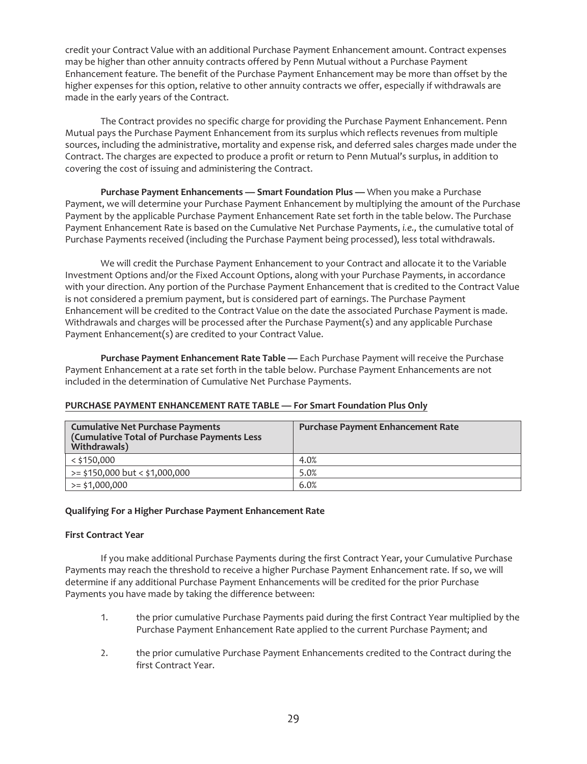credit your Contract Value with an additional Purchase Payment Enhancement amount. Contract expenses may be higher than other annuity contracts offered by Penn Mutual without a Purchase Payment Enhancement feature. The benefit of the Purchase Payment Enhancement may be more than offset by the higher expenses for this option, relative to other annuity contracts we offer, especially if withdrawals are made in the early years of the Contract.

The Contract provides no specific charge for providing the Purchase Payment Enhancement. Penn Mutual pays the Purchase Payment Enhancement from its surplus which reflects revenues from multiple sources, including the administrative, mortality and expense risk, and deferred sales charges made under the Contract. The charges are expected to produce a profit or return to Penn Mutual's surplus, in addition to covering the cost of issuing and administering the Contract.

**Purchase Payment Enhancements — Smart Foundation Plus —** When you make a Purchase Payment, we will determine your Purchase Payment Enhancement by multiplying the amount of the Purchase Payment by the applicable Purchase Payment Enhancement Rate set forth in the table below. The Purchase Payment Enhancement Rate is based on the Cumulative Net Purchase Payments, *i.e.,* the cumulative total of Purchase Payments received (including the Purchase Payment being processed), less total withdrawals.

We will credit the Purchase Payment Enhancement to your Contract and allocate it to the Variable Investment Options and/or the Fixed Account Options, along with your Purchase Payments, in accordance with your direction. Any portion of the Purchase Payment Enhancement that is credited to the Contract Value is not considered a premium payment, but is considered part of earnings. The Purchase Payment Enhancement will be credited to the Contract Value on the date the associated Purchase Payment is made. Withdrawals and charges will be processed after the Purchase Payment(s) and any applicable Purchase Payment Enhancement(s) are credited to your Contract Value.

**Purchase Payment Enhancement Rate Table —** Each Purchase Payment will receive the Purchase Payment Enhancement at a rate set forth in the table below. Purchase Payment Enhancements are not included in the determination of Cumulative Net Purchase Payments.

**PURCHASE PAYMENT ENHANCEMENT RATE TABLE — For Smart Foundation Plus Only**

| Cumulative Net Purchase Payments (Cumulative Total of Purchase Payments Less Withdrawals) | Purchase Payment Enhancement Rate |
|---|---|
| < $150,000 | 4.0% |
| >= $150,000 but < $1,000,000 | 5.0% |
| >= $1,000,000 | 6.0% |

**Qualifying For a Higher Purchase Payment Enhancement Rate**

**First Contract Year**

If you make additional Purchase Payments during the first Contract Year, your Cumulative Purchase Payments may reach the threshold to receive a higher Purchase Payment Enhancement rate. If so, we will determine if any additional Purchase Payment Enhancements will be credited for the prior Purchase Payments you have made by taking the difference between:

1. the prior cumulative Purchase Payments paid during the first Contract Year multiplied by the Purchase Payment Enhancement Rate applied to the current Purchase Payment; and

2. the prior cumulative Purchase Payment Enhancements credited to the Contract during the first Contract Year.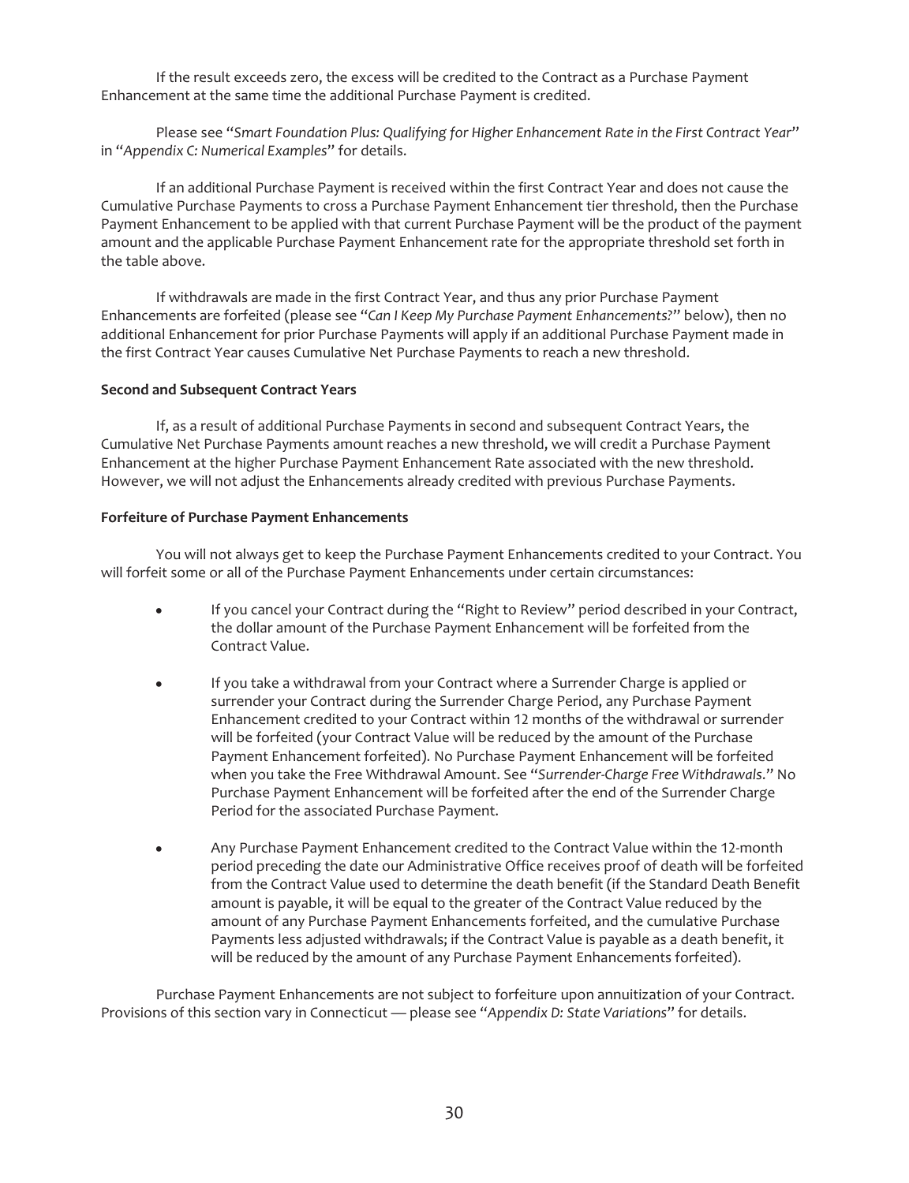If the result exceeds zero, the excess will be credited to the Contract as a Purchase Payment Enhancement at the same time the additional Purchase Payment is credited.

Please see "*Smart Foundation Plus: Qualifying for Higher Enhancement Rate in the First Contract Year*" in "*Appendix C: Numerical Examples*" for details.

If an additional Purchase Payment is received within the first Contract Year and does not cause the Cumulative Purchase Payments to cross a Purchase Payment Enhancement tier threshold, then the Purchase Payment Enhancement to be applied with that current Purchase Payment will be the product of the payment amount and the applicable Purchase Payment Enhancement rate for the appropriate threshold set forth in the table above.

If withdrawals are made in the first Contract Year, and thus any prior Purchase Payment Enhancements are forfeited (please see "*Can I Keep My Purchase Payment Enhancements?*" below), then no additional Enhancement for prior Purchase Payments will apply if an additional Purchase Payment made in the first Contract Year causes Cumulative Net Purchase Payments to reach a new threshold.

**Second and Subsequent Contract Years**

If, as a result of additional Purchase Payments in second and subsequent Contract Years, the Cumulative Net Purchase Payments amount reaches a new threshold, we will credit a Purchase Payment Enhancement at the higher Purchase Payment Enhancement Rate associated with the new threshold. However, we will not adjust the Enhancements already credited with previous Purchase Payments.

**Forfeiture of Purchase Payment Enhancements**

You will not always get to keep the Purchase Payment Enhancements credited to your Contract. You will forfeit some or all of the Purchase Payment Enhancements under certain circumstances:

- If you cancel your Contract during the "Right to Review" period described in your Contract, the dollar amount of the Purchase Payment Enhancement will be forfeited from the Contract Value.
- If you take a withdrawal from your Contract where a Surrender Charge is applied or surrender your Contract during the Surrender Charge Period, any Purchase Payment Enhancement credited to your Contract within 12 months of the withdrawal or surrender will be forfeited (your Contract Value will be reduced by the amount of the Purchase Payment Enhancement forfeited). No Purchase Payment Enhancement will be forfeited when you take the Free Withdrawal Amount. See "*Surrender-Charge Free Withdrawals*." No Purchase Payment Enhancement will be forfeited after the end of the Surrender Charge Period for the associated Purchase Payment.
- Any Purchase Payment Enhancement credited to the Contract Value within the 12-month period preceding the date our Administrative Office receives proof of death will be forfeited from the Contract Value used to determine the death benefit (if the Standard Death Benefit amount is payable, it will be equal to the greater of the Contract Value reduced by the amount of any Purchase Payment Enhancements forfeited, and the cumulative Purchase Payments less adjusted withdrawals; if the Contract Value is payable as a death benefit, it will be reduced by the amount of any Purchase Payment Enhancements forfeited).

Purchase Payment Enhancements are not subject to forfeiture upon annuitization of your Contract. Provisions of this section vary in Connecticut — please see "*Appendix D: State Variations*" for details.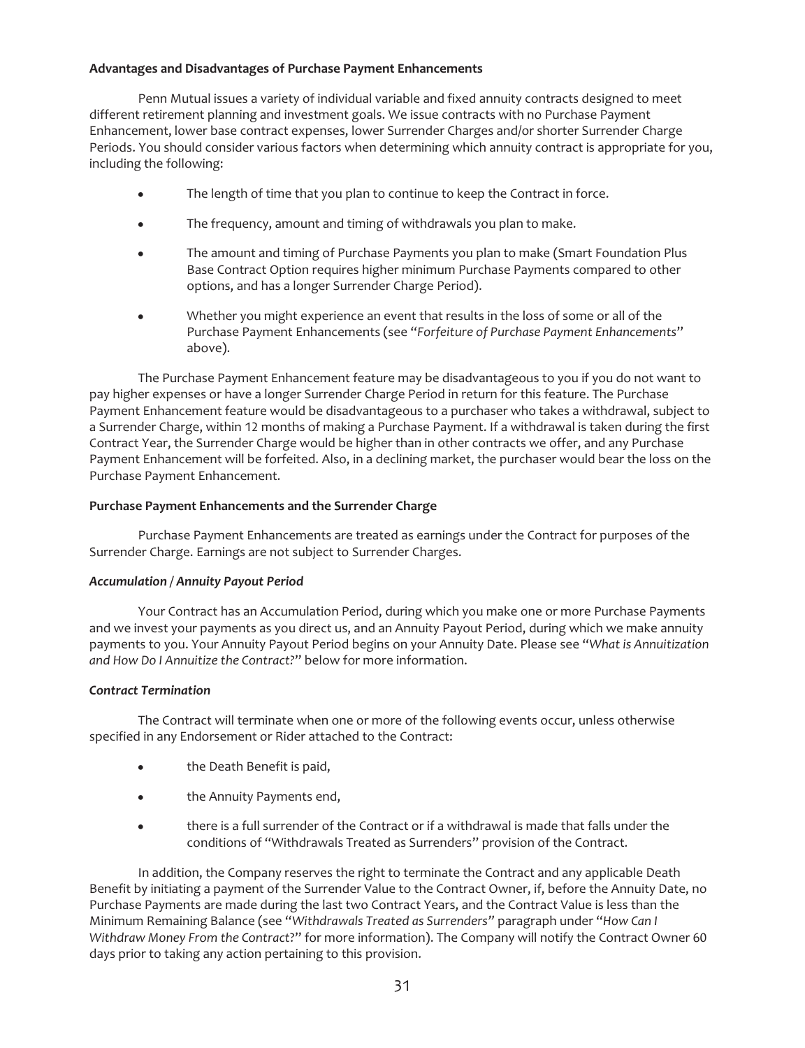**Advantages and Disadvantages of Purchase Payment Enhancements**

Penn Mutual issues a variety of individual variable and fixed annuity contracts designed to meet different retirement planning and investment goals. We issue contracts with no Purchase Payment Enhancement, lower base contract expenses, lower Surrender Charges and/or shorter Surrender Charge Periods. You should consider various factors when determining which annuity contract is appropriate for you, including the following:

- The length of time that you plan to continue to keep the Contract in force.
- The frequency, amount and timing of withdrawals you plan to make.
- The amount and timing of Purchase Payments you plan to make (Smart Foundation Plus Base Contract Option requires higher minimum Purchase Payments compared to other options, and has a longer Surrender Charge Period).
- Whether you might experience an event that results in the loss of some or all of the Purchase Payment Enhancements (see "*Forfeiture of Purchase Payment Enhancements*" above).

The Purchase Payment Enhancement feature may be disadvantageous to you if you do not want to pay higher expenses or have a longer Surrender Charge Period in return for this feature. The Purchase Payment Enhancement feature would be disadvantageous to a purchaser who takes a withdrawal, subject to a Surrender Charge, within 12 months of making a Purchase Payment. If a withdrawal is taken during the first Contract Year, the Surrender Charge would be higher than in other contracts we offer, and any Purchase Payment Enhancement will be forfeited. Also, in a declining market, the purchaser would bear the loss on the Purchase Payment Enhancement.

**Purchase Payment Enhancements and the Surrender Charge**

Purchase Payment Enhancements are treated as earnings under the Contract for purposes of the Surrender Charge. Earnings are not subject to Surrender Charges.

***Accumulation / Annuity Payout Period***

Your Contract has an Accumulation Period, during which you make one or more Purchase Payments and we invest your payments as you direct us, and an Annuity Payout Period, during which we make annuity payments to you. Your Annuity Payout Period begins on your Annuity Date. Please see "*What is Annuitization and How Do I Annuitize the Contract?*" below for more information.

***Contract Termination***

The Contract will terminate when one or more of the following events occur, unless otherwise specified in any Endorsement or Rider attached to the Contract:

- the Death Benefit is paid,
- the Annuity Payments end,
- there is a full surrender of the Contract or if a withdrawal is made that falls under the conditions of "Withdrawals Treated as Surrenders" provision of the Contract.

In addition, the Company reserves the right to terminate the Contract and any applicable Death Benefit by initiating a payment of the Surrender Value to the Contract Owner, if, before the Annuity Date, no Purchase Payments are made during the last two Contract Years, and the Contract Value is less than the Minimum Remaining Balance (see "*Withdrawals Treated as Surrenders*" paragraph under "*How Can I Withdraw Money From the Contract?*" for more information). The Company will notify the Contract Owner 60 days prior to taking any action pertaining to this provision.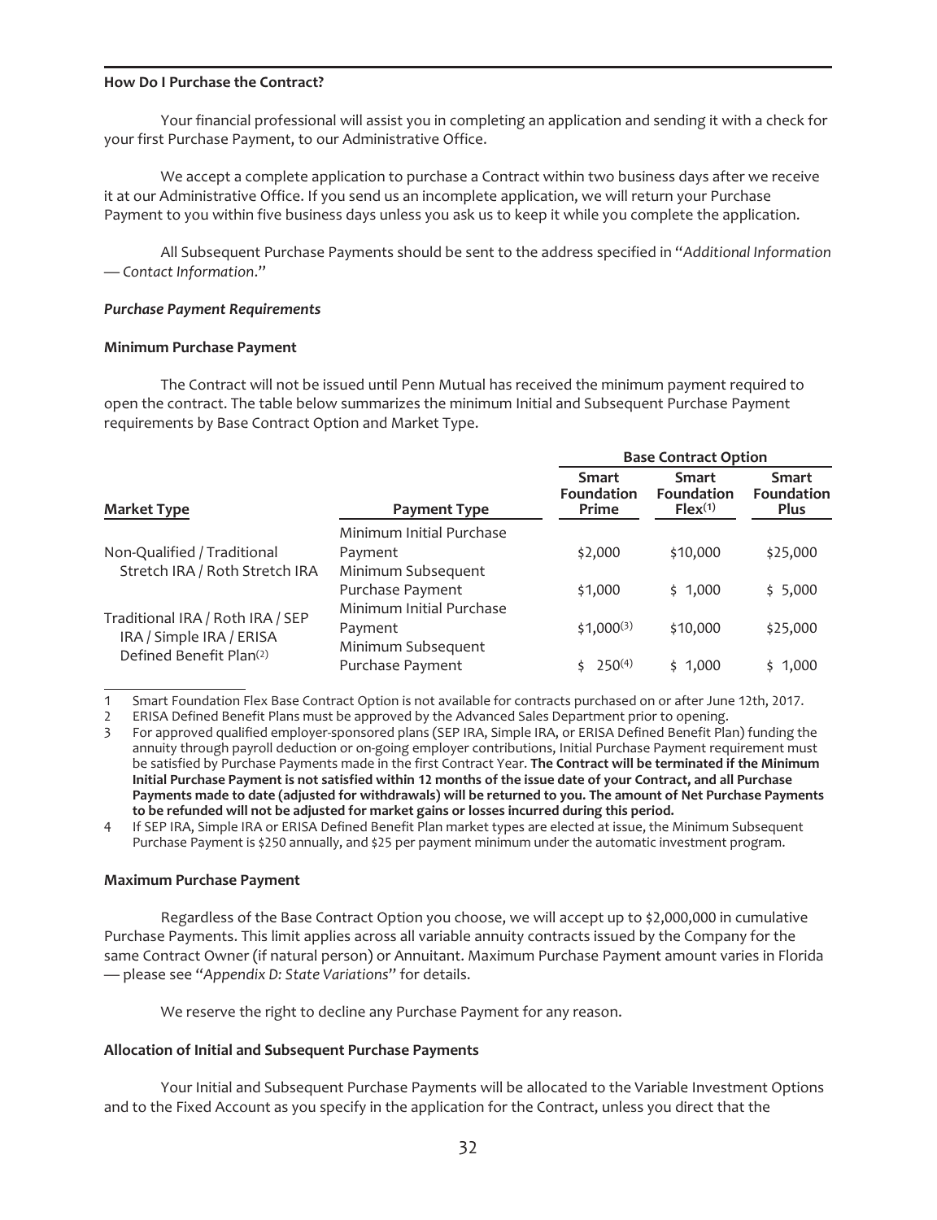**How Do I Purchase the Contract?**

Your financial professional will assist you in completing an application and sending it with a check for your first Purchase Payment, to our Administrative Office.

We accept a complete application to purchase a Contract within two business days after we receive it at our Administrative Office. If you send us an incomplete application, we will return your Purchase Payment to you within five business days unless you ask us to keep it while you complete the application.

All Subsequent Purchase Payments should be sent to the address specified in "*Additional Information — Contact Information*."

***Purchase Payment Requirements***

**Minimum Purchase Payment**

The Contract will not be issued until Penn Mutual has received the minimum payment required to open the contract. The table below summarizes the minimum Initial and Subsequent Purchase Payment requirements by Base Contract Option and Market Type.

| | | Base Contract Option | | |
|---|---|---|---|---|
| **Market Type** | **Payment Type** | **Smart Foundation Prime** | **Smart Foundation Flex**[(1)] | **Smart Foundation Plus** |
| Non-Qualified / Traditional Stretch IRA / Roth Stretch IRA | Minimum Initial Purchase Payment | $2,000 | $10,000 | $25,000 |
| | Minimum Subsequent Purchase Payment | $1,000 | $ 1,000 | $ 5,000 |
| Traditional IRA / Roth IRA / SEP IRA / Simple IRA / ERISA Defined Benefit Plan[(2)] | Minimum Initial Purchase Payment | $1,000[(3)] | $10,000 | $25,000 |
| | Minimum Subsequent Purchase Payment | $ 250[(4)] | $ 1,000 | $ 1,000 |

1 Smart Foundation Flex Base Contract Option is not available for contracts purchased on or after June 12th, 2017.

2 ERISA Defined Benefit Plans must be approved by the Advanced Sales Department prior to opening.

3 For approved qualified employer-sponsored plans (SEP IRA, Simple IRA, or ERISA Defined Benefit Plan) funding the annuity through payroll deduction or on-going employer contributions, Initial Purchase Payment requirement must be satisfied by Purchase Payments made in the first Contract Year. **The Contract will be terminated if the Minimum Initial Purchase Payment is not satisfied within 12 months of the issue date of your Contract, and all Purchase Payments made to date (adjusted for withdrawals) will be returned to you. The amount of Net Purchase Payments to be refunded will not be adjusted for market gains or losses incurred during this period.**

4 If SEP IRA, Simple IRA or ERISA Defined Benefit Plan market types are elected at issue, the Minimum Subsequent Purchase Payment is $250 annually, and $25 per payment minimum under the automatic investment program.

**Maximum Purchase Payment**

Regardless of the Base Contract Option you choose, we will accept up to $2,000,000 in cumulative Purchase Payments. This limit applies across all variable annuity contracts issued by the Company for the same Contract Owner (if natural person) or Annuitant. Maximum Purchase Payment amount varies in Florida — please see "*Appendix D: State Variations*" for details.

We reserve the right to decline any Purchase Payment for any reason.

**Allocation of Initial and Subsequent Purchase Payments**

Your Initial and Subsequent Purchase Payments will be allocated to the Variable Investment Options and to the Fixed Account as you specify in the application for the Contract, unless you direct that the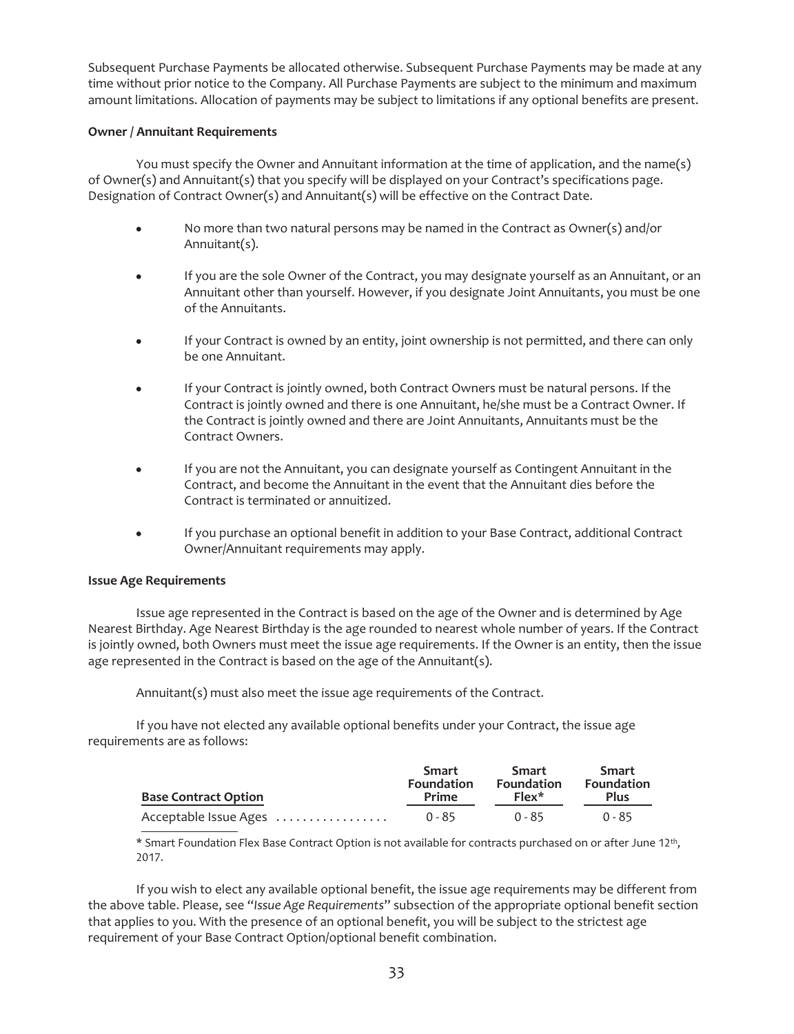Subsequent Purchase Payments be allocated otherwise. Subsequent Purchase Payments may be made at any time without prior notice to the Company. All Purchase Payments are subject to the minimum and maximum amount limitations. Allocation of payments may be subject to limitations if any optional benefits are present.

**Owner / Annuitant Requirements**

You must specify the Owner and Annuitant information at the time of application, and the name(s) of Owner(s) and Annuitant(s) that you specify will be displayed on your Contract's specifications page. Designation of Contract Owner(s) and Annuitant(s) will be effective on the Contract Date.

- No more than two natural persons may be named in the Contract as Owner(s) and/or Annuitant(s).
- If you are the sole Owner of the Contract, you may designate yourself as an Annuitant, or an Annuitant other than yourself. However, if you designate Joint Annuitants, you must be one of the Annuitants.
- If your Contract is owned by an entity, joint ownership is not permitted, and there can only be one Annuitant.
- If your Contract is jointly owned, both Contract Owners must be natural persons. If the Contract is jointly owned and there is one Annuitant, he/she must be a Contract Owner. If the Contract is jointly owned and there are Joint Annuitants, Annuitants must be the Contract Owners.
- If you are not the Annuitant, you can designate yourself as Contingent Annuitant in the Contract, and become the Annuitant in the event that the Annuitant dies before the Contract is terminated or annuitized.
- If you purchase an optional benefit in addition to your Base Contract, additional Contract Owner/Annuitant requirements may apply.

**Issue Age Requirements**

Issue age represented in the Contract is based on the age of the Owner and is determined by Age Nearest Birthday. Age Nearest Birthday is the age rounded to nearest whole number of years. If the Contract is jointly owned, both Owners must meet the issue age requirements. If the Owner is an entity, then the issue age represented in the Contract is based on the age of the Annuitant(s).

Annuitant(s) must also meet the issue age requirements of the Contract.

If you have not elected any available optional benefits under your Contract, the issue age requirements are as follows:

| Base Contract Option | Smart Foundation Prime | Smart Foundation Flex* | Smart Foundation Plus |
|---|---|---|---|
| Acceptable Issue Ages | 0 - 85 | 0 - 85 | 0 - 85 |

\* Smart Foundation Flex Base Contract Option is not available for contracts purchased on or after June 12th, 2017.

If you wish to elect any available optional benefit, the issue age requirements may be different from the above table. Please, see "*Issue Age Requirements*" subsection of the appropriate optional benefit section that applies to you. With the presence of an optional benefit, you will be subject to the strictest age requirement of your Base Contract Option/optional benefit combination.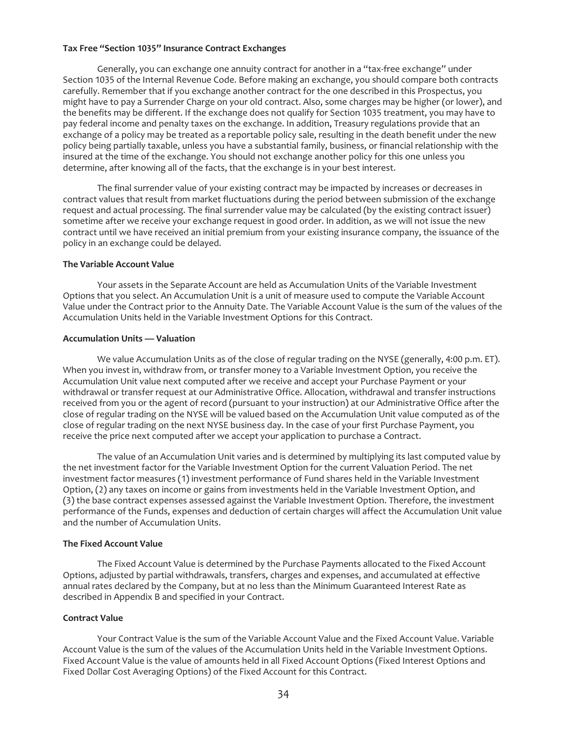### Tax Free "Section 1035" Insurance Contract Exchanges

Generally, you can exchange one annuity contract for another in a "tax-free exchange" under Section 1035 of the Internal Revenue Code. Before making an exchange, you should compare both contracts carefully. Remember that if you exchange another contract for the one described in this Prospectus, you might have to pay a Surrender Charge on your old contract. Also, some charges may be higher (or lower), and the benefits may be different. If the exchange does not qualify for Section 1035 treatment, you may have to pay federal income and penalty taxes on the exchange. In addition, Treasury regulations provide that an exchange of a policy may be treated as a reportable policy sale, resulting in the death benefit under the new policy being partially taxable, unless you have a substantial family, business, or financial relationship with the insured at the time of the exchange. You should not exchange another policy for this one unless you determine, after knowing all of the facts, that the exchange is in your best interest.

The final surrender value of your existing contract may be impacted by increases or decreases in contract values that result from market fluctuations during the period between submission of the exchange request and actual processing. The final surrender value may be calculated (by the existing contract issuer) sometime after we receive your exchange request in good order. In addition, as we will not issue the new contract until we have received an initial premium from your existing insurance company, the issuance of the policy in an exchange could be delayed.

### The Variable Account Value

Your assets in the Separate Account are held as Accumulation Units of the Variable Investment Options that you select. An Accumulation Unit is a unit of measure used to compute the Variable Account Value under the Contract prior to the Annuity Date. The Variable Account Value is the sum of the values of the Accumulation Units held in the Variable Investment Options for this Contract.

### Accumulation Units — Valuation

We value Accumulation Units as of the close of regular trading on the NYSE (generally, 4:00 p.m. ET). When you invest in, withdraw from, or transfer money to a Variable Investment Option, you receive the Accumulation Unit value next computed after we receive and accept your Purchase Payment or your withdrawal or transfer request at our Administrative Office. Allocation, withdrawal and transfer instructions received from you or the agent of record (pursuant to your instruction) at our Administrative Office after the close of regular trading on the NYSE will be valued based on the Accumulation Unit value computed as of the close of regular trading on the next NYSE business day. In the case of your first Purchase Payment, you receive the price next computed after we accept your application to purchase a Contract.

The value of an Accumulation Unit varies and is determined by multiplying its last computed value by the net investment factor for the Variable Investment Option for the current Valuation Period. The net investment factor measures (1) investment performance of Fund shares held in the Variable Investment Option, (2) any taxes on income or gains from investments held in the Variable Investment Option, and (3) the base contract expenses assessed against the Variable Investment Option. Therefore, the investment performance of the Funds, expenses and deduction of certain charges will affect the Accumulation Unit value and the number of Accumulation Units.

### The Fixed Account Value

The Fixed Account Value is determined by the Purchase Payments allocated to the Fixed Account Options, adjusted by partial withdrawals, transfers, charges and expenses, and accumulated at effective annual rates declared by the Company, but at no less than the Minimum Guaranteed Interest Rate as described in Appendix B and specified in your Contract.

### Contract Value

Your Contract Value is the sum of the Variable Account Value and the Fixed Account Value. Variable Account Value is the sum of the values of the Accumulation Units held in the Variable Investment Options. Fixed Account Value is the value of amounts held in all Fixed Account Options (Fixed Interest Options and Fixed Dollar Cost Averaging Options) of the Fixed Account for this Contract.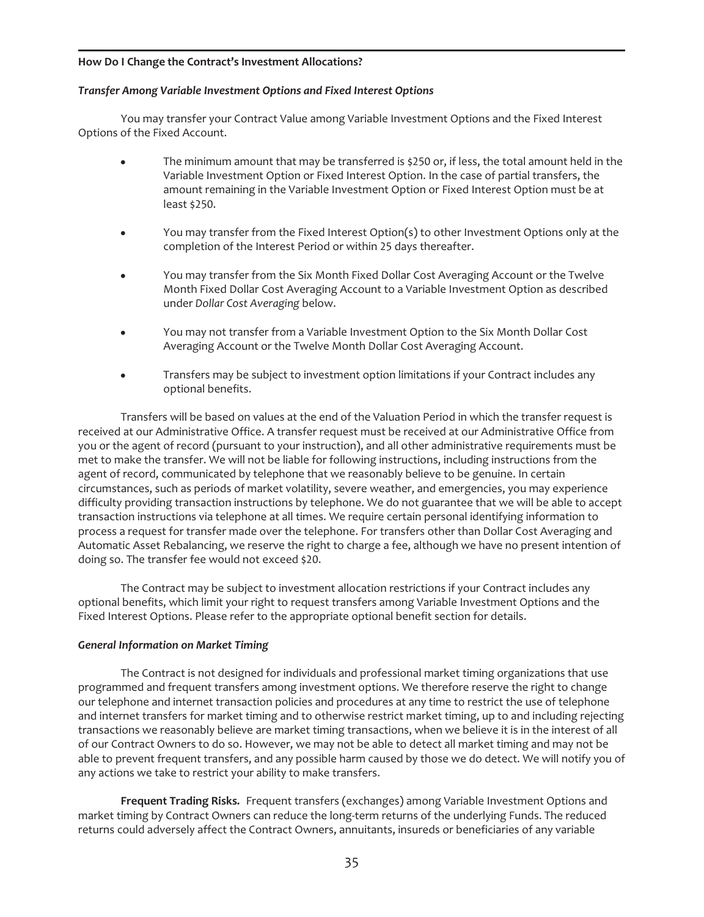### How Do I Change the Contract's Investment Allocations?

#### *Transfer Among Variable Investment Options and Fixed Interest Options*

You may transfer your Contract Value among Variable Investment Options and the Fixed Interest Options of the Fixed Account.

- The minimum amount that may be transferred is $250 or, if less, the total amount held in the Variable Investment Option or Fixed Interest Option. In the case of partial transfers, the amount remaining in the Variable Investment Option or Fixed Interest Option must be at least $250.
- You may transfer from the Fixed Interest Option(s) to other Investment Options only at the completion of the Interest Period or within 25 days thereafter.
- You may transfer from the Six Month Fixed Dollar Cost Averaging Account or the Twelve Month Fixed Dollar Cost Averaging Account to a Variable Investment Option as described under *Dollar Cost Averaging* below.
- You may not transfer from a Variable Investment Option to the Six Month Dollar Cost Averaging Account or the Twelve Month Dollar Cost Averaging Account.
- Transfers may be subject to investment option limitations if your Contract includes any optional benefits.

Transfers will be based on values at the end of the Valuation Period in which the transfer request is received at our Administrative Office. A transfer request must be received at our Administrative Office from you or the agent of record (pursuant to your instruction), and all other administrative requirements must be met to make the transfer. We will not be liable for following instructions, including instructions from the agent of record, communicated by telephone that we reasonably believe to be genuine. In certain circumstances, such as periods of market volatility, severe weather, and emergencies, you may experience difficulty providing transaction instructions by telephone. We do not guarantee that we will be able to accept transaction instructions via telephone at all times. We require certain personal identifying information to process a request for transfer made over the telephone. For transfers other than Dollar Cost Averaging and Automatic Asset Rebalancing, we reserve the right to charge a fee, although we have no present intention of doing so. The transfer fee would not exceed $20.

The Contract may be subject to investment allocation restrictions if your Contract includes any optional benefits, which limit your right to request transfers among Variable Investment Options and the Fixed Interest Options. Please refer to the appropriate optional benefit section for details.

#### *General Information on Market Timing*

The Contract is not designed for individuals and professional market timing organizations that use programmed and frequent transfers among investment options. We therefore reserve the right to change our telephone and internet transaction policies and procedures at any time to restrict the use of telephone and internet transfers for market timing and to otherwise restrict market timing, up to and including rejecting transactions we reasonably believe are market timing transactions, when we believe it is in the interest of all of our Contract Owners to do so. However, we may not be able to detect all market timing and may not be able to prevent frequent transfers, and any possible harm caused by those we do detect. We will notify you of any actions we take to restrict your ability to make transfers.

**Frequent Trading Risks.** Frequent transfers (exchanges) among Variable Investment Options and market timing by Contract Owners can reduce the long-term returns of the underlying Funds. The reduced returns could adversely affect the Contract Owners, annuitants, insureds or beneficiaries of any variable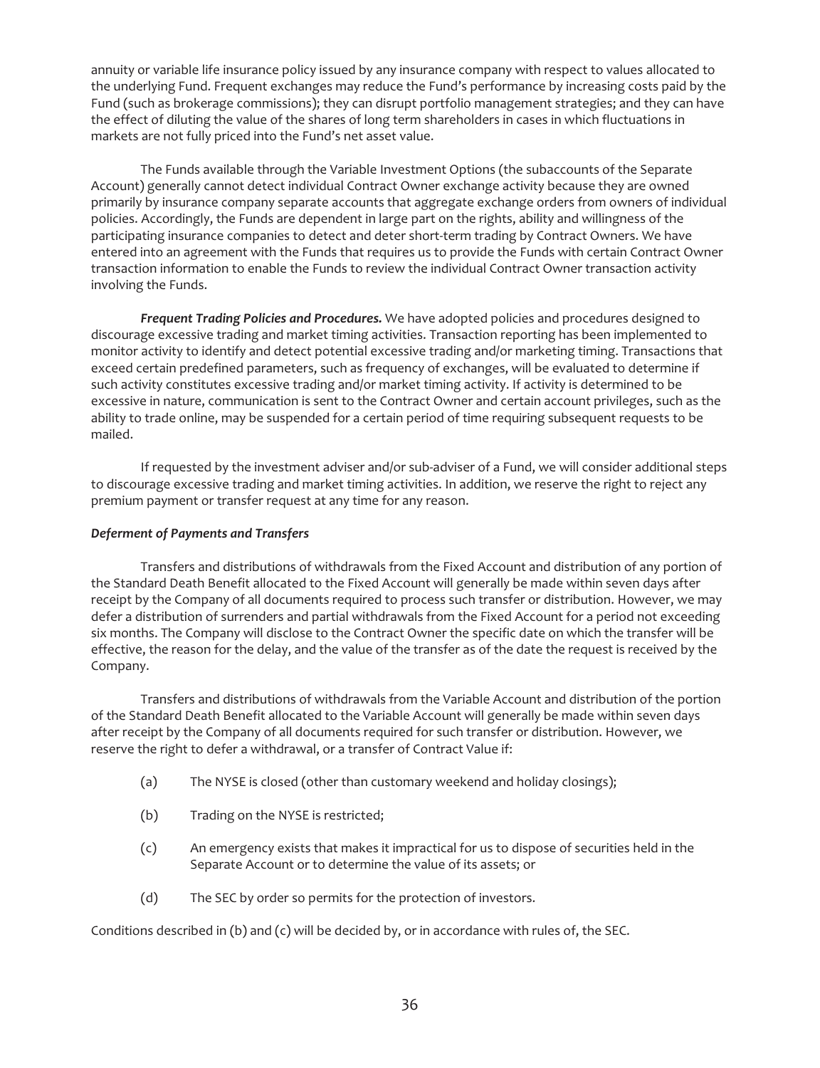annuity or variable life insurance policy issued by any insurance company with respect to values allocated to the underlying Fund. Frequent exchanges may reduce the Fund's performance by increasing costs paid by the Fund (such as brokerage commissions); they can disrupt portfolio management strategies; and they can have the effect of diluting the value of the shares of long term shareholders in cases in which fluctuations in markets are not fully priced into the Fund's net asset value.

The Funds available through the Variable Investment Options (the subaccounts of the Separate Account) generally cannot detect individual Contract Owner exchange activity because they are owned primarily by insurance company separate accounts that aggregate exchange orders from owners of individual policies. Accordingly, the Funds are dependent in large part on the rights, ability and willingness of the participating insurance companies to detect and deter short-term trading by Contract Owners. We have entered into an agreement with the Funds that requires us to provide the Funds with certain Contract Owner transaction information to enable the Funds to review the individual Contract Owner transaction activity involving the Funds.

***Frequent Trading Policies and Procedures.*** We have adopted policies and procedures designed to discourage excessive trading and market timing activities. Transaction reporting has been implemented to monitor activity to identify and detect potential excessive trading and/or marketing timing. Transactions that exceed certain predefined parameters, such as frequency of exchanges, will be evaluated to determine if such activity constitutes excessive trading and/or market timing activity. If activity is determined to be excessive in nature, communication is sent to the Contract Owner and certain account privileges, such as the ability to trade online, may be suspended for a certain period of time requiring subsequent requests to be mailed.

If requested by the investment adviser and/or sub-adviser of a Fund, we will consider additional steps to discourage excessive trading and market timing activities. In addition, we reserve the right to reject any premium payment or transfer request at any time for any reason.

***Deferment of Payments and Transfers***

Transfers and distributions of withdrawals from the Fixed Account and distribution of any portion of the Standard Death Benefit allocated to the Fixed Account will generally be made within seven days after receipt by the Company of all documents required to process such transfer or distribution. However, we may defer a distribution of surrenders and partial withdrawals from the Fixed Account for a period not exceeding six months. The Company will disclose to the Contract Owner the specific date on which the transfer will be effective, the reason for the delay, and the value of the transfer as of the date the request is received by the Company.

Transfers and distributions of withdrawals from the Variable Account and distribution of the portion of the Standard Death Benefit allocated to the Variable Account will generally be made within seven days after receipt by the Company of all documents required for such transfer or distribution. However, we reserve the right to defer a withdrawal, or a transfer of Contract Value if:

(a) The NYSE is closed (other than customary weekend and holiday closings);

(b) Trading on the NYSE is restricted;

(c) An emergency exists that makes it impractical for us to dispose of securities held in the Separate Account or to determine the value of its assets; or

(d) The SEC by order so permits for the protection of investors.

Conditions described in (b) and (c) will be decided by, or in accordance with rules of, the SEC.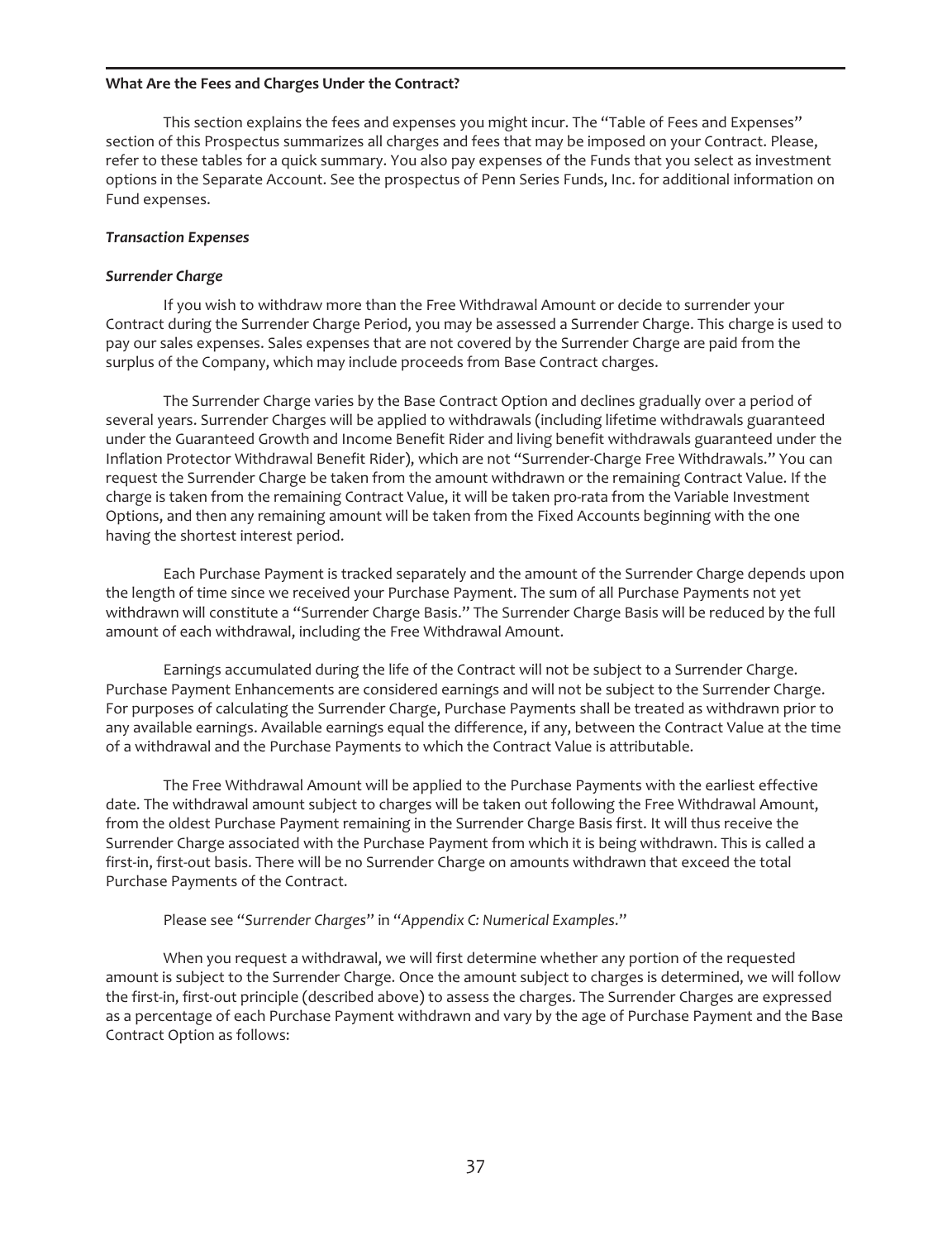### What Are the Fees and Charges Under the Contract?

This section explains the fees and expenses you might incur. The "Table of Fees and Expenses" section of this Prospectus summarizes all charges and fees that may be imposed on your Contract. Please, refer to these tables for a quick summary. You also pay expenses of the Funds that you select as investment options in the Separate Account. See the prospectus of Penn Series Funds, Inc. for additional information on Fund expenses.

***Transaction Expenses***

***Surrender Charge***

If you wish to withdraw more than the Free Withdrawal Amount or decide to surrender your Contract during the Surrender Charge Period, you may be assessed a Surrender Charge. This charge is used to pay our sales expenses. Sales expenses that are not covered by the Surrender Charge are paid from the surplus of the Company, which may include proceeds from Base Contract charges.

The Surrender Charge varies by the Base Contract Option and declines gradually over a period of several years. Surrender Charges will be applied to withdrawals (including lifetime withdrawals guaranteed under the Guaranteed Growth and Income Benefit Rider and living benefit withdrawals guaranteed under the Inflation Protector Withdrawal Benefit Rider), which are not "Surrender-Charge Free Withdrawals." You can request the Surrender Charge be taken from the amount withdrawn or the remaining Contract Value. If the charge is taken from the remaining Contract Value, it will be taken pro-rata from the Variable Investment Options, and then any remaining amount will be taken from the Fixed Accounts beginning with the one having the shortest interest period.

Each Purchase Payment is tracked separately and the amount of the Surrender Charge depends upon the length of time since we received your Purchase Payment. The sum of all Purchase Payments not yet withdrawn will constitute a "Surrender Charge Basis." The Surrender Charge Basis will be reduced by the full amount of each withdrawal, including the Free Withdrawal Amount.

Earnings accumulated during the life of the Contract will not be subject to a Surrender Charge. Purchase Payment Enhancements are considered earnings and will not be subject to the Surrender Charge. For purposes of calculating the Surrender Charge, Purchase Payments shall be treated as withdrawn prior to any available earnings. Available earnings equal the difference, if any, between the Contract Value at the time of a withdrawal and the Purchase Payments to which the Contract Value is attributable.

The Free Withdrawal Amount will be applied to the Purchase Payments with the earliest effective date. The withdrawal amount subject to charges will be taken out following the Free Withdrawal Amount, from the oldest Purchase Payment remaining in the Surrender Charge Basis first. It will thus receive the Surrender Charge associated with the Purchase Payment from which it is being withdrawn. This is called a first-in, first-out basis. There will be no Surrender Charge on amounts withdrawn that exceed the total Purchase Payments of the Contract.

Please see "*Surrender Charges*" in "*Appendix C: Numerical Examples*."

When you request a withdrawal, we will first determine whether any portion of the requested amount is subject to the Surrender Charge. Once the amount subject to charges is determined, we will follow the first-in, first-out principle (described above) to assess the charges. The Surrender Charges are expressed as a percentage of each Purchase Payment withdrawn and vary by the age of Purchase Payment and the Base Contract Option as follows: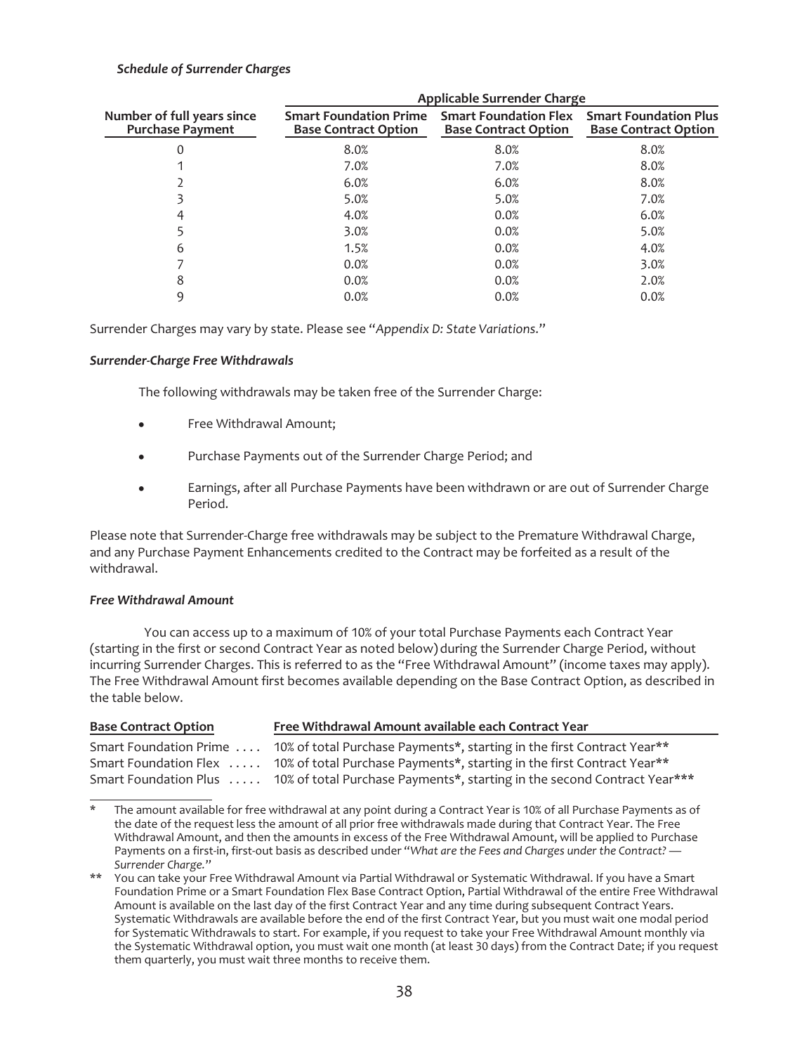***Schedule of Surrender Charges***

| Number of full years since Purchase Payment | Applicable Surrender Charge | | |
|---|---|---|---|
| | **Smart Foundation Prime Base Contract Option** | **Smart Foundation Flex Base Contract Option** | **Smart Foundation Plus Base Contract Option** |
| 0 | 8.0% | 8.0% | 8.0% |
| 1 | 7.0% | 7.0% | 8.0% |
| 2 | 6.0% | 6.0% | 8.0% |
| 3 | 5.0% | 5.0% | 7.0% |
| 4 | 4.0% | 0.0% | 6.0% |
| 5 | 3.0% | 0.0% | 5.0% |
| 6 | 1.5% | 0.0% | 4.0% |
| 7 | 0.0% | 0.0% | 3.0% |
| 8 | 0.0% | 0.0% | 2.0% |
| 9 | 0.0% | 0.0% | 0.0% |

Surrender Charges may vary by state. Please see "*Appendix D: State Variations*."

***Surrender-Charge Free Withdrawals***

The following withdrawals may be taken free of the Surrender Charge:

- Free Withdrawal Amount;
- Purchase Payments out of the Surrender Charge Period; and
- Earnings, after all Purchase Payments have been withdrawn or are out of Surrender Charge Period.

Please note that Surrender-Charge free withdrawals may be subject to the Premature Withdrawal Charge, and any Purchase Payment Enhancements credited to the Contract may be forfeited as a result of the withdrawal.

***Free Withdrawal Amount***

You can access up to a maximum of 10% of your total Purchase Payments each Contract Year (starting in the first or second Contract Year as noted below) during the Surrender Charge Period, without incurring Surrender Charges. This is referred to as the "Free Withdrawal Amount" (income taxes may apply). The Free Withdrawal Amount first becomes available depending on the Base Contract Option, as described in the table below.

| Base Contract Option | Free Withdrawal Amount available each Contract Year |
|---|---|
| Smart Foundation Prime | 10% of total Purchase Payments*, starting in the first Contract Year** |
| Smart Foundation Flex | 10% of total Purchase Payments*, starting in the first Contract Year** |
| Smart Foundation Plus | 10% of total Purchase Payments*, starting in the second Contract Year*** |

\* The amount available for free withdrawal at any point during a Contract Year is 10% of all Purchase Payments as of the date of the request less the amount of all prior free withdrawals made during that Contract Year. The Free Withdrawal Amount, and then the amounts in excess of the Free Withdrawal Amount, will be applied to Purchase Payments on a first-in, first-out basis as described under "*What are the Fees and Charges under the Contract? — Surrender Charge.*"

** You can take your Free Withdrawal Amount via Partial Withdrawal or Systematic Withdrawal. If you have a Smart Foundation Prime or a Smart Foundation Flex Base Contract Option, Partial Withdrawal of the entire Free Withdrawal Amount is available on the last day of the first Contract Year and any time during subsequent Contract Years. Systematic Withdrawals are available before the end of the first Contract Year, but you must wait one modal period for Systematic Withdrawals to start. For example, if you request to take your Free Withdrawal Amount monthly via the Systematic Withdrawal option, you must wait one month (at least 30 days) from the Contract Date; if you request them quarterly, you must wait three months to receive them.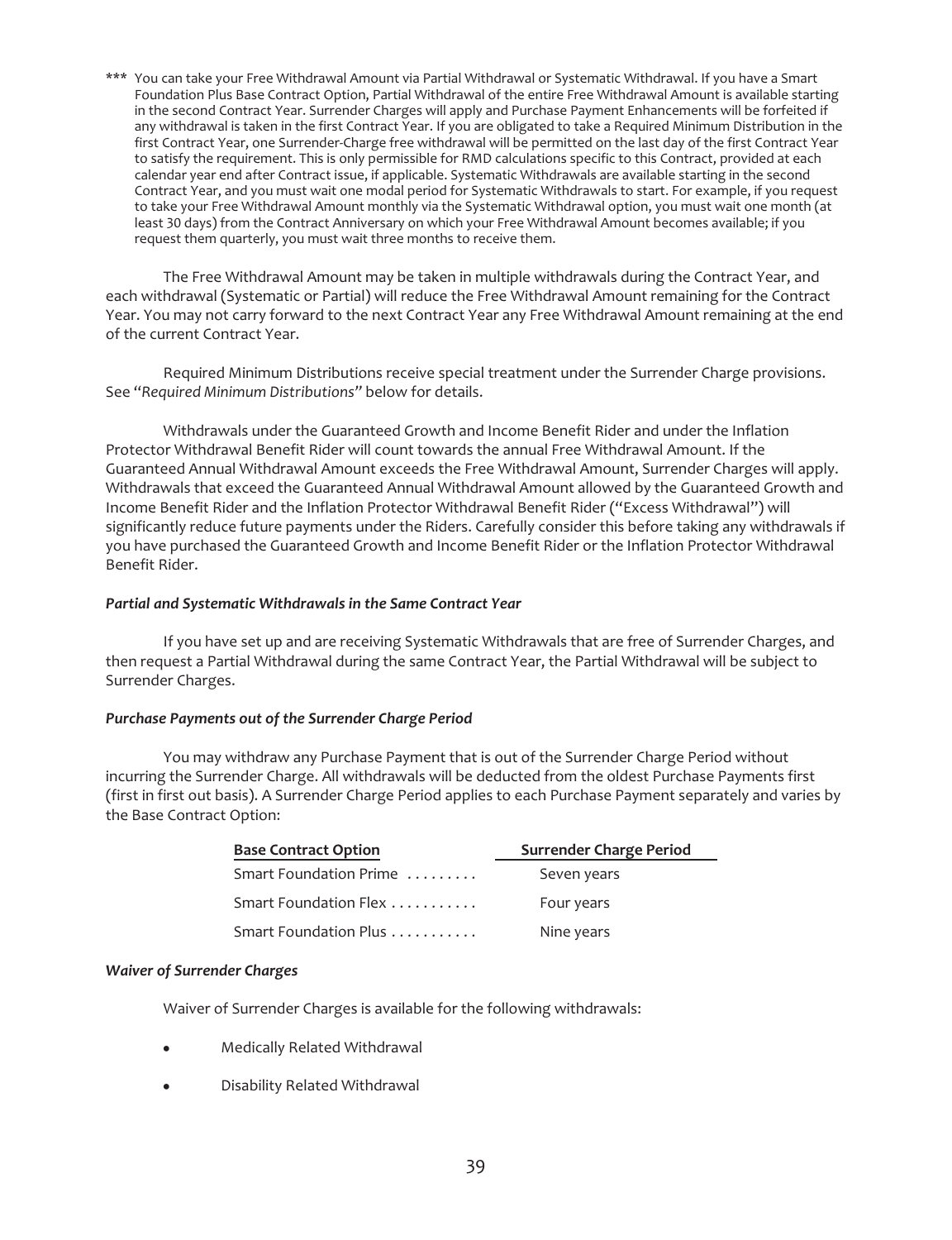*** You can take your Free Withdrawal Amount via Partial Withdrawal or Systematic Withdrawal. If you have a Smart Foundation Plus Base Contract Option, Partial Withdrawal of the entire Free Withdrawal Amount is available starting in the second Contract Year. Surrender Charges will apply and Purchase Payment Enhancements will be forfeited if any withdrawal is taken in the first Contract Year. If you are obligated to take a Required Minimum Distribution in the first Contract Year, one Surrender-Charge free withdrawal will be permitted on the last day of the first Contract Year to satisfy the requirement. This is only permissible for RMD calculations specific to this Contract, provided at each calendar year end after Contract issue, if applicable. Systematic Withdrawals are available starting in the second Contract Year, and you must wait one modal period for Systematic Withdrawals to start. For example, if you request to take your Free Withdrawal Amount monthly via the Systematic Withdrawal option, you must wait one month (at least 30 days) from the Contract Anniversary on which your Free Withdrawal Amount becomes available; if you request them quarterly, you must wait three months to receive them.

The Free Withdrawal Amount may be taken in multiple withdrawals during the Contract Year, and each withdrawal (Systematic or Partial) will reduce the Free Withdrawal Amount remaining for the Contract Year. You may not carry forward to the next Contract Year any Free Withdrawal Amount remaining at the end of the current Contract Year.

Required Minimum Distributions receive special treatment under the Surrender Charge provisions. See "*Required Minimum Distributions*" below for details.

Withdrawals under the Guaranteed Growth and Income Benefit Rider and under the Inflation Protector Withdrawal Benefit Rider will count towards the annual Free Withdrawal Amount. If the Guaranteed Annual Withdrawal Amount exceeds the Free Withdrawal Amount, Surrender Charges will apply. Withdrawals that exceed the Guaranteed Annual Withdrawal Amount allowed by the Guaranteed Growth and Income Benefit Rider and the Inflation Protector Withdrawal Benefit Rider ("Excess Withdrawal") will significantly reduce future payments under the Riders. Carefully consider this before taking any withdrawals if you have purchased the Guaranteed Growth and Income Benefit Rider or the Inflation Protector Withdrawal Benefit Rider.

***Partial and Systematic Withdrawals in the Same Contract Year***

If you have set up and are receiving Systematic Withdrawals that are free of Surrender Charges, and then request a Partial Withdrawal during the same Contract Year, the Partial Withdrawal will be subject to Surrender Charges.

***Purchase Payments out of the Surrender Charge Period***

You may withdraw any Purchase Payment that is out of the Surrender Charge Period without incurring the Surrender Charge. All withdrawals will be deducted from the oldest Purchase Payments first (first in first out basis). A Surrender Charge Period applies to each Purchase Payment separately and varies by the Base Contract Option:

| Base Contract Option | Surrender Charge Period |
|---|---|
| Smart Foundation Prime | Seven years |
| Smart Foundation Flex | Four years |
| Smart Foundation Plus | Nine years |

***Waiver of Surrender Charges***

Waiver of Surrender Charges is available for the following withdrawals:

- Medically Related Withdrawal
- Disability Related Withdrawal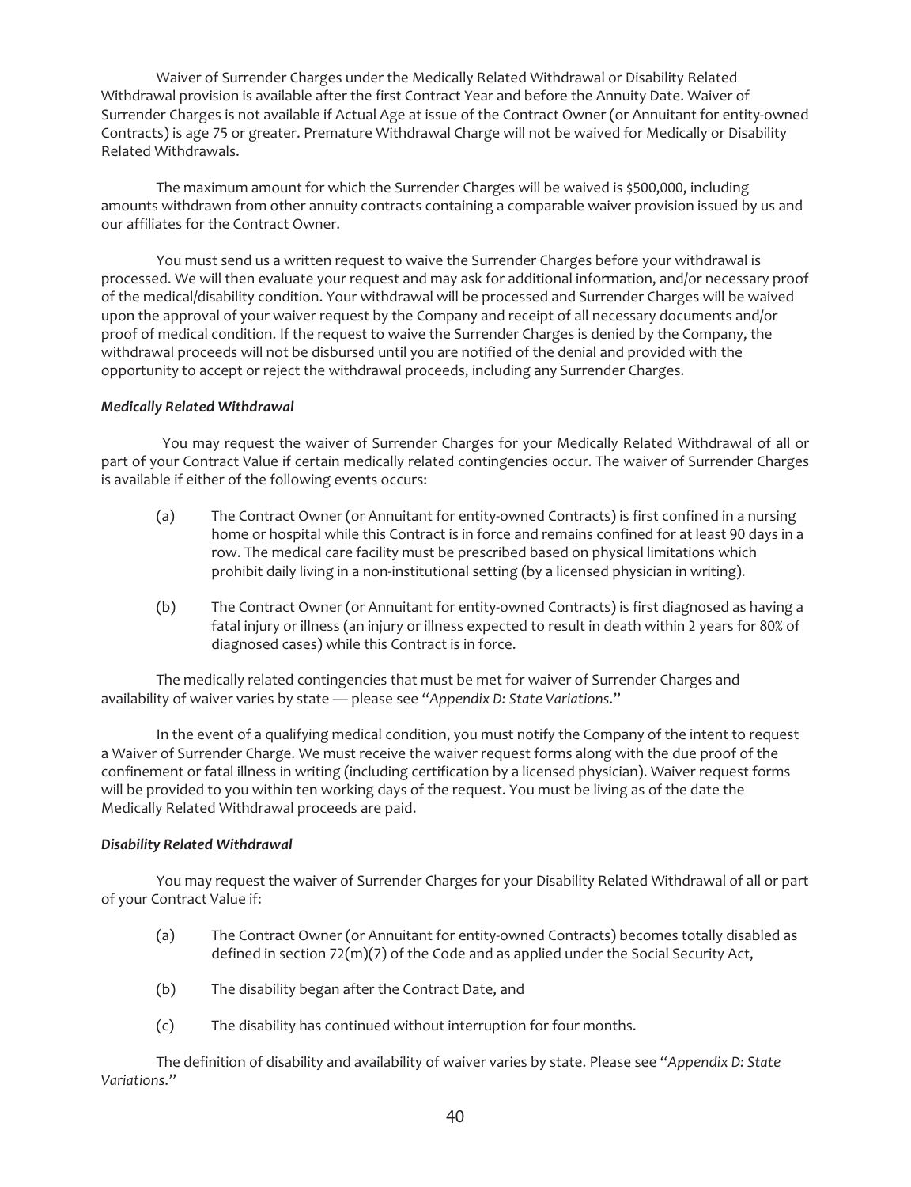Waiver of Surrender Charges under the Medically Related Withdrawal or Disability Related Withdrawal provision is available after the first Contract Year and before the Annuity Date. Waiver of Surrender Charges is not available if Actual Age at issue of the Contract Owner (or Annuitant for entity-owned Contracts) is age 75 or greater. Premature Withdrawal Charge will not be waived for Medically or Disability Related Withdrawals.

The maximum amount for which the Surrender Charges will be waived is $500,000, including amounts withdrawn from other annuity contracts containing a comparable waiver provision issued by us and our affiliates for the Contract Owner.

You must send us a written request to waive the Surrender Charges before your withdrawal is processed. We will then evaluate your request and may ask for additional information, and/or necessary proof of the medical/disability condition. Your withdrawal will be processed and Surrender Charges will be waived upon the approval of your waiver request by the Company and receipt of all necessary documents and/or proof of medical condition. If the request to waive the Surrender Charges is denied by the Company, the withdrawal proceeds will not be disbursed until you are notified of the denial and provided with the opportunity to accept or reject the withdrawal proceeds, including any Surrender Charges.

***Medically Related Withdrawal***

You may request the waiver of Surrender Charges for your Medically Related Withdrawal of all or part of your Contract Value if certain medically related contingencies occur. The waiver of Surrender Charges is available if either of the following events occurs:

(a) The Contract Owner (or Annuitant for entity-owned Contracts) is first confined in a nursing home or hospital while this Contract is in force and remains confined for at least 90 days in a row. The medical care facility must be prescribed based on physical limitations which prohibit daily living in a non-institutional setting (by a licensed physician in writing).

(b) The Contract Owner (or Annuitant for entity-owned Contracts) is first diagnosed as having a fatal injury or illness (an injury or illness expected to result in death within 2 years for 80% of diagnosed cases) while this Contract is in force.

The medically related contingencies that must be met for waiver of Surrender Charges and availability of waiver varies by state — please see "*Appendix D: State Variations*."

In the event of a qualifying medical condition, you must notify the Company of the intent to request a Waiver of Surrender Charge. We must receive the waiver request forms along with the due proof of the confinement or fatal illness in writing (including certification by a licensed physician). Waiver request forms will be provided to you within ten working days of the request. You must be living as of the date the Medically Related Withdrawal proceeds are paid.

***Disability Related Withdrawal***

You may request the waiver of Surrender Charges for your Disability Related Withdrawal of all or part of your Contract Value if:

(a) The Contract Owner (or Annuitant for entity-owned Contracts) becomes totally disabled as defined in section 72(m)(7) of the Code and as applied under the Social Security Act,

(b) The disability began after the Contract Date, and

(c) The disability has continued without interruption for four months.

The definition of disability and availability of waiver varies by state. Please see "*Appendix D: State Variations*."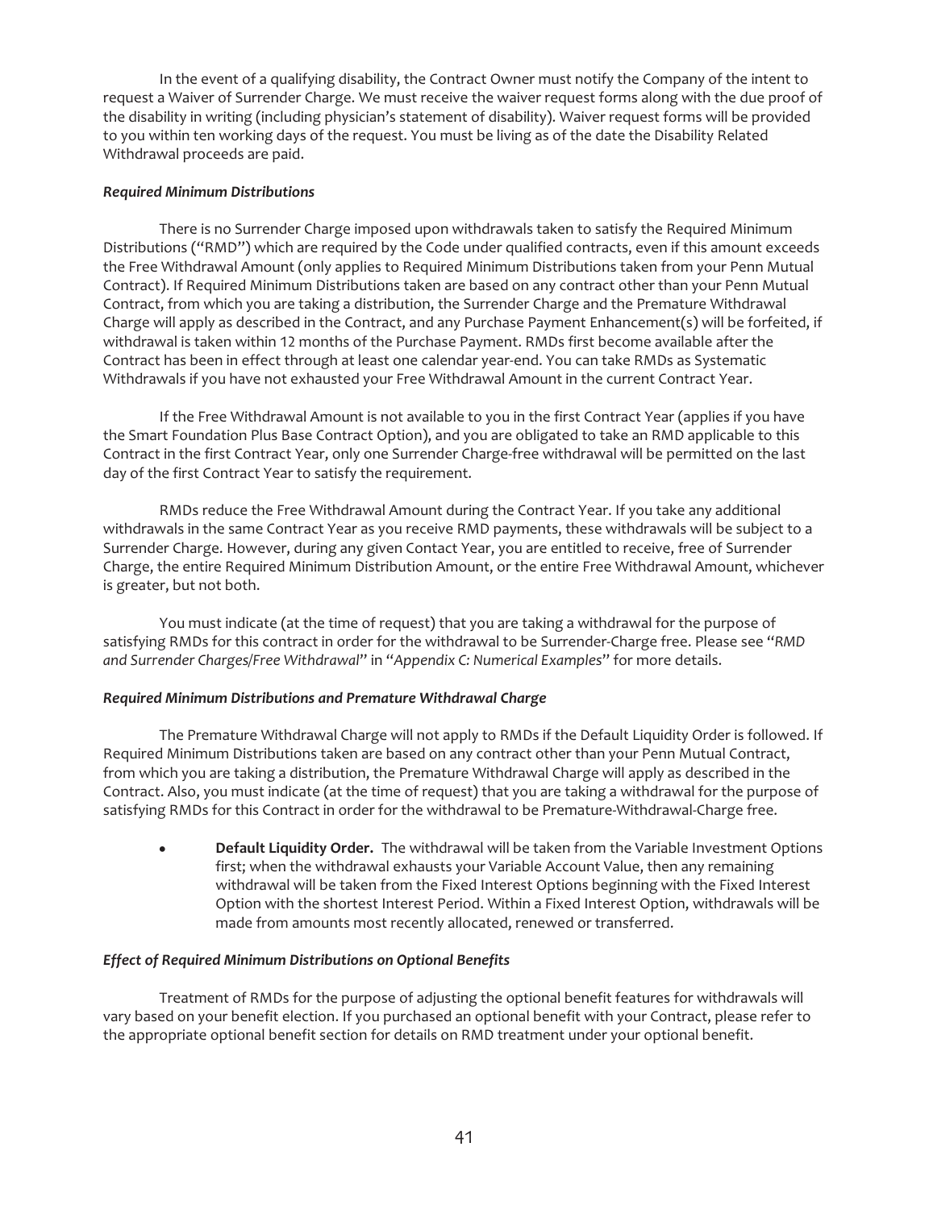In the event of a qualifying disability, the Contract Owner must notify the Company of the intent to request a Waiver of Surrender Charge. We must receive the waiver request forms along with the due proof of the disability in writing (including physician's statement of disability). Waiver request forms will be provided to you within ten working days of the request. You must be living as of the date the Disability Related Withdrawal proceeds are paid.

***Required Minimum Distributions***

There is no Surrender Charge imposed upon withdrawals taken to satisfy the Required Minimum Distributions ("RMD") which are required by the Code under qualified contracts, even if this amount exceeds the Free Withdrawal Amount (only applies to Required Minimum Distributions taken from your Penn Mutual Contract). If Required Minimum Distributions taken are based on any contract other than your Penn Mutual Contract, from which you are taking a distribution, the Surrender Charge and the Premature Withdrawal Charge will apply as described in the Contract, and any Purchase Payment Enhancement(s) will be forfeited, if withdrawal is taken within 12 months of the Purchase Payment. RMDs first become available after the Contract has been in effect through at least one calendar year-end. You can take RMDs as Systematic Withdrawals if you have not exhausted your Free Withdrawal Amount in the current Contract Year.

If the Free Withdrawal Amount is not available to you in the first Contract Year (applies if you have the Smart Foundation Plus Base Contract Option), and you are obligated to take an RMD applicable to this Contract in the first Contract Year, only one Surrender Charge-free withdrawal will be permitted on the last day of the first Contract Year to satisfy the requirement.

RMDs reduce the Free Withdrawal Amount during the Contract Year. If you take any additional withdrawals in the same Contract Year as you receive RMD payments, these withdrawals will be subject to a Surrender Charge. However, during any given Contact Year, you are entitled to receive, free of Surrender Charge, the entire Required Minimum Distribution Amount, or the entire Free Withdrawal Amount, whichever is greater, but not both.

You must indicate (at the time of request) that you are taking a withdrawal for the purpose of satisfying RMDs for this contract in order for the withdrawal to be Surrender-Charge free. Please see "*RMD and Surrender Charges/Free Withdrawal*" in "*Appendix C: Numerical Examples*" for more details.

***Required Minimum Distributions and Premature Withdrawal Charge***

The Premature Withdrawal Charge will not apply to RMDs if the Default Liquidity Order is followed. If Required Minimum Distributions taken are based on any contract other than your Penn Mutual Contract, from which you are taking a distribution, the Premature Withdrawal Charge will apply as described in the Contract. Also, you must indicate (at the time of request) that you are taking a withdrawal for the purpose of satisfying RMDs for this Contract in order for the withdrawal to be Premature-Withdrawal-Charge free.

- **Default Liquidity Order.** The withdrawal will be taken from the Variable Investment Options first; when the withdrawal exhausts your Variable Account Value, then any remaining withdrawal will be taken from the Fixed Interest Options beginning with the Fixed Interest Option with the shortest Interest Period. Within a Fixed Interest Option, withdrawals will be made from amounts most recently allocated, renewed or transferred.

***Effect of Required Minimum Distributions on Optional Benefits***

Treatment of RMDs for the purpose of adjusting the optional benefit features for withdrawals will vary based on your benefit election. If you purchased an optional benefit with your Contract, please refer to the appropriate optional benefit section for details on RMD treatment under your optional benefit.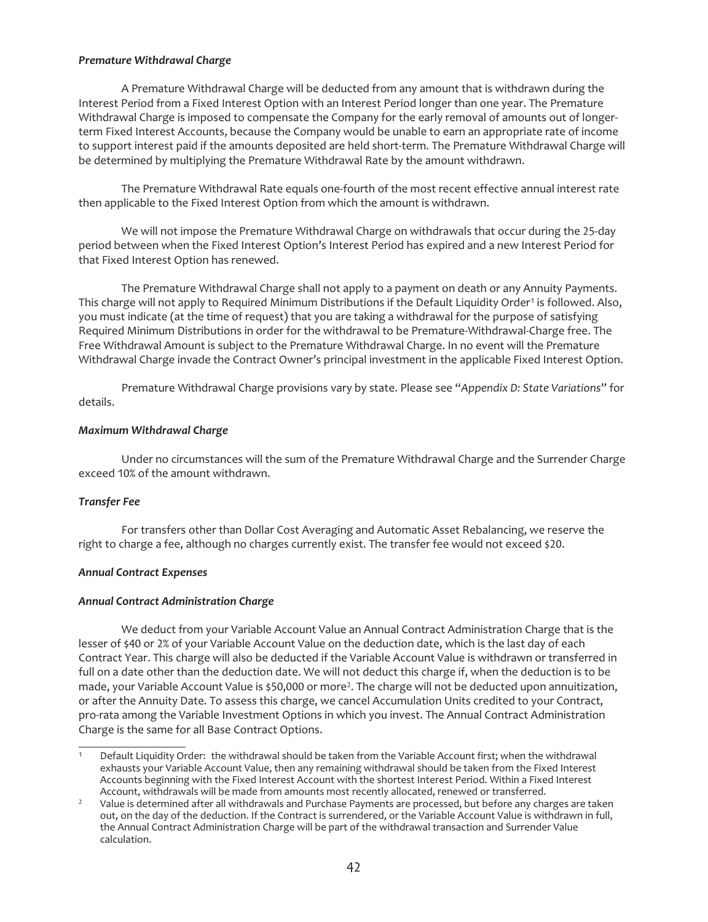***Premature Withdrawal Charge***

A Premature Withdrawal Charge will be deducted from any amount that is withdrawn during the Interest Period from a Fixed Interest Option with an Interest Period longer than one year. The Premature Withdrawal Charge is imposed to compensate the Company for the early removal of amounts out of longer-term Fixed Interest Accounts, because the Company would be unable to earn an appropriate rate of income to support interest paid if the amounts deposited are held short-term. The Premature Withdrawal Charge will be determined by multiplying the Premature Withdrawal Rate by the amount withdrawn.

The Premature Withdrawal Rate equals one-fourth of the most recent effective annual interest rate then applicable to the Fixed Interest Option from which the amount is withdrawn.

We will not impose the Premature Withdrawal Charge on withdrawals that occur during the 25-day period between when the Fixed Interest Option's Interest Period has expired and a new Interest Period for that Fixed Interest Option has renewed.

The Premature Withdrawal Charge shall not apply to a payment on death or any Annuity Payments. This charge will not apply to Required Minimum Distributions if the Default Liquidity Order[1] is followed. Also, you must indicate (at the time of request) that you are taking a withdrawal for the purpose of satisfying Required Minimum Distributions in order for the withdrawal to be Premature-Withdrawal-Charge free. The Free Withdrawal Amount is subject to the Premature Withdrawal Charge. In no event will the Premature Withdrawal Charge invade the Contract Owner's principal investment in the applicable Fixed Interest Option.

Premature Withdrawal Charge provisions vary by state. Please see "*Appendix D: State Variations*" for details.

***Maximum Withdrawal Charge***

Under no circumstances will the sum of the Premature Withdrawal Charge and the Surrender Charge exceed 10% of the amount withdrawn.

***Transfer Fee***

For transfers other than Dollar Cost Averaging and Automatic Asset Rebalancing, we reserve the right to charge a fee, although no charges currently exist. The transfer fee would not exceed $20.

***Annual Contract Expenses***

***Annual Contract Administration Charge***

We deduct from your Variable Account Value an Annual Contract Administration Charge that is the lesser of $40 or 2% of your Variable Account Value on the deduction date, which is the last day of each Contract Year. This charge will also be deducted if the Variable Account Value is withdrawn or transferred in full on a date other than the deduction date. We will not deduct this charge if, when the deduction is to be made, your Variable Account Value is $50,000 or more[2]. The charge will not be deducted upon annuitization, or after the Annuity Date. To assess this charge, we cancel Accumulation Units credited to your Contract, pro-rata among the Variable Investment Options in which you invest. The Annual Contract Administration Charge is the same for all Base Contract Options.

---

[1] Default Liquidity Order: the withdrawal should be taken from the Variable Account first; when the withdrawal exhausts your Variable Account Value, then any remaining withdrawal should be taken from the Fixed Interest Accounts beginning with the Fixed Interest Account with the shortest Interest Period. Within a Fixed Interest Account, withdrawals will be made from amounts most recently allocated, renewed or transferred.

[2] Value is determined after all withdrawals and Purchase Payments are processed, but before any charges are taken out, on the day of the deduction. If the Contract is surrendered, or the Variable Account Value is withdrawn in full, the Annual Contract Administration Charge will be part of the withdrawal transaction and Surrender Value calculation.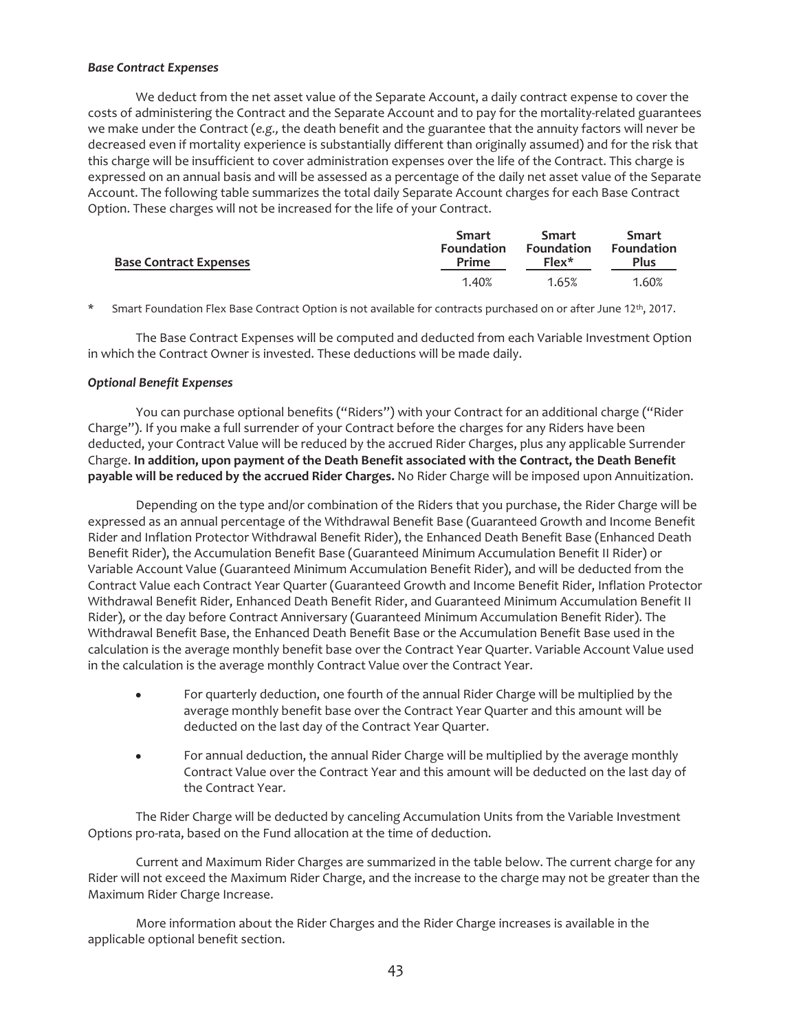***Base Contract Expenses***

We deduct from the net asset value of the Separate Account, a daily contract expense to cover the costs of administering the Contract and the Separate Account and to pay for the mortality-related guarantees we make under the Contract (*e.g.,* the death benefit and the guarantee that the annuity factors will never be decreased even if mortality experience is substantially different than originally assumed) and for the risk that this charge will be insufficient to cover administration expenses over the life of the Contract. This charge is expressed on an annual basis and will be assessed as a percentage of the daily net asset value of the Separate Account. The following table summarizes the total daily Separate Account charges for each Base Contract Option. These charges will not be increased for the life of your Contract.

| Base Contract Expenses | Smart Foundation Prime | Smart Foundation Flex* | Smart Foundation Plus |
|---|---|---|---|
| | 1.40% | 1.65% | 1.60% |

\* Smart Foundation Flex Base Contract Option is not available for contracts purchased on or after June 12th, 2017.

The Base Contract Expenses will be computed and deducted from each Variable Investment Option in which the Contract Owner is invested. These deductions will be made daily.

***Optional Benefit Expenses***

You can purchase optional benefits ("Riders") with your Contract for an additional charge ("Rider Charge"). If you make a full surrender of your Contract before the charges for any Riders have been deducted, your Contract Value will be reduced by the accrued Rider Charges, plus any applicable Surrender Charge. **In addition, upon payment of the Death Benefit associated with the Contract, the Death Benefit payable will be reduced by the accrued Rider Charges.** No Rider Charge will be imposed upon Annuitization.

Depending on the type and/or combination of the Riders that you purchase, the Rider Charge will be expressed as an annual percentage of the Withdrawal Benefit Base (Guaranteed Growth and Income Benefit Rider and Inflation Protector Withdrawal Benefit Rider), the Enhanced Death Benefit Base (Enhanced Death Benefit Rider), the Accumulation Benefit Base (Guaranteed Minimum Accumulation Benefit II Rider) or Variable Account Value (Guaranteed Minimum Accumulation Benefit Rider), and will be deducted from the Contract Value each Contract Year Quarter (Guaranteed Growth and Income Benefit Rider, Inflation Protector Withdrawal Benefit Rider, Enhanced Death Benefit Rider, and Guaranteed Minimum Accumulation Benefit II Rider), or the day before Contract Anniversary (Guaranteed Minimum Accumulation Benefit Rider). The Withdrawal Benefit Base, the Enhanced Death Benefit Base or the Accumulation Benefit Base used in the calculation is the average monthly benefit base over the Contract Year Quarter. Variable Account Value used in the calculation is the average monthly Contract Value over the Contract Year.

- For quarterly deduction, one fourth of the annual Rider Charge will be multiplied by the average monthly benefit base over the Contract Year Quarter and this amount will be deducted on the last day of the Contract Year Quarter.
- For annual deduction, the annual Rider Charge will be multiplied by the average monthly Contract Value over the Contract Year and this amount will be deducted on the last day of the Contract Year.

The Rider Charge will be deducted by canceling Accumulation Units from the Variable Investment Options pro-rata, based on the Fund allocation at the time of deduction.

Current and Maximum Rider Charges are summarized in the table below. The current charge for any Rider will not exceed the Maximum Rider Charge, and the increase to the charge may not be greater than the Maximum Rider Charge Increase.

More information about the Rider Charges and the Rider Charge increases is available in the applicable optional benefit section.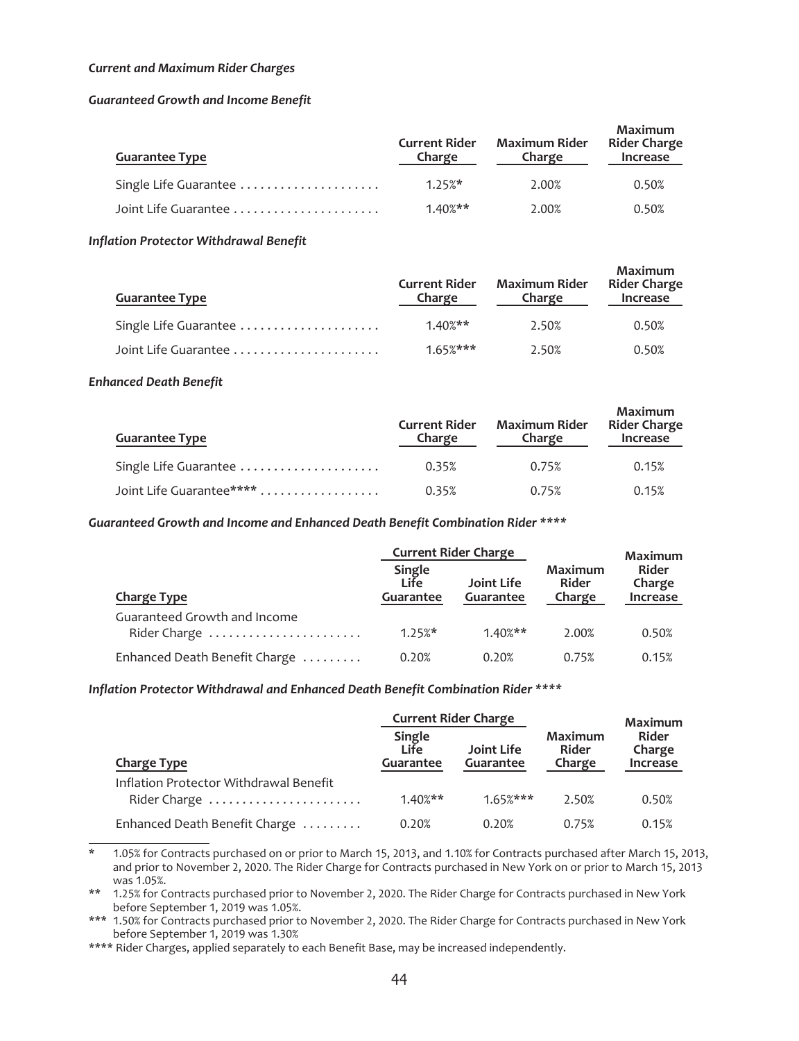***Current and Maximum Rider Charges***

***Guaranteed Growth and Income Benefit***

| Guarantee Type | Current Rider Charge | Maximum Rider Charge | Maximum Rider Charge Increase |
|---|---|---|---|
| Single Life Guarantee | 1.25%* | 2.00% | 0.50% |
| Joint Life Guarantee | 1.40%** | 2.00% | 0.50% |

***Inflation Protector Withdrawal Benefit***

| Guarantee Type | Current Rider Charge | Maximum Rider Charge | Maximum Rider Charge Increase |
|---|---|---|---|
| Single Life Guarantee | 1.40%** | 2.50% | 0.50% |
| Joint Life Guarantee | 1.65%*** | 2.50% | 0.50% |

***Enhanced Death Benefit***

| Guarantee Type | Current Rider Charge | Maximum Rider Charge | Maximum Rider Charge Increase |
|---|---|---|---|
| Single Life Guarantee | 0.35% | 0.75% | 0.15% |
| Joint Life Guarantee**** | 0.35% | 0.75% | 0.15% |

***Guaranteed Growth and Income and Enhanced Death Benefit Combination Rider *****

| | Current Rider Charge | | | |
|---|---|---|---|---|
| Charge Type | Single Life Guarantee | Joint Life Guarantee | Maximum Rider Charge | Maximum Rider Charge Increase |
| Guaranteed Growth and Income Rider Charge | 1.25%* | 1.40%** | 2.00% | 0.50% |
| Enhanced Death Benefit Charge | 0.20% | 0.20% | 0.75% | 0.15% |

***Inflation Protector Withdrawal and Enhanced Death Benefit Combination Rider *****

| | Current Rider Charge | | | |
|---|---|---|---|---|
| Charge Type | Single Life Guarantee | Joint Life Guarantee | Maximum Rider Charge | Maximum Rider Charge Increase |
| Inflation Protector Withdrawal Benefit Rider Charge | 1.40%** | 1.65%*** | 2.50% | 0.50% |
| Enhanced Death Benefit Charge | 0.20% | 0.20% | 0.75% | 0.15% |

\* 1.05% for Contracts purchased on or prior to March 15, 2013, and 1.10% for Contracts purchased after March 15, 2013, and prior to November 2, 2020. The Rider Charge for Contracts purchased in New York on or prior to March 15, 2013 was 1.05%.

** 1.25% for Contracts purchased prior to November 2, 2020. The Rider Charge for Contracts purchased in New York before September 1, 2019 was 1.05%.

*** 1.50% for Contracts purchased prior to November 2, 2020. The Rider Charge for Contracts purchased in New York before September 1, 2019 was 1.30%

**** Rider Charges, applied separately to each Benefit Base, may be increased independently.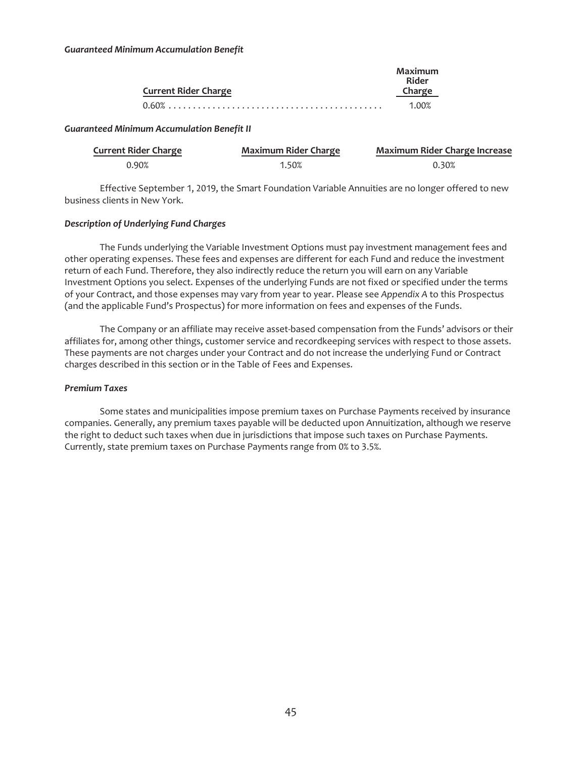***Guaranteed Minimum Accumulation Benefit***

| Current Rider Charge | Maximum Rider Charge |
|---|---|
| 0.60% | 1.00% |

***Guaranteed Minimum Accumulation Benefit II***

| Current Rider Charge | Maximum Rider Charge | Maximum Rider Charge Increase |
|---|---|---|
| 0.90% | 1.50% | 0.30% |

Effective September 1, 2019, the Smart Foundation Variable Annuities are no longer offered to new business clients in New York.

***Description of Underlying Fund Charges***

The Funds underlying the Variable Investment Options must pay investment management fees and other operating expenses. These fees and expenses are different for each Fund and reduce the investment return of each Fund. Therefore, they also indirectly reduce the return you will earn on any Variable Investment Options you select. Expenses of the underlying Funds are not fixed or specified under the terms of your Contract, and those expenses may vary from year to year. Please see *Appendix A* to this Prospectus (and the applicable Fund's Prospectus) for more information on fees and expenses of the Funds.

The Company or an affiliate may receive asset-based compensation from the Funds' advisors or their affiliates for, among other things, customer service and recordkeeping services with respect to those assets. These payments are not charges under your Contract and do not increase the underlying Fund or Contract charges described in this section or in the Table of Fees and Expenses.

***Premium Taxes***

Some states and municipalities impose premium taxes on Purchase Payments received by insurance companies. Generally, any premium taxes payable will be deducted upon Annuitization, although we reserve the right to deduct such taxes when due in jurisdictions that impose such taxes on Purchase Payments. Currently, state premium taxes on Purchase Payments range from 0% to 3.5%.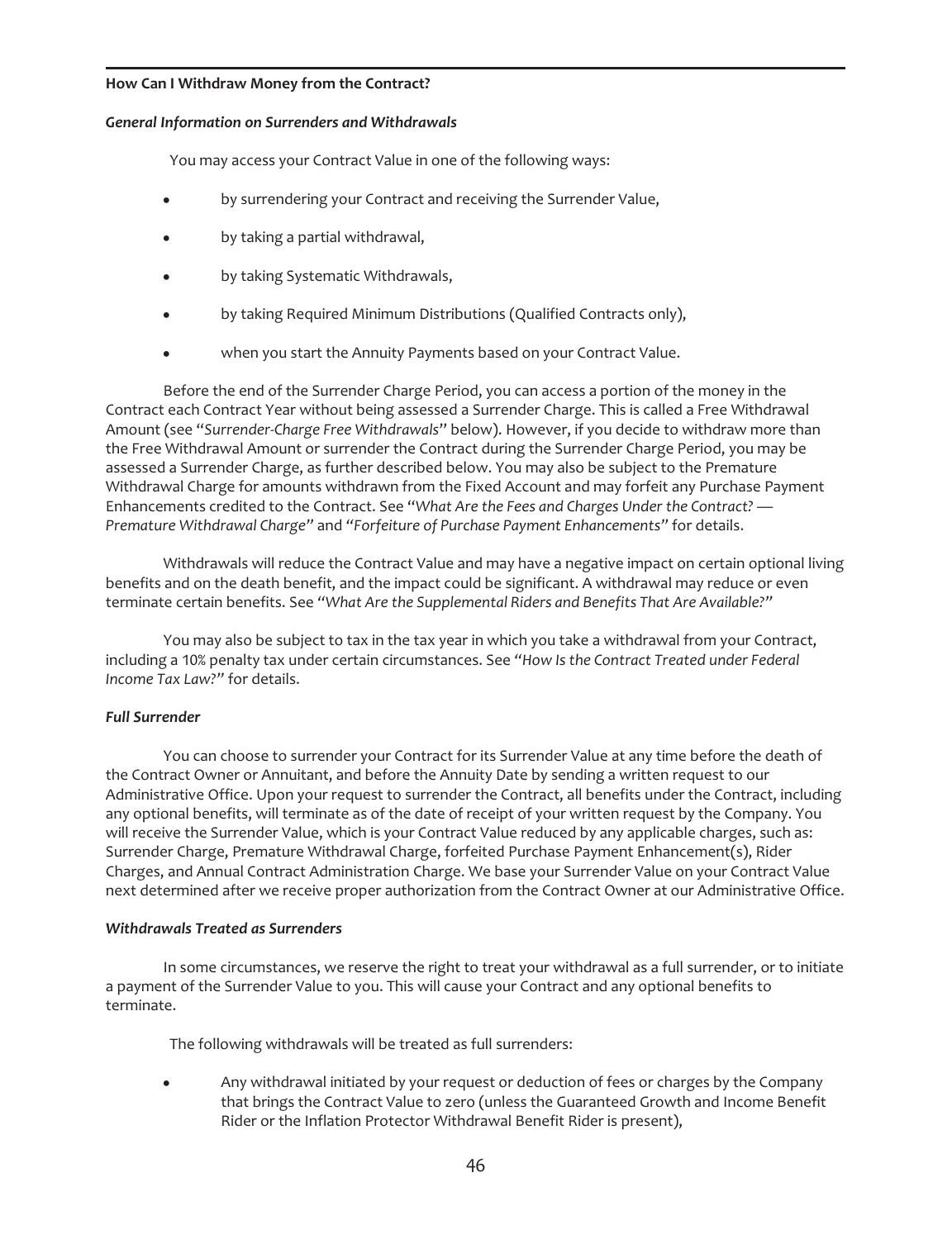**How Can I Withdraw Money from the Contract?**

***General Information on Surrenders and Withdrawals***

You may access your Contract Value in one of the following ways:

- by surrendering your Contract and receiving the Surrender Value,
- by taking a partial withdrawal,
- by taking Systematic Withdrawals,
- by taking Required Minimum Distributions (Qualified Contracts only),
- when you start the Annuity Payments based on your Contract Value.

Before the end of the Surrender Charge Period, you can access a portion of the money in the Contract each Contract Year without being assessed a Surrender Charge. This is called a Free Withdrawal Amount (see "*Surrender-Charge Free Withdrawals*" below). However, if you decide to withdraw more than the Free Withdrawal Amount or surrender the Contract during the Surrender Charge Period, you may be assessed a Surrender Charge, as further described below. You may also be subject to the Premature Withdrawal Charge for amounts withdrawn from the Fixed Account and may forfeit any Purchase Payment Enhancements credited to the Contract. See "*What Are the Fees and Charges Under the Contract? — Premature Withdrawal Charge*" and "*Forfeiture of Purchase Payment Enhancements*" for details.

Withdrawals will reduce the Contract Value and may have a negative impact on certain optional living benefits and on the death benefit, and the impact could be significant. A withdrawal may reduce or even terminate certain benefits. See "*What Are the Supplemental Riders and Benefits That Are Available?*"

You may also be subject to tax in the tax year in which you take a withdrawal from your Contract, including a 10% penalty tax under certain circumstances. See "*How Is the Contract Treated under Federal Income Tax Law?*" for details.

***Full Surrender***

You can choose to surrender your Contract for its Surrender Value at any time before the death of the Contract Owner or Annuitant, and before the Annuity Date by sending a written request to our Administrative Office. Upon your request to surrender the Contract, all benefits under the Contract, including any optional benefits, will terminate as of the date of receipt of your written request by the Company. You will receive the Surrender Value, which is your Contract Value reduced by any applicable charges, such as: Surrender Charge, Premature Withdrawal Charge, forfeited Purchase Payment Enhancement(s), Rider Charges, and Annual Contract Administration Charge. We base your Surrender Value on your Contract Value next determined after we receive proper authorization from the Contract Owner at our Administrative Office.

***Withdrawals Treated as Surrenders***

In some circumstances, we reserve the right to treat your withdrawal as a full surrender, or to initiate a payment of the Surrender Value to you. This will cause your Contract and any optional benefits to terminate.

The following withdrawals will be treated as full surrenders:

- Any withdrawal initiated by your request or deduction of fees or charges by the Company that brings the Contract Value to zero (unless the Guaranteed Growth and Income Benefit Rider or the Inflation Protector Withdrawal Benefit Rider is present),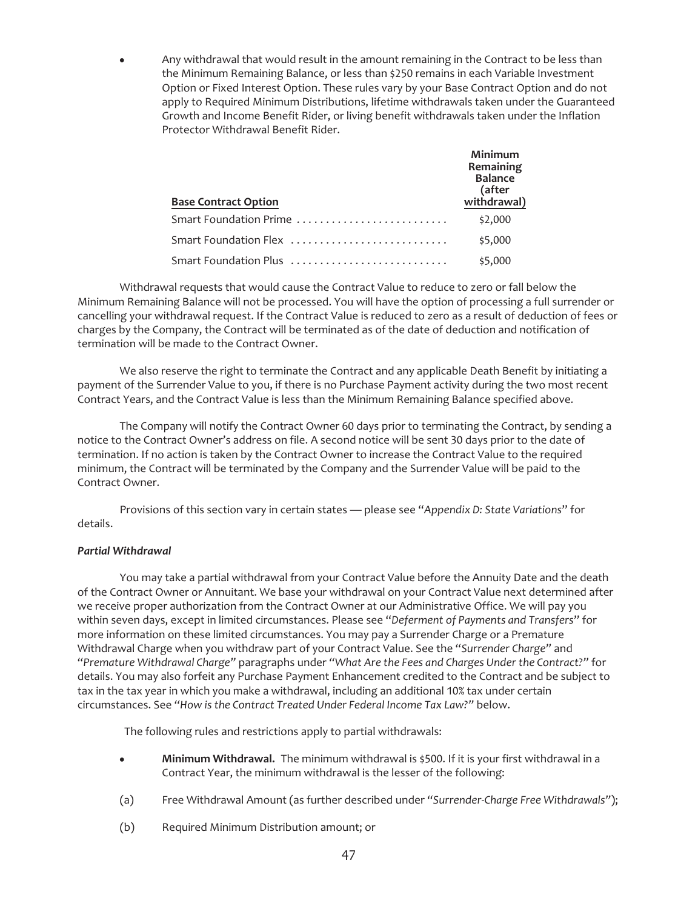- Any withdrawal that would result in the amount remaining in the Contract to be less than the Minimum Remaining Balance, or less than $250 remains in each Variable Investment Option or Fixed Interest Option. These rules vary by your Base Contract Option and do not apply to Required Minimum Distributions, lifetime withdrawals taken under the Guaranteed Growth and Income Benefit Rider, or living benefit withdrawals taken under the Inflation Protector Withdrawal Benefit Rider.

| Base Contract Option | Minimum Remaining Balance (after withdrawal) |
|---|---|
| Smart Foundation Prime | $2,000 |
| Smart Foundation Flex | $5,000 |
| Smart Foundation Plus | $5,000 |

Withdrawal requests that would cause the Contract Value to reduce to zero or fall below the Minimum Remaining Balance will not be processed. You will have the option of processing a full surrender or cancelling your withdrawal request. If the Contract Value is reduced to zero as a result of deduction of fees or charges by the Company, the Contract will be terminated as of the date of deduction and notification of termination will be made to the Contract Owner.

We also reserve the right to terminate the Contract and any applicable Death Benefit by initiating a payment of the Surrender Value to you, if there is no Purchase Payment activity during the two most recent Contract Years, and the Contract Value is less than the Minimum Remaining Balance specified above.

The Company will notify the Contract Owner 60 days prior to terminating the Contract, by sending a notice to the Contract Owner's address on file. A second notice will be sent 30 days prior to the date of termination. If no action is taken by the Contract Owner to increase the Contract Value to the required minimum, the Contract will be terminated by the Company and the Surrender Value will be paid to the Contract Owner.

Provisions of this section vary in certain states — please see "*Appendix D: State Variations*" for details.

***Partial Withdrawal***

You may take a partial withdrawal from your Contract Value before the Annuity Date and the death of the Contract Owner or Annuitant. We base your withdrawal on your Contract Value next determined after we receive proper authorization from the Contract Owner at our Administrative Office. We will pay you within seven days, except in limited circumstances. Please see "*Deferment of Payments and Transfers*" for more information on these limited circumstances. You may pay a Surrender Charge or a Premature Withdrawal Charge when you withdraw part of your Contract Value. See the "*Surrender Charge*" and "*Premature Withdrawal Charge*" paragraphs under "*What Are the Fees and Charges Under the Contract?*" for details. You may also forfeit any Purchase Payment Enhancement credited to the Contract and be subject to tax in the tax year in which you make a withdrawal, including an additional 10% tax under certain circumstances. See "*How is the Contract Treated Under Federal Income Tax Law?*" below.

The following rules and restrictions apply to partial withdrawals:

- **Minimum Withdrawal.** The minimum withdrawal is $500. If it is your first withdrawal in a Contract Year, the minimum withdrawal is the lesser of the following:

(a) Free Withdrawal Amount (as further described under "*Surrender-Charge Free Withdrawals*");

(b) Required Minimum Distribution amount; or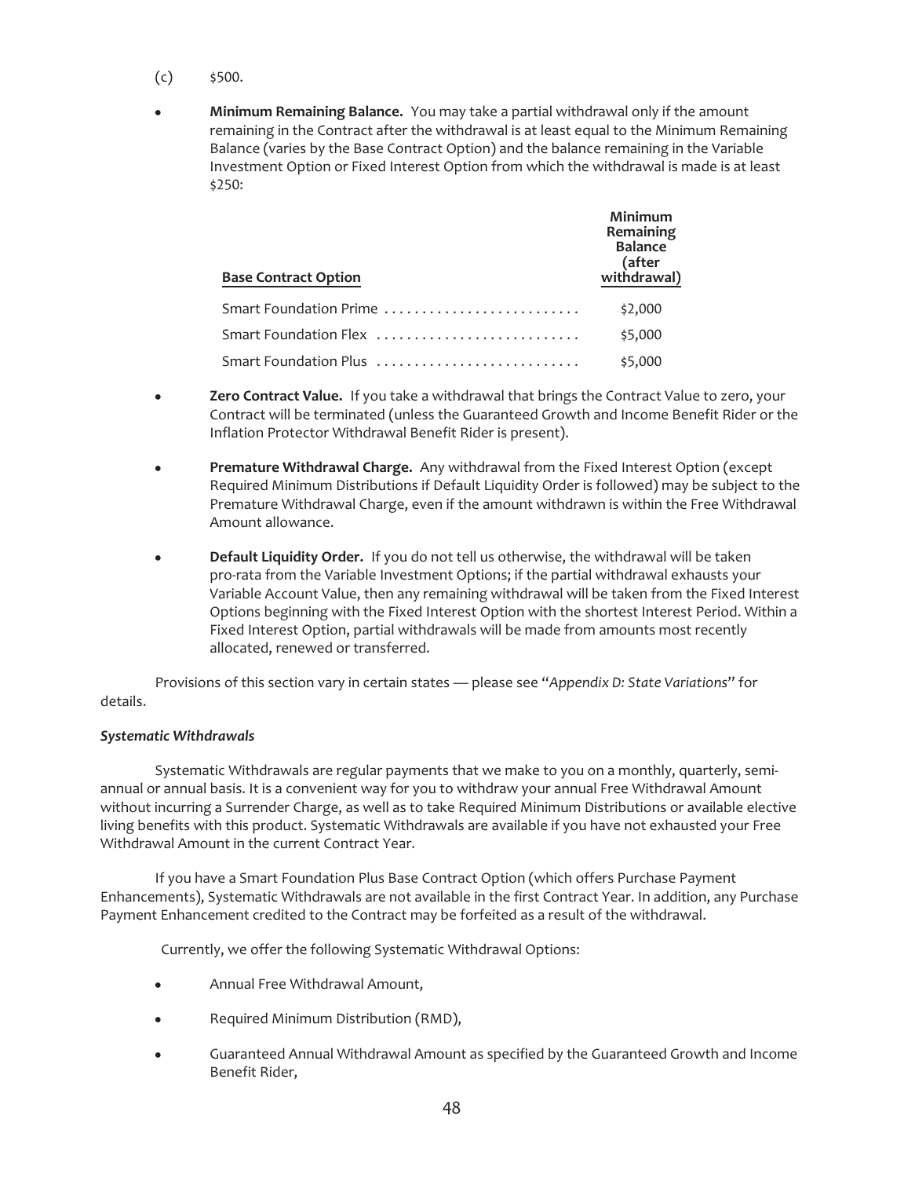(c) $500.

- **Minimum Remaining Balance.** You may take a partial withdrawal only if the amount remaining in the Contract after the withdrawal is at least equal to the Minimum Remaining Balance (varies by the Base Contract Option) and the balance remaining in the Variable Investment Option or Fixed Interest Option from which the withdrawal is made is at least $250:

| Base Contract Option | Minimum Remaining Balance (after withdrawal) |
|---|---|
| Smart Foundation Prime | $2,000 |
| Smart Foundation Flex | $5,000 |
| Smart Foundation Plus | $5,000 |

- **Zero Contract Value.** If you take a withdrawal that brings the Contract Value to zero, your Contract will be terminated (unless the Guaranteed Growth and Income Benefit Rider or the Inflation Protector Withdrawal Benefit Rider is present).

- **Premature Withdrawal Charge.** Any withdrawal from the Fixed Interest Option (except Required Minimum Distributions if Default Liquidity Order is followed) may be subject to the Premature Withdrawal Charge, even if the amount withdrawn is within the Free Withdrawal Amount allowance.

- **Default Liquidity Order.** If you do not tell us otherwise, the withdrawal will be taken pro-rata from the Variable Investment Options; if the partial withdrawal exhausts your Variable Account Value, then any remaining withdrawal will be taken from the Fixed Interest Options beginning with the Fixed Interest Option with the shortest Interest Period. Within a Fixed Interest Option, partial withdrawals will be made from amounts most recently allocated, renewed or transferred.

Provisions of this section vary in certain states — please see "*Appendix D: State Variations*" for details.

***Systematic Withdrawals***

Systematic Withdrawals are regular payments that we make to you on a monthly, quarterly, semi-annual or annual basis. It is a convenient way for you to withdraw your annual Free Withdrawal Amount without incurring a Surrender Charge, as well as to take Required Minimum Distributions or available elective living benefits with this product. Systematic Withdrawals are available if you have not exhausted your Free Withdrawal Amount in the current Contract Year.

If you have a Smart Foundation Plus Base Contract Option (which offers Purchase Payment Enhancements), Systematic Withdrawals are not available in the first Contract Year. In addition, any Purchase Payment Enhancement credited to the Contract may be forfeited as a result of the withdrawal.

Currently, we offer the following Systematic Withdrawal Options:

- Annual Free Withdrawal Amount,
- Required Minimum Distribution (RMD),
- Guaranteed Annual Withdrawal Amount as specified by the Guaranteed Growth and Income Benefit Rider,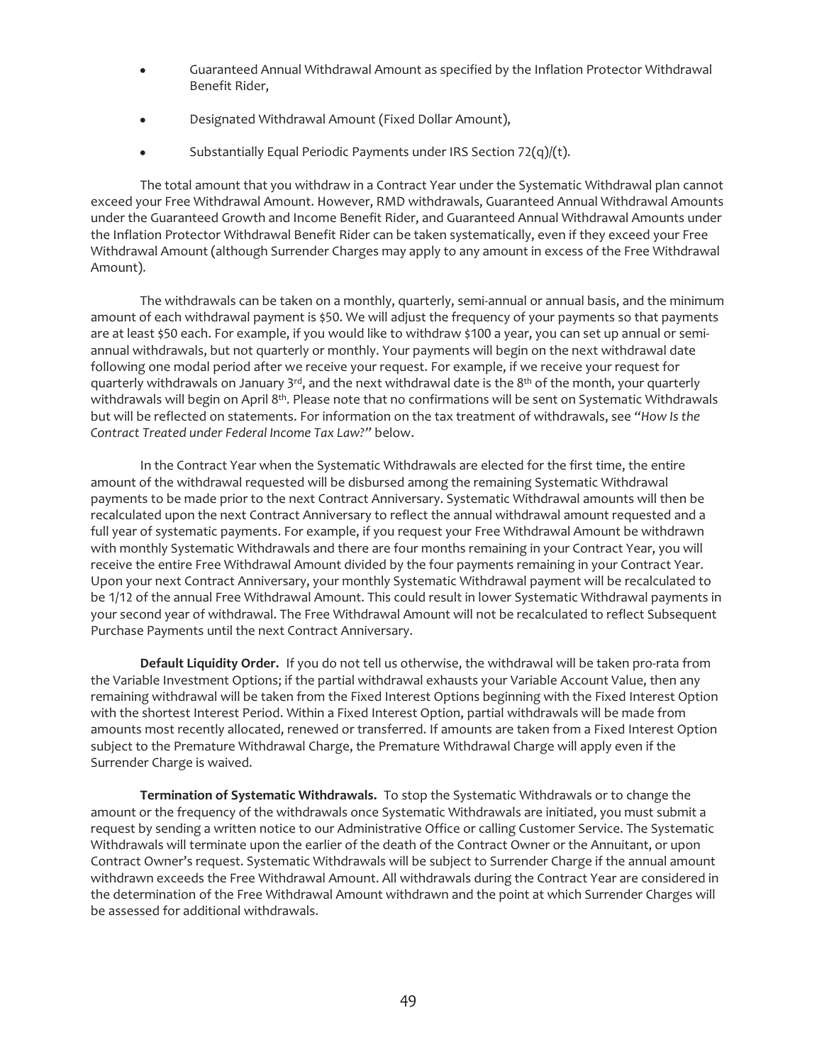- Guaranteed Annual Withdrawal Amount as specified by the Inflation Protector Withdrawal Benefit Rider,
- Designated Withdrawal Amount (Fixed Dollar Amount),
- Substantially Equal Periodic Payments under IRS Section 72(q)/(t).

The total amount that you withdraw in a Contract Year under the Systematic Withdrawal plan cannot exceed your Free Withdrawal Amount. However, RMD withdrawals, Guaranteed Annual Withdrawal Amounts under the Guaranteed Growth and Income Benefit Rider, and Guaranteed Annual Withdrawal Amounts under the Inflation Protector Withdrawal Benefit Rider can be taken systematically, even if they exceed your Free Withdrawal Amount (although Surrender Charges may apply to any amount in excess of the Free Withdrawal Amount).

The withdrawals can be taken on a monthly, quarterly, semi-annual or annual basis, and the minimum amount of each withdrawal payment is $50. We will adjust the frequency of your payments so that payments are at least $50 each. For example, if you would like to withdraw $100 a year, you can set up annual or semi-annual withdrawals, but not quarterly or monthly. Your payments will begin on the next withdrawal date following one modal period after we receive your request. For example, if we receive your request for quarterly withdrawals on January 3rd, and the next withdrawal date is the 8th of the month, your quarterly withdrawals will begin on April 8th. Please note that no confirmations will be sent on Systematic Withdrawals but will be reflected on statements. For information on the tax treatment of withdrawals, see *"How Is the Contract Treated under Federal Income Tax Law?"* below.

In the Contract Year when the Systematic Withdrawals are elected for the first time, the entire amount of the withdrawal requested will be disbursed among the remaining Systematic Withdrawal payments to be made prior to the next Contract Anniversary. Systematic Withdrawal amounts will then be recalculated upon the next Contract Anniversary to reflect the annual withdrawal amount requested and a full year of systematic payments. For example, if you request your Free Withdrawal Amount be withdrawn with monthly Systematic Withdrawals and there are four months remaining in your Contract Year, you will receive the entire Free Withdrawal Amount divided by the four payments remaining in your Contract Year. Upon your next Contract Anniversary, your monthly Systematic Withdrawal payment will be recalculated to be 1/12 of the annual Free Withdrawal Amount. This could result in lower Systematic Withdrawal payments in your second year of withdrawal. The Free Withdrawal Amount will not be recalculated to reflect Subsequent Purchase Payments until the next Contract Anniversary.

**Default Liquidity Order.** If you do not tell us otherwise, the withdrawal will be taken pro-rata from the Variable Investment Options; if the partial withdrawal exhausts your Variable Account Value, then any remaining withdrawal will be taken from the Fixed Interest Options beginning with the Fixed Interest Option with the shortest Interest Period. Within a Fixed Interest Option, partial withdrawals will be made from amounts most recently allocated, renewed or transferred. If amounts are taken from a Fixed Interest Option subject to the Premature Withdrawal Charge, the Premature Withdrawal Charge will apply even if the Surrender Charge is waived.

**Termination of Systematic Withdrawals.** To stop the Systematic Withdrawals or to change the amount or the frequency of the withdrawals once Systematic Withdrawals are initiated, you must submit a request by sending a written notice to our Administrative Office or calling Customer Service. The Systematic Withdrawals will terminate upon the earlier of the death of the Contract Owner or the Annuitant, or upon Contract Owner's request. Systematic Withdrawals will be subject to Surrender Charge if the annual amount withdrawn exceeds the Free Withdrawal Amount. All withdrawals during the Contract Year are considered in the determination of the Free Withdrawal Amount withdrawn and the point at which Surrender Charges will be assessed for additional withdrawals.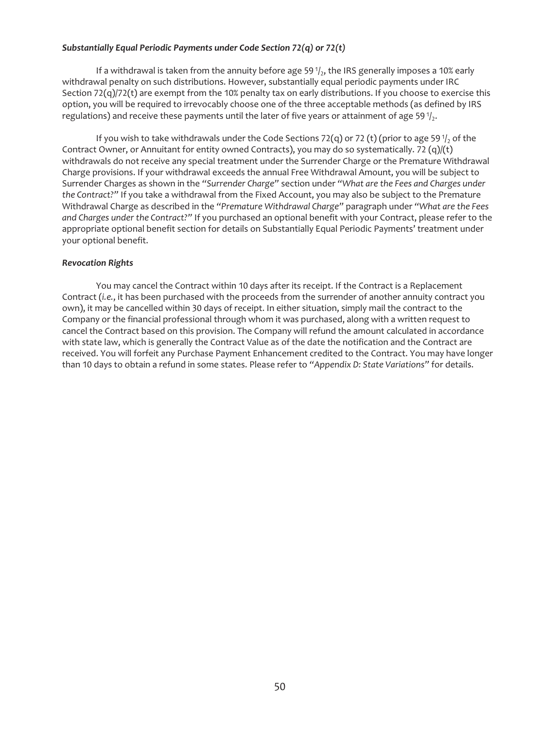***Substantially Equal Periodic Payments under Code Section 72(q) or 72(t)***

If a withdrawal is taken from the annuity before age 59 $^1/_2$, the IRS generally imposes a 10% early withdrawal penalty on such distributions. However, substantially equal periodic payments under IRC Section 72(q)/72(t) are exempt from the 10% penalty tax on early distributions. If you choose to exercise this option, you will be required to irrevocably choose one of the three acceptable methods (as defined by IRS regulations) and receive these payments until the later of five years or attainment of age 59 $^1/_2$.

If you wish to take withdrawals under the Code Sections 72(q) or 72 (t) (prior to age 59 $^1/_2$ of the Contract Owner, or Annuitant for entity owned Contracts), you may do so systematically. 72 (q)/(t) withdrawals do not receive any special treatment under the Surrender Charge or the Premature Withdrawal Charge provisions. If your withdrawal exceeds the annual Free Withdrawal Amount, you will be subject to Surrender Charges as shown in the "*Surrender Charge*" section under "*What are the Fees and Charges under the Contract?*" If you take a withdrawal from the Fixed Account, you may also be subject to the Premature Withdrawal Charge as described in the "*Premature Withdrawal Charge*" paragraph under "*What are the Fees and Charges under the Contract?*" If you purchased an optional benefit with your Contract, please refer to the appropriate optional benefit section for details on Substantially Equal Periodic Payments' treatment under your optional benefit.

***Revocation Rights***

You may cancel the Contract within 10 days after its receipt. If the Contract is a Replacement Contract (*i.e.*, it has been purchased with the proceeds from the surrender of another annuity contract you own), it may be cancelled within 30 days of receipt. In either situation, simply mail the contract to the Company or the financial professional through whom it was purchased, along with a written request to cancel the Contract based on this provision. The Company will refund the amount calculated in accordance with state law, which is generally the Contract Value as of the date the notification and the Contract are received. You will forfeit any Purchase Payment Enhancement credited to the Contract. You may have longer than 10 days to obtain a refund in some states. Please refer to "*Appendix D: State Variations*" for details.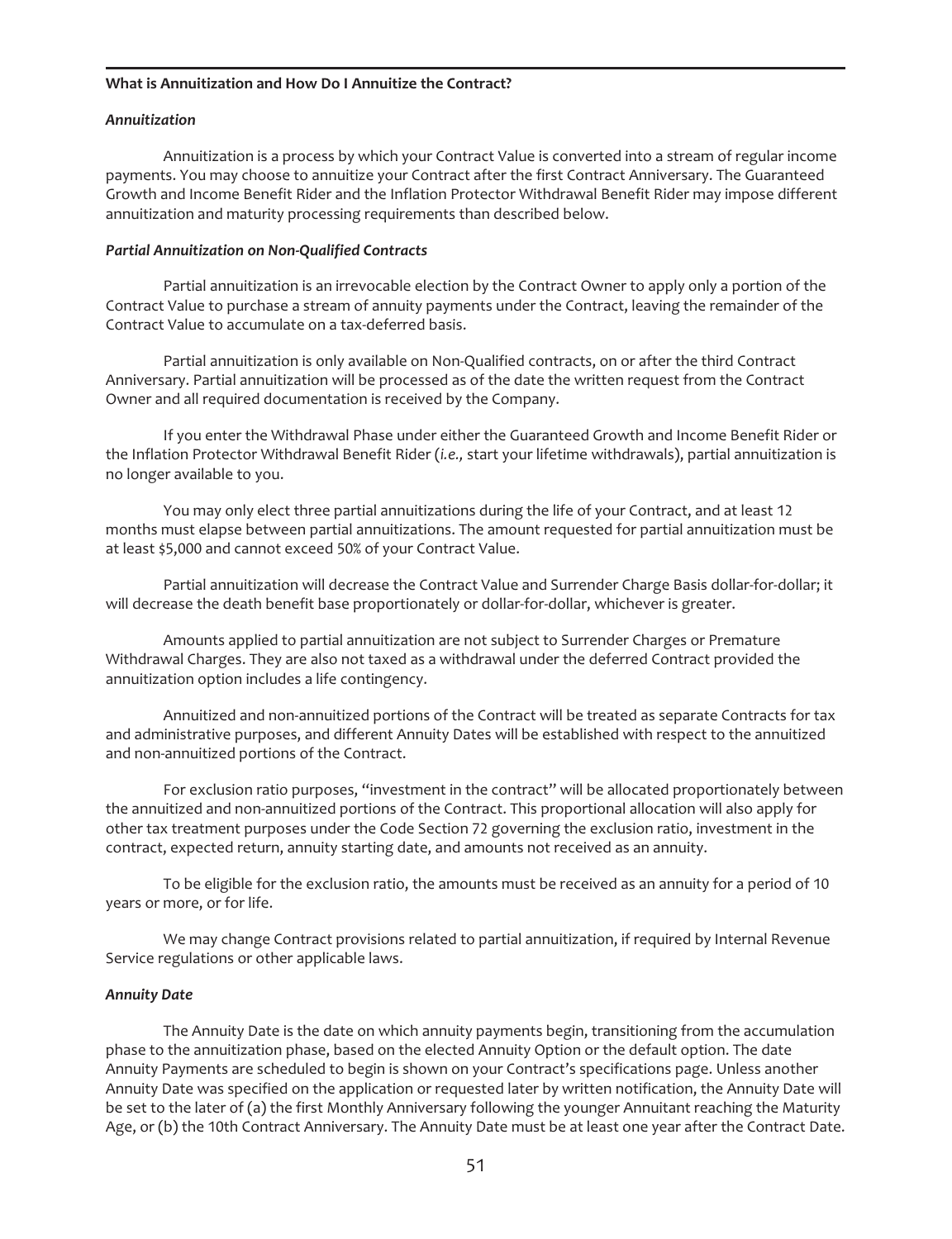### What is Annuitization and How Do I Annuitize the Contract?

#### *Annuitization*

Annuitization is a process by which your Contract Value is converted into a stream of regular income payments. You may choose to annuitize your Contract after the first Contract Anniversary. The Guaranteed Growth and Income Benefit Rider and the Inflation Protector Withdrawal Benefit Rider may impose different annuitization and maturity processing requirements than described below.

#### *Partial Annuitization on Non-Qualified Contracts*

Partial annuitization is an irrevocable election by the Contract Owner to apply only a portion of the Contract Value to purchase a stream of annuity payments under the Contract, leaving the remainder of the Contract Value to accumulate on a tax-deferred basis.

Partial annuitization is only available on Non-Qualified contracts, on or after the third Contract Anniversary. Partial annuitization will be processed as of the date the written request from the Contract Owner and all required documentation is received by the Company.

If you enter the Withdrawal Phase under either the Guaranteed Growth and Income Benefit Rider or the Inflation Protector Withdrawal Benefit Rider (*i.e.,* start your lifetime withdrawals), partial annuitization is no longer available to you.

You may only elect three partial annuitizations during the life of your Contract, and at least 12 months must elapse between partial annuitizations. The amount requested for partial annuitization must be at least $5,000 and cannot exceed 50% of your Contract Value.

Partial annuitization will decrease the Contract Value and Surrender Charge Basis dollar-for-dollar; it will decrease the death benefit base proportionately or dollar-for-dollar, whichever is greater.

Amounts applied to partial annuitization are not subject to Surrender Charges or Premature Withdrawal Charges. They are also not taxed as a withdrawal under the deferred Contract provided the annuitization option includes a life contingency.

Annuitized and non-annuitized portions of the Contract will be treated as separate Contracts for tax and administrative purposes, and different Annuity Dates will be established with respect to the annuitized and non-annuitized portions of the Contract.

For exclusion ratio purposes, "investment in the contract" will be allocated proportionately between the annuitized and non-annuitized portions of the Contract. This proportional allocation will also apply for other tax treatment purposes under the Code Section 72 governing the exclusion ratio, investment in the contract, expected return, annuity starting date, and amounts not received as an annuity.

To be eligible for the exclusion ratio, the amounts must be received as an annuity for a period of 10 years or more, or for life.

We may change Contract provisions related to partial annuitization, if required by Internal Revenue Service regulations or other applicable laws.

#### *Annuity Date*

The Annuity Date is the date on which annuity payments begin, transitioning from the accumulation phase to the annuitization phase, based on the elected Annuity Option or the default option. The date Annuity Payments are scheduled to begin is shown on your Contract's specifications page. Unless another Annuity Date was specified on the application or requested later by written notification, the Annuity Date will be set to the later of (a) the first Monthly Anniversary following the younger Annuitant reaching the Maturity Age, or (b) the 10th Contract Anniversary. The Annuity Date must be at least one year after the Contract Date.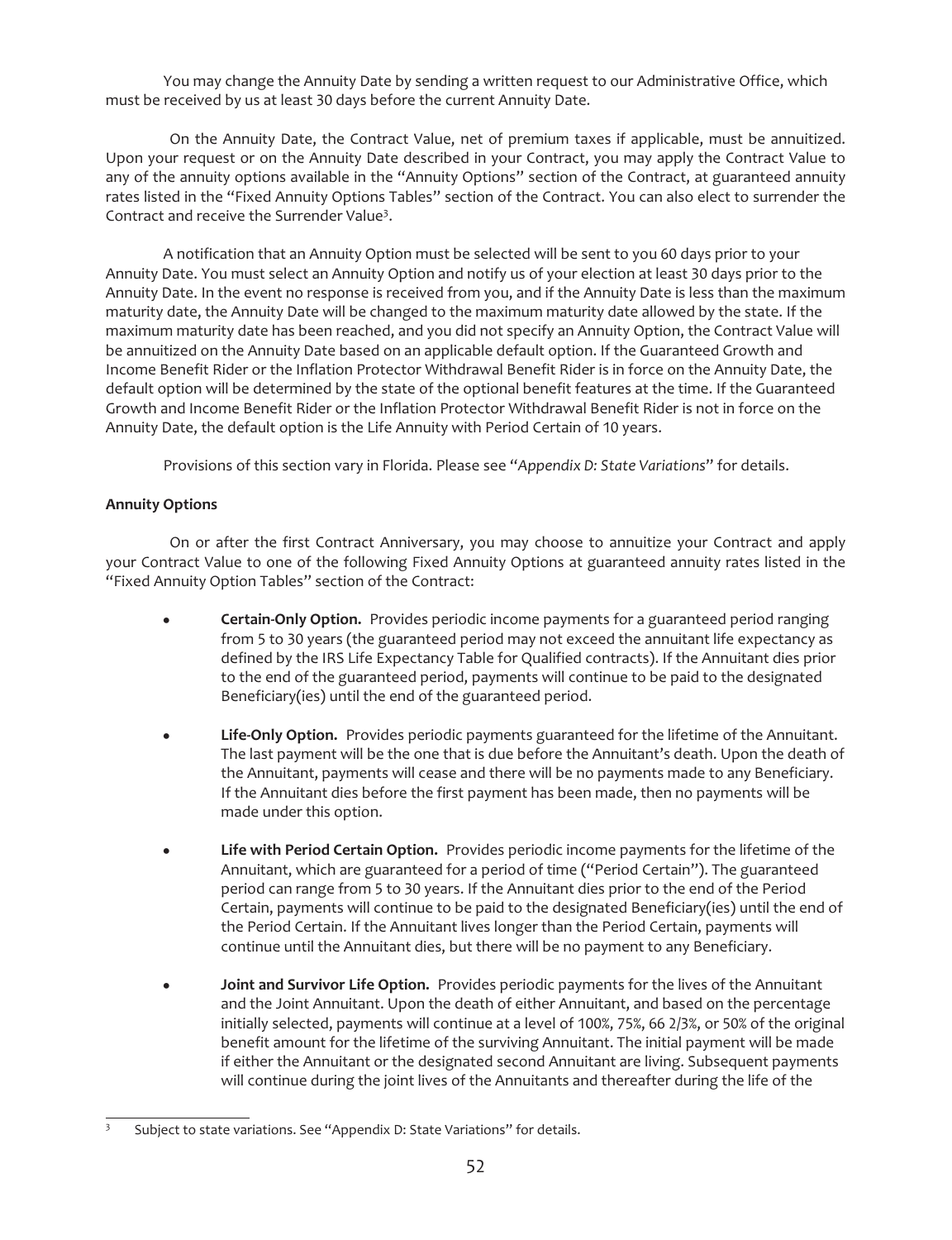You may change the Annuity Date by sending a written request to our Administrative Office, which must be received by us at least 30 days before the current Annuity Date.

On the Annuity Date, the Contract Value, net of premium taxes if applicable, must be annuitized. Upon your request or on the Annuity Date described in your Contract, you may apply the Contract Value to any of the annuity options available in the "Annuity Options" section of the Contract, at guaranteed annuity rates listed in the "Fixed Annuity Options Tables" section of the Contract. You can also elect to surrender the Contract and receive the Surrender Value[3].

A notification that an Annuity Option must be selected will be sent to you 60 days prior to your Annuity Date. You must select an Annuity Option and notify us of your election at least 30 days prior to the Annuity Date. In the event no response is received from you, and if the Annuity Date is less than the maximum maturity date, the Annuity Date will be changed to the maximum maturity date allowed by the state. If the maximum maturity date has been reached, and you did not specify an Annuity Option, the Contract Value will be annuitized on the Annuity Date based on an applicable default option. If the Guaranteed Growth and Income Benefit Rider or the Inflation Protector Withdrawal Benefit Rider is in force on the Annuity Date, the default option will be determined by the state of the optional benefit features at the time. If the Guaranteed Growth and Income Benefit Rider or the Inflation Protector Withdrawal Benefit Rider is not in force on the Annuity Date, the default option is the Life Annuity with Period Certain of 10 years.

Provisions of this section vary in Florida. Please see "*Appendix D: State Variations*" for details.

**Annuity Options**

On or after the first Contract Anniversary, you may choose to annuitize your Contract and apply your Contract Value to one of the following Fixed Annuity Options at guaranteed annuity rates listed in the "Fixed Annuity Option Tables" section of the Contract:

- **Certain-Only Option.** Provides periodic income payments for a guaranteed period ranging from 5 to 30 years (the guaranteed period may not exceed the annuitant life expectancy as defined by the IRS Life Expectancy Table for Qualified contracts). If the Annuitant dies prior to the end of the guaranteed period, payments will continue to be paid to the designated Beneficiary(ies) until the end of the guaranteed period.

- **Life-Only Option.** Provides periodic payments guaranteed for the lifetime of the Annuitant. The last payment will be the one that is due before the Annuitant's death. Upon the death of the Annuitant, payments will cease and there will be no payments made to any Beneficiary. If the Annuitant dies before the first payment has been made, then no payments will be made under this option.

- **Life with Period Certain Option.** Provides periodic income payments for the lifetime of the Annuitant, which are guaranteed for a period of time ("Period Certain"). The guaranteed period can range from 5 to 30 years. If the Annuitant dies prior to the end of the Period Certain, payments will continue to be paid to the designated Beneficiary(ies) until the end of the Period Certain. If the Annuitant lives longer than the Period Certain, payments will continue until the Annuitant dies, but there will be no payment to any Beneficiary.

- **Joint and Survivor Life Option.** Provides periodic payments for the lives of the Annuitant and the Joint Annuitant. Upon the death of either Annuitant, and based on the percentage initially selected, payments will continue at a level of 100%, 75%, 66 2/3%, or 50% of the original benefit amount for the lifetime of the surviving Annuitant. The initial payment will be made if either the Annuitant or the designated second Annuitant are living. Subsequent payments will continue during the joint lives of the Annuitants and thereafter during the life of the

[3] Subject to state variations. See "Appendix D: State Variations" for details.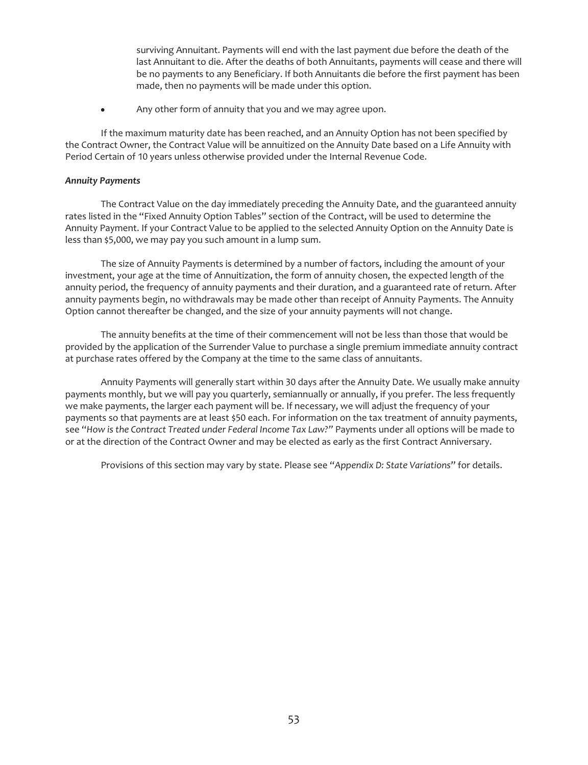surviving Annuitant. Payments will end with the last payment due before the death of the last Annuitant to die. After the deaths of both Annuitants, payments will cease and there will be no payments to any Beneficiary. If both Annuitants die before the first payment has been made, then no payments will be made under this option.

- Any other form of annuity that you and we may agree upon.

If the maximum maturity date has been reached, and an Annuity Option has not been specified by the Contract Owner, the Contract Value will be annuitized on the Annuity Date based on a Life Annuity with Period Certain of 10 years unless otherwise provided under the Internal Revenue Code.

***Annuity Payments***

The Contract Value on the day immediately preceding the Annuity Date, and the guaranteed annuity rates listed in the "Fixed Annuity Option Tables" section of the Contract, will be used to determine the Annuity Payment. If your Contract Value to be applied to the selected Annuity Option on the Annuity Date is less than $5,000, we may pay you such amount in a lump sum.

The size of Annuity Payments is determined by a number of factors, including the amount of your investment, your age at the time of Annuitization, the form of annuity chosen, the expected length of the annuity period, the frequency of annuity payments and their duration, and a guaranteed rate of return. After annuity payments begin, no withdrawals may be made other than receipt of Annuity Payments. The Annuity Option cannot thereafter be changed, and the size of your annuity payments will not change.

The annuity benefits at the time of their commencement will not be less than those that would be provided by the application of the Surrender Value to purchase a single premium immediate annuity contract at purchase rates offered by the Company at the time to the same class of annuitants.

Annuity Payments will generally start within 30 days after the Annuity Date. We usually make annuity payments monthly, but we will pay you quarterly, semiannually or annually, if you prefer. The less frequently we make payments, the larger each payment will be. If necessary, we will adjust the frequency of your payments so that payments are at least $50 each. For information on the tax treatment of annuity payments, see "*How is the Contract Treated under Federal Income Tax Law?*" Payments under all options will be made to or at the direction of the Contract Owner and may be elected as early as the first Contract Anniversary.

Provisions of this section may vary by state. Please see "*Appendix D: State Variations*" for details.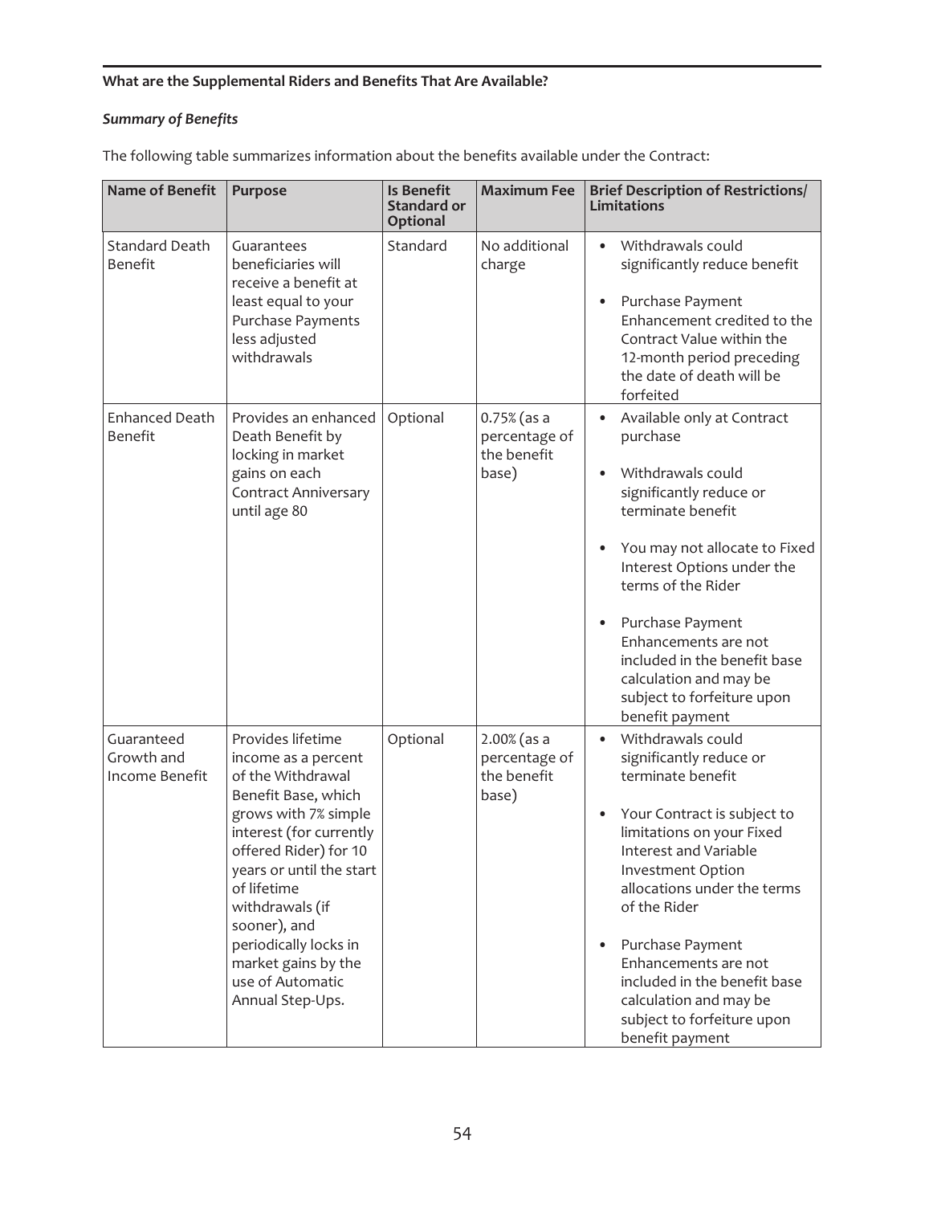**What are the Supplemental Riders and Benefits That Are Available?**

***Summary of Benefits***

The following table summarizes information about the benefits available under the Contract:

| Name of Benefit | Purpose | Is Benefit Standard or Optional | Maximum Fee | Brief Description of Restrictions/ Limitations |
|---|---|---|---|---|
| Standard Death Benefit | Guarantees beneficiaries will receive a benefit at least equal to your Purchase Payments less adjusted withdrawals | Standard | No additional charge | • Withdrawals could significantly reduce benefit<br>• Purchase Payment Enhancement credited to the Contract Value within the 12-month period preceding the date of death will be forfeited |
| Enhanced Death Benefit | Provides an enhanced Death Benefit by locking in market gains on each Contract Anniversary until age 80 | Optional | 0.75% (as a percentage of the benefit base) | • Available only at Contract purchase<br>• Withdrawals could significantly reduce or terminate benefit<br>• You may not allocate to Fixed Interest Options under the terms of the Rider<br>• Purchase Payment Enhancements are not included in the benefit base calculation and may be subject to forfeiture upon benefit payment |
| Guaranteed Growth and Income Benefit | Provides lifetime income as a percent of the Withdrawal Benefit Base, which grows with 7% simple interest (for currently offered Rider) for 10 years or until the start of lifetime withdrawals (if sooner), and periodically locks in market gains by the use of Automatic Annual Step-Ups. | Optional | 2.00% (as a percentage of the benefit base) | • Withdrawals could significantly reduce or terminate benefit<br>• Your Contract is subject to limitations on your Fixed Interest and Variable Investment Option allocations under the terms of the Rider<br>• Purchase Payment Enhancements are not included in the benefit base calculation and may be subject to forfeiture upon benefit payment |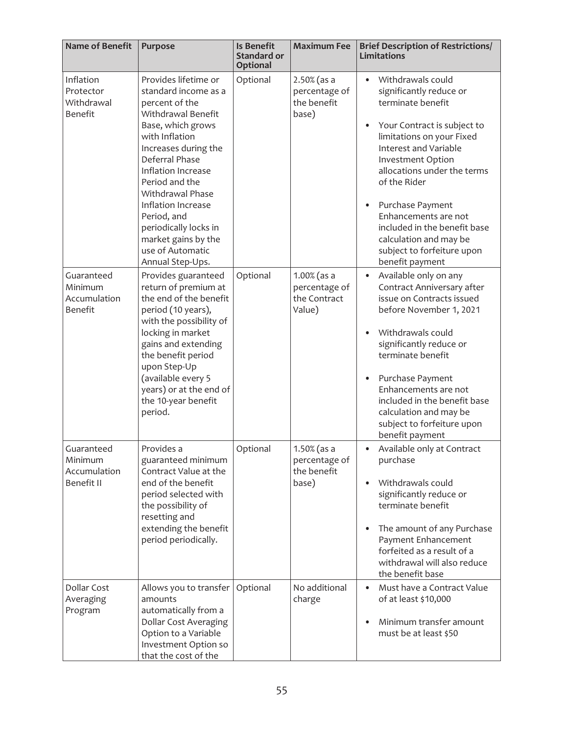| Name of Benefit | Purpose | Is Benefit Standard or Optional | Maximum Fee | Brief Description of Restrictions/ Limitations |
|---|---|---|---|---|
| Inflation Protector Withdrawal Benefit | Provides lifetime or standard income as a percent of the Withdrawal Benefit Base, which grows with Inflation Increases during the Deferral Phase Inflation Increase Period and the Withdrawal Phase Inflation Increase Period, and periodically locks in market gains by the use of Automatic Annual Step-Ups. | Optional | 2.50% (as a percentage of the benefit base) | • Withdrawals could significantly reduce or terminate benefit<br>• Your Contract is subject to limitations on your Fixed Interest and Variable Investment Option allocations under the terms of the Rider<br>• Purchase Payment Enhancements are not included in the benefit base calculation and may be subject to forfeiture upon benefit payment |
| Guaranteed Minimum Accumulation Benefit | Provides guaranteed return of premium at the end of the benefit period (10 years), with the possibility of locking in market gains and extending the benefit period upon Step-Up (available every 5 years) or at the end of the 10-year benefit period. | Optional | 1.00% (as a percentage of the Contract Value) | • Available only on any Contract Anniversary after issue on Contracts issued before November 1, 2021<br>• Withdrawals could significantly reduce or terminate benefit<br>• Purchase Payment Enhancements are not included in the benefit base calculation and may be subject to forfeiture upon benefit payment |
| Guaranteed Minimum Accumulation Benefit II | Provides a guaranteed minimum Contract Value at the end of the benefit period selected with the possibility of resetting and extending the benefit period periodically. | Optional | 1.50% (as a percentage of the benefit base) | • Available only at Contract purchase<br>• Withdrawals could significantly reduce or terminate benefit<br>• The amount of any Purchase Payment Enhancement forfeited as a result of a withdrawal will also reduce the benefit base |
| Dollar Cost Averaging Program | Allows you to transfer amounts automatically from a Dollar Cost Averaging Option to a Variable Investment Option so that the cost of the | Optional | No additional charge | • Must have a Contract Value of at least $10,000<br>• Minimum transfer amount must be at least $50 |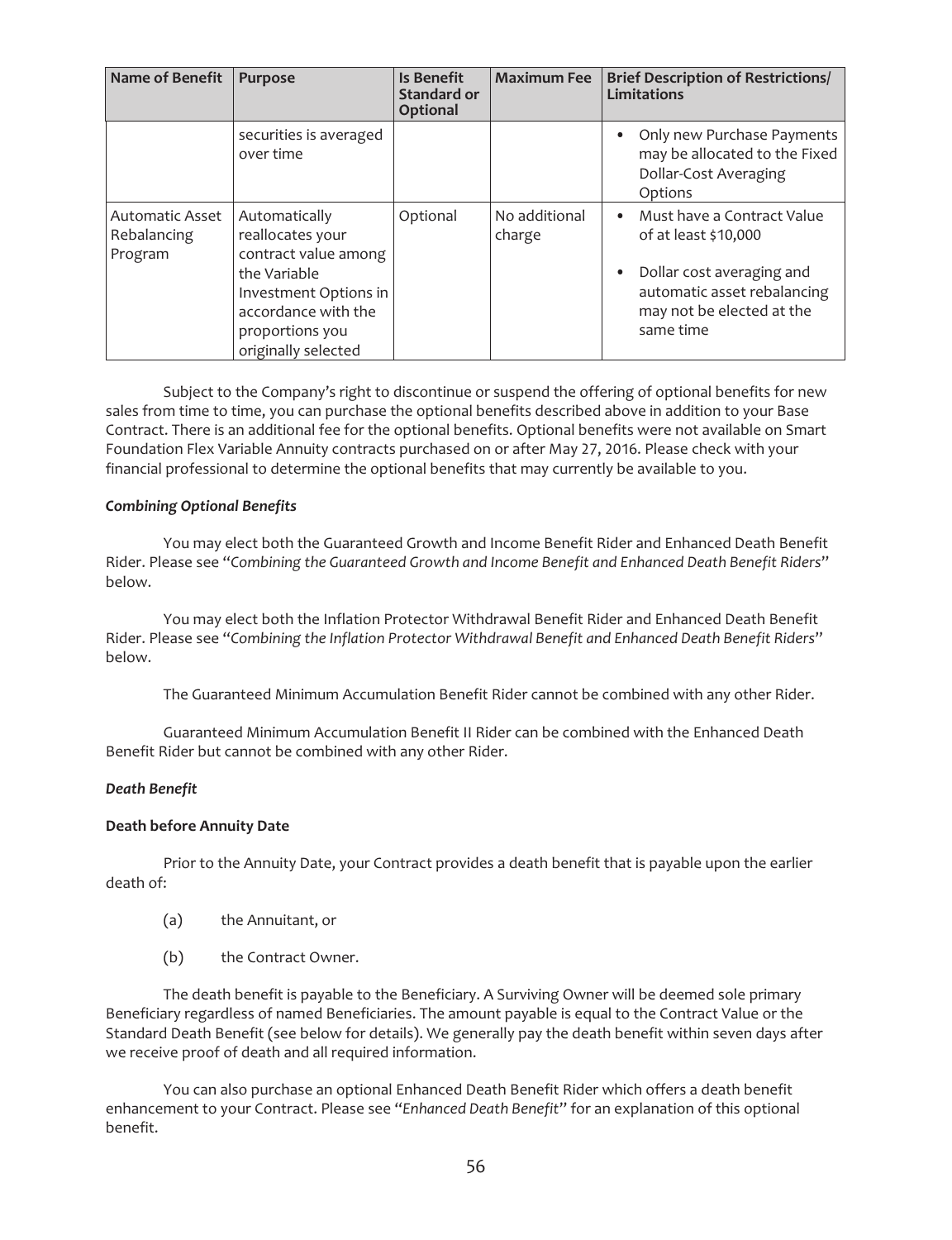| Name of Benefit | Purpose | Is Benefit Standard or Optional | Maximum Fee | Brief Description of Restrictions/ Limitations |
|---|---|---|---|---|
| | securities is averaged over time | | | • Only new Purchase Payments may be allocated to the Fixed Dollar-Cost Averaging Options |
| Automatic Asset Rebalancing Program | Automatically reallocates your contract value among the Variable Investment Options in accordance with the proportions you originally selected | Optional | No additional charge | • Must have a Contract Value of at least $10,000<br>• Dollar cost averaging and automatic asset rebalancing may not be elected at the same time |

Subject to the Company's right to discontinue or suspend the offering of optional benefits for new sales from time to time, you can purchase the optional benefits described above in addition to your Base Contract. There is an additional fee for the optional benefits. Optional benefits were not available on Smart Foundation Flex Variable Annuity contracts purchased on or after May 27, 2016. Please check with your financial professional to determine the optional benefits that may currently be available to you.

***Combining Optional Benefits***

You may elect both the Guaranteed Growth and Income Benefit Rider and Enhanced Death Benefit Rider. Please see "*Combining the Guaranteed Growth and Income Benefit and Enhanced Death Benefit Riders*" below.

You may elect both the Inflation Protector Withdrawal Benefit Rider and Enhanced Death Benefit Rider. Please see "*Combining the Inflation Protector Withdrawal Benefit and Enhanced Death Benefit Riders*" below.

The Guaranteed Minimum Accumulation Benefit Rider cannot be combined with any other Rider.

Guaranteed Minimum Accumulation Benefit II Rider can be combined with the Enhanced Death Benefit Rider but cannot be combined with any other Rider.

***Death Benefit***

**Death before Annuity Date**

Prior to the Annuity Date, your Contract provides a death benefit that is payable upon the earlier death of:

(a) the Annuitant, or

(b) the Contract Owner.

The death benefit is payable to the Beneficiary. A Surviving Owner will be deemed sole primary Beneficiary regardless of named Beneficiaries. The amount payable is equal to the Contract Value or the Standard Death Benefit (see below for details). We generally pay the death benefit within seven days after we receive proof of death and all required information.

You can also purchase an optional Enhanced Death Benefit Rider which offers a death benefit enhancement to your Contract. Please see "*Enhanced Death Benefit*" for an explanation of this optional benefit.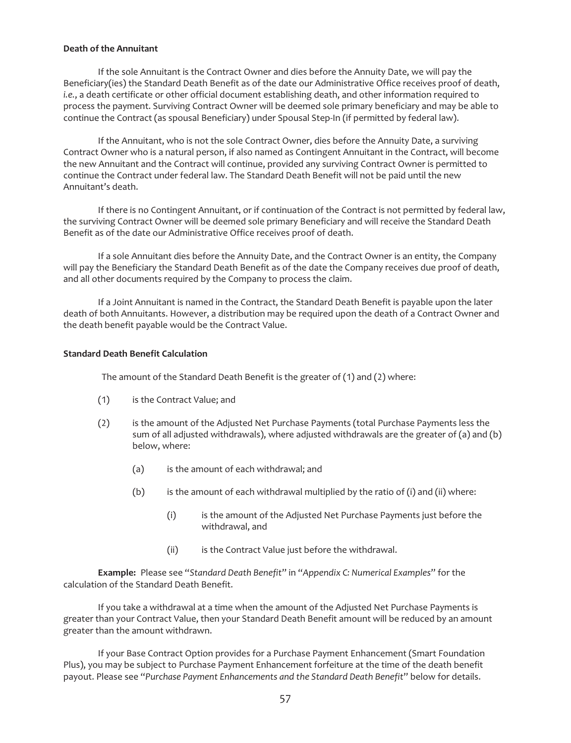**Death of the Annuitant**

If the sole Annuitant is the Contract Owner and dies before the Annuity Date, we will pay the Beneficiary(ies) the Standard Death Benefit as of the date our Administrative Office receives proof of death, *i.e.*, a death certificate or other official document establishing death, and other information required to process the payment. Surviving Contract Owner will be deemed sole primary beneficiary and may be able to continue the Contract (as spousal Beneficiary) under Spousal Step-In (if permitted by federal law).

If the Annuitant, who is not the sole Contract Owner, dies before the Annuity Date, a surviving Contract Owner who is a natural person, if also named as Contingent Annuitant in the Contract, will become the new Annuitant and the Contract will continue, provided any surviving Contract Owner is permitted to continue the Contract under federal law. The Standard Death Benefit will not be paid until the new Annuitant's death.

If there is no Contingent Annuitant, or if continuation of the Contract is not permitted by federal law, the surviving Contract Owner will be deemed sole primary Beneficiary and will receive the Standard Death Benefit as of the date our Administrative Office receives proof of death.

If a sole Annuitant dies before the Annuity Date, and the Contract Owner is an entity, the Company will pay the Beneficiary the Standard Death Benefit as of the date the Company receives due proof of death, and all other documents required by the Company to process the claim.

If a Joint Annuitant is named in the Contract, the Standard Death Benefit is payable upon the later death of both Annuitants. However, a distribution may be required upon the death of a Contract Owner and the death benefit payable would be the Contract Value.

**Standard Death Benefit Calculation**

The amount of the Standard Death Benefit is the greater of (1) and (2) where:

(1) is the Contract Value; and

(2) is the amount of the Adjusted Net Purchase Payments (total Purchase Payments less the sum of all adjusted withdrawals), where adjusted withdrawals are the greater of (a) and (b) below, where:

- (a) is the amount of each withdrawal; and
- (b) is the amount of each withdrawal multiplied by the ratio of (i) and (ii) where:
  - (i) is the amount of the Adjusted Net Purchase Payments just before the withdrawal, and
  - (ii) is the Contract Value just before the withdrawal.

**Example:** Please see "*Standard Death Benefit*" in "*Appendix C: Numerical Examples*" for the calculation of the Standard Death Benefit.

If you take a withdrawal at a time when the amount of the Adjusted Net Purchase Payments is greater than your Contract Value, then your Standard Death Benefit amount will be reduced by an amount greater than the amount withdrawn.

If your Base Contract Option provides for a Purchase Payment Enhancement (Smart Foundation Plus), you may be subject to Purchase Payment Enhancement forfeiture at the time of the death benefit payout. Please see "*Purchase Payment Enhancements and the Standard Death Benefit*" below for details.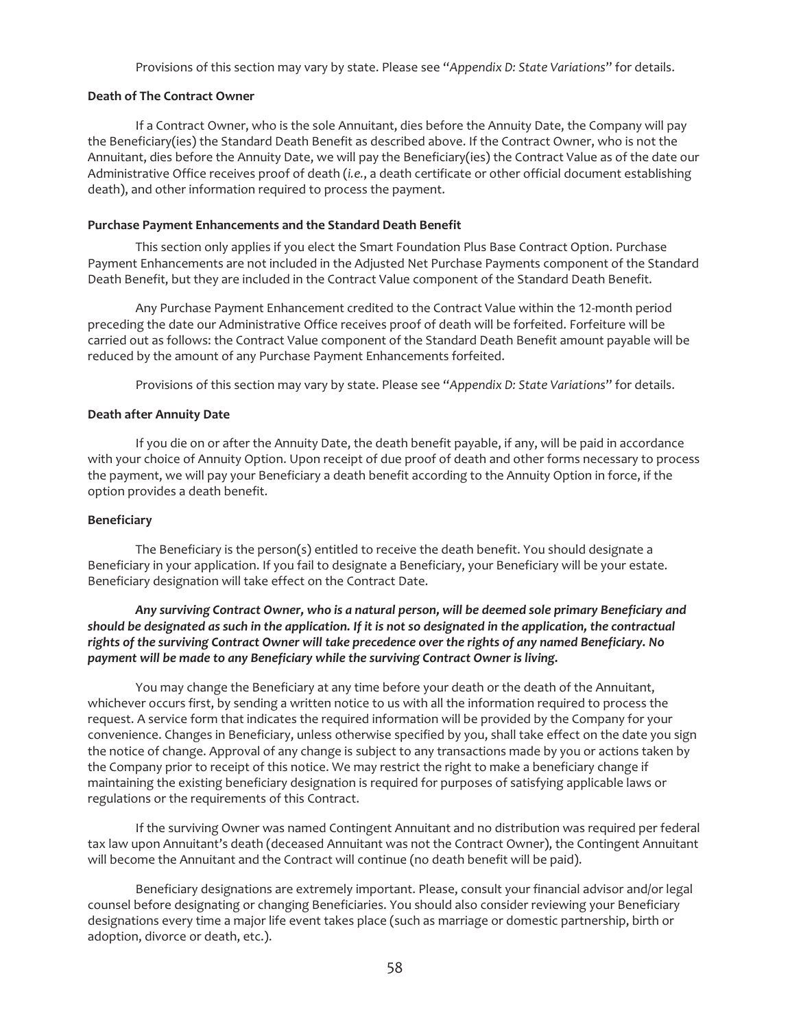Provisions of this section may vary by state. Please see "*Appendix D: State Variations*" for details.

**Death of The Contract Owner**

If a Contract Owner, who is the sole Annuitant, dies before the Annuity Date, the Company will pay the Beneficiary(ies) the Standard Death Benefit as described above. If the Contract Owner, who is not the Annuitant, dies before the Annuity Date, we will pay the Beneficiary(ies) the Contract Value as of the date our Administrative Office receives proof of death (*i.e.*, a death certificate or other official document establishing death), and other information required to process the payment.

**Purchase Payment Enhancements and the Standard Death Benefit**

This section only applies if you elect the Smart Foundation Plus Base Contract Option. Purchase Payment Enhancements are not included in the Adjusted Net Purchase Payments component of the Standard Death Benefit, but they are included in the Contract Value component of the Standard Death Benefit.

Any Purchase Payment Enhancement credited to the Contract Value within the 12-month period preceding the date our Administrative Office receives proof of death will be forfeited. Forfeiture will be carried out as follows: the Contract Value component of the Standard Death Benefit amount payable will be reduced by the amount of any Purchase Payment Enhancements forfeited.

Provisions of this section may vary by state. Please see "*Appendix D: State Variations*" for details.

**Death after Annuity Date**

If you die on or after the Annuity Date, the death benefit payable, if any, will be paid in accordance with your choice of Annuity Option. Upon receipt of due proof of death and other forms necessary to process the payment, we will pay your Beneficiary a death benefit according to the Annuity Option in force, if the option provides a death benefit.

**Beneficiary**

The Beneficiary is the person(s) entitled to receive the death benefit. You should designate a Beneficiary in your application. If you fail to designate a Beneficiary, your Beneficiary will be your estate. Beneficiary designation will take effect on the Contract Date.

***Any surviving Contract Owner, who is a natural person, will be deemed sole primary Beneficiary and should be designated as such in the application. If it is not so designated in the application, the contractual rights of the surviving Contract Owner will take precedence over the rights of any named Beneficiary. No payment will be made to any Beneficiary while the surviving Contract Owner is living.***

You may change the Beneficiary at any time before your death or the death of the Annuitant, whichever occurs first, by sending a written notice to us with all the information required to process the request. A service form that indicates the required information will be provided by the Company for your convenience. Changes in Beneficiary, unless otherwise specified by you, shall take effect on the date you sign the notice of change. Approval of any change is subject to any transactions made by you or actions taken by the Company prior to receipt of this notice. We may restrict the right to make a beneficiary change if maintaining the existing beneficiary designation is required for purposes of satisfying applicable laws or regulations or the requirements of this Contract.

If the surviving Owner was named Contingent Annuitant and no distribution was required per federal tax law upon Annuitant's death (deceased Annuitant was not the Contract Owner), the Contingent Annuitant will become the Annuitant and the Contract will continue (no death benefit will be paid).

Beneficiary designations are extremely important. Please, consult your financial advisor and/or legal counsel before designating or changing Beneficiaries. You should also consider reviewing your Beneficiary designations every time a major life event takes place (such as marriage or domestic partnership, birth or adoption, divorce or death, etc.).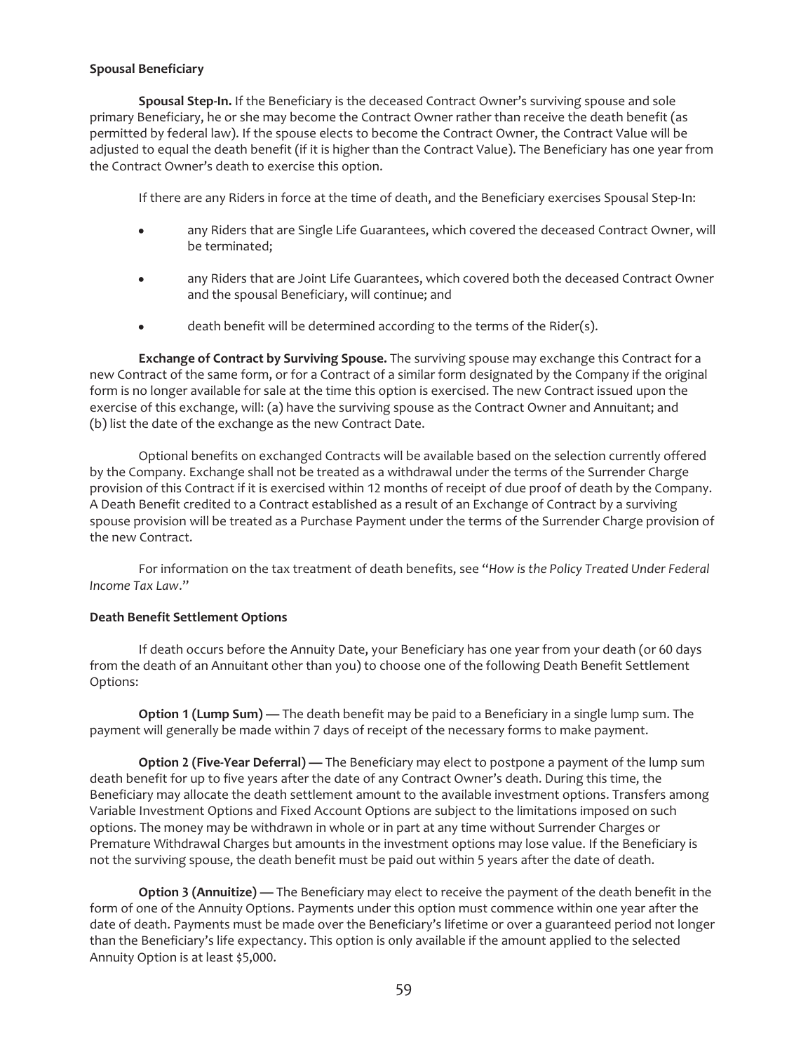**Spousal Beneficiary**

**Spousal Step-In.** If the Beneficiary is the deceased Contract Owner's surviving spouse and sole primary Beneficiary, he or she may become the Contract Owner rather than receive the death benefit (as permitted by federal law). If the spouse elects to become the Contract Owner, the Contract Value will be adjusted to equal the death benefit (if it is higher than the Contract Value). The Beneficiary has one year from the Contract Owner's death to exercise this option.

If there are any Riders in force at the time of death, and the Beneficiary exercises Spousal Step-In:

- any Riders that are Single Life Guarantees, which covered the deceased Contract Owner, will be terminated;
- any Riders that are Joint Life Guarantees, which covered both the deceased Contract Owner and the spousal Beneficiary, will continue; and
- death benefit will be determined according to the terms of the Rider(s).

**Exchange of Contract by Surviving Spouse.** The surviving spouse may exchange this Contract for a new Contract of the same form, or for a Contract of a similar form designated by the Company if the original form is no longer available for sale at the time this option is exercised. The new Contract issued upon the exercise of this exchange, will: (a) have the surviving spouse as the Contract Owner and Annuitant; and (b) list the date of the exchange as the new Contract Date.

Optional benefits on exchanged Contracts will be available based on the selection currently offered by the Company. Exchange shall not be treated as a withdrawal under the terms of the Surrender Charge provision of this Contract if it is exercised within 12 months of receipt of due proof of death by the Company. A Death Benefit credited to a Contract established as a result of an Exchange of Contract by a surviving spouse provision will be treated as a Purchase Payment under the terms of the Surrender Charge provision of the new Contract.

For information on the tax treatment of death benefits, see "*How is the Policy Treated Under Federal Income Tax Law*."

**Death Benefit Settlement Options**

If death occurs before the Annuity Date, your Beneficiary has one year from your death (or 60 days from the death of an Annuitant other than you) to choose one of the following Death Benefit Settlement Options:

**Option 1 (Lump Sum) —** The death benefit may be paid to a Beneficiary in a single lump sum. The payment will generally be made within 7 days of receipt of the necessary forms to make payment.

**Option 2 (Five-Year Deferral) —** The Beneficiary may elect to postpone a payment of the lump sum death benefit for up to five years after the date of any Contract Owner's death. During this time, the Beneficiary may allocate the death settlement amount to the available investment options. Transfers among Variable Investment Options and Fixed Account Options are subject to the limitations imposed on such options. The money may be withdrawn in whole or in part at any time without Surrender Charges or Premature Withdrawal Charges but amounts in the investment options may lose value. If the Beneficiary is not the surviving spouse, the death benefit must be paid out within 5 years after the date of death.

**Option 3 (Annuitize) —** The Beneficiary may elect to receive the payment of the death benefit in the form of one of the Annuity Options. Payments under this option must commence within one year after the date of death. Payments must be made over the Beneficiary's lifetime or over a guaranteed period not longer than the Beneficiary's life expectancy. This option is only available if the amount applied to the selected Annuity Option is at least $5,000.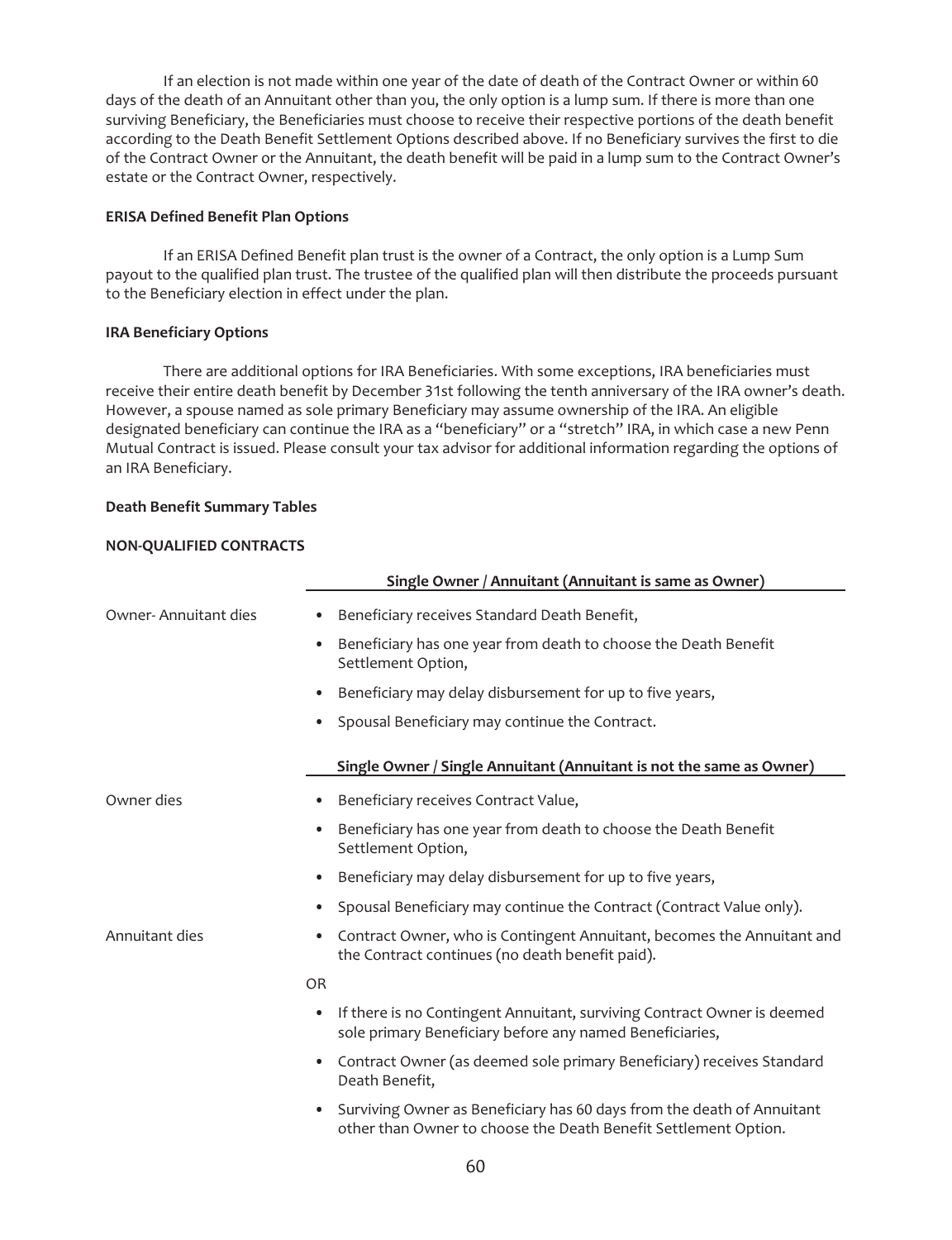If an election is not made within one year of the date of death of the Contract Owner or within 60 days of the death of an Annuitant other than you, the only option is a lump sum. If there is more than one surviving Beneficiary, the Beneficiaries must choose to receive their respective portions of the death benefit according to the Death Benefit Settlement Options described above. If no Beneficiary survives the first to die of the Contract Owner or the Annuitant, the death benefit will be paid in a lump sum to the Contract Owner's estate or the Contract Owner, respectively.

**ERISA Defined Benefit Plan Options**

If an ERISA Defined Benefit plan trust is the owner of a Contract, the only option is a Lump Sum payout to the qualified plan trust. The trustee of the qualified plan will then distribute the proceeds pursuant to the Beneficiary election in effect under the plan.

**IRA Beneficiary Options**

There are additional options for IRA Beneficiaries. With some exceptions, IRA beneficiaries must receive their entire death benefit by December 31st following the tenth anniversary of the IRA owner's death. However, a spouse named as sole primary Beneficiary may assume ownership of the IRA. An eligible designated beneficiary can continue the IRA as a "beneficiary" or a "stretch" IRA, in which case a new Penn Mutual Contract is issued. Please consult your tax advisor for additional information regarding the options of an IRA Beneficiary.

**Death Benefit Summary Tables**

**NON-QUALIFIED CONTRACTS**

| | Single Owner / Annuitant (Annuitant is same as Owner) |
|---|---|
| Owner- Annuitant dies | • Beneficiary receives Standard Death Benefit,<br>• Beneficiary has one year from death to choose the Death Benefit Settlement Option,<br>• Beneficiary may delay disbursement for up to five years,<br>• Spousal Beneficiary may continue the Contract. |

| | Single Owner / Single Annuitant (Annuitant is not the same as Owner) |
|---|---|
| Owner dies | • Beneficiary receives Contract Value,<br>• Beneficiary has one year from death to choose the Death Benefit Settlement Option,<br>• Beneficiary may delay disbursement for up to five years,<br>• Spousal Beneficiary may continue the Contract (Contract Value only). |
| Annuitant dies | • Contract Owner, who is Contingent Annuitant, becomes the Annuitant and the Contract continues (no death benefit paid).<br>OR<br>• If there is no Contingent Annuitant, surviving Contract Owner is deemed sole primary Beneficiary before any named Beneficiaries,<br>• Contract Owner (as deemed sole primary Beneficiary) receives Standard Death Benefit,<br>• Surviving Owner as Beneficiary has 60 days from the death of Annuitant other than Owner to choose the Death Benefit Settlement Option. |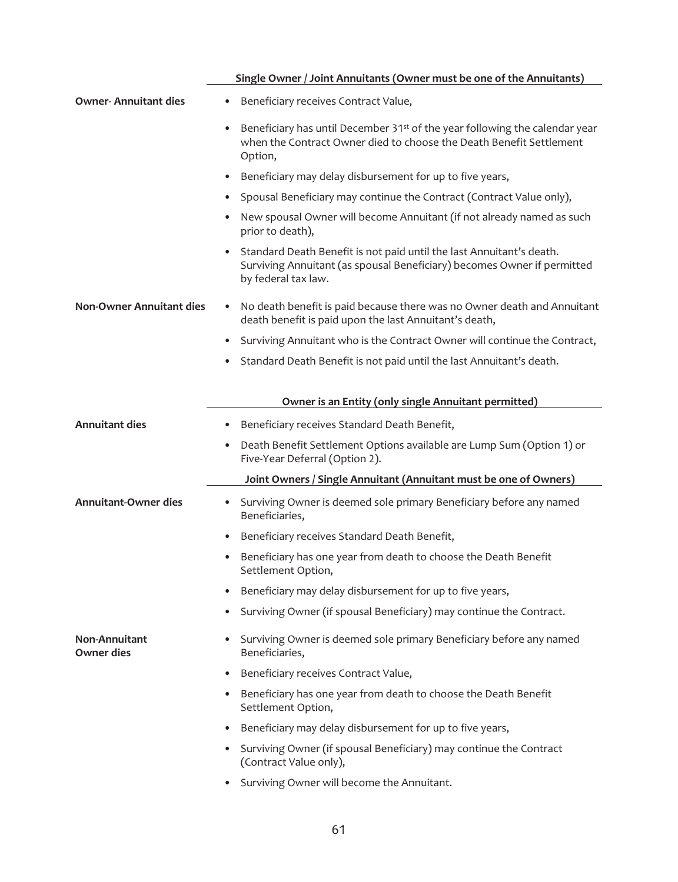| | Single Owner / Joint Annuitants (Owner must be one of the Annuitants) |
|---|---|
| **Owner- Annuitant dies** | • Beneficiary receives Contract Value,<br>• Beneficiary has until December 31st of the year following the calendar year when the Contract Owner died to choose the Death Benefit Settlement Option,<br>• Beneficiary may delay disbursement for up to five years,<br>• Spousal Beneficiary may continue the Contract (Contract Value only),<br>• New spousal Owner will become Annuitant (if not already named as such prior to death),<br>• Standard Death Benefit is not paid until the last Annuitant's death. Surviving Annuitant (as spousal Beneficiary) becomes Owner if permitted by federal tax law. |
| **Non-Owner Annuitant dies** | • No death benefit is paid because there was no Owner death and Annuitant death benefit is paid upon the last Annuitant's death,<br>• Surviving Annuitant who is the Contract Owner will continue the Contract,<br>• Standard Death Benefit is not paid until the last Annuitant's death. |

| | Owner is an Entity (only single Annuitant permitted) |
|---|---|
| **Annuitant dies** | • Beneficiary receives Standard Death Benefit,<br>• Death Benefit Settlement Options available are Lump Sum (Option 1) or Five-Year Deferral (Option 2). |

| | Joint Owners / Single Annuitant (Annuitant must be one of Owners) |
|---|---|
| **Annuitant-Owner dies** | • Surviving Owner is deemed sole primary Beneficiary before any named Beneficiaries,<br>• Beneficiary receives Standard Death Benefit,<br>• Beneficiary has one year from death to choose the Death Benefit Settlement Option,<br>• Beneficiary may delay disbursement for up to five years,<br>• Surviving Owner (if spousal Beneficiary) may continue the Contract. |
| **Non-Annuitant Owner dies** | • Surviving Owner is deemed sole primary Beneficiary before any named Beneficiaries,<br>• Beneficiary receives Contract Value,<br>• Beneficiary has one year from death to choose the Death Benefit Settlement Option,<br>• Beneficiary may delay disbursement for up to five years,<br>• Surviving Owner (if spousal Beneficiary) may continue the Contract (Contract Value only),<br>• Surviving Owner will become the Annuitant. |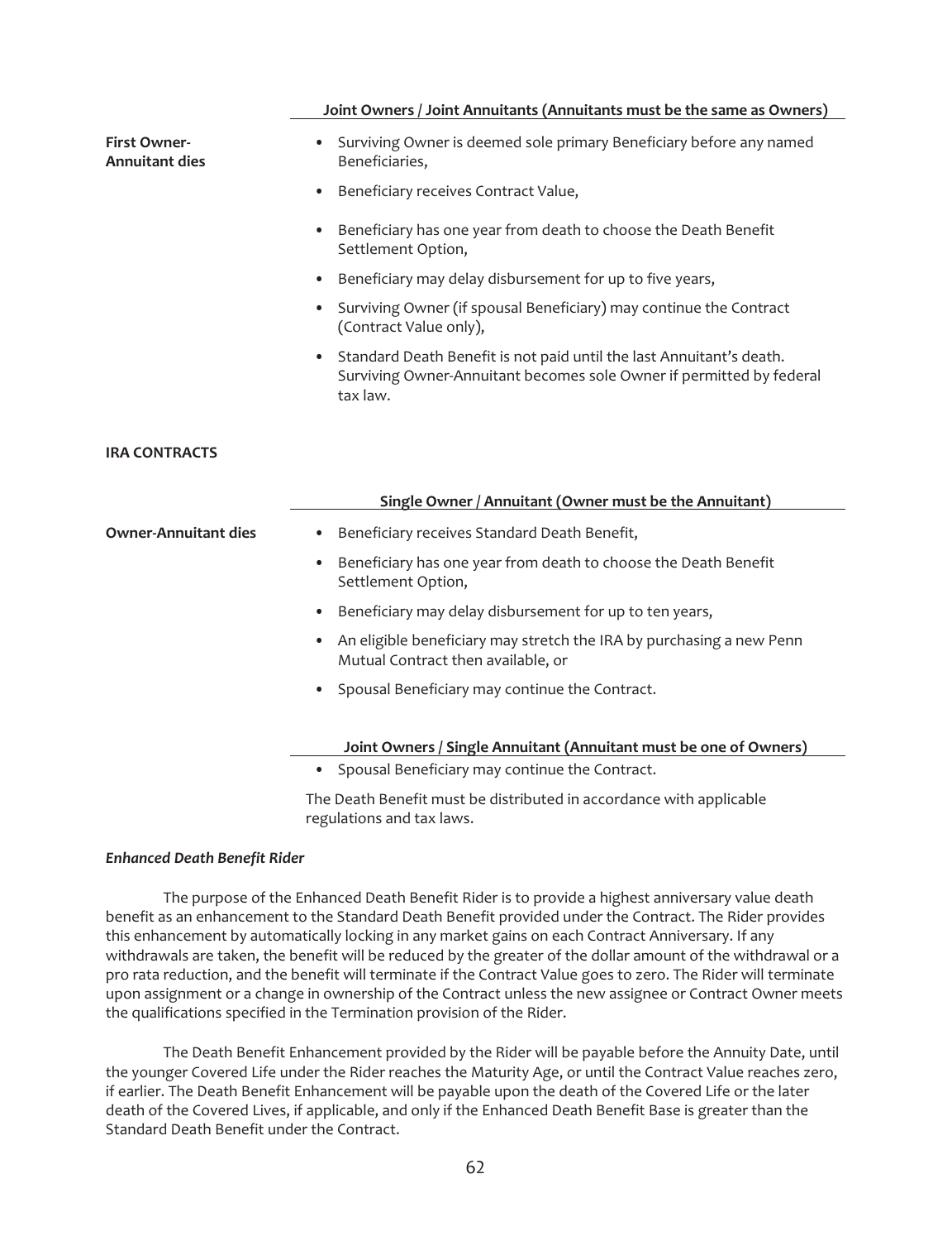| | Joint Owners / Joint Annuitants (Annuitants must be the same as Owners) |
|---|---|
| **First Owner-Annuitant dies** | • Surviving Owner is deemed sole primary Beneficiary before any named Beneficiaries,<br>• Beneficiary receives Contract Value,<br>• Beneficiary has one year from death to choose the Death Benefit Settlement Option,<br>• Beneficiary may delay disbursement for up to five years,<br>• Surviving Owner (if spousal Beneficiary) may continue the Contract (Contract Value only),<br>• Standard Death Benefit is not paid until the last Annuitant's death. Surviving Owner-Annuitant becomes sole Owner if permitted by federal tax law. |

**IRA CONTRACTS**

| | Single Owner / Annuitant (Owner must be the Annuitant) |
|---|---|
| **Owner-Annuitant dies** | • Beneficiary receives Standard Death Benefit,<br>• Beneficiary has one year from death to choose the Death Benefit Settlement Option,<br>• Beneficiary may delay disbursement for up to ten years,<br>• An eligible beneficiary may stretch the IRA by purchasing a new Penn Mutual Contract then available, or<br>• Spousal Beneficiary may continue the Contract. |
| | **Joint Owners / Single Annuitant (Annuitant must be one of Owners)** |
| | • Spousal Beneficiary may continue the Contract.<br><br>The Death Benefit must be distributed in accordance with applicable regulations and tax laws. |

***Enhanced Death Benefit Rider***

The purpose of the Enhanced Death Benefit Rider is to provide a highest anniversary value death benefit as an enhancement to the Standard Death Benefit provided under the Contract. The Rider provides this enhancement by automatically locking in any market gains on each Contract Anniversary. If any withdrawals are taken, the benefit will be reduced by the greater of the dollar amount of the withdrawal or a pro rata reduction, and the benefit will terminate if the Contract Value goes to zero. The Rider will terminate upon assignment or a change in ownership of the Contract unless the new assignee or Contract Owner meets the qualifications specified in the Termination provision of the Rider.

The Death Benefit Enhancement provided by the Rider will be payable before the Annuity Date, until the younger Covered Life under the Rider reaches the Maturity Age, or until the Contract Value reaches zero, if earlier. The Death Benefit Enhancement will be payable upon the death of the Covered Life or the later death of the Covered Lives, if applicable, and only if the Enhanced Death Benefit Base is greater than the Standard Death Benefit under the Contract.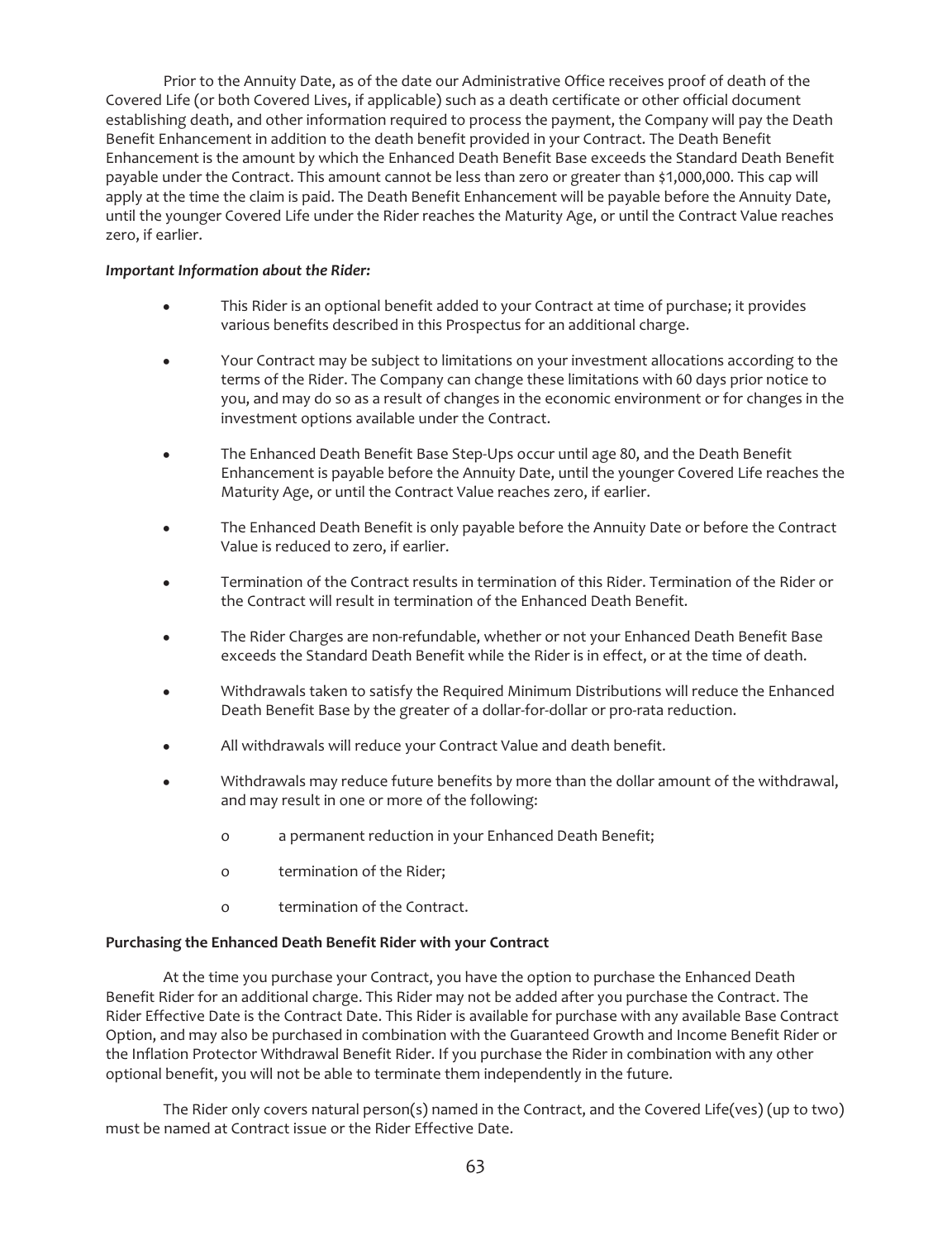Prior to the Annuity Date, as of the date our Administrative Office receives proof of death of the Covered Life (or both Covered Lives, if applicable) such as a death certificate or other official document establishing death, and other information required to process the payment, the Company will pay the Death Benefit Enhancement in addition to the death benefit provided in your Contract. The Death Benefit Enhancement is the amount by which the Enhanced Death Benefit Base exceeds the Standard Death Benefit payable under the Contract. This amount cannot be less than zero or greater than $1,000,000. This cap will apply at the time the claim is paid. The Death Benefit Enhancement will be payable before the Annuity Date, until the younger Covered Life under the Rider reaches the Maturity Age, or until the Contract Value reaches zero, if earlier.

***Important Information about the Rider:***

- This Rider is an optional benefit added to your Contract at time of purchase; it provides various benefits described in this Prospectus for an additional charge.
- Your Contract may be subject to limitations on your investment allocations according to the terms of the Rider. The Company can change these limitations with 60 days prior notice to you, and may do so as a result of changes in the economic environment or for changes in the investment options available under the Contract.
- The Enhanced Death Benefit Base Step-Ups occur until age 80, and the Death Benefit Enhancement is payable before the Annuity Date, until the younger Covered Life reaches the Maturity Age, or until the Contract Value reaches zero, if earlier.
- The Enhanced Death Benefit is only payable before the Annuity Date or before the Contract Value is reduced to zero, if earlier.
- Termination of the Contract results in termination of this Rider. Termination of the Rider or the Contract will result in termination of the Enhanced Death Benefit.
- The Rider Charges are non-refundable, whether or not your Enhanced Death Benefit Base exceeds the Standard Death Benefit while the Rider is in effect, or at the time of death.
- Withdrawals taken to satisfy the Required Minimum Distributions will reduce the Enhanced Death Benefit Base by the greater of a dollar-for-dollar or pro-rata reduction.
- All withdrawals will reduce your Contract Value and death benefit.
- Withdrawals may reduce future benefits by more than the dollar amount of the withdrawal, and may result in one or more of the following:
  - a permanent reduction in your Enhanced Death Benefit;
  - termination of the Rider;
  - termination of the Contract.

**Purchasing the Enhanced Death Benefit Rider with your Contract**

At the time you purchase your Contract, you have the option to purchase the Enhanced Death Benefit Rider for an additional charge. This Rider may not be added after you purchase the Contract. The Rider Effective Date is the Contract Date. This Rider is available for purchase with any available Base Contract Option, and may also be purchased in combination with the Guaranteed Growth and Income Benefit Rider or the Inflation Protector Withdrawal Benefit Rider. If you purchase the Rider in combination with any other optional benefit, you will not be able to terminate them independently in the future.

The Rider only covers natural person(s) named in the Contract, and the Covered Life(ves) (up to two) must be named at Contract issue or the Rider Effective Date.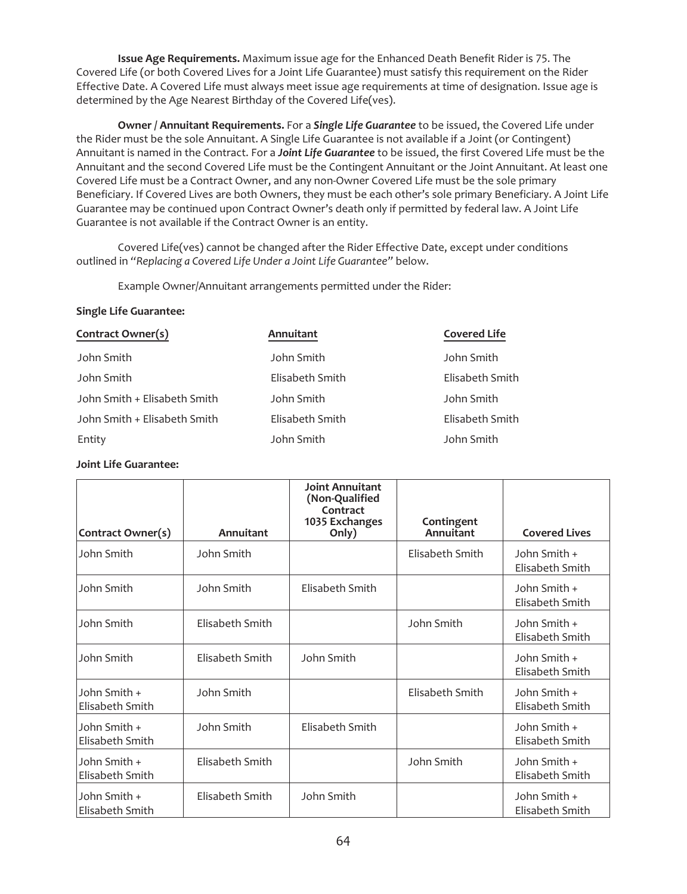**Issue Age Requirements.** Maximum issue age for the Enhanced Death Benefit Rider is 75. The Covered Life (or both Covered Lives for a Joint Life Guarantee) must satisfy this requirement on the Rider Effective Date. A Covered Life must always meet issue age requirements at time of designation. Issue age is determined by the Age Nearest Birthday of the Covered Life(ves).

**Owner / Annuitant Requirements.** For a ***Single Life Guarantee*** to be issued, the Covered Life under the Rider must be the sole Annuitant. A Single Life Guarantee is not available if a Joint (or Contingent) Annuitant is named in the Contract. For a ***Joint Life Guarantee*** to be issued, the first Covered Life must be the Annuitant and the second Covered Life must be the Contingent Annuitant or the Joint Annuitant. At least one Covered Life must be a Contract Owner, and any non-Owner Covered Life must be the sole primary Beneficiary. If Covered Lives are both Owners, they must be each other's sole primary Beneficiary. A Joint Life Guarantee may be continued upon Contract Owner's death only if permitted by federal law. A Joint Life Guarantee is not available if the Contract Owner is an entity.

Covered Life(ves) cannot be changed after the Rider Effective Date, except under conditions outlined in "*Replacing a Covered Life Under a Joint Life Guarantee*" below.

Example Owner/Annuitant arrangements permitted under the Rider:

**Single Life Guarantee:**

| Contract Owner(s) | Annuitant | Covered Life |
|---|---|---|
| John Smith | John Smith | John Smith |
| John Smith | Elisabeth Smith | Elisabeth Smith |
| John Smith + Elisabeth Smith | John Smith | John Smith |
| John Smith + Elisabeth Smith | Elisabeth Smith | Elisabeth Smith |
| Entity | John Smith | John Smith |

**Joint Life Guarantee:**

| Contract Owner(s) | Annuitant | Joint Annuitant (Non-Qualified Contract 1035 Exchanges Only) | Contingent Annuitant | Covered Lives |
|---|---|---|---|---|
| John Smith | John Smith | | Elisabeth Smith | John Smith + Elisabeth Smith |
| John Smith | John Smith | Elisabeth Smith | | John Smith + Elisabeth Smith |
| John Smith | Elisabeth Smith | | John Smith | John Smith + Elisabeth Smith |
| John Smith | Elisabeth Smith | John Smith | | John Smith + Elisabeth Smith |
| John Smith + Elisabeth Smith | John Smith | | Elisabeth Smith | John Smith + Elisabeth Smith |
| John Smith + Elisabeth Smith | John Smith | Elisabeth Smith | | John Smith + Elisabeth Smith |
| John Smith + Elisabeth Smith | Elisabeth Smith | | John Smith | John Smith + Elisabeth Smith |
| John Smith + Elisabeth Smith | Elisabeth Smith | John Smith | | John Smith + Elisabeth Smith |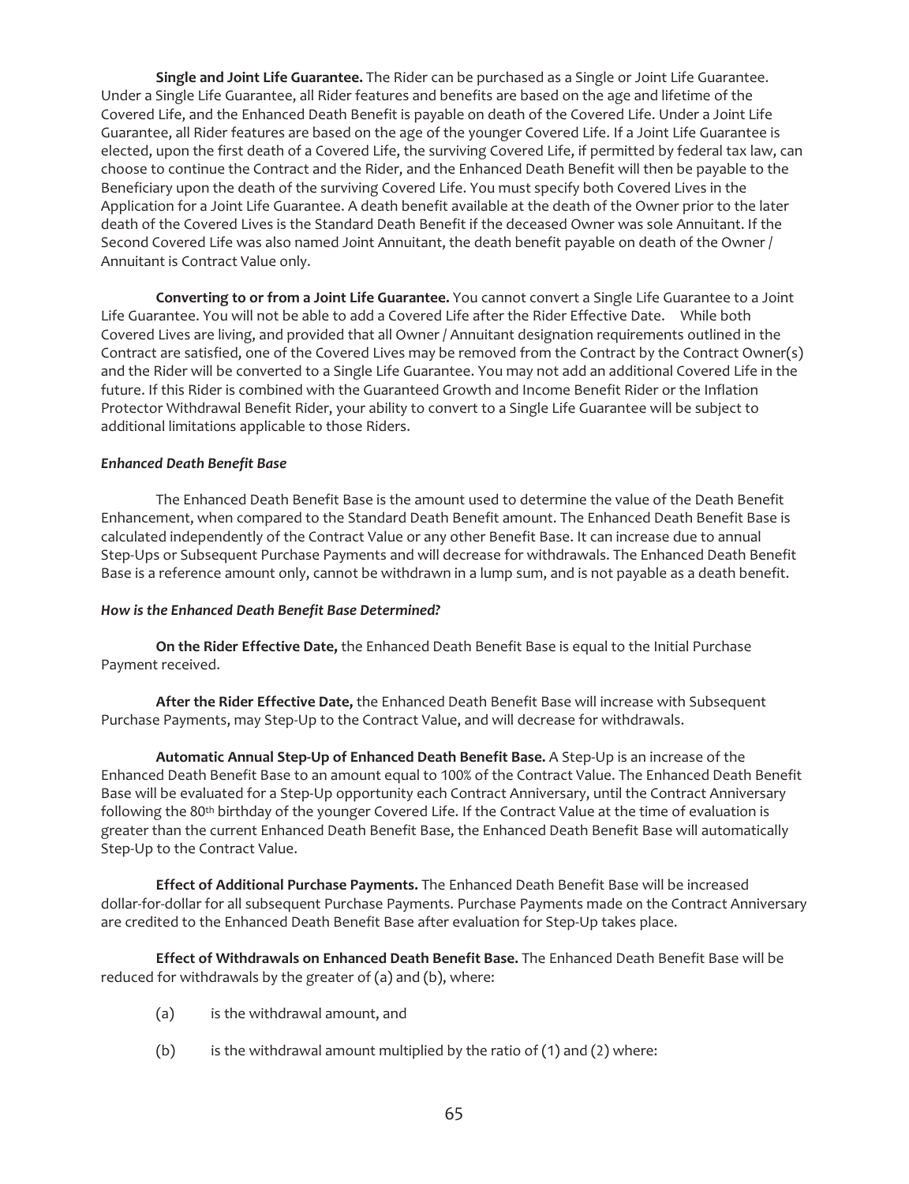**Single and Joint Life Guarantee.** The Rider can be purchased as a Single or Joint Life Guarantee. Under a Single Life Guarantee, all Rider features and benefits are based on the age and lifetime of the Covered Life, and the Enhanced Death Benefit is payable on death of the Covered Life. Under a Joint Life Guarantee, all Rider features are based on the age of the younger Covered Life. If a Joint Life Guarantee is elected, upon the first death of a Covered Life, the surviving Covered Life, if permitted by federal tax law, can choose to continue the Contract and the Rider, and the Enhanced Death Benefit will then be payable to the Beneficiary upon the death of the surviving Covered Life. You must specify both Covered Lives in the Application for a Joint Life Guarantee. A death benefit available at the death of the Owner prior to the later death of the Covered Lives is the Standard Death Benefit if the deceased Owner was sole Annuitant. If the Second Covered Life was also named Joint Annuitant, the death benefit payable on death of the Owner / Annuitant is Contract Value only.

**Converting to or from a Joint Life Guarantee.** You cannot convert a Single Life Guarantee to a Joint Life Guarantee. You will not be able to add a Covered Life after the Rider Effective Date. While both Covered Lives are living, and provided that all Owner / Annuitant designation requirements outlined in the Contract are satisfied, one of the Covered Lives may be removed from the Contract by the Contract Owner(s) and the Rider will be converted to a Single Life Guarantee. You may not add an additional Covered Life in the future. If this Rider is combined with the Guaranteed Growth and Income Benefit Rider or the Inflation Protector Withdrawal Benefit Rider, your ability to convert to a Single Life Guarantee will be subject to additional limitations applicable to those Riders.

***Enhanced Death Benefit Base***

The Enhanced Death Benefit Base is the amount used to determine the value of the Death Benefit Enhancement, when compared to the Standard Death Benefit amount. The Enhanced Death Benefit Base is calculated independently of the Contract Value or any other Benefit Base. It can increase due to annual Step-Ups or Subsequent Purchase Payments and will decrease for withdrawals. The Enhanced Death Benefit Base is a reference amount only, cannot be withdrawn in a lump sum, and is not payable as a death benefit.

***How is the Enhanced Death Benefit Base Determined?***

**On the Rider Effective Date,** the Enhanced Death Benefit Base is equal to the Initial Purchase Payment received.

**After the Rider Effective Date,** the Enhanced Death Benefit Base will increase with Subsequent Purchase Payments, may Step-Up to the Contract Value, and will decrease for withdrawals.

**Automatic Annual Step-Up of Enhanced Death Benefit Base.** A Step-Up is an increase of the Enhanced Death Benefit Base to an amount equal to 100% of the Contract Value. The Enhanced Death Benefit Base will be evaluated for a Step-Up opportunity each Contract Anniversary, until the Contract Anniversary following the 80th birthday of the younger Covered Life. If the Contract Value at the time of evaluation is greater than the current Enhanced Death Benefit Base, the Enhanced Death Benefit Base will automatically Step-Up to the Contract Value.

**Effect of Additional Purchase Payments.** The Enhanced Death Benefit Base will be increased dollar-for-dollar for all subsequent Purchase Payments. Purchase Payments made on the Contract Anniversary are credited to the Enhanced Death Benefit Base after evaluation for Step-Up takes place.

**Effect of Withdrawals on Enhanced Death Benefit Base.** The Enhanced Death Benefit Base will be reduced for withdrawals by the greater of (a) and (b), where:

(a) is the withdrawal amount, and

(b) is the withdrawal amount multiplied by the ratio of (1) and (2) where: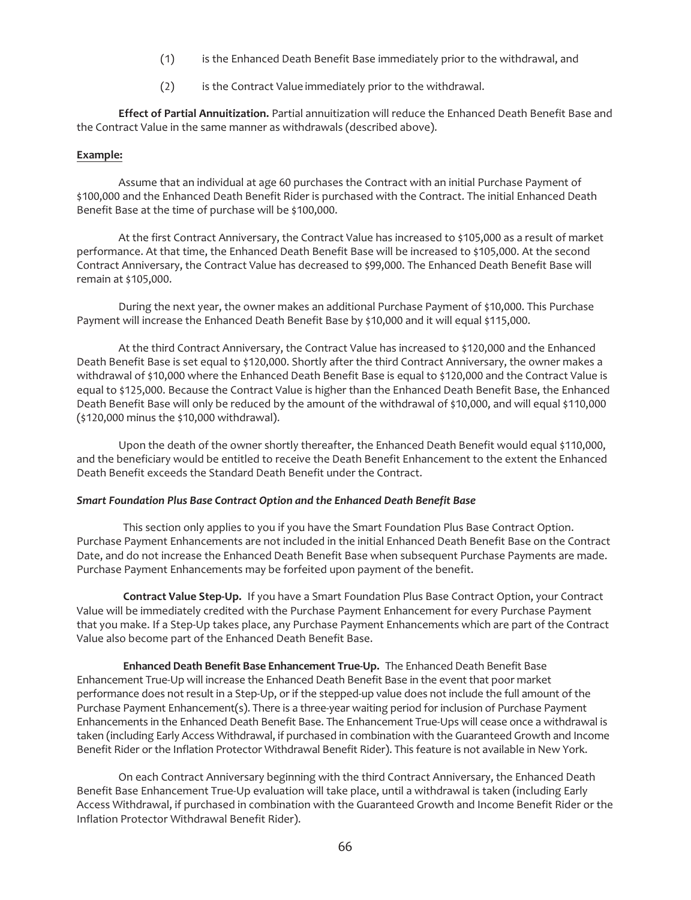(1) is the Enhanced Death Benefit Base immediately prior to the withdrawal, and

(2) is the Contract Value immediately prior to the withdrawal.

**Effect of Partial Annuitization.** Partial annuitization will reduce the Enhanced Death Benefit Base and the Contract Value in the same manner as withdrawals (described above).

**Example:**

Assume that an individual at age 60 purchases the Contract with an initial Purchase Payment of $100,000 and the Enhanced Death Benefit Rider is purchased with the Contract. The initial Enhanced Death Benefit Base at the time of purchase will be $100,000.

At the first Contract Anniversary, the Contract Value has increased to $105,000 as a result of market performance. At that time, the Enhanced Death Benefit Base will be increased to $105,000. At the second Contract Anniversary, the Contract Value has decreased to $99,000. The Enhanced Death Benefit Base will remain at $105,000.

During the next year, the owner makes an additional Purchase Payment of $10,000. This Purchase Payment will increase the Enhanced Death Benefit Base by $10,000 and it will equal $115,000.

At the third Contract Anniversary, the Contract Value has increased to $120,000 and the Enhanced Death Benefit Base is set equal to $120,000. Shortly after the third Contract Anniversary, the owner makes a withdrawal of $10,000 where the Enhanced Death Benefit Base is equal to $120,000 and the Contract Value is equal to $125,000. Because the Contract Value is higher than the Enhanced Death Benefit Base, the Enhanced Death Benefit Base will only be reduced by the amount of the withdrawal of $10,000, and will equal $110,000 ($120,000 minus the $10,000 withdrawal).

Upon the death of the owner shortly thereafter, the Enhanced Death Benefit would equal $110,000, and the beneficiary would be entitled to receive the Death Benefit Enhancement to the extent the Enhanced Death Benefit exceeds the Standard Death Benefit under the Contract.

***Smart Foundation Plus Base Contract Option and the Enhanced Death Benefit Base***

This section only applies to you if you have the Smart Foundation Plus Base Contract Option. Purchase Payment Enhancements are not included in the initial Enhanced Death Benefit Base on the Contract Date, and do not increase the Enhanced Death Benefit Base when subsequent Purchase Payments are made. Purchase Payment Enhancements may be forfeited upon payment of the benefit.

**Contract Value Step-Up.** If you have a Smart Foundation Plus Base Contract Option, your Contract Value will be immediately credited with the Purchase Payment Enhancement for every Purchase Payment that you make. If a Step-Up takes place, any Purchase Payment Enhancements which are part of the Contract Value also become part of the Enhanced Death Benefit Base.

**Enhanced Death Benefit Base Enhancement True-Up.** The Enhanced Death Benefit Base Enhancement True-Up will increase the Enhanced Death Benefit Base in the event that poor market performance does not result in a Step-Up, or if the stepped-up value does not include the full amount of the Purchase Payment Enhancement(s). There is a three-year waiting period for inclusion of Purchase Payment Enhancements in the Enhanced Death Benefit Base. The Enhancement True-Ups will cease once a withdrawal is taken (including Early Access Withdrawal, if purchased in combination with the Guaranteed Growth and Income Benefit Rider or the Inflation Protector Withdrawal Benefit Rider). This feature is not available in New York.

On each Contract Anniversary beginning with the third Contract Anniversary, the Enhanced Death Benefit Base Enhancement True-Up evaluation will take place, until a withdrawal is taken (including Early Access Withdrawal, if purchased in combination with the Guaranteed Growth and Income Benefit Rider or the Inflation Protector Withdrawal Benefit Rider).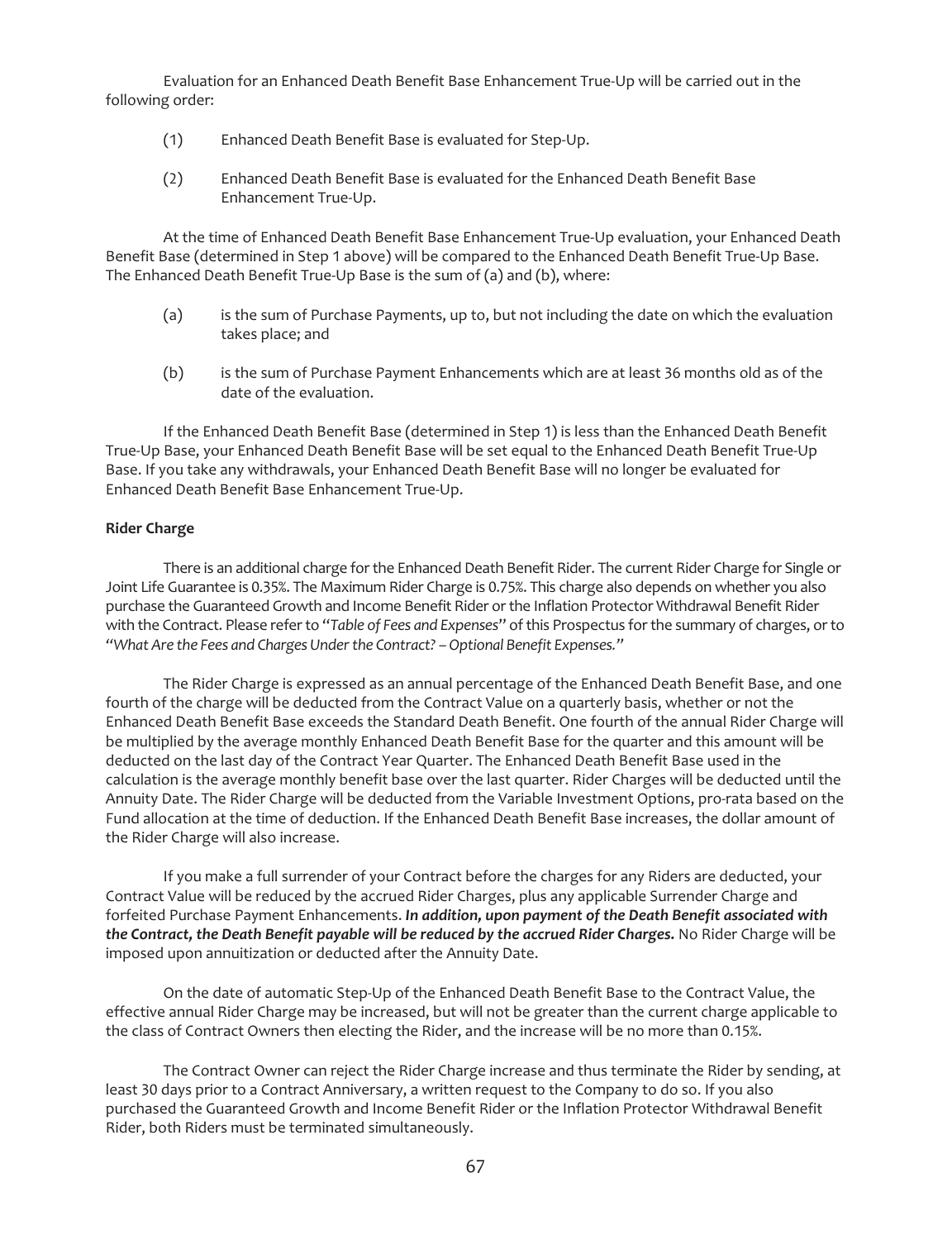Evaluation for an Enhanced Death Benefit Base Enhancement True-Up will be carried out in the following order:

(1) Enhanced Death Benefit Base is evaluated for Step-Up.

(2) Enhanced Death Benefit Base is evaluated for the Enhanced Death Benefit Base Enhancement True-Up.

At the time of Enhanced Death Benefit Base Enhancement True-Up evaluation, your Enhanced Death Benefit Base (determined in Step 1 above) will be compared to the Enhanced Death Benefit True-Up Base. The Enhanced Death Benefit True-Up Base is the sum of (a) and (b), where:

(a) is the sum of Purchase Payments, up to, but not including the date on which the evaluation takes place; and

(b) is the sum of Purchase Payment Enhancements which are at least 36 months old as of the date of the evaluation.

If the Enhanced Death Benefit Base (determined in Step 1) is less than the Enhanced Death Benefit True-Up Base, your Enhanced Death Benefit Base will be set equal to the Enhanced Death Benefit True-Up Base. If you take any withdrawals, your Enhanced Death Benefit Base will no longer be evaluated for Enhanced Death Benefit Base Enhancement True-Up.

**Rider Charge**

There is an additional charge for the Enhanced Death Benefit Rider. The current Rider Charge for Single or Joint Life Guarantee is 0.35%. The Maximum Rider Charge is 0.75%. This charge also depends on whether you also purchase the Guaranteed Growth and Income Benefit Rider or the Inflation Protector Withdrawal Benefit Rider with the Contract. Please refer to "*Table of Fees and Expenses*" of this Prospectus for the summary of charges, or to "*What Are the Fees and Charges Under the Contract? – Optional Benefit Expenses.*"

The Rider Charge is expressed as an annual percentage of the Enhanced Death Benefit Base, and one fourth of the charge will be deducted from the Contract Value on a quarterly basis, whether or not the Enhanced Death Benefit Base exceeds the Standard Death Benefit. One fourth of the annual Rider Charge will be multiplied by the average monthly Enhanced Death Benefit Base for the quarter and this amount will be deducted on the last day of the Contract Year Quarter. The Enhanced Death Benefit Base used in the calculation is the average monthly benefit base over the last quarter. Rider Charges will be deducted until the Annuity Date. The Rider Charge will be deducted from the Variable Investment Options, pro-rata based on the Fund allocation at the time of deduction. If the Enhanced Death Benefit Base increases, the dollar amount of the Rider Charge will also increase.

If you make a full surrender of your Contract before the charges for any Riders are deducted, your Contract Value will be reduced by the accrued Rider Charges, plus any applicable Surrender Charge and forfeited Purchase Payment Enhancements. ***In addition, upon payment of the Death Benefit associated with the Contract, the Death Benefit payable will be reduced by the accrued Rider Charges.*** No Rider Charge will be imposed upon annuitization or deducted after the Annuity Date.

On the date of automatic Step-Up of the Enhanced Death Benefit Base to the Contract Value, the effective annual Rider Charge may be increased, but will not be greater than the current charge applicable to the class of Contract Owners then electing the Rider, and the increase will be no more than 0.15%.

The Contract Owner can reject the Rider Charge increase and thus terminate the Rider by sending, at least 30 days prior to a Contract Anniversary, a written request to the Company to do so. If you also purchased the Guaranteed Growth and Income Benefit Rider or the Inflation Protector Withdrawal Benefit Rider, both Riders must be terminated simultaneously.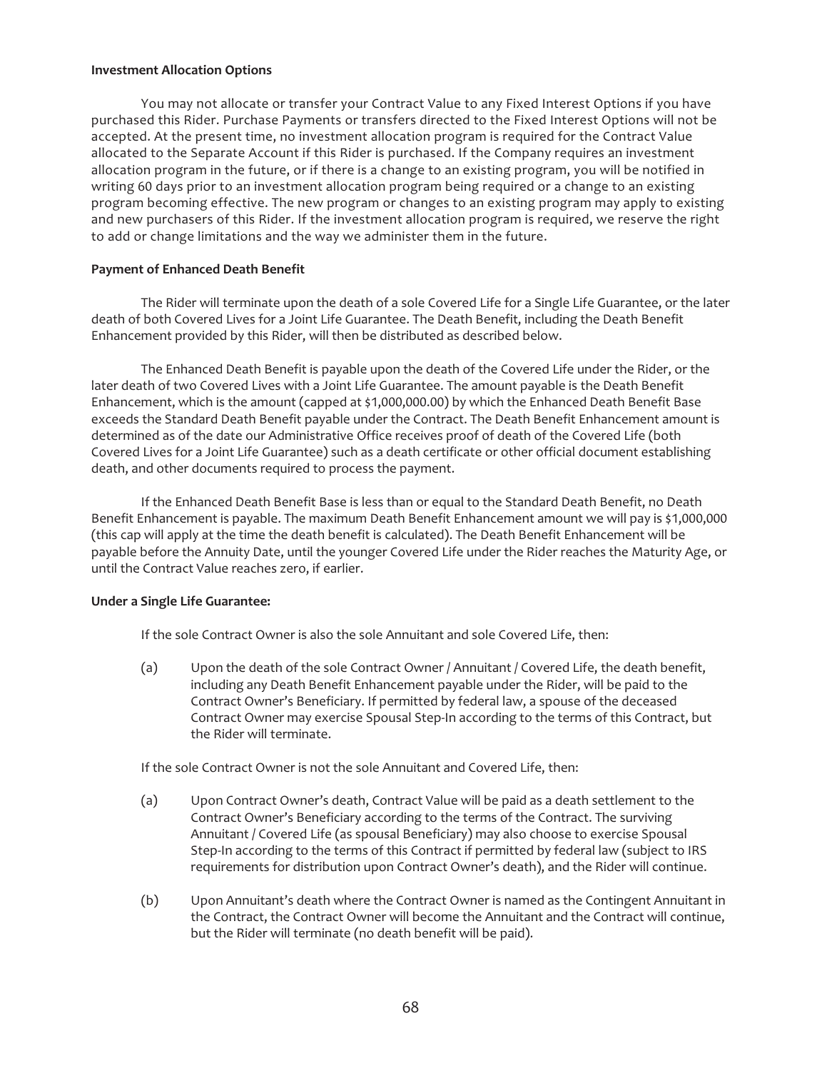**Investment Allocation Options**

You may not allocate or transfer your Contract Value to any Fixed Interest Options if you have purchased this Rider. Purchase Payments or transfers directed to the Fixed Interest Options will not be accepted. At the present time, no investment allocation program is required for the Contract Value allocated to the Separate Account if this Rider is purchased. If the Company requires an investment allocation program in the future, or if there is a change to an existing program, you will be notified in writing 60 days prior to an investment allocation program being required or a change to an existing program becoming effective. The new program or changes to an existing program may apply to existing and new purchasers of this Rider. If the investment allocation program is required, we reserve the right to add or change limitations and the way we administer them in the future.

**Payment of Enhanced Death Benefit**

The Rider will terminate upon the death of a sole Covered Life for a Single Life Guarantee, or the later death of both Covered Lives for a Joint Life Guarantee. The Death Benefit, including the Death Benefit Enhancement provided by this Rider, will then be distributed as described below.

The Enhanced Death Benefit is payable upon the death of the Covered Life under the Rider, or the later death of two Covered Lives with a Joint Life Guarantee. The amount payable is the Death Benefit Enhancement, which is the amount (capped at $1,000,000.00) by which the Enhanced Death Benefit Base exceeds the Standard Death Benefit payable under the Contract. The Death Benefit Enhancement amount is determined as of the date our Administrative Office receives proof of death of the Covered Life (both Covered Lives for a Joint Life Guarantee) such as a death certificate or other official document establishing death, and other documents required to process the payment.

If the Enhanced Death Benefit Base is less than or equal to the Standard Death Benefit, no Death Benefit Enhancement is payable. The maximum Death Benefit Enhancement amount we will pay is $1,000,000 (this cap will apply at the time the death benefit is calculated). The Death Benefit Enhancement will be payable before the Annuity Date, until the younger Covered Life under the Rider reaches the Maturity Age, or until the Contract Value reaches zero, if earlier.

**Under a Single Life Guarantee:**

If the sole Contract Owner is also the sole Annuitant and sole Covered Life, then:

(a) Upon the death of the sole Contract Owner / Annuitant / Covered Life, the death benefit, including any Death Benefit Enhancement payable under the Rider, will be paid to the Contract Owner's Beneficiary. If permitted by federal law, a spouse of the deceased Contract Owner may exercise Spousal Step-In according to the terms of this Contract, but the Rider will terminate.

If the sole Contract Owner is not the sole Annuitant and Covered Life, then:

(a) Upon Contract Owner's death, Contract Value will be paid as a death settlement to the Contract Owner's Beneficiary according to the terms of the Contract. The surviving Annuitant / Covered Life (as spousal Beneficiary) may also choose to exercise Spousal Step-In according to the terms of this Contract if permitted by federal law (subject to IRS requirements for distribution upon Contract Owner's death), and the Rider will continue.

(b) Upon Annuitant's death where the Contract Owner is named as the Contingent Annuitant in the Contract, the Contract Owner will become the Annuitant and the Contract will continue, but the Rider will terminate (no death benefit will be paid).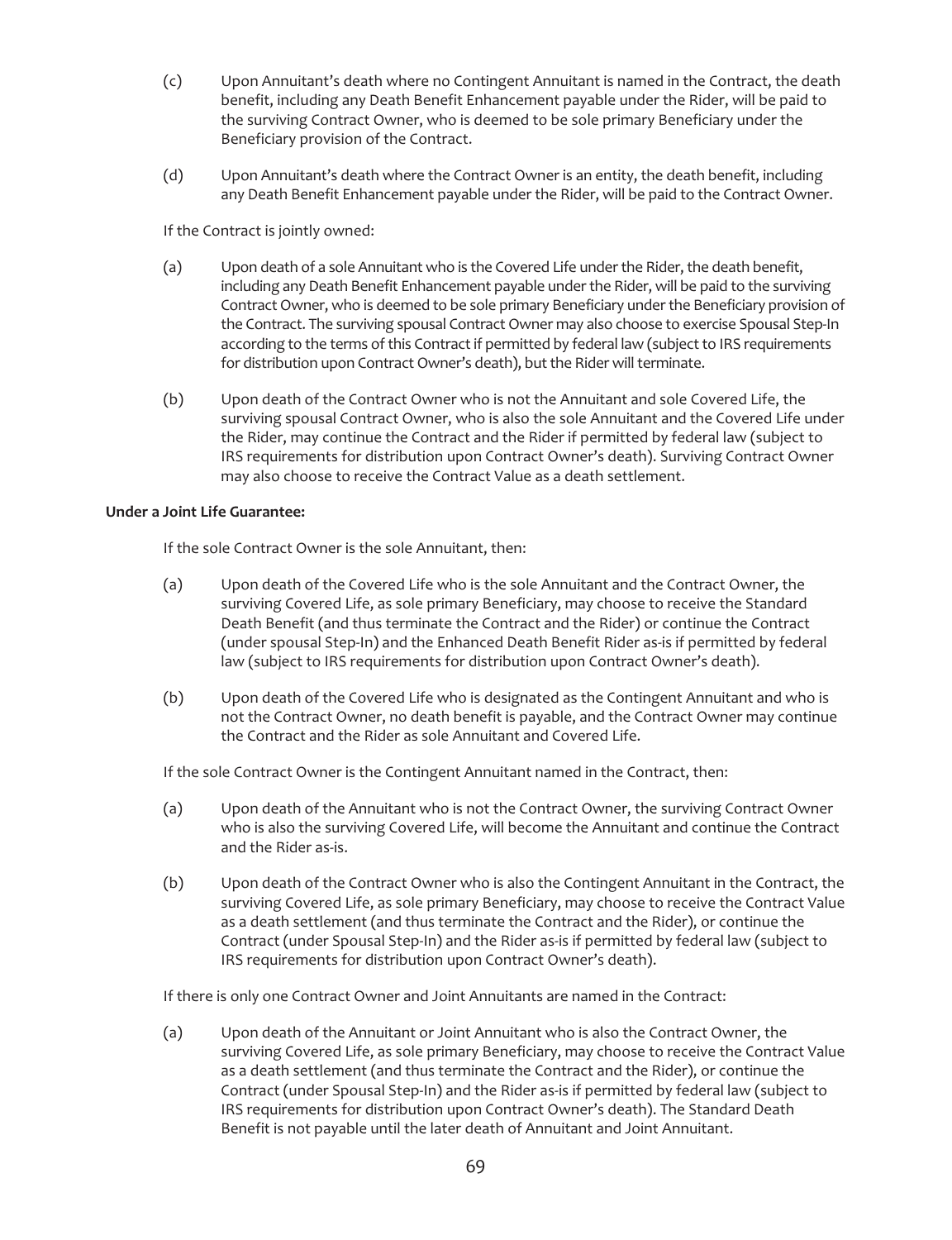(c) Upon Annuitant's death where no Contingent Annuitant is named in the Contract, the death benefit, including any Death Benefit Enhancement payable under the Rider, will be paid to the surviving Contract Owner, who is deemed to be sole primary Beneficiary under the Beneficiary provision of the Contract.

(d) Upon Annuitant's death where the Contract Owner is an entity, the death benefit, including any Death Benefit Enhancement payable under the Rider, will be paid to the Contract Owner.

If the Contract is jointly owned:

(a) Upon death of a sole Annuitant who is the Covered Life under the Rider, the death benefit, including any Death Benefit Enhancement payable under the Rider, will be paid to the surviving Contract Owner, who is deemed to be sole primary Beneficiary under the Beneficiary provision of the Contract. The surviving spousal Contract Owner may also choose to exercise Spousal Step-In according to the terms of this Contract if permitted by federal law (subject to IRS requirements for distribution upon Contract Owner's death), but the Rider will terminate.

(b) Upon death of the Contract Owner who is not the Annuitant and sole Covered Life, the surviving spousal Contract Owner, who is also the sole Annuitant and the Covered Life under the Rider, may continue the Contract and the Rider if permitted by federal law (subject to IRS requirements for distribution upon Contract Owner's death). Surviving Contract Owner may also choose to receive the Contract Value as a death settlement.

**Under a Joint Life Guarantee:**

If the sole Contract Owner is the sole Annuitant, then:

(a) Upon death of the Covered Life who is the sole Annuitant and the Contract Owner, the surviving Covered Life, as sole primary Beneficiary, may choose to receive the Standard Death Benefit (and thus terminate the Contract and the Rider) or continue the Contract (under spousal Step-In) and the Enhanced Death Benefit Rider as-is if permitted by federal law (subject to IRS requirements for distribution upon Contract Owner's death).

(b) Upon death of the Covered Life who is designated as the Contingent Annuitant and who is not the Contract Owner, no death benefit is payable, and the Contract Owner may continue the Contract and the Rider as sole Annuitant and Covered Life.

If the sole Contract Owner is the Contingent Annuitant named in the Contract, then:

(a) Upon death of the Annuitant who is not the Contract Owner, the surviving Contract Owner who is also the surviving Covered Life, will become the Annuitant and continue the Contract and the Rider as-is.

(b) Upon death of the Contract Owner who is also the Contingent Annuitant in the Contract, the surviving Covered Life, as sole primary Beneficiary, may choose to receive the Contract Value as a death settlement (and thus terminate the Contract and the Rider), or continue the Contract (under Spousal Step-In) and the Rider as-is if permitted by federal law (subject to IRS requirements for distribution upon Contract Owner's death).

If there is only one Contract Owner and Joint Annuitants are named in the Contract:

(a) Upon death of the Annuitant or Joint Annuitant who is also the Contract Owner, the surviving Covered Life, as sole primary Beneficiary, may choose to receive the Contract Value as a death settlement (and thus terminate the Contract and the Rider), or continue the Contract (under Spousal Step-In) and the Rider as-is if permitted by federal law (subject to IRS requirements for distribution upon Contract Owner's death). The Standard Death Benefit is not payable until the later death of Annuitant and Joint Annuitant.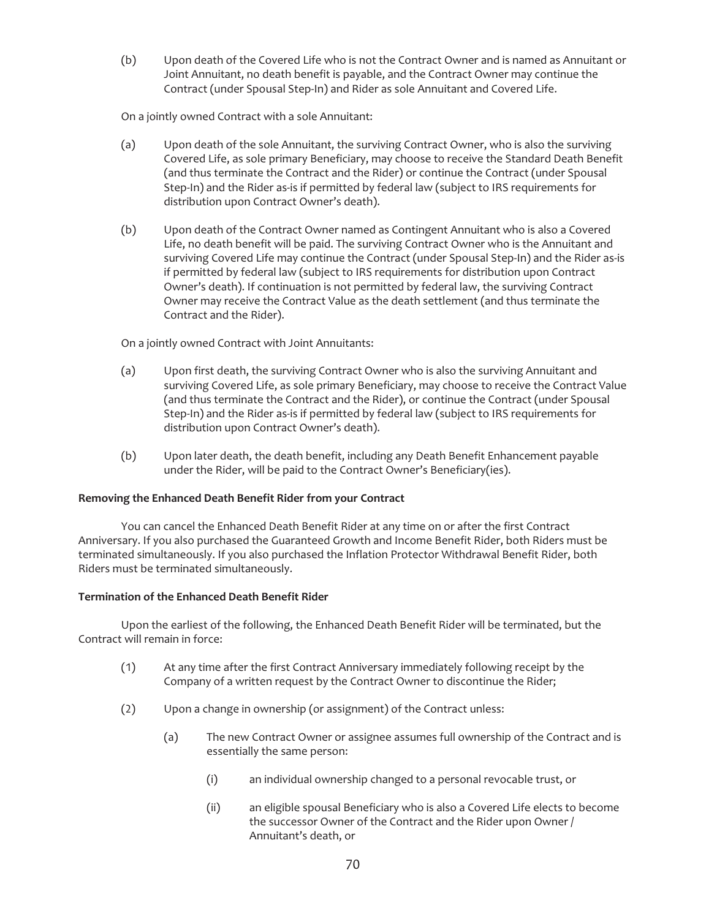(b) Upon death of the Covered Life who is not the Contract Owner and is named as Annuitant or Joint Annuitant, no death benefit is payable, and the Contract Owner may continue the Contract (under Spousal Step-In) and Rider as sole Annuitant and Covered Life.

On a jointly owned Contract with a sole Annuitant:

(a) Upon death of the sole Annuitant, the surviving Contract Owner, who is also the surviving Covered Life, as sole primary Beneficiary, may choose to receive the Standard Death Benefit (and thus terminate the Contract and the Rider) or continue the Contract (under Spousal Step-In) and the Rider as-is if permitted by federal law (subject to IRS requirements for distribution upon Contract Owner's death).

(b) Upon death of the Contract Owner named as Contingent Annuitant who is also a Covered Life, no death benefit will be paid. The surviving Contract Owner who is the Annuitant and surviving Covered Life may continue the Contract (under Spousal Step-In) and the Rider as-is if permitted by federal law (subject to IRS requirements for distribution upon Contract Owner's death). If continuation is not permitted by federal law, the surviving Contract Owner may receive the Contract Value as the death settlement (and thus terminate the Contract and the Rider).

On a jointly owned Contract with Joint Annuitants:

(a) Upon first death, the surviving Contract Owner who is also the surviving Annuitant and surviving Covered Life, as sole primary Beneficiary, may choose to receive the Contract Value (and thus terminate the Contract and the Rider), or continue the Contract (under Spousal Step-In) and the Rider as-is if permitted by federal law (subject to IRS requirements for distribution upon Contract Owner's death).

(b) Upon later death, the death benefit, including any Death Benefit Enhancement payable under the Rider, will be paid to the Contract Owner's Beneficiary(ies).

**Removing the Enhanced Death Benefit Rider from your Contract**

You can cancel the Enhanced Death Benefit Rider at any time on or after the first Contract Anniversary. If you also purchased the Guaranteed Growth and Income Benefit Rider, both Riders must be terminated simultaneously. If you also purchased the Inflation Protector Withdrawal Benefit Rider, both Riders must be terminated simultaneously.

**Termination of the Enhanced Death Benefit Rider**

Upon the earliest of the following, the Enhanced Death Benefit Rider will be terminated, but the Contract will remain in force:

(1) At any time after the first Contract Anniversary immediately following receipt by the Company of a written request by the Contract Owner to discontinue the Rider;

(2) Upon a change in ownership (or assignment) of the Contract unless:

   (a) The new Contract Owner or assignee assumes full ownership of the Contract and is essentially the same person:

      (i) an individual ownership changed to a personal revocable trust, or

      (ii) an eligible spousal Beneficiary who is also a Covered Life elects to become the successor Owner of the Contract and the Rider upon Owner / Annuitant's death, or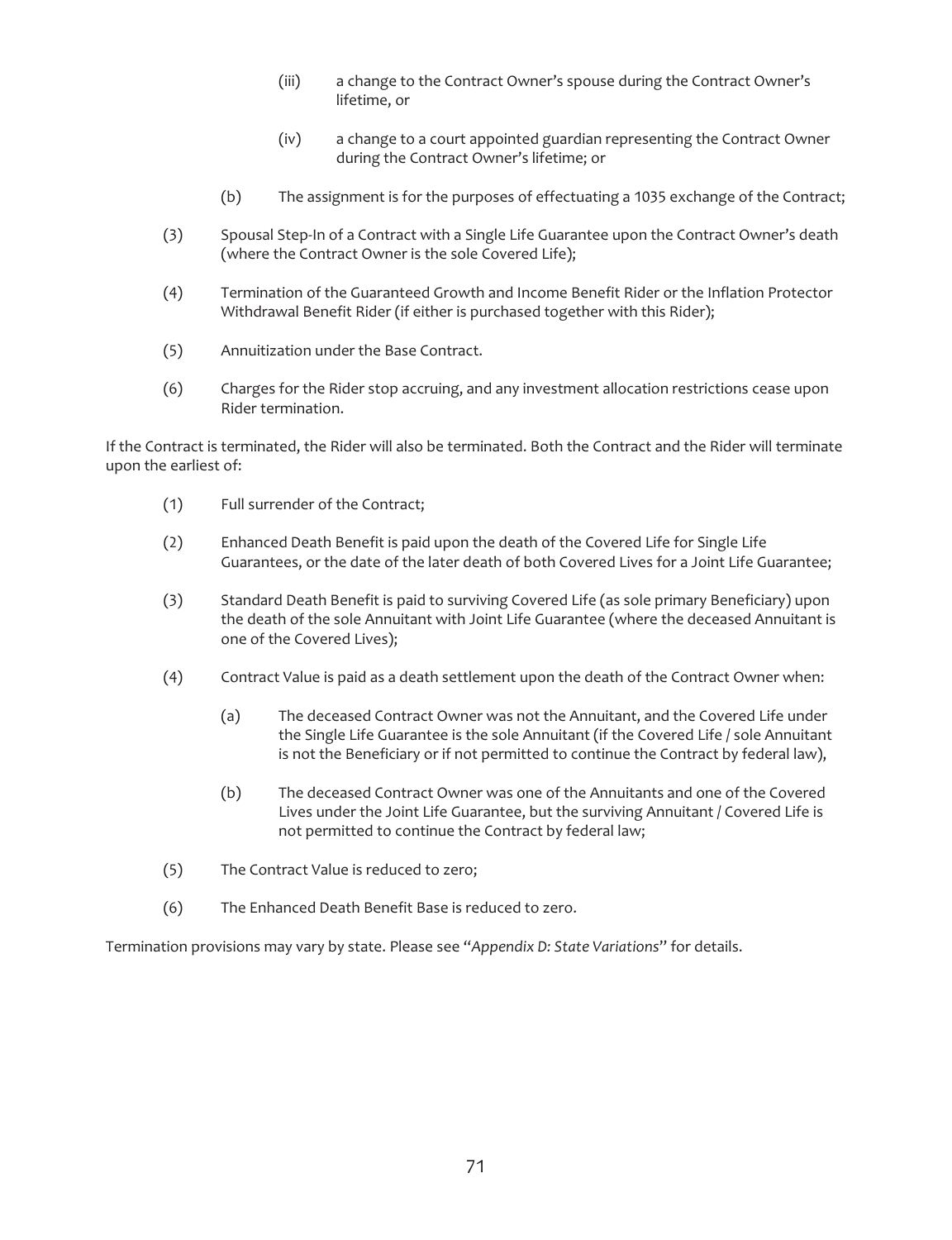(iii) a change to the Contract Owner's spouse during the Contract Owner's lifetime, or

(iv) a change to a court appointed guardian representing the Contract Owner during the Contract Owner's lifetime; or

(b) The assignment is for the purposes of effectuating a 1035 exchange of the Contract;

(3) Spousal Step-In of a Contract with a Single Life Guarantee upon the Contract Owner's death (where the Contract Owner is the sole Covered Life);

(4) Termination of the Guaranteed Growth and Income Benefit Rider or the Inflation Protector Withdrawal Benefit Rider (if either is purchased together with this Rider);

(5) Annuitization under the Base Contract.

(6) Charges for the Rider stop accruing, and any investment allocation restrictions cease upon Rider termination.

If the Contract is terminated, the Rider will also be terminated. Both the Contract and the Rider will terminate upon the earliest of:

(1) Full surrender of the Contract;

(2) Enhanced Death Benefit is paid upon the death of the Covered Life for Single Life Guarantees, or the date of the later death of both Covered Lives for a Joint Life Guarantee;

(3) Standard Death Benefit is paid to surviving Covered Life (as sole primary Beneficiary) upon the death of the sole Annuitant with Joint Life Guarantee (where the deceased Annuitant is one of the Covered Lives);

(4) Contract Value is paid as a death settlement upon the death of the Contract Owner when:

(a) The deceased Contract Owner was not the Annuitant, and the Covered Life under the Single Life Guarantee is the sole Annuitant (if the Covered Life / sole Annuitant is not the Beneficiary or if not permitted to continue the Contract by federal law),

(b) The deceased Contract Owner was one of the Annuitants and one of the Covered Lives under the Joint Life Guarantee, but the surviving Annuitant / Covered Life is not permitted to continue the Contract by federal law;

(5) The Contract Value is reduced to zero;

(6) The Enhanced Death Benefit Base is reduced to zero.

Termination provisions may vary by state. Please see "*Appendix D: State Variations*" for details.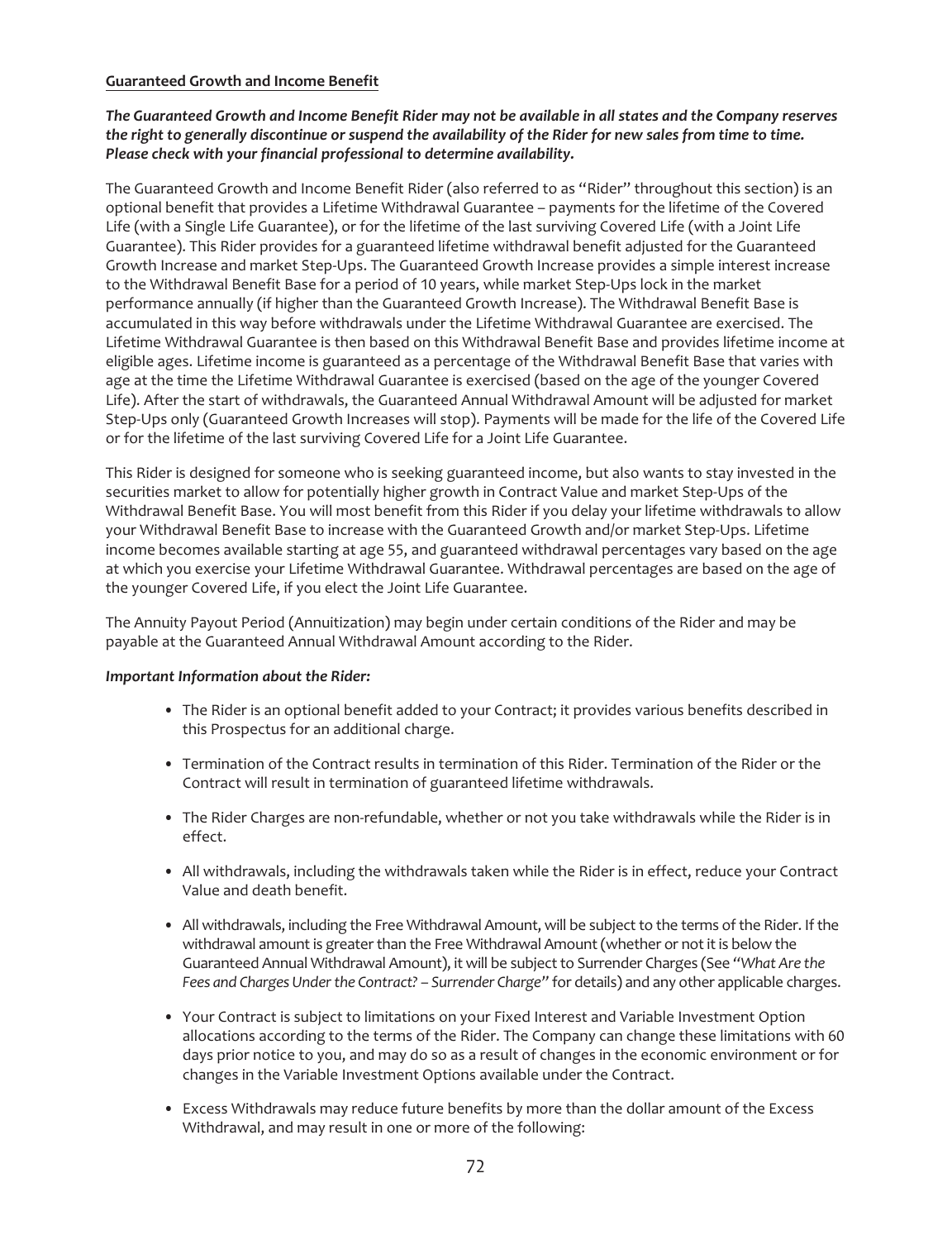**Guaranteed Growth and Income Benefit**

***The Guaranteed Growth and Income Benefit Rider may not be available in all states and the Company reserves the right to generally discontinue or suspend the availability of the Rider for new sales from time to time. Please check with your financial professional to determine availability.***

The Guaranteed Growth and Income Benefit Rider (also referred to as "Rider" throughout this section) is an optional benefit that provides a Lifetime Withdrawal Guarantee – payments for the lifetime of the Covered Life (with a Single Life Guarantee), or for the lifetime of the last surviving Covered Life (with a Joint Life Guarantee). This Rider provides for a guaranteed lifetime withdrawal benefit adjusted for the Guaranteed Growth Increase and market Step-Ups. The Guaranteed Growth Increase provides a simple interest increase to the Withdrawal Benefit Base for a period of 10 years, while market Step-Ups lock in the market performance annually (if higher than the Guaranteed Growth Increase). The Withdrawal Benefit Base is accumulated in this way before withdrawals under the Lifetime Withdrawal Guarantee are exercised. The Lifetime Withdrawal Guarantee is then based on this Withdrawal Benefit Base and provides lifetime income at eligible ages. Lifetime income is guaranteed as a percentage of the Withdrawal Benefit Base that varies with age at the time the Lifetime Withdrawal Guarantee is exercised (based on the age of the younger Covered Life). After the start of withdrawals, the Guaranteed Annual Withdrawal Amount will be adjusted for market Step-Ups only (Guaranteed Growth Increases will stop). Payments will be made for the life of the Covered Life or for the lifetime of the last surviving Covered Life for a Joint Life Guarantee.

This Rider is designed for someone who is seeking guaranteed income, but also wants to stay invested in the securities market to allow for potentially higher growth in Contract Value and market Step-Ups of the Withdrawal Benefit Base. You will most benefit from this Rider if you delay your lifetime withdrawals to allow your Withdrawal Benefit Base to increase with the Guaranteed Growth and/or market Step-Ups. Lifetime income becomes available starting at age 55, and guaranteed withdrawal percentages vary based on the age at which you exercise your Lifetime Withdrawal Guarantee. Withdrawal percentages are based on the age of the younger Covered Life, if you elect the Joint Life Guarantee.

The Annuity Payout Period (Annuitization) may begin under certain conditions of the Rider and may be payable at the Guaranteed Annual Withdrawal Amount according to the Rider.

***Important Information about the Rider:***

- The Rider is an optional benefit added to your Contract; it provides various benefits described in this Prospectus for an additional charge.
- Termination of the Contract results in termination of this Rider. Termination of the Rider or the Contract will result in termination of guaranteed lifetime withdrawals.
- The Rider Charges are non-refundable, whether or not you take withdrawals while the Rider is in effect.
- All withdrawals, including the withdrawals taken while the Rider is in effect, reduce your Contract Value and death benefit.
- All withdrawals, including the Free Withdrawal Amount, will be subject to the terms of the Rider. If the withdrawal amount is greater than the Free Withdrawal Amount (whether or not it is below the Guaranteed Annual Withdrawal Amount), it will be subject to Surrender Charges (See *"What Are the Fees and Charges Under the Contract? – Surrender Charge"* for details) and any other applicable charges.
- Your Contract is subject to limitations on your Fixed Interest and Variable Investment Option allocations according to the terms of the Rider. The Company can change these limitations with 60 days prior notice to you, and may do so as a result of changes in the economic environment or for changes in the Variable Investment Options available under the Contract.
- Excess Withdrawals may reduce future benefits by more than the dollar amount of the Excess Withdrawal, and may result in one or more of the following: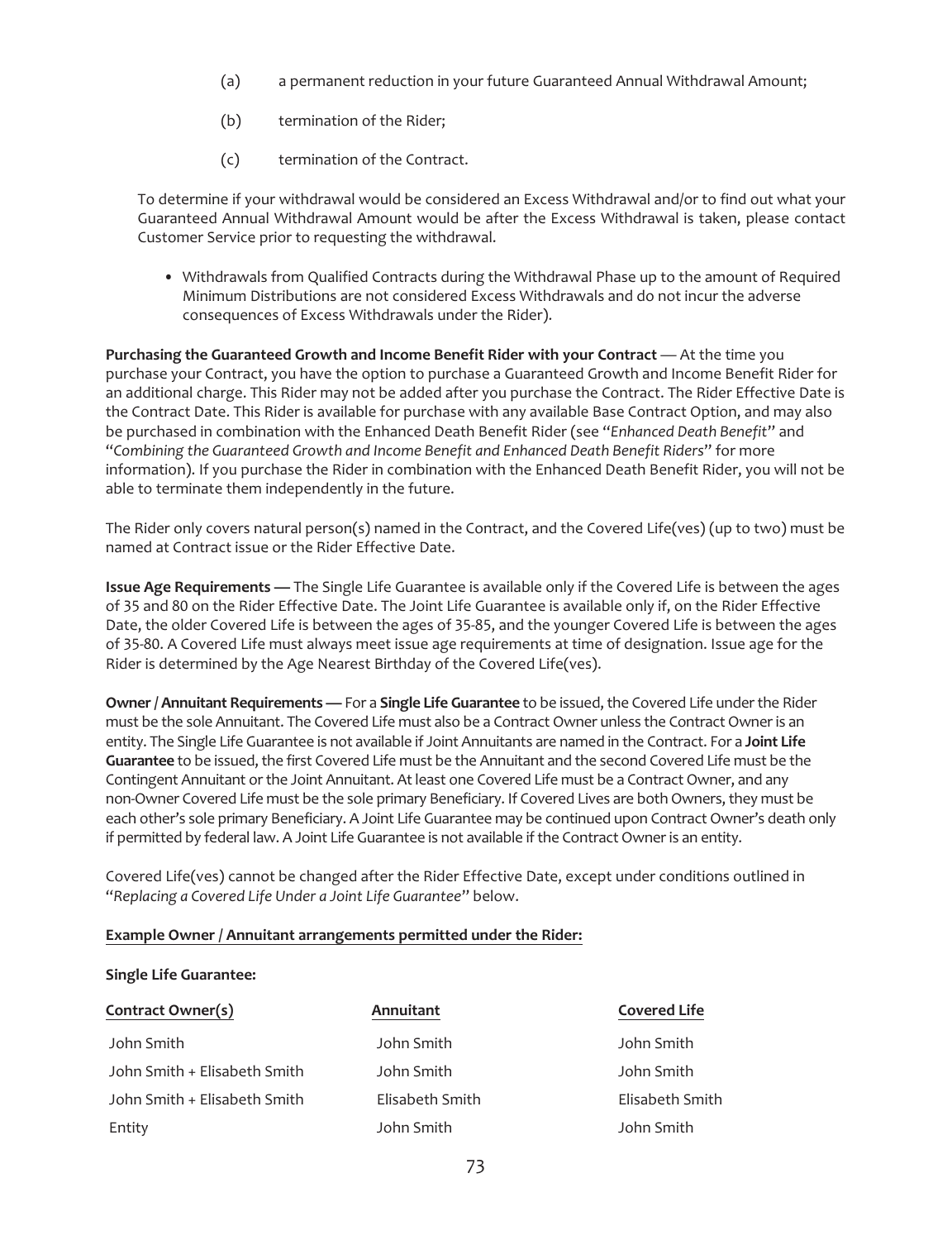(a) a permanent reduction in your future Guaranteed Annual Withdrawal Amount;

(b) termination of the Rider;

(c) termination of the Contract.

To determine if your withdrawal would be considered an Excess Withdrawal and/or to find out what your Guaranteed Annual Withdrawal Amount would be after the Excess Withdrawal is taken, please contact Customer Service prior to requesting the withdrawal.

- Withdrawals from Qualified Contracts during the Withdrawal Phase up to the amount of Required Minimum Distributions are not considered Excess Withdrawals and do not incur the adverse consequences of Excess Withdrawals under the Rider).

**Purchasing the Guaranteed Growth and Income Benefit Rider with your Contract** — At the time you purchase your Contract, you have the option to purchase a Guaranteed Growth and Income Benefit Rider for an additional charge. This Rider may not be added after you purchase the Contract. The Rider Effective Date is the Contract Date. This Rider is available for purchase with any available Base Contract Option, and may also be purchased in combination with the Enhanced Death Benefit Rider (see "*Enhanced Death Benefit*" and "*Combining the Guaranteed Growth and Income Benefit and Enhanced Death Benefit Riders*" for more information). If you purchase the Rider in combination with the Enhanced Death Benefit Rider, you will not be able to terminate them independently in the future.

The Rider only covers natural person(s) named in the Contract, and the Covered Life(ves) (up to two) must be named at Contract issue or the Rider Effective Date.

**Issue Age Requirements —** The Single Life Guarantee is available only if the Covered Life is between the ages of 35 and 80 on the Rider Effective Date. The Joint Life Guarantee is available only if, on the Rider Effective Date, the older Covered Life is between the ages of 35-85, and the younger Covered Life is between the ages of 35-80. A Covered Life must always meet issue age requirements at time of designation. Issue age for the Rider is determined by the Age Nearest Birthday of the Covered Life(ves).

**Owner / Annuitant Requirements —** For a **Single Life Guarantee** to be issued, the Covered Life under the Rider must be the sole Annuitant. The Covered Life must also be a Contract Owner unless the Contract Owner is an entity. The Single Life Guarantee is not available if Joint Annuitants are named in the Contract. For a **Joint Life Guarantee** to be issued, the first Covered Life must be the Annuitant and the second Covered Life must be the Contingent Annuitant or the Joint Annuitant. At least one Covered Life must be a Contract Owner, and any non-Owner Covered Life must be the sole primary Beneficiary. If Covered Lives are both Owners, they must be each other's sole primary Beneficiary. A Joint Life Guarantee may be continued upon Contract Owner's death only if permitted by federal law. A Joint Life Guarantee is not available if the Contract Owner is an entity.

Covered Life(ves) cannot be changed after the Rider Effective Date, except under conditions outlined in "*Replacing a Covered Life Under a Joint Life Guarantee*" below.

**Example Owner / Annuitant arrangements permitted under the Rider:**

**Single Life Guarantee:**

| Contract Owner(s) | Annuitant | Covered Life |
|---|---|---|
| John Smith | John Smith | John Smith |
| John Smith + Elisabeth Smith | John Smith | John Smith |
| John Smith + Elisabeth Smith | Elisabeth Smith | Elisabeth Smith |
| Entity | John Smith | John Smith |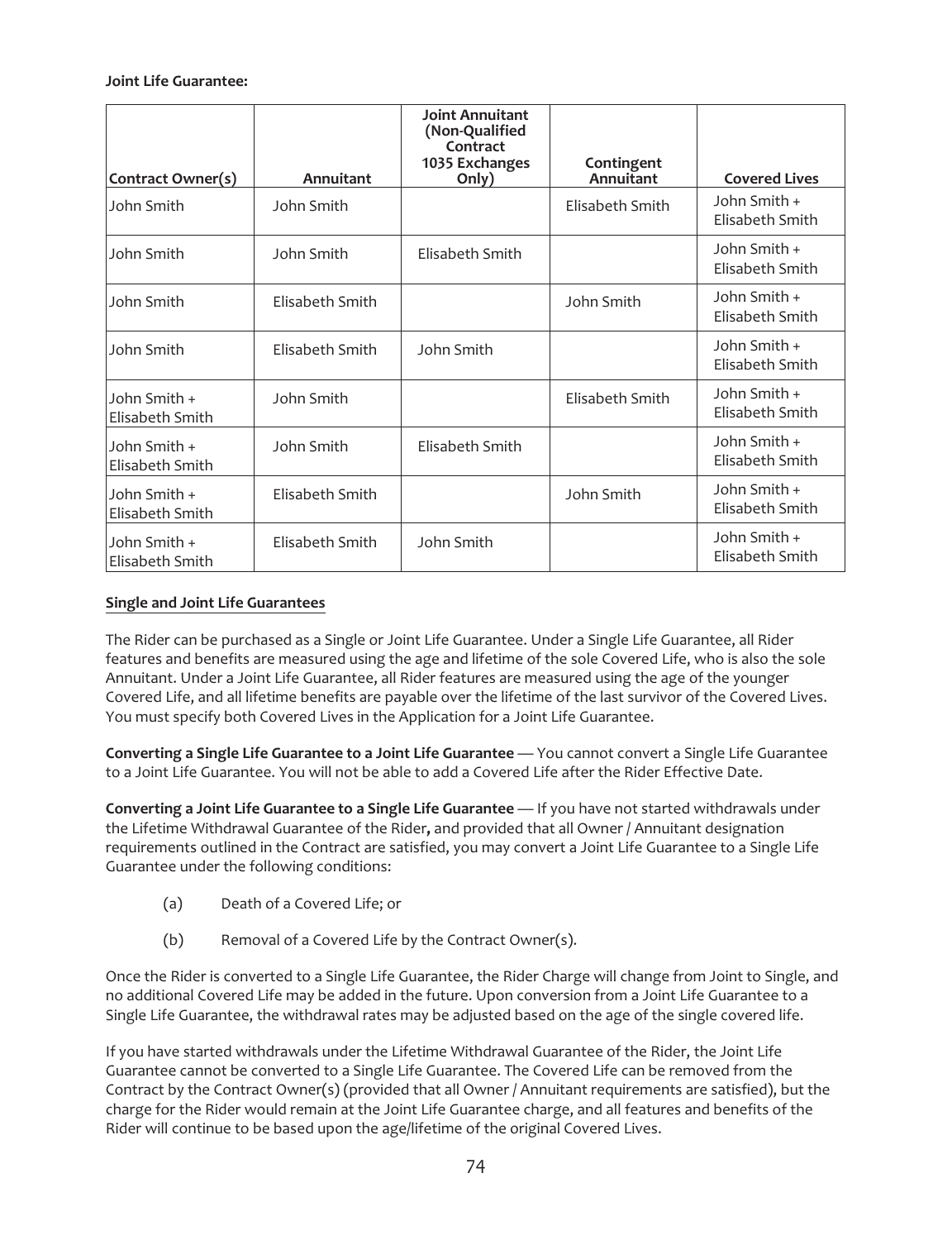**Joint Life Guarantee:**

| Contract Owner(s) | Annuitant | Joint Annuitant (Non-Qualified Contract 1035 Exchanges Only) | Contingent Annuitant | Covered Lives |
|---|---|---|---|---|
| John Smith | John Smith | | Elisabeth Smith | John Smith + Elisabeth Smith |
| John Smith | John Smith | Elisabeth Smith | | John Smith + Elisabeth Smith |
| John Smith | Elisabeth Smith | | John Smith | John Smith + Elisabeth Smith |
| John Smith | Elisabeth Smith | John Smith | | John Smith + Elisabeth Smith |
| John Smith + Elisabeth Smith | John Smith | | Elisabeth Smith | John Smith + Elisabeth Smith |
| John Smith + Elisabeth Smith | John Smith | Elisabeth Smith | | John Smith + Elisabeth Smith |
| John Smith + Elisabeth Smith | Elisabeth Smith | | John Smith | John Smith + Elisabeth Smith |
| John Smith + Elisabeth Smith | Elisabeth Smith | John Smith | | John Smith + Elisabeth Smith |

## Single and Joint Life Guarantees

The Rider can be purchased as a Single or Joint Life Guarantee. Under a Single Life Guarantee, all Rider features and benefits are measured using the age and lifetime of the sole Covered Life, who is also the sole Annuitant. Under a Joint Life Guarantee, all Rider features are measured using the age of the younger Covered Life, and all lifetime benefits are payable over the lifetime of the last survivor of the Covered Lives. You must specify both Covered Lives in the Application for a Joint Life Guarantee.

**Converting a Single Life Guarantee to a Joint Life Guarantee** — You cannot convert a Single Life Guarantee to a Joint Life Guarantee. You will not be able to add a Covered Life after the Rider Effective Date.

**Converting a Joint Life Guarantee to a Single Life Guarantee** — If you have not started withdrawals under the Lifetime Withdrawal Guarantee of the Rider**,** and provided that all Owner / Annuitant designation requirements outlined in the Contract are satisfied, you may convert a Joint Life Guarantee to a Single Life Guarantee under the following conditions:

(a) Death of a Covered Life; or

(b) Removal of a Covered Life by the Contract Owner(s).

Once the Rider is converted to a Single Life Guarantee, the Rider Charge will change from Joint to Single, and no additional Covered Life may be added in the future. Upon conversion from a Joint Life Guarantee to a Single Life Guarantee, the withdrawal rates may be adjusted based on the age of the single covered life.

If you have started withdrawals under the Lifetime Withdrawal Guarantee of the Rider, the Joint Life Guarantee cannot be converted to a Single Life Guarantee. The Covered Life can be removed from the Contract by the Contract Owner(s) (provided that all Owner / Annuitant requirements are satisfied), but the charge for the Rider would remain at the Joint Life Guarantee charge, and all features and benefits of the Rider will continue to be based upon the age/lifetime of the original Covered Lives.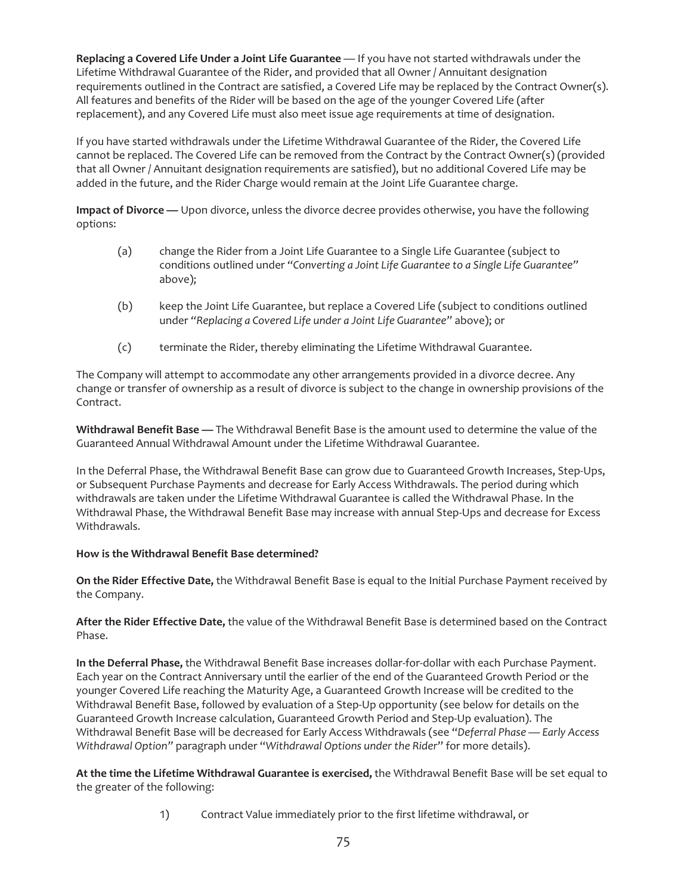**Replacing a Covered Life Under a Joint Life Guarantee** — If you have not started withdrawals under the Lifetime Withdrawal Guarantee of the Rider, and provided that all Owner / Annuitant designation requirements outlined in the Contract are satisfied, a Covered Life may be replaced by the Contract Owner(s). All features and benefits of the Rider will be based on the age of the younger Covered Life (after replacement), and any Covered Life must also meet issue age requirements at time of designation.

If you have started withdrawals under the Lifetime Withdrawal Guarantee of the Rider, the Covered Life cannot be replaced. The Covered Life can be removed from the Contract by the Contract Owner(s) (provided that all Owner / Annuitant designation requirements are satisfied), but no additional Covered Life may be added in the future, and the Rider Charge would remain at the Joint Life Guarantee charge.

**Impact of Divorce —** Upon divorce, unless the divorce decree provides otherwise, you have the following options:

(a) change the Rider from a Joint Life Guarantee to a Single Life Guarantee (subject to conditions outlined under "*Converting a Joint Life Guarantee to a Single Life Guarantee*" above);

(b) keep the Joint Life Guarantee, but replace a Covered Life (subject to conditions outlined under "*Replacing a Covered Life under a Joint Life Guarantee*" above); or

(c) terminate the Rider, thereby eliminating the Lifetime Withdrawal Guarantee.

The Company will attempt to accommodate any other arrangements provided in a divorce decree. Any change or transfer of ownership as a result of divorce is subject to the change in ownership provisions of the Contract.

**Withdrawal Benefit Base —** The Withdrawal Benefit Base is the amount used to determine the value of the Guaranteed Annual Withdrawal Amount under the Lifetime Withdrawal Guarantee.

In the Deferral Phase, the Withdrawal Benefit Base can grow due to Guaranteed Growth Increases, Step-Ups, or Subsequent Purchase Payments and decrease for Early Access Withdrawals. The period during which withdrawals are taken under the Lifetime Withdrawal Guarantee is called the Withdrawal Phase. In the Withdrawal Phase, the Withdrawal Benefit Base may increase with annual Step-Ups and decrease for Excess Withdrawals.

**How is the Withdrawal Benefit Base determined?**

**On the Rider Effective Date,** the Withdrawal Benefit Base is equal to the Initial Purchase Payment received by the Company.

**After the Rider Effective Date,** the value of the Withdrawal Benefit Base is determined based on the Contract Phase.

**In the Deferral Phase,** the Withdrawal Benefit Base increases dollar-for-dollar with each Purchase Payment. Each year on the Contract Anniversary until the earlier of the end of the Guaranteed Growth Period or the younger Covered Life reaching the Maturity Age, a Guaranteed Growth Increase will be credited to the Withdrawal Benefit Base, followed by evaluation of a Step-Up opportunity (see below for details on the Guaranteed Growth Increase calculation, Guaranteed Growth Period and Step-Up evaluation). The Withdrawal Benefit Base will be decreased for Early Access Withdrawals (see "*Deferral Phase — Early Access Withdrawal Option*" paragraph under "*Withdrawal Options under the Rider*" for more details).

**At the time the Lifetime Withdrawal Guarantee is exercised,** the Withdrawal Benefit Base will be set equal to the greater of the following:

1) Contract Value immediately prior to the first lifetime withdrawal, or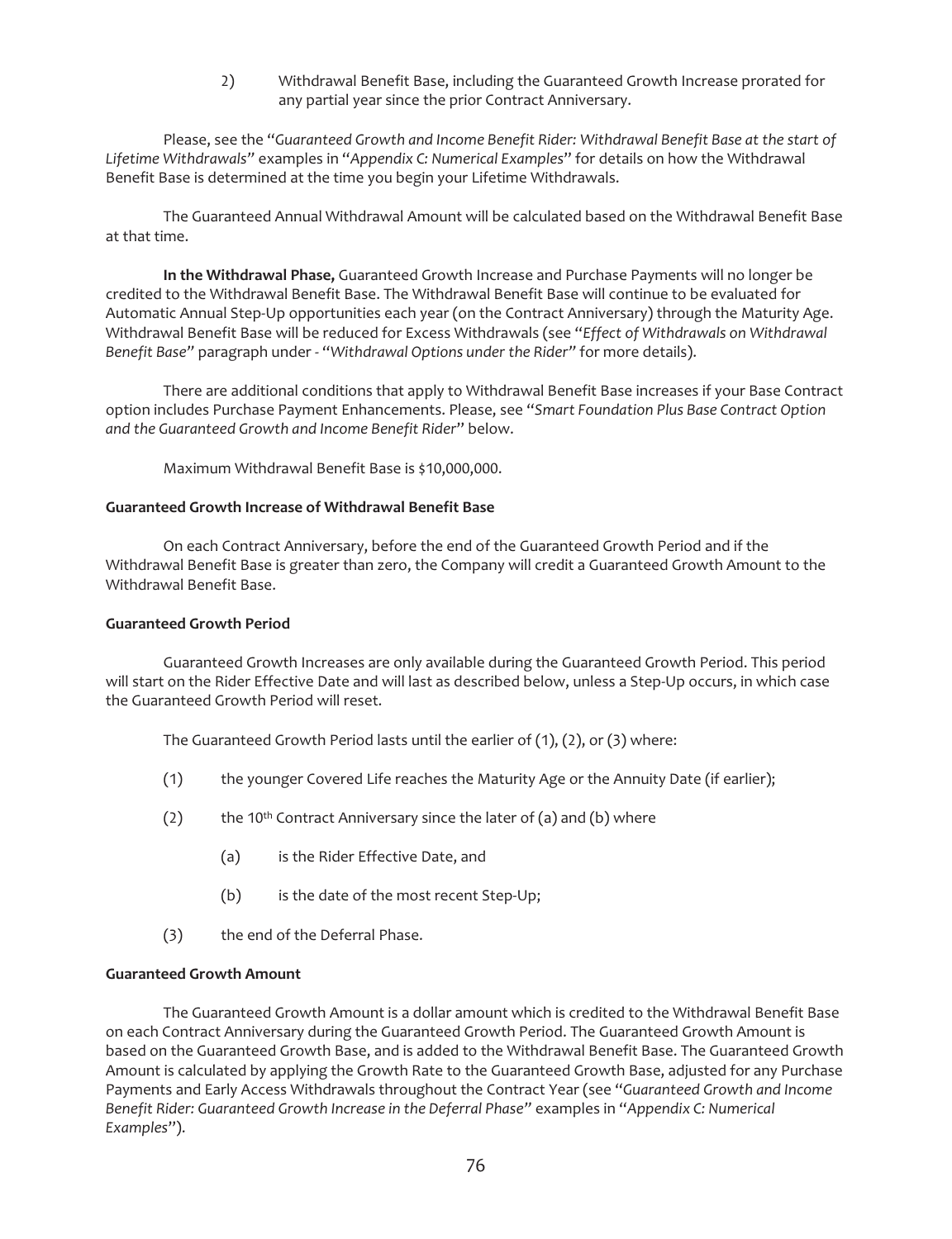2) Withdrawal Benefit Base, including the Guaranteed Growth Increase prorated for any partial year since the prior Contract Anniversary.

Please, see the "*Guaranteed Growth and Income Benefit Rider: Withdrawal Benefit Base at the start of Lifetime Withdrawals*" examples in "*Appendix C: Numerical Examples*" for details on how the Withdrawal Benefit Base is determined at the time you begin your Lifetime Withdrawals.

The Guaranteed Annual Withdrawal Amount will be calculated based on the Withdrawal Benefit Base at that time.

**In the Withdrawal Phase,** Guaranteed Growth Increase and Purchase Payments will no longer be credited to the Withdrawal Benefit Base. The Withdrawal Benefit Base will continue to be evaluated for Automatic Annual Step-Up opportunities each year (on the Contract Anniversary) through the Maturity Age. Withdrawal Benefit Base will be reduced for Excess Withdrawals (see "*Effect of Withdrawals on Withdrawal Benefit Base*" paragraph under - "*Withdrawal Options under the Rider*" for more details).

There are additional conditions that apply to Withdrawal Benefit Base increases if your Base Contract option includes Purchase Payment Enhancements. Please, see "*Smart Foundation Plus Base Contract Option and the Guaranteed Growth and Income Benefit Rider*" below.

Maximum Withdrawal Benefit Base is $10,000,000.

**Guaranteed Growth Increase of Withdrawal Benefit Base**

On each Contract Anniversary, before the end of the Guaranteed Growth Period and if the Withdrawal Benefit Base is greater than zero, the Company will credit a Guaranteed Growth Amount to the Withdrawal Benefit Base.

**Guaranteed Growth Period**

Guaranteed Growth Increases are only available during the Guaranteed Growth Period. This period will start on the Rider Effective Date and will last as described below, unless a Step-Up occurs, in which case the Guaranteed Growth Period will reset.

The Guaranteed Growth Period lasts until the earlier of (1), (2), or (3) where:

(1) the younger Covered Life reaches the Maturity Age or the Annuity Date (if earlier);

(2) the 10th Contract Anniversary since the later of (a) and (b) where

(a) is the Rider Effective Date, and

(b) is the date of the most recent Step-Up;

(3) the end of the Deferral Phase.

**Guaranteed Growth Amount**

The Guaranteed Growth Amount is a dollar amount which is credited to the Withdrawal Benefit Base on each Contract Anniversary during the Guaranteed Growth Period. The Guaranteed Growth Amount is based on the Guaranteed Growth Base, and is added to the Withdrawal Benefit Base. The Guaranteed Growth Amount is calculated by applying the Growth Rate to the Guaranteed Growth Base, adjusted for any Purchase Payments and Early Access Withdrawals throughout the Contract Year (see "*Guaranteed Growth and Income Benefit Rider: Guaranteed Growth Increase in the Deferral Phase*" examples in "*Appendix C: Numerical Examples*").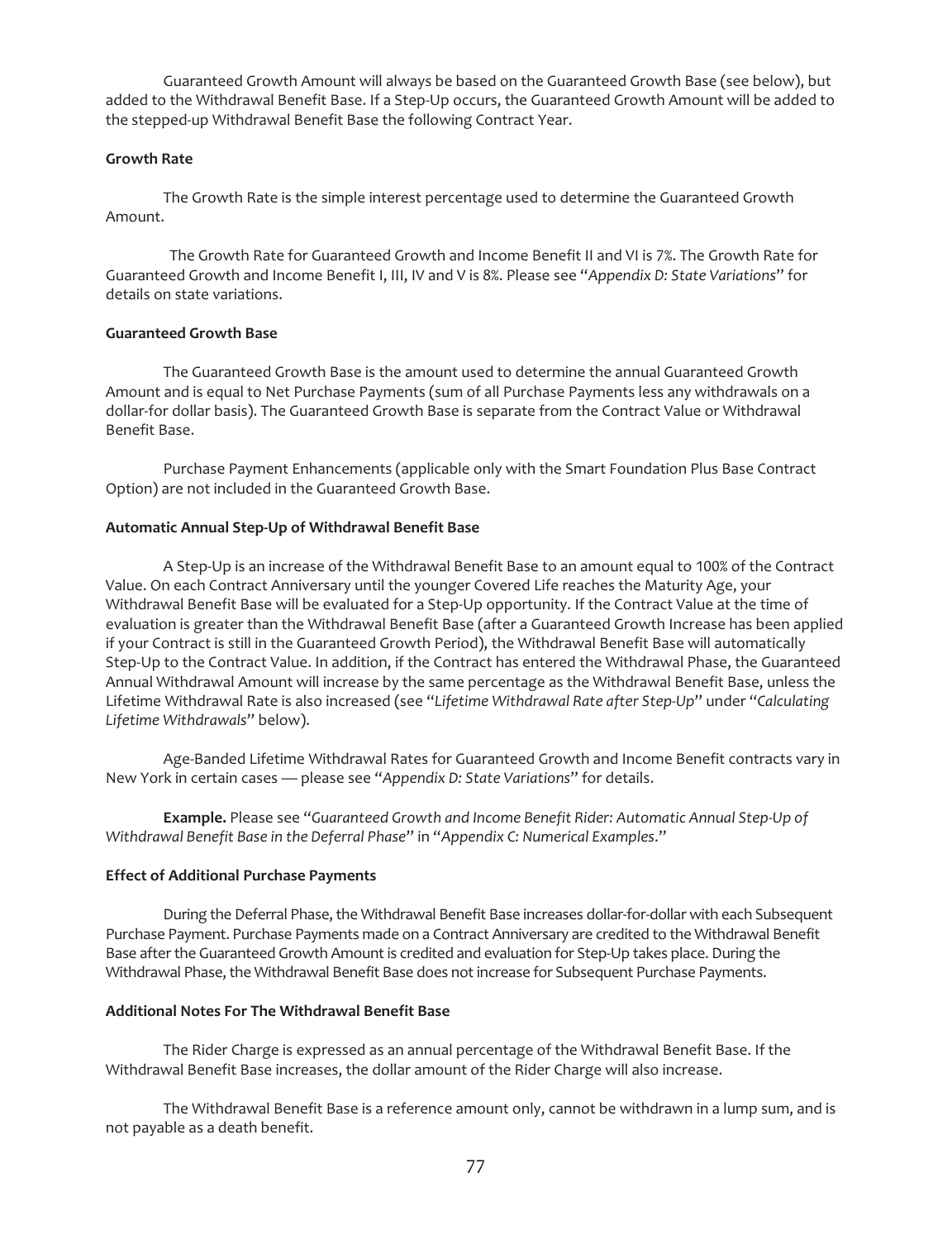Guaranteed Growth Amount will always be based on the Guaranteed Growth Base (see below), but added to the Withdrawal Benefit Base. If a Step-Up occurs, the Guaranteed Growth Amount will be added to the stepped-up Withdrawal Benefit Base the following Contract Year.

**Growth Rate**

The Growth Rate is the simple interest percentage used to determine the Guaranteed Growth Amount.

The Growth Rate for Guaranteed Growth and Income Benefit II and VI is 7%. The Growth Rate for Guaranteed Growth and Income Benefit I, III, IV and V is 8%. Please see "*Appendix D: State Variations*" for details on state variations.

**Guaranteed Growth Base**

The Guaranteed Growth Base is the amount used to determine the annual Guaranteed Growth Amount and is equal to Net Purchase Payments (sum of all Purchase Payments less any withdrawals on a dollar-for dollar basis). The Guaranteed Growth Base is separate from the Contract Value or Withdrawal Benefit Base.

Purchase Payment Enhancements (applicable only with the Smart Foundation Plus Base Contract Option) are not included in the Guaranteed Growth Base.

**Automatic Annual Step-Up of Withdrawal Benefit Base**

A Step-Up is an increase of the Withdrawal Benefit Base to an amount equal to 100% of the Contract Value. On each Contract Anniversary until the younger Covered Life reaches the Maturity Age, your Withdrawal Benefit Base will be evaluated for a Step-Up opportunity. If the Contract Value at the time of evaluation is greater than the Withdrawal Benefit Base (after a Guaranteed Growth Increase has been applied if your Contract is still in the Guaranteed Growth Period), the Withdrawal Benefit Base will automatically Step-Up to the Contract Value. In addition, if the Contract has entered the Withdrawal Phase, the Guaranteed Annual Withdrawal Amount will increase by the same percentage as the Withdrawal Benefit Base, unless the Lifetime Withdrawal Rate is also increased (see "*Lifetime Withdrawal Rate after Step-Up*" under "*Calculating Lifetime Withdrawals*" below).

Age-Banded Lifetime Withdrawal Rates for Guaranteed Growth and Income Benefit contracts vary in New York in certain cases — please see "*Appendix D: State Variations*" for details.

**Example.** Please see "*Guaranteed Growth and Income Benefit Rider: Automatic Annual Step-Up of Withdrawal Benefit Base in the Deferral Phase*" in "*Appendix C: Numerical Examples*."

**Effect of Additional Purchase Payments**

During the Deferral Phase, the Withdrawal Benefit Base increases dollar-for-dollar with each Subsequent Purchase Payment. Purchase Payments made on a Contract Anniversary are credited to the Withdrawal Benefit Base after the Guaranteed Growth Amount is credited and evaluation for Step-Up takes place. During the Withdrawal Phase, the Withdrawal Benefit Base does not increase for Subsequent Purchase Payments.

**Additional Notes For The Withdrawal Benefit Base**

The Rider Charge is expressed as an annual percentage of the Withdrawal Benefit Base. If the Withdrawal Benefit Base increases, the dollar amount of the Rider Charge will also increase.

The Withdrawal Benefit Base is a reference amount only, cannot be withdrawn in a lump sum, and is not payable as a death benefit.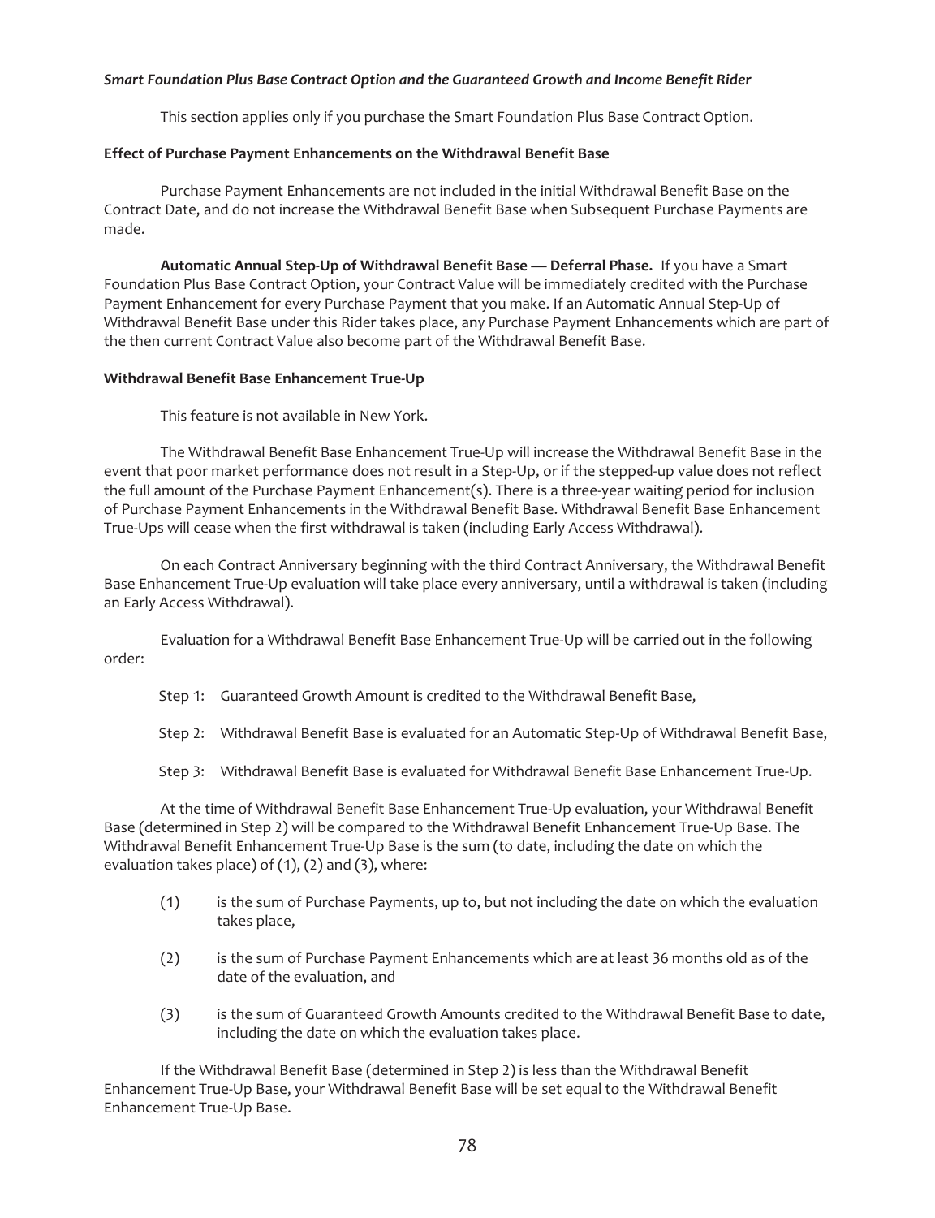***Smart Foundation Plus Base Contract Option and the Guaranteed Growth and Income Benefit Rider***

This section applies only if you purchase the Smart Foundation Plus Base Contract Option.

**Effect of Purchase Payment Enhancements on the Withdrawal Benefit Base**

Purchase Payment Enhancements are not included in the initial Withdrawal Benefit Base on the Contract Date, and do not increase the Withdrawal Benefit Base when Subsequent Purchase Payments are made.

**Automatic Annual Step-Up of Withdrawal Benefit Base — Deferral Phase.** If you have a Smart Foundation Plus Base Contract Option, your Contract Value will be immediately credited with the Purchase Payment Enhancement for every Purchase Payment that you make. If an Automatic Annual Step-Up of Withdrawal Benefit Base under this Rider takes place, any Purchase Payment Enhancements which are part of the then current Contract Value also become part of the Withdrawal Benefit Base.

**Withdrawal Benefit Base Enhancement True-Up**

This feature is not available in New York.

The Withdrawal Benefit Base Enhancement True-Up will increase the Withdrawal Benefit Base in the event that poor market performance does not result in a Step-Up, or if the stepped-up value does not reflect the full amount of the Purchase Payment Enhancement(s). There is a three-year waiting period for inclusion of Purchase Payment Enhancements in the Withdrawal Benefit Base. Withdrawal Benefit Base Enhancement True-Ups will cease when the first withdrawal is taken (including Early Access Withdrawal).

On each Contract Anniversary beginning with the third Contract Anniversary, the Withdrawal Benefit Base Enhancement True-Up evaluation will take place every anniversary, until a withdrawal is taken (including an Early Access Withdrawal).

Evaluation for a Withdrawal Benefit Base Enhancement True-Up will be carried out in the following order:

Step 1: Guaranteed Growth Amount is credited to the Withdrawal Benefit Base,

Step 2: Withdrawal Benefit Base is evaluated for an Automatic Step-Up of Withdrawal Benefit Base,

Step 3: Withdrawal Benefit Base is evaluated for Withdrawal Benefit Base Enhancement True-Up.

At the time of Withdrawal Benefit Base Enhancement True-Up evaluation, your Withdrawal Benefit Base (determined in Step 2) will be compared to the Withdrawal Benefit Enhancement True-Up Base. The Withdrawal Benefit Enhancement True-Up Base is the sum (to date, including the date on which the evaluation takes place) of (1), (2) and (3), where:

(1) is the sum of Purchase Payments, up to, but not including the date on which the evaluation takes place,

(2) is the sum of Purchase Payment Enhancements which are at least 36 months old as of the date of the evaluation, and

(3) is the sum of Guaranteed Growth Amounts credited to the Withdrawal Benefit Base to date, including the date on which the evaluation takes place.

If the Withdrawal Benefit Base (determined in Step 2) is less than the Withdrawal Benefit Enhancement True-Up Base, your Withdrawal Benefit Base will be set equal to the Withdrawal Benefit Enhancement True-Up Base.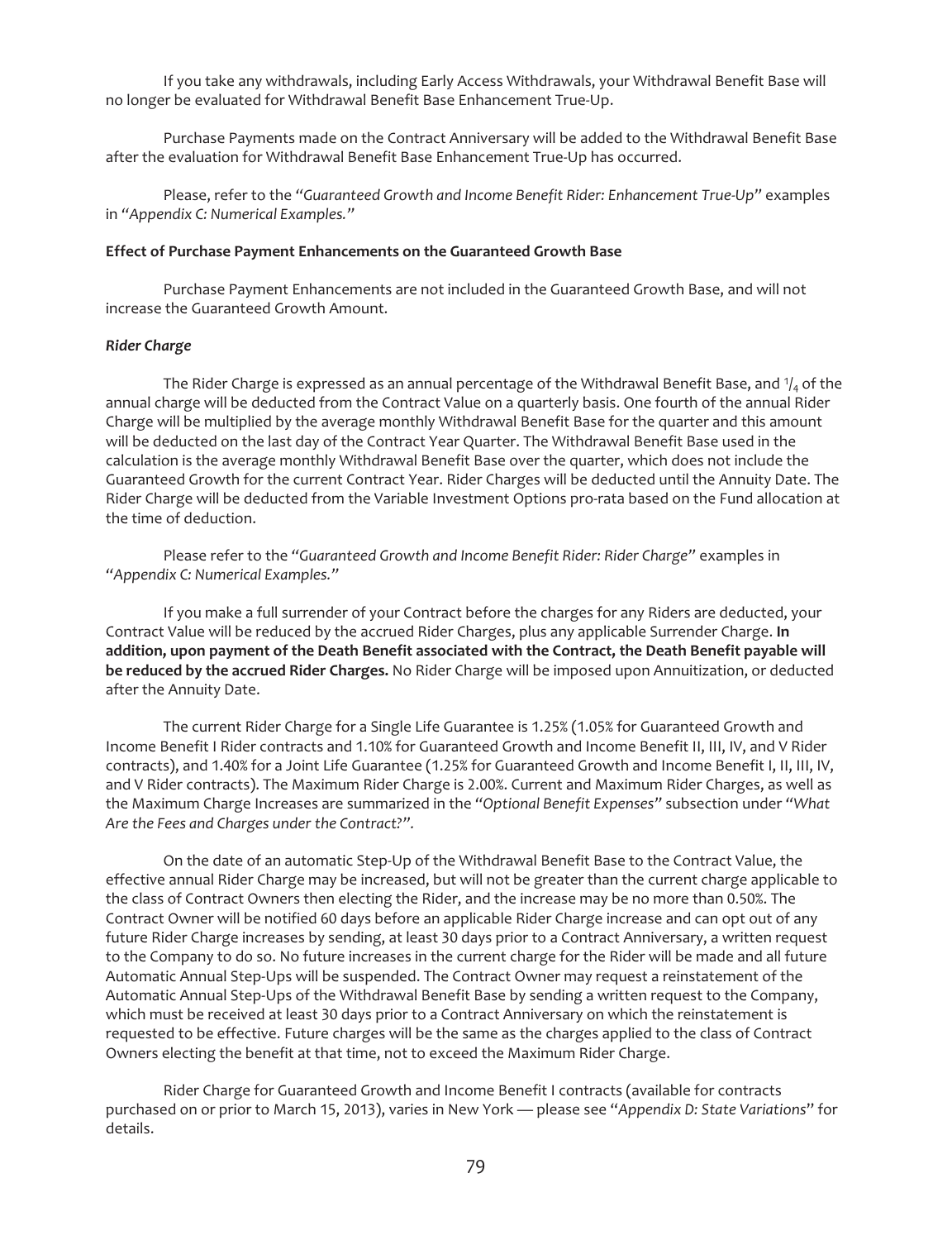If you take any withdrawals, including Early Access Withdrawals, your Withdrawal Benefit Base will no longer be evaluated for Withdrawal Benefit Base Enhancement True-Up.

Purchase Payments made on the Contract Anniversary will be added to the Withdrawal Benefit Base after the evaluation for Withdrawal Benefit Base Enhancement True-Up has occurred.

Please, refer to the "*Guaranteed Growth and Income Benefit Rider: Enhancement True-Up*" examples in "*Appendix C: Numerical Examples.*"

**Effect of Purchase Payment Enhancements on the Guaranteed Growth Base**

Purchase Payment Enhancements are not included in the Guaranteed Growth Base, and will not increase the Guaranteed Growth Amount.

***Rider Charge***

The Rider Charge is expressed as an annual percentage of the Withdrawal Benefit Base, and $^1/_4$ of the annual charge will be deducted from the Contract Value on a quarterly basis. One fourth of the annual Rider Charge will be multiplied by the average monthly Withdrawal Benefit Base for the quarter and this amount will be deducted on the last day of the Contract Year Quarter. The Withdrawal Benefit Base used in the calculation is the average monthly Withdrawal Benefit Base over the quarter, which does not include the Guaranteed Growth for the current Contract Year. Rider Charges will be deducted until the Annuity Date. The Rider Charge will be deducted from the Variable Investment Options pro-rata based on the Fund allocation at the time of deduction.

Please refer to the "*Guaranteed Growth and Income Benefit Rider: Rider Charge*" examples in "*Appendix C: Numerical Examples.*"

If you make a full surrender of your Contract before the charges for any Riders are deducted, your Contract Value will be reduced by the accrued Rider Charges, plus any applicable Surrender Charge. **In addition, upon payment of the Death Benefit associated with the Contract, the Death Benefit payable will be reduced by the accrued Rider Charges.** No Rider Charge will be imposed upon Annuitization, or deducted after the Annuity Date.

The current Rider Charge for a Single Life Guarantee is 1.25% (1.05% for Guaranteed Growth and Income Benefit I Rider contracts and 1.10% for Guaranteed Growth and Income Benefit II, III, IV, and V Rider contracts), and 1.40% for a Joint Life Guarantee (1.25% for Guaranteed Growth and Income Benefit I, II, III, IV, and V Rider contracts). The Maximum Rider Charge is 2.00%. Current and Maximum Rider Charges, as well as the Maximum Charge Increases are summarized in the "*Optional Benefit Expenses*" subsection under "*What Are the Fees and Charges under the Contract?*".

On the date of an automatic Step-Up of the Withdrawal Benefit Base to the Contract Value, the effective annual Rider Charge may be increased, but will not be greater than the current charge applicable to the class of Contract Owners then electing the Rider, and the increase may be no more than 0.50%. The Contract Owner will be notified 60 days before an applicable Rider Charge increase and can opt out of any future Rider Charge increases by sending, at least 30 days prior to a Contract Anniversary, a written request to the Company to do so. No future increases in the current charge for the Rider will be made and all future Automatic Annual Step-Ups will be suspended. The Contract Owner may request a reinstatement of the Automatic Annual Step-Ups of the Withdrawal Benefit Base by sending a written request to the Company, which must be received at least 30 days prior to a Contract Anniversary on which the reinstatement is requested to be effective. Future charges will be the same as the charges applied to the class of Contract Owners electing the benefit at that time, not to exceed the Maximum Rider Charge.

Rider Charge for Guaranteed Growth and Income Benefit I contracts (available for contracts purchased on or prior to March 15, 2013), varies in New York — please see "*Appendix D: State Variations*" for details.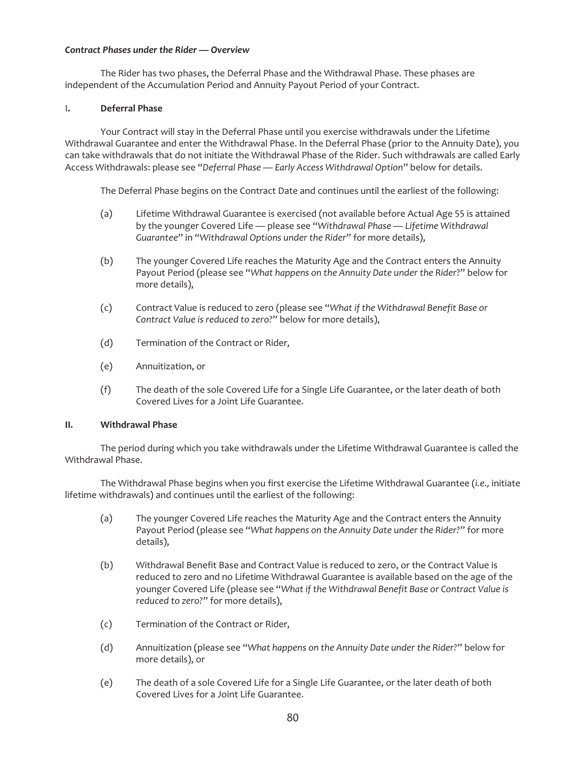***Contract Phases under the Rider — Overview***

The Rider has two phases, the Deferral Phase and the Withdrawal Phase. These phases are independent of the Accumulation Period and Annuity Payout Period of your Contract.

## I. Deferral Phase

Your Contract will stay in the Deferral Phase until you exercise withdrawals under the Lifetime Withdrawal Guarantee and enter the Withdrawal Phase. In the Deferral Phase (prior to the Annuity Date), you can take withdrawals that do not initiate the Withdrawal Phase of the Rider. Such withdrawals are called Early Access Withdrawals: please see "*Deferral Phase — Early Access Withdrawal Option*" below for details.

The Deferral Phase begins on the Contract Date and continues until the earliest of the following:

(a) Lifetime Withdrawal Guarantee is exercised (not available before Actual Age 55 is attained by the younger Covered Life — please see "*Withdrawal Phase — Lifetime Withdrawal Guarantee*" in "*Withdrawal Options under the Rider*" for more details),

(b) The younger Covered Life reaches the Maturity Age and the Contract enters the Annuity Payout Period (please see "*What happens on the Annuity Date under the Rider*?" below for more details),

(c) Contract Value is reduced to zero (please see "*What if the Withdrawal Benefit Base or Contract Value is reduced to zero?*" below for more details),

(d) Termination of the Contract or Rider,

(e) Annuitization, or

(f) The death of the sole Covered Life for a Single Life Guarantee, or the later death of both Covered Lives for a Joint Life Guarantee.

## II. Withdrawal Phase

The period during which you take withdrawals under the Lifetime Withdrawal Guarantee is called the Withdrawal Phase.

The Withdrawal Phase begins when you first exercise the Lifetime Withdrawal Guarantee (*i.e.,* initiate lifetime withdrawals) and continues until the earliest of the following:

(a) The younger Covered Life reaches the Maturity Age and the Contract enters the Annuity Payout Period (please see "*What happens on the Annuity Date under the Rider?*" for more details),

(b) Withdrawal Benefit Base and Contract Value is reduced to zero, or the Contract Value is reduced to zero and no Lifetime Withdrawal Guarantee is available based on the age of the younger Covered Life (please see "*What if the Withdrawal Benefit Base or Contract Value is reduced to zero?*" for more details),

(c) Termination of the Contract or Rider,

(d) Annuitization (please see "*What happens on the Annuity Date under the Rider?*" below for more details), or

(e) The death of a sole Covered Life for a Single Life Guarantee, or the later death of both Covered Lives for a Joint Life Guarantee.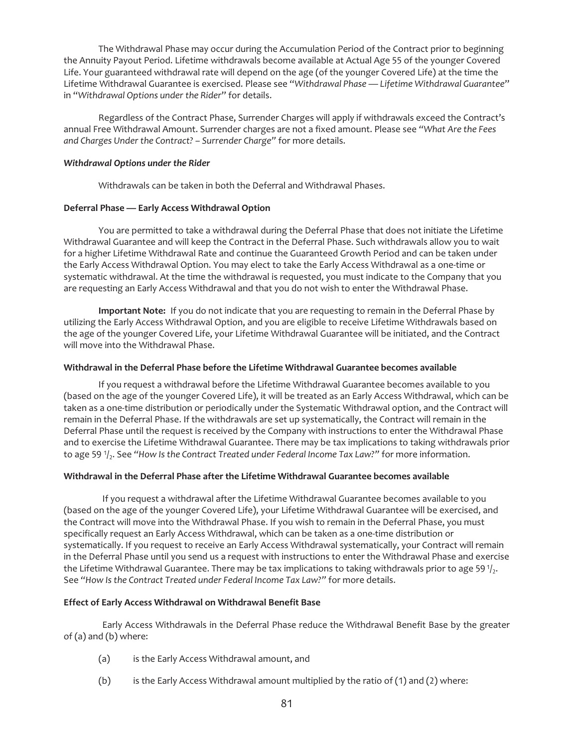The Withdrawal Phase may occur during the Accumulation Period of the Contract prior to beginning the Annuity Payout Period. Lifetime withdrawals become available at Actual Age 55 of the younger Covered Life. Your guaranteed withdrawal rate will depend on the age (of the younger Covered Life) at the time the Lifetime Withdrawal Guarantee is exercised. Please see "*Withdrawal Phase — Lifetime Withdrawal Guarantee*" in "*Withdrawal Options under the Rider*" for details.

Regardless of the Contract Phase, Surrender Charges will apply if withdrawals exceed the Contract's annual Free Withdrawal Amount. Surrender charges are not a fixed amount. Please see *"What Are the Fees and Charges Under the Contract? – Surrender Charge"* for more details.

***Withdrawal Options under the Rider***

Withdrawals can be taken in both the Deferral and Withdrawal Phases.

**Deferral Phase — Early Access Withdrawal Option**

You are permitted to take a withdrawal during the Deferral Phase that does not initiate the Lifetime Withdrawal Guarantee and will keep the Contract in the Deferral Phase. Such withdrawals allow you to wait for a higher Lifetime Withdrawal Rate and continue the Guaranteed Growth Period and can be taken under the Early Access Withdrawal Option. You may elect to take the Early Access Withdrawal as a one-time or systematic withdrawal. At the time the withdrawal is requested, you must indicate to the Company that you are requesting an Early Access Withdrawal and that you do not wish to enter the Withdrawal Phase.

**Important Note:** If you do not indicate that you are requesting to remain in the Deferral Phase by utilizing the Early Access Withdrawal Option, and you are eligible to receive Lifetime Withdrawals based on the age of the younger Covered Life, your Lifetime Withdrawal Guarantee will be initiated, and the Contract will move into the Withdrawal Phase.

**Withdrawal in the Deferral Phase before the Lifetime Withdrawal Guarantee becomes available**

If you request a withdrawal before the Lifetime Withdrawal Guarantee becomes available to you (based on the age of the younger Covered Life), it will be treated as an Early Access Withdrawal, which can be taken as a one-time distribution or periodically under the Systematic Withdrawal option, and the Contract will remain in the Deferral Phase. If the withdrawals are set up systematically, the Contract will remain in the Deferral Phase until the request is received by the Company with instructions to enter the Withdrawal Phase and to exercise the Lifetime Withdrawal Guarantee. There may be tax implications to taking withdrawals prior to age 59 ½. See *"How Is the Contract Treated under Federal Income Tax Law?"* for more information.

**Withdrawal in the Deferral Phase after the Lifetime Withdrawal Guarantee becomes available**

If you request a withdrawal after the Lifetime Withdrawal Guarantee becomes available to you (based on the age of the younger Covered Life), your Lifetime Withdrawal Guarantee will be exercised, and the Contract will move into the Withdrawal Phase. If you wish to remain in the Deferral Phase, you must specifically request an Early Access Withdrawal, which can be taken as a one-time distribution or systematically. If you request to receive an Early Access Withdrawal systematically, your Contract will remain in the Deferral Phase until you send us a request with instructions to enter the Withdrawal Phase and exercise the Lifetime Withdrawal Guarantee. There may be tax implications to taking withdrawals prior to age 59 ½. See *"How Is the Contract Treated under Federal Income Tax Law?"* for more details.

**Effect of Early Access Withdrawal on Withdrawal Benefit Base**

Early Access Withdrawals in the Deferral Phase reduce the Withdrawal Benefit Base by the greater of (a) and (b) where:

(a) is the Early Access Withdrawal amount, and

(b) is the Early Access Withdrawal amount multiplied by the ratio of (1) and (2) where: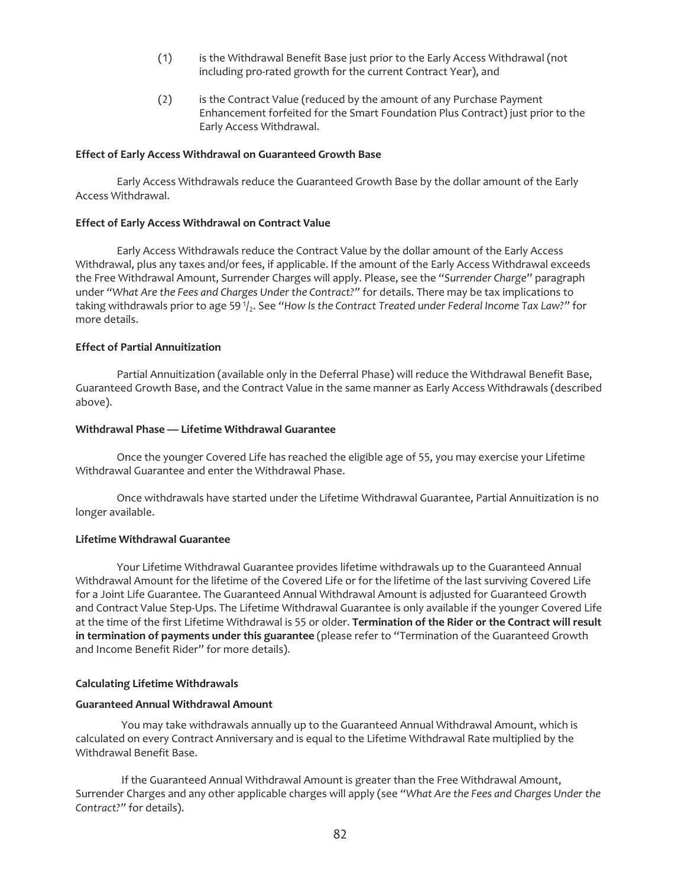(1) is the Withdrawal Benefit Base just prior to the Early Access Withdrawal (not including pro-rated growth for the current Contract Year), and

(2) is the Contract Value (reduced by the amount of any Purchase Payment Enhancement forfeited for the Smart Foundation Plus Contract) just prior to the Early Access Withdrawal.

**Effect of Early Access Withdrawal on Guaranteed Growth Base**

Early Access Withdrawals reduce the Guaranteed Growth Base by the dollar amount of the Early Access Withdrawal.

**Effect of Early Access Withdrawal on Contract Value**

Early Access Withdrawals reduce the Contract Value by the dollar amount of the Early Access Withdrawal, plus any taxes and/or fees, if applicable. If the amount of the Early Access Withdrawal exceeds the Free Withdrawal Amount, Surrender Charges will apply. Please, see the "*Surrender Charge*" paragraph under "*What Are the Fees and Charges Under the Contract?*" for details. There may be tax implications to taking withdrawals prior to age 59 $^1/_2$. See "*How Is the Contract Treated under Federal Income Tax Law?*" for more details.

**Effect of Partial Annuitization**

Partial Annuitization (available only in the Deferral Phase) will reduce the Withdrawal Benefit Base, Guaranteed Growth Base, and the Contract Value in the same manner as Early Access Withdrawals (described above).

**Withdrawal Phase — Lifetime Withdrawal Guarantee**

Once the younger Covered Life has reached the eligible age of 55, you may exercise your Lifetime Withdrawal Guarantee and enter the Withdrawal Phase.

Once withdrawals have started under the Lifetime Withdrawal Guarantee, Partial Annuitization is no longer available.

**Lifetime Withdrawal Guarantee**

Your Lifetime Withdrawal Guarantee provides lifetime withdrawals up to the Guaranteed Annual Withdrawal Amount for the lifetime of the Covered Life or for the lifetime of the last surviving Covered Life for a Joint Life Guarantee. The Guaranteed Annual Withdrawal Amount is adjusted for Guaranteed Growth and Contract Value Step-Ups. The Lifetime Withdrawal Guarantee is only available if the younger Covered Life at the time of the first Lifetime Withdrawal is 55 or older. **Termination of the Rider or the Contract will result in termination of payments under this guarantee** (please refer to "Termination of the Guaranteed Growth and Income Benefit Rider" for more details).

**Calculating Lifetime Withdrawals**

**Guaranteed Annual Withdrawal Amount**

You may take withdrawals annually up to the Guaranteed Annual Withdrawal Amount, which is calculated on every Contract Anniversary and is equal to the Lifetime Withdrawal Rate multiplied by the Withdrawal Benefit Base.

If the Guaranteed Annual Withdrawal Amount is greater than the Free Withdrawal Amount, Surrender Charges and any other applicable charges will apply (see "*What Are the Fees and Charges Under the Contract?*" for details).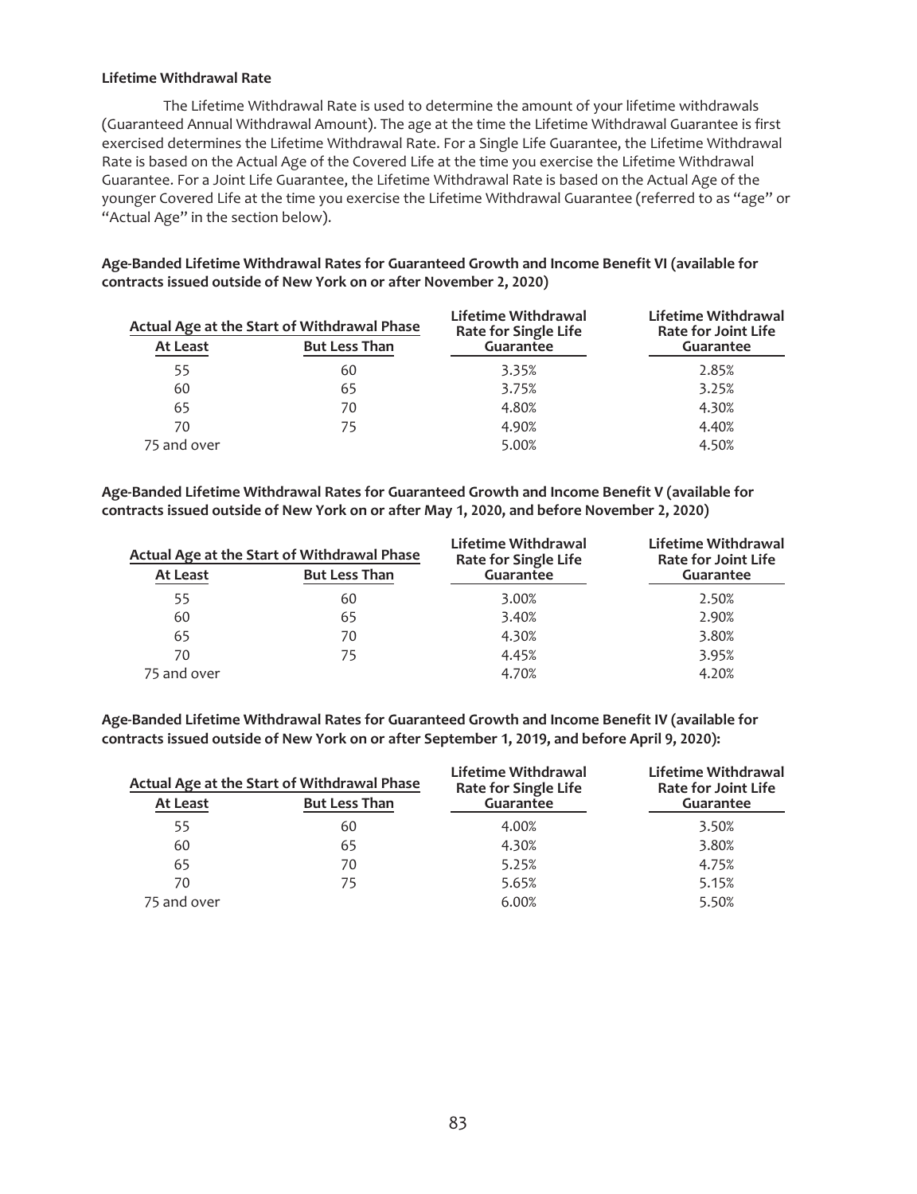**Lifetime Withdrawal Rate**

The Lifetime Withdrawal Rate is used to determine the amount of your lifetime withdrawals (Guaranteed Annual Withdrawal Amount). The age at the time the Lifetime Withdrawal Guarantee is first exercised determines the Lifetime Withdrawal Rate. For a Single Life Guarantee, the Lifetime Withdrawal Rate is based on the Actual Age of the Covered Life at the time you exercise the Lifetime Withdrawal Guarantee. For a Joint Life Guarantee, the Lifetime Withdrawal Rate is based on the Actual Age of the younger Covered Life at the time you exercise the Lifetime Withdrawal Guarantee (referred to as "age" or "Actual Age" in the section below).

**Age-Banded Lifetime Withdrawal Rates for Guaranteed Growth and Income Benefit VI (available for contracts issued outside of New York on or after November 2, 2020)**

| Actual Age at the Start of Withdrawal Phase | | Lifetime Withdrawal Rate for Single Life Guarantee | Lifetime Withdrawal Rate for Joint Life Guarantee |
|---|---|---|---|
| At Least | But Less Than | | |
| 55 | 60 | 3.35% | 2.85% |
| 60 | 65 | 3.75% | 3.25% |
| 65 | 70 | 4.80% | 4.30% |
| 70 | 75 | 4.90% | 4.40% |
| 75 and over | | 5.00% | 4.50% |

**Age-Banded Lifetime Withdrawal Rates for Guaranteed Growth and Income Benefit V (available for contracts issued outside of New York on or after May 1, 2020, and before November 2, 2020)**

| Actual Age at the Start of Withdrawal Phase | | Lifetime Withdrawal Rate for Single Life Guarantee | Lifetime Withdrawal Rate for Joint Life Guarantee |
|---|---|---|---|
| At Least | But Less Than | | |
| 55 | 60 | 3.00% | 2.50% |
| 60 | 65 | 3.40% | 2.90% |
| 65 | 70 | 4.30% | 3.80% |
| 70 | 75 | 4.45% | 3.95% |
| 75 and over | | 4.70% | 4.20% |

**Age-Banded Lifetime Withdrawal Rates for Guaranteed Growth and Income Benefit IV (available for contracts issued outside of New York on or after September 1, 2019, and before April 9, 2020):**

| Actual Age at the Start of Withdrawal Phase | | Lifetime Withdrawal Rate for Single Life Guarantee | Lifetime Withdrawal Rate for Joint Life Guarantee |
|---|---|---|---|
| At Least | But Less Than | | |
| 55 | 60 | 4.00% | 3.50% |
| 60 | 65 | 4.30% | 3.80% |
| 65 | 70 | 5.25% | 4.75% |
| 70 | 75 | 5.65% | 5.15% |
| 75 and over | | 6.00% | 5.50% |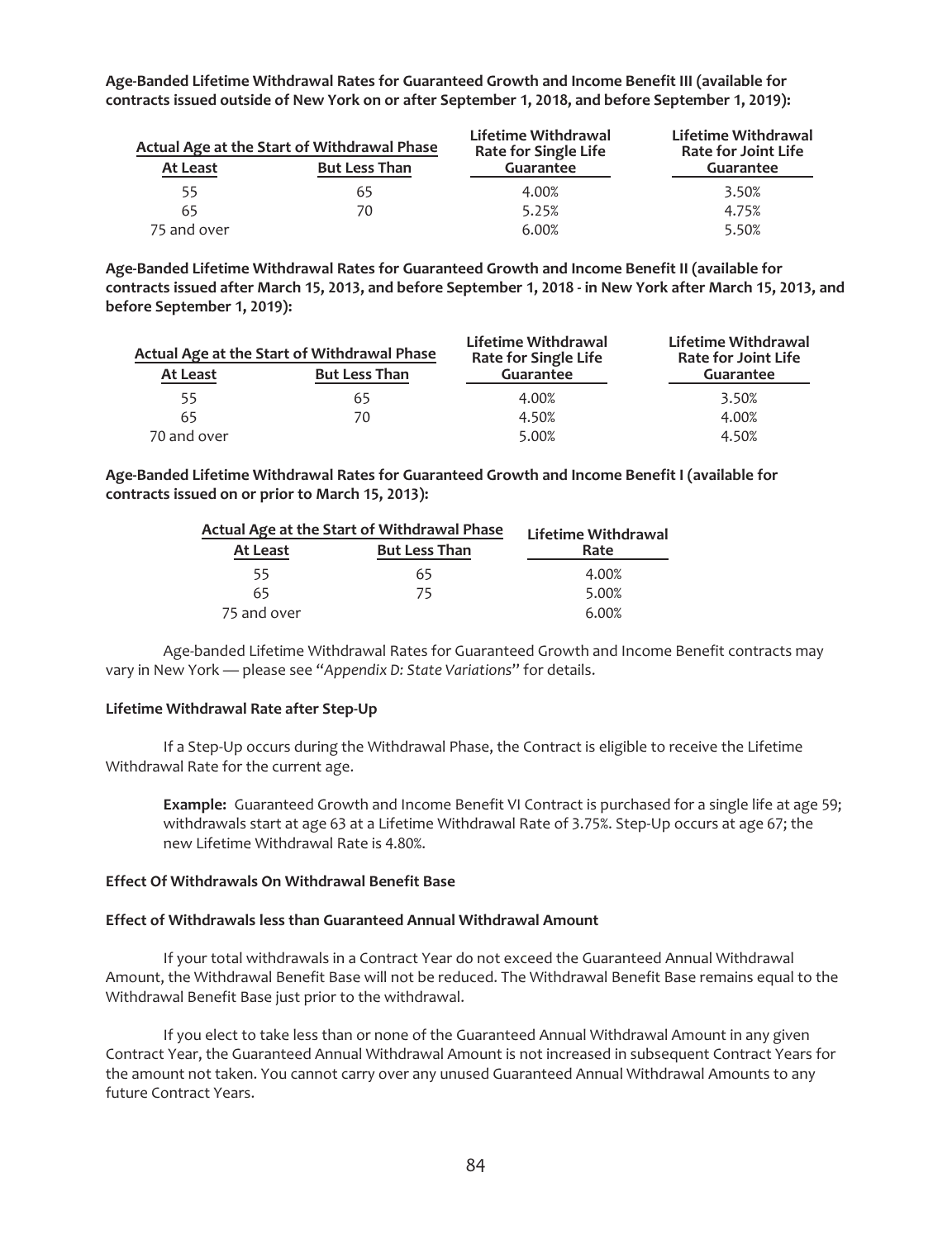**Age-Banded Lifetime Withdrawal Rates for Guaranteed Growth and Income Benefit III (available for contracts issued outside of New York on or after September 1, 2018, and before September 1, 2019):**

| Actual Age at the Start of Withdrawal Phase | | Lifetime Withdrawal Rate for Single Life Guarantee | Lifetime Withdrawal Rate for Joint Life Guarantee |
|---|---|---|---|
| At Least | But Less Than | | |
| 55 | 65 | 4.00% | 3.50% |
| 65 | 70 | 5.25% | 4.75% |
| 75 and over | | 6.00% | 5.50% |

**Age-Banded Lifetime Withdrawal Rates for Guaranteed Growth and Income Benefit II (available for contracts issued after March 15, 2013, and before September 1, 2018 - in New York after March 15, 2013, and before September 1, 2019):**

| Actual Age at the Start of Withdrawal Phase | | Lifetime Withdrawal Rate for Single Life Guarantee | Lifetime Withdrawal Rate for Joint Life Guarantee |
|---|---|---|---|
| At Least | But Less Than | | |
| 55 | 65 | 4.00% | 3.50% |
| 65 | 70 | 4.50% | 4.00% |
| 70 and over | | 5.00% | 4.50% |

**Age-Banded Lifetime Withdrawal Rates for Guaranteed Growth and Income Benefit I (available for contracts issued on or prior to March 15, 2013):**

| Actual Age at the Start of Withdrawal Phase | | Lifetime Withdrawal Rate |
|---|---|---|
| At Least | But Less Than | |
| 55 | 65 | 4.00% |
| 65 | 75 | 5.00% |
| 75 and over | | 6.00% |

Age-banded Lifetime Withdrawal Rates for Guaranteed Growth and Income Benefit contracts may vary in New York — please see "*Appendix D: State Variations*" for details.

**Lifetime Withdrawal Rate after Step-Up**

If a Step-Up occurs during the Withdrawal Phase, the Contract is eligible to receive the Lifetime Withdrawal Rate for the current age.

> **Example:** Guaranteed Growth and Income Benefit VI Contract is purchased for a single life at age 59; withdrawals start at age 63 at a Lifetime Withdrawal Rate of 3.75%. Step-Up occurs at age 67; the new Lifetime Withdrawal Rate is 4.80%.

**Effect Of Withdrawals On Withdrawal Benefit Base**

**Effect of Withdrawals less than Guaranteed Annual Withdrawal Amount**

If your total withdrawals in a Contract Year do not exceed the Guaranteed Annual Withdrawal Amount, the Withdrawal Benefit Base will not be reduced. The Withdrawal Benefit Base remains equal to the Withdrawal Benefit Base just prior to the withdrawal.

If you elect to take less than or none of the Guaranteed Annual Withdrawal Amount in any given Contract Year, the Guaranteed Annual Withdrawal Amount is not increased in subsequent Contract Years for the amount not taken. You cannot carry over any unused Guaranteed Annual Withdrawal Amounts to any future Contract Years.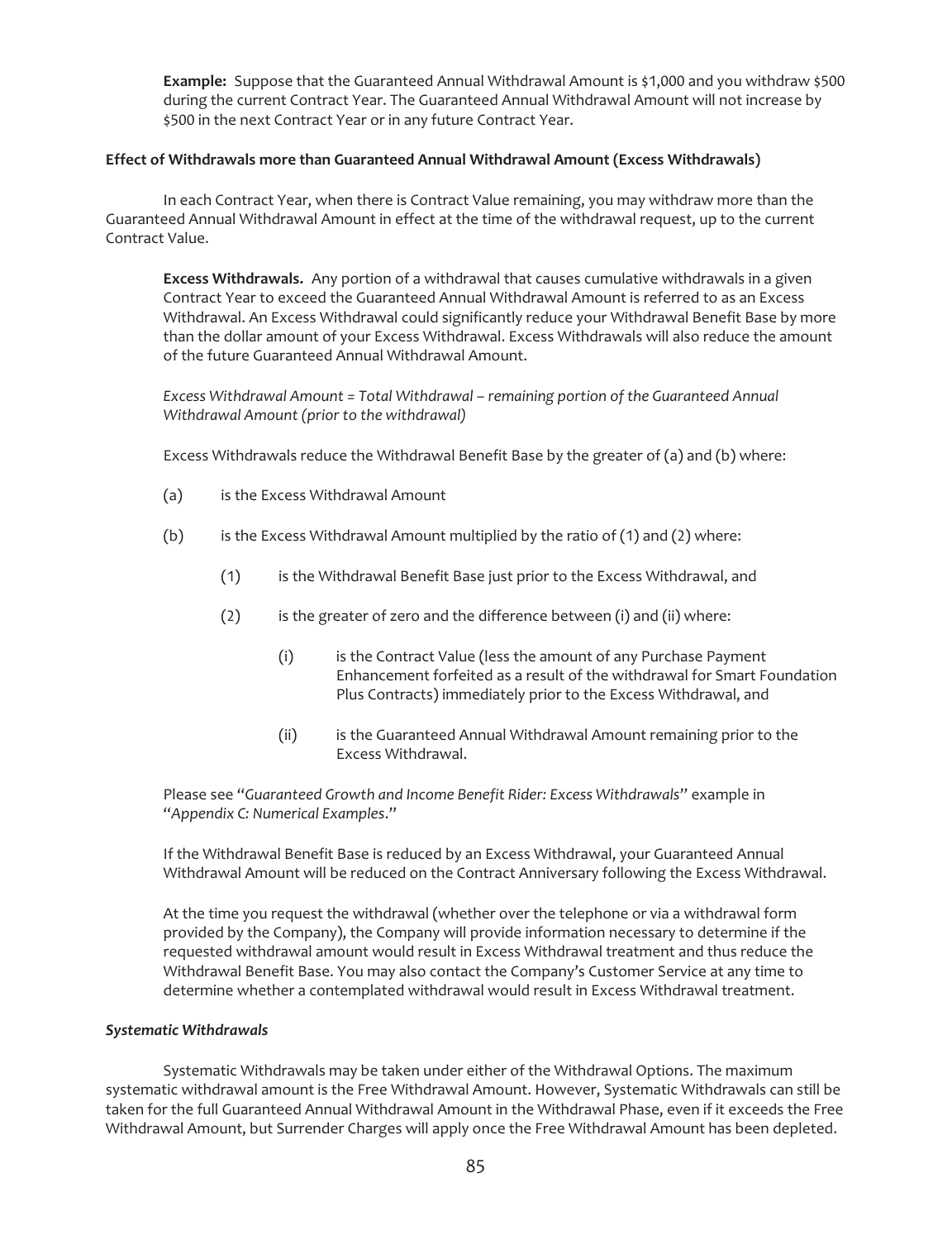**Example:** Suppose that the Guaranteed Annual Withdrawal Amount is $1,000 and you withdraw $500 during the current Contract Year. The Guaranteed Annual Withdrawal Amount will not increase by $500 in the next Contract Year or in any future Contract Year.

**Effect of Withdrawals more than Guaranteed Annual Withdrawal Amount (Excess Withdrawals)**

In each Contract Year, when there is Contract Value remaining, you may withdraw more than the Guaranteed Annual Withdrawal Amount in effect at the time of the withdrawal request, up to the current Contract Value.

**Excess Withdrawals.** Any portion of a withdrawal that causes cumulative withdrawals in a given Contract Year to exceed the Guaranteed Annual Withdrawal Amount is referred to as an Excess Withdrawal. An Excess Withdrawal could significantly reduce your Withdrawal Benefit Base by more than the dollar amount of your Excess Withdrawal. Excess Withdrawals will also reduce the amount of the future Guaranteed Annual Withdrawal Amount.

*Excess Withdrawal Amount = Total Withdrawal – remaining portion of the Guaranteed Annual Withdrawal Amount (prior to the withdrawal)*

Excess Withdrawals reduce the Withdrawal Benefit Base by the greater of (a) and (b) where:

(a) is the Excess Withdrawal Amount

(b) is the Excess Withdrawal Amount multiplied by the ratio of (1) and (2) where:

- (1) is the Withdrawal Benefit Base just prior to the Excess Withdrawal, and
- (2) is the greater of zero and the difference between (i) and (ii) where:
  - (i) is the Contract Value (less the amount of any Purchase Payment Enhancement forfeited as a result of the withdrawal for Smart Foundation Plus Contracts) immediately prior to the Excess Withdrawal, and
  - (ii) is the Guaranteed Annual Withdrawal Amount remaining prior to the Excess Withdrawal.

Please see "*Guaranteed Growth and Income Benefit Rider: Excess Withdrawals*" example in "*Appendix C: Numerical Examples*."

If the Withdrawal Benefit Base is reduced by an Excess Withdrawal, your Guaranteed Annual Withdrawal Amount will be reduced on the Contract Anniversary following the Excess Withdrawal.

At the time you request the withdrawal (whether over the telephone or via a withdrawal form provided by the Company), the Company will provide information necessary to determine if the requested withdrawal amount would result in Excess Withdrawal treatment and thus reduce the Withdrawal Benefit Base. You may also contact the Company's Customer Service at any time to determine whether a contemplated withdrawal would result in Excess Withdrawal treatment.

***Systematic Withdrawals***

Systematic Withdrawals may be taken under either of the Withdrawal Options. The maximum systematic withdrawal amount is the Free Withdrawal Amount. However, Systematic Withdrawals can still be taken for the full Guaranteed Annual Withdrawal Amount in the Withdrawal Phase, even if it exceeds the Free Withdrawal Amount, but Surrender Charges will apply once the Free Withdrawal Amount has been depleted.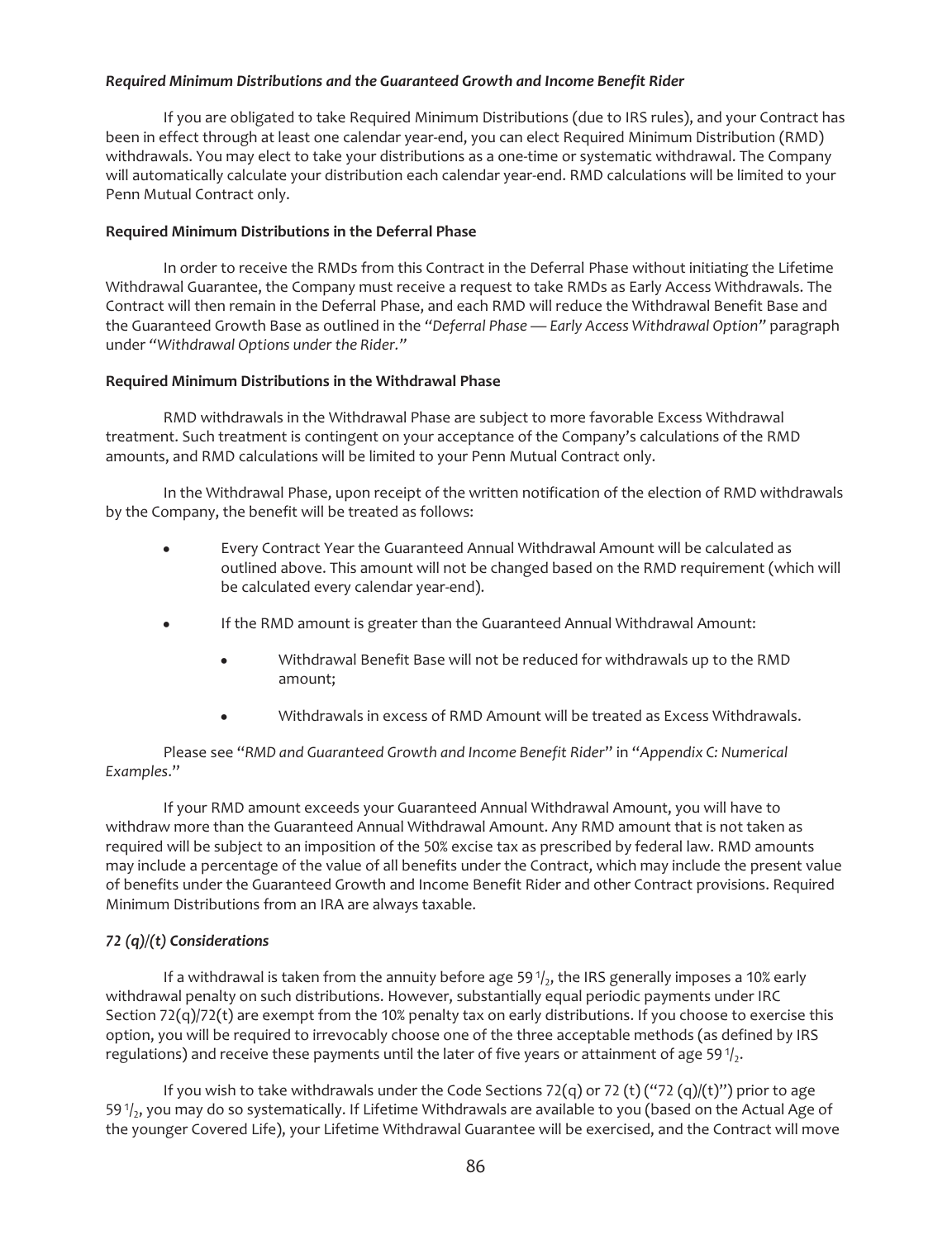### *Required Minimum Distributions and the Guaranteed Growth and Income Benefit Rider*

If you are obligated to take Required Minimum Distributions (due to IRS rules), and your Contract has been in effect through at least one calendar year-end, you can elect Required Minimum Distribution (RMD) withdrawals. You may elect to take your distributions as a one-time or systematic withdrawal. The Company will automatically calculate your distribution each calendar year-end. RMD calculations will be limited to your Penn Mutual Contract only.

#### Required Minimum Distributions in the Deferral Phase

In order to receive the RMDs from this Contract in the Deferral Phase without initiating the Lifetime Withdrawal Guarantee, the Company must receive a request to take RMDs as Early Access Withdrawals. The Contract will then remain in the Deferral Phase, and each RMD will reduce the Withdrawal Benefit Base and the Guaranteed Growth Base as outlined in the "*Deferral Phase — Early Access Withdrawal Option*" paragraph under "*Withdrawal Options under the Rider.*"

#### Required Minimum Distributions in the Withdrawal Phase

RMD withdrawals in the Withdrawal Phase are subject to more favorable Excess Withdrawal treatment. Such treatment is contingent on your acceptance of the Company's calculations of the RMD amounts, and RMD calculations will be limited to your Penn Mutual Contract only.

In the Withdrawal Phase, upon receipt of the written notification of the election of RMD withdrawals by the Company, the benefit will be treated as follows:

- Every Contract Year the Guaranteed Annual Withdrawal Amount will be calculated as outlined above. This amount will not be changed based on the RMD requirement (which will be calculated every calendar year-end).
- If the RMD amount is greater than the Guaranteed Annual Withdrawal Amount:
  - Withdrawal Benefit Base will not be reduced for withdrawals up to the RMD amount;
  - Withdrawals in excess of RMD Amount will be treated as Excess Withdrawals.

Please see "*RMD and Guaranteed Growth and Income Benefit Rider*" in "*Appendix C: Numerical Examples*."

If your RMD amount exceeds your Guaranteed Annual Withdrawal Amount, you will have to withdraw more than the Guaranteed Annual Withdrawal Amount. Any RMD amount that is not taken as required will be subject to an imposition of the 50% excise tax as prescribed by federal law. RMD amounts may include a percentage of the value of all benefits under the Contract, which may include the present value of benefits under the Guaranteed Growth and Income Benefit Rider and other Contract provisions. Required Minimum Distributions from an IRA are always taxable.

### *72 (q)/(t) Considerations*

If a withdrawal is taken from the annuity before age 59 $^{1}/_{2}$, the IRS generally imposes a 10% early withdrawal penalty on such distributions. However, substantially equal periodic payments under IRC Section 72(q)/72(t) are exempt from the 10% penalty tax on early distributions. If you choose to exercise this option, you will be required to irrevocably choose one of the three acceptable methods (as defined by IRS regulations) and receive these payments until the later of five years or attainment of age 59 $^{1}/_{2}$.

If you wish to take withdrawals under the Code Sections 72(q) or 72 (t) ("72 (q)/(t)") prior to age 59 $^{1}/_{2}$, you may do so systematically. If Lifetime Withdrawals are available to you (based on the Actual Age of the younger Covered Life), your Lifetime Withdrawal Guarantee will be exercised, and the Contract will move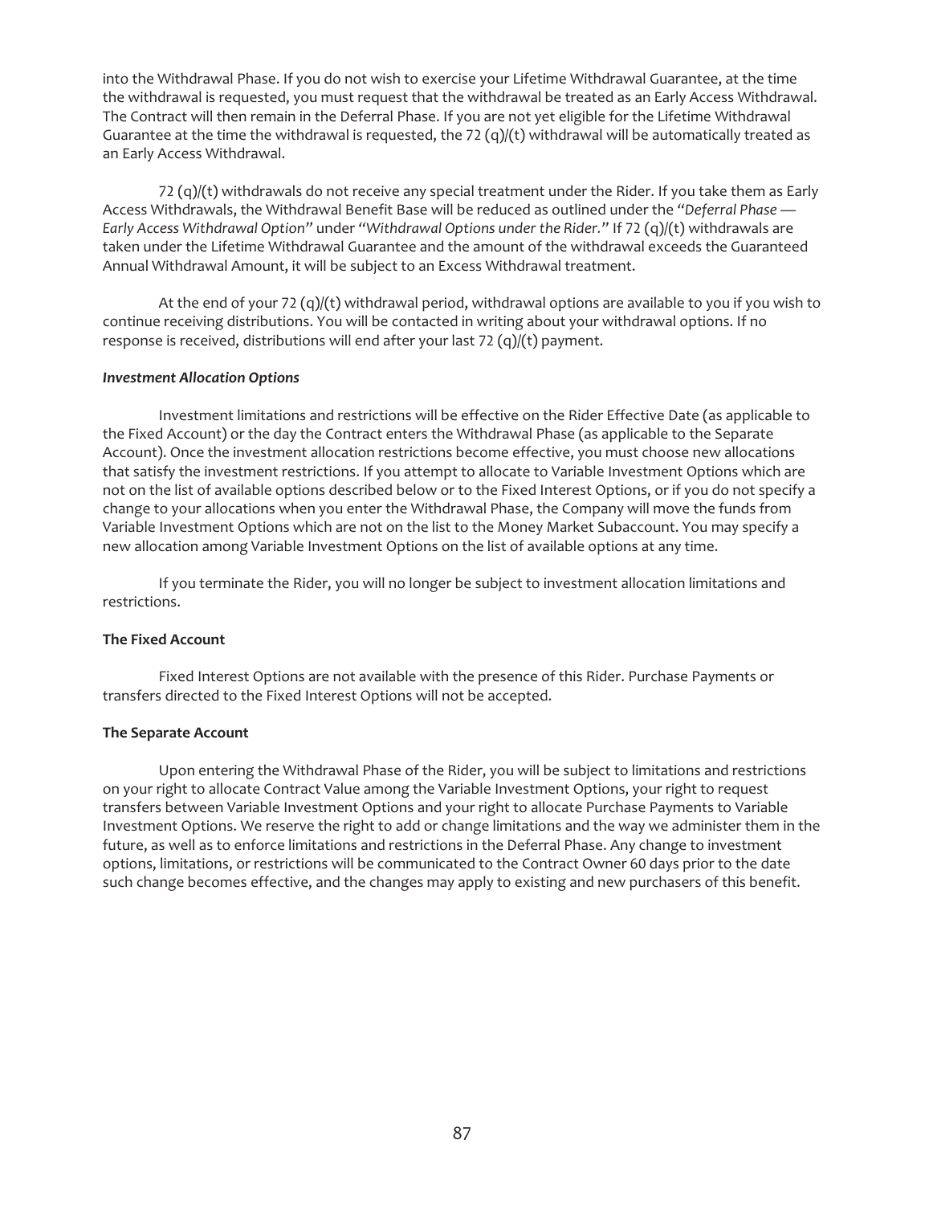into the Withdrawal Phase. If you do not wish to exercise your Lifetime Withdrawal Guarantee, at the time the withdrawal is requested, you must request that the withdrawal be treated as an Early Access Withdrawal. The Contract will then remain in the Deferral Phase. If you are not yet eligible for the Lifetime Withdrawal Guarantee at the time the withdrawal is requested, the 72 (q)/(t) withdrawal will be automatically treated as an Early Access Withdrawal.

72 (q)/(t) withdrawals do not receive any special treatment under the Rider. If you take them as Early Access Withdrawals, the Withdrawal Benefit Base will be reduced as outlined under the "*Deferral Phase — Early Access Withdrawal Option*" under "*Withdrawal Options under the Rider*." If 72 (q)/(t) withdrawals are taken under the Lifetime Withdrawal Guarantee and the amount of the withdrawal exceeds the Guaranteed Annual Withdrawal Amount, it will be subject to an Excess Withdrawal treatment.

At the end of your 72 (q)/(t) withdrawal period, withdrawal options are available to you if you wish to continue receiving distributions. You will be contacted in writing about your withdrawal options. If no response is received, distributions will end after your last 72 (q)/(t) payment.

***Investment Allocation Options***

Investment limitations and restrictions will be effective on the Rider Effective Date (as applicable to the Fixed Account) or the day the Contract enters the Withdrawal Phase (as applicable to the Separate Account). Once the investment allocation restrictions become effective, you must choose new allocations that satisfy the investment restrictions. If you attempt to allocate to Variable Investment Options which are not on the list of available options described below or to the Fixed Interest Options, or if you do not specify a change to your allocations when you enter the Withdrawal Phase, the Company will move the funds from Variable Investment Options which are not on the list to the Money Market Subaccount. You may specify a new allocation among Variable Investment Options on the list of available options at any time.

If you terminate the Rider, you will no longer be subject to investment allocation limitations and restrictions.

**The Fixed Account**

Fixed Interest Options are not available with the presence of this Rider. Purchase Payments or transfers directed to the Fixed Interest Options will not be accepted.

**The Separate Account**

Upon entering the Withdrawal Phase of the Rider, you will be subject to limitations and restrictions on your right to allocate Contract Value among the Variable Investment Options, your right to request transfers between Variable Investment Options and your right to allocate Purchase Payments to Variable Investment Options. We reserve the right to add or change limitations and the way we administer them in the future, as well as to enforce limitations and restrictions in the Deferral Phase. Any change to investment options, limitations, or restrictions will be communicated to the Contract Owner 60 days prior to the date such change becomes effective, and the changes may apply to existing and new purchasers of this benefit.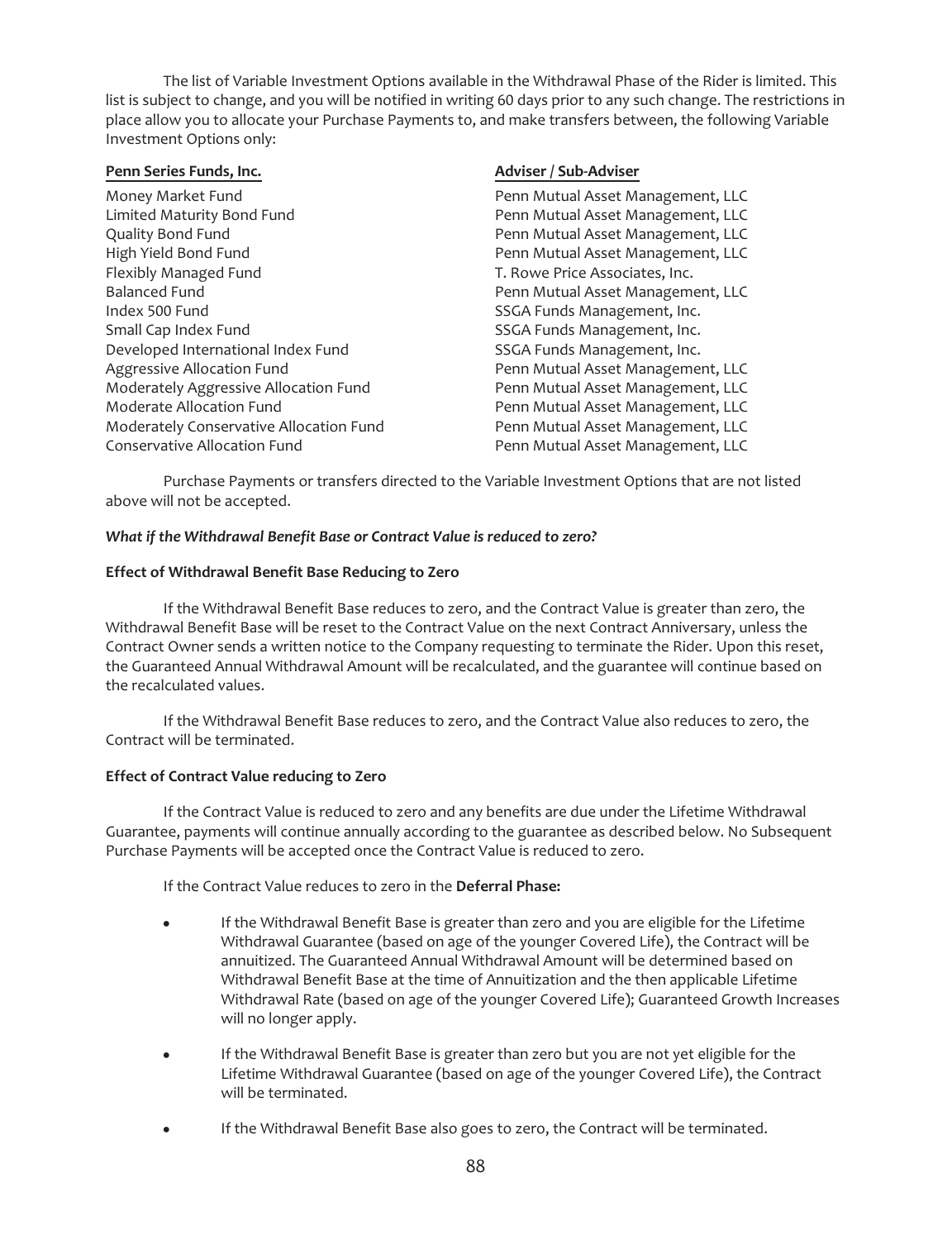The list of Variable Investment Options available in the Withdrawal Phase of the Rider is limited. This list is subject to change, and you will be notified in writing 60 days prior to any such change. The restrictions in place allow you to allocate your Purchase Payments to, and make transfers between, the following Variable Investment Options only:

| Penn Series Funds, Inc. | Adviser / Sub-Adviser |
| --- | --- |
| Money Market Fund | Penn Mutual Asset Management, LLC |
| Limited Maturity Bond Fund | Penn Mutual Asset Management, LLC |
| Quality Bond Fund | Penn Mutual Asset Management, LLC |
| High Yield Bond Fund | Penn Mutual Asset Management, LLC |
| Flexibly Managed Fund | T. Rowe Price Associates, Inc. |
| Balanced Fund | Penn Mutual Asset Management, LLC |
| Index 500 Fund | SSGA Funds Management, Inc. |
| Small Cap Index Fund | SSGA Funds Management, Inc. |
| Developed International Index Fund | SSGA Funds Management, Inc. |
| Aggressive Allocation Fund | Penn Mutual Asset Management, LLC |
| Moderately Aggressive Allocation Fund | Penn Mutual Asset Management, LLC |
| Moderate Allocation Fund | Penn Mutual Asset Management, LLC |
| Moderately Conservative Allocation Fund | Penn Mutual Asset Management, LLC |
| Conservative Allocation Fund | Penn Mutual Asset Management, LLC |

Purchase Payments or transfers directed to the Variable Investment Options that are not listed above will not be accepted.

***What if the Withdrawal Benefit Base or Contract Value is reduced to zero?***

**Effect of Withdrawal Benefit Base Reducing to Zero**

If the Withdrawal Benefit Base reduces to zero, and the Contract Value is greater than zero, the Withdrawal Benefit Base will be reset to the Contract Value on the next Contract Anniversary, unless the Contract Owner sends a written notice to the Company requesting to terminate the Rider. Upon this reset, the Guaranteed Annual Withdrawal Amount will be recalculated, and the guarantee will continue based on the recalculated values.

If the Withdrawal Benefit Base reduces to zero, and the Contract Value also reduces to zero, the Contract will be terminated.

**Effect of Contract Value reducing to Zero**

If the Contract Value is reduced to zero and any benefits are due under the Lifetime Withdrawal Guarantee, payments will continue annually according to the guarantee as described below. No Subsequent Purchase Payments will be accepted once the Contract Value is reduced to zero.

If the Contract Value reduces to zero in the **Deferral Phase:**

- If the Withdrawal Benefit Base is greater than zero and you are eligible for the Lifetime Withdrawal Guarantee (based on age of the younger Covered Life), the Contract will be annuitized. The Guaranteed Annual Withdrawal Amount will be determined based on Withdrawal Benefit Base at the time of Annuitization and the then applicable Lifetime Withdrawal Rate (based on age of the younger Covered Life); Guaranteed Growth Increases will no longer apply.
- If the Withdrawal Benefit Base is greater than zero but you are not yet eligible for the Lifetime Withdrawal Guarantee (based on age of the younger Covered Life), the Contract will be terminated.
- If the Withdrawal Benefit Base also goes to zero, the Contract will be terminated.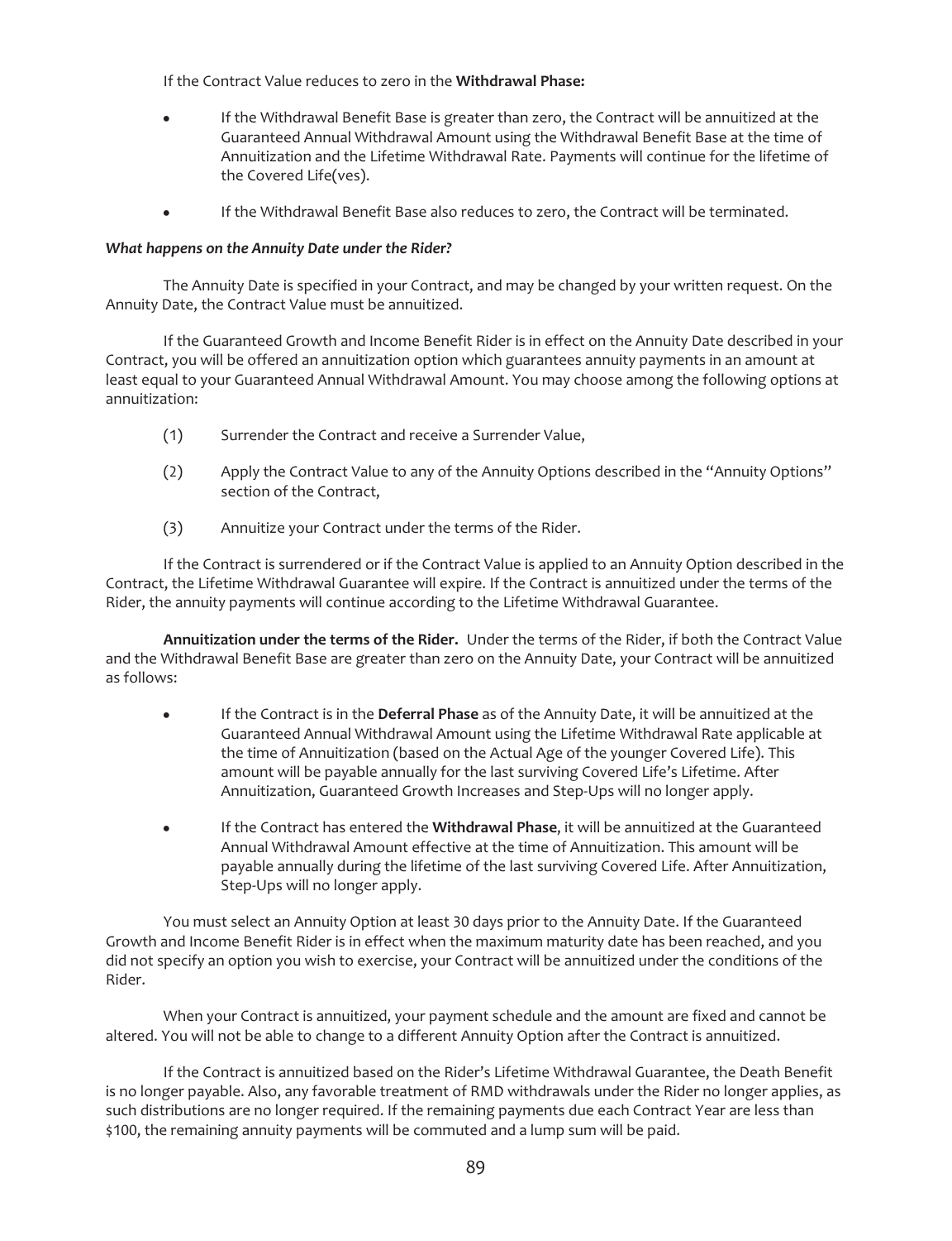If the Contract Value reduces to zero in the **Withdrawal Phase:**

- If the Withdrawal Benefit Base is greater than zero, the Contract will be annuitized at the Guaranteed Annual Withdrawal Amount using the Withdrawal Benefit Base at the time of Annuitization and the Lifetime Withdrawal Rate. Payments will continue for the lifetime of the Covered Life(ves).
- If the Withdrawal Benefit Base also reduces to zero, the Contract will be terminated.

***What happens on the Annuity Date under the Rider?***

The Annuity Date is specified in your Contract, and may be changed by your written request. On the Annuity Date, the Contract Value must be annuitized.

If the Guaranteed Growth and Income Benefit Rider is in effect on the Annuity Date described in your Contract, you will be offered an annuitization option which guarantees annuity payments in an amount at least equal to your Guaranteed Annual Withdrawal Amount. You may choose among the following options at annuitization:

(1) Surrender the Contract and receive a Surrender Value,

(2) Apply the Contract Value to any of the Annuity Options described in the "Annuity Options" section of the Contract,

(3) Annuitize your Contract under the terms of the Rider.

If the Contract is surrendered or if the Contract Value is applied to an Annuity Option described in the Contract, the Lifetime Withdrawal Guarantee will expire. If the Contract is annuitized under the terms of the Rider, the annuity payments will continue according to the Lifetime Withdrawal Guarantee.

**Annuitization under the terms of the Rider.** Under the terms of the Rider, if both the Contract Value and the Withdrawal Benefit Base are greater than zero on the Annuity Date, your Contract will be annuitized as follows:

- If the Contract is in the **Deferral Phase** as of the Annuity Date, it will be annuitized at the Guaranteed Annual Withdrawal Amount using the Lifetime Withdrawal Rate applicable at the time of Annuitization (based on the Actual Age of the younger Covered Life). This amount will be payable annually for the last surviving Covered Life's Lifetime. After Annuitization, Guaranteed Growth Increases and Step-Ups will no longer apply.
- If the Contract has entered the **Withdrawal Phase**, it will be annuitized at the Guaranteed Annual Withdrawal Amount effective at the time of Annuitization. This amount will be payable annually during the lifetime of the last surviving Covered Life. After Annuitization, Step-Ups will no longer apply.

You must select an Annuity Option at least 30 days prior to the Annuity Date. If the Guaranteed Growth and Income Benefit Rider is in effect when the maximum maturity date has been reached, and you did not specify an option you wish to exercise, your Contract will be annuitized under the conditions of the Rider.

When your Contract is annuitized, your payment schedule and the amount are fixed and cannot be altered. You will not be able to change to a different Annuity Option after the Contract is annuitized.

If the Contract is annuitized based on the Rider's Lifetime Withdrawal Guarantee, the Death Benefit is no longer payable. Also, any favorable treatment of RMD withdrawals under the Rider no longer applies, as such distributions are no longer required. If the remaining payments due each Contract Year are less than $100, the remaining annuity payments will be commuted and a lump sum will be paid.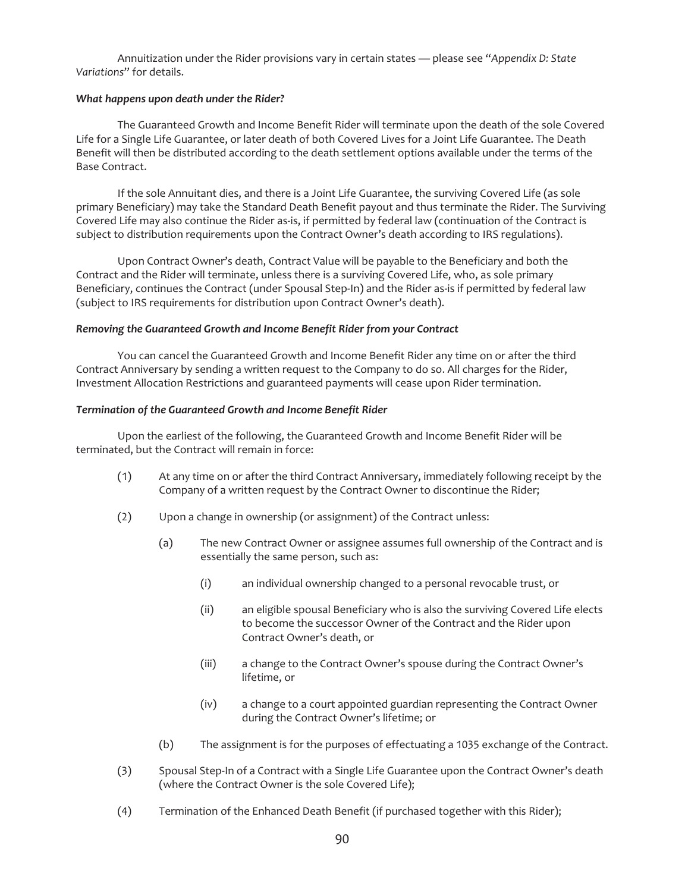Annuitization under the Rider provisions vary in certain states — please see "*Appendix D: State Variations*" for details.

***What happens upon death under the Rider?***

The Guaranteed Growth and Income Benefit Rider will terminate upon the death of the sole Covered Life for a Single Life Guarantee, or later death of both Covered Lives for a Joint Life Guarantee. The Death Benefit will then be distributed according to the death settlement options available under the terms of the Base Contract.

If the sole Annuitant dies, and there is a Joint Life Guarantee, the surviving Covered Life (as sole primary Beneficiary) may take the Standard Death Benefit payout and thus terminate the Rider. The Surviving Covered Life may also continue the Rider as-is, if permitted by federal law (continuation of the Contract is subject to distribution requirements upon the Contract Owner's death according to IRS regulations).

Upon Contract Owner's death, Contract Value will be payable to the Beneficiary and both the Contract and the Rider will terminate, unless there is a surviving Covered Life, who, as sole primary Beneficiary, continues the Contract (under Spousal Step-In) and the Rider as-is if permitted by federal law (subject to IRS requirements for distribution upon Contract Owner's death).

***Removing the Guaranteed Growth and Income Benefit Rider from your Contract***

You can cancel the Guaranteed Growth and Income Benefit Rider any time on or after the third Contract Anniversary by sending a written request to the Company to do so. All charges for the Rider, Investment Allocation Restrictions and guaranteed payments will cease upon Rider termination.

***Termination of the Guaranteed Growth and Income Benefit Rider***

Upon the earliest of the following, the Guaranteed Growth and Income Benefit Rider will be terminated, but the Contract will remain in force:

(1) At any time on or after the third Contract Anniversary, immediately following receipt by the Company of a written request by the Contract Owner to discontinue the Rider;

(2) Upon a change in ownership (or assignment) of the Contract unless:

   (a) The new Contract Owner or assignee assumes full ownership of the Contract and is essentially the same person, such as:

      (i) an individual ownership changed to a personal revocable trust, or

      (ii) an eligible spousal Beneficiary who is also the surviving Covered Life elects to become the successor Owner of the Contract and the Rider upon Contract Owner's death, or

      (iii) a change to the Contract Owner's spouse during the Contract Owner's lifetime, or

      (iv) a change to a court appointed guardian representing the Contract Owner during the Contract Owner's lifetime; or

   (b) The assignment is for the purposes of effectuating a 1035 exchange of the Contract.

(3) Spousal Step-In of a Contract with a Single Life Guarantee upon the Contract Owner's death (where the Contract Owner is the sole Covered Life);

(4) Termination of the Enhanced Death Benefit (if purchased together with this Rider);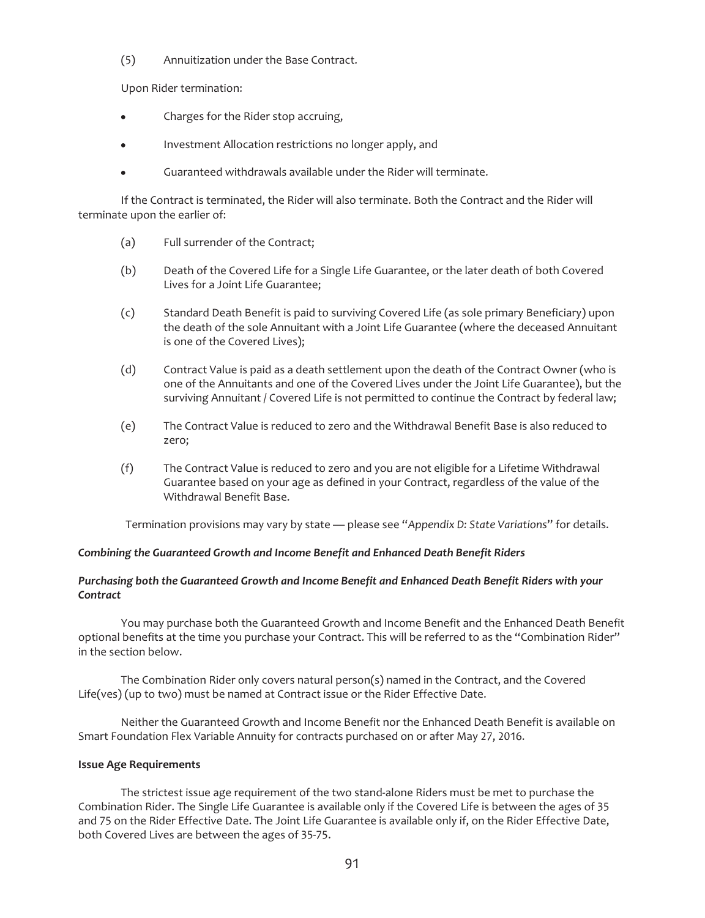(5) Annuitization under the Base Contract.

Upon Rider termination:

- Charges for the Rider stop accruing,
- Investment Allocation restrictions no longer apply, and
- Guaranteed withdrawals available under the Rider will terminate.

If the Contract is terminated, the Rider will also terminate. Both the Contract and the Rider will terminate upon the earlier of:

(a) Full surrender of the Contract;

(b) Death of the Covered Life for a Single Life Guarantee, or the later death of both Covered Lives for a Joint Life Guarantee;

(c) Standard Death Benefit is paid to surviving Covered Life (as sole primary Beneficiary) upon the death of the sole Annuitant with a Joint Life Guarantee (where the deceased Annuitant is one of the Covered Lives);

(d) Contract Value is paid as a death settlement upon the death of the Contract Owner (who is one of the Annuitants and one of the Covered Lives under the Joint Life Guarantee), but the surviving Annuitant / Covered Life is not permitted to continue the Contract by federal law;

(e) The Contract Value is reduced to zero and the Withdrawal Benefit Base is also reduced to zero;

(f) The Contract Value is reduced to zero and you are not eligible for a Lifetime Withdrawal Guarantee based on your age as defined in your Contract, regardless of the value of the Withdrawal Benefit Base.

Termination provisions may vary by state — please see "*Appendix D: State Variations*" for details.

***Combining the Guaranteed Growth and Income Benefit and Enhanced Death Benefit Riders***

***Purchasing both the Guaranteed Growth and Income Benefit and Enhanced Death Benefit Riders with your Contract***

You may purchase both the Guaranteed Growth and Income Benefit and the Enhanced Death Benefit optional benefits at the time you purchase your Contract. This will be referred to as the "Combination Rider" in the section below.

The Combination Rider only covers natural person(s) named in the Contract, and the Covered Life(ves) (up to two) must be named at Contract issue or the Rider Effective Date.

Neither the Guaranteed Growth and Income Benefit nor the Enhanced Death Benefit is available on Smart Foundation Flex Variable Annuity for contracts purchased on or after May 27, 2016.

**Issue Age Requirements**

The strictest issue age requirement of the two stand-alone Riders must be met to purchase the Combination Rider. The Single Life Guarantee is available only if the Covered Life is between the ages of 35 and 75 on the Rider Effective Date. The Joint Life Guarantee is available only if, on the Rider Effective Date, both Covered Lives are between the ages of 35-75.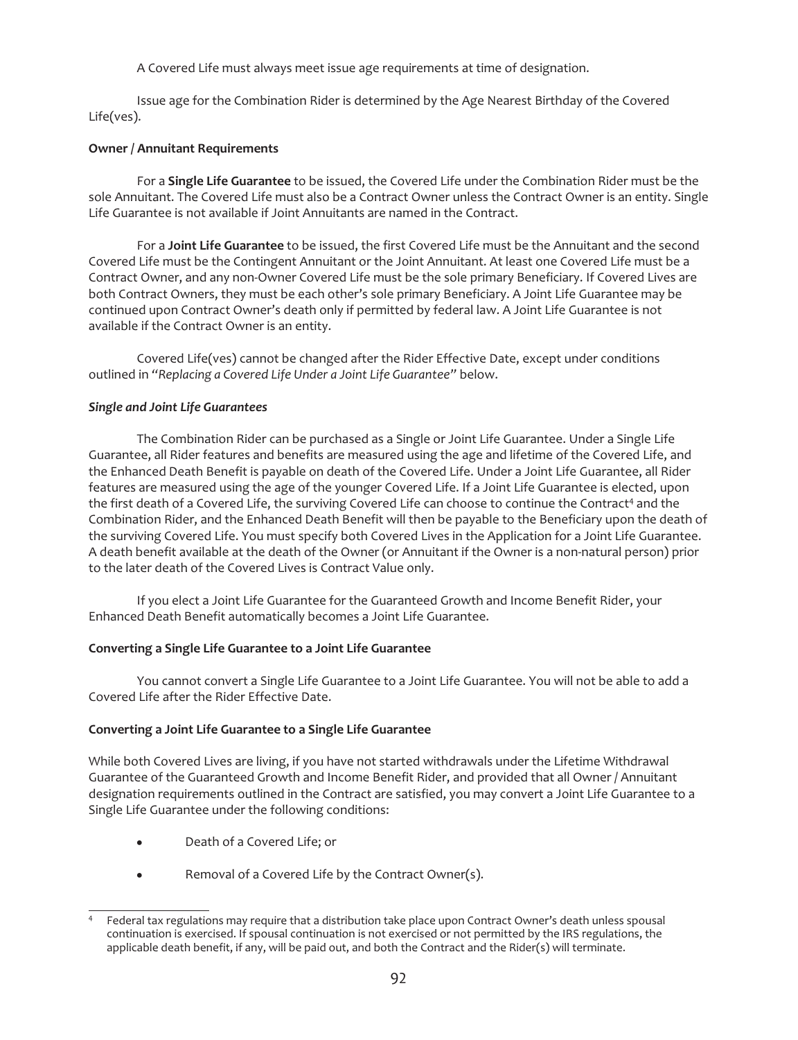A Covered Life must always meet issue age requirements at time of designation.

Issue age for the Combination Rider is determined by the Age Nearest Birthday of the Covered Life(ves).

**Owner / Annuitant Requirements**

For a **Single Life Guarantee** to be issued, the Covered Life under the Combination Rider must be the sole Annuitant. The Covered Life must also be a Contract Owner unless the Contract Owner is an entity. Single Life Guarantee is not available if Joint Annuitants are named in the Contract.

For a **Joint Life Guarantee** to be issued, the first Covered Life must be the Annuitant and the second Covered Life must be the Contingent Annuitant or the Joint Annuitant. At least one Covered Life must be a Contract Owner, and any non-Owner Covered Life must be the sole primary Beneficiary. If Covered Lives are both Contract Owners, they must be each other's sole primary Beneficiary. A Joint Life Guarantee may be continued upon Contract Owner's death only if permitted by federal law. A Joint Life Guarantee is not available if the Contract Owner is an entity.

Covered Life(ves) cannot be changed after the Rider Effective Date, except under conditions outlined in "*Replacing a Covered Life Under a Joint Life Guarantee*" below.

***Single and Joint Life Guarantees***

The Combination Rider can be purchased as a Single or Joint Life Guarantee. Under a Single Life Guarantee, all Rider features and benefits are measured using the age and lifetime of the Covered Life, and the Enhanced Death Benefit is payable on death of the Covered Life. Under a Joint Life Guarantee, all Rider features are measured using the age of the younger Covered Life. If a Joint Life Guarantee is elected, upon the first death of a Covered Life, the surviving Covered Life can choose to continue the Contract[4] and the Combination Rider, and the Enhanced Death Benefit will then be payable to the Beneficiary upon the death of the surviving Covered Life. You must specify both Covered Lives in the Application for a Joint Life Guarantee. A death benefit available at the death of the Owner (or Annuitant if the Owner is a non-natural person) prior to the later death of the Covered Lives is Contract Value only.

If you elect a Joint Life Guarantee for the Guaranteed Growth and Income Benefit Rider, your Enhanced Death Benefit automatically becomes a Joint Life Guarantee.

**Converting a Single Life Guarantee to a Joint Life Guarantee**

You cannot convert a Single Life Guarantee to a Joint Life Guarantee. You will not be able to add a Covered Life after the Rider Effective Date.

**Converting a Joint Life Guarantee to a Single Life Guarantee**

While both Covered Lives are living, if you have not started withdrawals under the Lifetime Withdrawal Guarantee of the Guaranteed Growth and Income Benefit Rider, and provided that all Owner / Annuitant designation requirements outlined in the Contract are satisfied, you may convert a Joint Life Guarantee to a Single Life Guarantee under the following conditions:

- Death of a Covered Life; or
- Removal of a Covered Life by the Contract Owner(s).

---

[4] Federal tax regulations may require that a distribution take place upon Contract Owner's death unless spousal continuation is exercised. If spousal continuation is not exercised or not permitted by the IRS regulations, the applicable death benefit, if any, will be paid out, and both the Contract and the Rider(s) will terminate.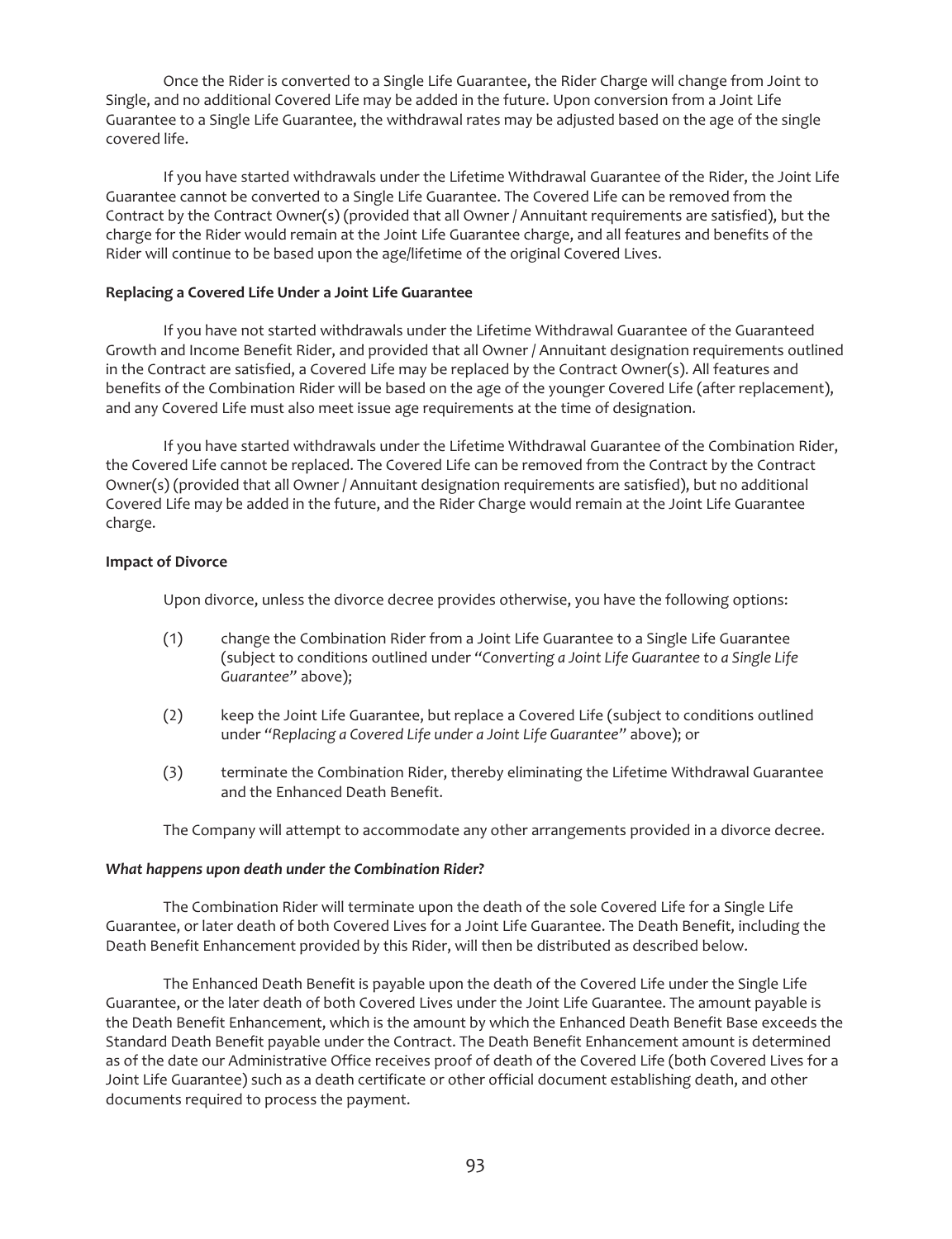Once the Rider is converted to a Single Life Guarantee, the Rider Charge will change from Joint to Single, and no additional Covered Life may be added in the future. Upon conversion from a Joint Life Guarantee to a Single Life Guarantee, the withdrawal rates may be adjusted based on the age of the single covered life.

If you have started withdrawals under the Lifetime Withdrawal Guarantee of the Rider, the Joint Life Guarantee cannot be converted to a Single Life Guarantee. The Covered Life can be removed from the Contract by the Contract Owner(s) (provided that all Owner / Annuitant requirements are satisfied), but the charge for the Rider would remain at the Joint Life Guarantee charge, and all features and benefits of the Rider will continue to be based upon the age/lifetime of the original Covered Lives.

**Replacing a Covered Life Under a Joint Life Guarantee**

If you have not started withdrawals under the Lifetime Withdrawal Guarantee of the Guaranteed Growth and Income Benefit Rider, and provided that all Owner / Annuitant designation requirements outlined in the Contract are satisfied, a Covered Life may be replaced by the Contract Owner(s). All features and benefits of the Combination Rider will be based on the age of the younger Covered Life (after replacement), and any Covered Life must also meet issue age requirements at the time of designation.

If you have started withdrawals under the Lifetime Withdrawal Guarantee of the Combination Rider, the Covered Life cannot be replaced. The Covered Life can be removed from the Contract by the Contract Owner(s) (provided that all Owner / Annuitant designation requirements are satisfied), but no additional Covered Life may be added in the future, and the Rider Charge would remain at the Joint Life Guarantee charge.

**Impact of Divorce**

Upon divorce, unless the divorce decree provides otherwise, you have the following options:

(1) change the Combination Rider from a Joint Life Guarantee to a Single Life Guarantee (subject to conditions outlined under "*Converting a Joint Life Guarantee to a Single Life Guarantee*" above);

(2) keep the Joint Life Guarantee, but replace a Covered Life (subject to conditions outlined under "*Replacing a Covered Life under a Joint Life Guarantee*" above); or

(3) terminate the Combination Rider, thereby eliminating the Lifetime Withdrawal Guarantee and the Enhanced Death Benefit.

The Company will attempt to accommodate any other arrangements provided in a divorce decree.

***What happens upon death under the Combination Rider?***

The Combination Rider will terminate upon the death of the sole Covered Life for a Single Life Guarantee, or later death of both Covered Lives for a Joint Life Guarantee. The Death Benefit, including the Death Benefit Enhancement provided by this Rider, will then be distributed as described below.

The Enhanced Death Benefit is payable upon the death of the Covered Life under the Single Life Guarantee, or the later death of both Covered Lives under the Joint Life Guarantee. The amount payable is the Death Benefit Enhancement, which is the amount by which the Enhanced Death Benefit Base exceeds the Standard Death Benefit payable under the Contract. The Death Benefit Enhancement amount is determined as of the date our Administrative Office receives proof of death of the Covered Life (both Covered Lives for a Joint Life Guarantee) such as a death certificate or other official document establishing death, and other documents required to process the payment.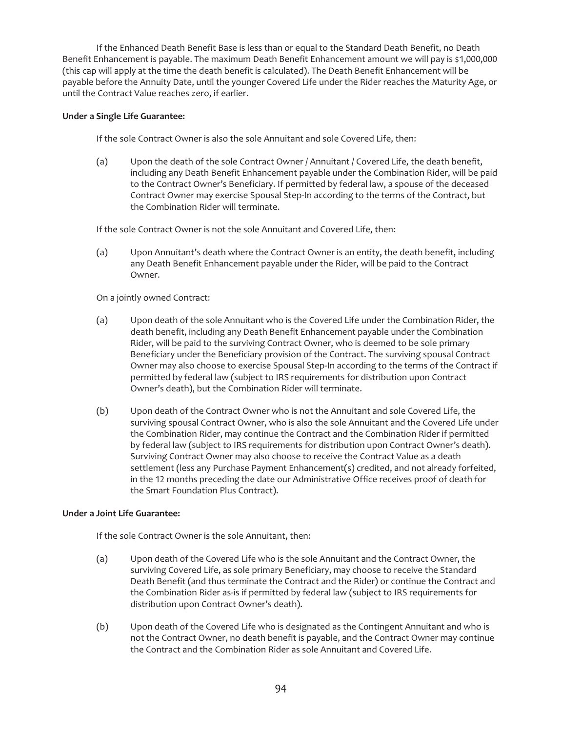If the Enhanced Death Benefit Base is less than or equal to the Standard Death Benefit, no Death Benefit Enhancement is payable. The maximum Death Benefit Enhancement amount we will pay is $1,000,000 (this cap will apply at the time the death benefit is calculated). The Death Benefit Enhancement will be payable before the Annuity Date, until the younger Covered Life under the Rider reaches the Maturity Age, or until the Contract Value reaches zero, if earlier.

**Under a Single Life Guarantee:**

If the sole Contract Owner is also the sole Annuitant and sole Covered Life, then:

(a) Upon the death of the sole Contract Owner / Annuitant / Covered Life, the death benefit, including any Death Benefit Enhancement payable under the Combination Rider, will be paid to the Contract Owner's Beneficiary. If permitted by federal law, a spouse of the deceased Contract Owner may exercise Spousal Step-In according to the terms of the Contract, but the Combination Rider will terminate.

If the sole Contract Owner is not the sole Annuitant and Covered Life, then:

(a) Upon Annuitant's death where the Contract Owner is an entity, the death benefit, including any Death Benefit Enhancement payable under the Rider, will be paid to the Contract Owner.

On a jointly owned Contract:

(a) Upon death of the sole Annuitant who is the Covered Life under the Combination Rider, the death benefit, including any Death Benefit Enhancement payable under the Combination Rider, will be paid to the surviving Contract Owner, who is deemed to be sole primary Beneficiary under the Beneficiary provision of the Contract. The surviving spousal Contract Owner may also choose to exercise Spousal Step-In according to the terms of the Contract if permitted by federal law (subject to IRS requirements for distribution upon Contract Owner's death), but the Combination Rider will terminate.

(b) Upon death of the Contract Owner who is not the Annuitant and sole Covered Life, the surviving spousal Contract Owner, who is also the sole Annuitant and the Covered Life under the Combination Rider, may continue the Contract and the Combination Rider if permitted by federal law (subject to IRS requirements for distribution upon Contract Owner's death). Surviving Contract Owner may also choose to receive the Contract Value as a death settlement (less any Purchase Payment Enhancement(s) credited, and not already forfeited, in the 12 months preceding the date our Administrative Office receives proof of death for the Smart Foundation Plus Contract).

**Under a Joint Life Guarantee:**

If the sole Contract Owner is the sole Annuitant, then:

(a) Upon death of the Covered Life who is the sole Annuitant and the Contract Owner, the surviving Covered Life, as sole primary Beneficiary, may choose to receive the Standard Death Benefit (and thus terminate the Contract and the Rider) or continue the Contract and the Combination Rider as-is if permitted by federal law (subject to IRS requirements for distribution upon Contract Owner's death).

(b) Upon death of the Covered Life who is designated as the Contingent Annuitant and who is not the Contract Owner, no death benefit is payable, and the Contract Owner may continue the Contract and the Combination Rider as sole Annuitant and Covered Life.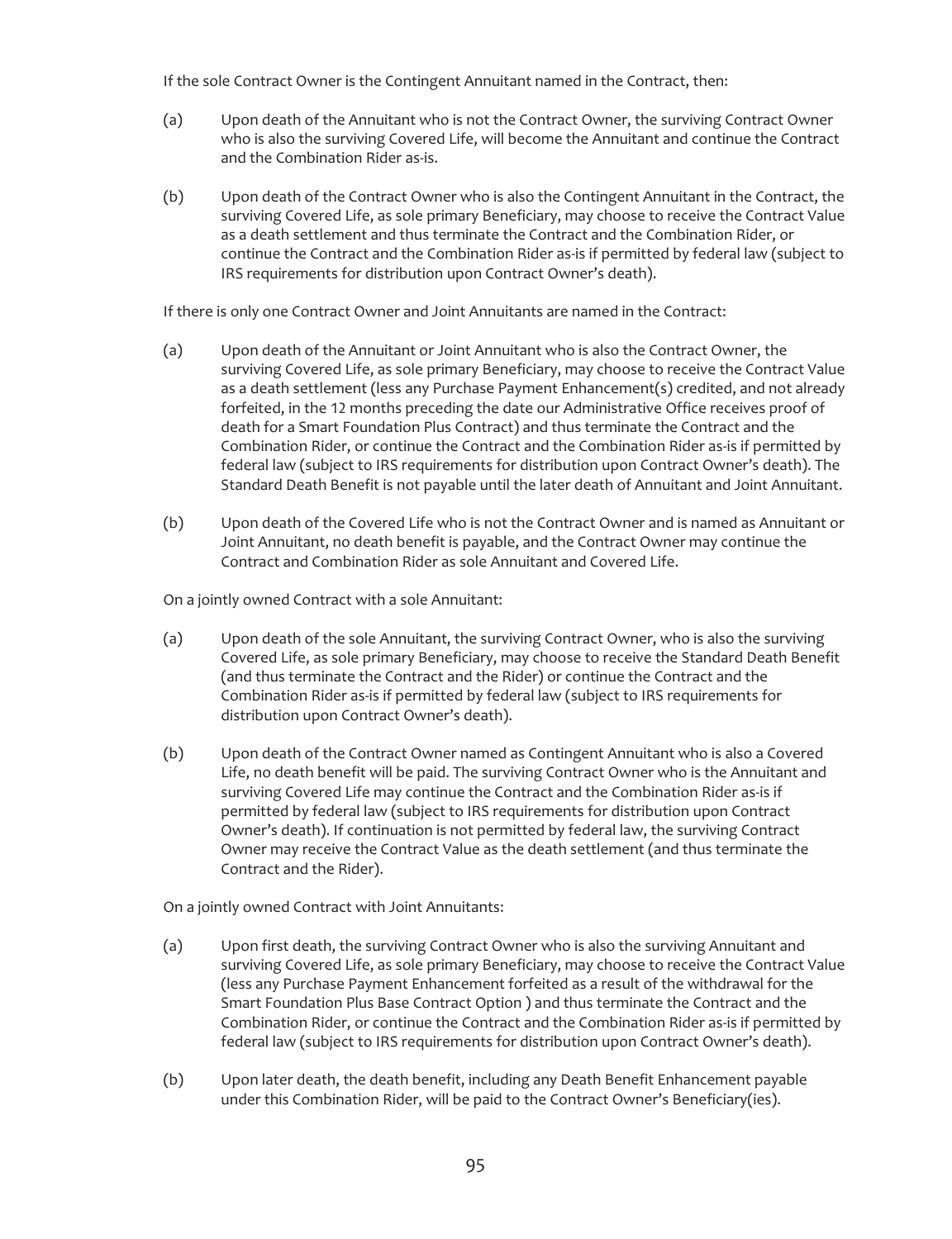If the sole Contract Owner is the Contingent Annuitant named in the Contract, then:

(a) Upon death of the Annuitant who is not the Contract Owner, the surviving Contract Owner who is also the surviving Covered Life, will become the Annuitant and continue the Contract and the Combination Rider as-is.

(b) Upon death of the Contract Owner who is also the Contingent Annuitant in the Contract, the surviving Covered Life, as sole primary Beneficiary, may choose to receive the Contract Value as a death settlement and thus terminate the Contract and the Combination Rider, or continue the Contract and the Combination Rider as-is if permitted by federal law (subject to IRS requirements for distribution upon Contract Owner's death).

If there is only one Contract Owner and Joint Annuitants are named in the Contract:

(a) Upon death of the Annuitant or Joint Annuitant who is also the Contract Owner, the surviving Covered Life, as sole primary Beneficiary, may choose to receive the Contract Value as a death settlement (less any Purchase Payment Enhancement(s) credited, and not already forfeited, in the 12 months preceding the date our Administrative Office receives proof of death for a Smart Foundation Plus Contract) and thus terminate the Contract and the Combination Rider, or continue the Contract and the Combination Rider as-is if permitted by federal law (subject to IRS requirements for distribution upon Contract Owner's death). The Standard Death Benefit is not payable until the later death of Annuitant and Joint Annuitant.

(b) Upon death of the Covered Life who is not the Contract Owner and is named as Annuitant or Joint Annuitant, no death benefit is payable, and the Contract Owner may continue the Contract and Combination Rider as sole Annuitant and Covered Life.

On a jointly owned Contract with a sole Annuitant:

(a) Upon death of the sole Annuitant, the surviving Contract Owner, who is also the surviving Covered Life, as sole primary Beneficiary, may choose to receive the Standard Death Benefit (and thus terminate the Contract and the Rider) or continue the Contract and the Combination Rider as-is if permitted by federal law (subject to IRS requirements for distribution upon Contract Owner's death).

(b) Upon death of the Contract Owner named as Contingent Annuitant who is also a Covered Life, no death benefit will be paid. The surviving Contract Owner who is the Annuitant and surviving Covered Life may continue the Contract and the Combination Rider as-is if permitted by federal law (subject to IRS requirements for distribution upon Contract Owner's death). If continuation is not permitted by federal law, the surviving Contract Owner may receive the Contract Value as the death settlement (and thus terminate the Contract and the Rider).

On a jointly owned Contract with Joint Annuitants:

(a) Upon first death, the surviving Contract Owner who is also the surviving Annuitant and surviving Covered Life, as sole primary Beneficiary, may choose to receive the Contract Value (less any Purchase Payment Enhancement forfeited as a result of the withdrawal for the Smart Foundation Plus Base Contract Option ) and thus terminate the Contract and the Combination Rider, or continue the Contract and the Combination Rider as-is if permitted by federal law (subject to IRS requirements for distribution upon Contract Owner's death).

(b) Upon later death, the death benefit, including any Death Benefit Enhancement payable under this Combination Rider, will be paid to the Contract Owner's Beneficiary(ies).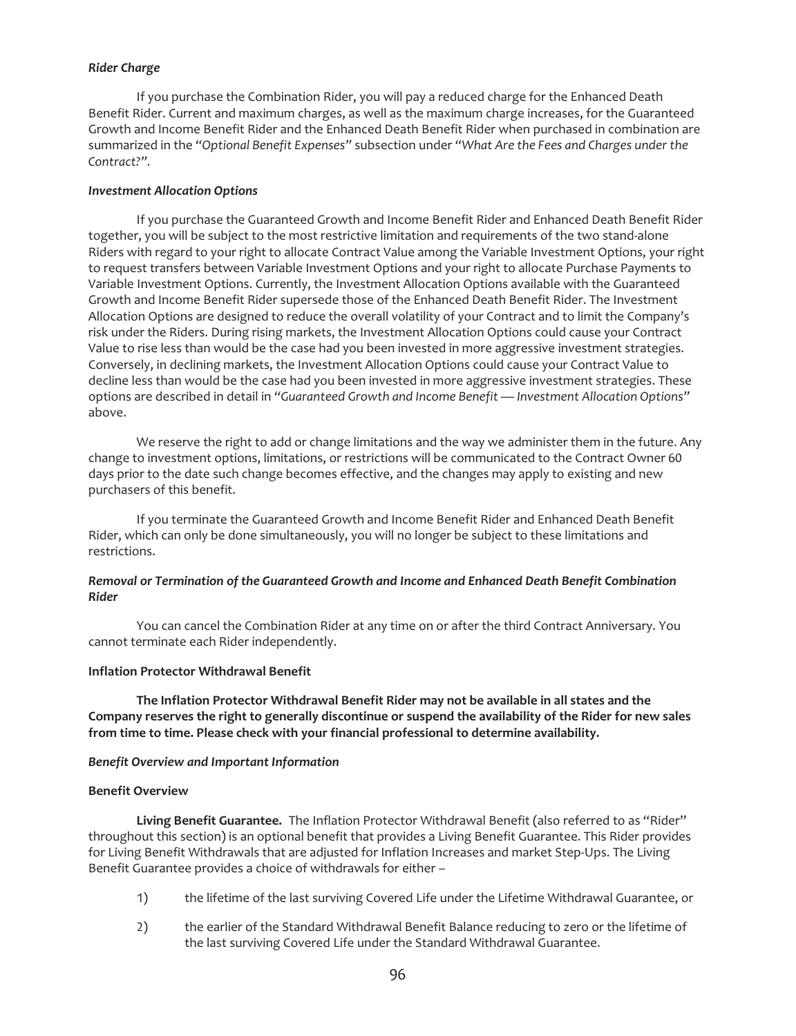***Rider Charge***

If you purchase the Combination Rider, you will pay a reduced charge for the Enhanced Death Benefit Rider. Current and maximum charges, as well as the maximum charge increases, for the Guaranteed Growth and Income Benefit Rider and the Enhanced Death Benefit Rider when purchased in combination are summarized in the "*Optional Benefit Expenses*" subsection under "*What Are the Fees and Charges under the Contract?*".

***Investment Allocation Options***

If you purchase the Guaranteed Growth and Income Benefit Rider and Enhanced Death Benefit Rider together, you will be subject to the most restrictive limitation and requirements of the two stand-alone Riders with regard to your right to allocate Contract Value among the Variable Investment Options, your right to request transfers between Variable Investment Options and your right to allocate Purchase Payments to Variable Investment Options. Currently, the Investment Allocation Options available with the Guaranteed Growth and Income Benefit Rider supersede those of the Enhanced Death Benefit Rider. The Investment Allocation Options are designed to reduce the overall volatility of your Contract and to limit the Company's risk under the Riders. During rising markets, the Investment Allocation Options could cause your Contract Value to rise less than would be the case had you been invested in more aggressive investment strategies. Conversely, in declining markets, the Investment Allocation Options could cause your Contract Value to decline less than would be the case had you been invested in more aggressive investment strategies. These options are described in detail in "*Guaranteed Growth and Income Benefit — Investment Allocation Options*" above.

We reserve the right to add or change limitations and the way we administer them in the future. Any change to investment options, limitations, or restrictions will be communicated to the Contract Owner 60 days prior to the date such change becomes effective, and the changes may apply to existing and new purchasers of this benefit.

If you terminate the Guaranteed Growth and Income Benefit Rider and Enhanced Death Benefit Rider, which can only be done simultaneously, you will no longer be subject to these limitations and restrictions.

***Removal or Termination of the Guaranteed Growth and Income and Enhanced Death Benefit Combination Rider***

You can cancel the Combination Rider at any time on or after the third Contract Anniversary. You cannot terminate each Rider independently.

**Inflation Protector Withdrawal Benefit**

**The Inflation Protector Withdrawal Benefit Rider may not be available in all states and the Company reserves the right to generally discontinue or suspend the availability of the Rider for new sales from time to time. Please check with your financial professional to determine availability.**

***Benefit Overview and Important Information***

**Benefit Overview**

**Living Benefit Guarantee.** The Inflation Protector Withdrawal Benefit (also referred to as "Rider" throughout this section) is an optional benefit that provides a Living Benefit Guarantee. This Rider provides for Living Benefit Withdrawals that are adjusted for Inflation Increases and market Step-Ups. The Living Benefit Guarantee provides a choice of withdrawals for either –

1) the lifetime of the last surviving Covered Life under the Lifetime Withdrawal Guarantee, or
2) the earlier of the Standard Withdrawal Benefit Balance reducing to zero or the lifetime of the last surviving Covered Life under the Standard Withdrawal Guarantee.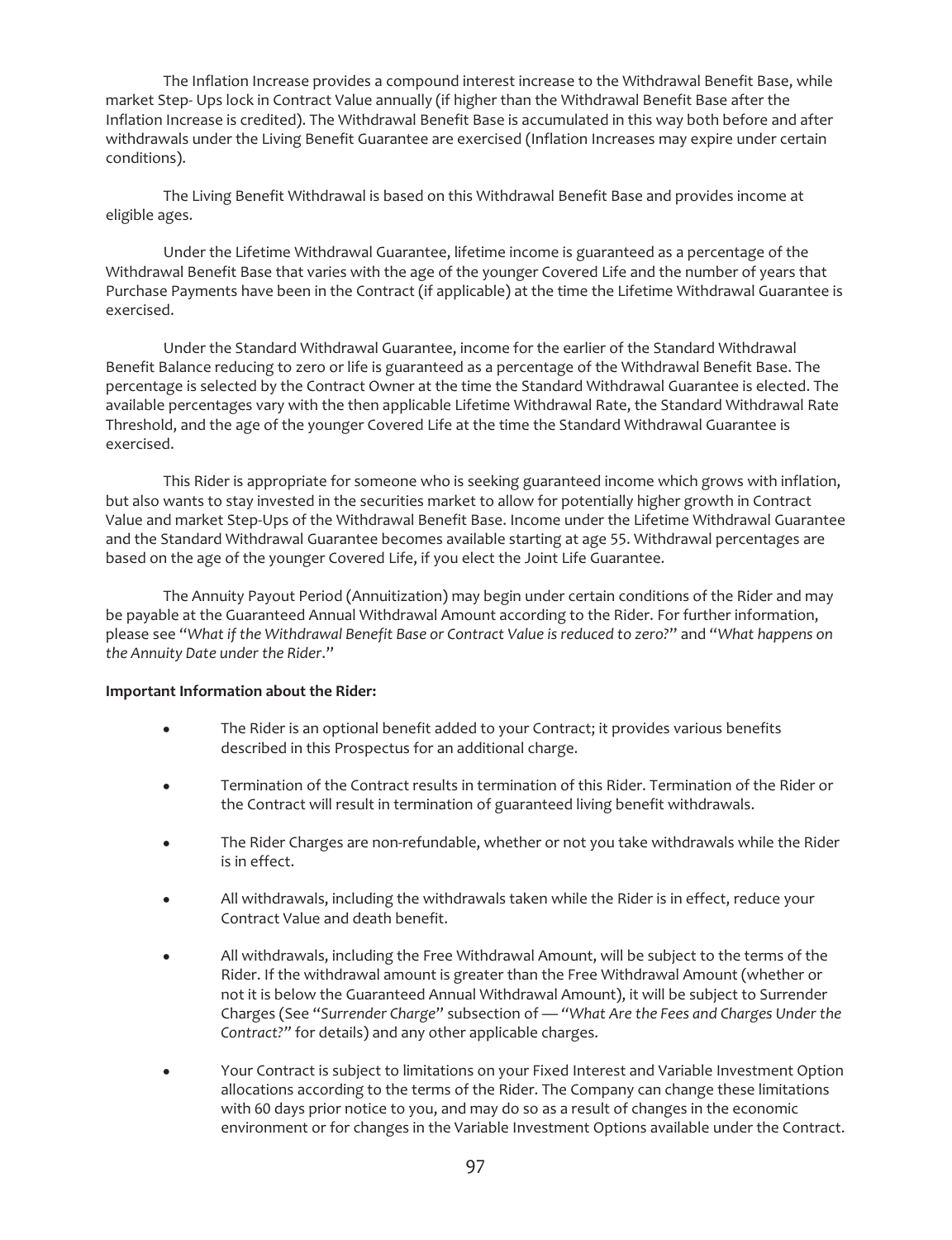The Inflation Increase provides a compound interest increase to the Withdrawal Benefit Base, while market Step- Ups lock in Contract Value annually (if higher than the Withdrawal Benefit Base after the Inflation Increase is credited). The Withdrawal Benefit Base is accumulated in this way both before and after withdrawals under the Living Benefit Guarantee are exercised (Inflation Increases may expire under certain conditions).

The Living Benefit Withdrawal is based on this Withdrawal Benefit Base and provides income at eligible ages.

Under the Lifetime Withdrawal Guarantee, lifetime income is guaranteed as a percentage of the Withdrawal Benefit Base that varies with the age of the younger Covered Life and the number of years that Purchase Payments have been in the Contract (if applicable) at the time the Lifetime Withdrawal Guarantee is exercised.

Under the Standard Withdrawal Guarantee, income for the earlier of the Standard Withdrawal Benefit Balance reducing to zero or life is guaranteed as a percentage of the Withdrawal Benefit Base. The percentage is selected by the Contract Owner at the time the Standard Withdrawal Guarantee is elected. The available percentages vary with the then applicable Lifetime Withdrawal Rate, the Standard Withdrawal Rate Threshold, and the age of the younger Covered Life at the time the Standard Withdrawal Guarantee is exercised.

This Rider is appropriate for someone who is seeking guaranteed income which grows with inflation, but also wants to stay invested in the securities market to allow for potentially higher growth in Contract Value and market Step-Ups of the Withdrawal Benefit Base. Income under the Lifetime Withdrawal Guarantee and the Standard Withdrawal Guarantee becomes available starting at age 55. Withdrawal percentages are based on the age of the younger Covered Life, if you elect the Joint Life Guarantee.

The Annuity Payout Period (Annuitization) may begin under certain conditions of the Rider and may be payable at the Guaranteed Annual Withdrawal Amount according to the Rider. For further information, please see "*What if the Withdrawal Benefit Base or Contract Value is reduced to zero?*" and "*What happens on the Annuity Date under the Rider*."

**Important Information about the Rider:**

- The Rider is an optional benefit added to your Contract; it provides various benefits described in this Prospectus for an additional charge.
- Termination of the Contract results in termination of this Rider. Termination of the Rider or the Contract will result in termination of guaranteed living benefit withdrawals.
- The Rider Charges are non-refundable, whether or not you take withdrawals while the Rider is in effect.
- All withdrawals, including the withdrawals taken while the Rider is in effect, reduce your Contract Value and death benefit.
- All withdrawals, including the Free Withdrawal Amount, will be subject to the terms of the Rider. If the withdrawal amount is greater than the Free Withdrawal Amount (whether or not it is below the Guaranteed Annual Withdrawal Amount), it will be subject to Surrender Charges (See "*Surrender Charge*" subsection of — "*What Are the Fees and Charges Under the Contract?*" for details) and any other applicable charges.
- Your Contract is subject to limitations on your Fixed Interest and Variable Investment Option allocations according to the terms of the Rider. The Company can change these limitations with 60 days prior notice to you, and may do so as a result of changes in the economic environment or for changes in the Variable Investment Options available under the Contract.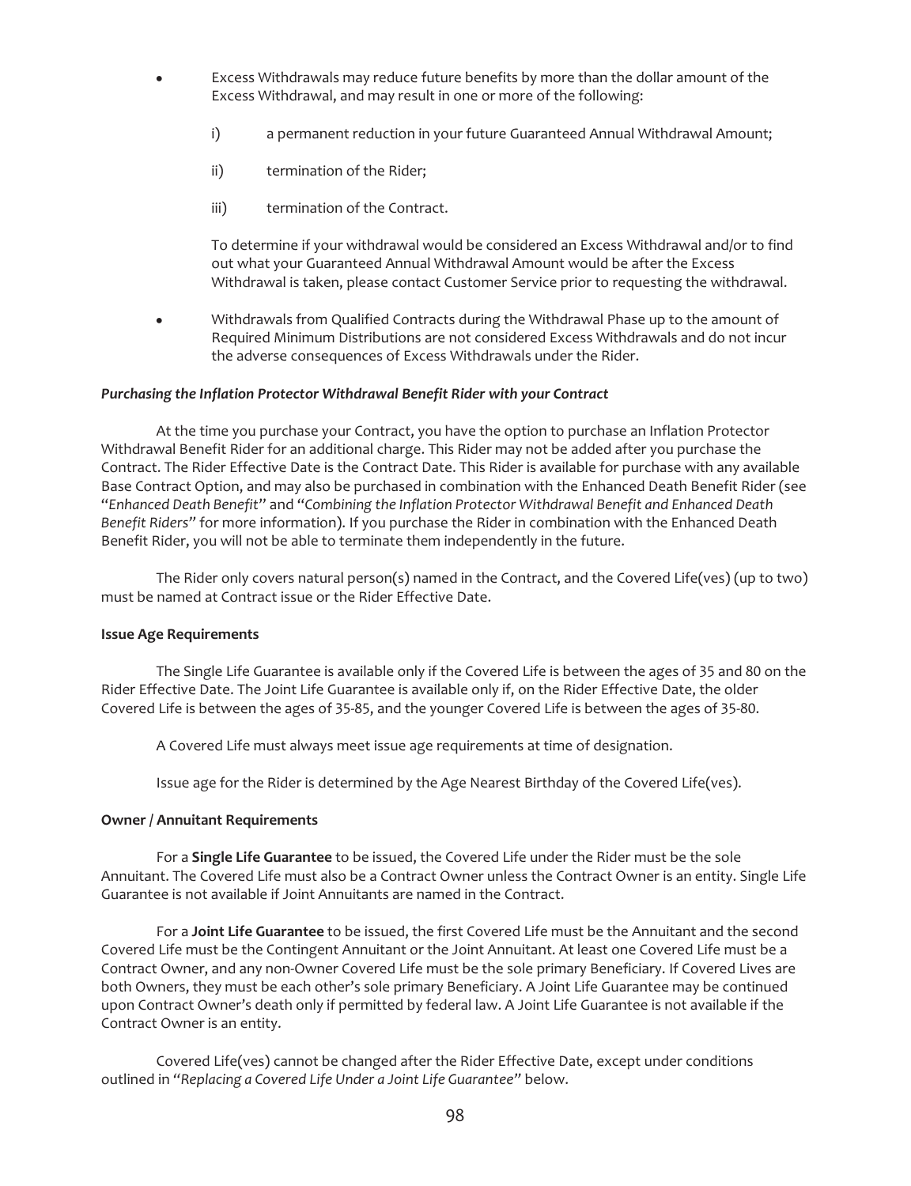- Excess Withdrawals may reduce future benefits by more than the dollar amount of the Excess Withdrawal, and may result in one or more of the following:

  i) a permanent reduction in your future Guaranteed Annual Withdrawal Amount;

  ii) termination of the Rider;

  iii) termination of the Contract.

  To determine if your withdrawal would be considered an Excess Withdrawal and/or to find out what your Guaranteed Annual Withdrawal Amount would be after the Excess Withdrawal is taken, please contact Customer Service prior to requesting the withdrawal.

- Withdrawals from Qualified Contracts during the Withdrawal Phase up to the amount of Required Minimum Distributions are not considered Excess Withdrawals and do not incur the adverse consequences of Excess Withdrawals under the Rider.

***Purchasing the Inflation Protector Withdrawal Benefit Rider with your Contract***

At the time you purchase your Contract, you have the option to purchase an Inflation Protector Withdrawal Benefit Rider for an additional charge. This Rider may not be added after you purchase the Contract. The Rider Effective Date is the Contract Date. This Rider is available for purchase with any available Base Contract Option, and may also be purchased in combination with the Enhanced Death Benefit Rider (see "*Enhanced Death Benefit*" and "*Combining the Inflation Protector Withdrawal Benefit and Enhanced Death Benefit Riders*" for more information). If you purchase the Rider in combination with the Enhanced Death Benefit Rider, you will not be able to terminate them independently in the future.

The Rider only covers natural person(s) named in the Contract, and the Covered Life(ves) (up to two) must be named at Contract issue or the Rider Effective Date.

**Issue Age Requirements**

The Single Life Guarantee is available only if the Covered Life is between the ages of 35 and 80 on the Rider Effective Date. The Joint Life Guarantee is available only if, on the Rider Effective Date, the older Covered Life is between the ages of 35-85, and the younger Covered Life is between the ages of 35-80.

A Covered Life must always meet issue age requirements at time of designation.

Issue age for the Rider is determined by the Age Nearest Birthday of the Covered Life(ves).

**Owner / Annuitant Requirements**

For a **Single Life Guarantee** to be issued, the Covered Life under the Rider must be the sole Annuitant. The Covered Life must also be a Contract Owner unless the Contract Owner is an entity. Single Life Guarantee is not available if Joint Annuitants are named in the Contract.

For a **Joint Life Guarantee** to be issued, the first Covered Life must be the Annuitant and the second Covered Life must be the Contingent Annuitant or the Joint Annuitant. At least one Covered Life must be a Contract Owner, and any non-Owner Covered Life must be the sole primary Beneficiary. If Covered Lives are both Owners, they must be each other's sole primary Beneficiary. A Joint Life Guarantee may be continued upon Contract Owner's death only if permitted by federal law. A Joint Life Guarantee is not available if the Contract Owner is an entity.

Covered Life(ves) cannot be changed after the Rider Effective Date, except under conditions outlined in "*Replacing a Covered Life Under a Joint Life Guarantee*" below.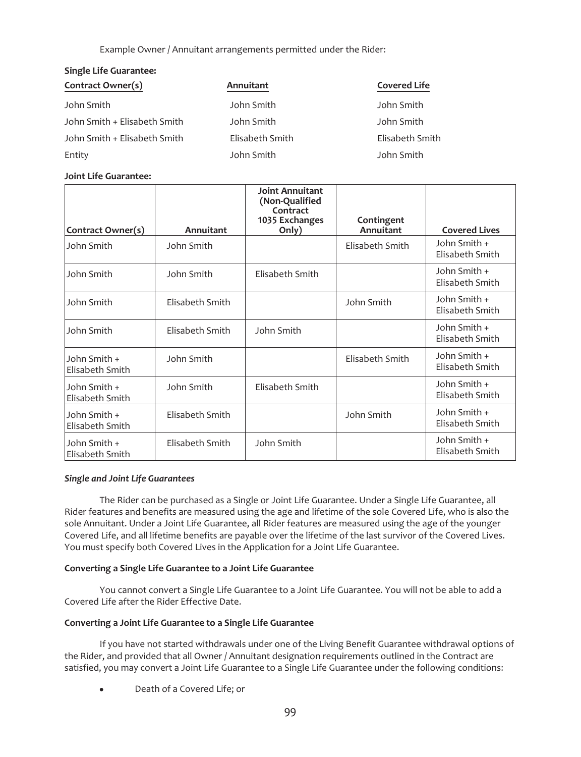Example Owner / Annuitant arrangements permitted under the Rider:

**Single Life Guarantee:**

| Contract Owner(s) | Annuitant | Covered Life |
|---|---|---|
| John Smith | John Smith | John Smith |
| John Smith + Elisabeth Smith | John Smith | John Smith |
| John Smith + Elisabeth Smith | Elisabeth Smith | Elisabeth Smith |
| Entity | John Smith | John Smith |

**Joint Life Guarantee:**

| Contract Owner(s) | Annuitant | Joint Annuitant (Non-Qualified Contract 1035 Exchanges Only) | Contingent Annuitant | Covered Lives |
|---|---|---|---|---|
| John Smith | John Smith | | Elisabeth Smith | John Smith + Elisabeth Smith |
| John Smith | John Smith | Elisabeth Smith | | John Smith + Elisabeth Smith |
| John Smith | Elisabeth Smith | | John Smith | John Smith + Elisabeth Smith |
| John Smith | Elisabeth Smith | John Smith | | John Smith + Elisabeth Smith |
| John Smith + Elisabeth Smith | John Smith | | Elisabeth Smith | John Smith + Elisabeth Smith |
| John Smith + Elisabeth Smith | John Smith | Elisabeth Smith | | John Smith + Elisabeth Smith |
| John Smith + Elisabeth Smith | Elisabeth Smith | | John Smith | John Smith + Elisabeth Smith |
| John Smith + Elisabeth Smith | Elisabeth Smith | John Smith | | John Smith + Elisabeth Smith |

***Single and Joint Life Guarantees***

The Rider can be purchased as a Single or Joint Life Guarantee. Under a Single Life Guarantee, all Rider features and benefits are measured using the age and lifetime of the sole Covered Life, who is also the sole Annuitant. Under a Joint Life Guarantee, all Rider features are measured using the age of the younger Covered Life, and all lifetime benefits are payable over the lifetime of the last survivor of the Covered Lives. You must specify both Covered Lives in the Application for a Joint Life Guarantee.

**Converting a Single Life Guarantee to a Joint Life Guarantee**

You cannot convert a Single Life Guarantee to a Joint Life Guarantee. You will not be able to add a Covered Life after the Rider Effective Date.

**Converting a Joint Life Guarantee to a Single Life Guarantee**

If you have not started withdrawals under one of the Living Benefit Guarantee withdrawal options of the Rider, and provided that all Owner / Annuitant designation requirements outlined in the Contract are satisfied, you may convert a Joint Life Guarantee to a Single Life Guarantee under the following conditions:

- Death of a Covered Life; or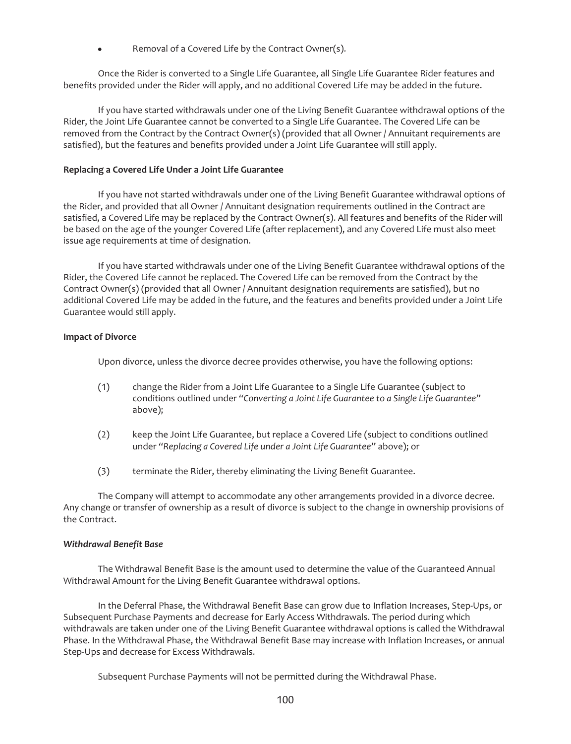- Removal of a Covered Life by the Contract Owner(s).

Once the Rider is converted to a Single Life Guarantee, all Single Life Guarantee Rider features and benefits provided under the Rider will apply, and no additional Covered Life may be added in the future.

If you have started withdrawals under one of the Living Benefit Guarantee withdrawal options of the Rider, the Joint Life Guarantee cannot be converted to a Single Life Guarantee. The Covered Life can be removed from the Contract by the Contract Owner(s) (provided that all Owner / Annuitant requirements are satisfied), but the features and benefits provided under a Joint Life Guarantee will still apply.

**Replacing a Covered Life Under a Joint Life Guarantee**

If you have not started withdrawals under one of the Living Benefit Guarantee withdrawal options of the Rider, and provided that all Owner / Annuitant designation requirements outlined in the Contract are satisfied, a Covered Life may be replaced by the Contract Owner(s). All features and benefits of the Rider will be based on the age of the younger Covered Life (after replacement), and any Covered Life must also meet issue age requirements at time of designation.

If you have started withdrawals under one of the Living Benefit Guarantee withdrawal options of the Rider, the Covered Life cannot be replaced. The Covered Life can be removed from the Contract by the Contract Owner(s) (provided that all Owner / Annuitant designation requirements are satisfied), but no additional Covered Life may be added in the future, and the features and benefits provided under a Joint Life Guarantee would still apply.

**Impact of Divorce**

Upon divorce, unless the divorce decree provides otherwise, you have the following options:

(1) change the Rider from a Joint Life Guarantee to a Single Life Guarantee (subject to conditions outlined under "*Converting a Joint Life Guarantee to a Single Life Guarantee*" above);

(2) keep the Joint Life Guarantee, but replace a Covered Life (subject to conditions outlined under "*Replacing a Covered Life under a Joint Life Guarantee*" above); or

(3) terminate the Rider, thereby eliminating the Living Benefit Guarantee.

The Company will attempt to accommodate any other arrangements provided in a divorce decree. Any change or transfer of ownership as a result of divorce is subject to the change in ownership provisions of the Contract.

***Withdrawal Benefit Base***

The Withdrawal Benefit Base is the amount used to determine the value of the Guaranteed Annual Withdrawal Amount for the Living Benefit Guarantee withdrawal options.

In the Deferral Phase, the Withdrawal Benefit Base can grow due to Inflation Increases, Step-Ups, or Subsequent Purchase Payments and decrease for Early Access Withdrawals. The period during which withdrawals are taken under one of the Living Benefit Guarantee withdrawal options is called the Withdrawal Phase. In the Withdrawal Phase, the Withdrawal Benefit Base may increase with Inflation Increases, or annual Step-Ups and decrease for Excess Withdrawals.

Subsequent Purchase Payments will not be permitted during the Withdrawal Phase.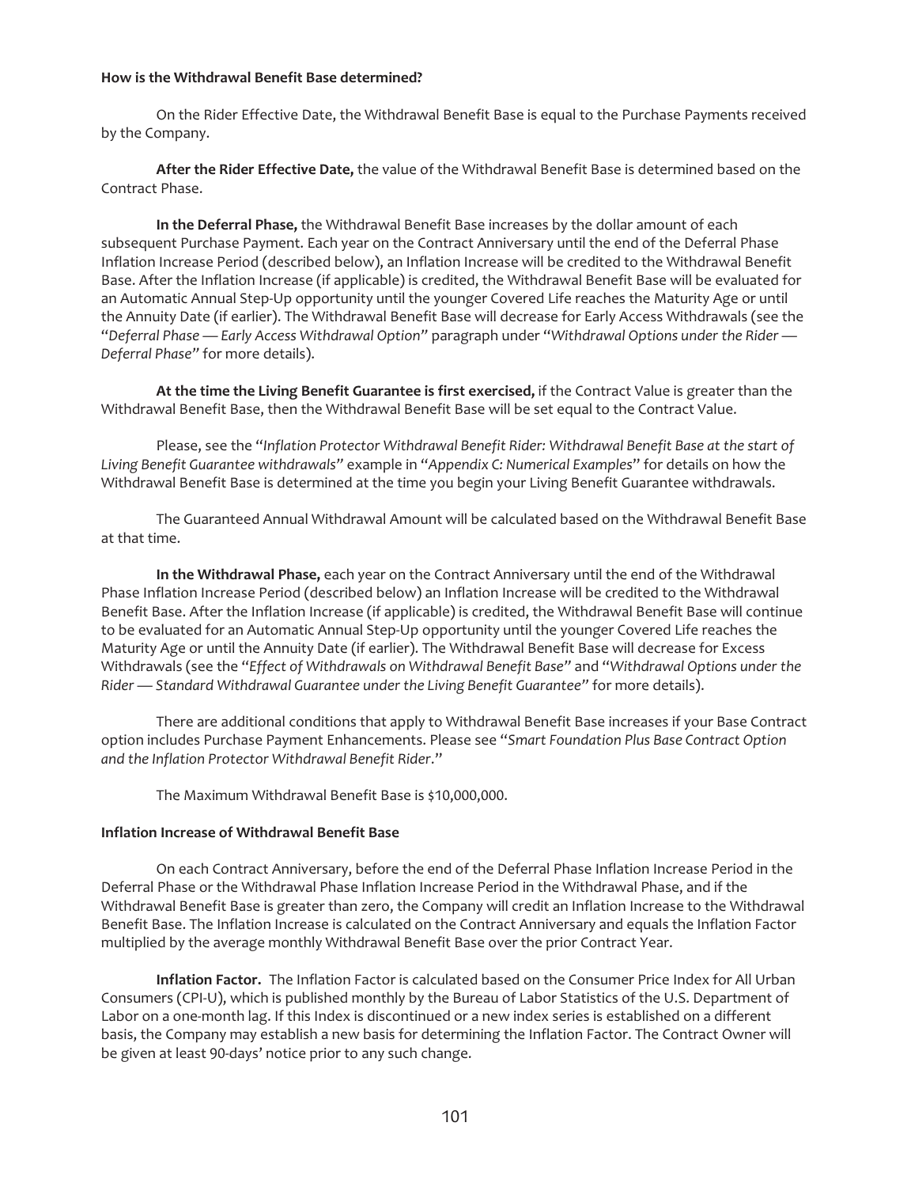**How is the Withdrawal Benefit Base determined?**

On the Rider Effective Date, the Withdrawal Benefit Base is equal to the Purchase Payments received by the Company.

**After the Rider Effective Date,** the value of the Withdrawal Benefit Base is determined based on the Contract Phase.

**In the Deferral Phase,** the Withdrawal Benefit Base increases by the dollar amount of each subsequent Purchase Payment. Each year on the Contract Anniversary until the end of the Deferral Phase Inflation Increase Period (described below), an Inflation Increase will be credited to the Withdrawal Benefit Base. After the Inflation Increase (if applicable) is credited, the Withdrawal Benefit Base will be evaluated for an Automatic Annual Step-Up opportunity until the younger Covered Life reaches the Maturity Age or until the Annuity Date (if earlier). The Withdrawal Benefit Base will decrease for Early Access Withdrawals (see the "*Deferral Phase — Early Access Withdrawal Option*" paragraph under "*Withdrawal Options under the Rider — Deferral Phase*" for more details).

**At the time the Living Benefit Guarantee is first exercised,** if the Contract Value is greater than the Withdrawal Benefit Base, then the Withdrawal Benefit Base will be set equal to the Contract Value.

Please, see the "*Inflation Protector Withdrawal Benefit Rider: Withdrawal Benefit Base at the start of Living Benefit Guarantee withdrawals*" example in "*Appendix C: Numerical Examples*" for details on how the Withdrawal Benefit Base is determined at the time you begin your Living Benefit Guarantee withdrawals.

The Guaranteed Annual Withdrawal Amount will be calculated based on the Withdrawal Benefit Base at that time.

**In the Withdrawal Phase,** each year on the Contract Anniversary until the end of the Withdrawal Phase Inflation Increase Period (described below) an Inflation Increase will be credited to the Withdrawal Benefit Base. After the Inflation Increase (if applicable) is credited, the Withdrawal Benefit Base will continue to be evaluated for an Automatic Annual Step-Up opportunity until the younger Covered Life reaches the Maturity Age or until the Annuity Date (if earlier). The Withdrawal Benefit Base will decrease for Excess Withdrawals (see the "*Effect of Withdrawals on Withdrawal Benefit Base*" and "*Withdrawal Options under the Rider — Standard Withdrawal Guarantee under the Living Benefit Guarantee*" for more details).

There are additional conditions that apply to Withdrawal Benefit Base increases if your Base Contract option includes Purchase Payment Enhancements. Please see "*Smart Foundation Plus Base Contract Option and the Inflation Protector Withdrawal Benefit Rider*."

The Maximum Withdrawal Benefit Base is $10,000,000.

**Inflation Increase of Withdrawal Benefit Base**

On each Contract Anniversary, before the end of the Deferral Phase Inflation Increase Period in the Deferral Phase or the Withdrawal Phase Inflation Increase Period in the Withdrawal Phase, and if the Withdrawal Benefit Base is greater than zero, the Company will credit an Inflation Increase to the Withdrawal Benefit Base. The Inflation Increase is calculated on the Contract Anniversary and equals the Inflation Factor multiplied by the average monthly Withdrawal Benefit Base over the prior Contract Year.

**Inflation Factor.** The Inflation Factor is calculated based on the Consumer Price Index for All Urban Consumers (CPI-U), which is published monthly by the Bureau of Labor Statistics of the U.S. Department of Labor on a one-month lag. If this Index is discontinued or a new index series is established on a different basis, the Company may establish a new basis for determining the Inflation Factor. The Contract Owner will be given at least 90-days' notice prior to any such change.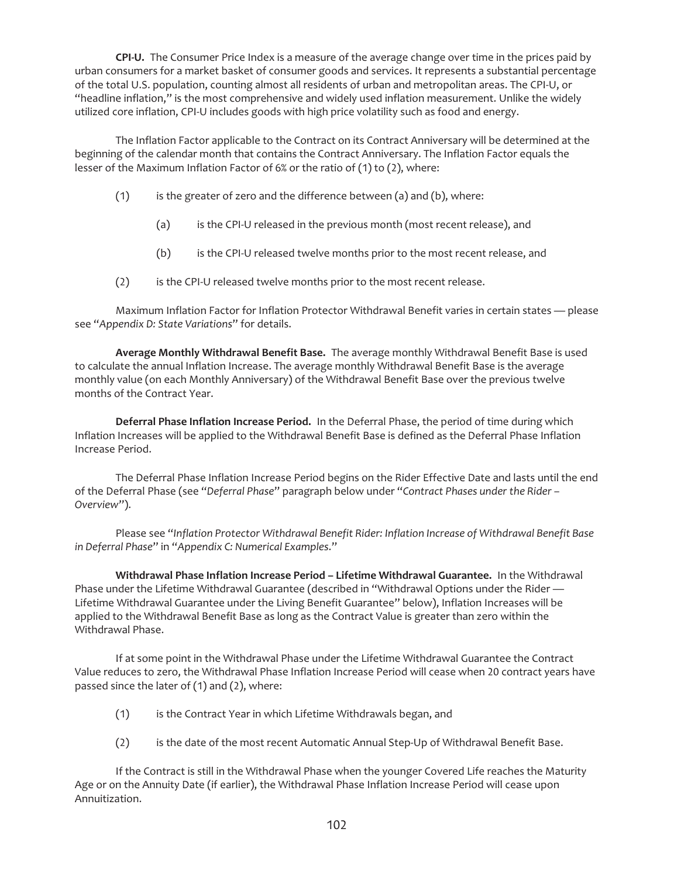**CPI-U.** The Consumer Price Index is a measure of the average change over time in the prices paid by urban consumers for a market basket of consumer goods and services. It represents a substantial percentage of the total U.S. population, counting almost all residents of urban and metropolitan areas. The CPI-U, or "headline inflation," is the most comprehensive and widely used inflation measurement. Unlike the widely utilized core inflation, CPI-U includes goods with high price volatility such as food and energy.

The Inflation Factor applicable to the Contract on its Contract Anniversary will be determined at the beginning of the calendar month that contains the Contract Anniversary. The Inflation Factor equals the lesser of the Maximum Inflation Factor of 6% or the ratio of (1) to (2), where:

(1) is the greater of zero and the difference between (a) and (b), where:

(a) is the CPI-U released in the previous month (most recent release), and

(b) is the CPI-U released twelve months prior to the most recent release, and

(2) is the CPI-U released twelve months prior to the most recent release.

Maximum Inflation Factor for Inflation Protector Withdrawal Benefit varies in certain states — please see "*Appendix D: State Variations*" for details.

**Average Monthly Withdrawal Benefit Base.** The average monthly Withdrawal Benefit Base is used to calculate the annual Inflation Increase. The average monthly Withdrawal Benefit Base is the average monthly value (on each Monthly Anniversary) of the Withdrawal Benefit Base over the previous twelve months of the Contract Year.

**Deferral Phase Inflation Increase Period.** In the Deferral Phase, the period of time during which Inflation Increases will be applied to the Withdrawal Benefit Base is defined as the Deferral Phase Inflation Increase Period.

The Deferral Phase Inflation Increase Period begins on the Rider Effective Date and lasts until the end of the Deferral Phase (see "*Deferral Phase*" paragraph below under "*Contract Phases under the Rider – Overview*").

Please see "*Inflation Protector Withdrawal Benefit Rider: Inflation Increase of Withdrawal Benefit Base in Deferral Phase*" in "*Appendix C: Numerical Examples*."

**Withdrawal Phase Inflation Increase Period – Lifetime Withdrawal Guarantee.** In the Withdrawal Phase under the Lifetime Withdrawal Guarantee (described in "Withdrawal Options under the Rider — Lifetime Withdrawal Guarantee under the Living Benefit Guarantee" below), Inflation Increases will be applied to the Withdrawal Benefit Base as long as the Contract Value is greater than zero within the Withdrawal Phase.

If at some point in the Withdrawal Phase under the Lifetime Withdrawal Guarantee the Contract Value reduces to zero, the Withdrawal Phase Inflation Increase Period will cease when 20 contract years have passed since the later of (1) and (2), where:

(1) is the Contract Year in which Lifetime Withdrawals began, and

(2) is the date of the most recent Automatic Annual Step-Up of Withdrawal Benefit Base.

If the Contract is still in the Withdrawal Phase when the younger Covered Life reaches the Maturity Age or on the Annuity Date (if earlier), the Withdrawal Phase Inflation Increase Period will cease upon Annuitization.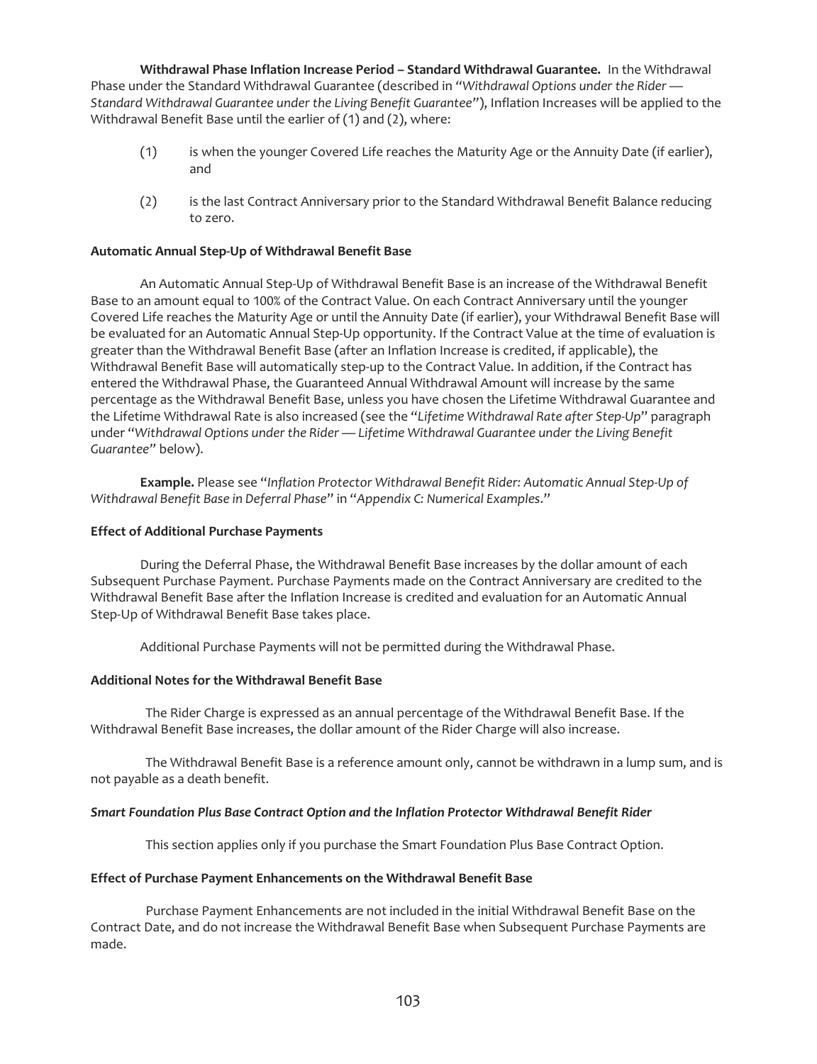**Withdrawal Phase Inflation Increase Period – Standard Withdrawal Guarantee.** In the Withdrawal Phase under the Standard Withdrawal Guarantee (described in "*Withdrawal Options under the Rider — Standard Withdrawal Guarantee under the Living Benefit Guarantee*"), Inflation Increases will be applied to the Withdrawal Benefit Base until the earlier of (1) and (2), where:

(1) is when the younger Covered Life reaches the Maturity Age or the Annuity Date (if earlier), and

(2) is the last Contract Anniversary prior to the Standard Withdrawal Benefit Balance reducing to zero.

#### Automatic Annual Step-Up of Withdrawal Benefit Base

An Automatic Annual Step-Up of Withdrawal Benefit Base is an increase of the Withdrawal Benefit Base to an amount equal to 100% of the Contract Value. On each Contract Anniversary until the younger Covered Life reaches the Maturity Age or until the Annuity Date (if earlier), your Withdrawal Benefit Base will be evaluated for an Automatic Annual Step-Up opportunity. If the Contract Value at the time of evaluation is greater than the Withdrawal Benefit Base (after an Inflation Increase is credited, if applicable), the Withdrawal Benefit Base will automatically step-up to the Contract Value. In addition, if the Contract has entered the Withdrawal Phase, the Guaranteed Annual Withdrawal Amount will increase by the same percentage as the Withdrawal Benefit Base, unless you have chosen the Lifetime Withdrawal Guarantee and the Lifetime Withdrawal Rate is also increased (see the "*Lifetime Withdrawal Rate after Step-Up*" paragraph under "*Withdrawal Options under the Rider — Lifetime Withdrawal Guarantee under the Living Benefit Guarantee*" below).

**Example.** Please see "*Inflation Protector Withdrawal Benefit Rider: Automatic Annual Step-Up of Withdrawal Benefit Base in Deferral Phase*" in "*Appendix C: Numerical Examples*."

#### Effect of Additional Purchase Payments

During the Deferral Phase, the Withdrawal Benefit Base increases by the dollar amount of each Subsequent Purchase Payment. Purchase Payments made on the Contract Anniversary are credited to the Withdrawal Benefit Base after the Inflation Increase is credited and evaluation for an Automatic Annual Step-Up of Withdrawal Benefit Base takes place.

Additional Purchase Payments will not be permitted during the Withdrawal Phase.

#### Additional Notes for the Withdrawal Benefit Base

The Rider Charge is expressed as an annual percentage of the Withdrawal Benefit Base. If the Withdrawal Benefit Base increases, the dollar amount of the Rider Charge will also increase.

The Withdrawal Benefit Base is a reference amount only, cannot be withdrawn in a lump sum, and is not payable as a death benefit.

#### *Smart Foundation Plus Base Contract Option and the Inflation Protector Withdrawal Benefit Rider*

This section applies only if you purchase the Smart Foundation Plus Base Contract Option.

#### Effect of Purchase Payment Enhancements on the Withdrawal Benefit Base

Purchase Payment Enhancements are not included in the initial Withdrawal Benefit Base on the Contract Date, and do not increase the Withdrawal Benefit Base when Subsequent Purchase Payments are made.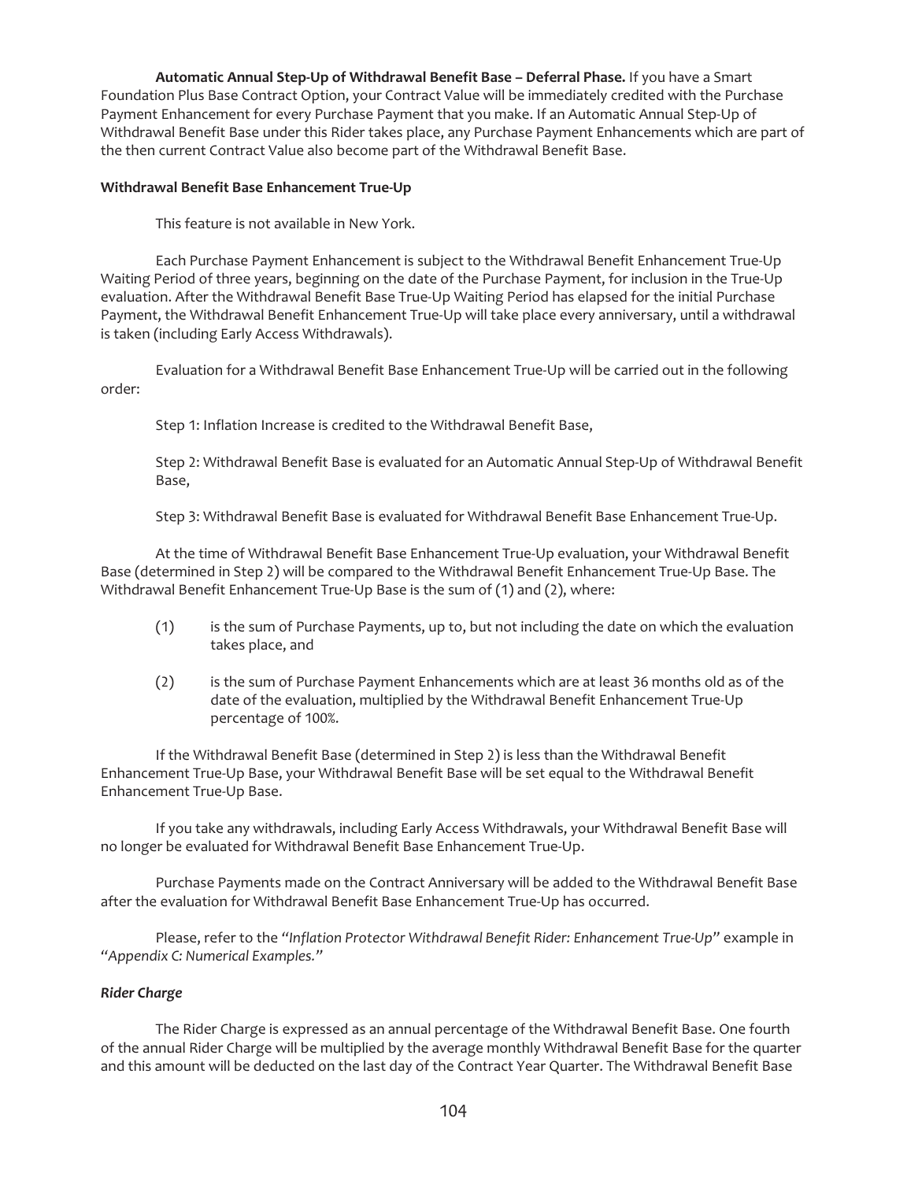**Automatic Annual Step-Up of Withdrawal Benefit Base – Deferral Phase.** If you have a Smart Foundation Plus Base Contract Option, your Contract Value will be immediately credited with the Purchase Payment Enhancement for every Purchase Payment that you make. If an Automatic Annual Step-Up of Withdrawal Benefit Base under this Rider takes place, any Purchase Payment Enhancements which are part of the then current Contract Value also become part of the Withdrawal Benefit Base.

**Withdrawal Benefit Base Enhancement True-Up**

This feature is not available in New York.

Each Purchase Payment Enhancement is subject to the Withdrawal Benefit Enhancement True-Up Waiting Period of three years, beginning on the date of the Purchase Payment, for inclusion in the True-Up evaluation. After the Withdrawal Benefit Base True-Up Waiting Period has elapsed for the initial Purchase Payment, the Withdrawal Benefit Enhancement True-Up will take place every anniversary, until a withdrawal is taken (including Early Access Withdrawals).

Evaluation for a Withdrawal Benefit Base Enhancement True-Up will be carried out in the following order:

Step 1: Inflation Increase is credited to the Withdrawal Benefit Base,

Step 2: Withdrawal Benefit Base is evaluated for an Automatic Annual Step-Up of Withdrawal Benefit Base,

Step 3: Withdrawal Benefit Base is evaluated for Withdrawal Benefit Base Enhancement True-Up.

At the time of Withdrawal Benefit Base Enhancement True-Up evaluation, your Withdrawal Benefit Base (determined in Step 2) will be compared to the Withdrawal Benefit Enhancement True-Up Base. The Withdrawal Benefit Enhancement True-Up Base is the sum of (1) and (2), where:

(1) is the sum of Purchase Payments, up to, but not including the date on which the evaluation takes place, and

(2) is the sum of Purchase Payment Enhancements which are at least 36 months old as of the date of the evaluation, multiplied by the Withdrawal Benefit Enhancement True-Up percentage of 100%.

If the Withdrawal Benefit Base (determined in Step 2) is less than the Withdrawal Benefit Enhancement True-Up Base, your Withdrawal Benefit Base will be set equal to the Withdrawal Benefit Enhancement True-Up Base.

If you take any withdrawals, including Early Access Withdrawals, your Withdrawal Benefit Base will no longer be evaluated for Withdrawal Benefit Base Enhancement True-Up.

Purchase Payments made on the Contract Anniversary will be added to the Withdrawal Benefit Base after the evaluation for Withdrawal Benefit Base Enhancement True-Up has occurred.

Please, refer to the "*Inflation Protector Withdrawal Benefit Rider: Enhancement True-Up*" example in "*Appendix C: Numerical Examples.*"

***Rider Charge***

The Rider Charge is expressed as an annual percentage of the Withdrawal Benefit Base. One fourth of the annual Rider Charge will be multiplied by the average monthly Withdrawal Benefit Base for the quarter and this amount will be deducted on the last day of the Contract Year Quarter. The Withdrawal Benefit Base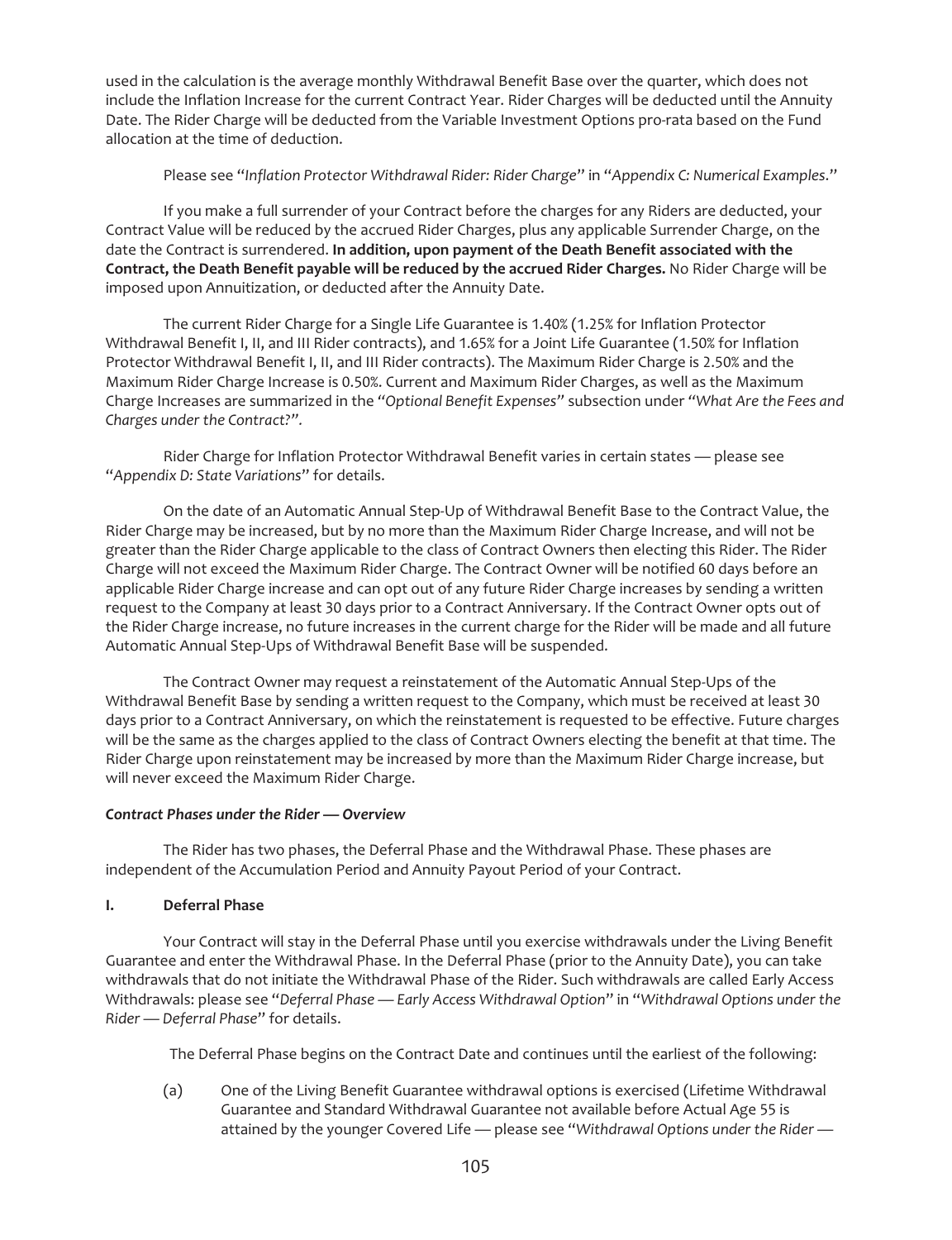used in the calculation is the average monthly Withdrawal Benefit Base over the quarter, which does not include the Inflation Increase for the current Contract Year. Rider Charges will be deducted until the Annuity Date. The Rider Charge will be deducted from the Variable Investment Options pro-rata based on the Fund allocation at the time of deduction.

Please see "*Inflation Protector Withdrawal Rider: Rider Charge*" in "*Appendix C: Numerical Examples*."

If you make a full surrender of your Contract before the charges for any Riders are deducted, your Contract Value will be reduced by the accrued Rider Charges, plus any applicable Surrender Charge, on the date the Contract is surrendered. **In addition, upon payment of the Death Benefit associated with the Contract, the Death Benefit payable will be reduced by the accrued Rider Charges.** No Rider Charge will be imposed upon Annuitization, or deducted after the Annuity Date.

The current Rider Charge for a Single Life Guarantee is 1.40% (1.25% for Inflation Protector Withdrawal Benefit I, II, and III Rider contracts), and 1.65% for a Joint Life Guarantee (1.50% for Inflation Protector Withdrawal Benefit I, II, and III Rider contracts). The Maximum Rider Charge is 2.50% and the Maximum Rider Charge Increase is 0.50%. Current and Maximum Rider Charges, as well as the Maximum Charge Increases are summarized in the "*Optional Benefit Expenses*" subsection under "*What Are the Fees and Charges under the Contract?*".

Rider Charge for Inflation Protector Withdrawal Benefit varies in certain states — please see "*Appendix D: State Variations*" for details.

On the date of an Automatic Annual Step-Up of Withdrawal Benefit Base to the Contract Value, the Rider Charge may be increased, but by no more than the Maximum Rider Charge Increase, and will not be greater than the Rider Charge applicable to the class of Contract Owners then electing this Rider. The Rider Charge will not exceed the Maximum Rider Charge. The Contract Owner will be notified 60 days before an applicable Rider Charge increase and can opt out of any future Rider Charge increases by sending a written request to the Company at least 30 days prior to a Contract Anniversary. If the Contract Owner opts out of the Rider Charge increase, no future increases in the current charge for the Rider will be made and all future Automatic Annual Step-Ups of Withdrawal Benefit Base will be suspended.

The Contract Owner may request a reinstatement of the Automatic Annual Step-Ups of the Withdrawal Benefit Base by sending a written request to the Company, which must be received at least 30 days prior to a Contract Anniversary, on which the reinstatement is requested to be effective. Future charges will be the same as the charges applied to the class of Contract Owners electing the benefit at that time. The Rider Charge upon reinstatement may be increased by more than the Maximum Rider Charge increase, but will never exceed the Maximum Rider Charge.

***Contract Phases under the Rider — Overview***

The Rider has two phases, the Deferral Phase and the Withdrawal Phase. These phases are independent of the Accumulation Period and Annuity Payout Period of your Contract.

**I. Deferral Phase**

Your Contract will stay in the Deferral Phase until you exercise withdrawals under the Living Benefit Guarantee and enter the Withdrawal Phase. In the Deferral Phase (prior to the Annuity Date), you can take withdrawals that do not initiate the Withdrawal Phase of the Rider. Such withdrawals are called Early Access Withdrawals: please see "*Deferral Phase — Early Access Withdrawal Option*" in "*Withdrawal Options under the Rider — Deferral Phase*" for details.

The Deferral Phase begins on the Contract Date and continues until the earliest of the following:

(a) One of the Living Benefit Guarantee withdrawal options is exercised (Lifetime Withdrawal Guarantee and Standard Withdrawal Guarantee not available before Actual Age 55 is attained by the younger Covered Life — please see "*Withdrawal Options under the Rider —*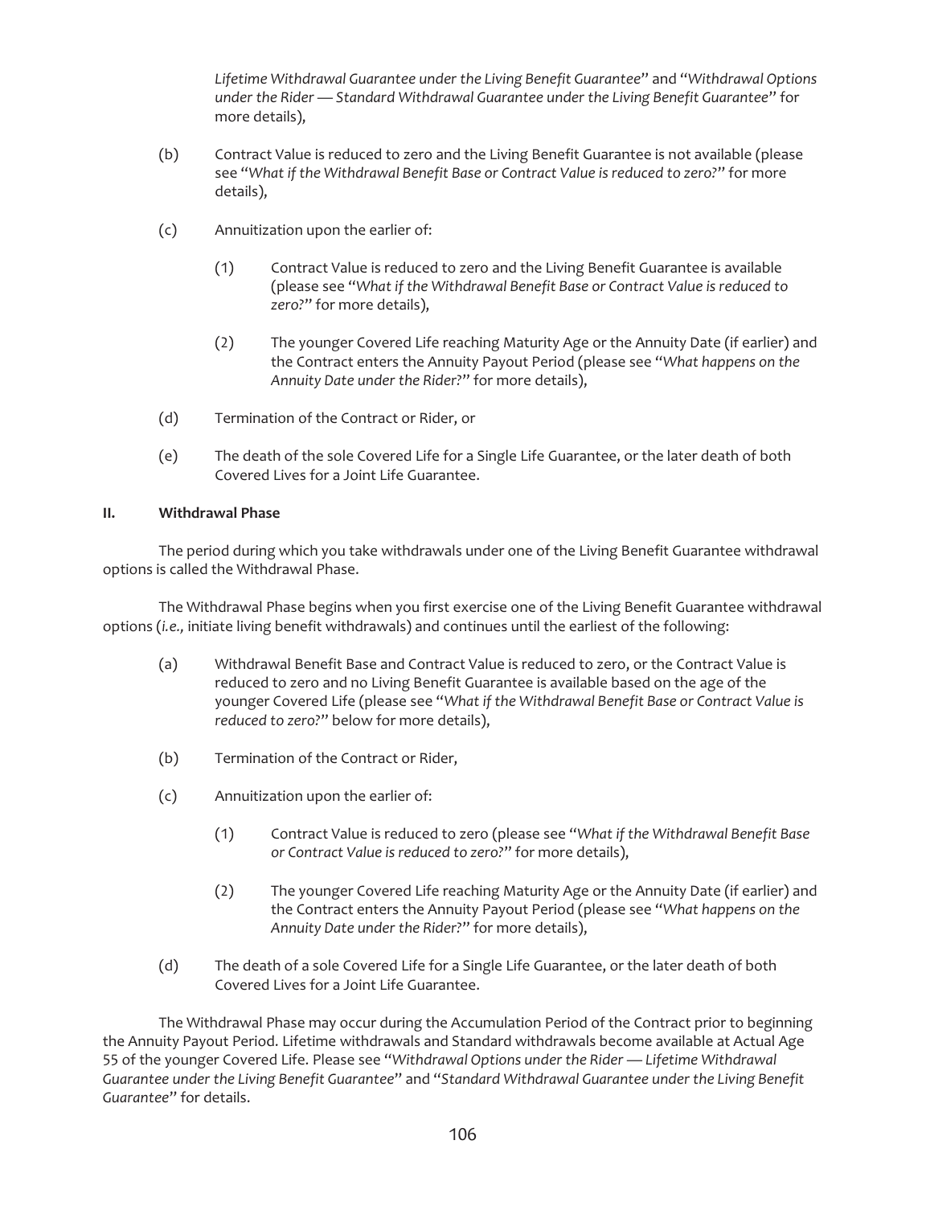*Lifetime Withdrawal Guarantee under the Living Benefit Guarantee*" and "*Withdrawal Options under the Rider — Standard Withdrawal Guarantee under the Living Benefit Guarantee*" for more details),

(b) Contract Value is reduced to zero and the Living Benefit Guarantee is not available (please see "*What if the Withdrawal Benefit Base or Contract Value is reduced to zero?*" for more details),

(c) Annuitization upon the earlier of:

(1) Contract Value is reduced to zero and the Living Benefit Guarantee is available (please see "*What if the Withdrawal Benefit Base or Contract Value is reduced to zero?*" for more details),

(2) The younger Covered Life reaching Maturity Age or the Annuity Date (if earlier) and the Contract enters the Annuity Payout Period (please see "*What happens on the Annuity Date under the Rider?*" for more details),

(d) Termination of the Contract or Rider, or

(e) The death of the sole Covered Life for a Single Life Guarantee, or the later death of both Covered Lives for a Joint Life Guarantee.

**II. Withdrawal Phase**

The period during which you take withdrawals under one of the Living Benefit Guarantee withdrawal options is called the Withdrawal Phase.

The Withdrawal Phase begins when you first exercise one of the Living Benefit Guarantee withdrawal options (*i.e.,* initiate living benefit withdrawals) and continues until the earliest of the following:

(a) Withdrawal Benefit Base and Contract Value is reduced to zero, or the Contract Value is reduced to zero and no Living Benefit Guarantee is available based on the age of the younger Covered Life (please see "*What if the Withdrawal Benefit Base or Contract Value is reduced to zero?*" below for more details),

(b) Termination of the Contract or Rider,

(c) Annuitization upon the earlier of:

(1) Contract Value is reduced to zero (please see "*What if the Withdrawal Benefit Base or Contract Value is reduced to zero?*" for more details),

(2) The younger Covered Life reaching Maturity Age or the Annuity Date (if earlier) and the Contract enters the Annuity Payout Period (please see "*What happens on the Annuity Date under the Rider?*" for more details),

(d) The death of a sole Covered Life for a Single Life Guarantee, or the later death of both Covered Lives for a Joint Life Guarantee.

The Withdrawal Phase may occur during the Accumulation Period of the Contract prior to beginning the Annuity Payout Period. Lifetime withdrawals and Standard withdrawals become available at Actual Age 55 of the younger Covered Life. Please see "*Withdrawal Options under the Rider — Lifetime Withdrawal Guarantee under the Living Benefit Guarantee*" and "*Standard Withdrawal Guarantee under the Living Benefit Guarantee*" for details.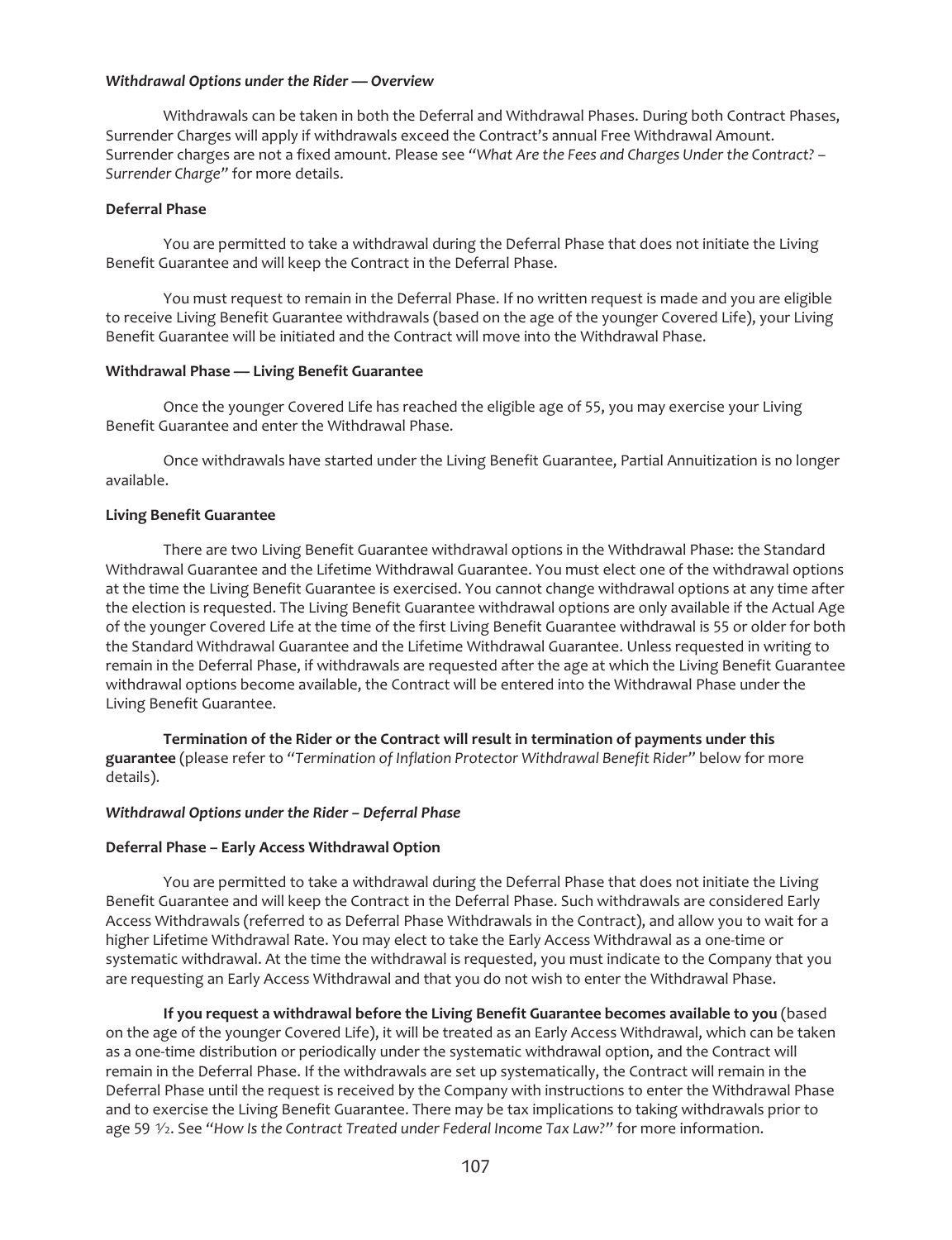***Withdrawal Options under the Rider — Overview***

Withdrawals can be taken in both the Deferral and Withdrawal Phases. During both Contract Phases, Surrender Charges will apply if withdrawals exceed the Contract's annual Free Withdrawal Amount. Surrender charges are not a fixed amount. Please see *"What Are the Fees and Charges Under the Contract? – Surrender Charge"* for more details.

**Deferral Phase**

You are permitted to take a withdrawal during the Deferral Phase that does not initiate the Living Benefit Guarantee and will keep the Contract in the Deferral Phase.

You must request to remain in the Deferral Phase. If no written request is made and you are eligible to receive Living Benefit Guarantee withdrawals (based on the age of the younger Covered Life), your Living Benefit Guarantee will be initiated and the Contract will move into the Withdrawal Phase.

**Withdrawal Phase — Living Benefit Guarantee**

Once the younger Covered Life has reached the eligible age of 55, you may exercise your Living Benefit Guarantee and enter the Withdrawal Phase.

Once withdrawals have started under the Living Benefit Guarantee, Partial Annuitization is no longer available.

**Living Benefit Guarantee**

There are two Living Benefit Guarantee withdrawal options in the Withdrawal Phase: the Standard Withdrawal Guarantee and the Lifetime Withdrawal Guarantee. You must elect one of the withdrawal options at the time the Living Benefit Guarantee is exercised. You cannot change withdrawal options at any time after the election is requested. The Living Benefit Guarantee withdrawal options are only available if the Actual Age of the younger Covered Life at the time of the first Living Benefit Guarantee withdrawal is 55 or older for both the Standard Withdrawal Guarantee and the Lifetime Withdrawal Guarantee. Unless requested in writing to remain in the Deferral Phase, if withdrawals are requested after the age at which the Living Benefit Guarantee withdrawal options become available, the Contract will be entered into the Withdrawal Phase under the Living Benefit Guarantee.

**Termination of the Rider or the Contract will result in termination of payments under this guarantee** (please refer to *"Termination of Inflation Protector Withdrawal Benefit Rider"* below for more details).

***Withdrawal Options under the Rider – Deferral Phase***

**Deferral Phase – Early Access Withdrawal Option**

You are permitted to take a withdrawal during the Deferral Phase that does not initiate the Living Benefit Guarantee and will keep the Contract in the Deferral Phase. Such withdrawals are considered Early Access Withdrawals (referred to as Deferral Phase Withdrawals in the Contract), and allow you to wait for a higher Lifetime Withdrawal Rate. You may elect to take the Early Access Withdrawal as a one-time or systematic withdrawal. At the time the withdrawal is requested, you must indicate to the Company that you are requesting an Early Access Withdrawal and that you do not wish to enter the Withdrawal Phase.

**If you request a withdrawal before the Living Benefit Guarantee becomes available to you** (based on the age of the younger Covered Life), it will be treated as an Early Access Withdrawal, which can be taken as a one-time distribution or periodically under the systematic withdrawal option, and the Contract will remain in the Deferral Phase. If the withdrawals are set up systematically, the Contract will remain in the Deferral Phase until the request is received by the Company with instructions to enter the Withdrawal Phase and to exercise the Living Benefit Guarantee. There may be tax implications to taking withdrawals prior to age 59 ½. See *"How Is the Contract Treated under Federal Income Tax Law?"* for more information.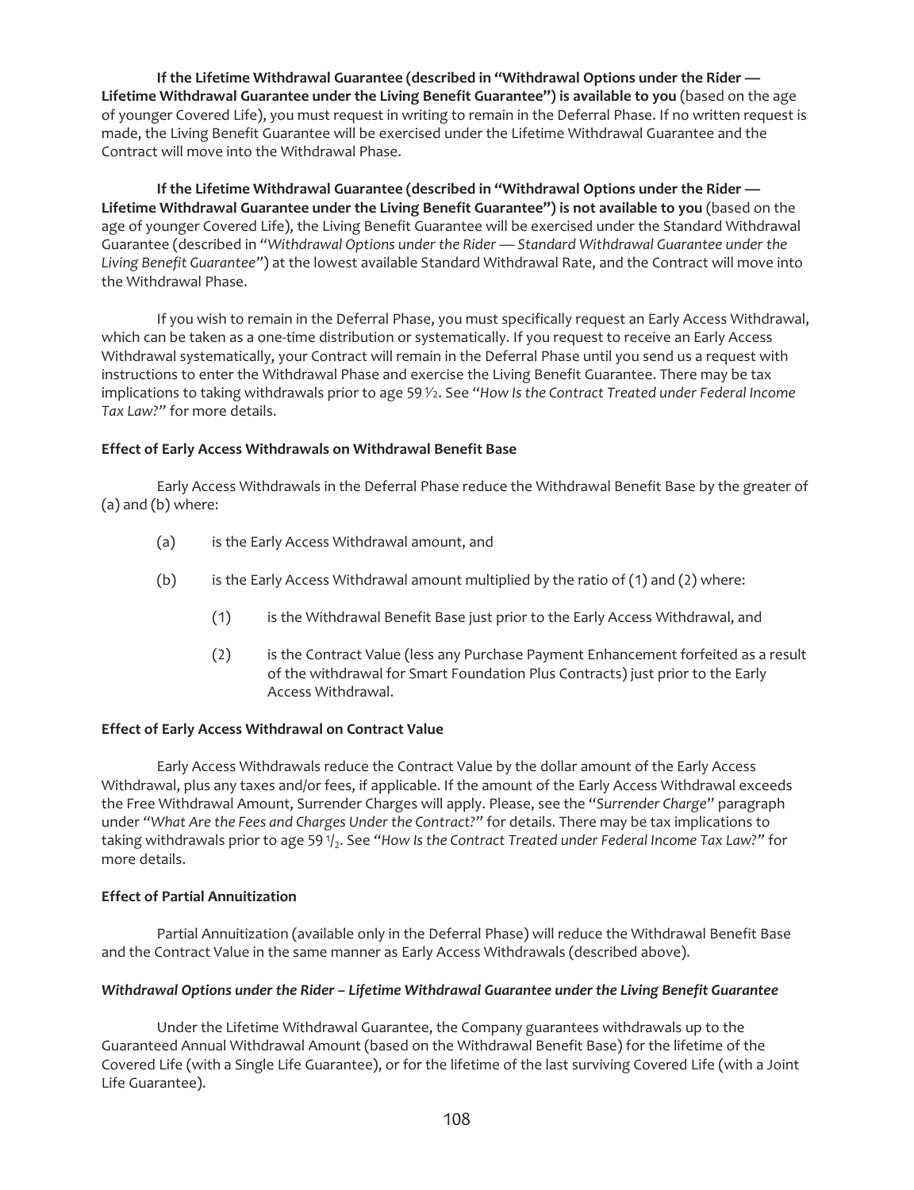**If the Lifetime Withdrawal Guarantee (described in "Withdrawal Options under the Rider — Lifetime Withdrawal Guarantee under the Living Benefit Guarantee") is available to you** (based on the age of younger Covered Life), you must request in writing to remain in the Deferral Phase. If no written request is made, the Living Benefit Guarantee will be exercised under the Lifetime Withdrawal Guarantee and the Contract will move into the Withdrawal Phase.

**If the Lifetime Withdrawal Guarantee (described in "Withdrawal Options under the Rider — Lifetime Withdrawal Guarantee under the Living Benefit Guarantee") is not available to you** (based on the age of younger Covered Life), the Living Benefit Guarantee will be exercised under the Standard Withdrawal Guarantee (described in "*Withdrawal Options under the Rider — Standard Withdrawal Guarantee under the Living Benefit Guarantee*") at the lowest available Standard Withdrawal Rate, and the Contract will move into the Withdrawal Phase.

If you wish to remain in the Deferral Phase, you must specifically request an Early Access Withdrawal, which can be taken as a one-time distribution or systematically. If you request to receive an Early Access Withdrawal systematically, your Contract will remain in the Deferral Phase until you send us a request with instructions to enter the Withdrawal Phase and exercise the Living Benefit Guarantee. There may be tax implications to taking withdrawals prior to age 59½. See "*How Is the Contract Treated under Federal Income Tax Law?*" for more details.

**Effect of Early Access Withdrawals on Withdrawal Benefit Base**

Early Access Withdrawals in the Deferral Phase reduce the Withdrawal Benefit Base by the greater of (a) and (b) where:

- (a) is the Early Access Withdrawal amount, and
- (b) is the Early Access Withdrawal amount multiplied by the ratio of (1) and (2) where:
  - (1) is the Withdrawal Benefit Base just prior to the Early Access Withdrawal, and
  - (2) is the Contract Value (less any Purchase Payment Enhancement forfeited as a result of the withdrawal for Smart Foundation Plus Contracts) just prior to the Early Access Withdrawal.

**Effect of Early Access Withdrawal on Contract Value**

Early Access Withdrawals reduce the Contract Value by the dollar amount of the Early Access Withdrawal, plus any taxes and/or fees, if applicable. If the amount of the Early Access Withdrawal exceeds the Free Withdrawal Amount, Surrender Charges will apply. Please, see the "*Surrender Charge*" paragraph under "*What Are the Fees and Charges Under the Contract?*" for details. There may be tax implications to taking withdrawals prior to age 59½. See "*How Is the Contract Treated under Federal Income Tax Law?*" for more details.

**Effect of Partial Annuitization**

Partial Annuitization (available only in the Deferral Phase) will reduce the Withdrawal Benefit Base and the Contract Value in the same manner as Early Access Withdrawals (described above).

***Withdrawal Options under the Rider – Lifetime Withdrawal Guarantee under the Living Benefit Guarantee***

Under the Lifetime Withdrawal Guarantee, the Company guarantees withdrawals up to the Guaranteed Annual Withdrawal Amount (based on the Withdrawal Benefit Base) for the lifetime of the Covered Life (with a Single Life Guarantee), or for the lifetime of the last surviving Covered Life (with a Joint Life Guarantee).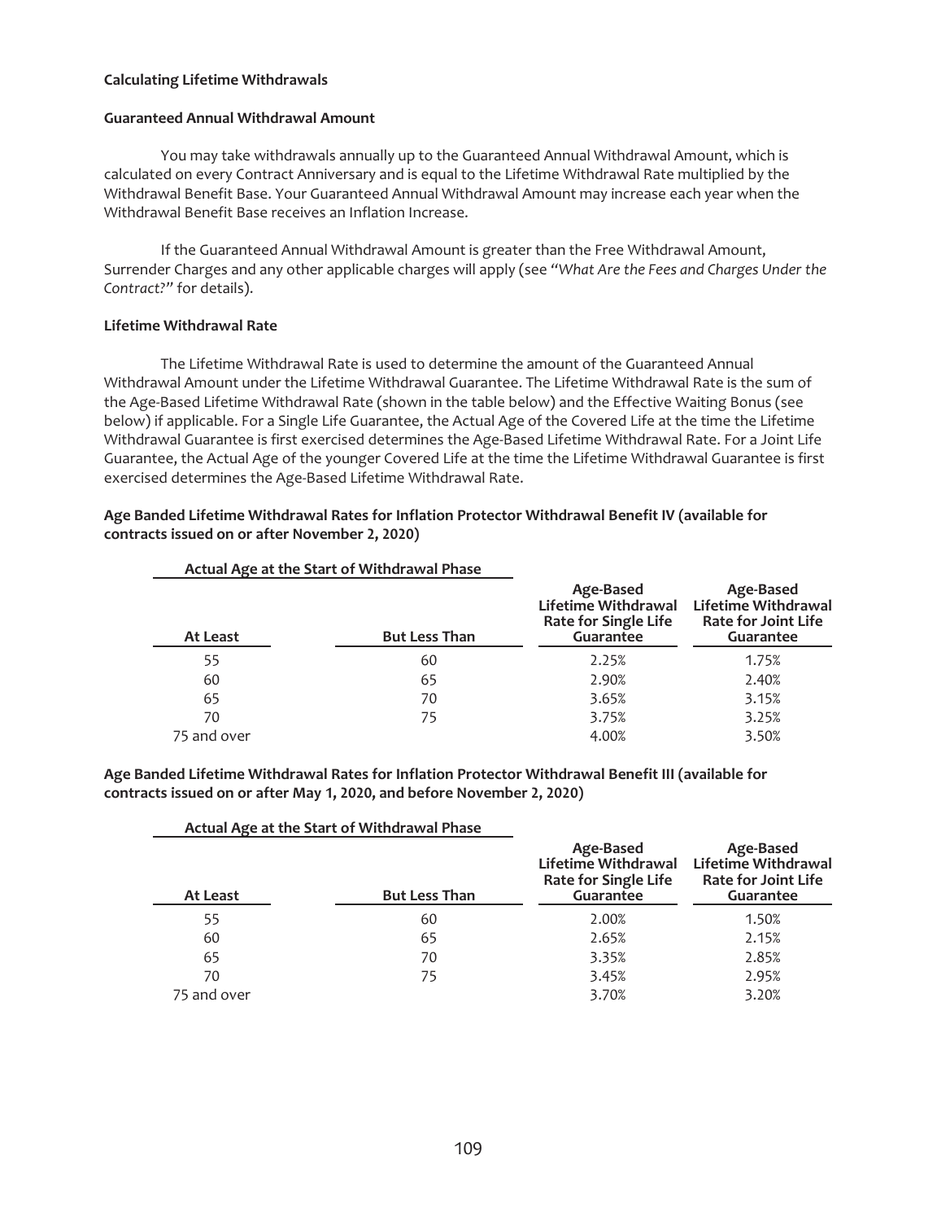**Calculating Lifetime Withdrawals**

**Guaranteed Annual Withdrawal Amount**

You may take withdrawals annually up to the Guaranteed Annual Withdrawal Amount, which is calculated on every Contract Anniversary and is equal to the Lifetime Withdrawal Rate multiplied by the Withdrawal Benefit Base. Your Guaranteed Annual Withdrawal Amount may increase each year when the Withdrawal Benefit Base receives an Inflation Increase.

If the Guaranteed Annual Withdrawal Amount is greater than the Free Withdrawal Amount, Surrender Charges and any other applicable charges will apply (see "*What Are the Fees and Charges Under the Contract?*" for details).

**Lifetime Withdrawal Rate**

The Lifetime Withdrawal Rate is used to determine the amount of the Guaranteed Annual Withdrawal Amount under the Lifetime Withdrawal Guarantee. The Lifetime Withdrawal Rate is the sum of the Age-Based Lifetime Withdrawal Rate (shown in the table below) and the Effective Waiting Bonus (see below) if applicable. For a Single Life Guarantee, the Actual Age of the Covered Life at the time the Lifetime Withdrawal Guarantee is first exercised determines the Age-Based Lifetime Withdrawal Rate. For a Joint Life Guarantee, the Actual Age of the younger Covered Life at the time the Lifetime Withdrawal Guarantee is first exercised determines the Age-Based Lifetime Withdrawal Rate.

**Age Banded Lifetime Withdrawal Rates for Inflation Protector Withdrawal Benefit IV (available for contracts issued on or after November 2, 2020)**

| Actual Age at the Start of Withdrawal Phase | | | |
|---|---|---|---|
| **At Least** | **But Less Than** | **Age-Based Lifetime Withdrawal Rate for Single Life Guarantee** | **Age-Based Lifetime Withdrawal Rate for Joint Life Guarantee** |
| 55 | 60 | 2.25% | 1.75% |
| 60 | 65 | 2.90% | 2.40% |
| 65 | 70 | 3.65% | 3.15% |
| 70 | 75 | 3.75% | 3.25% |
| 75 and over | | 4.00% | 3.50% |

**Age Banded Lifetime Withdrawal Rates for Inflation Protector Withdrawal Benefit III (available for contracts issued on or after May 1, 2020, and before November 2, 2020)**

| Actual Age at the Start of Withdrawal Phase | | | |
|---|---|---|---|
| **At Least** | **But Less Than** | **Age-Based Lifetime Withdrawal Rate for Single Life Guarantee** | **Age-Based Lifetime Withdrawal Rate for Joint Life Guarantee** |
| 55 | 60 | 2.00% | 1.50% |
| 60 | 65 | 2.65% | 2.15% |
| 65 | 70 | 3.35% | 2.85% |
| 70 | 75 | 3.45% | 2.95% |
| 75 and over | | 3.70% | 3.20% |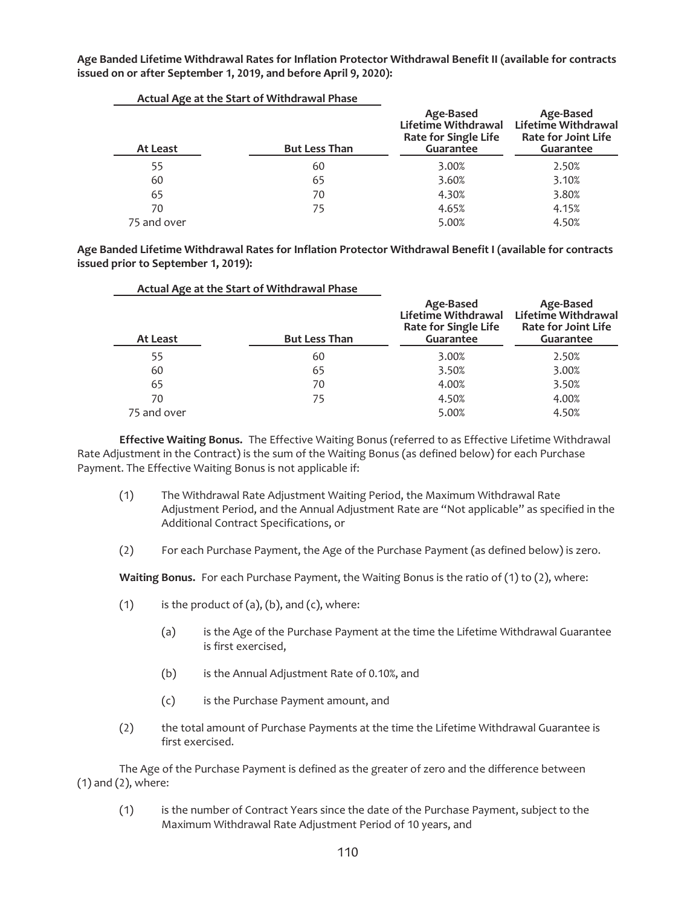**Age Banded Lifetime Withdrawal Rates for Inflation Protector Withdrawal Benefit II (available for contracts issued on or after September 1, 2019, and before April 9, 2020):**

| Actual Age at the Start of Withdrawal Phase | | | |
|---|---|---|---|
| **At Least** | **But Less Than** | **Age-Based Lifetime Withdrawal Rate for Single Life Guarantee** | **Age-Based Lifetime Withdrawal Rate for Joint Life Guarantee** |
| 55 | 60 | 3.00% | 2.50% |
| 60 | 65 | 3.60% | 3.10% |
| 65 | 70 | 4.30% | 3.80% |
| 70 | 75 | 4.65% | 4.15% |
| 75 and over | | 5.00% | 4.50% |

**Age Banded Lifetime Withdrawal Rates for Inflation Protector Withdrawal Benefit I (available for contracts issued prior to September 1, 2019):**

| Actual Age at the Start of Withdrawal Phase | | | |
|---|---|---|---|
| **At Least** | **But Less Than** | **Age-Based Lifetime Withdrawal Rate for Single Life Guarantee** | **Age-Based Lifetime Withdrawal Rate for Joint Life Guarantee** |
| 55 | 60 | 3.00% | 2.50% |
| 60 | 65 | 3.50% | 3.00% |
| 65 | 70 | 4.00% | 3.50% |
| 70 | 75 | 4.50% | 4.00% |
| 75 and over | | 5.00% | 4.50% |

**Effective Waiting Bonus.** The Effective Waiting Bonus (referred to as Effective Lifetime Withdrawal Rate Adjustment in the Contract) is the sum of the Waiting Bonus (as defined below) for each Purchase Payment. The Effective Waiting Bonus is not applicable if:

(1) The Withdrawal Rate Adjustment Waiting Period, the Maximum Withdrawal Rate Adjustment Period, and the Annual Adjustment Rate are "Not applicable" as specified in the Additional Contract Specifications, or

(2) For each Purchase Payment, the Age of the Purchase Payment (as defined below) is zero.

**Waiting Bonus.** For each Purchase Payment, the Waiting Bonus is the ratio of (1) to (2), where:

(1) is the product of (a), (b), and (c), where:

  (a) is the Age of the Purchase Payment at the time the Lifetime Withdrawal Guarantee is first exercised,

  (b) is the Annual Adjustment Rate of 0.10%, and

  (c) is the Purchase Payment amount, and

(2) the total amount of Purchase Payments at the time the Lifetime Withdrawal Guarantee is first exercised.

The Age of the Purchase Payment is defined as the greater of zero and the difference between (1) and (2), where:

(1) is the number of Contract Years since the date of the Purchase Payment, subject to the Maximum Withdrawal Rate Adjustment Period of 10 years, and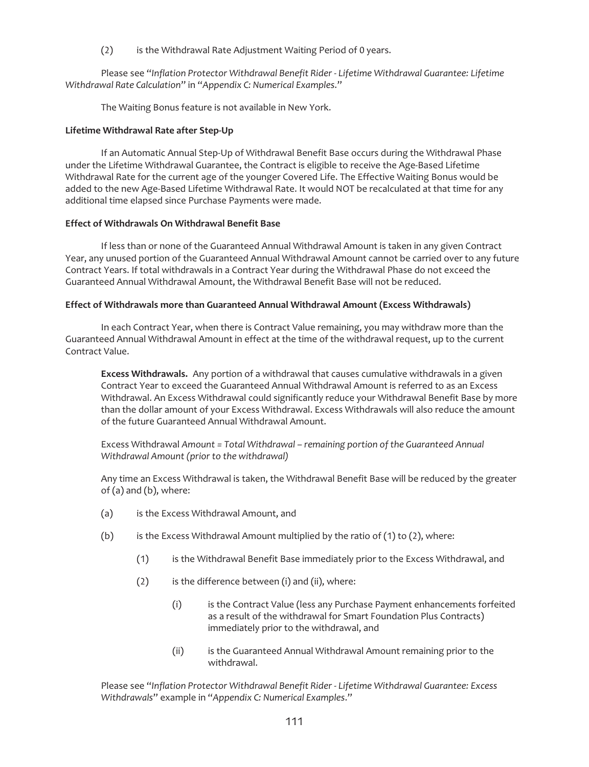(2) is the Withdrawal Rate Adjustment Waiting Period of 0 years.

Please see "*Inflation Protector Withdrawal Benefit Rider - Lifetime Withdrawal Guarantee: Lifetime Withdrawal Rate Calculation*" in "*Appendix C: Numerical Examples*."

The Waiting Bonus feature is not available in New York.

**Lifetime Withdrawal Rate after Step-Up**

If an Automatic Annual Step-Up of Withdrawal Benefit Base occurs during the Withdrawal Phase under the Lifetime Withdrawal Guarantee, the Contract is eligible to receive the Age-Based Lifetime Withdrawal Rate for the current age of the younger Covered Life. The Effective Waiting Bonus would be added to the new Age-Based Lifetime Withdrawal Rate. It would NOT be recalculated at that time for any additional time elapsed since Purchase Payments were made.

**Effect of Withdrawals On Withdrawal Benefit Base**

If less than or none of the Guaranteed Annual Withdrawal Amount is taken in any given Contract Year, any unused portion of the Guaranteed Annual Withdrawal Amount cannot be carried over to any future Contract Years. If total withdrawals in a Contract Year during the Withdrawal Phase do not exceed the Guaranteed Annual Withdrawal Amount, the Withdrawal Benefit Base will not be reduced.

**Effect of Withdrawals more than Guaranteed Annual Withdrawal Amount (Excess Withdrawals)**

In each Contract Year, when there is Contract Value remaining, you may withdraw more than the Guaranteed Annual Withdrawal Amount in effect at the time of the withdrawal request, up to the current Contract Value.

**Excess Withdrawals.** Any portion of a withdrawal that causes cumulative withdrawals in a given Contract Year to exceed the Guaranteed Annual Withdrawal Amount is referred to as an Excess Withdrawal. An Excess Withdrawal could significantly reduce your Withdrawal Benefit Base by more than the dollar amount of your Excess Withdrawal. Excess Withdrawals will also reduce the amount of the future Guaranteed Annual Withdrawal Amount.

Excess Withdrawal *Amount = Total Withdrawal – remaining portion of the Guaranteed Annual Withdrawal Amount (prior to the withdrawal)*

Any time an Excess Withdrawal is taken, the Withdrawal Benefit Base will be reduced by the greater of (a) and (b), where:

(a) is the Excess Withdrawal Amount, and

(b) is the Excess Withdrawal Amount multiplied by the ratio of (1) to (2), where:

  (1) is the Withdrawal Benefit Base immediately prior to the Excess Withdrawal, and

  (2) is the difference between (i) and (ii), where:

    (i) is the Contract Value (less any Purchase Payment enhancements forfeited as a result of the withdrawal for Smart Foundation Plus Contracts) immediately prior to the withdrawal, and

    (ii) is the Guaranteed Annual Withdrawal Amount remaining prior to the withdrawal.

Please see "*Inflation Protector Withdrawal Benefit Rider - Lifetime Withdrawal Guarantee: Excess Withdrawals*" example in "*Appendix C: Numerical Examples*."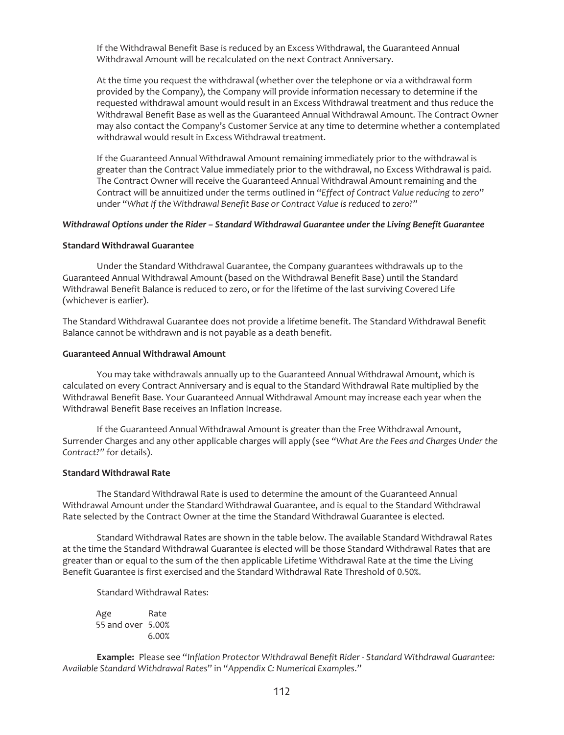If the Withdrawal Benefit Base is reduced by an Excess Withdrawal, the Guaranteed Annual Withdrawal Amount will be recalculated on the next Contract Anniversary.

At the time you request the withdrawal (whether over the telephone or via a withdrawal form provided by the Company), the Company will provide information necessary to determine if the requested withdrawal amount would result in an Excess Withdrawal treatment and thus reduce the Withdrawal Benefit Base as well as the Guaranteed Annual Withdrawal Amount. The Contract Owner may also contact the Company's Customer Service at any time to determine whether a contemplated withdrawal would result in Excess Withdrawal treatment.

If the Guaranteed Annual Withdrawal Amount remaining immediately prior to the withdrawal is greater than the Contract Value immediately prior to the withdrawal, no Excess Withdrawal is paid. The Contract Owner will receive the Guaranteed Annual Withdrawal Amount remaining and the Contract will be annuitized under the terms outlined in "*Effect of Contract Value reducing to zero*" under "*What If the Withdrawal Benefit Base or Contract Value is reduced to zero?*"

***Withdrawal Options under the Rider – Standard Withdrawal Guarantee under the Living Benefit Guarantee***

**Standard Withdrawal Guarantee**

Under the Standard Withdrawal Guarantee, the Company guarantees withdrawals up to the Guaranteed Annual Withdrawal Amount (based on the Withdrawal Benefit Base) until the Standard Withdrawal Benefit Balance is reduced to zero, or for the lifetime of the last surviving Covered Life (whichever is earlier).

The Standard Withdrawal Guarantee does not provide a lifetime benefit. The Standard Withdrawal Benefit Balance cannot be withdrawn and is not payable as a death benefit.

**Guaranteed Annual Withdrawal Amount**

You may take withdrawals annually up to the Guaranteed Annual Withdrawal Amount, which is calculated on every Contract Anniversary and is equal to the Standard Withdrawal Rate multiplied by the Withdrawal Benefit Base. Your Guaranteed Annual Withdrawal Amount may increase each year when the Withdrawal Benefit Base receives an Inflation Increase.

If the Guaranteed Annual Withdrawal Amount is greater than the Free Withdrawal Amount, Surrender Charges and any other applicable charges will apply (see *"What Are the Fees and Charges Under the Contract?"* for details).

**Standard Withdrawal Rate**

The Standard Withdrawal Rate is used to determine the amount of the Guaranteed Annual Withdrawal Amount under the Standard Withdrawal Guarantee, and is equal to the Standard Withdrawal Rate selected by the Contract Owner at the time the Standard Withdrawal Guarantee is elected.

Standard Withdrawal Rates are shown in the table below. The available Standard Withdrawal Rates at the time the Standard Withdrawal Guarantee is elected will be those Standard Withdrawal Rates that are greater than or equal to the sum of the then applicable Lifetime Withdrawal Rate at the time the Living Benefit Guarantee is first exercised and the Standard Withdrawal Rate Threshold of 0.50%.

Standard Withdrawal Rates:

| Age | Rate |
|---|---|
| 55 and over | 5.00% |
| | 6.00% |

**Example:** Please see "*Inflation Protector Withdrawal Benefit Rider - Standard Withdrawal Guarantee: Available Standard Withdrawal Rates*" in "*Appendix C: Numerical Examples*."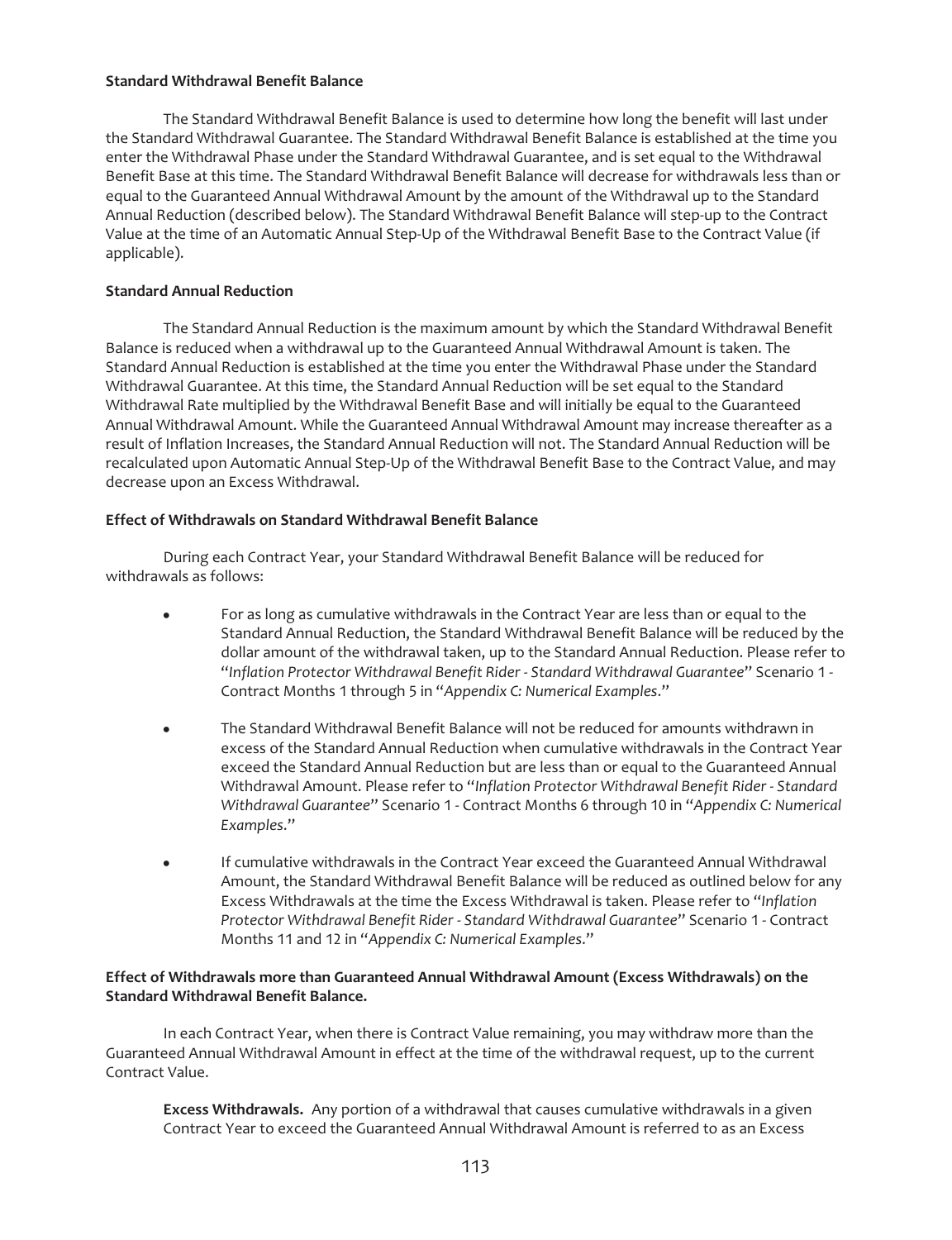**Standard Withdrawal Benefit Balance**

The Standard Withdrawal Benefit Balance is used to determine how long the benefit will last under the Standard Withdrawal Guarantee. The Standard Withdrawal Benefit Balance is established at the time you enter the Withdrawal Phase under the Standard Withdrawal Guarantee, and is set equal to the Withdrawal Benefit Base at this time. The Standard Withdrawal Benefit Balance will decrease for withdrawals less than or equal to the Guaranteed Annual Withdrawal Amount by the amount of the Withdrawal up to the Standard Annual Reduction (described below). The Standard Withdrawal Benefit Balance will step-up to the Contract Value at the time of an Automatic Annual Step-Up of the Withdrawal Benefit Base to the Contract Value (if applicable).

**Standard Annual Reduction**

The Standard Annual Reduction is the maximum amount by which the Standard Withdrawal Benefit Balance is reduced when a withdrawal up to the Guaranteed Annual Withdrawal Amount is taken. The Standard Annual Reduction is established at the time you enter the Withdrawal Phase under the Standard Withdrawal Guarantee. At this time, the Standard Annual Reduction will be set equal to the Standard Withdrawal Rate multiplied by the Withdrawal Benefit Base and will initially be equal to the Guaranteed Annual Withdrawal Amount. While the Guaranteed Annual Withdrawal Amount may increase thereafter as a result of Inflation Increases, the Standard Annual Reduction will not. The Standard Annual Reduction will be recalculated upon Automatic Annual Step-Up of the Withdrawal Benefit Base to the Contract Value, and may decrease upon an Excess Withdrawal.

**Effect of Withdrawals on Standard Withdrawal Benefit Balance**

During each Contract Year, your Standard Withdrawal Benefit Balance will be reduced for withdrawals as follows:

- For as long as cumulative withdrawals in the Contract Year are less than or equal to the Standard Annual Reduction, the Standard Withdrawal Benefit Balance will be reduced by the dollar amount of the withdrawal taken, up to the Standard Annual Reduction. Please refer to "*Inflation Protector Withdrawal Benefit Rider - Standard Withdrawal Guarantee*" Scenario 1 - Contract Months 1 through 5 in "*Appendix C: Numerical Examples*."
- The Standard Withdrawal Benefit Balance will not be reduced for amounts withdrawn in excess of the Standard Annual Reduction when cumulative withdrawals in the Contract Year exceed the Standard Annual Reduction but are less than or equal to the Guaranteed Annual Withdrawal Amount. Please refer to "*Inflation Protector Withdrawal Benefit Rider - Standard Withdrawal Guarantee*" Scenario 1 - Contract Months 6 through 10 in "*Appendix C: Numerical Examples*."
- If cumulative withdrawals in the Contract Year exceed the Guaranteed Annual Withdrawal Amount, the Standard Withdrawal Benefit Balance will be reduced as outlined below for any Excess Withdrawals at the time the Excess Withdrawal is taken. Please refer to "*Inflation Protector Withdrawal Benefit Rider - Standard Withdrawal Guarantee*" Scenario 1 - Contract Months 11 and 12 in "*Appendix C: Numerical Examples*."

**Effect of Withdrawals more than Guaranteed Annual Withdrawal Amount (Excess Withdrawals) on the Standard Withdrawal Benefit Balance.**

In each Contract Year, when there is Contract Value remaining, you may withdraw more than the Guaranteed Annual Withdrawal Amount in effect at the time of the withdrawal request, up to the current Contract Value.

**Excess Withdrawals.** Any portion of a withdrawal that causes cumulative withdrawals in a given Contract Year to exceed the Guaranteed Annual Withdrawal Amount is referred to as an Excess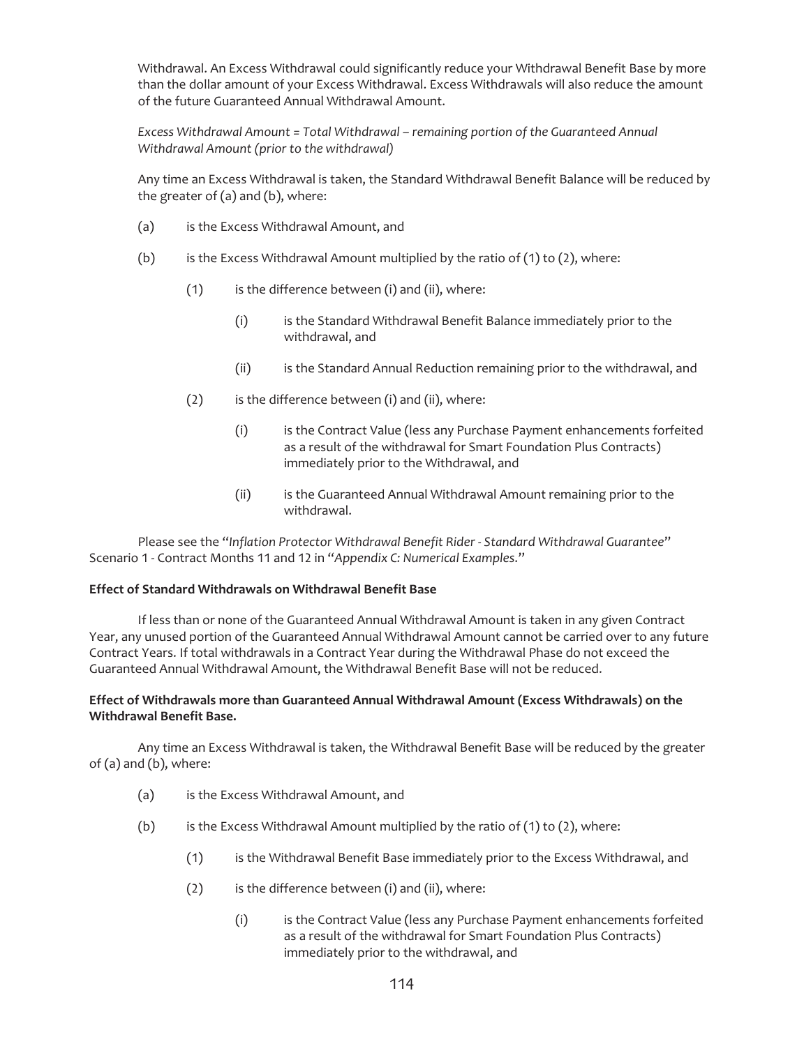Withdrawal. An Excess Withdrawal could significantly reduce your Withdrawal Benefit Base by more than the dollar amount of your Excess Withdrawal. Excess Withdrawals will also reduce the amount of the future Guaranteed Annual Withdrawal Amount.

*Excess Withdrawal Amount = Total Withdrawal – remaining portion of the Guaranteed Annual Withdrawal Amount (prior to the withdrawal)*

Any time an Excess Withdrawal is taken, the Standard Withdrawal Benefit Balance will be reduced by the greater of (a) and (b), where:

(a) is the Excess Withdrawal Amount, and

(b) is the Excess Withdrawal Amount multiplied by the ratio of (1) to (2), where:

  (1) is the difference between (i) and (ii), where:

    (i) is the Standard Withdrawal Benefit Balance immediately prior to the withdrawal, and

    (ii) is the Standard Annual Reduction remaining prior to the withdrawal, and

  (2) is the difference between (i) and (ii), where:

    (i) is the Contract Value (less any Purchase Payment enhancements forfeited as a result of the withdrawal for Smart Foundation Plus Contracts) immediately prior to the Withdrawal, and

    (ii) is the Guaranteed Annual Withdrawal Amount remaining prior to the withdrawal.

Please see the "*Inflation Protector Withdrawal Benefit Rider - Standard Withdrawal Guarantee*" Scenario 1 - Contract Months 11 and 12 in "*Appendix C: Numerical Examples*."

**Effect of Standard Withdrawals on Withdrawal Benefit Base**

If less than or none of the Guaranteed Annual Withdrawal Amount is taken in any given Contract Year, any unused portion of the Guaranteed Annual Withdrawal Amount cannot be carried over to any future Contract Years. If total withdrawals in a Contract Year during the Withdrawal Phase do not exceed the Guaranteed Annual Withdrawal Amount, the Withdrawal Benefit Base will not be reduced.

**Effect of Withdrawals more than Guaranteed Annual Withdrawal Amount (Excess Withdrawals) on the Withdrawal Benefit Base.**

Any time an Excess Withdrawal is taken, the Withdrawal Benefit Base will be reduced by the greater of (a) and (b), where:

(a) is the Excess Withdrawal Amount, and

(b) is the Excess Withdrawal Amount multiplied by the ratio of (1) to (2), where:

  (1) is the Withdrawal Benefit Base immediately prior to the Excess Withdrawal, and

  (2) is the difference between (i) and (ii), where:

    (i) is the Contract Value (less any Purchase Payment enhancements forfeited as a result of the withdrawal for Smart Foundation Plus Contracts) immediately prior to the withdrawal, and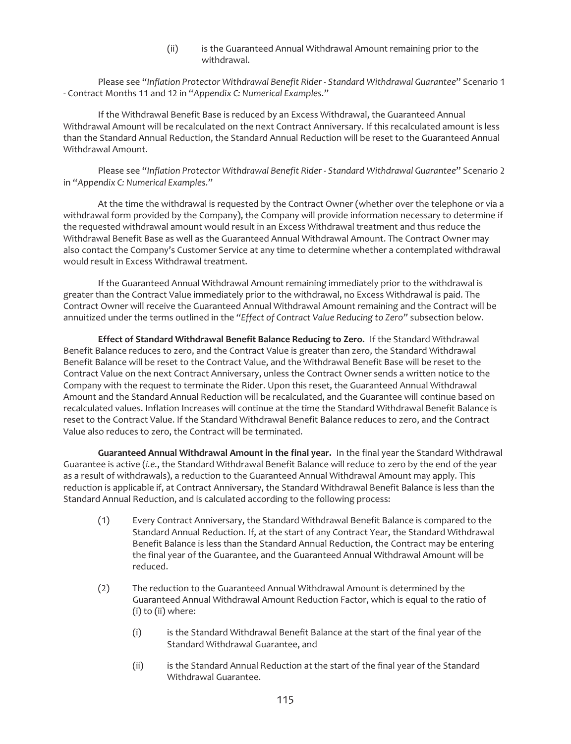(ii) is the Guaranteed Annual Withdrawal Amount remaining prior to the withdrawal.

Please see "*Inflation Protector Withdrawal Benefit Rider - Standard Withdrawal Guarantee*" Scenario 1 - Contract Months 11 and 12 in "*Appendix C: Numerical Examples.*"

If the Withdrawal Benefit Base is reduced by an Excess Withdrawal, the Guaranteed Annual Withdrawal Amount will be recalculated on the next Contract Anniversary. If this recalculated amount is less than the Standard Annual Reduction, the Standard Annual Reduction will be reset to the Guaranteed Annual Withdrawal Amount.

Please see "*Inflation Protector Withdrawal Benefit Rider - Standard Withdrawal Guarantee*" Scenario 2 in "*Appendix C: Numerical Examples.*"

At the time the withdrawal is requested by the Contract Owner (whether over the telephone or via a withdrawal form provided by the Company), the Company will provide information necessary to determine if the requested withdrawal amount would result in an Excess Withdrawal treatment and thus reduce the Withdrawal Benefit Base as well as the Guaranteed Annual Withdrawal Amount. The Contract Owner may also contact the Company's Customer Service at any time to determine whether a contemplated withdrawal would result in Excess Withdrawal treatment.

If the Guaranteed Annual Withdrawal Amount remaining immediately prior to the withdrawal is greater than the Contract Value immediately prior to the withdrawal, no Excess Withdrawal is paid. The Contract Owner will receive the Guaranteed Annual Withdrawal Amount remaining and the Contract will be annuitized under the terms outlined in the *"Effect of Contract Value Reducing to Zero"* subsection below.

**Effect of Standard Withdrawal Benefit Balance Reducing to Zero.** If the Standard Withdrawal Benefit Balance reduces to zero, and the Contract Value is greater than zero, the Standard Withdrawal Benefit Balance will be reset to the Contract Value, and the Withdrawal Benefit Base will be reset to the Contract Value on the next Contract Anniversary, unless the Contract Owner sends a written notice to the Company with the request to terminate the Rider. Upon this reset, the Guaranteed Annual Withdrawal Amount and the Standard Annual Reduction will be recalculated, and the Guarantee will continue based on recalculated values. Inflation Increases will continue at the time the Standard Withdrawal Benefit Balance is reset to the Contract Value. If the Standard Withdrawal Benefit Balance reduces to zero, and the Contract Value also reduces to zero, the Contract will be terminated.

**Guaranteed Annual Withdrawal Amount in the final year.** In the final year the Standard Withdrawal Guarantee is active (*i.e.*, the Standard Withdrawal Benefit Balance will reduce to zero by the end of the year as a result of withdrawals), a reduction to the Guaranteed Annual Withdrawal Amount may apply. This reduction is applicable if, at Contract Anniversary, the Standard Withdrawal Benefit Balance is less than the Standard Annual Reduction, and is calculated according to the following process:

(1) Every Contract Anniversary, the Standard Withdrawal Benefit Balance is compared to the Standard Annual Reduction. If, at the start of any Contract Year, the Standard Withdrawal Benefit Balance is less than the Standard Annual Reduction, the Contract may be entering the final year of the Guarantee, and the Guaranteed Annual Withdrawal Amount will be reduced.

(2) The reduction to the Guaranteed Annual Withdrawal Amount is determined by the Guaranteed Annual Withdrawal Amount Reduction Factor, which is equal to the ratio of (i) to (ii) where:

  (i) is the Standard Withdrawal Benefit Balance at the start of the final year of the Standard Withdrawal Guarantee, and

  (ii) is the Standard Annual Reduction at the start of the final year of the Standard Withdrawal Guarantee.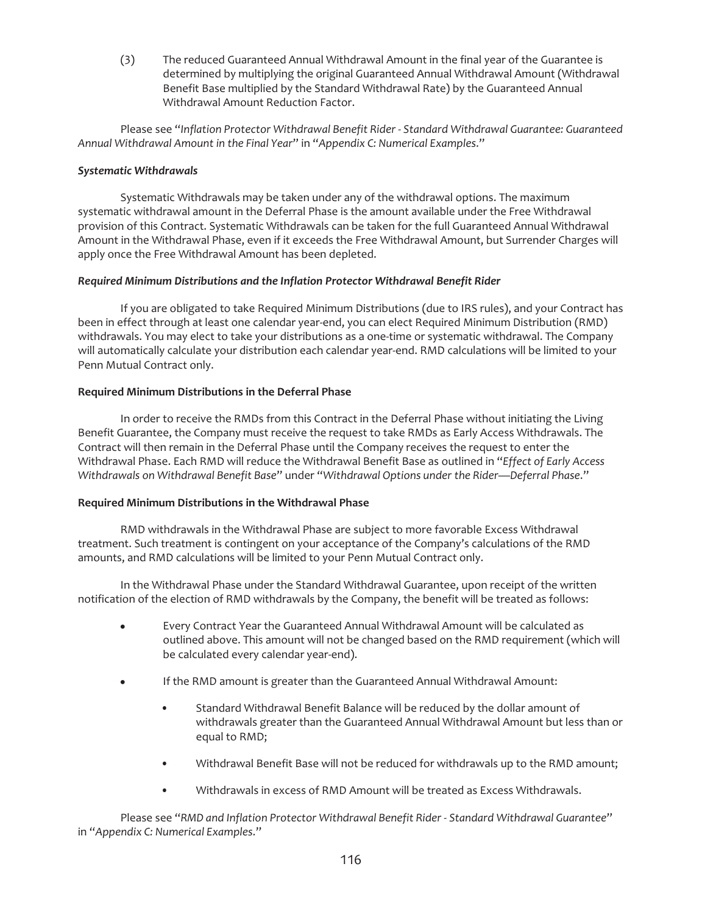(3) The reduced Guaranteed Annual Withdrawal Amount in the final year of the Guarantee is determined by multiplying the original Guaranteed Annual Withdrawal Amount (Withdrawal Benefit Base multiplied by the Standard Withdrawal Rate) by the Guaranteed Annual Withdrawal Amount Reduction Factor.

Please see "*Inflation Protector Withdrawal Benefit Rider - Standard Withdrawal Guarantee: Guaranteed Annual Withdrawal Amount in the Final Year*" in "*Appendix C: Numerical Examples*."

***Systematic Withdrawals***

Systematic Withdrawals may be taken under any of the withdrawal options. The maximum systematic withdrawal amount in the Deferral Phase is the amount available under the Free Withdrawal provision of this Contract. Systematic Withdrawals can be taken for the full Guaranteed Annual Withdrawal Amount in the Withdrawal Phase, even if it exceeds the Free Withdrawal Amount, but Surrender Charges will apply once the Free Withdrawal Amount has been depleted.

***Required Minimum Distributions and the Inflation Protector Withdrawal Benefit Rider***

If you are obligated to take Required Minimum Distributions (due to IRS rules), and your Contract has been in effect through at least one calendar year-end, you can elect Required Minimum Distribution (RMD) withdrawals. You may elect to take your distributions as a one-time or systematic withdrawal. The Company will automatically calculate your distribution each calendar year-end. RMD calculations will be limited to your Penn Mutual Contract only.

**Required Minimum Distributions in the Deferral Phase**

In order to receive the RMDs from this Contract in the Deferral Phase without initiating the Living Benefit Guarantee, the Company must receive the request to take RMDs as Early Access Withdrawals. The Contract will then remain in the Deferral Phase until the Company receives the request to enter the Withdrawal Phase. Each RMD will reduce the Withdrawal Benefit Base as outlined in "*Effect of Early Access Withdrawals on Withdrawal Benefit Base*" under "*Withdrawal Options under the Rider—Deferral Phase*."

**Required Minimum Distributions in the Withdrawal Phase**

RMD withdrawals in the Withdrawal Phase are subject to more favorable Excess Withdrawal treatment. Such treatment is contingent on your acceptance of the Company's calculations of the RMD amounts, and RMD calculations will be limited to your Penn Mutual Contract only.

In the Withdrawal Phase under the Standard Withdrawal Guarantee, upon receipt of the written notification of the election of RMD withdrawals by the Company, the benefit will be treated as follows:

- Every Contract Year the Guaranteed Annual Withdrawal Amount will be calculated as outlined above. This amount will not be changed based on the RMD requirement (which will be calculated every calendar year-end).
- If the RMD amount is greater than the Guaranteed Annual Withdrawal Amount:
  - Standard Withdrawal Benefit Balance will be reduced by the dollar amount of withdrawals greater than the Guaranteed Annual Withdrawal Amount but less than or equal to RMD;
  - Withdrawal Benefit Base will not be reduced for withdrawals up to the RMD amount;
  - Withdrawals in excess of RMD Amount will be treated as Excess Withdrawals.

Please see "*RMD and Inflation Protector Withdrawal Benefit Rider - Standard Withdrawal Guarantee*" in "*Appendix C: Numerical Examples*."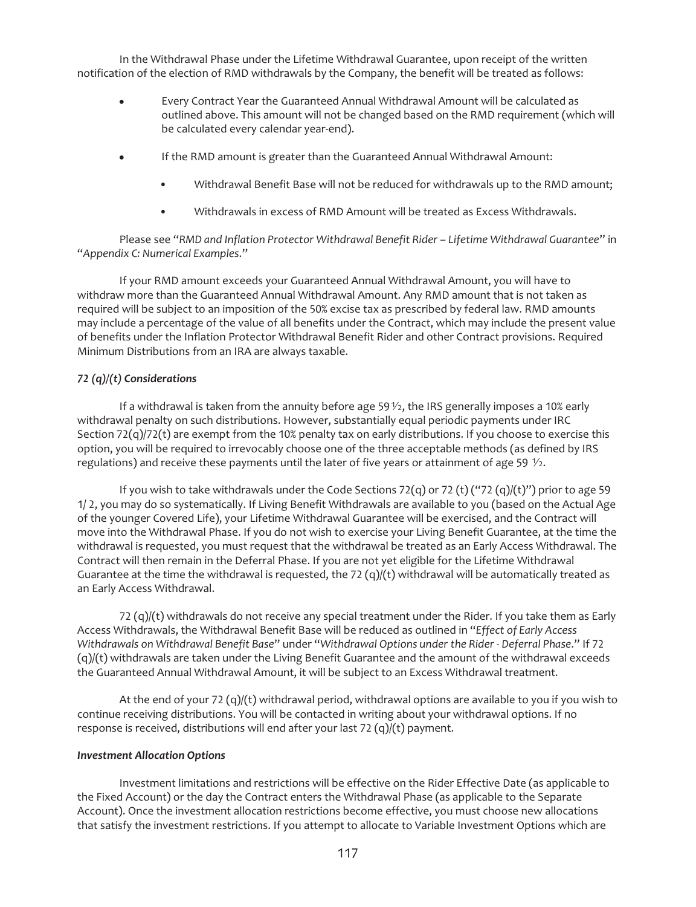In the Withdrawal Phase under the Lifetime Withdrawal Guarantee, upon receipt of the written notification of the election of RMD withdrawals by the Company, the benefit will be treated as follows:

- Every Contract Year the Guaranteed Annual Withdrawal Amount will be calculated as outlined above. This amount will not be changed based on the RMD requirement (which will be calculated every calendar year-end).
- If the RMD amount is greater than the Guaranteed Annual Withdrawal Amount:
  - Withdrawal Benefit Base will not be reduced for withdrawals up to the RMD amount;
  - Withdrawals in excess of RMD Amount will be treated as Excess Withdrawals.

Please see "*RMD and Inflation Protector Withdrawal Benefit Rider – Lifetime Withdrawal Guarantee*" in "*Appendix C: Numerical Examples*."

If your RMD amount exceeds your Guaranteed Annual Withdrawal Amount, you will have to withdraw more than the Guaranteed Annual Withdrawal Amount. Any RMD amount that is not taken as required will be subject to an imposition of the 50% excise tax as prescribed by federal law. RMD amounts may include a percentage of the value of all benefits under the Contract, which may include the present value of benefits under the Inflation Protector Withdrawal Benefit Rider and other Contract provisions. Required Minimum Distributions from an IRA are always taxable.

***72 (q)/(t) Considerations***

If a withdrawal is taken from the annuity before age 59½, the IRS generally imposes a 10% early withdrawal penalty on such distributions. However, substantially equal periodic payments under IRC Section 72(q)/72(t) are exempt from the 10% penalty tax on early distributions. If you choose to exercise this option, you will be required to irrevocably choose one of the three acceptable methods (as defined by IRS regulations) and receive these payments until the later of five years or attainment of age 59 ½.

If you wish to take withdrawals under the Code Sections 72(q) or 72 (t) ("72 (q)/(t)") prior to age 59 1/ 2, you may do so systematically. If Living Benefit Withdrawals are available to you (based on the Actual Age of the younger Covered Life), your Lifetime Withdrawal Guarantee will be exercised, and the Contract will move into the Withdrawal Phase. If you do not wish to exercise your Living Benefit Guarantee, at the time the withdrawal is requested, you must request that the withdrawal be treated as an Early Access Withdrawal. The Contract will then remain in the Deferral Phase. If you are not yet eligible for the Lifetime Withdrawal Guarantee at the time the withdrawal is requested, the 72 (q)/(t) withdrawal will be automatically treated as an Early Access Withdrawal.

72 (q)/(t) withdrawals do not receive any special treatment under the Rider. If you take them as Early Access Withdrawals, the Withdrawal Benefit Base will be reduced as outlined in "*Effect of Early Access Withdrawals on Withdrawal Benefit Base*" under "*Withdrawal Options under the Rider - Deferral Phase*." If 72 (q)/(t) withdrawals are taken under the Living Benefit Guarantee and the amount of the withdrawal exceeds the Guaranteed Annual Withdrawal Amount, it will be subject to an Excess Withdrawal treatment.

At the end of your 72 (q)/(t) withdrawal period, withdrawal options are available to you if you wish to continue receiving distributions. You will be contacted in writing about your withdrawal options. If no response is received, distributions will end after your last 72 (q)/(t) payment.

***Investment Allocation Options***

Investment limitations and restrictions will be effective on the Rider Effective Date (as applicable to the Fixed Account) or the day the Contract enters the Withdrawal Phase (as applicable to the Separate Account). Once the investment allocation restrictions become effective, you must choose new allocations that satisfy the investment restrictions. If you attempt to allocate to Variable Investment Options which are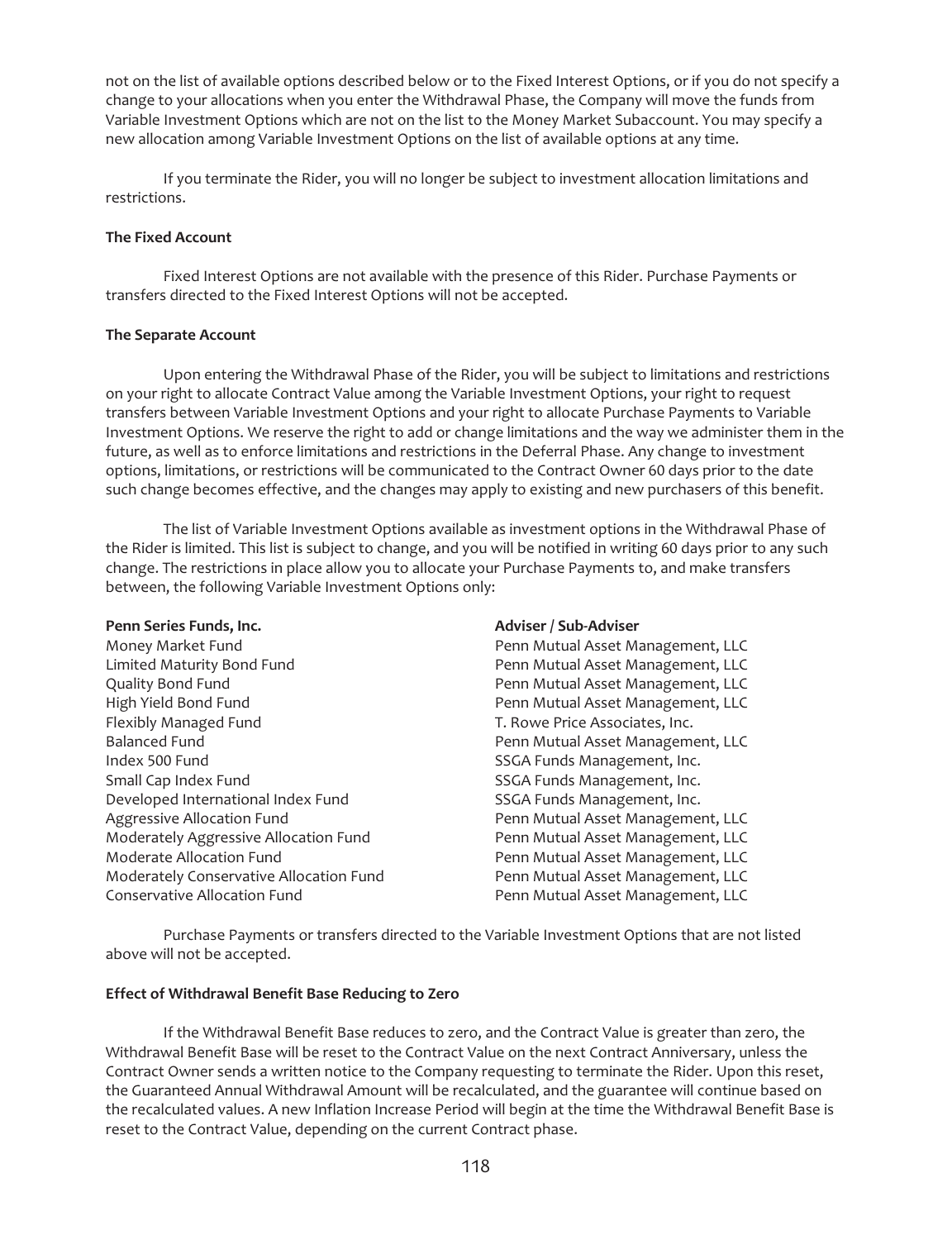not on the list of available options described below or to the Fixed Interest Options, or if you do not specify a change to your allocations when you enter the Withdrawal Phase, the Company will move the funds from Variable Investment Options which are not on the list to the Money Market Subaccount. You may specify a new allocation among Variable Investment Options on the list of available options at any time.

If you terminate the Rider, you will no longer be subject to investment allocation limitations and restrictions.

**The Fixed Account**

Fixed Interest Options are not available with the presence of this Rider. Purchase Payments or transfers directed to the Fixed Interest Options will not be accepted.

**The Separate Account**

Upon entering the Withdrawal Phase of the Rider, you will be subject to limitations and restrictions on your right to allocate Contract Value among the Variable Investment Options, your right to request transfers between Variable Investment Options and your right to allocate Purchase Payments to Variable Investment Options. We reserve the right to add or change limitations and the way we administer them in the future, as well as to enforce limitations and restrictions in the Deferral Phase. Any change to investment options, limitations, or restrictions will be communicated to the Contract Owner 60 days prior to the date such change becomes effective, and the changes may apply to existing and new purchasers of this benefit.

The list of Variable Investment Options available as investment options in the Withdrawal Phase of the Rider is limited. This list is subject to change, and you will be notified in writing 60 days prior to any such change. The restrictions in place allow you to allocate your Purchase Payments to, and make transfers between, the following Variable Investment Options only:

| Penn Series Funds, Inc. | Adviser / Sub-Adviser |
|---|---|
| Money Market Fund | Penn Mutual Asset Management, LLC |
| Limited Maturity Bond Fund | Penn Mutual Asset Management, LLC |
| Quality Bond Fund | Penn Mutual Asset Management, LLC |
| High Yield Bond Fund | Penn Mutual Asset Management, LLC |
| Flexibly Managed Fund | T. Rowe Price Associates, Inc. |
| Balanced Fund | Penn Mutual Asset Management, LLC |
| Index 500 Fund | SSGA Funds Management, Inc. |
| Small Cap Index Fund | SSGA Funds Management, Inc. |
| Developed International Index Fund | SSGA Funds Management, Inc. |
| Aggressive Allocation Fund | Penn Mutual Asset Management, LLC |
| Moderately Aggressive Allocation Fund | Penn Mutual Asset Management, LLC |
| Moderate Allocation Fund | Penn Mutual Asset Management, LLC |
| Moderately Conservative Allocation Fund | Penn Mutual Asset Management, LLC |
| Conservative Allocation Fund | Penn Mutual Asset Management, LLC |

Purchase Payments or transfers directed to the Variable Investment Options that are not listed above will not be accepted.

**Effect of Withdrawal Benefit Base Reducing to Zero**

If the Withdrawal Benefit Base reduces to zero, and the Contract Value is greater than zero, the Withdrawal Benefit Base will be reset to the Contract Value on the next Contract Anniversary, unless the Contract Owner sends a written notice to the Company requesting to terminate the Rider. Upon this reset, the Guaranteed Annual Withdrawal Amount will be recalculated, and the guarantee will continue based on the recalculated values. A new Inflation Increase Period will begin at the time the Withdrawal Benefit Base is reset to the Contract Value, depending on the current Contract phase.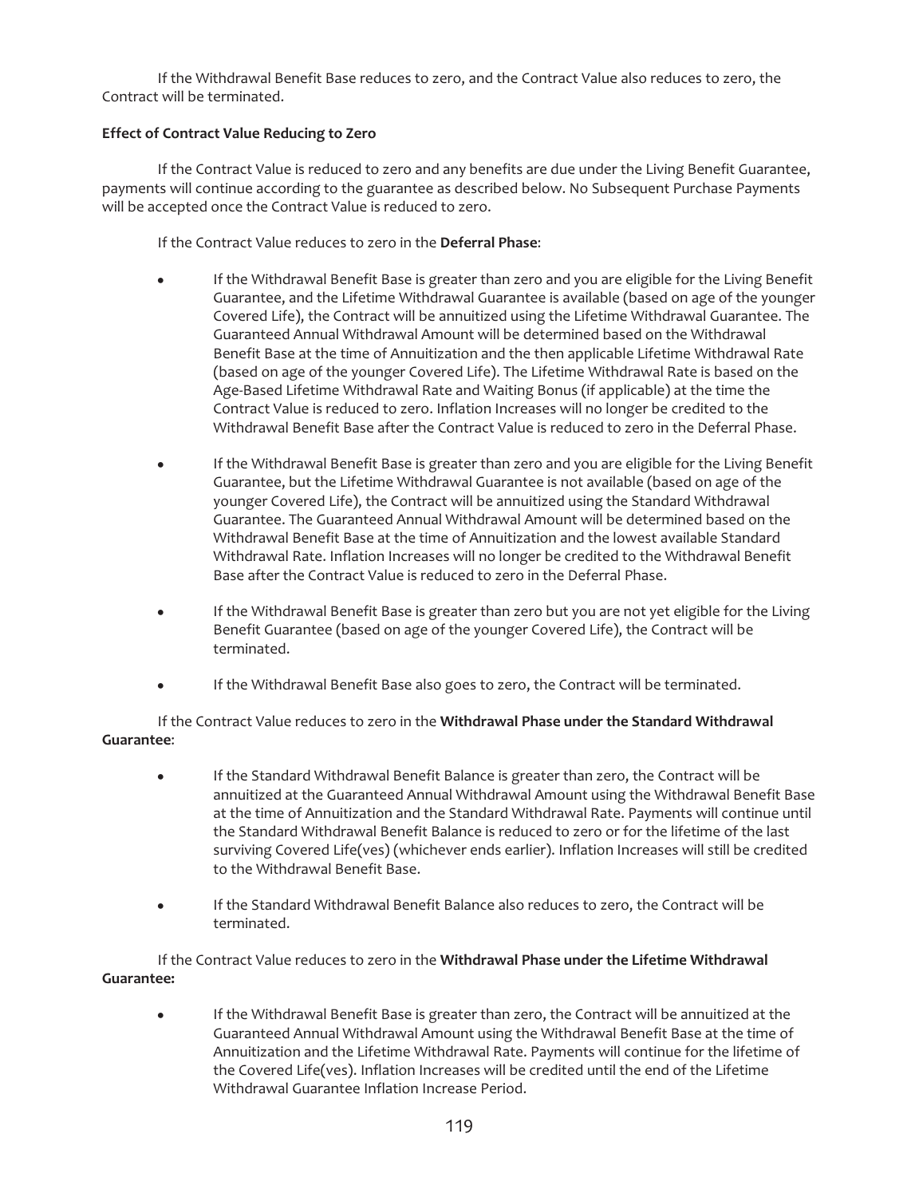If the Withdrawal Benefit Base reduces to zero, and the Contract Value also reduces to zero, the Contract will be terminated.

**Effect of Contract Value Reducing to Zero**

If the Contract Value is reduced to zero and any benefits are due under the Living Benefit Guarantee, payments will continue according to the guarantee as described below. No Subsequent Purchase Payments will be accepted once the Contract Value is reduced to zero.

If the Contract Value reduces to zero in the **Deferral Phase**:

- If the Withdrawal Benefit Base is greater than zero and you are eligible for the Living Benefit Guarantee, and the Lifetime Withdrawal Guarantee is available (based on age of the younger Covered Life), the Contract will be annuitized using the Lifetime Withdrawal Guarantee. The Guaranteed Annual Withdrawal Amount will be determined based on the Withdrawal Benefit Base at the time of Annuitization and the then applicable Lifetime Withdrawal Rate (based on age of the younger Covered Life). The Lifetime Withdrawal Rate is based on the Age-Based Lifetime Withdrawal Rate and Waiting Bonus (if applicable) at the time the Contract Value is reduced to zero. Inflation Increases will no longer be credited to the Withdrawal Benefit Base after the Contract Value is reduced to zero in the Deferral Phase.

- If the Withdrawal Benefit Base is greater than zero and you are eligible for the Living Benefit Guarantee, but the Lifetime Withdrawal Guarantee is not available (based on age of the younger Covered Life), the Contract will be annuitized using the Standard Withdrawal Guarantee. The Guaranteed Annual Withdrawal Amount will be determined based on the Withdrawal Benefit Base at the time of Annuitization and the lowest available Standard Withdrawal Rate. Inflation Increases will no longer be credited to the Withdrawal Benefit Base after the Contract Value is reduced to zero in the Deferral Phase.

- If the Withdrawal Benefit Base is greater than zero but you are not yet eligible for the Living Benefit Guarantee (based on age of the younger Covered Life), the Contract will be terminated.

- If the Withdrawal Benefit Base also goes to zero, the Contract will be terminated.

If the Contract Value reduces to zero in the **Withdrawal Phase under the Standard Withdrawal Guarantee**:

- If the Standard Withdrawal Benefit Balance is greater than zero, the Contract will be annuitized at the Guaranteed Annual Withdrawal Amount using the Withdrawal Benefit Base at the time of Annuitization and the Standard Withdrawal Rate. Payments will continue until the Standard Withdrawal Benefit Balance is reduced to zero or for the lifetime of the last surviving Covered Life(ves) (whichever ends earlier). Inflation Increases will still be credited to the Withdrawal Benefit Base.

- If the Standard Withdrawal Benefit Balance also reduces to zero, the Contract will be terminated.

If the Contract Value reduces to zero in the **Withdrawal Phase under the Lifetime Withdrawal Guarantee:**

- If the Withdrawal Benefit Base is greater than zero, the Contract will be annuitized at the Guaranteed Annual Withdrawal Amount using the Withdrawal Benefit Base at the time of Annuitization and the Lifetime Withdrawal Rate. Payments will continue for the lifetime of the Covered Life(ves). Inflation Increases will be credited until the end of the Lifetime Withdrawal Guarantee Inflation Increase Period.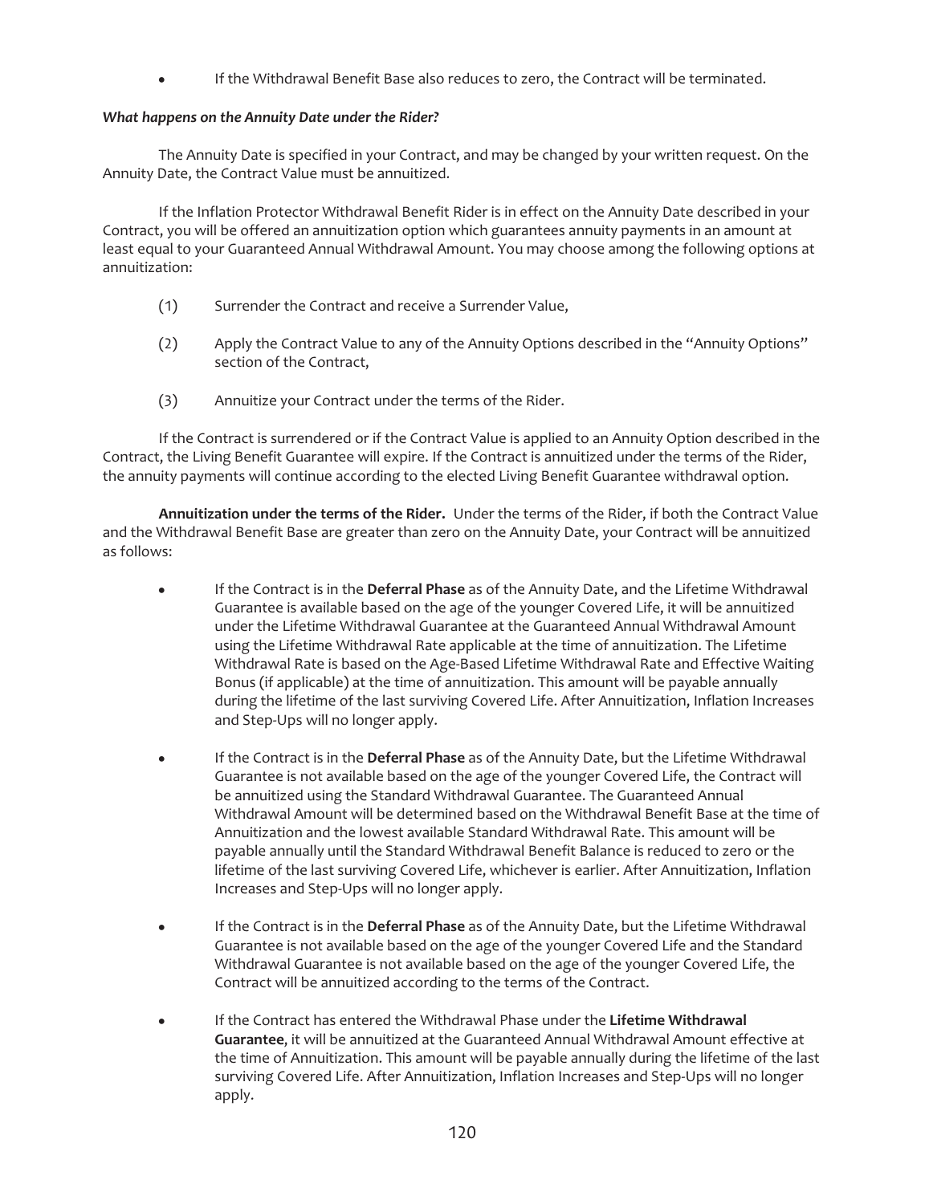- If the Withdrawal Benefit Base also reduces to zero, the Contract will be terminated.

***What happens on the Annuity Date under the Rider?***

The Annuity Date is specified in your Contract, and may be changed by your written request. On the Annuity Date, the Contract Value must be annuitized.

If the Inflation Protector Withdrawal Benefit Rider is in effect on the Annuity Date described in your Contract, you will be offered an annuitization option which guarantees annuity payments in an amount at least equal to your Guaranteed Annual Withdrawal Amount. You may choose among the following options at annuitization:

(1) Surrender the Contract and receive a Surrender Value,

(2) Apply the Contract Value to any of the Annuity Options described in the "Annuity Options" section of the Contract,

(3) Annuitize your Contract under the terms of the Rider.

If the Contract is surrendered or if the Contract Value is applied to an Annuity Option described in the Contract, the Living Benefit Guarantee will expire. If the Contract is annuitized under the terms of the Rider, the annuity payments will continue according to the elected Living Benefit Guarantee withdrawal option.

**Annuitization under the terms of the Rider.** Under the terms of the Rider, if both the Contract Value and the Withdrawal Benefit Base are greater than zero on the Annuity Date, your Contract will be annuitized as follows:

- If the Contract is in the **Deferral Phase** as of the Annuity Date, and the Lifetime Withdrawal Guarantee is available based on the age of the younger Covered Life, it will be annuitized under the Lifetime Withdrawal Guarantee at the Guaranteed Annual Withdrawal Amount using the Lifetime Withdrawal Rate applicable at the time of annuitization. The Lifetime Withdrawal Rate is based on the Age-Based Lifetime Withdrawal Rate and Effective Waiting Bonus (if applicable) at the time of annuitization. This amount will be payable annually during the lifetime of the last surviving Covered Life. After Annuitization, Inflation Increases and Step-Ups will no longer apply.

- If the Contract is in the **Deferral Phase** as of the Annuity Date, but the Lifetime Withdrawal Guarantee is not available based on the age of the younger Covered Life, the Contract will be annuitized using the Standard Withdrawal Guarantee. The Guaranteed Annual Withdrawal Amount will be determined based on the Withdrawal Benefit Base at the time of Annuitization and the lowest available Standard Withdrawal Rate. This amount will be payable annually until the Standard Withdrawal Benefit Balance is reduced to zero or the lifetime of the last surviving Covered Life, whichever is earlier. After Annuitization, Inflation Increases and Step-Ups will no longer apply.

- If the Contract is in the **Deferral Phase** as of the Annuity Date, but the Lifetime Withdrawal Guarantee is not available based on the age of the younger Covered Life and the Standard Withdrawal Guarantee is not available based on the age of the younger Covered Life, the Contract will be annuitized according to the terms of the Contract.

- If the Contract has entered the Withdrawal Phase under the **Lifetime Withdrawal Guarantee**, it will be annuitized at the Guaranteed Annual Withdrawal Amount effective at the time of Annuitization. This amount will be payable annually during the lifetime of the last surviving Covered Life. After Annuitization, Inflation Increases and Step-Ups will no longer apply.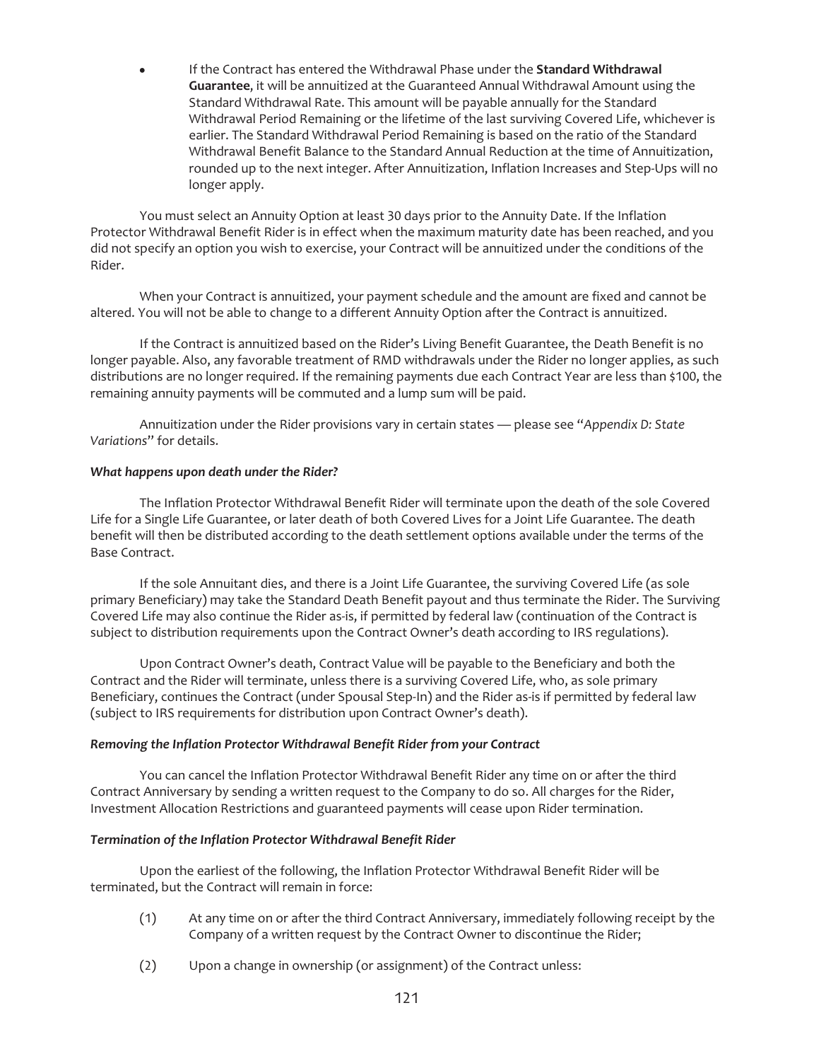- If the Contract has entered the Withdrawal Phase under the **Standard Withdrawal Guarantee**, it will be annuitized at the Guaranteed Annual Withdrawal Amount using the Standard Withdrawal Rate. This amount will be payable annually for the Standard Withdrawal Period Remaining or the lifetime of the last surviving Covered Life, whichever is earlier. The Standard Withdrawal Period Remaining is based on the ratio of the Standard Withdrawal Benefit Balance to the Standard Annual Reduction at the time of Annuitization, rounded up to the next integer. After Annuitization, Inflation Increases and Step-Ups will no longer apply.

You must select an Annuity Option at least 30 days prior to the Annuity Date. If the Inflation Protector Withdrawal Benefit Rider is in effect when the maximum maturity date has been reached, and you did not specify an option you wish to exercise, your Contract will be annuitized under the conditions of the Rider.

When your Contract is annuitized, your payment schedule and the amount are fixed and cannot be altered. You will not be able to change to a different Annuity Option after the Contract is annuitized.

If the Contract is annuitized based on the Rider's Living Benefit Guarantee, the Death Benefit is no longer payable. Also, any favorable treatment of RMD withdrawals under the Rider no longer applies, as such distributions are no longer required. If the remaining payments due each Contract Year are less than $100, the remaining annuity payments will be commuted and a lump sum will be paid.

Annuitization under the Rider provisions vary in certain states — please see "*Appendix D: State Variations*" for details.

***What happens upon death under the Rider?***

The Inflation Protector Withdrawal Benefit Rider will terminate upon the death of the sole Covered Life for a Single Life Guarantee, or later death of both Covered Lives for a Joint Life Guarantee. The death benefit will then be distributed according to the death settlement options available under the terms of the Base Contract.

If the sole Annuitant dies, and there is a Joint Life Guarantee, the surviving Covered Life (as sole primary Beneficiary) may take the Standard Death Benefit payout and thus terminate the Rider. The Surviving Covered Life may also continue the Rider as-is, if permitted by federal law (continuation of the Contract is subject to distribution requirements upon the Contract Owner's death according to IRS regulations).

Upon Contract Owner's death, Contract Value will be payable to the Beneficiary and both the Contract and the Rider will terminate, unless there is a surviving Covered Life, who, as sole primary Beneficiary, continues the Contract (under Spousal Step-In) and the Rider as-is if permitted by federal law (subject to IRS requirements for distribution upon Contract Owner's death).

***Removing the Inflation Protector Withdrawal Benefit Rider from your Contract***

You can cancel the Inflation Protector Withdrawal Benefit Rider any time on or after the third Contract Anniversary by sending a written request to the Company to do so. All charges for the Rider, Investment Allocation Restrictions and guaranteed payments will cease upon Rider termination.

***Termination of the Inflation Protector Withdrawal Benefit Rider***

Upon the earliest of the following, the Inflation Protector Withdrawal Benefit Rider will be terminated, but the Contract will remain in force:

(1) At any time on or after the third Contract Anniversary, immediately following receipt by the Company of a written request by the Contract Owner to discontinue the Rider;

(2) Upon a change in ownership (or assignment) of the Contract unless: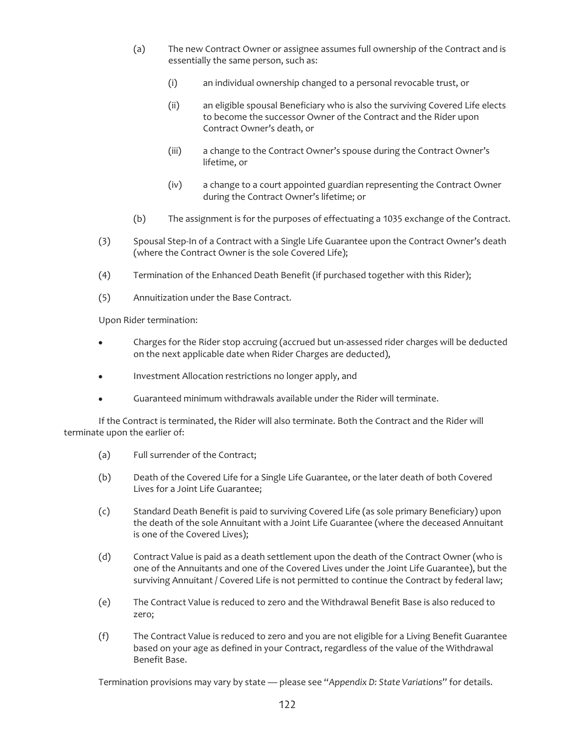(a) The new Contract Owner or assignee assumes full ownership of the Contract and is essentially the same person, such as:

   (i) an individual ownership changed to a personal revocable trust, or

   (ii) an eligible spousal Beneficiary who is also the surviving Covered Life elects to become the successor Owner of the Contract and the Rider upon Contract Owner's death, or

   (iii) a change to the Contract Owner's spouse during the Contract Owner's lifetime, or

   (iv) a change to a court appointed guardian representing the Contract Owner during the Contract Owner's lifetime; or

(b) The assignment is for the purposes of effectuating a 1035 exchange of the Contract.

(3) Spousal Step-In of a Contract with a Single Life Guarantee upon the Contract Owner's death (where the Contract Owner is the sole Covered Life);

(4) Termination of the Enhanced Death Benefit (if purchased together with this Rider);

(5) Annuitization under the Base Contract.

Upon Rider termination:

- Charges for the Rider stop accruing (accrued but un-assessed rider charges will be deducted on the next applicable date when Rider Charges are deducted),
- Investment Allocation restrictions no longer apply, and
- Guaranteed minimum withdrawals available under the Rider will terminate.

If the Contract is terminated, the Rider will also terminate. Both the Contract and the Rider will terminate upon the earlier of:

(a) Full surrender of the Contract;

(b) Death of the Covered Life for a Single Life Guarantee, or the later death of both Covered Lives for a Joint Life Guarantee;

(c) Standard Death Benefit is paid to surviving Covered Life (as sole primary Beneficiary) upon the death of the sole Annuitant with a Joint Life Guarantee (where the deceased Annuitant is one of the Covered Lives);

(d) Contract Value is paid as a death settlement upon the death of the Contract Owner (who is one of the Annuitants and one of the Covered Lives under the Joint Life Guarantee), but the surviving Annuitant / Covered Life is not permitted to continue the Contract by federal law;

(e) The Contract Value is reduced to zero and the Withdrawal Benefit Base is also reduced to zero;

(f) The Contract Value is reduced to zero and you are not eligible for a Living Benefit Guarantee based on your age as defined in your Contract, regardless of the value of the Withdrawal Benefit Base.

Termination provisions may vary by state — please see "*Appendix D: State Variations*" for details.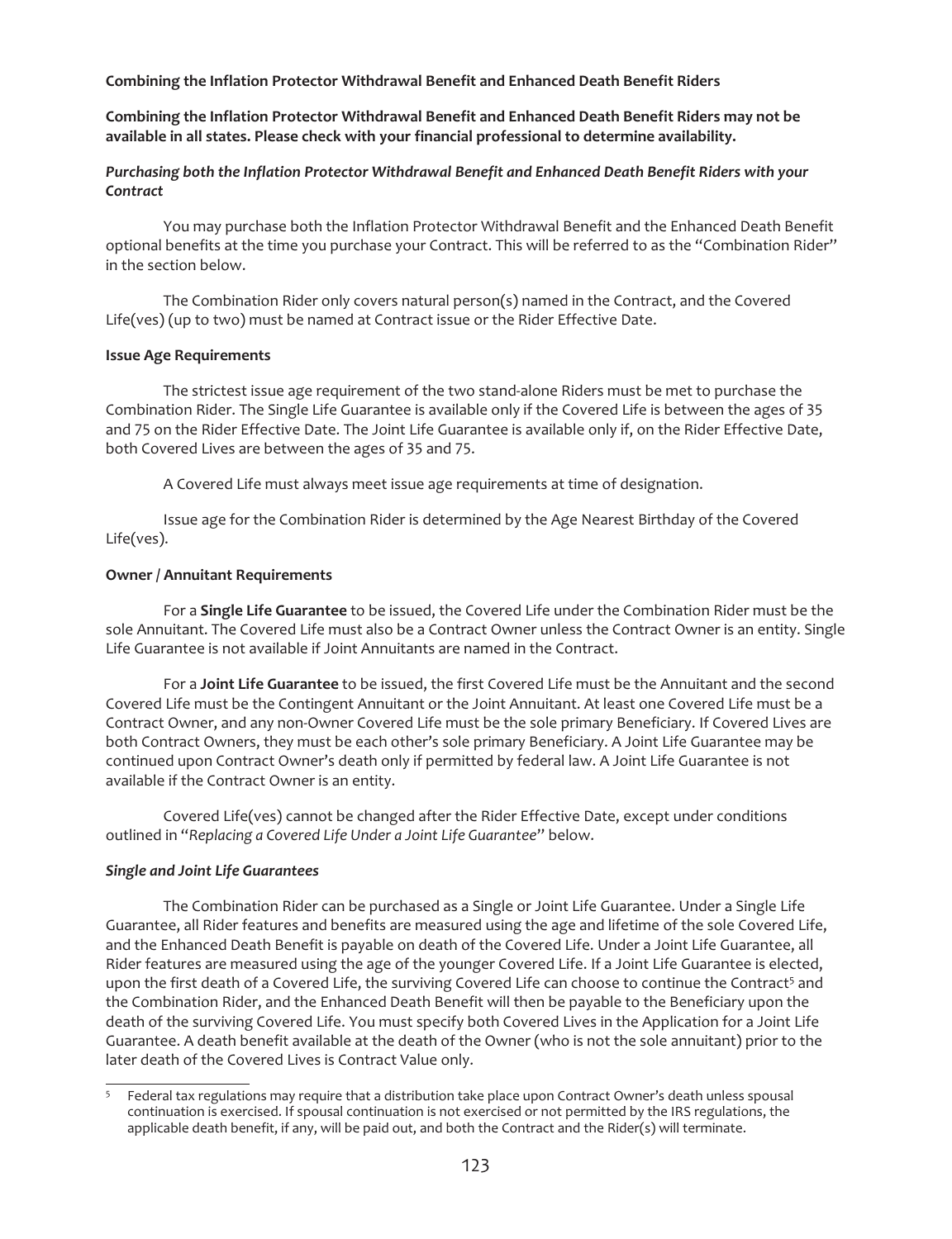**Combining the Inflation Protector Withdrawal Benefit and Enhanced Death Benefit Riders**

**Combining the Inflation Protector Withdrawal Benefit and Enhanced Death Benefit Riders may not be available in all states. Please check with your financial professional to determine availability.**

***Purchasing both the Inflation Protector Withdrawal Benefit and Enhanced Death Benefit Riders with your Contract***

You may purchase both the Inflation Protector Withdrawal Benefit and the Enhanced Death Benefit optional benefits at the time you purchase your Contract. This will be referred to as the "Combination Rider" in the section below.

The Combination Rider only covers natural person(s) named in the Contract, and the Covered Life(ves) (up to two) must be named at Contract issue or the Rider Effective Date.

**Issue Age Requirements**

The strictest issue age requirement of the two stand-alone Riders must be met to purchase the Combination Rider. The Single Life Guarantee is available only if the Covered Life is between the ages of 35 and 75 on the Rider Effective Date. The Joint Life Guarantee is available only if, on the Rider Effective Date, both Covered Lives are between the ages of 35 and 75.

A Covered Life must always meet issue age requirements at time of designation.

Issue age for the Combination Rider is determined by the Age Nearest Birthday of the Covered Life(ves).

**Owner / Annuitant Requirements**

For a **Single Life Guarantee** to be issued, the Covered Life under the Combination Rider must be the sole Annuitant. The Covered Life must also be a Contract Owner unless the Contract Owner is an entity. Single Life Guarantee is not available if Joint Annuitants are named in the Contract.

For a **Joint Life Guarantee** to be issued, the first Covered Life must be the Annuitant and the second Covered Life must be the Contingent Annuitant or the Joint Annuitant. At least one Covered Life must be a Contract Owner, and any non-Owner Covered Life must be the sole primary Beneficiary. If Covered Lives are both Contract Owners, they must be each other's sole primary Beneficiary. A Joint Life Guarantee may be continued upon Contract Owner's death only if permitted by federal law. A Joint Life Guarantee is not available if the Contract Owner is an entity.

Covered Life(ves) cannot be changed after the Rider Effective Date, except under conditions outlined in "*Replacing a Covered Life Under a Joint Life Guarantee*" below.

***Single and Joint Life Guarantees***

The Combination Rider can be purchased as a Single or Joint Life Guarantee. Under a Single Life Guarantee, all Rider features and benefits are measured using the age and lifetime of the sole Covered Life, and the Enhanced Death Benefit is payable on death of the Covered Life. Under a Joint Life Guarantee, all Rider features are measured using the age of the younger Covered Life. If a Joint Life Guarantee is elected, upon the first death of a Covered Life, the surviving Covered Life can choose to continue the Contract[5] and the Combination Rider, and the Enhanced Death Benefit will then be payable to the Beneficiary upon the death of the surviving Covered Life. You must specify both Covered Lives in the Application for a Joint Life Guarantee. A death benefit available at the death of the Owner (who is not the sole annuitant) prior to the later death of the Covered Lives is Contract Value only.

[5] Federal tax regulations may require that a distribution take place upon Contract Owner's death unless spousal continuation is exercised. If spousal continuation is not exercised or not permitted by the IRS regulations, the applicable death benefit, if any, will be paid out, and both the Contract and the Rider(s) will terminate.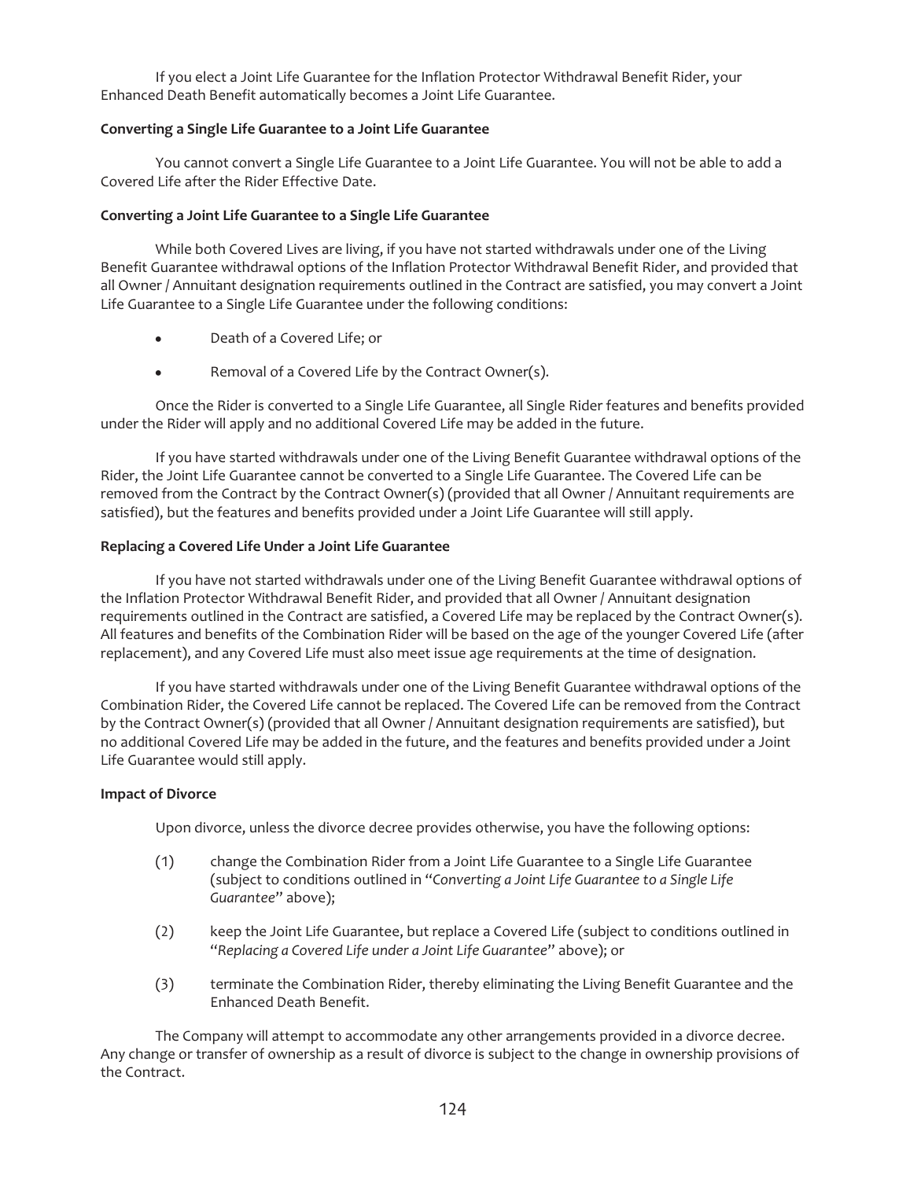If you elect a Joint Life Guarantee for the Inflation Protector Withdrawal Benefit Rider, your Enhanced Death Benefit automatically becomes a Joint Life Guarantee.

**Converting a Single Life Guarantee to a Joint Life Guarantee**

You cannot convert a Single Life Guarantee to a Joint Life Guarantee. You will not be able to add a Covered Life after the Rider Effective Date.

**Converting a Joint Life Guarantee to a Single Life Guarantee**

While both Covered Lives are living, if you have not started withdrawals under one of the Living Benefit Guarantee withdrawal options of the Inflation Protector Withdrawal Benefit Rider, and provided that all Owner / Annuitant designation requirements outlined in the Contract are satisfied, you may convert a Joint Life Guarantee to a Single Life Guarantee under the following conditions:

- Death of a Covered Life; or
- Removal of a Covered Life by the Contract Owner(s).

Once the Rider is converted to a Single Life Guarantee, all Single Rider features and benefits provided under the Rider will apply and no additional Covered Life may be added in the future.

If you have started withdrawals under one of the Living Benefit Guarantee withdrawal options of the Rider, the Joint Life Guarantee cannot be converted to a Single Life Guarantee. The Covered Life can be removed from the Contract by the Contract Owner(s) (provided that all Owner / Annuitant requirements are satisfied), but the features and benefits provided under a Joint Life Guarantee will still apply.

**Replacing a Covered Life Under a Joint Life Guarantee**

If you have not started withdrawals under one of the Living Benefit Guarantee withdrawal options of the Inflation Protector Withdrawal Benefit Rider, and provided that all Owner / Annuitant designation requirements outlined in the Contract are satisfied, a Covered Life may be replaced by the Contract Owner(s). All features and benefits of the Combination Rider will be based on the age of the younger Covered Life (after replacement), and any Covered Life must also meet issue age requirements at the time of designation.

If you have started withdrawals under one of the Living Benefit Guarantee withdrawal options of the Combination Rider, the Covered Life cannot be replaced. The Covered Life can be removed from the Contract by the Contract Owner(s) (provided that all Owner / Annuitant designation requirements are satisfied), but no additional Covered Life may be added in the future, and the features and benefits provided under a Joint Life Guarantee would still apply.

**Impact of Divorce**

Upon divorce, unless the divorce decree provides otherwise, you have the following options:

(1) change the Combination Rider from a Joint Life Guarantee to a Single Life Guarantee (subject to conditions outlined in "*Converting a Joint Life Guarantee to a Single Life Guarantee*" above);

(2) keep the Joint Life Guarantee, but replace a Covered Life (subject to conditions outlined in "*Replacing a Covered Life under a Joint Life Guarantee*" above); or

(3) terminate the Combination Rider, thereby eliminating the Living Benefit Guarantee and the Enhanced Death Benefit.

The Company will attempt to accommodate any other arrangements provided in a divorce decree. Any change or transfer of ownership as a result of divorce is subject to the change in ownership provisions of the Contract.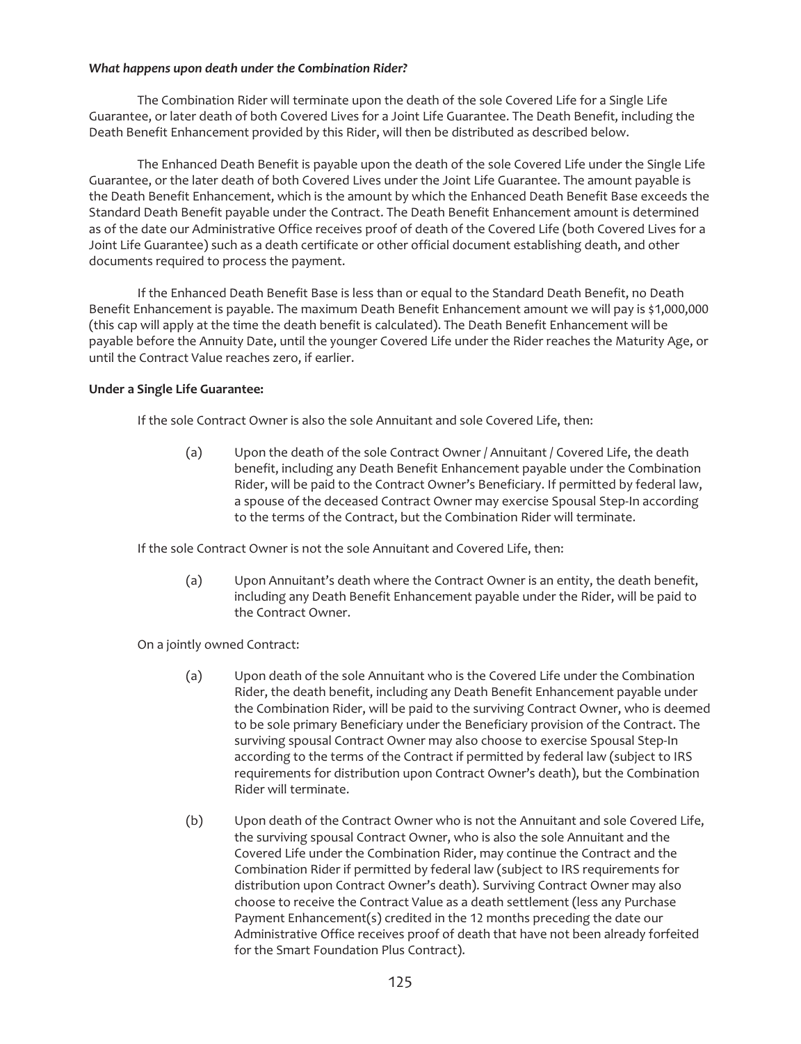***What happens upon death under the Combination Rider?***

The Combination Rider will terminate upon the death of the sole Covered Life for a Single Life Guarantee, or later death of both Covered Lives for a Joint Life Guarantee. The Death Benefit, including the Death Benefit Enhancement provided by this Rider, will then be distributed as described below.

The Enhanced Death Benefit is payable upon the death of the sole Covered Life under the Single Life Guarantee, or the later death of both Covered Lives under the Joint Life Guarantee. The amount payable is the Death Benefit Enhancement, which is the amount by which the Enhanced Death Benefit Base exceeds the Standard Death Benefit payable under the Contract. The Death Benefit Enhancement amount is determined as of the date our Administrative Office receives proof of death of the Covered Life (both Covered Lives for a Joint Life Guarantee) such as a death certificate or other official document establishing death, and other documents required to process the payment.

If the Enhanced Death Benefit Base is less than or equal to the Standard Death Benefit, no Death Benefit Enhancement is payable. The maximum Death Benefit Enhancement amount we will pay is $1,000,000 (this cap will apply at the time the death benefit is calculated). The Death Benefit Enhancement will be payable before the Annuity Date, until the younger Covered Life under the Rider reaches the Maturity Age, or until the Contract Value reaches zero, if earlier.

**Under a Single Life Guarantee:**

If the sole Contract Owner is also the sole Annuitant and sole Covered Life, then:

(a) Upon the death of the sole Contract Owner / Annuitant / Covered Life, the death benefit, including any Death Benefit Enhancement payable under the Combination Rider, will be paid to the Contract Owner's Beneficiary. If permitted by federal law, a spouse of the deceased Contract Owner may exercise Spousal Step-In according to the terms of the Contract, but the Combination Rider will terminate.

If the sole Contract Owner is not the sole Annuitant and Covered Life, then:

(a) Upon Annuitant's death where the Contract Owner is an entity, the death benefit, including any Death Benefit Enhancement payable under the Rider, will be paid to the Contract Owner.

On a jointly owned Contract:

(a) Upon death of the sole Annuitant who is the Covered Life under the Combination Rider, the death benefit, including any Death Benefit Enhancement payable under the Combination Rider, will be paid to the surviving Contract Owner, who is deemed to be sole primary Beneficiary under the Beneficiary provision of the Contract. The surviving spousal Contract Owner may also choose to exercise Spousal Step-In according to the terms of the Contract if permitted by federal law (subject to IRS requirements for distribution upon Contract Owner's death), but the Combination Rider will terminate.

(b) Upon death of the Contract Owner who is not the Annuitant and sole Covered Life, the surviving spousal Contract Owner, who is also the sole Annuitant and the Covered Life under the Combination Rider, may continue the Contract and the Combination Rider if permitted by federal law (subject to IRS requirements for distribution upon Contract Owner's death). Surviving Contract Owner may also choose to receive the Contract Value as a death settlement (less any Purchase Payment Enhancement(s) credited in the 12 months preceding the date our Administrative Office receives proof of death that have not been already forfeited for the Smart Foundation Plus Contract).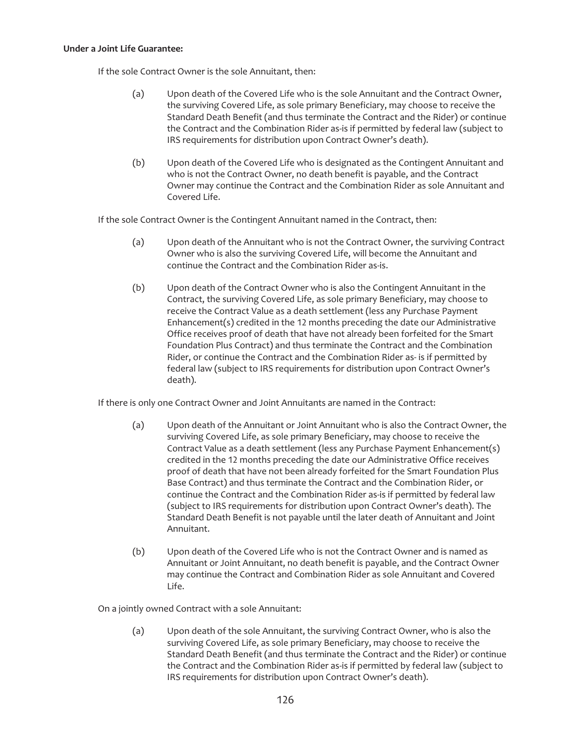**Under a Joint Life Guarantee:**

If the sole Contract Owner is the sole Annuitant, then:

(a) Upon death of the Covered Life who is the sole Annuitant and the Contract Owner, the surviving Covered Life, as sole primary Beneficiary, may choose to receive the Standard Death Benefit (and thus terminate the Contract and the Rider) or continue the Contract and the Combination Rider as-is if permitted by federal law (subject to IRS requirements for distribution upon Contract Owner's death).

(b) Upon death of the Covered Life who is designated as the Contingent Annuitant and who is not the Contract Owner, no death benefit is payable, and the Contract Owner may continue the Contract and the Combination Rider as sole Annuitant and Covered Life.

If the sole Contract Owner is the Contingent Annuitant named in the Contract, then:

(a) Upon death of the Annuitant who is not the Contract Owner, the surviving Contract Owner who is also the surviving Covered Life, will become the Annuitant and continue the Contract and the Combination Rider as-is.

(b) Upon death of the Contract Owner who is also the Contingent Annuitant in the Contract, the surviving Covered Life, as sole primary Beneficiary, may choose to receive the Contract Value as a death settlement (less any Purchase Payment Enhancement(s) credited in the 12 months preceding the date our Administrative Office receives proof of death that have not already been forfeited for the Smart Foundation Plus Contract) and thus terminate the Contract and the Combination Rider, or continue the Contract and the Combination Rider as- is if permitted by federal law (subject to IRS requirements for distribution upon Contract Owner's death).

If there is only one Contract Owner and Joint Annuitants are named in the Contract:

(a) Upon death of the Annuitant or Joint Annuitant who is also the Contract Owner, the surviving Covered Life, as sole primary Beneficiary, may choose to receive the Contract Value as a death settlement (less any Purchase Payment Enhancement(s) credited in the 12 months preceding the date our Administrative Office receives proof of death that have not been already forfeited for the Smart Foundation Plus Base Contract) and thus terminate the Contract and the Combination Rider, or continue the Contract and the Combination Rider as-is if permitted by federal law (subject to IRS requirements for distribution upon Contract Owner's death). The Standard Death Benefit is not payable until the later death of Annuitant and Joint Annuitant.

(b) Upon death of the Covered Life who is not the Contract Owner and is named as Annuitant or Joint Annuitant, no death benefit is payable, and the Contract Owner may continue the Contract and Combination Rider as sole Annuitant and Covered Life.

On a jointly owned Contract with a sole Annuitant:

(a) Upon death of the sole Annuitant, the surviving Contract Owner, who is also the surviving Covered Life, as sole primary Beneficiary, may choose to receive the Standard Death Benefit (and thus terminate the Contract and the Rider) or continue the Contract and the Combination Rider as-is if permitted by federal law (subject to IRS requirements for distribution upon Contract Owner's death).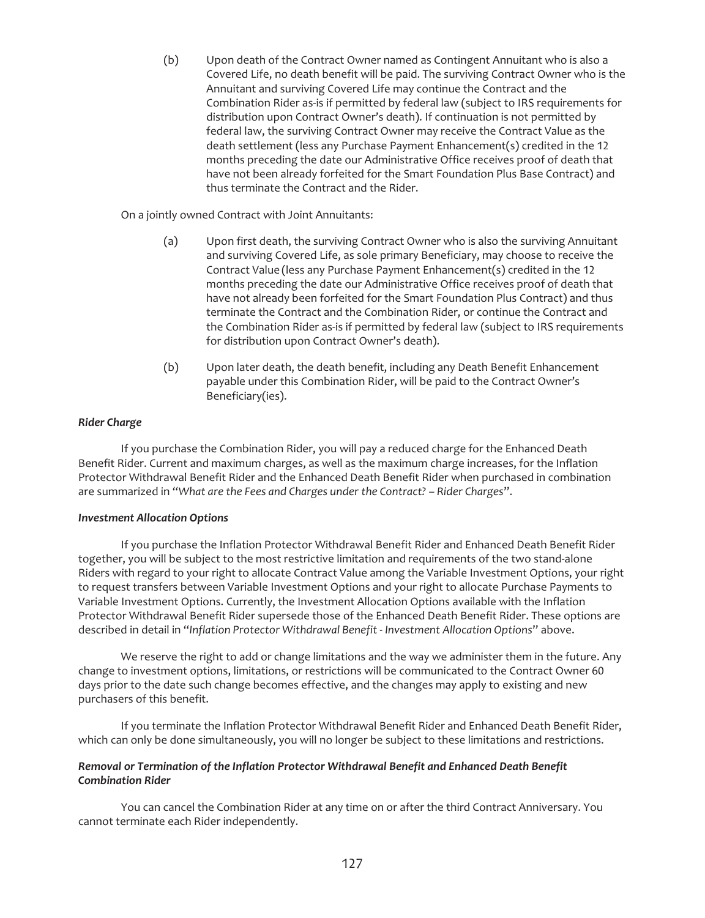(b) Upon death of the Contract Owner named as Contingent Annuitant who is also a Covered Life, no death benefit will be paid. The surviving Contract Owner who is the Annuitant and surviving Covered Life may continue the Contract and the Combination Rider as-is if permitted by federal law (subject to IRS requirements for distribution upon Contract Owner's death). If continuation is not permitted by federal law, the surviving Contract Owner may receive the Contract Value as the death settlement (less any Purchase Payment Enhancement(s) credited in the 12 months preceding the date our Administrative Office receives proof of death that have not been already forfeited for the Smart Foundation Plus Base Contract) and thus terminate the Contract and the Rider.

On a jointly owned Contract with Joint Annuitants:

(a) Upon first death, the surviving Contract Owner who is also the surviving Annuitant and surviving Covered Life, as sole primary Beneficiary, may choose to receive the Contract Value (less any Purchase Payment Enhancement(s) credited in the 12 months preceding the date our Administrative Office receives proof of death that have not already been forfeited for the Smart Foundation Plus Contract) and thus terminate the Contract and the Combination Rider, or continue the Contract and the Combination Rider as-is if permitted by federal law (subject to IRS requirements for distribution upon Contract Owner's death).

(b) Upon later death, the death benefit, including any Death Benefit Enhancement payable under this Combination Rider, will be paid to the Contract Owner's Beneficiary(ies).

***Rider Charge***

If you purchase the Combination Rider, you will pay a reduced charge for the Enhanced Death Benefit Rider. Current and maximum charges, as well as the maximum charge increases, for the Inflation Protector Withdrawal Benefit Rider and the Enhanced Death Benefit Rider when purchased in combination are summarized in "*What are the Fees and Charges under the Contract? – Rider Charges*".

***Investment Allocation Options***

If you purchase the Inflation Protector Withdrawal Benefit Rider and Enhanced Death Benefit Rider together, you will be subject to the most restrictive limitation and requirements of the two stand-alone Riders with regard to your right to allocate Contract Value among the Variable Investment Options, your right to request transfers between Variable Investment Options and your right to allocate Purchase Payments to Variable Investment Options. Currently, the Investment Allocation Options available with the Inflation Protector Withdrawal Benefit Rider supersede those of the Enhanced Death Benefit Rider. These options are described in detail in "*Inflation Protector Withdrawal Benefit - Investment Allocation Options*" above.

We reserve the right to add or change limitations and the way we administer them in the future. Any change to investment options, limitations, or restrictions will be communicated to the Contract Owner 60 days prior to the date such change becomes effective, and the changes may apply to existing and new purchasers of this benefit.

If you terminate the Inflation Protector Withdrawal Benefit Rider and Enhanced Death Benefit Rider, which can only be done simultaneously, you will no longer be subject to these limitations and restrictions.

***Removal or Termination of the Inflation Protector Withdrawal Benefit and Enhanced Death Benefit Combination Rider***

You can cancel the Combination Rider at any time on or after the third Contract Anniversary. You cannot terminate each Rider independently.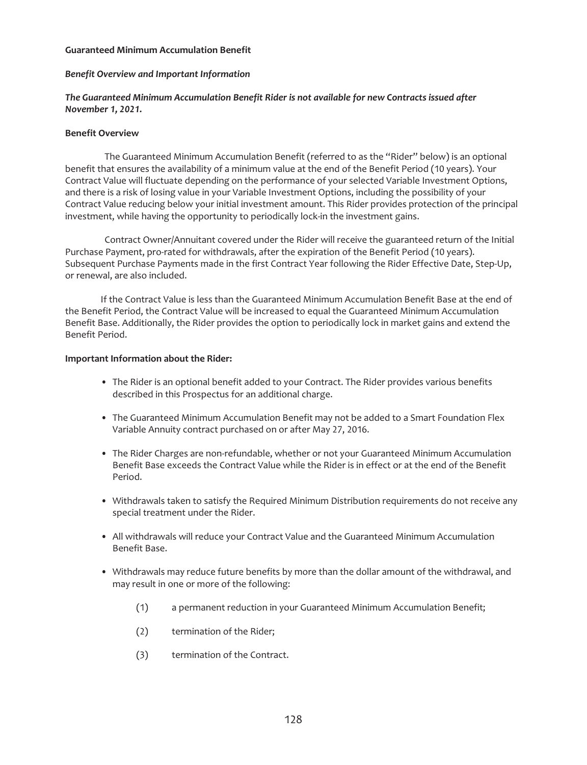**Guaranteed Minimum Accumulation Benefit**

***Benefit Overview and Important Information***

***The Guaranteed Minimum Accumulation Benefit Rider is not available for new Contracts issued after November 1, 2021.***

**Benefit Overview**

The Guaranteed Minimum Accumulation Benefit (referred to as the "Rider" below) is an optional benefit that ensures the availability of a minimum value at the end of the Benefit Period (10 years). Your Contract Value will fluctuate depending on the performance of your selected Variable Investment Options, and there is a risk of losing value in your Variable Investment Options, including the possibility of your Contract Value reducing below your initial investment amount. This Rider provides protection of the principal investment, while having the opportunity to periodically lock-in the investment gains.

Contract Owner/Annuitant covered under the Rider will receive the guaranteed return of the Initial Purchase Payment, pro-rated for withdrawals, after the expiration of the Benefit Period (10 years). Subsequent Purchase Payments made in the first Contract Year following the Rider Effective Date, Step-Up, or renewal, are also included.

If the Contract Value is less than the Guaranteed Minimum Accumulation Benefit Base at the end of the Benefit Period, the Contract Value will be increased to equal the Guaranteed Minimum Accumulation Benefit Base. Additionally, the Rider provides the option to periodically lock in market gains and extend the Benefit Period.

**Important Information about the Rider:**

- The Rider is an optional benefit added to your Contract. The Rider provides various benefits described in this Prospectus for an additional charge.
- The Guaranteed Minimum Accumulation Benefit may not be added to a Smart Foundation Flex Variable Annuity contract purchased on or after May 27, 2016.
- The Rider Charges are non-refundable, whether or not your Guaranteed Minimum Accumulation Benefit Base exceeds the Contract Value while the Rider is in effect or at the end of the Benefit Period.
- Withdrawals taken to satisfy the Required Minimum Distribution requirements do not receive any special treatment under the Rider.
- All withdrawals will reduce your Contract Value and the Guaranteed Minimum Accumulation Benefit Base.
- Withdrawals may reduce future benefits by more than the dollar amount of the withdrawal, and may result in one or more of the following:

  (1) a permanent reduction in your Guaranteed Minimum Accumulation Benefit;

  (2) termination of the Rider;

  (3) termination of the Contract.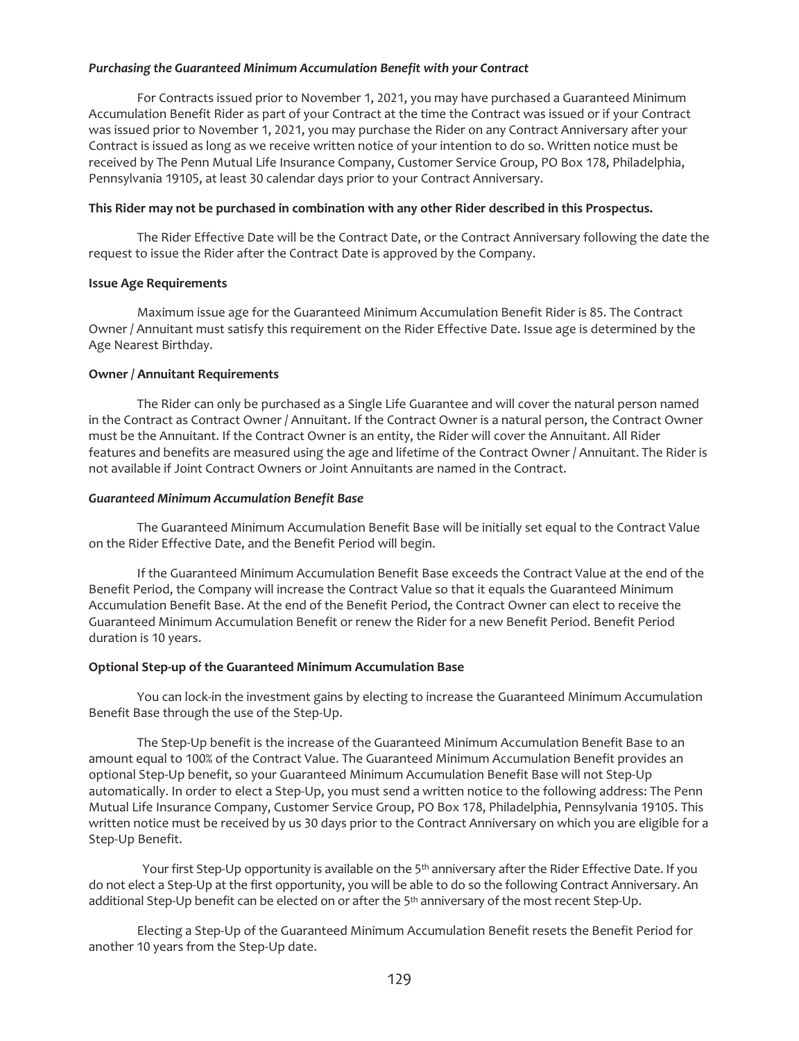***Purchasing the Guaranteed Minimum Accumulation Benefit with your Contract***

For Contracts issued prior to November 1, 2021, you may have purchased a Guaranteed Minimum Accumulation Benefit Rider as part of your Contract at the time the Contract was issued or if your Contract was issued prior to November 1, 2021, you may purchase the Rider on any Contract Anniversary after your Contract is issued as long as we receive written notice of your intention to do so. Written notice must be received by The Penn Mutual Life Insurance Company, Customer Service Group, PO Box 178, Philadelphia, Pennsylvania 19105, at least 30 calendar days prior to your Contract Anniversary.

**This Rider may not be purchased in combination with any other Rider described in this Prospectus.**

The Rider Effective Date will be the Contract Date, or the Contract Anniversary following the date the request to issue the Rider after the Contract Date is approved by the Company.

**Issue Age Requirements**

Maximum issue age for the Guaranteed Minimum Accumulation Benefit Rider is 85. The Contract Owner / Annuitant must satisfy this requirement on the Rider Effective Date. Issue age is determined by the Age Nearest Birthday.

**Owner / Annuitant Requirements**

The Rider can only be purchased as a Single Life Guarantee and will cover the natural person named in the Contract as Contract Owner / Annuitant. If the Contract Owner is a natural person, the Contract Owner must be the Annuitant. If the Contract Owner is an entity, the Rider will cover the Annuitant. All Rider features and benefits are measured using the age and lifetime of the Contract Owner / Annuitant. The Rider is not available if Joint Contract Owners or Joint Annuitants are named in the Contract.

***Guaranteed Minimum Accumulation Benefit Base***

The Guaranteed Minimum Accumulation Benefit Base will be initially set equal to the Contract Value on the Rider Effective Date, and the Benefit Period will begin.

If the Guaranteed Minimum Accumulation Benefit Base exceeds the Contract Value at the end of the Benefit Period, the Company will increase the Contract Value so that it equals the Guaranteed Minimum Accumulation Benefit Base. At the end of the Benefit Period, the Contract Owner can elect to receive the Guaranteed Minimum Accumulation Benefit or renew the Rider for a new Benefit Period. Benefit Period duration is 10 years.

**Optional Step-up of the Guaranteed Minimum Accumulation Base**

You can lock-in the investment gains by electing to increase the Guaranteed Minimum Accumulation Benefit Base through the use of the Step-Up.

The Step-Up benefit is the increase of the Guaranteed Minimum Accumulation Benefit Base to an amount equal to 100% of the Contract Value. The Guaranteed Minimum Accumulation Benefit provides an optional Step-Up benefit, so your Guaranteed Minimum Accumulation Benefit Base will not Step-Up automatically. In order to elect a Step-Up, you must send a written notice to the following address: The Penn Mutual Life Insurance Company, Customer Service Group, PO Box 178, Philadelphia, Pennsylvania 19105. This written notice must be received by us 30 days prior to the Contract Anniversary on which you are eligible for a Step-Up Benefit.

Your first Step-Up opportunity is available on the 5th anniversary after the Rider Effective Date. If you do not elect a Step-Up at the first opportunity, you will be able to do so the following Contract Anniversary. An additional Step-Up benefit can be elected on or after the 5th anniversary of the most recent Step-Up.

Electing a Step-Up of the Guaranteed Minimum Accumulation Benefit resets the Benefit Period for another 10 years from the Step-Up date.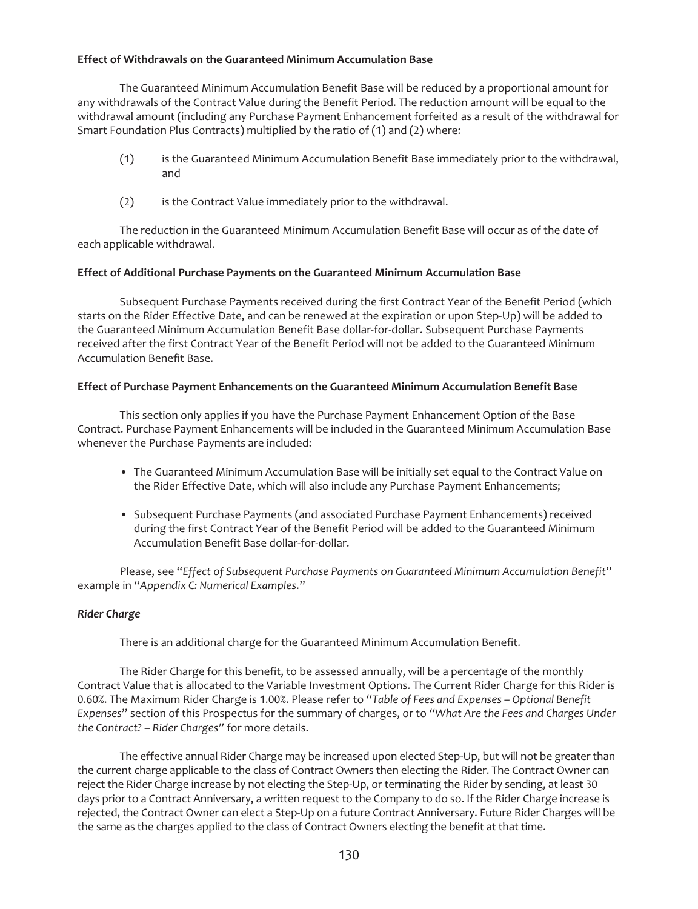**Effect of Withdrawals on the Guaranteed Minimum Accumulation Base**

The Guaranteed Minimum Accumulation Benefit Base will be reduced by a proportional amount for any withdrawals of the Contract Value during the Benefit Period. The reduction amount will be equal to the withdrawal amount (including any Purchase Payment Enhancement forfeited as a result of the withdrawal for Smart Foundation Plus Contracts) multiplied by the ratio of (1) and (2) where:

(1) is the Guaranteed Minimum Accumulation Benefit Base immediately prior to the withdrawal, and

(2) is the Contract Value immediately prior to the withdrawal.

The reduction in the Guaranteed Minimum Accumulation Benefit Base will occur as of the date of each applicable withdrawal.

**Effect of Additional Purchase Payments on the Guaranteed Minimum Accumulation Base**

Subsequent Purchase Payments received during the first Contract Year of the Benefit Period (which starts on the Rider Effective Date, and can be renewed at the expiration or upon Step-Up) will be added to the Guaranteed Minimum Accumulation Benefit Base dollar-for-dollar. Subsequent Purchase Payments received after the first Contract Year of the Benefit Period will not be added to the Guaranteed Minimum Accumulation Benefit Base.

**Effect of Purchase Payment Enhancements on the Guaranteed Minimum Accumulation Benefit Base**

This section only applies if you have the Purchase Payment Enhancement Option of the Base Contract. Purchase Payment Enhancements will be included in the Guaranteed Minimum Accumulation Base whenever the Purchase Payments are included:

- The Guaranteed Minimum Accumulation Base will be initially set equal to the Contract Value on the Rider Effective Date, which will also include any Purchase Payment Enhancements;
- Subsequent Purchase Payments (and associated Purchase Payment Enhancements) received during the first Contract Year of the Benefit Period will be added to the Guaranteed Minimum Accumulation Benefit Base dollar-for-dollar.

Please, see "*Effect of Subsequent Purchase Payments on Guaranteed Minimum Accumulation Benefit*" example in "*Appendix C: Numerical Examples*."

***Rider Charge***

There is an additional charge for the Guaranteed Minimum Accumulation Benefit.

The Rider Charge for this benefit, to be assessed annually, will be a percentage of the monthly Contract Value that is allocated to the Variable Investment Options. The Current Rider Charge for this Rider is 0.60%. The Maximum Rider Charge is 1.00%. Please refer to "*Table of Fees and Expenses – Optional Benefit Expenses*" section of this Prospectus for the summary of charges, or to "*What Are the Fees and Charges Under the Contract? – Rider Charges*" for more details.

The effective annual Rider Charge may be increased upon elected Step-Up, but will not be greater than the current charge applicable to the class of Contract Owners then electing the Rider. The Contract Owner can reject the Rider Charge increase by not electing the Step-Up, or terminating the Rider by sending, at least 30 days prior to a Contract Anniversary, a written request to the Company to do so. If the Rider Charge increase is rejected, the Contract Owner can elect a Step-Up on a future Contract Anniversary. Future Rider Charges will be the same as the charges applied to the class of Contract Owners electing the benefit at that time.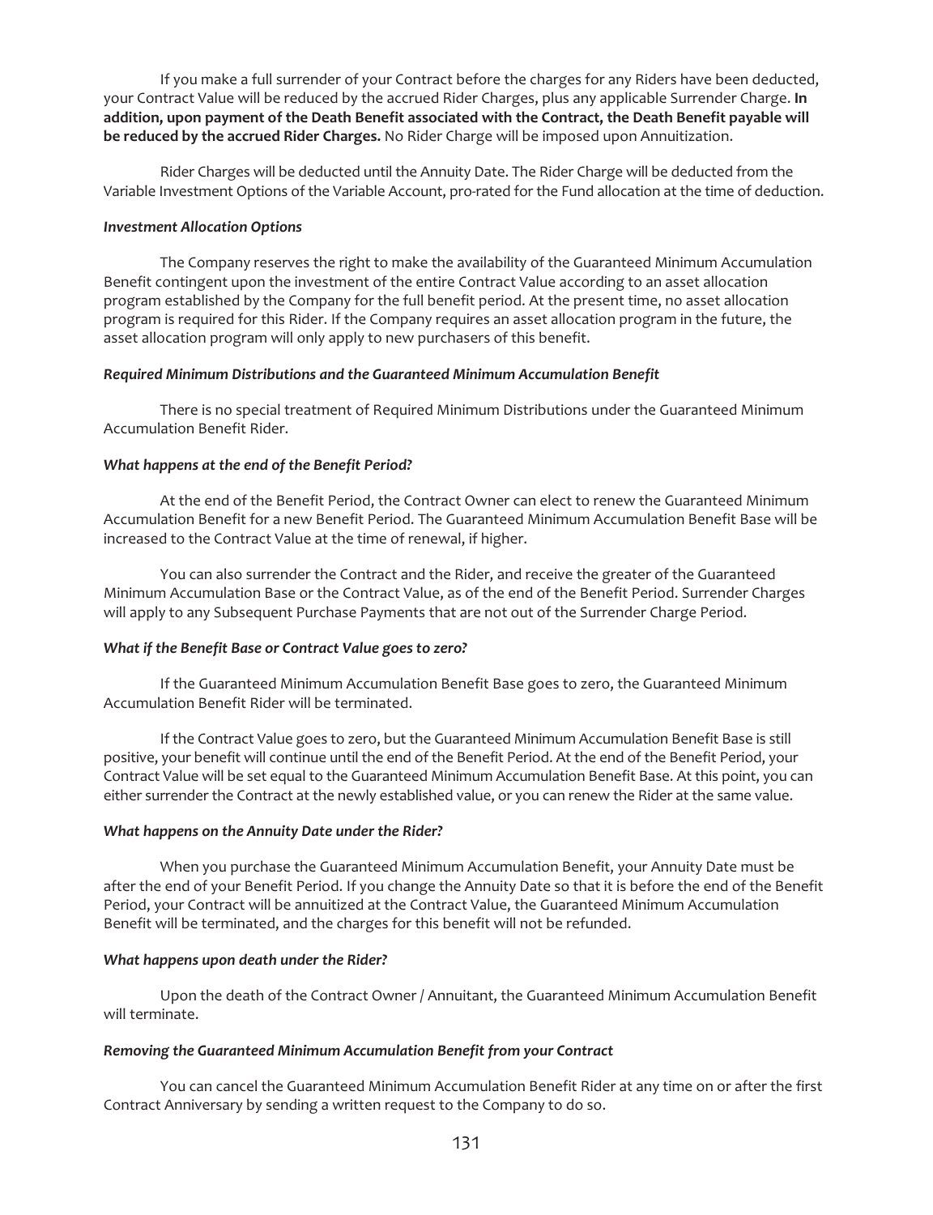If you make a full surrender of your Contract before the charges for any Riders have been deducted, your Contract Value will be reduced by the accrued Rider Charges, plus any applicable Surrender Charge. **In addition, upon payment of the Death Benefit associated with the Contract, the Death Benefit payable will be reduced by the accrued Rider Charges.** No Rider Charge will be imposed upon Annuitization.

Rider Charges will be deducted until the Annuity Date. The Rider Charge will be deducted from the Variable Investment Options of the Variable Account, pro-rated for the Fund allocation at the time of deduction.

***Investment Allocation Options***

The Company reserves the right to make the availability of the Guaranteed Minimum Accumulation Benefit contingent upon the investment of the entire Contract Value according to an asset allocation program established by the Company for the full benefit period. At the present time, no asset allocation program is required for this Rider. If the Company requires an asset allocation program in the future, the asset allocation program will only apply to new purchasers of this benefit.

***Required Minimum Distributions and the Guaranteed Minimum Accumulation Benefit***

There is no special treatment of Required Minimum Distributions under the Guaranteed Minimum Accumulation Benefit Rider.

***What happens at the end of the Benefit Period?***

At the end of the Benefit Period, the Contract Owner can elect to renew the Guaranteed Minimum Accumulation Benefit for a new Benefit Period. The Guaranteed Minimum Accumulation Benefit Base will be increased to the Contract Value at the time of renewal, if higher.

You can also surrender the Contract and the Rider, and receive the greater of the Guaranteed Minimum Accumulation Base or the Contract Value, as of the end of the Benefit Period. Surrender Charges will apply to any Subsequent Purchase Payments that are not out of the Surrender Charge Period.

***What if the Benefit Base or Contract Value goes to zero?***

If the Guaranteed Minimum Accumulation Benefit Base goes to zero, the Guaranteed Minimum Accumulation Benefit Rider will be terminated.

If the Contract Value goes to zero, but the Guaranteed Minimum Accumulation Benefit Base is still positive, your benefit will continue until the end of the Benefit Period. At the end of the Benefit Period, your Contract Value will be set equal to the Guaranteed Minimum Accumulation Benefit Base. At this point, you can either surrender the Contract at the newly established value, or you can renew the Rider at the same value.

***What happens on the Annuity Date under the Rider?***

When you purchase the Guaranteed Minimum Accumulation Benefit, your Annuity Date must be after the end of your Benefit Period. If you change the Annuity Date so that it is before the end of the Benefit Period, your Contract will be annuitized at the Contract Value, the Guaranteed Minimum Accumulation Benefit will be terminated, and the charges for this benefit will not be refunded.

***What happens upon death under the Rider?***

Upon the death of the Contract Owner / Annuitant, the Guaranteed Minimum Accumulation Benefit will terminate.

***Removing the Guaranteed Minimum Accumulation Benefit from your Contract***

You can cancel the Guaranteed Minimum Accumulation Benefit Rider at any time on or after the first Contract Anniversary by sending a written request to the Company to do so.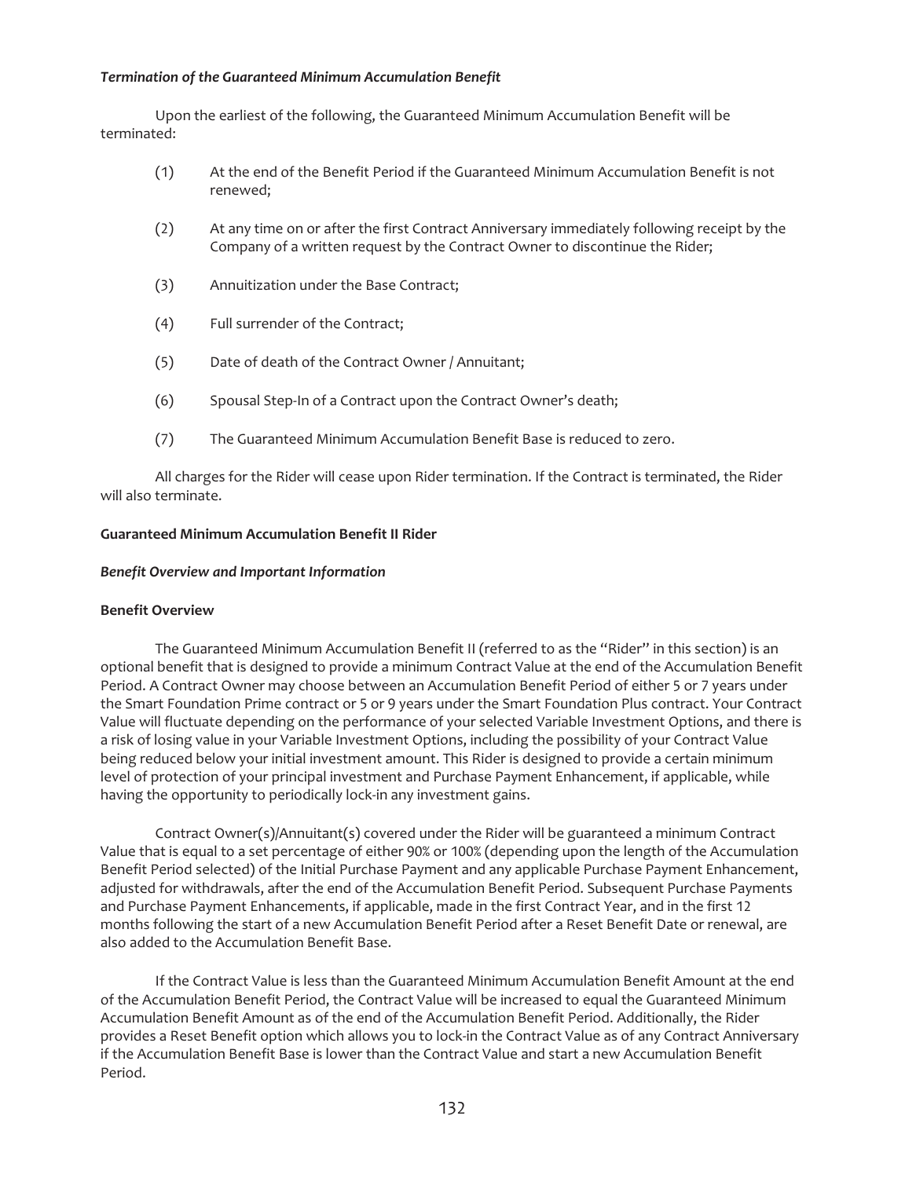***Termination of the Guaranteed Minimum Accumulation Benefit***

Upon the earliest of the following, the Guaranteed Minimum Accumulation Benefit will be terminated:

(1) At the end of the Benefit Period if the Guaranteed Minimum Accumulation Benefit is not renewed;

(2) At any time on or after the first Contract Anniversary immediately following receipt by the Company of a written request by the Contract Owner to discontinue the Rider;

(3) Annuitization under the Base Contract;

(4) Full surrender of the Contract;

(5) Date of death of the Contract Owner / Annuitant;

(6) Spousal Step-In of a Contract upon the Contract Owner's death;

(7) The Guaranteed Minimum Accumulation Benefit Base is reduced to zero.

All charges for the Rider will cease upon Rider termination. If the Contract is terminated, the Rider will also terminate.

**Guaranteed Minimum Accumulation Benefit II Rider**

***Benefit Overview and Important Information***

**Benefit Overview**

The Guaranteed Minimum Accumulation Benefit II (referred to as the "Rider" in this section) is an optional benefit that is designed to provide a minimum Contract Value at the end of the Accumulation Benefit Period. A Contract Owner may choose between an Accumulation Benefit Period of either 5 or 7 years under the Smart Foundation Prime contract or 5 or 9 years under the Smart Foundation Plus contract. Your Contract Value will fluctuate depending on the performance of your selected Variable Investment Options, and there is a risk of losing value in your Variable Investment Options, including the possibility of your Contract Value being reduced below your initial investment amount. This Rider is designed to provide a certain minimum level of protection of your principal investment and Purchase Payment Enhancement, if applicable, while having the opportunity to periodically lock-in any investment gains.

Contract Owner(s)/Annuitant(s) covered under the Rider will be guaranteed a minimum Contract Value that is equal to a set percentage of either 90% or 100% (depending upon the length of the Accumulation Benefit Period selected) of the Initial Purchase Payment and any applicable Purchase Payment Enhancement, adjusted for withdrawals, after the end of the Accumulation Benefit Period. Subsequent Purchase Payments and Purchase Payment Enhancements, if applicable, made in the first Contract Year, and in the first 12 months following the start of a new Accumulation Benefit Period after a Reset Benefit Date or renewal, are also added to the Accumulation Benefit Base.

If the Contract Value is less than the Guaranteed Minimum Accumulation Benefit Amount at the end of the Accumulation Benefit Period, the Contract Value will be increased to equal the Guaranteed Minimum Accumulation Benefit Amount as of the end of the Accumulation Benefit Period. Additionally, the Rider provides a Reset Benefit option which allows you to lock-in the Contract Value as of any Contract Anniversary if the Accumulation Benefit Base is lower than the Contract Value and start a new Accumulation Benefit Period.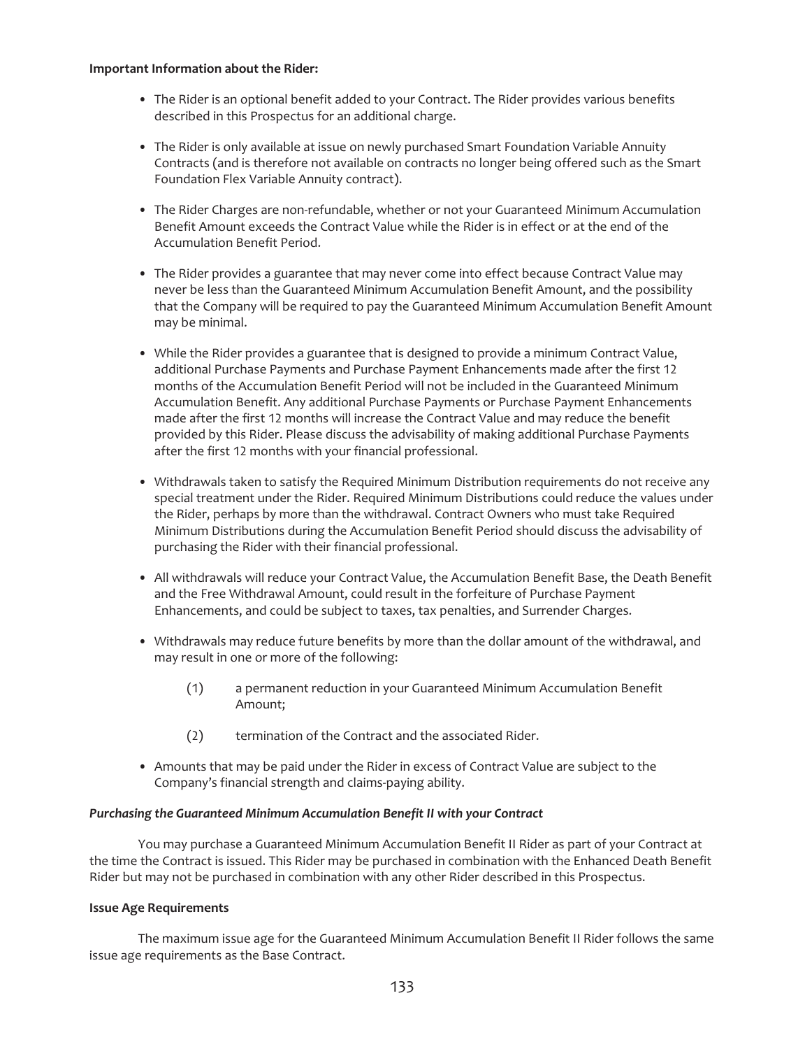**Important Information about the Rider:**

- The Rider is an optional benefit added to your Contract. The Rider provides various benefits described in this Prospectus for an additional charge.
- The Rider is only available at issue on newly purchased Smart Foundation Variable Annuity Contracts (and is therefore not available on contracts no longer being offered such as the Smart Foundation Flex Variable Annuity contract).
- The Rider Charges are non-refundable, whether or not your Guaranteed Minimum Accumulation Benefit Amount exceeds the Contract Value while the Rider is in effect or at the end of the Accumulation Benefit Period.
- The Rider provides a guarantee that may never come into effect because Contract Value may never be less than the Guaranteed Minimum Accumulation Benefit Amount, and the possibility that the Company will be required to pay the Guaranteed Minimum Accumulation Benefit Amount may be minimal.
- While the Rider provides a guarantee that is designed to provide a minimum Contract Value, additional Purchase Payments and Purchase Payment Enhancements made after the first 12 months of the Accumulation Benefit Period will not be included in the Guaranteed Minimum Accumulation Benefit. Any additional Purchase Payments or Purchase Payment Enhancements made after the first 12 months will increase the Contract Value and may reduce the benefit provided by this Rider. Please discuss the advisability of making additional Purchase Payments after the first 12 months with your financial professional.
- Withdrawals taken to satisfy the Required Minimum Distribution requirements do not receive any special treatment under the Rider. Required Minimum Distributions could reduce the values under the Rider, perhaps by more than the withdrawal. Contract Owners who must take Required Minimum Distributions during the Accumulation Benefit Period should discuss the advisability of purchasing the Rider with their financial professional.
- All withdrawals will reduce your Contract Value, the Accumulation Benefit Base, the Death Benefit and the Free Withdrawal Amount, could result in the forfeiture of Purchase Payment Enhancements, and could be subject to taxes, tax penalties, and Surrender Charges.
- Withdrawals may reduce future benefits by more than the dollar amount of the withdrawal, and may result in one or more of the following:

  (1) a permanent reduction in your Guaranteed Minimum Accumulation Benefit Amount;

  (2) termination of the Contract and the associated Rider.

- Amounts that may be paid under the Rider in excess of Contract Value are subject to the Company's financial strength and claims-paying ability.

***Purchasing the Guaranteed Minimum Accumulation Benefit II with your Contract***

You may purchase a Guaranteed Minimum Accumulation Benefit II Rider as part of your Contract at the time the Contract is issued. This Rider may be purchased in combination with the Enhanced Death Benefit Rider but may not be purchased in combination with any other Rider described in this Prospectus.

**Issue Age Requirements**

The maximum issue age for the Guaranteed Minimum Accumulation Benefit II Rider follows the same issue age requirements as the Base Contract.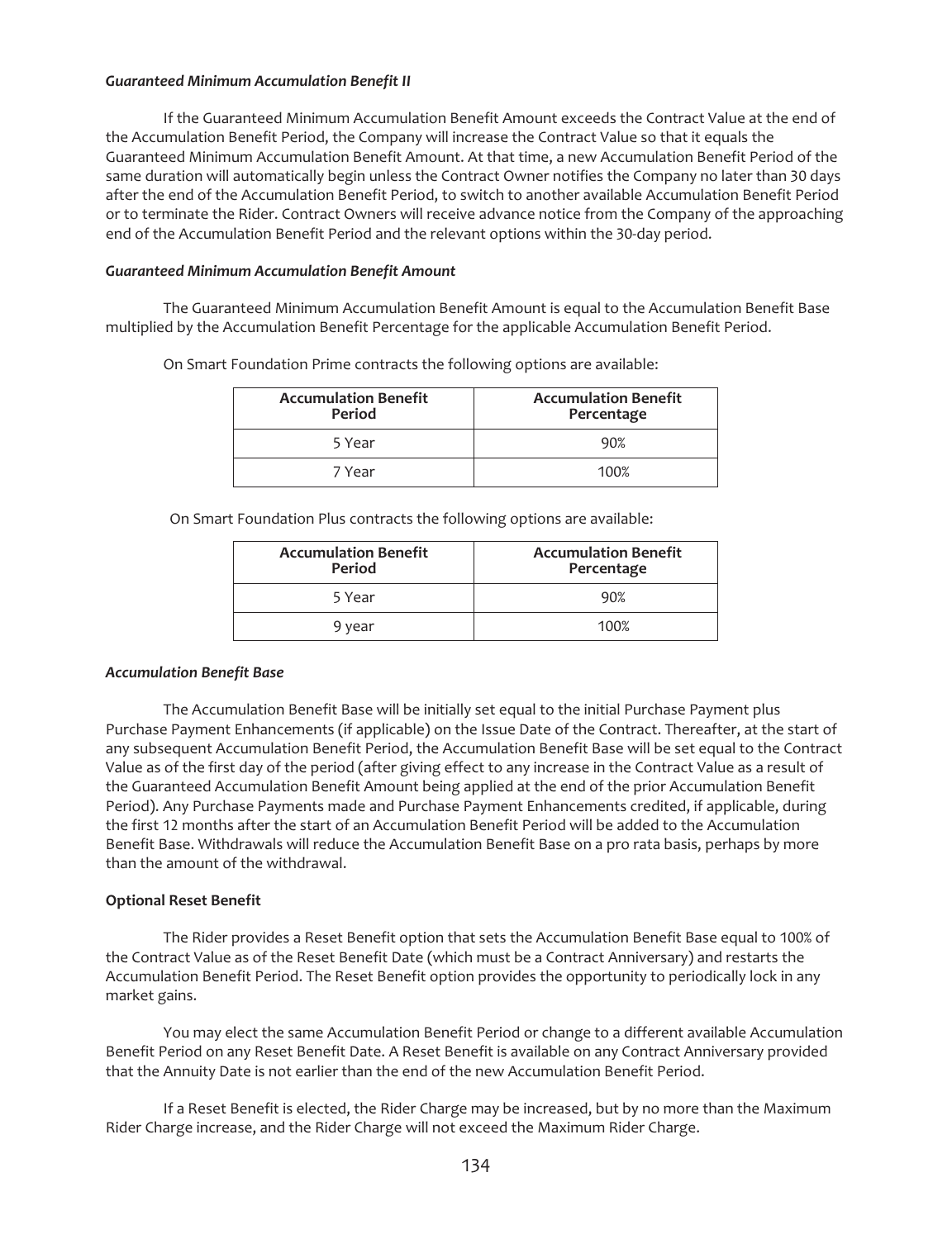### *Guaranteed Minimum Accumulation Benefit II*

If the Guaranteed Minimum Accumulation Benefit Amount exceeds the Contract Value at the end of the Accumulation Benefit Period, the Company will increase the Contract Value so that it equals the Guaranteed Minimum Accumulation Benefit Amount. At that time, a new Accumulation Benefit Period of the same duration will automatically begin unless the Contract Owner notifies the Company no later than 30 days after the end of the Accumulation Benefit Period, to switch to another available Accumulation Benefit Period or to terminate the Rider. Contract Owners will receive advance notice from the Company of the approaching end of the Accumulation Benefit Period and the relevant options within the 30-day period.

### *Guaranteed Minimum Accumulation Benefit Amount*

The Guaranteed Minimum Accumulation Benefit Amount is equal to the Accumulation Benefit Base multiplied by the Accumulation Benefit Percentage for the applicable Accumulation Benefit Period.

On Smart Foundation Prime contracts the following options are available:

| Accumulation Benefit Period | Accumulation Benefit Percentage |
|---|---|
| 5 Year | 90% |
| 7 Year | 100% |

On Smart Foundation Plus contracts the following options are available:

| Accumulation Benefit Period | Accumulation Benefit Percentage |
|---|---|
| 5 Year | 90% |
| 9 year | 100% |

### *Accumulation Benefit Base*

The Accumulation Benefit Base will be initially set equal to the initial Purchase Payment plus Purchase Payment Enhancements (if applicable) on the Issue Date of the Contract. Thereafter, at the start of any subsequent Accumulation Benefit Period, the Accumulation Benefit Base will be set equal to the Contract Value as of the first day of the period (after giving effect to any increase in the Contract Value as a result of the Guaranteed Accumulation Benefit Amount being applied at the end of the prior Accumulation Benefit Period). Any Purchase Payments made and Purchase Payment Enhancements credited, if applicable, during the first 12 months after the start of an Accumulation Benefit Period will be added to the Accumulation Benefit Base. Withdrawals will reduce the Accumulation Benefit Base on a pro rata basis, perhaps by more than the amount of the withdrawal.

### **Optional Reset Benefit**

The Rider provides a Reset Benefit option that sets the Accumulation Benefit Base equal to 100% of the Contract Value as of the Reset Benefit Date (which must be a Contract Anniversary) and restarts the Accumulation Benefit Period. The Reset Benefit option provides the opportunity to periodically lock in any market gains.

You may elect the same Accumulation Benefit Period or change to a different available Accumulation Benefit Period on any Reset Benefit Date. A Reset Benefit is available on any Contract Anniversary provided that the Annuity Date is not earlier than the end of the new Accumulation Benefit Period.

If a Reset Benefit is elected, the Rider Charge may be increased, but by no more than the Maximum Rider Charge increase, and the Rider Charge will not exceed the Maximum Rider Charge.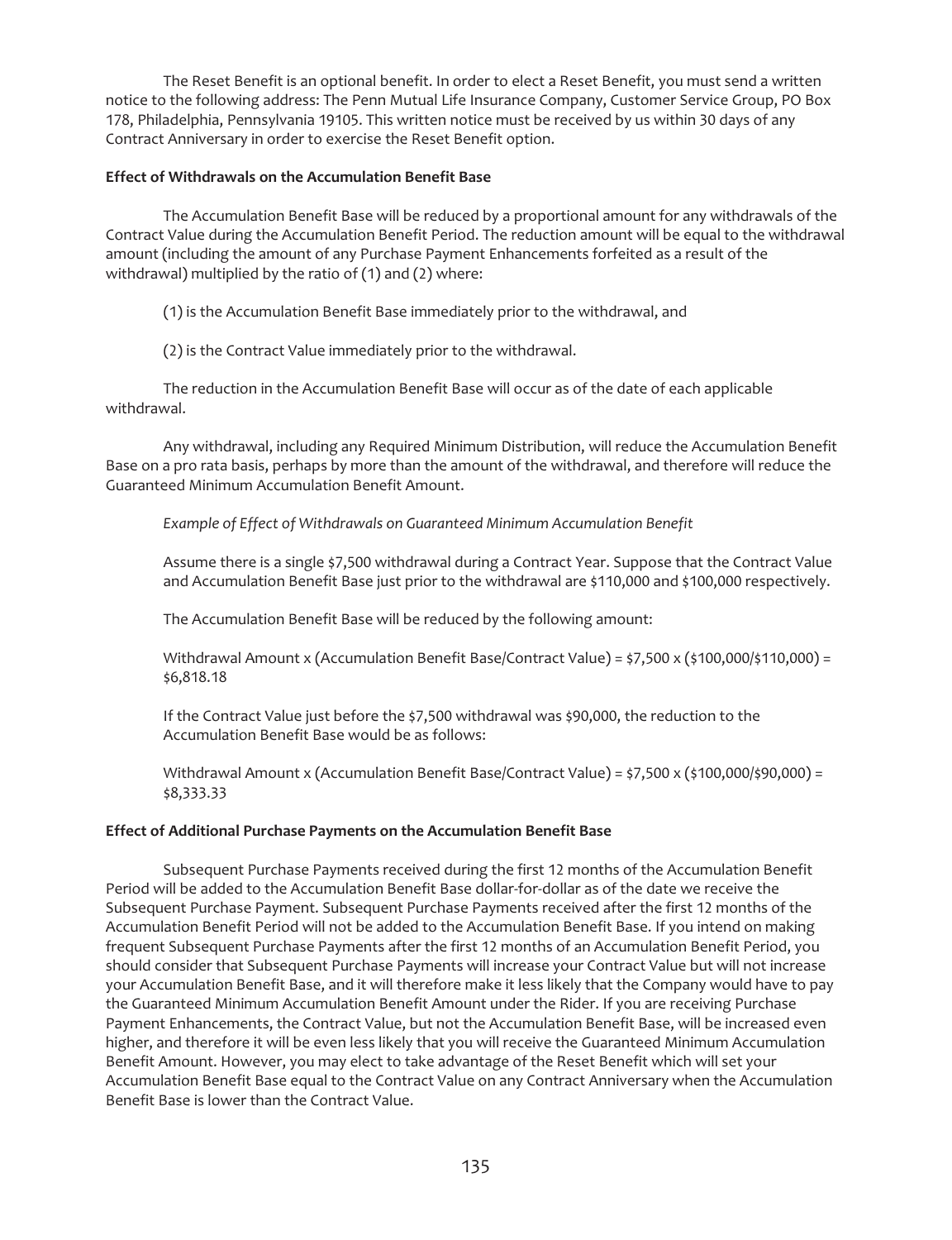The Reset Benefit is an optional benefit. In order to elect a Reset Benefit, you must send a written notice to the following address: The Penn Mutual Life Insurance Company, Customer Service Group, PO Box 178, Philadelphia, Pennsylvania 19105. This written notice must be received by us within 30 days of any Contract Anniversary in order to exercise the Reset Benefit option.

**Effect of Withdrawals on the Accumulation Benefit Base**

The Accumulation Benefit Base will be reduced by a proportional amount for any withdrawals of the Contract Value during the Accumulation Benefit Period. The reduction amount will be equal to the withdrawal amount (including the amount of any Purchase Payment Enhancements forfeited as a result of the withdrawal) multiplied by the ratio of (1) and (2) where:

(1) is the Accumulation Benefit Base immediately prior to the withdrawal, and

(2) is the Contract Value immediately prior to the withdrawal.

The reduction in the Accumulation Benefit Base will occur as of the date of each applicable withdrawal.

Any withdrawal, including any Required Minimum Distribution, will reduce the Accumulation Benefit Base on a pro rata basis, perhaps by more than the amount of the withdrawal, and therefore will reduce the Guaranteed Minimum Accumulation Benefit Amount.

*Example of Effect of Withdrawals on Guaranteed Minimum Accumulation Benefit*

Assume there is a single $7,500 withdrawal during a Contract Year. Suppose that the Contract Value and Accumulation Benefit Base just prior to the withdrawal are $110,000 and $100,000 respectively.

The Accumulation Benefit Base will be reduced by the following amount:

Withdrawal Amount x (Accumulation Benefit Base/Contract Value) = $7,500 x ($100,000/$110,000) = $6,818.18

If the Contract Value just before the $7,500 withdrawal was $90,000, the reduction to the Accumulation Benefit Base would be as follows:

Withdrawal Amount x (Accumulation Benefit Base/Contract Value) = $7,500 x ($100,000/$90,000) = $8,333.33

**Effect of Additional Purchase Payments on the Accumulation Benefit Base**

Subsequent Purchase Payments received during the first 12 months of the Accumulation Benefit Period will be added to the Accumulation Benefit Base dollar-for-dollar as of the date we receive the Subsequent Purchase Payment. Subsequent Purchase Payments received after the first 12 months of the Accumulation Benefit Period will not be added to the Accumulation Benefit Base. If you intend on making frequent Subsequent Purchase Payments after the first 12 months of an Accumulation Benefit Period, you should consider that Subsequent Purchase Payments will increase your Contract Value but will not increase your Accumulation Benefit Base, and it will therefore make it less likely that the Company would have to pay the Guaranteed Minimum Accumulation Benefit Amount under the Rider. If you are receiving Purchase Payment Enhancements, the Contract Value, but not the Accumulation Benefit Base, will be increased even higher, and therefore it will be even less likely that you will receive the Guaranteed Minimum Accumulation Benefit Amount. However, you may elect to take advantage of the Reset Benefit which will set your Accumulation Benefit Base equal to the Contract Value on any Contract Anniversary when the Accumulation Benefit Base is lower than the Contract Value.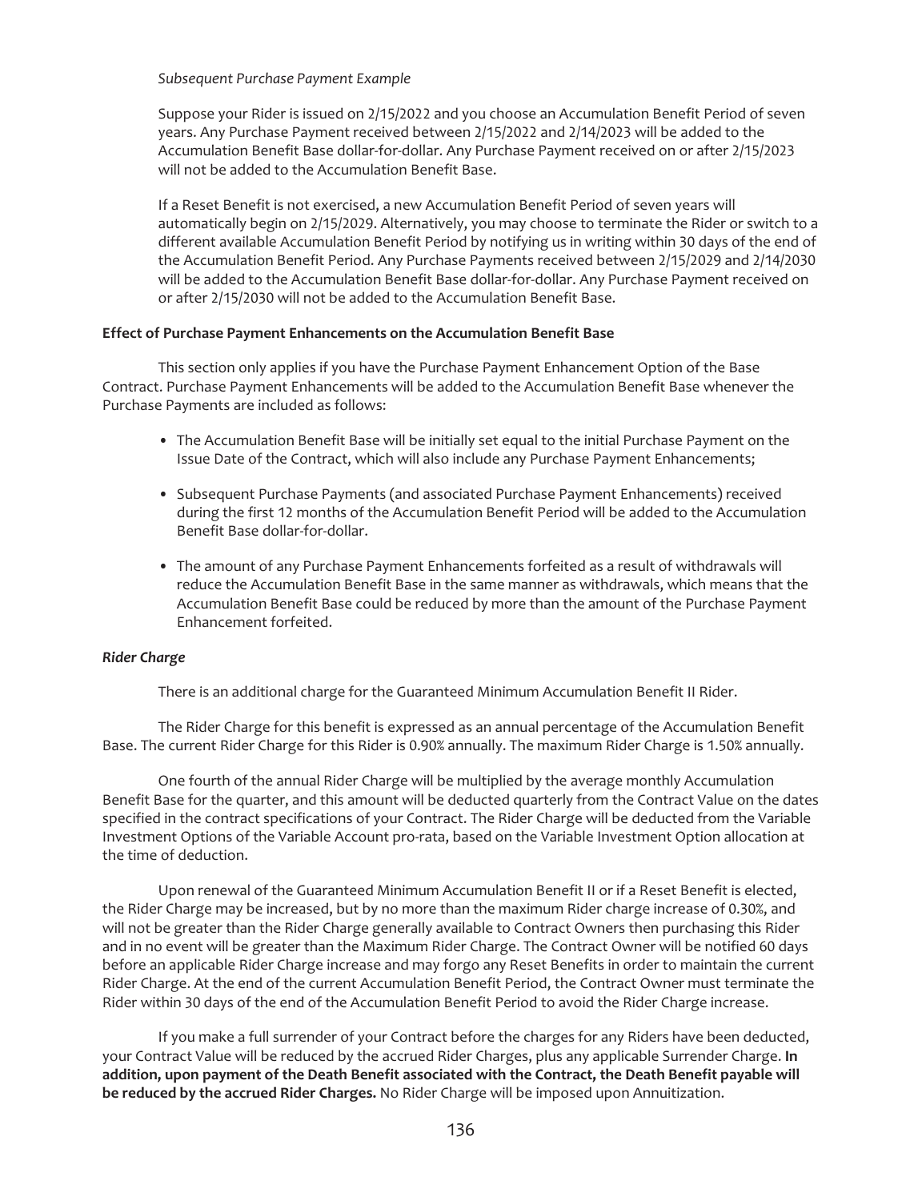*Subsequent Purchase Payment Example*

Suppose your Rider is issued on 2/15/2022 and you choose an Accumulation Benefit Period of seven years. Any Purchase Payment received between 2/15/2022 and 2/14/2023 will be added to the Accumulation Benefit Base dollar-for-dollar. Any Purchase Payment received on or after 2/15/2023 will not be added to the Accumulation Benefit Base.

If a Reset Benefit is not exercised, a new Accumulation Benefit Period of seven years will automatically begin on 2/15/2029. Alternatively, you may choose to terminate the Rider or switch to a different available Accumulation Benefit Period by notifying us in writing within 30 days of the end of the Accumulation Benefit Period. Any Purchase Payments received between 2/15/2029 and 2/14/2030 will be added to the Accumulation Benefit Base dollar-for-dollar. Any Purchase Payment received on or after 2/15/2030 will not be added to the Accumulation Benefit Base.

**Effect of Purchase Payment Enhancements on the Accumulation Benefit Base**

This section only applies if you have the Purchase Payment Enhancement Option of the Base Contract. Purchase Payment Enhancements will be added to the Accumulation Benefit Base whenever the Purchase Payments are included as follows:

- The Accumulation Benefit Base will be initially set equal to the initial Purchase Payment on the Issue Date of the Contract, which will also include any Purchase Payment Enhancements;
- Subsequent Purchase Payments (and associated Purchase Payment Enhancements) received during the first 12 months of the Accumulation Benefit Period will be added to the Accumulation Benefit Base dollar-for-dollar.
- The amount of any Purchase Payment Enhancements forfeited as a result of withdrawals will reduce the Accumulation Benefit Base in the same manner as withdrawals, which means that the Accumulation Benefit Base could be reduced by more than the amount of the Purchase Payment Enhancement forfeited.

***Rider Charge***

There is an additional charge for the Guaranteed Minimum Accumulation Benefit II Rider.

The Rider Charge for this benefit is expressed as an annual percentage of the Accumulation Benefit Base. The current Rider Charge for this Rider is 0.90% annually. The maximum Rider Charge is 1.50% annually.

One fourth of the annual Rider Charge will be multiplied by the average monthly Accumulation Benefit Base for the quarter, and this amount will be deducted quarterly from the Contract Value on the dates specified in the contract specifications of your Contract. The Rider Charge will be deducted from the Variable Investment Options of the Variable Account pro-rata, based on the Variable Investment Option allocation at the time of deduction.

Upon renewal of the Guaranteed Minimum Accumulation Benefit II or if a Reset Benefit is elected, the Rider Charge may be increased, but by no more than the maximum Rider charge increase of 0.30%, and will not be greater than the Rider Charge generally available to Contract Owners then purchasing this Rider and in no event will be greater than the Maximum Rider Charge. The Contract Owner will be notified 60 days before an applicable Rider Charge increase and may forgo any Reset Benefits in order to maintain the current Rider Charge. At the end of the current Accumulation Benefit Period, the Contract Owner must terminate the Rider within 30 days of the end of the Accumulation Benefit Period to avoid the Rider Charge increase.

If you make a full surrender of your Contract before the charges for any Riders have been deducted, your Contract Value will be reduced by the accrued Rider Charges, plus any applicable Surrender Charge. **In addition, upon payment of the Death Benefit associated with the Contract, the Death Benefit payable will be reduced by the accrued Rider Charges.** No Rider Charge will be imposed upon Annuitization.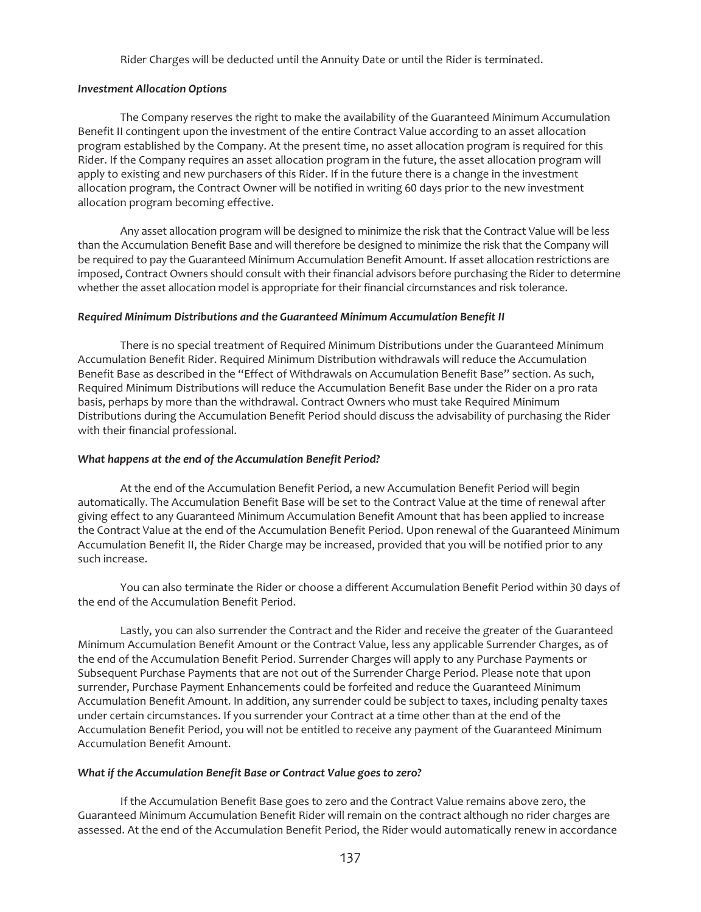Rider Charges will be deducted until the Annuity Date or until the Rider is terminated.

***Investment Allocation Options***

The Company reserves the right to make the availability of the Guaranteed Minimum Accumulation Benefit II contingent upon the investment of the entire Contract Value according to an asset allocation program established by the Company. At the present time, no asset allocation program is required for this Rider. If the Company requires an asset allocation program in the future, the asset allocation program will apply to existing and new purchasers of this Rider. If in the future there is a change in the investment allocation program, the Contract Owner will be notified in writing 60 days prior to the new investment allocation program becoming effective.

Any asset allocation program will be designed to minimize the risk that the Contract Value will be less than the Accumulation Benefit Base and will therefore be designed to minimize the risk that the Company will be required to pay the Guaranteed Minimum Accumulation Benefit Amount. If asset allocation restrictions are imposed, Contract Owners should consult with their financial advisors before purchasing the Rider to determine whether the asset allocation model is appropriate for their financial circumstances and risk tolerance.

***Required Minimum Distributions and the Guaranteed Minimum Accumulation Benefit II***

There is no special treatment of Required Minimum Distributions under the Guaranteed Minimum Accumulation Benefit Rider. Required Minimum Distribution withdrawals will reduce the Accumulation Benefit Base as described in the "Effect of Withdrawals on Accumulation Benefit Base" section. As such, Required Minimum Distributions will reduce the Accumulation Benefit Base under the Rider on a pro rata basis, perhaps by more than the withdrawal. Contract Owners who must take Required Minimum Distributions during the Accumulation Benefit Period should discuss the advisability of purchasing the Rider with their financial professional.

***What happens at the end of the Accumulation Benefit Period?***

At the end of the Accumulation Benefit Period, a new Accumulation Benefit Period will begin automatically. The Accumulation Benefit Base will be set to the Contract Value at the time of renewal after giving effect to any Guaranteed Minimum Accumulation Benefit Amount that has been applied to increase the Contract Value at the end of the Accumulation Benefit Period. Upon renewal of the Guaranteed Minimum Accumulation Benefit II, the Rider Charge may be increased, provided that you will be notified prior to any such increase.

You can also terminate the Rider or choose a different Accumulation Benefit Period within 30 days of the end of the Accumulation Benefit Period.

Lastly, you can also surrender the Contract and the Rider and receive the greater of the Guaranteed Minimum Accumulation Benefit Amount or the Contract Value, less any applicable Surrender Charges, as of the end of the Accumulation Benefit Period. Surrender Charges will apply to any Purchase Payments or Subsequent Purchase Payments that are not out of the Surrender Charge Period. Please note that upon surrender, Purchase Payment Enhancements could be forfeited and reduce the Guaranteed Minimum Accumulation Benefit Amount. In addition, any surrender could be subject to taxes, including penalty taxes under certain circumstances. If you surrender your Contract at a time other than at the end of the Accumulation Benefit Period, you will not be entitled to receive any payment of the Guaranteed Minimum Accumulation Benefit Amount.

***What if the Accumulation Benefit Base or Contract Value goes to zero?***

If the Accumulation Benefit Base goes to zero and the Contract Value remains above zero, the Guaranteed Minimum Accumulation Benefit Rider will remain on the contract although no rider charges are assessed. At the end of the Accumulation Benefit Period, the Rider would automatically renew in accordance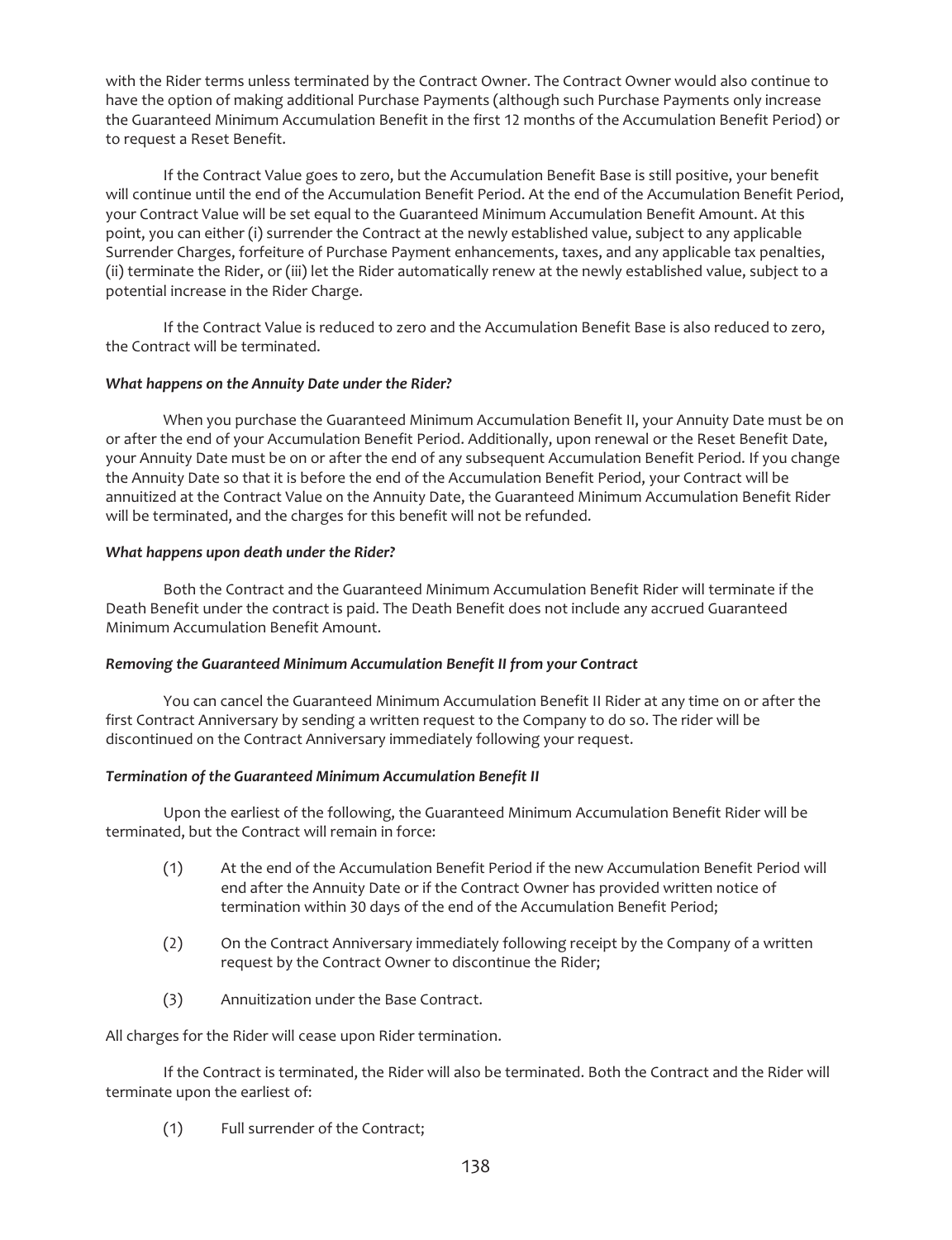with the Rider terms unless terminated by the Contract Owner. The Contract Owner would also continue to have the option of making additional Purchase Payments (although such Purchase Payments only increase the Guaranteed Minimum Accumulation Benefit in the first 12 months of the Accumulation Benefit Period) or to request a Reset Benefit.

If the Contract Value goes to zero, but the Accumulation Benefit Base is still positive, your benefit will continue until the end of the Accumulation Benefit Period. At the end of the Accumulation Benefit Period, your Contract Value will be set equal to the Guaranteed Minimum Accumulation Benefit Amount. At this point, you can either (i) surrender the Contract at the newly established value, subject to any applicable Surrender Charges, forfeiture of Purchase Payment enhancements, taxes, and any applicable tax penalties, (ii) terminate the Rider, or (iii) let the Rider automatically renew at the newly established value, subject to a potential increase in the Rider Charge.

If the Contract Value is reduced to zero and the Accumulation Benefit Base is also reduced to zero, the Contract will be terminated.

***What happens on the Annuity Date under the Rider?***

When you purchase the Guaranteed Minimum Accumulation Benefit II, your Annuity Date must be on or after the end of your Accumulation Benefit Period. Additionally, upon renewal or the Reset Benefit Date, your Annuity Date must be on or after the end of any subsequent Accumulation Benefit Period. If you change the Annuity Date so that it is before the end of the Accumulation Benefit Period, your Contract will be annuitized at the Contract Value on the Annuity Date, the Guaranteed Minimum Accumulation Benefit Rider will be terminated, and the charges for this benefit will not be refunded.

***What happens upon death under the Rider?***

Both the Contract and the Guaranteed Minimum Accumulation Benefit Rider will terminate if the Death Benefit under the contract is paid. The Death Benefit does not include any accrued Guaranteed Minimum Accumulation Benefit Amount.

***Removing the Guaranteed Minimum Accumulation Benefit II from your Contract***

You can cancel the Guaranteed Minimum Accumulation Benefit II Rider at any time on or after the first Contract Anniversary by sending a written request to the Company to do so. The rider will be discontinued on the Contract Anniversary immediately following your request.

***Termination of the Guaranteed Minimum Accumulation Benefit II***

Upon the earliest of the following, the Guaranteed Minimum Accumulation Benefit Rider will be terminated, but the Contract will remain in force:

(1) At the end of the Accumulation Benefit Period if the new Accumulation Benefit Period will end after the Annuity Date or if the Contract Owner has provided written notice of termination within 30 days of the end of the Accumulation Benefit Period;

(2) On the Contract Anniversary immediately following receipt by the Company of a written request by the Contract Owner to discontinue the Rider;

(3) Annuitization under the Base Contract.

All charges for the Rider will cease upon Rider termination.

If the Contract is terminated, the Rider will also be terminated. Both the Contract and the Rider will terminate upon the earliest of:

(1) Full surrender of the Contract;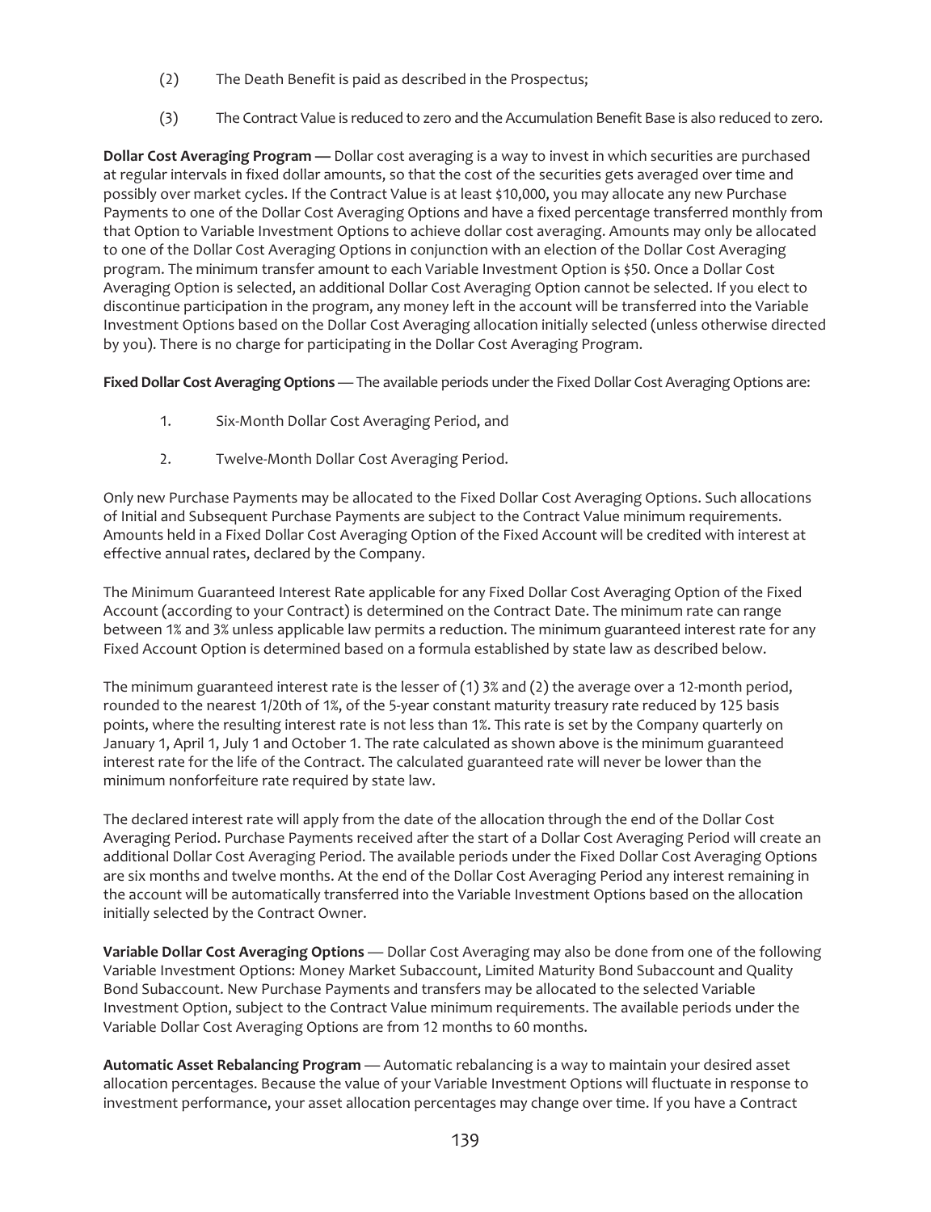(2) The Death Benefit is paid as described in the Prospectus;

(3) The Contract Value is reduced to zero and the Accumulation Benefit Base is also reduced to zero.

**Dollar Cost Averaging Program —** Dollar cost averaging is a way to invest in which securities are purchased at regular intervals in fixed dollar amounts, so that the cost of the securities gets averaged over time and possibly over market cycles. If the Contract Value is at least $10,000, you may allocate any new Purchase Payments to one of the Dollar Cost Averaging Options and have a fixed percentage transferred monthly from that Option to Variable Investment Options to achieve dollar cost averaging. Amounts may only be allocated to one of the Dollar Cost Averaging Options in conjunction with an election of the Dollar Cost Averaging program. The minimum transfer amount to each Variable Investment Option is $50. Once a Dollar Cost Averaging Option is selected, an additional Dollar Cost Averaging Option cannot be selected. If you elect to discontinue participation in the program, any money left in the account will be transferred into the Variable Investment Options based on the Dollar Cost Averaging allocation initially selected (unless otherwise directed by you). There is no charge for participating in the Dollar Cost Averaging Program.

**Fixed Dollar Cost Averaging Options** — The available periods under the Fixed Dollar Cost Averaging Options are:

1. Six-Month Dollar Cost Averaging Period, and
2. Twelve-Month Dollar Cost Averaging Period.

Only new Purchase Payments may be allocated to the Fixed Dollar Cost Averaging Options. Such allocations of Initial and Subsequent Purchase Payments are subject to the Contract Value minimum requirements. Amounts held in a Fixed Dollar Cost Averaging Option of the Fixed Account will be credited with interest at effective annual rates, declared by the Company.

The Minimum Guaranteed Interest Rate applicable for any Fixed Dollar Cost Averaging Option of the Fixed Account (according to your Contract) is determined on the Contract Date. The minimum rate can range between 1% and 3% unless applicable law permits a reduction. The minimum guaranteed interest rate for any Fixed Account Option is determined based on a formula established by state law as described below.

The minimum guaranteed interest rate is the lesser of (1) 3% and (2) the average over a 12-month period, rounded to the nearest 1/20th of 1%, of the 5-year constant maturity treasury rate reduced by 125 basis points, where the resulting interest rate is not less than 1%. This rate is set by the Company quarterly on January 1, April 1, July 1 and October 1. The rate calculated as shown above is the minimum guaranteed interest rate for the life of the Contract. The calculated guaranteed rate will never be lower than the minimum nonforfeiture rate required by state law.

The declared interest rate will apply from the date of the allocation through the end of the Dollar Cost Averaging Period. Purchase Payments received after the start of a Dollar Cost Averaging Period will create an additional Dollar Cost Averaging Period. The available periods under the Fixed Dollar Cost Averaging Options are six months and twelve months. At the end of the Dollar Cost Averaging Period any interest remaining in the account will be automatically transferred into the Variable Investment Options based on the allocation initially selected by the Contract Owner.

**Variable Dollar Cost Averaging Options** — Dollar Cost Averaging may also be done from one of the following Variable Investment Options: Money Market Subaccount, Limited Maturity Bond Subaccount and Quality Bond Subaccount. New Purchase Payments and transfers may be allocated to the selected Variable Investment Option, subject to the Contract Value minimum requirements. The available periods under the Variable Dollar Cost Averaging Options are from 12 months to 60 months.

**Automatic Asset Rebalancing Program** — Automatic rebalancing is a way to maintain your desired asset allocation percentages. Because the value of your Variable Investment Options will fluctuate in response to investment performance, your asset allocation percentages may change over time. If you have a Contract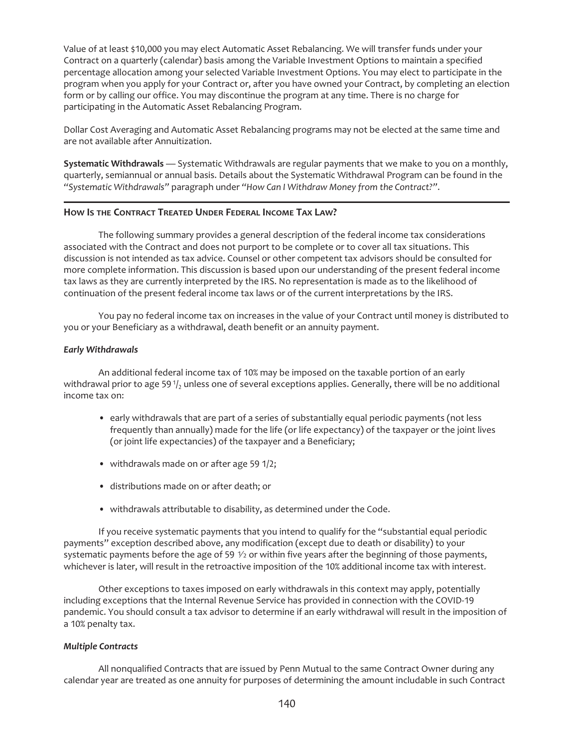Value of at least $10,000 you may elect Automatic Asset Rebalancing. We will transfer funds under your Contract on a quarterly (calendar) basis among the Variable Investment Options to maintain a specified percentage allocation among your selected Variable Investment Options. You may elect to participate in the program when you apply for your Contract or, after you have owned your Contract, by completing an election form or by calling our office. You may discontinue the program at any time. There is no charge for participating in the Automatic Asset Rebalancing Program.

Dollar Cost Averaging and Automatic Asset Rebalancing programs may not be elected at the same time and are not available after Annuitization.

**Systematic Withdrawals** — Systematic Withdrawals are regular payments that we make to you on a monthly, quarterly, semiannual or annual basis. Details about the Systematic Withdrawal Program can be found in the "*Systematic Withdrawals*" paragraph under "*How Can I Withdraw Money from the Contract?*".

## How Is the Contract Treated Under Federal Income Tax Law?

The following summary provides a general description of the federal income tax considerations associated with the Contract and does not purport to be complete or to cover all tax situations. This discussion is not intended as tax advice. Counsel or other competent tax advisors should be consulted for more complete information. This discussion is based upon our understanding of the present federal income tax laws as they are currently interpreted by the IRS. No representation is made as to the likelihood of continuation of the present federal income tax laws or of the current interpretations by the IRS.

You pay no federal income tax on increases in the value of your Contract until money is distributed to you or your Beneficiary as a withdrawal, death benefit or an annuity payment.

### *Early Withdrawals*

An additional federal income tax of 10% may be imposed on the taxable portion of an early withdrawal prior to age 59 1/2 unless one of several exceptions applies. Generally, there will be no additional income tax on:

- early withdrawals that are part of a series of substantially equal periodic payments (not less frequently than annually) made for the life (or life expectancy) of the taxpayer or the joint lives (or joint life expectancies) of the taxpayer and a Beneficiary;
- withdrawals made on or after age 59 1/2;
- distributions made on or after death; or
- withdrawals attributable to disability, as determined under the Code.

If you receive systematic payments that you intend to qualify for the "substantial equal periodic payments" exception described above, any modification (except due to death or disability) to your systematic payments before the age of 59 1/2 or within five years after the beginning of those payments, whichever is later, will result in the retroactive imposition of the 10% additional income tax with interest.

Other exceptions to taxes imposed on early withdrawals in this context may apply, potentially including exceptions that the Internal Revenue Service has provided in connection with the COVID-19 pandemic. You should consult a tax advisor to determine if an early withdrawal will result in the imposition of a 10% penalty tax.

### *Multiple Contracts*

All nonqualified Contracts that are issued by Penn Mutual to the same Contract Owner during any calendar year are treated as one annuity for purposes of determining the amount includable in such Contract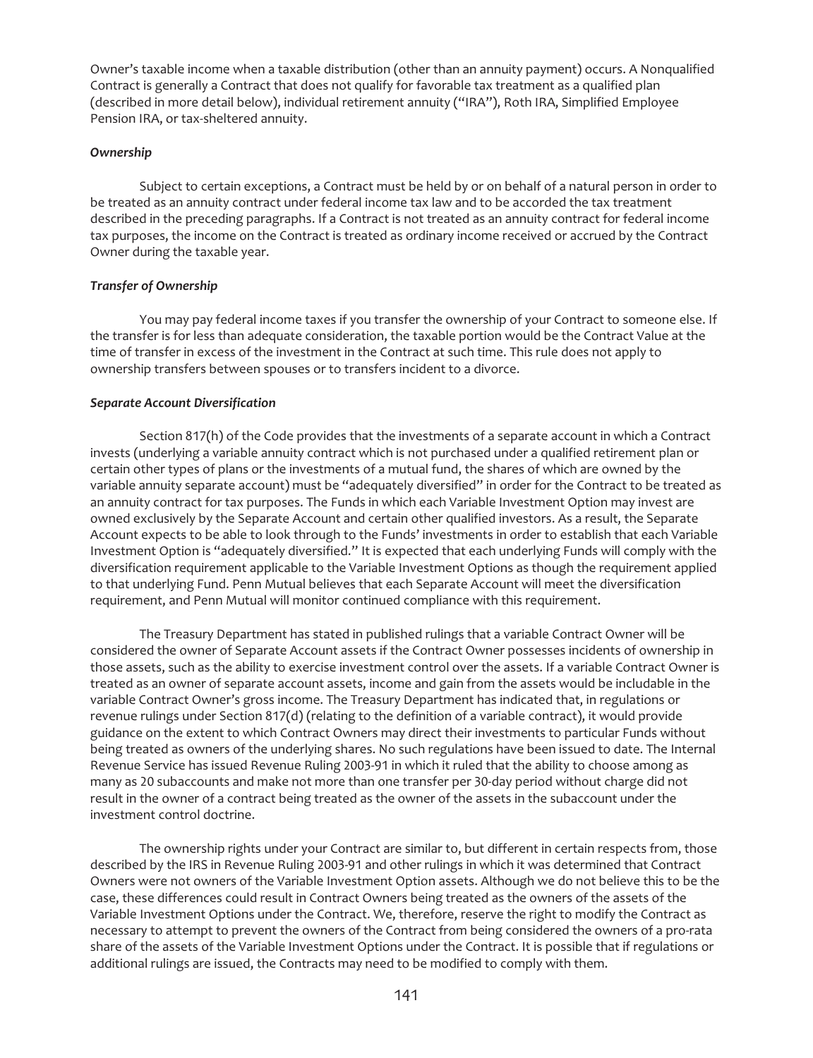Owner's taxable income when a taxable distribution (other than an annuity payment) occurs. A Nonqualified Contract is generally a Contract that does not qualify for favorable tax treatment as a qualified plan (described in more detail below), individual retirement annuity ("IRA"), Roth IRA, Simplified Employee Pension IRA, or tax-sheltered annuity.

***Ownership***

Subject to certain exceptions, a Contract must be held by or on behalf of a natural person in order to be treated as an annuity contract under federal income tax law and to be accorded the tax treatment described in the preceding paragraphs. If a Contract is not treated as an annuity contract for federal income tax purposes, the income on the Contract is treated as ordinary income received or accrued by the Contract Owner during the taxable year.

***Transfer of Ownership***

You may pay federal income taxes if you transfer the ownership of your Contract to someone else. If the transfer is for less than adequate consideration, the taxable portion would be the Contract Value at the time of transfer in excess of the investment in the Contract at such time. This rule does not apply to ownership transfers between spouses or to transfers incident to a divorce.

***Separate Account Diversification***

Section 817(h) of the Code provides that the investments of a separate account in which a Contract invests (underlying a variable annuity contract which is not purchased under a qualified retirement plan or certain other types of plans or the investments of a mutual fund, the shares of which are owned by the variable annuity separate account) must be "adequately diversified" in order for the Contract to be treated as an annuity contract for tax purposes. The Funds in which each Variable Investment Option may invest are owned exclusively by the Separate Account and certain other qualified investors. As a result, the Separate Account expects to be able to look through to the Funds' investments in order to establish that each Variable Investment Option is "adequately diversified." It is expected that each underlying Funds will comply with the diversification requirement applicable to the Variable Investment Options as though the requirement applied to that underlying Fund. Penn Mutual believes that each Separate Account will meet the diversification requirement, and Penn Mutual will monitor continued compliance with this requirement.

The Treasury Department has stated in published rulings that a variable Contract Owner will be considered the owner of Separate Account assets if the Contract Owner possesses incidents of ownership in those assets, such as the ability to exercise investment control over the assets. If a variable Contract Owner is treated as an owner of separate account assets, income and gain from the assets would be includable in the variable Contract Owner's gross income. The Treasury Department has indicated that, in regulations or revenue rulings under Section 817(d) (relating to the definition of a variable contract), it would provide guidance on the extent to which Contract Owners may direct their investments to particular Funds without being treated as owners of the underlying shares. No such regulations have been issued to date. The Internal Revenue Service has issued Revenue Ruling 2003-91 in which it ruled that the ability to choose among as many as 20 subaccounts and make not more than one transfer per 30-day period without charge did not result in the owner of a contract being treated as the owner of the assets in the subaccount under the investment control doctrine.

The ownership rights under your Contract are similar to, but different in certain respects from, those described by the IRS in Revenue Ruling 2003-91 and other rulings in which it was determined that Contract Owners were not owners of the Variable Investment Option assets. Although we do not believe this to be the case, these differences could result in Contract Owners being treated as the owners of the assets of the Variable Investment Options under the Contract. We, therefore, reserve the right to modify the Contract as necessary to attempt to prevent the owners of the Contract from being considered the owners of a pro-rata share of the assets of the Variable Investment Options under the Contract. It is possible that if regulations or additional rulings are issued, the Contracts may need to be modified to comply with them.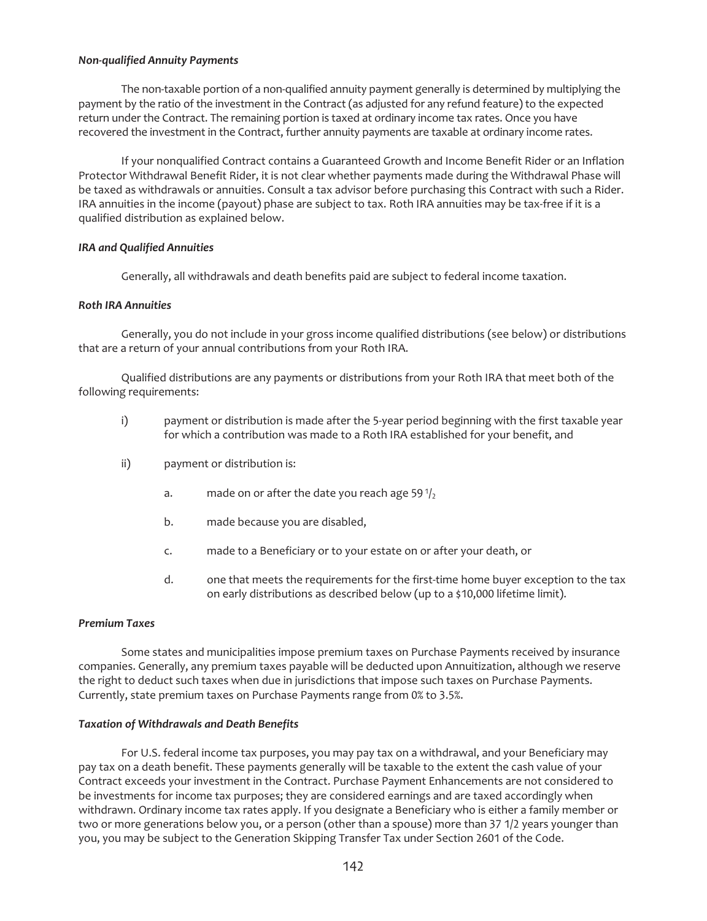### *Non-qualified Annuity Payments*

The non-taxable portion of a non-qualified annuity payment generally is determined by multiplying the payment by the ratio of the investment in the Contract (as adjusted for any refund feature) to the expected return under the Contract. The remaining portion is taxed at ordinary income tax rates. Once you have recovered the investment in the Contract, further annuity payments are taxable at ordinary income rates.

If your nonqualified Contract contains a Guaranteed Growth and Income Benefit Rider or an Inflation Protector Withdrawal Benefit Rider, it is not clear whether payments made during the Withdrawal Phase will be taxed as withdrawals or annuities. Consult a tax advisor before purchasing this Contract with such a Rider. IRA annuities in the income (payout) phase are subject to tax. Roth IRA annuities may be tax-free if it is a qualified distribution as explained below.

### *IRA and Qualified Annuities*

Generally, all withdrawals and death benefits paid are subject to federal income taxation.

### *Roth IRA Annuities*

Generally, you do not include in your gross income qualified distributions (see below) or distributions that are a return of your annual contributions from your Roth IRA.

Qualified distributions are any payments or distributions from your Roth IRA that meet both of the following requirements:

i) payment or distribution is made after the 5-year period beginning with the first taxable year for which a contribution was made to a Roth IRA established for your benefit, and

ii) payment or distribution is:

   a. made on or after the date you reach age 59 1/2

   b. made because you are disabled,

   c. made to a Beneficiary or to your estate on or after your death, or

   d. one that meets the requirements for the first-time home buyer exception to the tax on early distributions as described below (up to a $10,000 lifetime limit).

### *Premium Taxes*

Some states and municipalities impose premium taxes on Purchase Payments received by insurance companies. Generally, any premium taxes payable will be deducted upon Annuitization, although we reserve the right to deduct such taxes when due in jurisdictions that impose such taxes on Purchase Payments. Currently, state premium taxes on Purchase Payments range from 0% to 3.5%.

### *Taxation of Withdrawals and Death Benefits*

For U.S. federal income tax purposes, you may pay tax on a withdrawal, and your Beneficiary may pay tax on a death benefit. These payments generally will be taxable to the extent the cash value of your Contract exceeds your investment in the Contract. Purchase Payment Enhancements are not considered to be investments for income tax purposes; they are considered earnings and are taxed accordingly when withdrawn. Ordinary income tax rates apply. If you designate a Beneficiary who is either a family member or two or more generations below you, or a person (other than a spouse) more than 37 1/2 years younger than you, you may be subject to the Generation Skipping Transfer Tax under Section 2601 of the Code.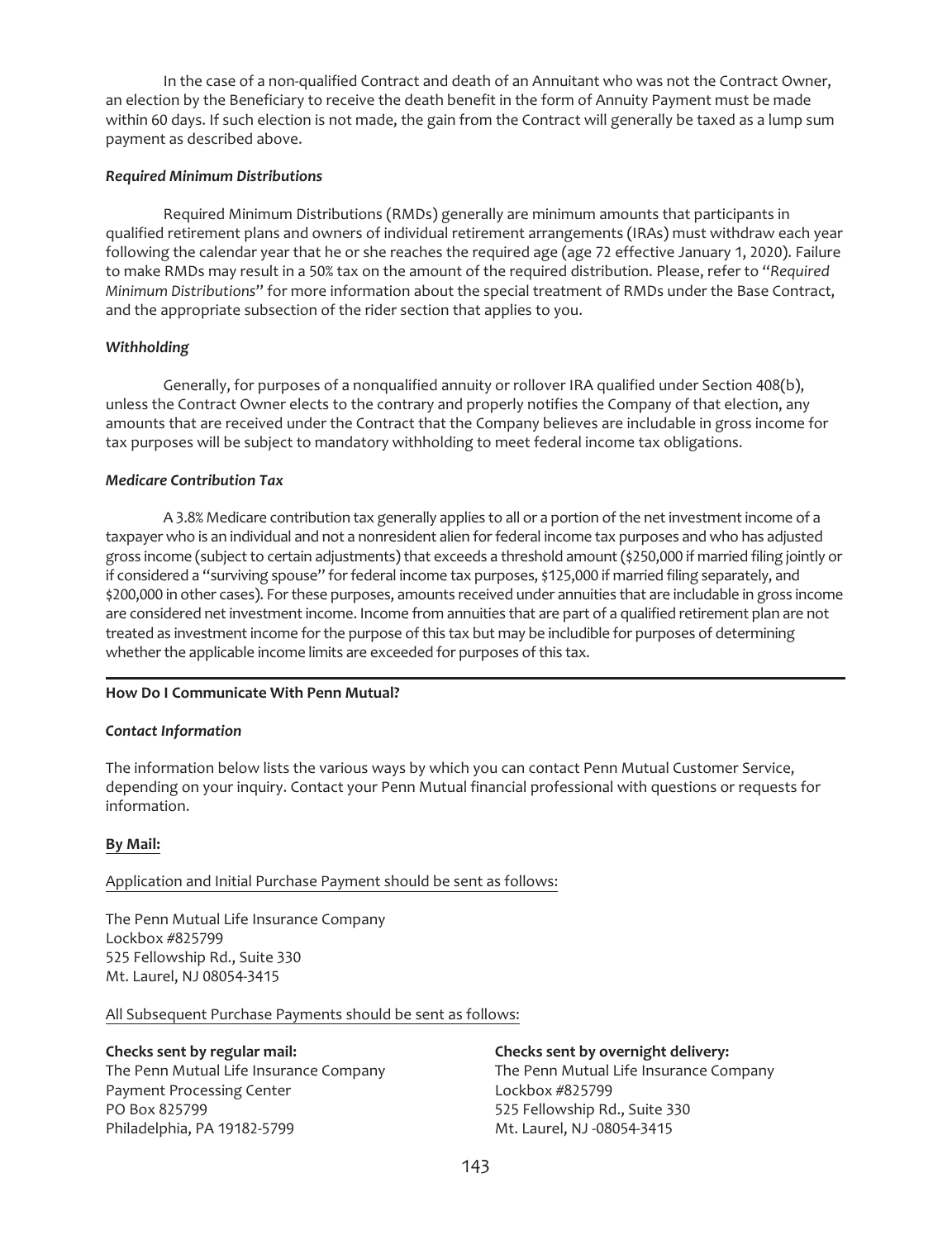In the case of a non-qualified Contract and death of an Annuitant who was not the Contract Owner, an election by the Beneficiary to receive the death benefit in the form of Annuity Payment must be made within 60 days. If such election is not made, the gain from the Contract will generally be taxed as a lump sum payment as described above.

***Required Minimum Distributions***

Required Minimum Distributions (RMDs) generally are minimum amounts that participants in qualified retirement plans and owners of individual retirement arrangements (IRAs) must withdraw each year following the calendar year that he or she reaches the required age (age 72 effective January 1, 2020). Failure to make RMDs may result in a 50% tax on the amount of the required distribution. Please, refer to "*Required Minimum Distributions*" for more information about the special treatment of RMDs under the Base Contract, and the appropriate subsection of the rider section that applies to you.

***Withholding***

Generally, for purposes of a nonqualified annuity or rollover IRA qualified under Section 408(b), unless the Contract Owner elects to the contrary and properly notifies the Company of that election, any amounts that are received under the Contract that the Company believes are includable in gross income for tax purposes will be subject to mandatory withholding to meet federal income tax obligations.

***Medicare Contribution Tax***

A 3.8% Medicare contribution tax generally applies to all or a portion of the net investment income of a taxpayer who is an individual and not a nonresident alien for federal income tax purposes and who has adjusted gross income (subject to certain adjustments) that exceeds a threshold amount ($250,000 if married filing jointly or if considered a "surviving spouse" for federal income tax purposes, $125,000 if married filing separately, and $200,000 in other cases). For these purposes, amounts received under annuities that are includable in gross income are considered net investment income. Income from annuities that are part of a qualified retirement plan are not treated as investment income for the purpose of this tax but may be includible for purposes of determining whether the applicable income limits are exceeded for purposes of this tax.

---

**How Do I Communicate With Penn Mutual?**

***Contact Information***

The information below lists the various ways by which you can contact Penn Mutual Customer Service, depending on your inquiry. Contact your Penn Mutual financial professional with questions or requests for information.

**By Mail:**

Application and Initial Purchase Payment should be sent as follows:

The Penn Mutual Life Insurance Company
Lockbox #825799
525 Fellowship Rd., Suite 330
Mt. Laurel, NJ 08054-3415

All Subsequent Purchase Payments should be sent as follows:

**Checks sent by regular mail:**
The Penn Mutual Life Insurance Company
Payment Processing Center
PO Box 825799
Philadelphia, PA 19182-5799

**Checks sent by overnight delivery:**
The Penn Mutual Life Insurance Company
Lockbox #825799
525 Fellowship Rd., Suite 330
Mt. Laurel, NJ -08054-3415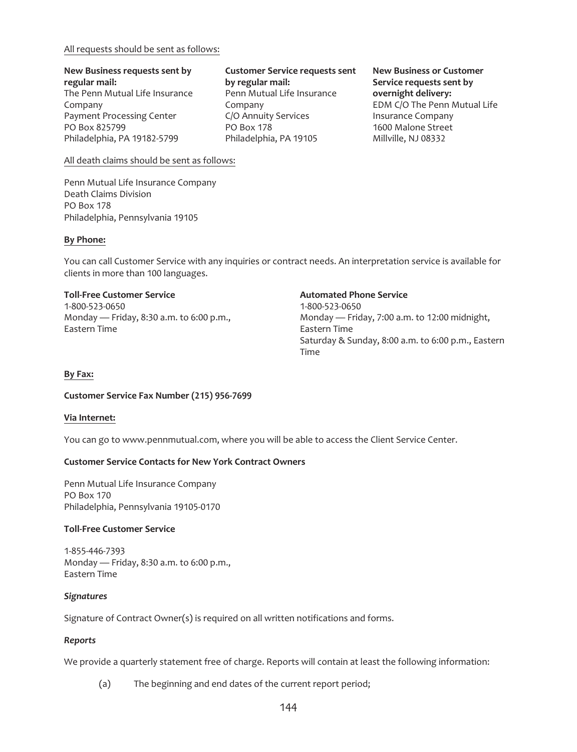All requests should be sent as follows:

**New Business requests sent by regular mail:**
The Penn Mutual Life Insurance Company
Payment Processing Center
PO Box 825799
Philadelphia, PA 19182-5799

**Customer Service requests sent by regular mail:**
Penn Mutual Life Insurance Company
C/O Annuity Services
PO Box 178
Philadelphia, PA 19105

**New Business or Customer Service requests sent by overnight delivery:**
EDM C/O The Penn Mutual Life Insurance Company
1600 Malone Street
Millville, NJ 08332

All death claims should be sent as follows:

Penn Mutual Life Insurance Company
Death Claims Division
PO Box 178
Philadelphia, Pennsylvania 19105

**By Phone:**

You can call Customer Service with any inquiries or contract needs. An interpretation service is available for clients in more than 100 languages.

**Toll-Free Customer Service**
1-800-523-0650
Monday — Friday, 8:30 a.m. to 6:00 p.m., Eastern Time

**Automated Phone Service**
1-800-523-0650
Monday — Friday, 7:00 a.m. to 12:00 midnight, Eastern Time
Saturday & Sunday, 8:00 a.m. to 6:00 p.m., Eastern Time

**By Fax:**

**Customer Service Fax Number (215) 956-7699**

**Via Internet:**

You can go to www.pennmutual.com, where you will be able to access the Client Service Center.

**Customer Service Contacts for New York Contract Owners**

Penn Mutual Life Insurance Company
PO Box 170
Philadelphia, Pennsylvania 19105-0170

**Toll-Free Customer Service**

1-855-446-7393
Monday — Friday, 8:30 a.m. to 6:00 p.m., Eastern Time

***Signatures***

Signature of Contract Owner(s) is required on all written notifications and forms.

***Reports***

We provide a quarterly statement free of charge. Reports will contain at least the following information:

(a) The beginning and end dates of the current report period;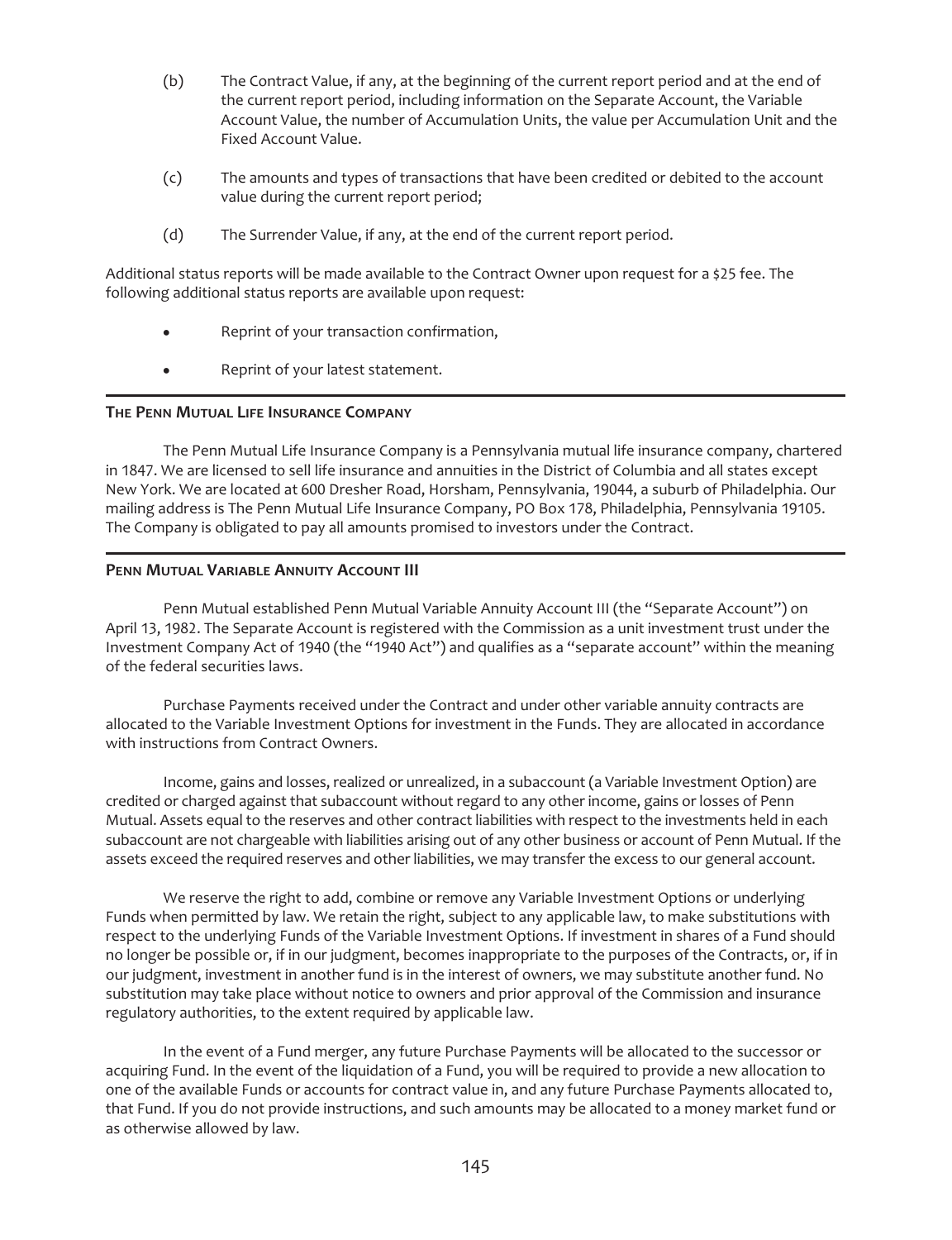(b) The Contract Value, if any, at the beginning of the current report period and at the end of the current report period, including information on the Separate Account, the Variable Account Value, the number of Accumulation Units, the value per Accumulation Unit and the Fixed Account Value.

(c) The amounts and types of transactions that have been credited or debited to the account value during the current report period;

(d) The Surrender Value, if any, at the end of the current report period.

Additional status reports will be made available to the Contract Owner upon request for a $25 fee. The following additional status reports are available upon request:

- Reprint of your transaction confirmation,
- Reprint of your latest statement.

## The Penn Mutual Life Insurance Company

The Penn Mutual Life Insurance Company is a Pennsylvania mutual life insurance company, chartered in 1847. We are licensed to sell life insurance and annuities in the District of Columbia and all states except New York. We are located at 600 Dresher Road, Horsham, Pennsylvania, 19044, a suburb of Philadelphia. Our mailing address is The Penn Mutual Life Insurance Company, PO Box 178, Philadelphia, Pennsylvania 19105. The Company is obligated to pay all amounts promised to investors under the Contract.

## Penn Mutual Variable Annuity Account III

Penn Mutual established Penn Mutual Variable Annuity Account III (the "Separate Account") on April 13, 1982. The Separate Account is registered with the Commission as a unit investment trust under the Investment Company Act of 1940 (the "1940 Act") and qualifies as a "separate account" within the meaning of the federal securities laws.

Purchase Payments received under the Contract and under other variable annuity contracts are allocated to the Variable Investment Options for investment in the Funds. They are allocated in accordance with instructions from Contract Owners.

Income, gains and losses, realized or unrealized, in a subaccount (a Variable Investment Option) are credited or charged against that subaccount without regard to any other income, gains or losses of Penn Mutual. Assets equal to the reserves and other contract liabilities with respect to the investments held in each subaccount are not chargeable with liabilities arising out of any other business or account of Penn Mutual. If the assets exceed the required reserves and other liabilities, we may transfer the excess to our general account.

We reserve the right to add, combine or remove any Variable Investment Options or underlying Funds when permitted by law. We retain the right, subject to any applicable law, to make substitutions with respect to the underlying Funds of the Variable Investment Options. If investment in shares of a Fund should no longer be possible or, if in our judgment, becomes inappropriate to the purposes of the Contracts, or, if in our judgment, investment in another fund is in the interest of owners, we may substitute another fund. No substitution may take place without notice to owners and prior approval of the Commission and insurance regulatory authorities, to the extent required by applicable law.

In the event of a Fund merger, any future Purchase Payments will be allocated to the successor or acquiring Fund. In the event of the liquidation of a Fund, you will be required to provide a new allocation to one of the available Funds or accounts for contract value in, and any future Purchase Payments allocated to, that Fund. If you do not provide instructions, and such amounts may be allocated to a money market fund or as otherwise allowed by law.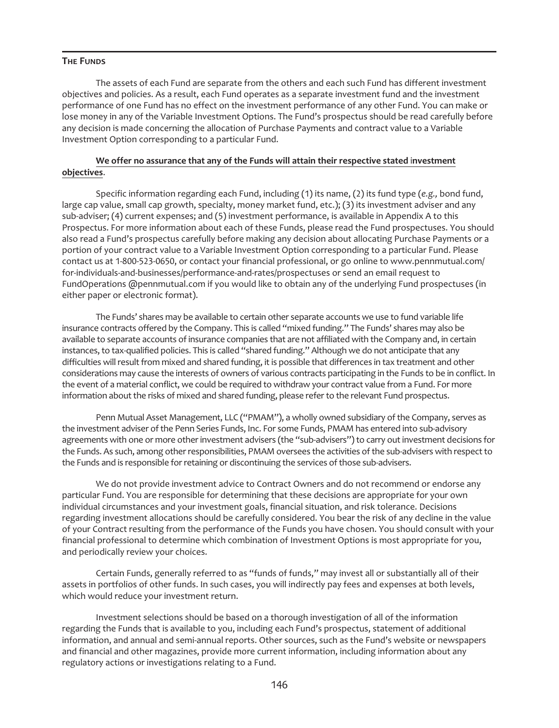## The Funds

The assets of each Fund are separate from the others and each such Fund has different investment objectives and policies. As a result, each Fund operates as a separate investment fund and the investment performance of one Fund has no effect on the investment performance of any other Fund. You can make or lose money in any of the Variable Investment Options. The Fund's prospectus should be read carefully before any decision is made concerning the allocation of Purchase Payments and contract value to a Variable Investment Option corresponding to a particular Fund.

**We offer no assurance that any of the Funds will attain their respective stated investment objectives**.

Specific information regarding each Fund, including (1) its name, (2) its fund type (*e.g.,* bond fund, large cap value, small cap growth, specialty, money market fund, etc.); (3) its investment adviser and any sub-adviser; (4) current expenses; and (5) investment performance, is available in Appendix A to this Prospectus. For more information about each of these Funds, please read the Fund prospectuses. You should also read a Fund's prospectus carefully before making any decision about allocating Purchase Payments or a portion of your contract value to a Variable Investment Option corresponding to a particular Fund. Please contact us at 1-800-523-0650, or contact your financial professional, or go online to www.pennmutual.com/for-individuals-and-businesses/performance-and-rates/prospectuses or send an email request to FundOperations @pennmutual.com if you would like to obtain any of the underlying Fund prospectuses (in either paper or electronic format).

The Funds' shares may be available to certain other separate accounts we use to fund variable life insurance contracts offered by the Company. This is called "mixed funding." The Funds' shares may also be available to separate accounts of insurance companies that are not affiliated with the Company and, in certain instances, to tax-qualified policies. This is called "shared funding." Although we do not anticipate that any difficulties will result from mixed and shared funding, it is possible that differences in tax treatment and other considerations may cause the interests of owners of various contracts participating in the Funds to be in conflict. In the event of a material conflict, we could be required to withdraw your contract value from a Fund. For more information about the risks of mixed and shared funding, please refer to the relevant Fund prospectus.

Penn Mutual Asset Management, LLC ("PMAM"), a wholly owned subsidiary of the Company, serves as the investment adviser of the Penn Series Funds, Inc. For some Funds, PMAM has entered into sub-advisory agreements with one or more other investment advisers (the "sub-advisers") to carry out investment decisions for the Funds. As such, among other responsibilities, PMAM oversees the activities of the sub-advisers with respect to the Funds and is responsible for retaining or discontinuing the services of those sub-advisers.

We do not provide investment advice to Contract Owners and do not recommend or endorse any particular Fund. You are responsible for determining that these decisions are appropriate for your own individual circumstances and your investment goals, financial situation, and risk tolerance. Decisions regarding investment allocations should be carefully considered. You bear the risk of any decline in the value of your Contract resulting from the performance of the Funds you have chosen. You should consult with your financial professional to determine which combination of Investment Options is most appropriate for you, and periodically review your choices.

Certain Funds, generally referred to as "funds of funds," may invest all or substantially all of their assets in portfolios of other funds. In such cases, you will indirectly pay fees and expenses at both levels, which would reduce your investment return.

Investment selections should be based on a thorough investigation of all of the information regarding the Funds that is available to you, including each Fund's prospectus, statement of additional information, and annual and semi-annual reports. Other sources, such as the Fund's website or newspapers and financial and other magazines, provide more current information, including information about any regulatory actions or investigations relating to a Fund.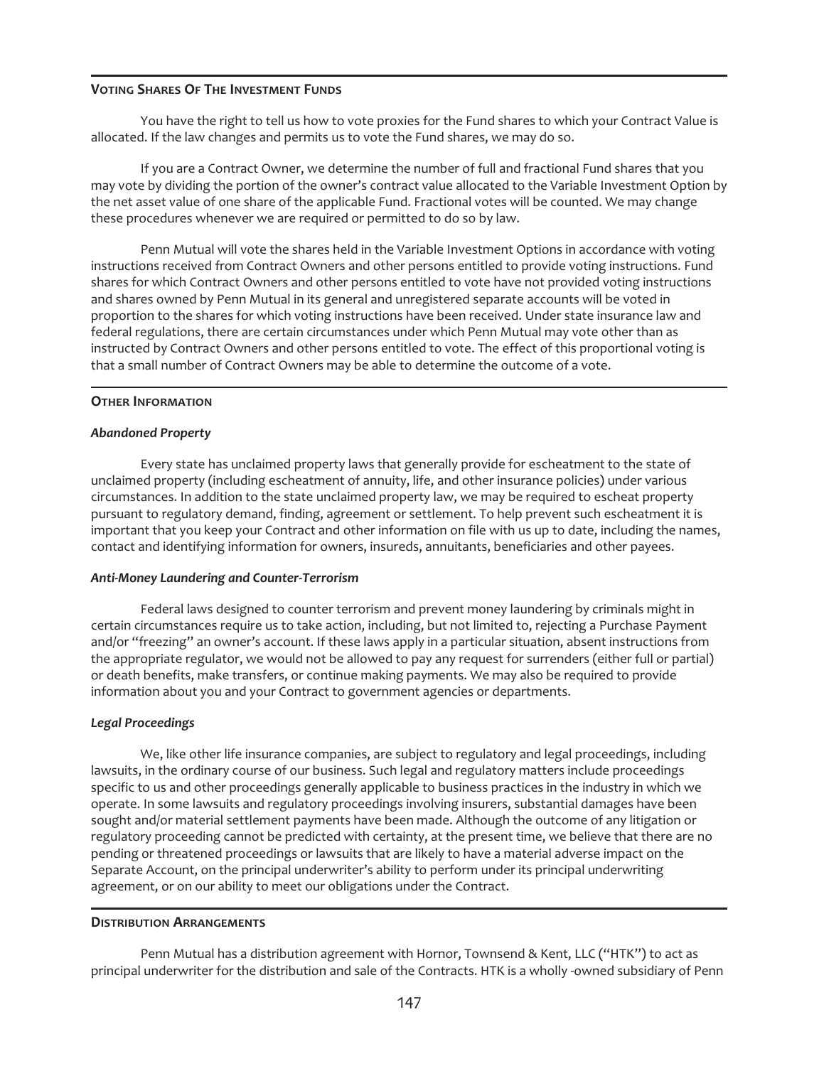## Voting Shares Of The Investment Funds

You have the right to tell us how to vote proxies for the Fund shares to which your Contract Value is allocated. If the law changes and permits us to vote the Fund shares, we may do so.

If you are a Contract Owner, we determine the number of full and fractional Fund shares that you may vote by dividing the portion of the owner's contract value allocated to the Variable Investment Option by the net asset value of one share of the applicable Fund. Fractional votes will be counted. We may change these procedures whenever we are required or permitted to do so by law.

Penn Mutual will vote the shares held in the Variable Investment Options in accordance with voting instructions received from Contract Owners and other persons entitled to provide voting instructions. Fund shares for which Contract Owners and other persons entitled to vote have not provided voting instructions and shares owned by Penn Mutual in its general and unregistered separate accounts will be voted in proportion to the shares for which voting instructions have been received. Under state insurance law and federal regulations, there are certain circumstances under which Penn Mutual may vote other than as instructed by Contract Owners and other persons entitled to vote. The effect of this proportional voting is that a small number of Contract Owners may be able to determine the outcome of a vote.

## Other Information

### *Abandoned Property*

Every state has unclaimed property laws that generally provide for escheatment to the state of unclaimed property (including escheatment of annuity, life, and other insurance policies) under various circumstances. In addition to the state unclaimed property law, we may be required to escheat property pursuant to regulatory demand, finding, agreement or settlement. To help prevent such escheatment it is important that you keep your Contract and other information on file with us up to date, including the names, contact and identifying information for owners, insureds, annuitants, beneficiaries and other payees.

### *Anti-Money Laundering and Counter-Terrorism*

Federal laws designed to counter terrorism and prevent money laundering by criminals might in certain circumstances require us to take action, including, but not limited to, rejecting a Purchase Payment and/or "freezing" an owner's account. If these laws apply in a particular situation, absent instructions from the appropriate regulator, we would not be allowed to pay any request for surrenders (either full or partial) or death benefits, make transfers, or continue making payments. We may also be required to provide information about you and your Contract to government agencies or departments.

### *Legal Proceedings*

We, like other life insurance companies, are subject to regulatory and legal proceedings, including lawsuits, in the ordinary course of our business. Such legal and regulatory matters include proceedings specific to us and other proceedings generally applicable to business practices in the industry in which we operate. In some lawsuits and regulatory proceedings involving insurers, substantial damages have been sought and/or material settlement payments have been made. Although the outcome of any litigation or regulatory proceeding cannot be predicted with certainty, at the present time, we believe that there are no pending or threatened proceedings or lawsuits that are likely to have a material adverse impact on the Separate Account, on the principal underwriter's ability to perform under its principal underwriting agreement, or on our ability to meet our obligations under the Contract.

## Distribution Arrangements

Penn Mutual has a distribution agreement with Hornor, Townsend & Kent, LLC ("HTK") to act as principal underwriter for the distribution and sale of the Contracts. HTK is a wholly -owned subsidiary of Penn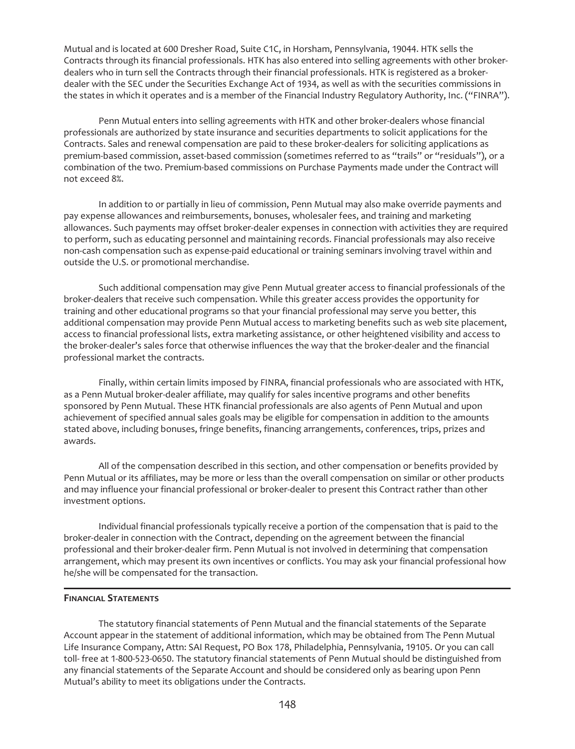Mutual and is located at 600 Dresher Road, Suite C1C, in Horsham, Pennsylvania, 19044. HTK sells the Contracts through its financial professionals. HTK has also entered into selling agreements with other broker-dealers who in turn sell the Contracts through their financial professionals. HTK is registered as a broker-dealer with the SEC under the Securities Exchange Act of 1934, as well as with the securities commissions in the states in which it operates and is a member of the Financial Industry Regulatory Authority, Inc. ("FINRA").

Penn Mutual enters into selling agreements with HTK and other broker-dealers whose financial professionals are authorized by state insurance and securities departments to solicit applications for the Contracts. Sales and renewal compensation are paid to these broker-dealers for soliciting applications as premium-based commission, asset-based commission (sometimes referred to as "trails" or "residuals"), or a combination of the two. Premium-based commissions on Purchase Payments made under the Contract will not exceed 8%.

In addition to or partially in lieu of commission, Penn Mutual may also make override payments and pay expense allowances and reimbursements, bonuses, wholesaler fees, and training and marketing allowances. Such payments may offset broker-dealer expenses in connection with activities they are required to perform, such as educating personnel and maintaining records. Financial professionals may also receive non-cash compensation such as expense-paid educational or training seminars involving travel within and outside the U.S. or promotional merchandise.

Such additional compensation may give Penn Mutual greater access to financial professionals of the broker-dealers that receive such compensation. While this greater access provides the opportunity for training and other educational programs so that your financial professional may serve you better, this additional compensation may provide Penn Mutual access to marketing benefits such as web site placement, access to financial professional lists, extra marketing assistance, or other heightened visibility and access to the broker-dealer's sales force that otherwise influences the way that the broker-dealer and the financial professional market the contracts.

Finally, within certain limits imposed by FINRA, financial professionals who are associated with HTK, as a Penn Mutual broker-dealer affiliate, may qualify for sales incentive programs and other benefits sponsored by Penn Mutual. These HTK financial professionals are also agents of Penn Mutual and upon achievement of specified annual sales goals may be eligible for compensation in addition to the amounts stated above, including bonuses, fringe benefits, financing arrangements, conferences, trips, prizes and awards.

All of the compensation described in this section, and other compensation or benefits provided by Penn Mutual or its affiliates, may be more or less than the overall compensation on similar or other products and may influence your financial professional or broker-dealer to present this Contract rather than other investment options.

Individual financial professionals typically receive a portion of the compensation that is paid to the broker-dealer in connection with the Contract, depending on the agreement between the financial professional and their broker-dealer firm. Penn Mutual is not involved in determining that compensation arrangement, which may present its own incentives or conflicts. You may ask your financial professional how he/she will be compensated for the transaction.

## Financial Statements

The statutory financial statements of Penn Mutual and the financial statements of the Separate Account appear in the statement of additional information, which may be obtained from The Penn Mutual Life Insurance Company, Attn: SAI Request, PO Box 178, Philadelphia, Pennsylvania, 19105. Or you can call toll- free at 1-800-523-0650. The statutory financial statements of Penn Mutual should be distinguished from any financial statements of the Separate Account and should be considered only as bearing upon Penn Mutual's ability to meet its obligations under the Contracts.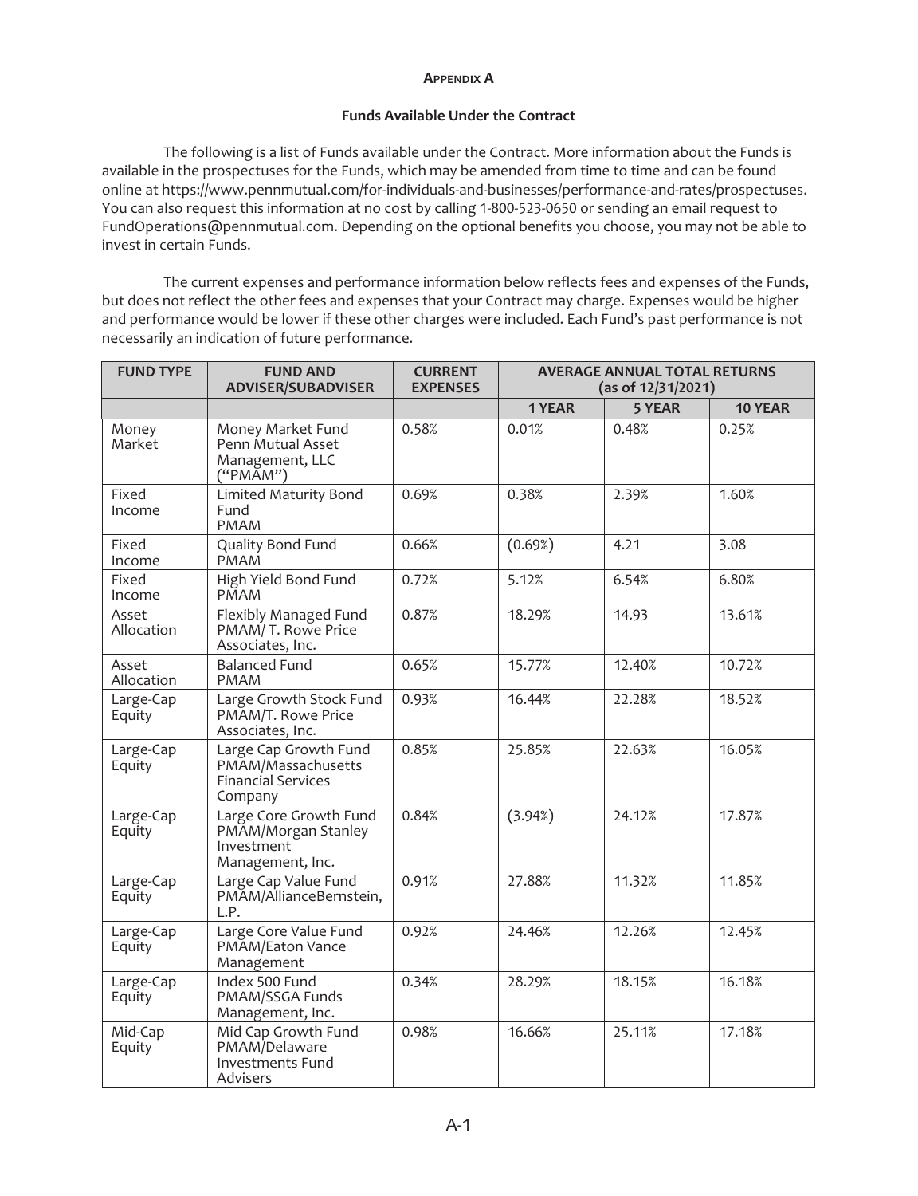## Appendix A

### Funds Available Under the Contract

The following is a list of Funds available under the Contract. More information about the Funds is available in the prospectuses for the Funds, which may be amended from time to time and can be found online at https://www.pennmutual.com/for-individuals-and-businesses/performance-and-rates/prospectuses. You can also request this information at no cost by calling 1-800-523-0650 or sending an email request to FundOperations@pennmutual.com. Depending on the optional benefits you choose, you may not be able to invest in certain Funds.

The current expenses and performance information below reflects fees and expenses of the Funds, but does not reflect the other fees and expenses that your Contract may charge. Expenses would be higher and performance would be lower if these other charges were included. Each Fund's past performance is not necessarily an indication of future performance.

| FUND TYPE | FUND AND ADVISER/SUBADVISER | CURRENT EXPENSES | AVERAGE ANNUAL TOTAL RETURNS (as of 12/31/2021) | | |
|---|---|---|---|---|---|
| | | | 1 YEAR | 5 YEAR | 10 YEAR |
| Money Market | Money Market Fund Penn Mutual Asset Management, LLC ("PMAM") | 0.58% | 0.01% | 0.48% | 0.25% |
| Fixed Income | Limited Maturity Bond Fund PMAM | 0.69% | 0.38% | 2.39% | 1.60% |
| Fixed Income | Quality Bond Fund PMAM | 0.66% | (0.69%) | 4.21 | 3.08 |
| Fixed Income | High Yield Bond Fund PMAM | 0.72% | 5.12% | 6.54% | 6.80% |
| Asset Allocation | Flexibly Managed Fund PMAM/ T. Rowe Price Associates, Inc. | 0.87% | 18.29% | 14.93 | 13.61% |
| Asset Allocation | Balanced Fund PMAM | 0.65% | 15.77% | 12.40% | 10.72% |
| Large-Cap Equity | Large Growth Stock Fund PMAM/T. Rowe Price Associates, Inc. | 0.93% | 16.44% | 22.28% | 18.52% |
| Large-Cap Equity | Large Cap Growth Fund PMAM/Massachusetts Financial Services Company | 0.85% | 25.85% | 22.63% | 16.05% |
| Large-Cap Equity | Large Core Growth Fund PMAM/Morgan Stanley Investment Management, Inc. | 0.84% | (3.94%) | 24.12% | 17.87% |
| Large-Cap Equity | Large Cap Value Fund PMAM/AllianceBernstein, L.P. | 0.91% | 27.88% | 11.32% | 11.85% |
| Large-Cap Equity | Large Core Value Fund PMAM/Eaton Vance Management | 0.92% | 24.46% | 12.26% | 12.45% |
| Large-Cap Equity | Index 500 Fund PMAM/SSGA Funds Management, Inc. | 0.34% | 28.29% | 18.15% | 16.18% |
| Mid-Cap Equity | Mid Cap Growth Fund PMAM/Delaware Investments Fund Advisers | 0.98% | 16.66% | 25.11% | 17.18% |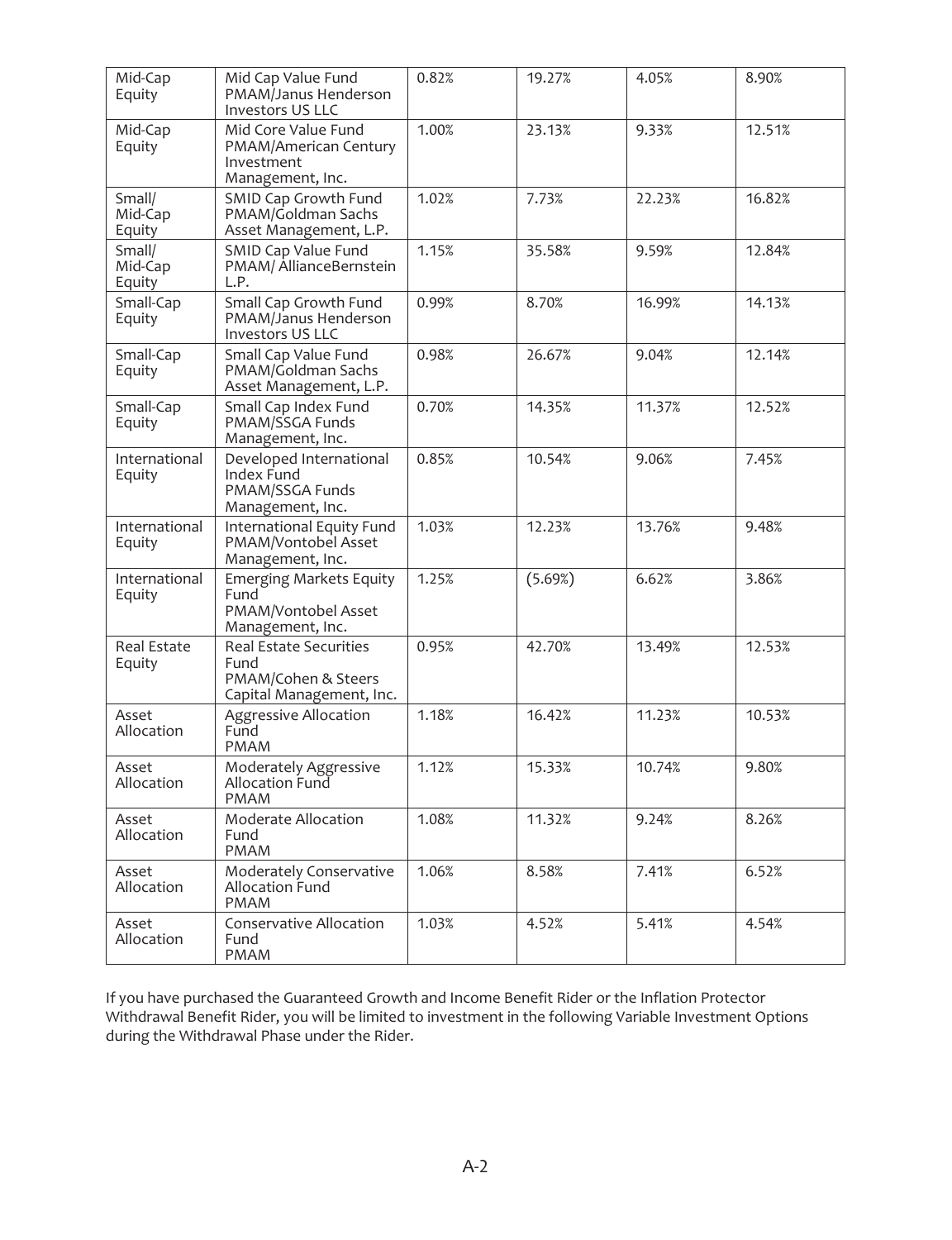| Mid-Cap Equity | Mid Cap Value Fund PMAM/Janus Henderson Investors US LLC | 0.82% | 19.27% | 4.05% | 8.90% |
|---|---|---|---|---|---|
| Mid-Cap Equity | Mid Core Value Fund PMAM/American Century Investment Management, Inc. | 1.00% | 23.13% | 9.33% | 12.51% |
| Small/ Mid-Cap Equity | SMID Cap Growth Fund PMAM/Goldman Sachs Asset Management, L.P. | 1.02% | 7.73% | 22.23% | 16.82% |
| Small/ Mid-Cap Equity | SMID Cap Value Fund PMAM/ AllianceBernstein L.P. | 1.15% | 35.58% | 9.59% | 12.84% |
| Small-Cap Equity | Small Cap Growth Fund PMAM/Janus Henderson Investors US LLC | 0.99% | 8.70% | 16.99% | 14.13% |
| Small-Cap Equity | Small Cap Value Fund PMAM/Goldman Sachs Asset Management, L.P. | 0.98% | 26.67% | 9.04% | 12.14% |
| Small-Cap Equity | Small Cap Index Fund PMAM/SSGA Funds Management, Inc. | 0.70% | 14.35% | 11.37% | 12.52% |
| International Equity | Developed International Index Fund PMAM/SSGA Funds Management, Inc. | 0.85% | 10.54% | 9.06% | 7.45% |
| International Equity | International Equity Fund PMAM/Vontobel Asset Management, Inc. | 1.03% | 12.23% | 13.76% | 9.48% |
| International Equity | Emerging Markets Equity Fund PMAM/Vontobel Asset Management, Inc. | 1.25% | (5.69%) | 6.62% | 3.86% |
| Real Estate Equity | Real Estate Securities Fund PMAM/Cohen & Steers Capital Management, Inc. | 0.95% | 42.70% | 13.49% | 12.53% |
| Asset Allocation | Aggressive Allocation Fund PMAM | 1.18% | 16.42% | 11.23% | 10.53% |
| Asset Allocation | Moderately Aggressive Allocation Fund PMAM | 1.12% | 15.33% | 10.74% | 9.80% |
| Asset Allocation | Moderate Allocation Fund PMAM | 1.08% | 11.32% | 9.24% | 8.26% |
| Asset Allocation | Moderately Conservative Allocation Fund PMAM | 1.06% | 8.58% | 7.41% | 6.52% |
| Asset Allocation | Conservative Allocation Fund PMAM | 1.03% | 4.52% | 5.41% | 4.54% |

If you have purchased the Guaranteed Growth and Income Benefit Rider or the Inflation Protector Withdrawal Benefit Rider, you will be limited to investment in the following Variable Investment Options during the Withdrawal Phase under the Rider.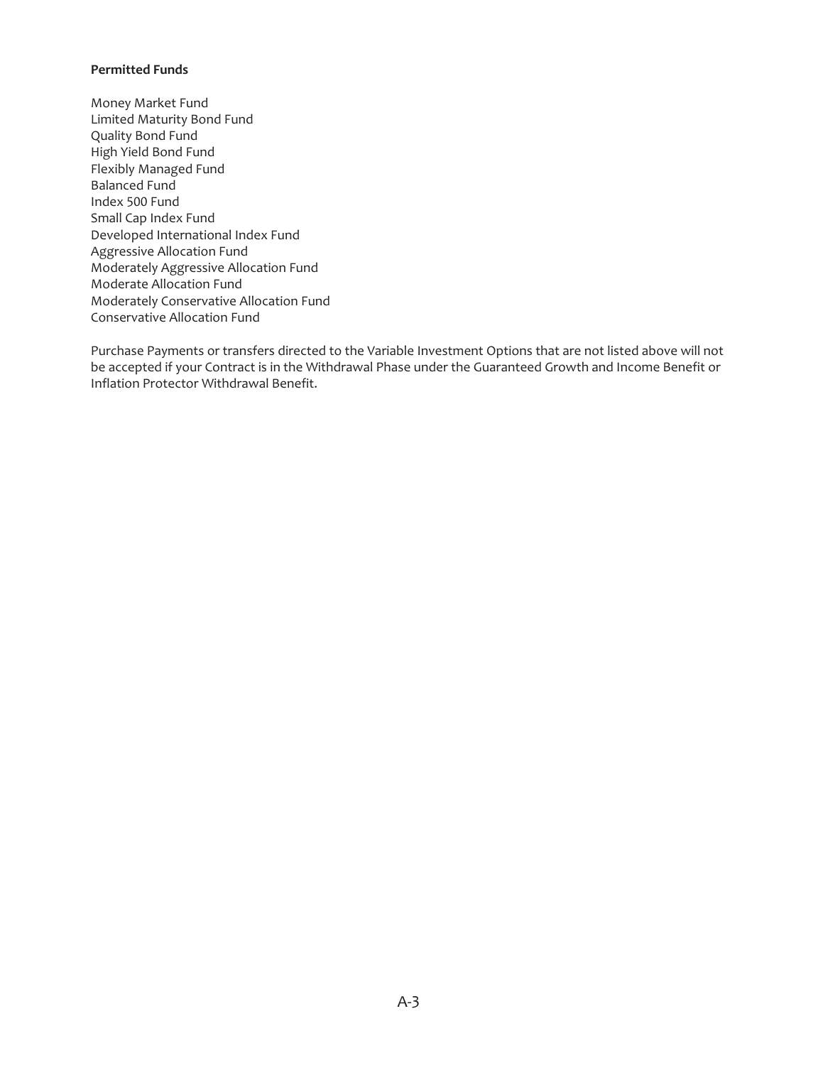**Permitted Funds**

Money Market Fund
Limited Maturity Bond Fund
Quality Bond Fund
High Yield Bond Fund
Flexibly Managed Fund
Balanced Fund
Index 500 Fund
Small Cap Index Fund
Developed International Index Fund
Aggressive Allocation Fund
Moderately Aggressive Allocation Fund
Moderate Allocation Fund
Moderately Conservative Allocation Fund
Conservative Allocation Fund

Purchase Payments or transfers directed to the Variable Investment Options that are not listed above will not be accepted if your Contract is in the Withdrawal Phase under the Guaranteed Growth and Income Benefit or Inflation Protector Withdrawal Benefit.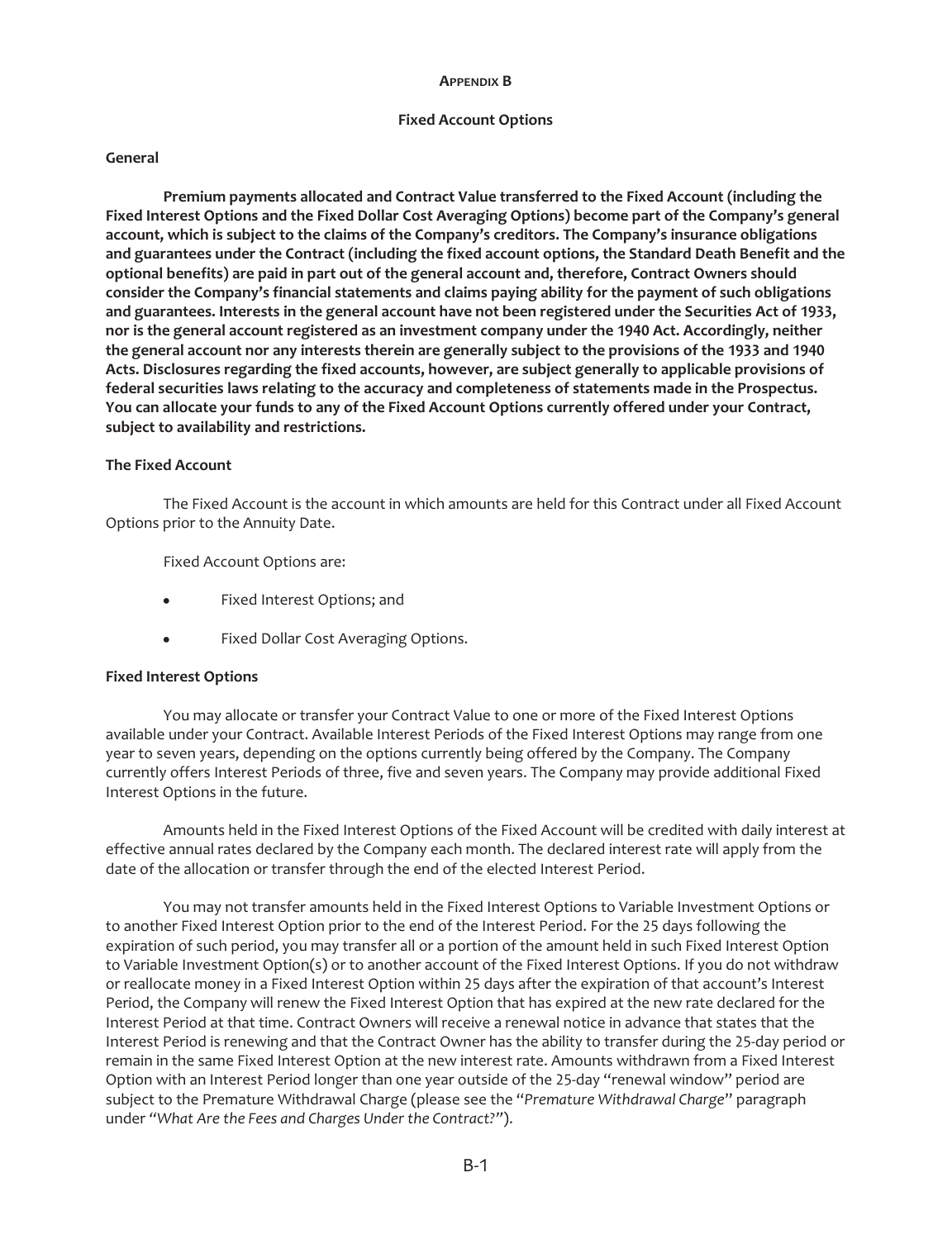## Appendix B

### Fixed Account Options

**General**

**Premium payments allocated and Contract Value transferred to the Fixed Account (including the Fixed Interest Options and the Fixed Dollar Cost Averaging Options) become part of the Company's general account, which is subject to the claims of the Company's creditors. The Company's insurance obligations and guarantees under the Contract (including the fixed account options, the Standard Death Benefit and the optional benefits) are paid in part out of the general account and, therefore, Contract Owners should consider the Company's financial statements and claims paying ability for the payment of such obligations and guarantees. Interests in the general account have not been registered under the Securities Act of 1933, nor is the general account registered as an investment company under the 1940 Act. Accordingly, neither the general account nor any interests therein are generally subject to the provisions of the 1933 and 1940 Acts. Disclosures regarding the fixed accounts, however, are subject generally to applicable provisions of federal securities laws relating to the accuracy and completeness of statements made in the Prospectus. You can allocate your funds to any of the Fixed Account Options currently offered under your Contract, subject to availability and restrictions.**

**The Fixed Account**

The Fixed Account is the account in which amounts are held for this Contract under all Fixed Account Options prior to the Annuity Date.

Fixed Account Options are:

- Fixed Interest Options; and
- Fixed Dollar Cost Averaging Options.

**Fixed Interest Options**

You may allocate or transfer your Contract Value to one or more of the Fixed Interest Options available under your Contract. Available Interest Periods of the Fixed Interest Options may range from one year to seven years, depending on the options currently being offered by the Company. The Company currently offers Interest Periods of three, five and seven years. The Company may provide additional Fixed Interest Options in the future.

Amounts held in the Fixed Interest Options of the Fixed Account will be credited with daily interest at effective annual rates declared by the Company each month. The declared interest rate will apply from the date of the allocation or transfer through the end of the elected Interest Period.

You may not transfer amounts held in the Fixed Interest Options to Variable Investment Options or to another Fixed Interest Option prior to the end of the Interest Period. For the 25 days following the expiration of such period, you may transfer all or a portion of the amount held in such Fixed Interest Option to Variable Investment Option(s) or to another account of the Fixed Interest Options. If you do not withdraw or reallocate money in a Fixed Interest Option within 25 days after the expiration of that account's Interest Period, the Company will renew the Fixed Interest Option that has expired at the new rate declared for the Interest Period at that time. Contract Owners will receive a renewal notice in advance that states that the Interest Period is renewing and that the Contract Owner has the ability to transfer during the 25-day period or remain in the same Fixed Interest Option at the new interest rate. Amounts withdrawn from a Fixed Interest Option with an Interest Period longer than one year outside of the 25-day "renewal window" period are subject to the Premature Withdrawal Charge (please see the "*Premature Withdrawal Charge*" paragraph under "*What Are the Fees and Charges Under the Contract?*").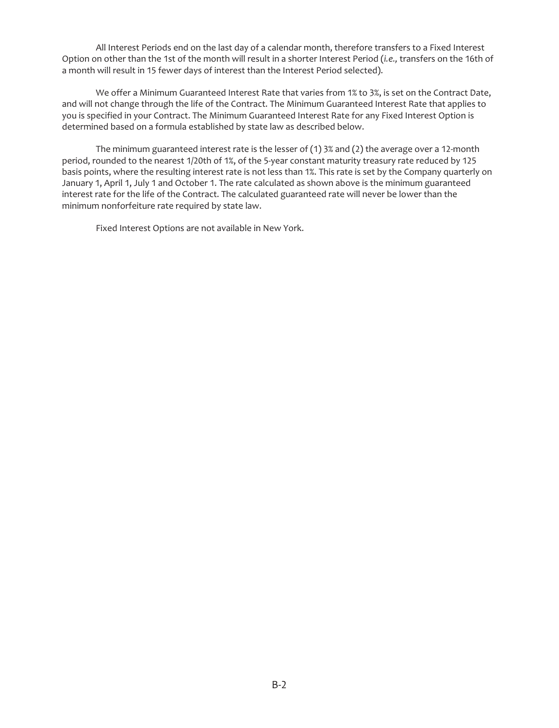All Interest Periods end on the last day of a calendar month, therefore transfers to a Fixed Interest Option on other than the 1st of the month will result in a shorter Interest Period (*i.e.,* transfers on the 16th of a month will result in 15 fewer days of interest than the Interest Period selected).

We offer a Minimum Guaranteed Interest Rate that varies from 1% to 3%, is set on the Contract Date, and will not change through the life of the Contract. The Minimum Guaranteed Interest Rate that applies to you is specified in your Contract. The Minimum Guaranteed Interest Rate for any Fixed Interest Option is determined based on a formula established by state law as described below.

The minimum guaranteed interest rate is the lesser of (1) 3% and (2) the average over a 12-month period, rounded to the nearest 1/20th of 1%, of the 5-year constant maturity treasury rate reduced by 125 basis points, where the resulting interest rate is not less than 1%. This rate is set by the Company quarterly on January 1, April 1, July 1 and October 1. The rate calculated as shown above is the minimum guaranteed interest rate for the life of the Contract. The calculated guaranteed rate will never be lower than the minimum nonforfeiture rate required by state law.

Fixed Interest Options are not available in New York.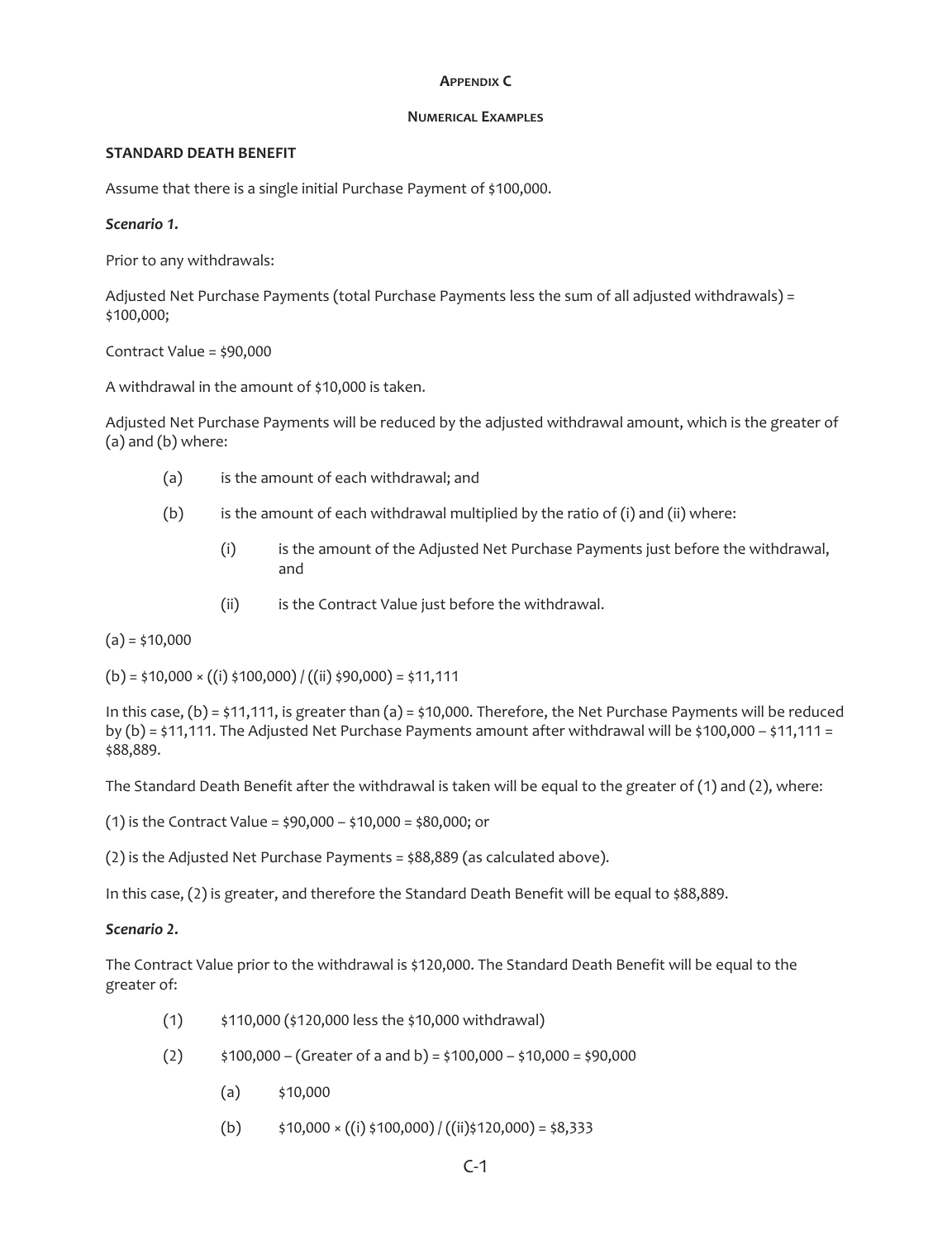# Appendix C

## Numerical Examples

**STANDARD DEATH BENEFIT**

Assume that there is a single initial Purchase Payment of $100,000.

***Scenario 1.***

Prior to any withdrawals:

Adjusted Net Purchase Payments (total Purchase Payments less the sum of all adjusted withdrawals) = $100,000;

Contract Value = $90,000

A withdrawal in the amount of $10,000 is taken.

Adjusted Net Purchase Payments will be reduced by the adjusted withdrawal amount, which is the greater of (a) and (b) where:

- (a) is the amount of each withdrawal; and
- (b) is the amount of each withdrawal multiplied by the ratio of (i) and (ii) where:
  - (i) is the amount of the Adjusted Net Purchase Payments just before the withdrawal, and
  - (ii) is the Contract Value just before the withdrawal.

(a) = $10,000

(b) = $10,000 × ((i) $100,000) / ((ii) $90,000) = $11,111

In this case, (b) = $11,111, is greater than (a) = $10,000. Therefore, the Net Purchase Payments will be reduced by (b) = $11,111. The Adjusted Net Purchase Payments amount after withdrawal will be $100,000 – $11,111 = $88,889.

The Standard Death Benefit after the withdrawal is taken will be equal to the greater of (1) and (2), where:

(1) is the Contract Value = $90,000 – $10,000 = $80,000; or

(2) is the Adjusted Net Purchase Payments = $88,889 (as calculated above).

In this case, (2) is greater, and therefore the Standard Death Benefit will be equal to $88,889.

***Scenario 2.***

The Contract Value prior to the withdrawal is $120,000. The Standard Death Benefit will be equal to the greater of:

- (1) $110,000 ($120,000 less the $10,000 withdrawal)
- (2) $100,000 – (Greater of a and b) = $100,000 – $10,000 = $90,000
  - (a) $10,000
  - (b) $10,000 × ((i) $100,000) / ((ii)$120,000) = $8,333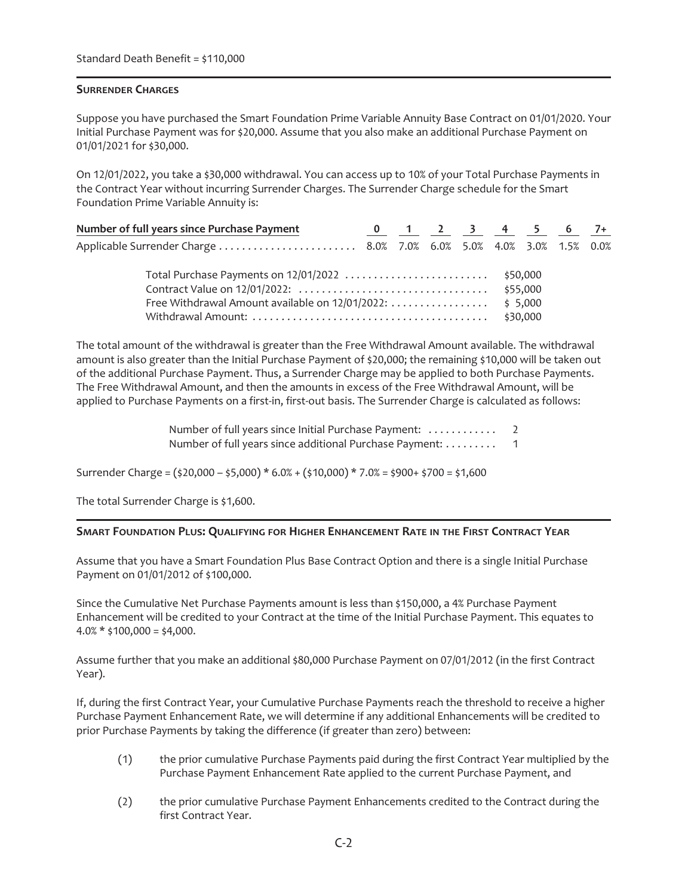Standard Death Benefit = $110,000

---

**Surrender Charges**

Suppose you have purchased the Smart Foundation Prime Variable Annuity Base Contract on 01/01/2020. Your Initial Purchase Payment was for $20,000. Assume that you also make an additional Purchase Payment on 01/01/2021 for $30,000.

On 12/01/2022, you take a $30,000 withdrawal. You can access up to 10% of your Total Purchase Payments in the Contract Year without incurring Surrender Charges. The Surrender Charge schedule for the Smart Foundation Prime Variable Annuity is:

| Number of full years since Purchase Payment | 0 | 1 | 2 | 3 | 4 | 5 | 6 | 7+ |
|---|---|---|---|---|---|---|---|---|
| Applicable Surrender Charge | 8.0% | 7.0% | 6.0% | 5.0% | 4.0% | 3.0% | 1.5% | 0.0% |

| | |
|---|---|
| Total Purchase Payments on 12/01/2022 | $50,000 |
| Contract Value on 12/01/2022: | $55,000 |
| Free Withdrawal Amount available on 12/01/2022: | $ 5,000 |
| Withdrawal Amount: | $30,000 |

The total amount of the withdrawal is greater than the Free Withdrawal Amount available. The withdrawal amount is also greater than the Initial Purchase Payment of $20,000; the remaining $10,000 will be taken out of the additional Purchase Payment. Thus, a Surrender Charge may be applied to both Purchase Payments. The Free Withdrawal Amount, and then the amounts in excess of the Free Withdrawal Amount, will be applied to Purchase Payments on a first-in, first-out basis. The Surrender Charge is calculated as follows:

| | |
|---|---|
| Number of full years since Initial Purchase Payment: | 2 |
| Number of full years since additional Purchase Payment: | 1 |

Surrender Charge = ($20,000 – $5,000) * 6.0% + ($10,000) * 7.0% = $900+ $700 = $1,600

The total Surrender Charge is $1,600.

---

**Smart Foundation Plus: Qualifying for Higher Enhancement Rate in the First Contract Year**

Assume that you have a Smart Foundation Plus Base Contract Option and there is a single Initial Purchase Payment on 01/01/2012 of $100,000.

Since the Cumulative Net Purchase Payments amount is less than $150,000, a 4% Purchase Payment Enhancement will be credited to your Contract at the time of the Initial Purchase Payment. This equates to 4.0% * $100,000 = $4,000.

Assume further that you make an additional $80,000 Purchase Payment on 07/01/2012 (in the first Contract Year).

If, during the first Contract Year, your Cumulative Purchase Payments reach the threshold to receive a higher Purchase Payment Enhancement Rate, we will determine if any additional Enhancements will be credited to prior Purchase Payments by taking the difference (if greater than zero) between:

(1) the prior cumulative Purchase Payments paid during the first Contract Year multiplied by the Purchase Payment Enhancement Rate applied to the current Purchase Payment, and

(2) the prior cumulative Purchase Payment Enhancements credited to the Contract during the first Contract Year.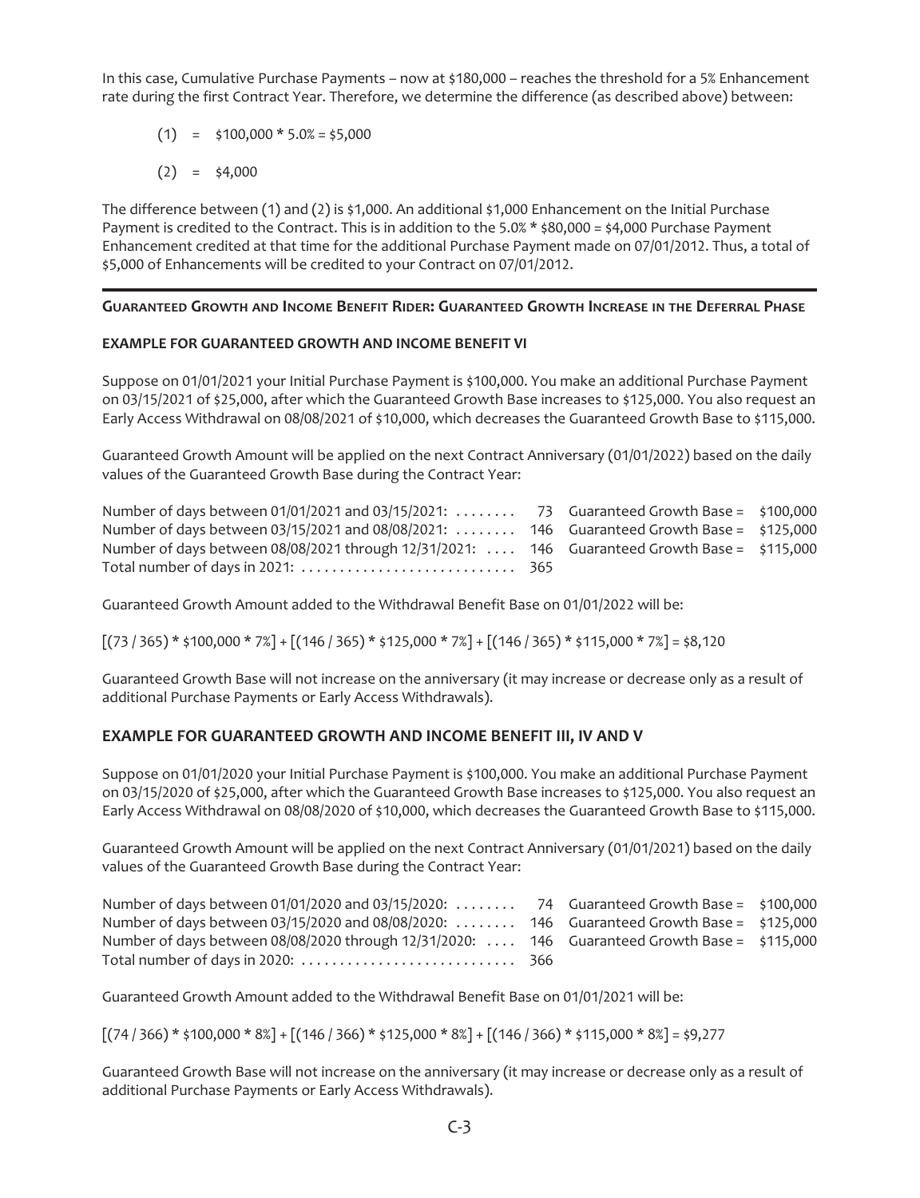In this case, Cumulative Purchase Payments – now at \$180,000 – reaches the threshold for a 5% Enhancement rate during the first Contract Year. Therefore, we determine the difference (as described above) between:

(1) = \$100,000 * 5.0% = \$5,000

(2) = \$4,000

The difference between (1) and (2) is \$1,000. An additional \$1,000 Enhancement on the Initial Purchase Payment is credited to the Contract. This is in addition to the 5.0% * \$80,000 = \$4,000 Purchase Payment Enhancement credited at that time for the additional Purchase Payment made on 07/01/2012. Thus, a total of \$5,000 of Enhancements will be credited to your Contract on 07/01/2012.

---

## GUARANTEED GROWTH AND INCOME BENEFIT RIDER: GUARANTEED GROWTH INCREASE IN THE DEFERRAL PHASE

### EXAMPLE FOR GUARANTEED GROWTH AND INCOME BENEFIT VI

Suppose on 01/01/2021 your Initial Purchase Payment is \$100,000. You make an additional Purchase Payment on 03/15/2021 of \$25,000, after which the Guaranteed Growth Base increases to \$125,000. You also request an Early Access Withdrawal on 08/08/2021 of \$10,000, which decreases the Guaranteed Growth Base to \$115,000.

Guaranteed Growth Amount will be applied on the next Contract Anniversary (01/01/2022) based on the daily values of the Guaranteed Growth Base during the Contract Year:

| | | | |
|---|---|---|---|
| Number of days between 01/01/2021 and 03/15/2021: | 73 | Guaranteed Growth Base = | \$100,000 |
| Number of days between 03/15/2021 and 08/08/2021: | 146 | Guaranteed Growth Base = | \$125,000 |
| Number of days between 08/08/2021 through 12/31/2021: | 146 | Guaranteed Growth Base = | \$115,000 |
| Total number of days in 2021: | 365 | | |

Guaranteed Growth Amount added to the Withdrawal Benefit Base on 01/01/2022 will be:

[(73 / 365) * \$100,000 * 7%] + [(146 / 365) * \$125,000 * 7%] + [(146 / 365) * \$115,000 * 7%] = \$8,120

Guaranteed Growth Base will not increase on the anniversary (it may increase or decrease only as a result of additional Purchase Payments or Early Access Withdrawals).

### EXAMPLE FOR GUARANTEED GROWTH AND INCOME BENEFIT III, IV AND V

Suppose on 01/01/2020 your Initial Purchase Payment is \$100,000. You make an additional Purchase Payment on 03/15/2020 of \$25,000, after which the Guaranteed Growth Base increases to \$125,000. You also request an Early Access Withdrawal on 08/08/2020 of \$10,000, which decreases the Guaranteed Growth Base to \$115,000.

Guaranteed Growth Amount will be applied on the next Contract Anniversary (01/01/2021) based on the daily values of the Guaranteed Growth Base during the Contract Year:

| | | | |
|---|---|---|---|
| Number of days between 01/01/2020 and 03/15/2020: | 74 | Guaranteed Growth Base = | \$100,000 |
| Number of days between 03/15/2020 and 08/08/2020: | 146 | Guaranteed Growth Base = | \$125,000 |
| Number of days between 08/08/2020 through 12/31/2020: | 146 | Guaranteed Growth Base = | \$115,000 |
| Total number of days in 2020: | 366 | | |

Guaranteed Growth Amount added to the Withdrawal Benefit Base on 01/01/2021 will be:

[(74 / 366) * \$100,000 * 8%] + [(146 / 366) * \$125,000 * 8%] + [(146 / 366) * \$115,000 * 8%] = \$9,277

Guaranteed Growth Base will not increase on the anniversary (it may increase or decrease only as a result of additional Purchase Payments or Early Access Withdrawals).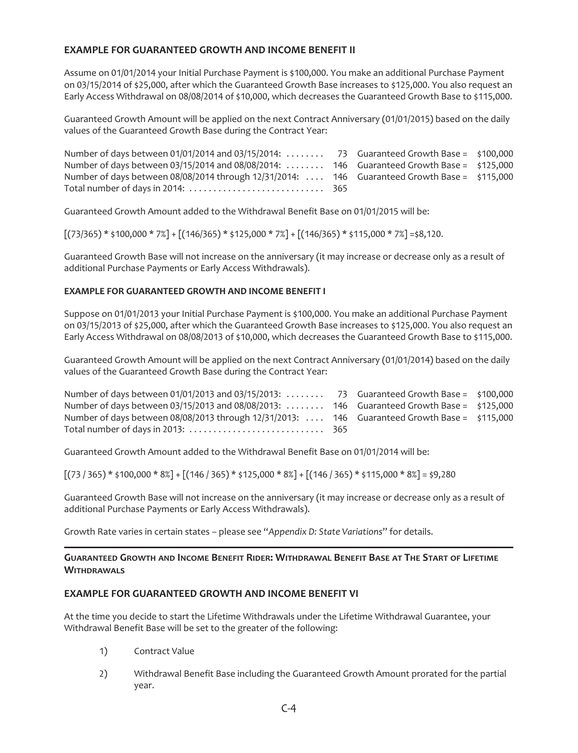### EXAMPLE FOR GUARANTEED GROWTH AND INCOME BENEFIT II

Assume on 01/01/2014 your Initial Purchase Payment is $100,000. You make an additional Purchase Payment on 03/15/2014 of $25,000, after which the Guaranteed Growth Base increases to $125,000. You also request an Early Access Withdrawal on 08/08/2014 of $10,000, which decreases the Guaranteed Growth Base to $115,000.

Guaranteed Growth Amount will be applied on the next Contract Anniversary (01/01/2015) based on the daily values of the Guaranteed Growth Base during the Contract Year:

| | | | |
|---|---|---|---|
| Number of days between 01/01/2014 and 03/15/2014: ........ | 73 | Guaranteed Growth Base = | $100,000 |
| Number of days between 03/15/2014 and 08/08/2014: ........ | 146 | Guaranteed Growth Base = | $125,000 |
| Number of days between 08/08/2014 through 12/31/2014: .... | 146 | Guaranteed Growth Base = | $115,000 |
| Total number of days in 2014: ............................ | 365 | | |

Guaranteed Growth Amount added to the Withdrawal Benefit Base on 01/01/2015 will be:

[(73/365) * $100,000 * 7%] + [(146/365) * $125,000 * 7%] + [(146/365) * $115,000 * 7%] =$8,120.

Guaranteed Growth Base will not increase on the anniversary (it may increase or decrease only as a result of additional Purchase Payments or Early Access Withdrawals).

#### EXAMPLE FOR GUARANTEED GROWTH AND INCOME BENEFIT I

Suppose on 01/01/2013 your Initial Purchase Payment is $100,000. You make an additional Purchase Payment on 03/15/2013 of $25,000, after which the Guaranteed Growth Base increases to $125,000. You also request an Early Access Withdrawal on 08/08/2013 of $10,000, which decreases the Guaranteed Growth Base to $115,000.

Guaranteed Growth Amount will be applied on the next Contract Anniversary (01/01/2014) based on the daily values of the Guaranteed Growth Base during the Contract Year:

| | | | |
|---|---|---|---|
| Number of days between 01/01/2013 and 03/15/2013: ........ | 73 | Guaranteed Growth Base = | $100,000 |
| Number of days between 03/15/2013 and 08/08/2013: ........ | 146 | Guaranteed Growth Base = | $125,000 |
| Number of days between 08/08/2013 through 12/31/2013: .... | 146 | Guaranteed Growth Base = | $115,000 |
| Total number of days in 2013: ............................ | 365 | | |

Guaranteed Growth Amount added to the Withdrawal Benefit Base on 01/01/2014 will be:

[(73 / 365) * $100,000 * 8%] + [(146 / 365) * $125,000 * 8%] + [(146 / 365) * $115,000 * 8%] = $9,280

Guaranteed Growth Base will not increase on the anniversary (it may increase or decrease only as a result of additional Purchase Payments or Early Access Withdrawals).

Growth Rate varies in certain states – please see "*Appendix D: State Variations*" for details.

---

## GUARANTEED GROWTH AND INCOME BENEFIT RIDER: WITHDRAWAL BENEFIT BASE AT THE START OF LIFETIME WITHDRAWALS

### EXAMPLE FOR GUARANTEED GROWTH AND INCOME BENEFIT VI

At the time you decide to start the Lifetime Withdrawals under the Lifetime Withdrawal Guarantee, your Withdrawal Benefit Base will be set to the greater of the following:

1) Contract Value
2) Withdrawal Benefit Base including the Guaranteed Growth Amount prorated for the partial year.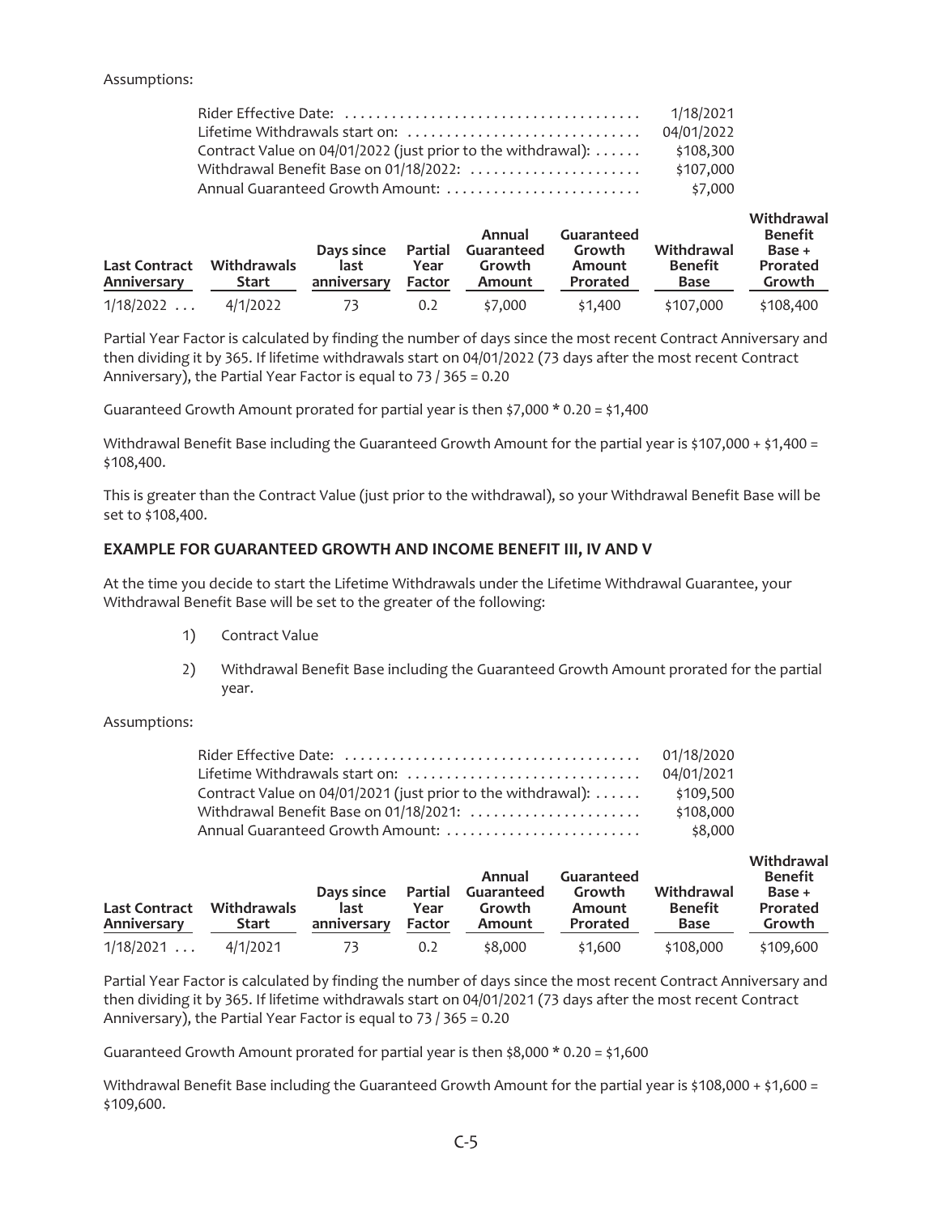Assumptions:

| | |
|---|---|
| Rider Effective Date: | 1/18/2021 |
| Lifetime Withdrawals start on: | 04/01/2022 |
| Contract Value on 04/01/2022 (just prior to the withdrawal): | $108,300 |
| Withdrawal Benefit Base on 01/18/2022: | $107,000 |
| Annual Guaranteed Growth Amount: | $7,000 |

| Last Contract Anniversary | Withdrawals Start | Days since last anniversary | Partial Year Factor | Annual Guaranteed Growth Amount | Guaranteed Growth Amount Prorated | Withdrawal Benefit Base | Withdrawal Benefit Base + Prorated Growth |
|---|---|---|---|---|---|---|---|
| 1/18/2022 ... | 4/1/2022 | 73 | 0.2 | $7,000 | $1,400 | $107,000 | $108,400 |

Partial Year Factor is calculated by finding the number of days since the most recent Contract Anniversary and then dividing it by 365. If lifetime withdrawals start on 04/01/2022 (73 days after the most recent Contract Anniversary), the Partial Year Factor is equal to 73 / 365 = 0.20

Guaranteed Growth Amount prorated for partial year is then $7,000 * 0.20 = $1,400

Withdrawal Benefit Base including the Guaranteed Growth Amount for the partial year is $107,000 + $1,400 = $108,400.

This is greater than the Contract Value (just prior to the withdrawal), so your Withdrawal Benefit Base will be set to $108,400.

### EXAMPLE FOR GUARANTEED GROWTH AND INCOME BENEFIT III, IV AND V

At the time you decide to start the Lifetime Withdrawals under the Lifetime Withdrawal Guarantee, your Withdrawal Benefit Base will be set to the greater of the following:

1) Contract Value
2) Withdrawal Benefit Base including the Guaranteed Growth Amount prorated for the partial year.

Assumptions:

| | |
|---|---|
| Rider Effective Date: | 01/18/2020 |
| Lifetime Withdrawals start on: | 04/01/2021 |
| Contract Value on 04/01/2021 (just prior to the withdrawal): | $109,500 |
| Withdrawal Benefit Base on 01/18/2021: | $108,000 |
| Annual Guaranteed Growth Amount: | $8,000 |

| Last Contract Anniversary | Withdrawals Start | Days since last anniversary | Partial Year Factor | Annual Guaranteed Growth Amount | Guaranteed Growth Amount Prorated | Withdrawal Benefit Base | Withdrawal Benefit Base + Prorated Growth |
|---|---|---|---|---|---|---|---|
| 1/18/2021 ... | 4/1/2021 | 73 | 0.2 | $8,000 | $1,600 | $108,000 | $109,600 |

Partial Year Factor is calculated by finding the number of days since the most recent Contract Anniversary and then dividing it by 365. If lifetime withdrawals start on 04/01/2021 (73 days after the most recent Contract Anniversary), the Partial Year Factor is equal to 73 / 365 = 0.20

Guaranteed Growth Amount prorated for partial year is then $8,000 * 0.20 = $1,600

Withdrawal Benefit Base including the Guaranteed Growth Amount for the partial year is $108,000 + $1,600 = $109,600.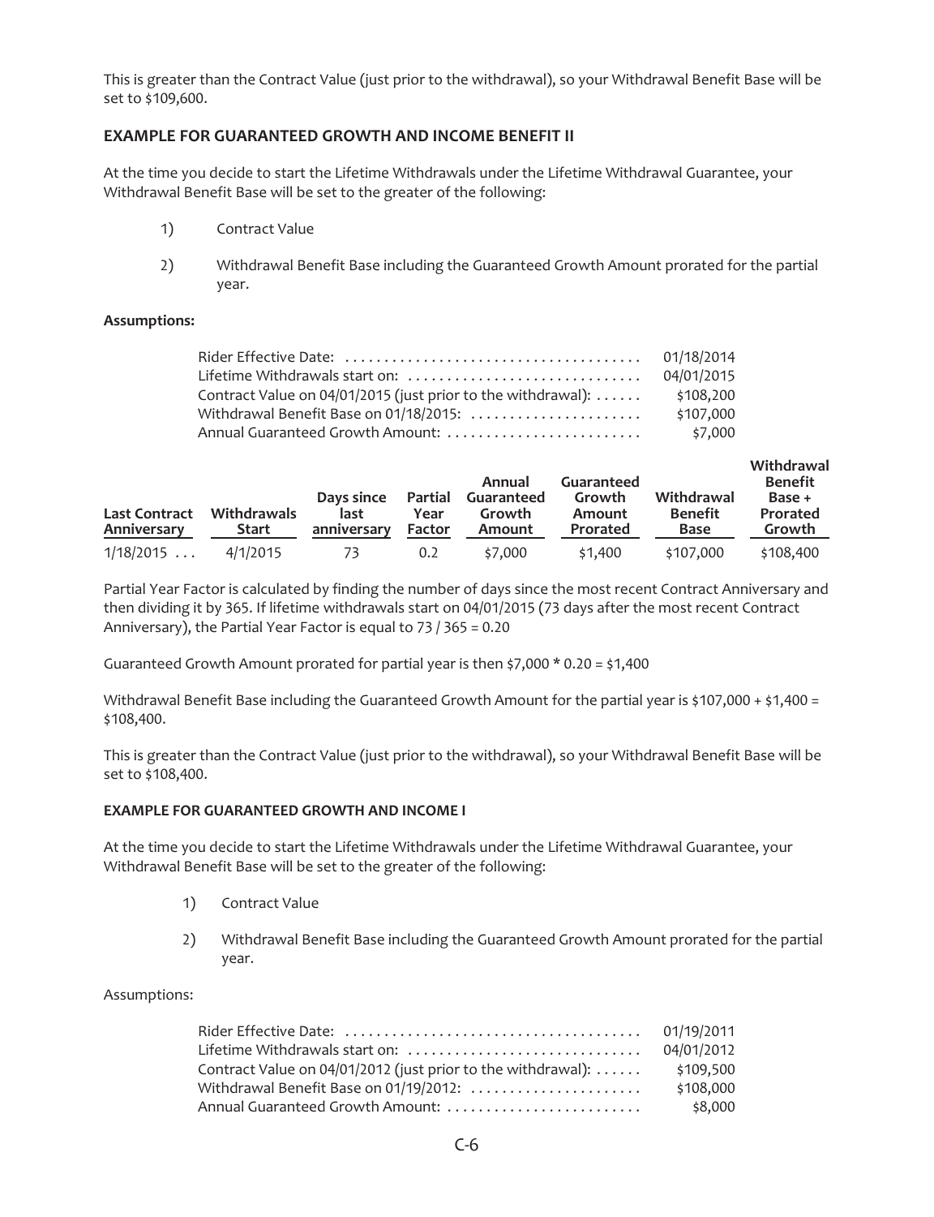This is greater than the Contract Value (just prior to the withdrawal), so your Withdrawal Benefit Base will be set to $109,600.

### EXAMPLE FOR GUARANTEED GROWTH AND INCOME BENEFIT II

At the time you decide to start the Lifetime Withdrawals under the Lifetime Withdrawal Guarantee, your Withdrawal Benefit Base will be set to the greater of the following:

1) Contract Value

2) Withdrawal Benefit Base including the Guaranteed Growth Amount prorated for the partial year.

**Assumptions:**

| | |
|---|---|
| Rider Effective Date: | 01/18/2014 |
| Lifetime Withdrawals start on: | 04/01/2015 |
| Contract Value on 04/01/2015 (just prior to the withdrawal): | $108,200 |
| Withdrawal Benefit Base on 01/18/2015: | $107,000 |
| Annual Guaranteed Growth Amount: | $7,000 |

| Last Contract Anniversary | Withdrawals Start | Days since last anniversary | Partial Year Factor | Annual Guaranteed Growth Amount | Guaranteed Growth Amount Prorated | Withdrawal Benefit Base | Withdrawal Benefit Base + Prorated Growth |
|---|---|---|---|---|---|---|---|
| 1/18/2015 ... | 4/1/2015 | 73 | 0.2 | $7,000 | $1,400 | $107,000 | $108,400 |

Partial Year Factor is calculated by finding the number of days since the most recent Contract Anniversary and then dividing it by 365. If lifetime withdrawals start on 04/01/2015 (73 days after the most recent Contract Anniversary), the Partial Year Factor is equal to 73 / 365 = 0.20

Guaranteed Growth Amount prorated for partial year is then $7,000 * 0.20 = $1,400

Withdrawal Benefit Base including the Guaranteed Growth Amount for the partial year is $107,000 + $1,400 = $108,400.

This is greater than the Contract Value (just prior to the withdrawal), so your Withdrawal Benefit Base will be set to $108,400.

#### EXAMPLE FOR GUARANTEED GROWTH AND INCOME I

At the time you decide to start the Lifetime Withdrawals under the Lifetime Withdrawal Guarantee, your Withdrawal Benefit Base will be set to the greater of the following:

1) Contract Value

2) Withdrawal Benefit Base including the Guaranteed Growth Amount prorated for the partial year.

Assumptions:

| | |
|---|---|
| Rider Effective Date: | 01/19/2011 |
| Lifetime Withdrawals start on: | 04/01/2012 |
| Contract Value on 04/01/2012 (just prior to the withdrawal): | $109,500 |
| Withdrawal Benefit Base on 01/19/2012: | $108,000 |
| Annual Guaranteed Growth Amount: | $8,000 |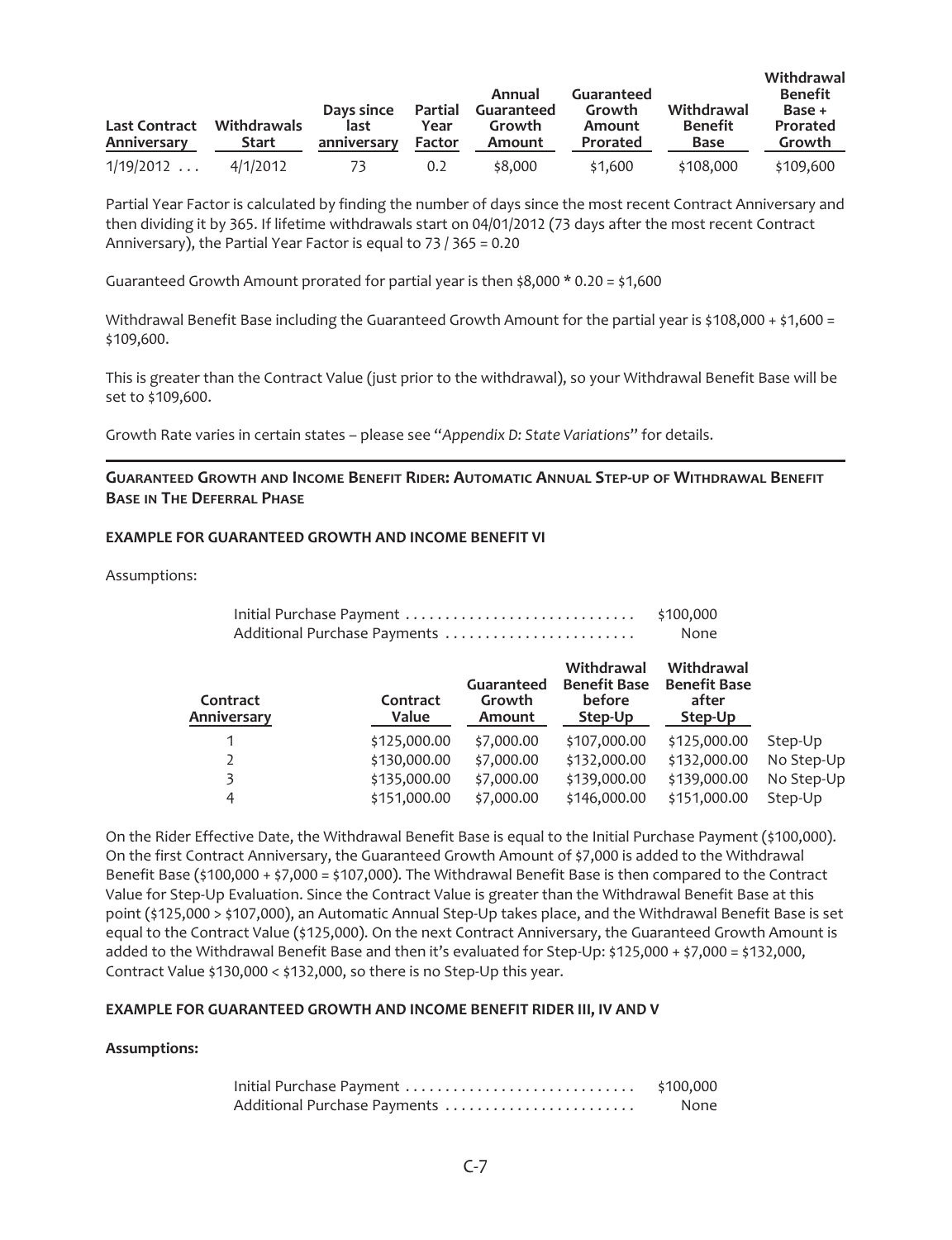| Last Contract Anniversary | Withdrawals Start | Days since last anniversary | Partial Year Factor | Annual Guaranteed Growth Amount | Guaranteed Growth Amount Prorated | Withdrawal Benefit Base | Withdrawal Benefit Base + Prorated Growth |
|---|---|---|---|---|---|---|---|
| 1/19/2012 . . . | 4/1/2012 | 73 | 0.2 | \$8,000 | \$1,600 | \$108,000 | \$109,600 |

Partial Year Factor is calculated by finding the number of days since the most recent Contract Anniversary and then dividing it by 365. If lifetime withdrawals start on 04/01/2012 (73 days after the most recent Contract Anniversary), the Partial Year Factor is equal to 73 / 365 = 0.20

Guaranteed Growth Amount prorated for partial year is then \$8,000 * 0.20 = \$1,600

Withdrawal Benefit Base including the Guaranteed Growth Amount for the partial year is \$108,000 + \$1,600 = \$109,600.

This is greater than the Contract Value (just prior to the withdrawal), so your Withdrawal Benefit Base will be set to \$109,600.

Growth Rate varies in certain states – please see "*Appendix D: State Variations*" for details.

---

## Guaranteed Growth and Income Benefit Rider: Automatic Annual Step-up of Withdrawal Benefit Base in The Deferral Phase

### EXAMPLE FOR GUARANTEED GROWTH AND INCOME BENEFIT VI

Assumptions:

| | |
|---|---|
| Initial Purchase Payment . . . . . . . . . . . . . . . . . . . . . . . . . . . . . | \$100,000 |
| Additional Purchase Payments . . . . . . . . . . . . . . . . . . . . . . . . | None |

| Contract Anniversary | Contract Value | Guaranteed Growth Amount | Withdrawal Benefit Base before Step-Up | Withdrawal Benefit Base after Step-Up | |
|---|---|---|---|---|---|
| 1 | \$125,000.00 | \$7,000.00 | \$107,000.00 | \$125,000.00 | Step-Up |
| 2 | \$130,000.00 | \$7,000.00 | \$132,000.00 | \$132,000.00 | No Step-Up |
| 3 | \$135,000.00 | \$7,000.00 | \$139,000.00 | \$139,000.00 | No Step-Up |
| 4 | \$151,000.00 | \$7,000.00 | \$146,000.00 | \$151,000.00 | Step-Up |

On the Rider Effective Date, the Withdrawal Benefit Base is equal to the Initial Purchase Payment (\$100,000). On the first Contract Anniversary, the Guaranteed Growth Amount of \$7,000 is added to the Withdrawal Benefit Base (\$100,000 + \$7,000 = \$107,000). The Withdrawal Benefit Base is then compared to the Contract Value for Step-Up Evaluation. Since the Contract Value is greater than the Withdrawal Benefit Base at this point (\$125,000 > \$107,000), an Automatic Annual Step-Up takes place, and the Withdrawal Benefit Base is set equal to the Contract Value (\$125,000). On the next Contract Anniversary, the Guaranteed Growth Amount is added to the Withdrawal Benefit Base and then it's evaluated for Step-Up: \$125,000 + \$7,000 = \$132,000, Contract Value \$130,000 < \$132,000, so there is no Step-Up this year.

### EXAMPLE FOR GUARANTEED GROWTH AND INCOME BENEFIT RIDER III, IV AND V

**Assumptions:**

| | |
|---|---|
| Initial Purchase Payment . . . . . . . . . . . . . . . . . . . . . . . . . . . . . | \$100,000 |
| Additional Purchase Payments . . . . . . . . . . . . . . . . . . . . . . . . | None |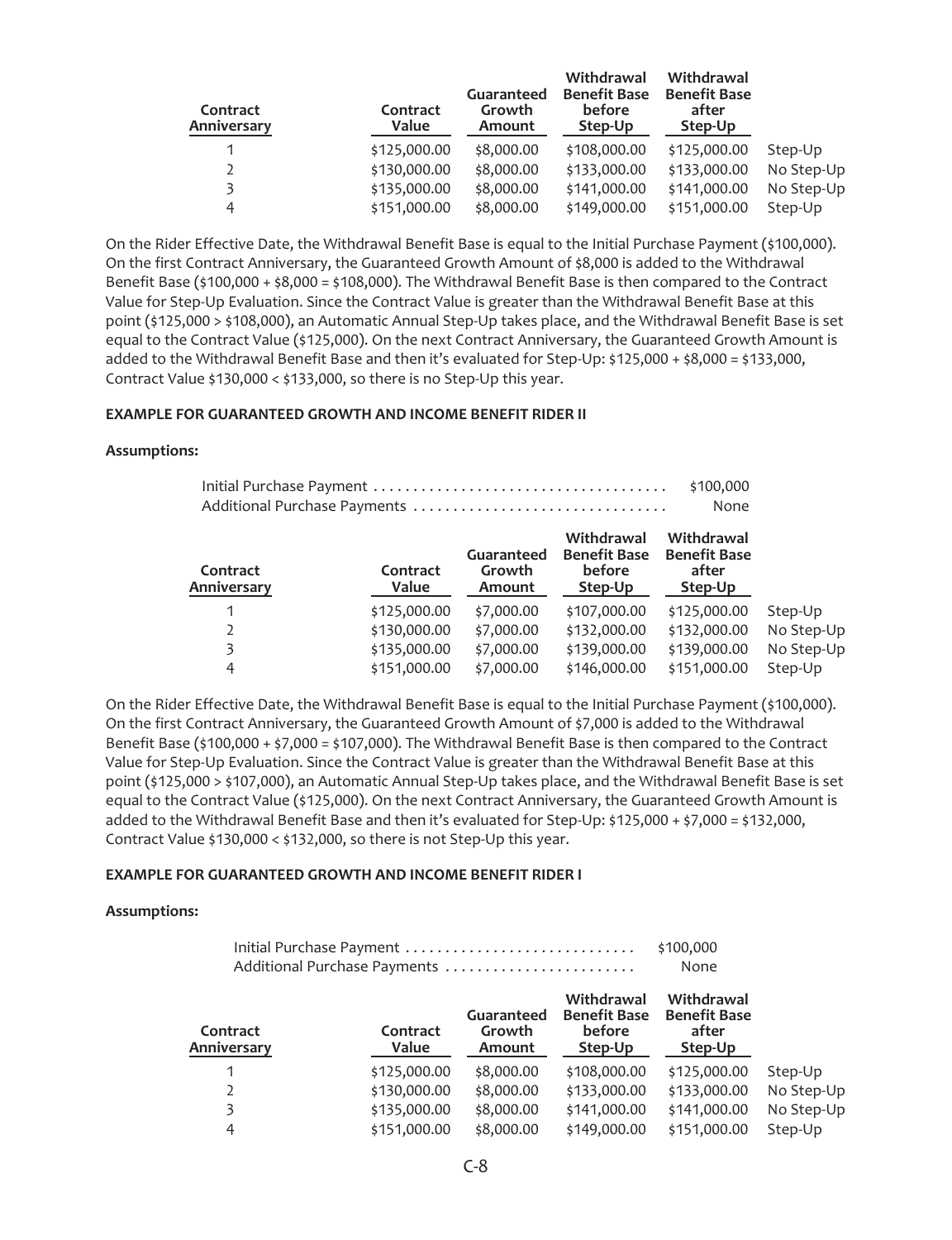| Contract Anniversary | Contract Value | Guaranteed Growth Amount | Withdrawal Benefit Base before Step-Up | Withdrawal Benefit Base after Step-Up | |
|---|---|---|---|---|---|
| 1 | $125,000.00 | $8,000.00 | $108,000.00 | $125,000.00 | Step-Up |
| 2 | $130,000.00 | $8,000.00 | $133,000.00 | $133,000.00 | No Step-Up |
| 3 | $135,000.00 | $8,000.00 | $141,000.00 | $141,000.00 | No Step-Up |
| 4 | $151,000.00 | $8,000.00 | $149,000.00 | $151,000.00 | Step-Up |

On the Rider Effective Date, the Withdrawal Benefit Base is equal to the Initial Purchase Payment ($100,000). On the first Contract Anniversary, the Guaranteed Growth Amount of $8,000 is added to the Withdrawal Benefit Base ($100,000 + $8,000 = $108,000). The Withdrawal Benefit Base is then compared to the Contract Value for Step-Up Evaluation. Since the Contract Value is greater than the Withdrawal Benefit Base at this point ($125,000 > $108,000), an Automatic Annual Step-Up takes place, and the Withdrawal Benefit Base is set equal to the Contract Value ($125,000). On the next Contract Anniversary, the Guaranteed Growth Amount is added to the Withdrawal Benefit Base and then it's evaluated for Step-Up: $125,000 + $8,000 = $133,000, Contract Value $130,000 < $133,000, so there is no Step-Up this year.

**EXAMPLE FOR GUARANTEED GROWTH AND INCOME BENEFIT RIDER II**

**Assumptions:**

| | |
|---|---|
| Initial Purchase Payment | $100,000 |
| Additional Purchase Payments | None |

| Contract Anniversary | Contract Value | Guaranteed Growth Amount | Withdrawal Benefit Base before Step-Up | Withdrawal Benefit Base after Step-Up | |
|---|---|---|---|---|---|
| 1 | $125,000.00 | $7,000.00 | $107,000.00 | $125,000.00 | Step-Up |
| 2 | $130,000.00 | $7,000.00 | $132,000.00 | $132,000.00 | No Step-Up |
| 3 | $135,000.00 | $7,000.00 | $139,000.00 | $139,000.00 | No Step-Up |
| 4 | $151,000.00 | $7,000.00 | $146,000.00 | $151,000.00 | Step-Up |

On the Rider Effective Date, the Withdrawal Benefit Base is equal to the Initial Purchase Payment ($100,000). On the first Contract Anniversary, the Guaranteed Growth Amount of $7,000 is added to the Withdrawal Benefit Base ($100,000 + $7,000 = $107,000). The Withdrawal Benefit Base is then compared to the Contract Value for Step-Up Evaluation. Since the Contract Value is greater than the Withdrawal Benefit Base at this point ($125,000 > $107,000), an Automatic Annual Step-Up takes place, and the Withdrawal Benefit Base is set equal to the Contract Value ($125,000). On the next Contract Anniversary, the Guaranteed Growth Amount is added to the Withdrawal Benefit Base and then it's evaluated for Step-Up: $125,000 + $7,000 = $132,000, Contract Value $130,000 < $132,000, so there is not Step-Up this year.

**EXAMPLE FOR GUARANTEED GROWTH AND INCOME BENEFIT RIDER I**

**Assumptions:**

| | |
|---|---|
| Initial Purchase Payment | $100,000 |
| Additional Purchase Payments | None |

| Contract Anniversary | Contract Value | Guaranteed Growth Amount | Withdrawal Benefit Base before Step-Up | Withdrawal Benefit Base after Step-Up | |
|---|---|---|---|---|---|
| 1 | $125,000.00 | $8,000.00 | $108,000.00 | $125,000.00 | Step-Up |
| 2 | $130,000.00 | $8,000.00 | $133,000.00 | $133,000.00 | No Step-Up |
| 3 | $135,000.00 | $8,000.00 | $141,000.00 | $141,000.00 | No Step-Up |
| 4 | $151,000.00 | $8,000.00 | $149,000.00 | $151,000.00 | Step-Up |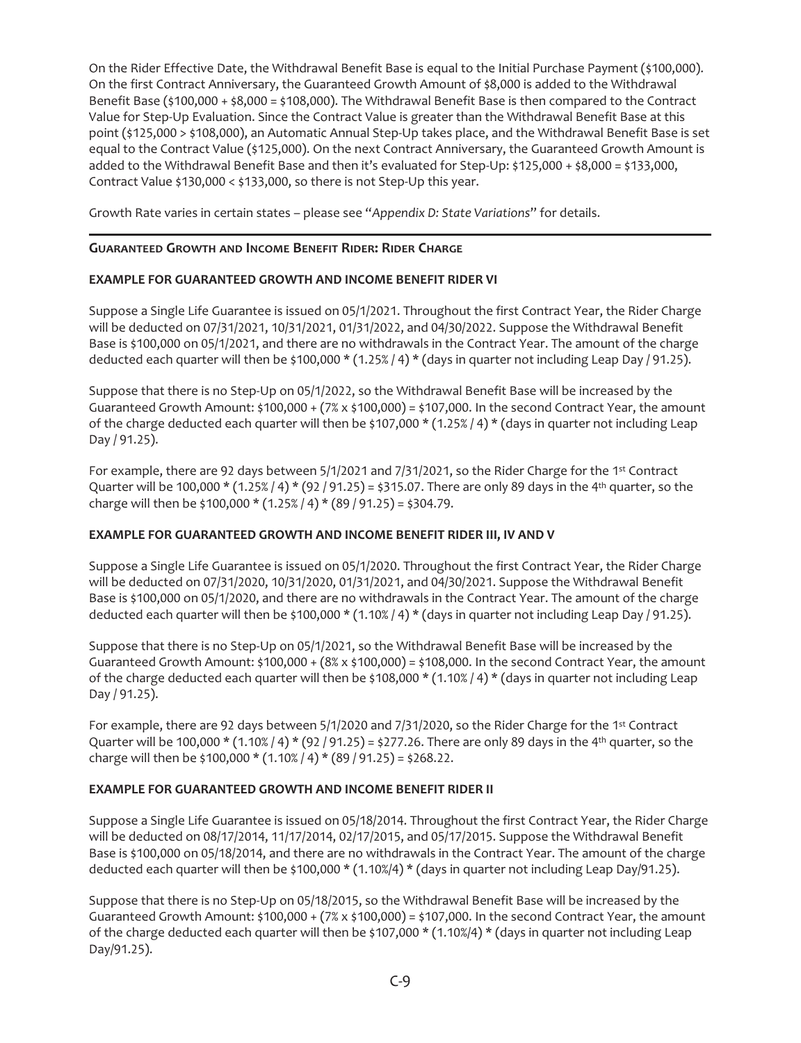On the Rider Effective Date, the Withdrawal Benefit Base is equal to the Initial Purchase Payment ($100,000). On the first Contract Anniversary, the Guaranteed Growth Amount of $8,000 is added to the Withdrawal Benefit Base ($100,000 + $8,000 = $108,000). The Withdrawal Benefit Base is then compared to the Contract Value for Step-Up Evaluation. Since the Contract Value is greater than the Withdrawal Benefit Base at this point ($125,000 > $108,000), an Automatic Annual Step-Up takes place, and the Withdrawal Benefit Base is set equal to the Contract Value ($125,000). On the next Contract Anniversary, the Guaranteed Growth Amount is added to the Withdrawal Benefit Base and then it's evaluated for Step-Up: $125,000 + $8,000 = $133,000, Contract Value $130,000 < $133,000, so there is not Step-Up this year.

Growth Rate varies in certain states – please see "*Appendix D: State Variations*" for details.

## Guaranteed Growth and Income Benefit Rider: Rider Charge

### EXAMPLE FOR GUARANTEED GROWTH AND INCOME BENEFIT RIDER VI

Suppose a Single Life Guarantee is issued on 05/1/2021. Throughout the first Contract Year, the Rider Charge will be deducted on 07/31/2021, 10/31/2021, 01/31/2022, and 04/30/2022. Suppose the Withdrawal Benefit Base is $100,000 on 05/1/2021, and there are no withdrawals in the Contract Year. The amount of the charge deducted each quarter will then be $100,000 * (1.25% / 4) * (days in quarter not including Leap Day / 91.25).

Suppose that there is no Step-Up on 05/1/2022, so the Withdrawal Benefit Base will be increased by the Guaranteed Growth Amount: $100,000 + (7% x $100,000) = $107,000. In the second Contract Year, the amount of the charge deducted each quarter will then be $107,000 * (1.25% / 4) * (days in quarter not including Leap Day / 91.25).

For example, there are 92 days between 5/1/2021 and 7/31/2021, so the Rider Charge for the 1st Contract Quarter will be 100,000 * (1.25% / 4) * (92 / 91.25) = $315.07. There are only 89 days in the 4th quarter, so the charge will then be $100,000 * (1.25% / 4) * (89 / 91.25) = $304.79.

### EXAMPLE FOR GUARANTEED GROWTH AND INCOME BENEFIT RIDER III, IV AND V

Suppose a Single Life Guarantee is issued on 05/1/2020. Throughout the first Contract Year, the Rider Charge will be deducted on 07/31/2020, 10/31/2020, 01/31/2021, and 04/30/2021. Suppose the Withdrawal Benefit Base is $100,000 on 05/1/2020, and there are no withdrawals in the Contract Year. The amount of the charge deducted each quarter will then be $100,000 * (1.10% / 4) * (days in quarter not including Leap Day / 91.25).

Suppose that there is no Step-Up on 05/1/2021, so the Withdrawal Benefit Base will be increased by the Guaranteed Growth Amount: $100,000 + (8% x $100,000) = $108,000. In the second Contract Year, the amount of the charge deducted each quarter will then be $108,000 * (1.10% / 4) * (days in quarter not including Leap Day / 91.25).

For example, there are 92 days between 5/1/2020 and 7/31/2020, so the Rider Charge for the 1st Contract Quarter will be 100,000 * (1.10% / 4) * (92 / 91.25) = $277.26. There are only 89 days in the 4th quarter, so the charge will then be $100,000 * (1.10% / 4) * (89 / 91.25) = $268.22.

### EXAMPLE FOR GUARANTEED GROWTH AND INCOME BENEFIT RIDER II

Suppose a Single Life Guarantee is issued on 05/18/2014. Throughout the first Contract Year, the Rider Charge will be deducted on 08/17/2014, 11/17/2014, 02/17/2015, and 05/17/2015. Suppose the Withdrawal Benefit Base is $100,000 on 05/18/2014, and there are no withdrawals in the Contract Year. The amount of the charge deducted each quarter will then be $100,000 * (1.10%/4) * (days in quarter not including Leap Day/91.25).

Suppose that there is no Step-Up on 05/18/2015, so the Withdrawal Benefit Base will be increased by the Guaranteed Growth Amount: $100,000 + (7% x $100,000) = $107,000. In the second Contract Year, the amount of the charge deducted each quarter will then be $107,000 * (1.10%/4) * (days in quarter not including Leap Day/91.25).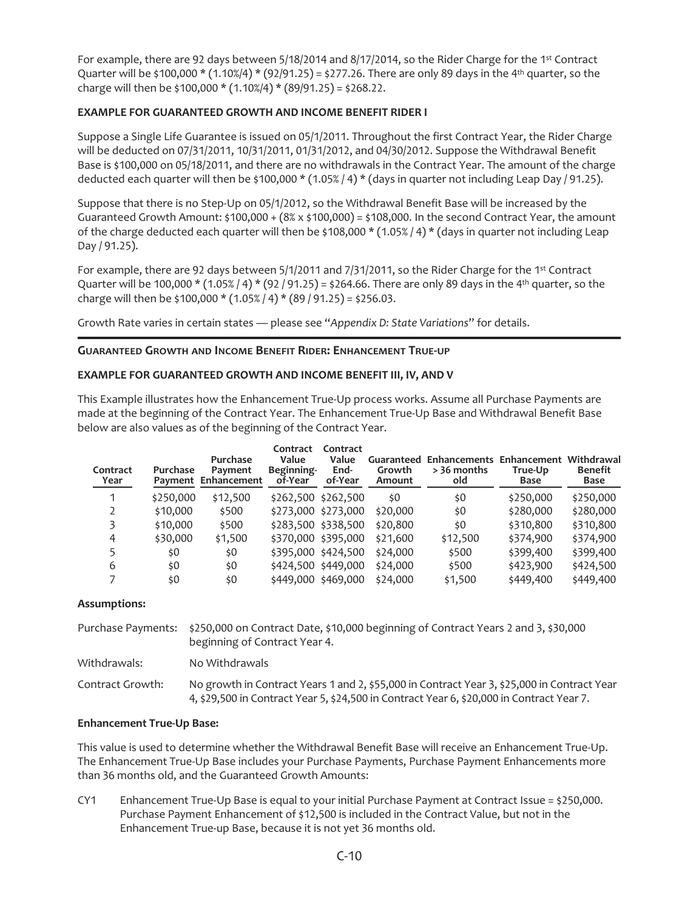For example, there are 92 days between 5/18/2014 and 8/17/2014, so the Rider Charge for the 1st Contract Quarter will be \$100,000 * (1.10%/4) * (92/91.25) = \$277.26. There are only 89 days in the 4th quarter, so the charge will then be \$100,000 * (1.10%/4) * (89/91.25) = \$268.22.

**EXAMPLE FOR GUARANTEED GROWTH AND INCOME BENEFIT RIDER I**

Suppose a Single Life Guarantee is issued on 05/1/2011. Throughout the first Contract Year, the Rider Charge will be deducted on 07/31/2011, 10/31/2011, 01/31/2012, and 04/30/2012. Suppose the Withdrawal Benefit Base is \$100,000 on 05/18/2011, and there are no withdrawals in the Contract Year. The amount of the charge deducted each quarter will then be \$100,000 * (1.05% / 4) * (days in quarter not including Leap Day / 91.25).

Suppose that there is no Step-Up on 05/1/2012, so the Withdrawal Benefit Base will be increased by the Guaranteed Growth Amount: \$100,000 + (8% x \$100,000) = \$108,000. In the second Contract Year, the amount of the charge deducted each quarter will then be \$108,000 * (1.05% / 4) * (days in quarter not including Leap Day / 91.25).

For example, there are 92 days between 5/1/2011 and 7/31/2011, so the Rider Charge for the 1st Contract Quarter will be 100,000 * (1.05% / 4) * (92 / 91.25) = \$264.66. There are only 89 days in the 4th quarter, so the charge will then be \$100,000 * (1.05% / 4) * (89 / 91.25) = \$256.03.

Growth Rate varies in certain states — please see "*Appendix D: State Variations*" for details.

---

## Guaranteed Growth and Income Benefit Rider: Enhancement True-up

**EXAMPLE FOR GUARANTEED GROWTH AND INCOME BENEFIT III, IV, AND V**

This Example illustrates how the Enhancement True-Up process works. Assume all Purchase Payments are made at the beginning of the Contract Year. The Enhancement True-Up Base and Withdrawal Benefit Base below are also values as of the beginning of the Contract Year.

| Contract Year | Purchase Payment | Purchase Payment Enhancement | Contract Value Beginning-of-Year | Contract Value End-of-Year | Guaranteed Growth Amount | Enhancements > 36 months old | Enhancement True-Up Base | Withdrawal Benefit Base |
|---|---|---|---|---|---|---|---|---|
| 1 | \$250,000 | \$12,500 | \$262,500 | \$262,500 | \$0 | \$0 | \$250,000 | \$250,000 |
| 2 | \$10,000 | \$500 | \$273,000 | \$273,000 | \$20,000 | \$0 | \$280,000 | \$280,000 |
| 3 | \$10,000 | \$500 | \$283,500 | \$338,500 | \$20,800 | \$0 | \$310,800 | \$310,800 |
| 4 | \$30,000 | \$1,500 | \$370,000 | \$395,000 | \$21,600 | \$12,500 | \$374,900 | \$374,900 |
| 5 | \$0 | \$0 | \$395,000 | \$424,500 | \$24,000 | \$500 | \$399,400 | \$399,400 |
| 6 | \$0 | \$0 | \$424,500 | \$449,000 | \$24,000 | \$500 | \$423,900 | \$424,500 |
| 7 | \$0 | \$0 | \$449,000 | \$469,000 | \$24,000 | \$1,500 | \$449,400 | \$449,400 |

**Assumptions:**

| | |
|---|---|
| Purchase Payments: | \$250,000 on Contract Date, \$10,000 beginning of Contract Years 2 and 3, \$30,000 beginning of Contract Year 4. |
| Withdrawals: | No Withdrawals |
| Contract Growth: | No growth in Contract Years 1 and 2, \$55,000 in Contract Year 3, \$25,000 in Contract Year 4, \$29,500 in Contract Year 5, \$24,500 in Contract Year 6, \$20,000 in Contract Year 7. |

**Enhancement True-Up Base:**

This value is used to determine whether the Withdrawal Benefit Base will receive an Enhancement True-Up. The Enhancement True-Up Base includes your Purchase Payments, Purchase Payment Enhancements more than 36 months old, and the Guaranteed Growth Amounts:

CY1 Enhancement True-Up Base is equal to your initial Purchase Payment at Contract Issue = \$250,000. Purchase Payment Enhancement of \$12,500 is included in the Contract Value, but not in the Enhancement True-up Base, because it is not yet 36 months old.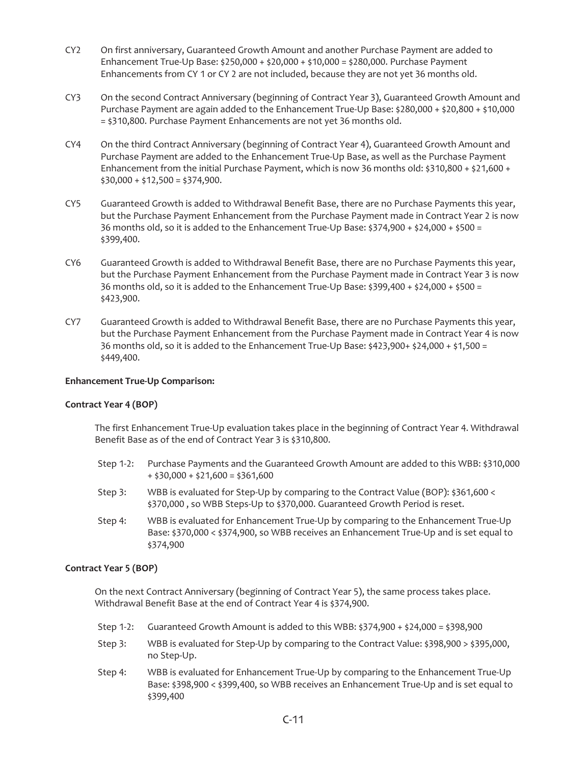CY2 On first anniversary, Guaranteed Growth Amount and another Purchase Payment are added to Enhancement True-Up Base: $250,000 + $20,000 + $10,000 = $280,000. Purchase Payment Enhancements from CY 1 or CY 2 are not included, because they are not yet 36 months old.

CY3 On the second Contract Anniversary (beginning of Contract Year 3), Guaranteed Growth Amount and Purchase Payment are again added to the Enhancement True-Up Base: $280,000 + $20,800 + $10,000 = $310,800. Purchase Payment Enhancements are not yet 36 months old.

CY4 On the third Contract Anniversary (beginning of Contract Year 4), Guaranteed Growth Amount and Purchase Payment are added to the Enhancement True-Up Base, as well as the Purchase Payment Enhancement from the initial Purchase Payment, which is now 36 months old: $310,800 + $21,600 + $30,000 + $12,500 = $374,900.

CY5 Guaranteed Growth is added to Withdrawal Benefit Base, there are no Purchase Payments this year, but the Purchase Payment Enhancement from the Purchase Payment made in Contract Year 2 is now 36 months old, so it is added to the Enhancement True-Up Base: $374,900 + $24,000 + $500 = $399,400.

CY6 Guaranteed Growth is added to Withdrawal Benefit Base, there are no Purchase Payments this year, but the Purchase Payment Enhancement from the Purchase Payment made in Contract Year 3 is now 36 months old, so it is added to the Enhancement True-Up Base: $399,400 + $24,000 + $500 = $423,900.

CY7 Guaranteed Growth is added to Withdrawal Benefit Base, there are no Purchase Payments this year, but the Purchase Payment Enhancement from the Purchase Payment made in Contract Year 4 is now 36 months old, so it is added to the Enhancement True-Up Base: $423,900+ $24,000 + $1,500 = $449,400.

**Enhancement True-Up Comparison:**

**Contract Year 4 (BOP)**

The first Enhancement True-Up evaluation takes place in the beginning of Contract Year 4. Withdrawal Benefit Base as of the end of Contract Year 3 is $310,800.

Step 1-2: Purchase Payments and the Guaranteed Growth Amount are added to this WBB: $310,000 + $30,000 + $21,600 = $361,600

Step 3: WBB is evaluated for Step-Up by comparing to the Contract Value (BOP): $361,600 < $370,000 , so WBB Steps-Up to $370,000. Guaranteed Growth Period is reset.

Step 4: WBB is evaluated for Enhancement True-Up by comparing to the Enhancement True-Up Base: $370,000 < $374,900, so WBB receives an Enhancement True-Up and is set equal to $374,900

**Contract Year 5 (BOP)**

On the next Contract Anniversary (beginning of Contract Year 5), the same process takes place. Withdrawal Benefit Base at the end of Contract Year 4 is $374,900.

Step 1-2: Guaranteed Growth Amount is added to this WBB: $374,900 + $24,000 = $398,900

Step 3: WBB is evaluated for Step-Up by comparing to the Contract Value: $398,900 > $395,000, no Step-Up.

Step 4: WBB is evaluated for Enhancement True-Up by comparing to the Enhancement True-Up Base: $398,900 < $399,400, so WBB receives an Enhancement True-Up and is set equal to $399,400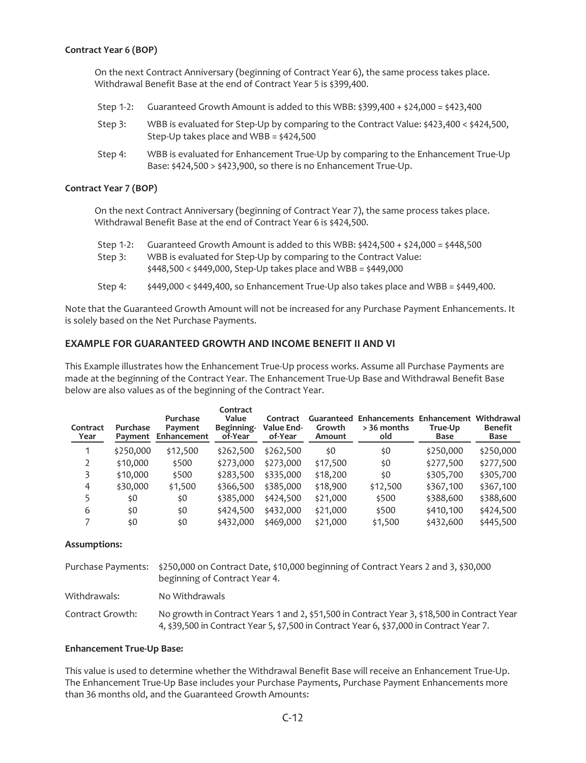**Contract Year 6 (BOP)**

On the next Contract Anniversary (beginning of Contract Year 6), the same process takes place. Withdrawal Benefit Base at the end of Contract Year 5 is $399,400.

Step 1-2: Guaranteed Growth Amount is added to this WBB: $399,400 + $24,000 = $423,400

Step 3: WBB is evaluated for Step-Up by comparing to the Contract Value: $423,400 < $424,500, Step-Up takes place and WBB = $424,500

Step 4: WBB is evaluated for Enhancement True-Up by comparing to the Enhancement True-Up Base: $424,500 > $423,900, so there is no Enhancement True-Up.

**Contract Year 7 (BOP)**

On the next Contract Anniversary (beginning of Contract Year 7), the same process takes place. Withdrawal Benefit Base at the end of Contract Year 6 is $424,500.

Step 1-2: Guaranteed Growth Amount is added to this WBB: $424,500 + $24,000 = $448,500

Step 3: WBB is evaluated for Step-Up by comparing to the Contract Value: $448,500 < $449,000, Step-Up takes place and WBB = $449,000

Step 4: $449,000 < $449,400, so Enhancement True-Up also takes place and WBB = $449,400.

Note that the Guaranteed Growth Amount will not be increased for any Purchase Payment Enhancements. It is solely based on the Net Purchase Payments.

## EXAMPLE FOR GUARANTEED GROWTH AND INCOME BENEFIT II AND VI

This Example illustrates how the Enhancement True-Up process works. Assume all Purchase Payments are made at the beginning of the Contract Year. The Enhancement True-Up Base and Withdrawal Benefit Base below are also values as of the beginning of the Contract Year.

| Contract Year | Purchase Payment | Purchase Payment Enhancement | Contract Value Beginning-of-Year | Contract Value End-of-Year | Guaranteed Growth Amount | Enhancements > 36 months old | Enhancement True-Up Base | Withdrawal Benefit Base |
|---|---|---|---|---|---|---|---|---|
| 1 | $250,000 | $12,500 | $262,500 | $262,500 | $0 | $0 | $250,000 | $250,000 |
| 2 | $10,000 | $500 | $273,000 | $273,000 | $17,500 | $0 | $277,500 | $277,500 |
| 3 | $10,000 | $500 | $283,500 | $335,000 | $18,200 | $0 | $305,700 | $305,700 |
| 4 | $30,000 | $1,500 | $366,500 | $385,000 | $18,900 | $12,500 | $367,100 | $367,100 |
| 5 | $0 | $0 | $385,000 | $424,500 | $21,000 | $500 | $388,600 | $388,600 |
| 6 | $0 | $0 | $424,500 | $432,000 | $21,000 | $500 | $410,100 | $424,500 |
| 7 | $0 | $0 | $432,000 | $469,000 | $21,000 | $1,500 | $432,600 | $445,500 |

**Assumptions:**

Purchase Payments: $250,000 on Contract Date, $10,000 beginning of Contract Years 2 and 3, $30,000 beginning of Contract Year 4.

Withdrawals: No Withdrawals

Contract Growth: No growth in Contract Years 1 and 2, $51,500 in Contract Year 3, $18,500 in Contract Year 4, $39,500 in Contract Year 5, $7,500 in Contract Year 6, $37,000 in Contract Year 7.

**Enhancement True-Up Base:**

This value is used to determine whether the Withdrawal Benefit Base will receive an Enhancement True-Up. The Enhancement True-Up Base includes your Purchase Payments, Purchase Payment Enhancements more than 36 months old, and the Guaranteed Growth Amounts: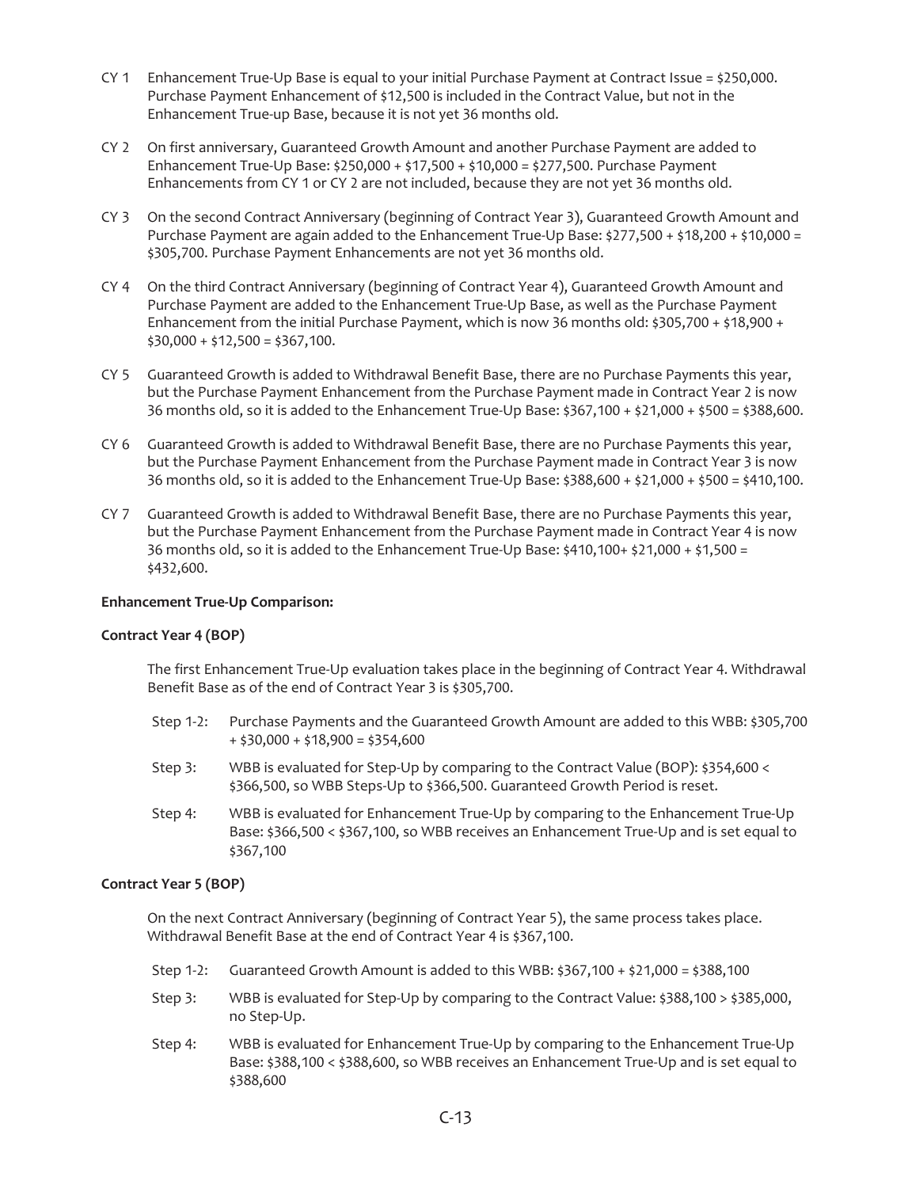CY 1 Enhancement True-Up Base is equal to your initial Purchase Payment at Contract Issue = $250,000. Purchase Payment Enhancement of $12,500 is included in the Contract Value, but not in the Enhancement True-up Base, because it is not yet 36 months old.

CY 2 On first anniversary, Guaranteed Growth Amount and another Purchase Payment are added to Enhancement True-Up Base: $250,000 + $17,500 + $10,000 = $277,500. Purchase Payment Enhancements from CY 1 or CY 2 are not included, because they are not yet 36 months old.

CY 3 On the second Contract Anniversary (beginning of Contract Year 3), Guaranteed Growth Amount and Purchase Payment are again added to the Enhancement True-Up Base: $277,500 + $18,200 + $10,000 = $305,700. Purchase Payment Enhancements are not yet 36 months old.

CY 4 On the third Contract Anniversary (beginning of Contract Year 4), Guaranteed Growth Amount and Purchase Payment are added to the Enhancement True-Up Base, as well as the Purchase Payment Enhancement from the initial Purchase Payment, which is now 36 months old: $305,700 + $18,900 + $30,000 + $12,500 = $367,100.

CY 5 Guaranteed Growth is added to Withdrawal Benefit Base, there are no Purchase Payments this year, but the Purchase Payment Enhancement from the Purchase Payment made in Contract Year 2 is now 36 months old, so it is added to the Enhancement True-Up Base: $367,100 + $21,000 + $500 = $388,600.

CY 6 Guaranteed Growth is added to Withdrawal Benefit Base, there are no Purchase Payments this year, but the Purchase Payment Enhancement from the Purchase Payment made in Contract Year 3 is now 36 months old, so it is added to the Enhancement True-Up Base: $388,600 + $21,000 + $500 = $410,100.

CY 7 Guaranteed Growth is added to Withdrawal Benefit Base, there are no Purchase Payments this year, but the Purchase Payment Enhancement from the Purchase Payment made in Contract Year 4 is now 36 months old, so it is added to the Enhancement True-Up Base: $410,100+ $21,000 + $1,500 = $432,600.

**Enhancement True-Up Comparison:**

**Contract Year 4 (BOP)**

The first Enhancement True-Up evaluation takes place in the beginning of Contract Year 4. Withdrawal Benefit Base as of the end of Contract Year 3 is $305,700.

Step 1-2: Purchase Payments and the Guaranteed Growth Amount are added to this WBB: $305,700 + $30,000 + $18,900 = $354,600

Step 3: WBB is evaluated for Step-Up by comparing to the Contract Value (BOP): $354,600 < $366,500, so WBB Steps-Up to $366,500. Guaranteed Growth Period is reset.

Step 4: WBB is evaluated for Enhancement True-Up by comparing to the Enhancement True-Up Base: $366,500 < $367,100, so WBB receives an Enhancement True-Up and is set equal to $367,100

**Contract Year 5 (BOP)**

On the next Contract Anniversary (beginning of Contract Year 5), the same process takes place. Withdrawal Benefit Base at the end of Contract Year 4 is $367,100.

Step 1-2: Guaranteed Growth Amount is added to this WBB: $367,100 + $21,000 = $388,100

Step 3: WBB is evaluated for Step-Up by comparing to the Contract Value: $388,100 > $385,000, no Step-Up.

Step 4: WBB is evaluated for Enhancement True-Up by comparing to the Enhancement True-Up Base: $388,100 < $388,600, so WBB receives an Enhancement True-Up and is set equal to $388,600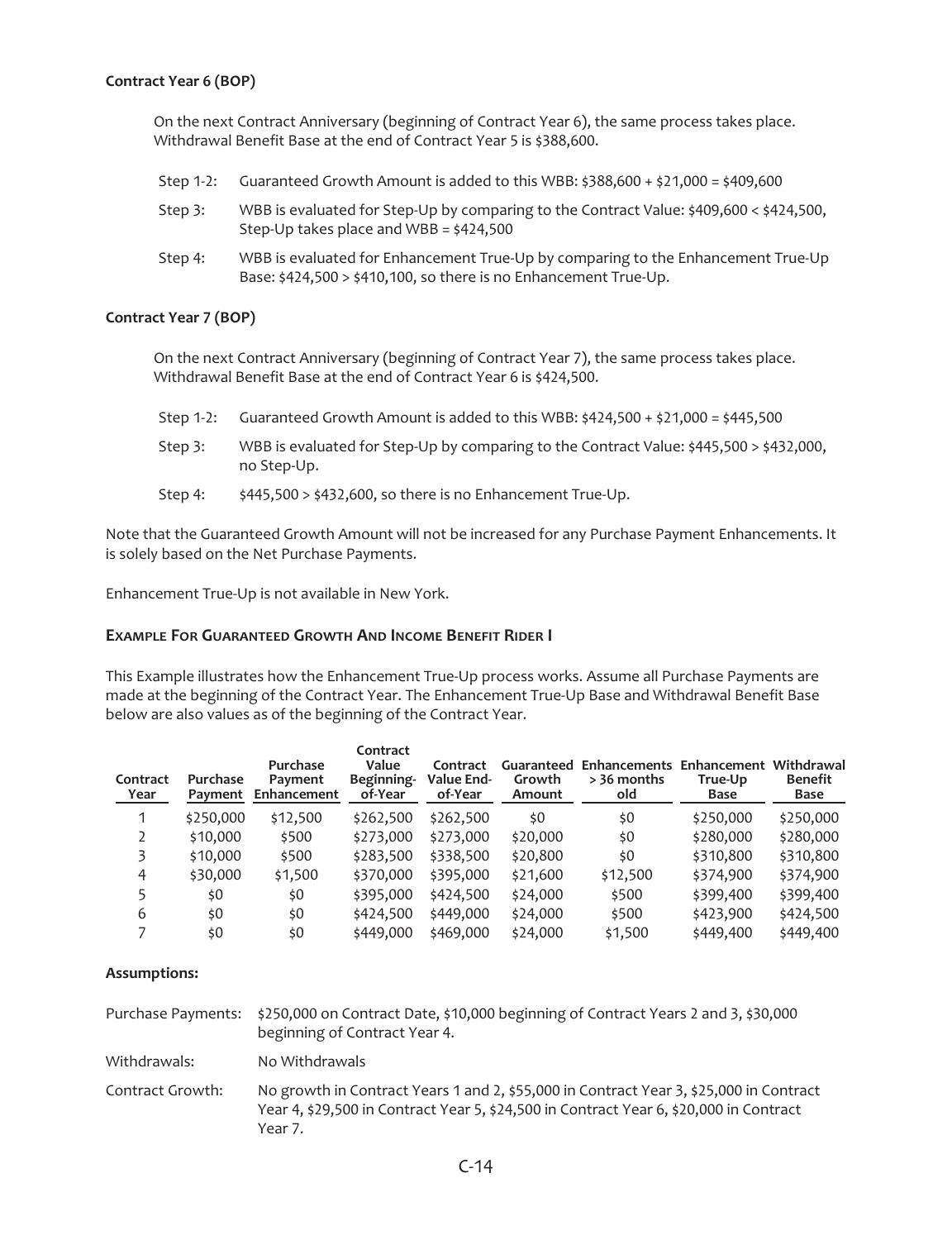**Contract Year 6 (BOP)**

On the next Contract Anniversary (beginning of Contract Year 6), the same process takes place. Withdrawal Benefit Base at the end of Contract Year 5 is $388,600.

Step 1-2: Guaranteed Growth Amount is added to this WBB: $388,600 + $21,000 = $409,600

Step 3: WBB is evaluated for Step-Up by comparing to the Contract Value: $409,600 < $424,500, Step-Up takes place and WBB = $424,500

Step 4: WBB is evaluated for Enhancement True-Up by comparing to the Enhancement True-Up Base: $424,500 > $410,100, so there is no Enhancement True-Up.

**Contract Year 7 (BOP)**

On the next Contract Anniversary (beginning of Contract Year 7), the same process takes place. Withdrawal Benefit Base at the end of Contract Year 6 is $424,500.

Step 1-2: Guaranteed Growth Amount is added to this WBB: $424,500 + $21,000 = $445,500

Step 3: WBB is evaluated for Step-Up by comparing to the Contract Value: $445,500 > $432,000, no Step-Up.

Step 4: $445,500 > $432,600, so there is no Enhancement True-Up.

Note that the Guaranteed Growth Amount will not be increased for any Purchase Payment Enhancements. It is solely based on the Net Purchase Payments.

Enhancement True-Up is not available in New York.

### Example For Guaranteed Growth And Income Benefit Rider I

This Example illustrates how the Enhancement True-Up process works. Assume all Purchase Payments are made at the beginning of the Contract Year. The Enhancement True-Up Base and Withdrawal Benefit Base below are also values as of the beginning of the Contract Year.

| Contract Year | Purchase Payment | Purchase Payment Enhancement | Contract Value Beginning-of-Year | Contract Value End-of-Year | Guaranteed Growth Amount | Enhancements > 36 months old | Enhancement True-Up Base | Withdrawal Benefit Base |
|---|---|---|---|---|---|---|---|---|
| 1 | $250,000 | $12,500 | $262,500 | $262,500 | $0 | $0 | $250,000 | $250,000 |
| 2 | $10,000 | $500 | $273,000 | $273,000 | $20,000 | $0 | $280,000 | $280,000 |
| 3 | $10,000 | $500 | $283,500 | $338,500 | $20,800 | $0 | $310,800 | $310,800 |
| 4 | $30,000 | $1,500 | $370,000 | $395,000 | $21,600 | $12,500 | $374,900 | $374,900 |
| 5 | $0 | $0 | $395,000 | $424,500 | $24,000 | $500 | $399,400 | $399,400 |
| 6 | $0 | $0 | $424,500 | $449,000 | $24,000 | $500 | $423,900 | $424,500 |
| 7 | $0 | $0 | $449,000 | $469,000 | $24,000 | $1,500 | $449,400 | $449,400 |

**Assumptions:**

Purchase Payments: $250,000 on Contract Date, $10,000 beginning of Contract Years 2 and 3, $30,000 beginning of Contract Year 4.

Withdrawals: No Withdrawals

Contract Growth: No growth in Contract Years 1 and 2, $55,000 in Contract Year 3, $25,000 in Contract Year 4, $29,500 in Contract Year 5, $24,500 in Contract Year 6, $20,000 in Contract Year 7.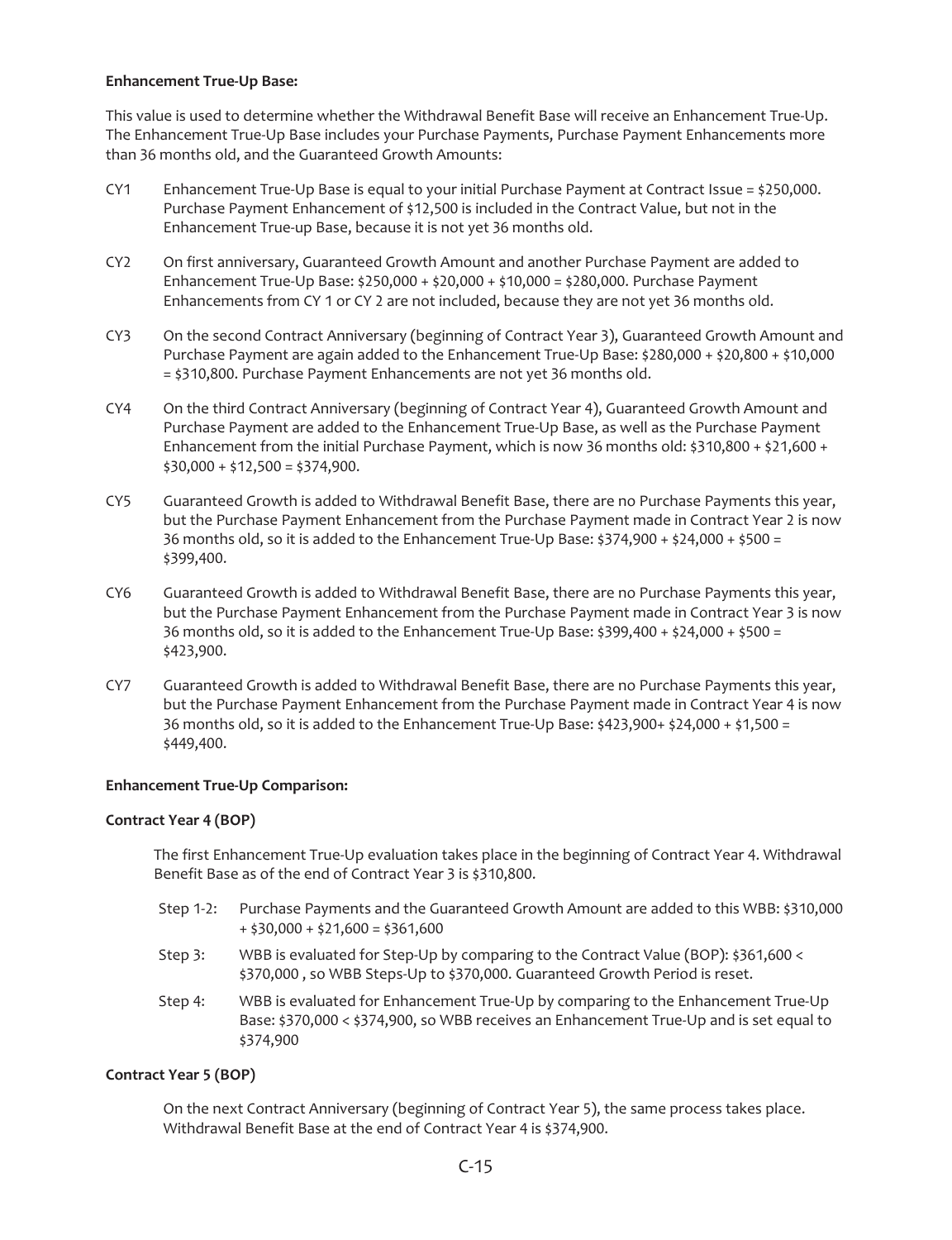**Enhancement True-Up Base:**

This value is used to determine whether the Withdrawal Benefit Base will receive an Enhancement True-Up. The Enhancement True-Up Base includes your Purchase Payments, Purchase Payment Enhancements more than 36 months old, and the Guaranteed Growth Amounts:

CY1 Enhancement True-Up Base is equal to your initial Purchase Payment at Contract Issue = $250,000. Purchase Payment Enhancement of $12,500 is included in the Contract Value, but not in the Enhancement True-up Base, because it is not yet 36 months old.

CY2 On first anniversary, Guaranteed Growth Amount and another Purchase Payment are added to Enhancement True-Up Base: $250,000 + $20,000 + $10,000 = $280,000. Purchase Payment Enhancements from CY 1 or CY 2 are not included, because they are not yet 36 months old.

CY3 On the second Contract Anniversary (beginning of Contract Year 3), Guaranteed Growth Amount and Purchase Payment are again added to the Enhancement True-Up Base: $280,000 + $20,800 + $10,000 = $310,800. Purchase Payment Enhancements are not yet 36 months old.

CY4 On the third Contract Anniversary (beginning of Contract Year 4), Guaranteed Growth Amount and Purchase Payment are added to the Enhancement True-Up Base, as well as the Purchase Payment Enhancement from the initial Purchase Payment, which is now 36 months old: $310,800 + $21,600 + $30,000 + $12,500 = $374,900.

CY5 Guaranteed Growth is added to Withdrawal Benefit Base, there are no Purchase Payments this year, but the Purchase Payment Enhancement from the Purchase Payment made in Contract Year 2 is now 36 months old, so it is added to the Enhancement True-Up Base: $374,900 + $24,000 + $500 = $399,400.

CY6 Guaranteed Growth is added to Withdrawal Benefit Base, there are no Purchase Payments this year, but the Purchase Payment Enhancement from the Purchase Payment made in Contract Year 3 is now 36 months old, so it is added to the Enhancement True-Up Base: $399,400 + $24,000 + $500 = $423,900.

CY7 Guaranteed Growth is added to Withdrawal Benefit Base, there are no Purchase Payments this year, but the Purchase Payment Enhancement from the Purchase Payment made in Contract Year 4 is now 36 months old, so it is added to the Enhancement True-Up Base: $423,900+ $24,000 + $1,500 = $449,400.

**Enhancement True-Up Comparison:**

**Contract Year 4 (BOP)**

The first Enhancement True-Up evaluation takes place in the beginning of Contract Year 4. Withdrawal Benefit Base as of the end of Contract Year 3 is $310,800.

Step 1-2: Purchase Payments and the Guaranteed Growth Amount are added to this WBB: $310,000 + $30,000 + $21,600 = $361,600

Step 3: WBB is evaluated for Step-Up by comparing to the Contract Value (BOP): $361,600 < $370,000 , so WBB Steps-Up to $370,000. Guaranteed Growth Period is reset.

Step 4: WBB is evaluated for Enhancement True-Up by comparing to the Enhancement True-Up Base: $370,000 < $374,900, so WBB receives an Enhancement True-Up and is set equal to $374,900

**Contract Year 5 (BOP)**

On the next Contract Anniversary (beginning of Contract Year 5), the same process takes place. Withdrawal Benefit Base at the end of Contract Year 4 is $374,900.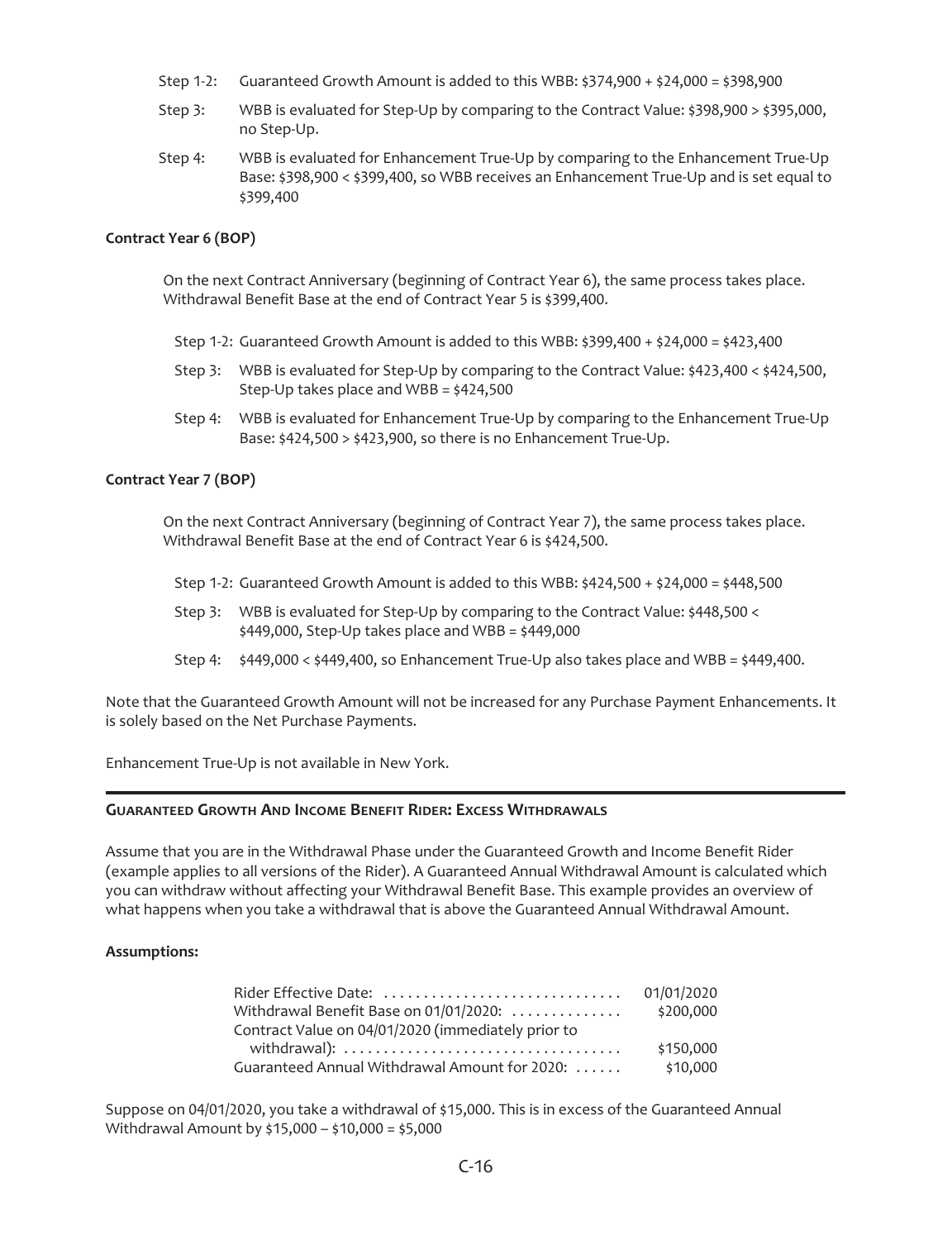Step 1-2: Guaranteed Growth Amount is added to this WBB: $374,900 + $24,000 = $398,900

Step 3: WBB is evaluated for Step-Up by comparing to the Contract Value: $398,900 > $395,000, no Step-Up.

Step 4: WBB is evaluated for Enhancement True-Up by comparing to the Enhancement True-Up Base: $398,900 < $399,400, so WBB receives an Enhancement True-Up and is set equal to $399,400

**Contract Year 6 (BOP)**

On the next Contract Anniversary (beginning of Contract Year 6), the same process takes place. Withdrawal Benefit Base at the end of Contract Year 5 is $399,400.

Step 1-2: Guaranteed Growth Amount is added to this WBB: $399,400 + $24,000 = $423,400

Step 3: WBB is evaluated for Step-Up by comparing to the Contract Value: $423,400 < $424,500, Step-Up takes place and WBB = $424,500

Step 4: WBB is evaluated for Enhancement True-Up by comparing to the Enhancement True-Up Base: $424,500 > $423,900, so there is no Enhancement True-Up.

**Contract Year 7 (BOP)**

On the next Contract Anniversary (beginning of Contract Year 7), the same process takes place. Withdrawal Benefit Base at the end of Contract Year 6 is $424,500.

Step 1-2: Guaranteed Growth Amount is added to this WBB: $424,500 + $24,000 = $448,500

Step 3: WBB is evaluated for Step-Up by comparing to the Contract Value: $448,500 < $449,000, Step-Up takes place and WBB = $449,000

Step 4: $449,000 < $449,400, so Enhancement True-Up also takes place and WBB = $449,400.

Note that the Guaranteed Growth Amount will not be increased for any Purchase Payment Enhancements. It is solely based on the Net Purchase Payments.

Enhancement True-Up is not available in New York.

---

**GUARANTEED GROWTH AND INCOME BENEFIT RIDER: EXCESS WITHDRAWALS**

Assume that you are in the Withdrawal Phase under the Guaranteed Growth and Income Benefit Rider (example applies to all versions of the Rider). A Guaranteed Annual Withdrawal Amount is calculated which you can withdraw without affecting your Withdrawal Benefit Base. This example provides an overview of what happens when you take a withdrawal that is above the Guaranteed Annual Withdrawal Amount.

**Assumptions:**

| | |
|---|---|
| Rider Effective Date: | 01/01/2020 |
| Withdrawal Benefit Base on 01/01/2020: | $200,000 |
| Contract Value on 04/01/2020 (immediately prior to withdrawal): | $150,000 |
| Guaranteed Annual Withdrawal Amount for 2020: | $10,000 |

Suppose on 04/01/2020, you take a withdrawal of $15,000. This is in excess of the Guaranteed Annual Withdrawal Amount by $15,000 – $10,000 = $5,000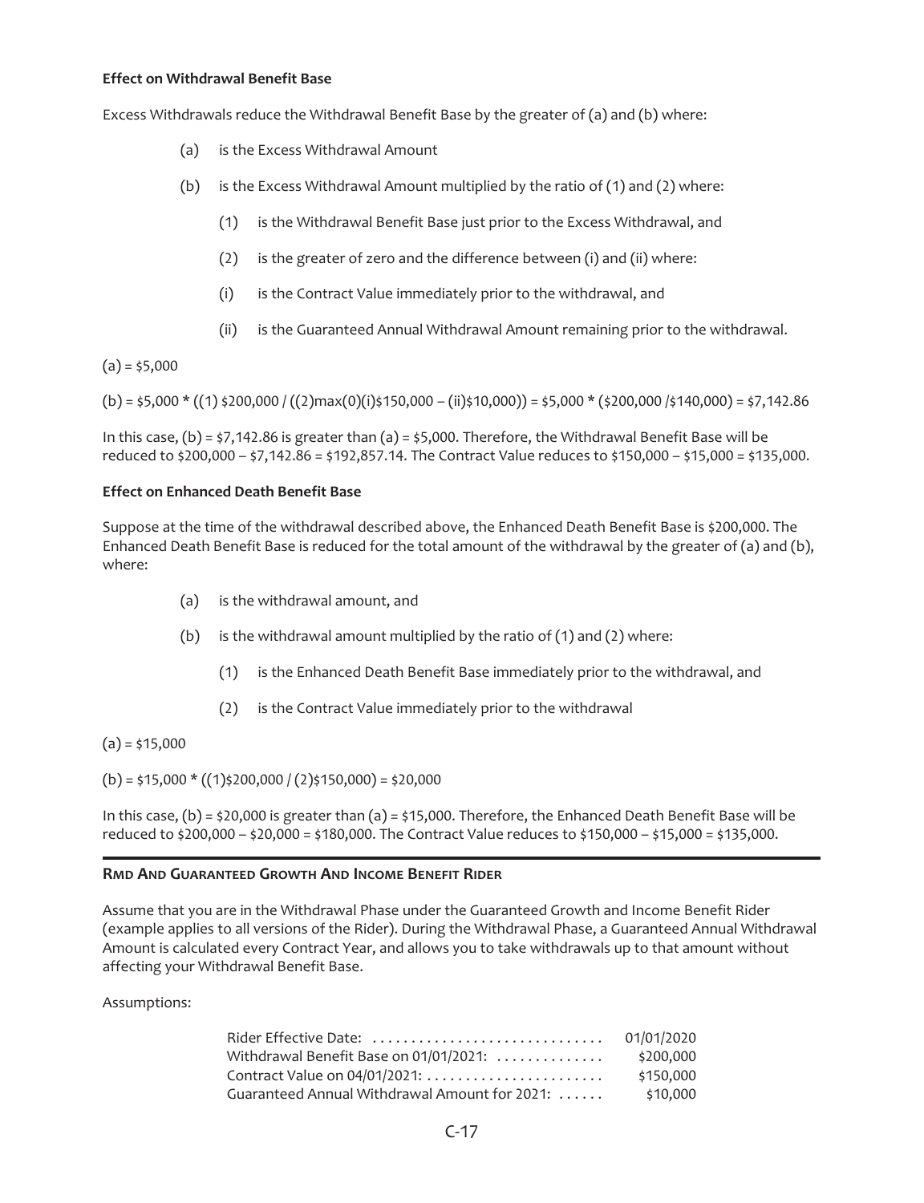**Effect on Withdrawal Benefit Base**

Excess Withdrawals reduce the Withdrawal Benefit Base by the greater of (a) and (b) where:

- (a) is the Excess Withdrawal Amount
- (b) is the Excess Withdrawal Amount multiplied by the ratio of (1) and (2) where:
  - (1) is the Withdrawal Benefit Base just prior to the Excess Withdrawal, and
  - (2) is the greater of zero and the difference between (i) and (ii) where:
  - (i) is the Contract Value immediately prior to the withdrawal, and
  - (ii) is the Guaranteed Annual Withdrawal Amount remaining prior to the withdrawal.

(a) = $5,000

(b) = $5,000 * ((1) $200,000 / ((2)max(0)(i)$150,000 – (ii)$10,000)) = $5,000 * ($200,000 /$140,000) = $7,142.86

In this case, (b) = $7,142.86 is greater than (a) = $5,000. Therefore, the Withdrawal Benefit Base will be reduced to $200,000 – $7,142.86 = $192,857.14. The Contract Value reduces to $150,000 – $15,000 = $135,000.

**Effect on Enhanced Death Benefit Base**

Suppose at the time of the withdrawal described above, the Enhanced Death Benefit Base is $200,000. The Enhanced Death Benefit Base is reduced for the total amount of the withdrawal by the greater of (a) and (b), where:

- (a) is the withdrawal amount, and
- (b) is the withdrawal amount multiplied by the ratio of (1) and (2) where:
  - (1) is the Enhanced Death Benefit Base immediately prior to the withdrawal, and
  - (2) is the Contract Value immediately prior to the withdrawal

(a) = $15,000

(b) = $15,000 * ((1)$200,000 / (2)$150,000) = $20,000

In this case, (b) = $20,000 is greater than (a) = $15,000. Therefore, the Enhanced Death Benefit Base will be reduced to $200,000 – $20,000 = $180,000. The Contract Value reduces to $150,000 – $15,000 = $135,000.

## RMD And Guaranteed Growth And Income Benefit Rider

Assume that you are in the Withdrawal Phase under the Guaranteed Growth and Income Benefit Rider (example applies to all versions of the Rider). During the Withdrawal Phase, a Guaranteed Annual Withdrawal Amount is calculated every Contract Year, and allows you to take withdrawals up to that amount without affecting your Withdrawal Benefit Base.

Assumptions:

| | |
|---|---|
| Rider Effective Date: | 01/01/2020 |
| Withdrawal Benefit Base on 01/01/2021: | $200,000 |
| Contract Value on 04/01/2021: | $150,000 |
| Guaranteed Annual Withdrawal Amount for 2021: | $10,000 |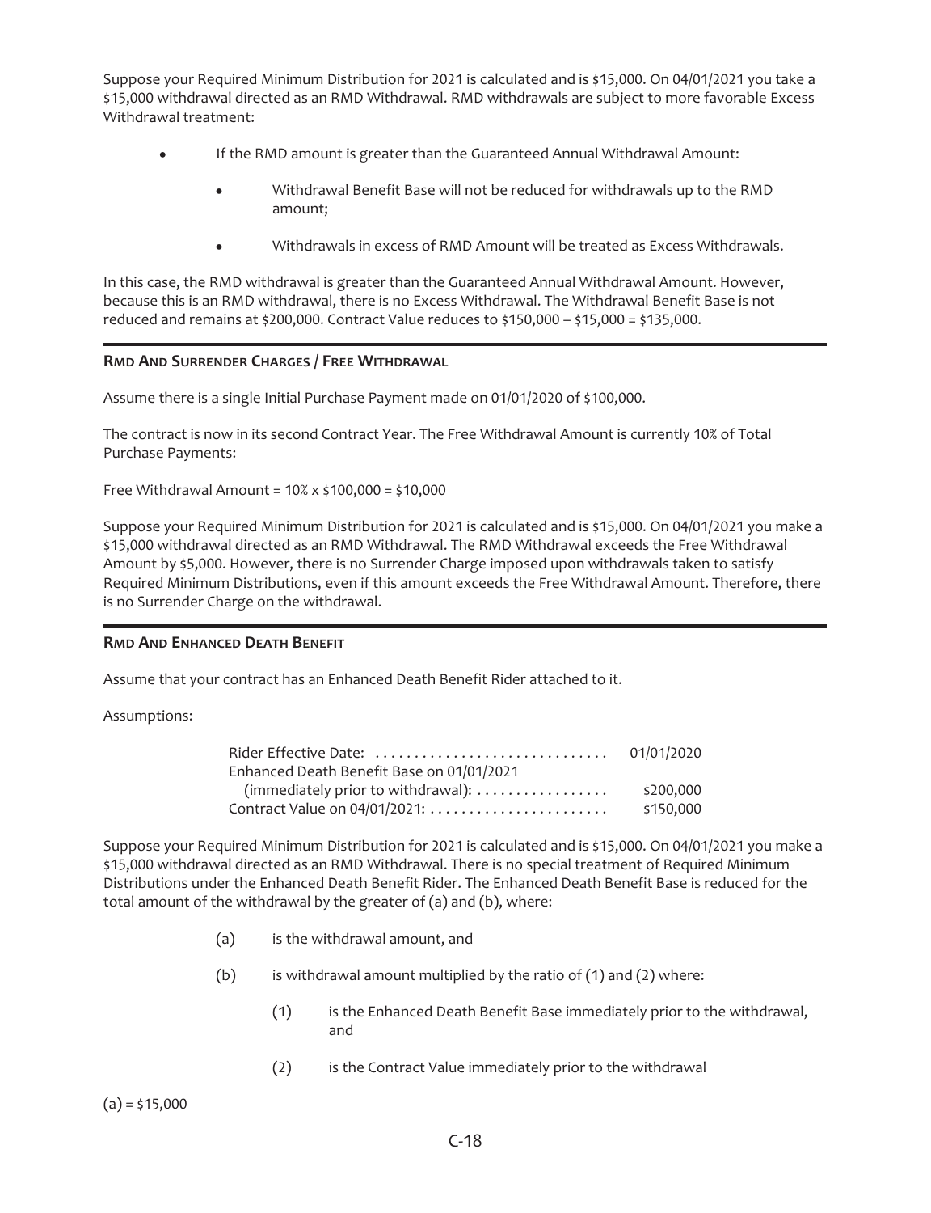Suppose your Required Minimum Distribution for 2021 is calculated and is $15,000. On 04/01/2021 you take a $15,000 withdrawal directed as an RMD Withdrawal. RMD withdrawals are subject to more favorable Excess Withdrawal treatment:

- If the RMD amount is greater than the Guaranteed Annual Withdrawal Amount:
  - Withdrawal Benefit Base will not be reduced for withdrawals up to the RMD amount;
  - Withdrawals in excess of RMD Amount will be treated as Excess Withdrawals.

In this case, the RMD withdrawal is greater than the Guaranteed Annual Withdrawal Amount. However, because this is an RMD withdrawal, there is no Excess Withdrawal. The Withdrawal Benefit Base is not reduced and remains at $200,000. Contract Value reduces to $150,000 – $15,000 = $135,000.

### RMD And Surrender Charges / Free Withdrawal

Assume there is a single Initial Purchase Payment made on 01/01/2020 of $100,000.

The contract is now in its second Contract Year. The Free Withdrawal Amount is currently 10% of Total Purchase Payments:

Free Withdrawal Amount = 10% x $100,000 = $10,000

Suppose your Required Minimum Distribution for 2021 is calculated and is $15,000. On 04/01/2021 you make a $15,000 withdrawal directed as an RMD Withdrawal. The RMD Withdrawal exceeds the Free Withdrawal Amount by $5,000. However, there is no Surrender Charge imposed upon withdrawals taken to satisfy Required Minimum Distributions, even if this amount exceeds the Free Withdrawal Amount. Therefore, there is no Surrender Charge on the withdrawal.

### RMD And Enhanced Death Benefit

Assume that your contract has an Enhanced Death Benefit Rider attached to it.

Assumptions:

| | |
|---|---|
| Rider Effective Date: | 01/01/2020 |
| Enhanced Death Benefit Base on 01/01/2021 (immediately prior to withdrawal): | $200,000 |
| Contract Value on 04/01/2021: | $150,000 |

Suppose your Required Minimum Distribution for 2021 is calculated and is $15,000. On 04/01/2021 you make a $15,000 withdrawal directed as an RMD Withdrawal. There is no special treatment of Required Minimum Distributions under the Enhanced Death Benefit Rider. The Enhanced Death Benefit Base is reduced for the total amount of the withdrawal by the greater of (a) and (b), where:

(a) is the withdrawal amount, and

(b) is withdrawal amount multiplied by the ratio of (1) and (2) where:

  (1) is the Enhanced Death Benefit Base immediately prior to the withdrawal, and

  (2) is the Contract Value immediately prior to the withdrawal

(a) = $15,000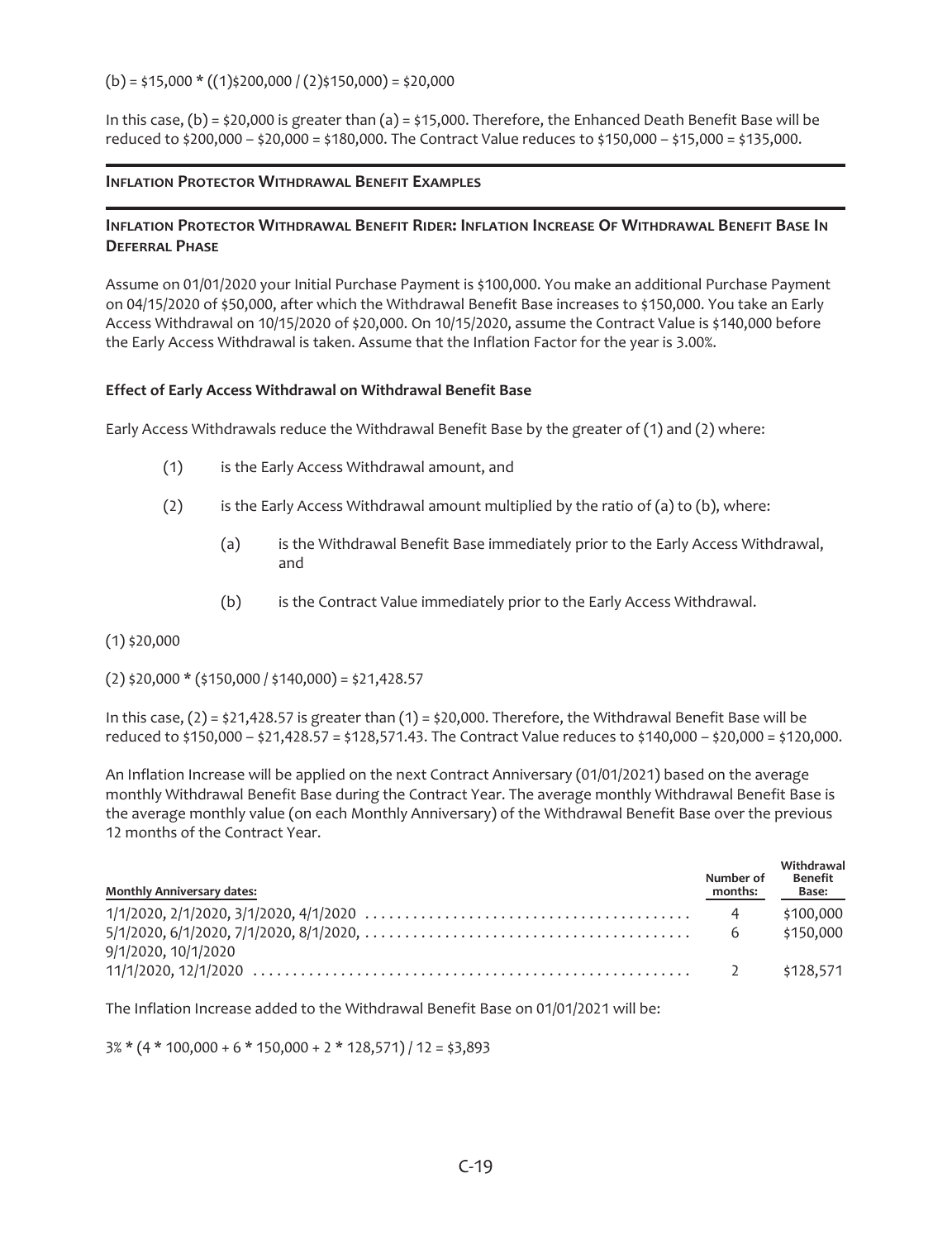(b) = \$15,000 * ((1)\$200,000 / (2)\$150,000) = \$20,000

In this case, (b) = \$20,000 is greater than (a) = \$15,000. Therefore, the Enhanced Death Benefit Base will be reduced to \$200,000 – \$20,000 = \$180,000. The Contract Value reduces to \$150,000 – \$15,000 = \$135,000.

## Inflation Protector Withdrawal Benefit Examples

### Inflation Protector Withdrawal Benefit Rider: Inflation Increase Of Withdrawal Benefit Base In Deferral Phase

Assume on 01/01/2020 your Initial Purchase Payment is \$100,000. You make an additional Purchase Payment on 04/15/2020 of \$50,000, after which the Withdrawal Benefit Base increases to \$150,000. You take an Early Access Withdrawal on 10/15/2020 of \$20,000. On 10/15/2020, assume the Contract Value is \$140,000 before the Early Access Withdrawal is taken. Assume that the Inflation Factor for the year is 3.00%.

**Effect of Early Access Withdrawal on Withdrawal Benefit Base**

Early Access Withdrawals reduce the Withdrawal Benefit Base by the greater of (1) and (2) where:

- (1) is the Early Access Withdrawal amount, and
- (2) is the Early Access Withdrawal amount multiplied by the ratio of (a) to (b), where:
  - (a) is the Withdrawal Benefit Base immediately prior to the Early Access Withdrawal, and
  - (b) is the Contract Value immediately prior to the Early Access Withdrawal.

(1) \$20,000

(2) \$20,000 * (\$150,000 / \$140,000) = \$21,428.57

In this case, (2) = \$21,428.57 is greater than (1) = \$20,000. Therefore, the Withdrawal Benefit Base will be reduced to \$150,000 – \$21,428.57 = \$128,571.43. The Contract Value reduces to \$140,000 – \$20,000 = \$120,000.

An Inflation Increase will be applied on the next Contract Anniversary (01/01/2021) based on the average monthly Withdrawal Benefit Base during the Contract Year. The average monthly Withdrawal Benefit Base is the average monthly value (on each Monthly Anniversary) of the Withdrawal Benefit Base over the previous 12 months of the Contract Year.

| Monthly Anniversary dates: | Number of months: | Withdrawal Benefit Base: |
|---|---|---|
| 1/1/2020, 2/1/2020, 3/1/2020, 4/1/2020 | 4 | \$100,000 |
| 5/1/2020, 6/1/2020, 7/1/2020, 8/1/2020, 9/1/2020, 10/1/2020 | 6 | \$150,000 |
| 11/1/2020, 12/1/2020 | 2 | \$128,571 |

The Inflation Increase added to the Withdrawal Benefit Base on 01/01/2021 will be:

3% * (4 * 100,000 + 6 * 150,000 + 2 * 128,571) / 12 = \$3,893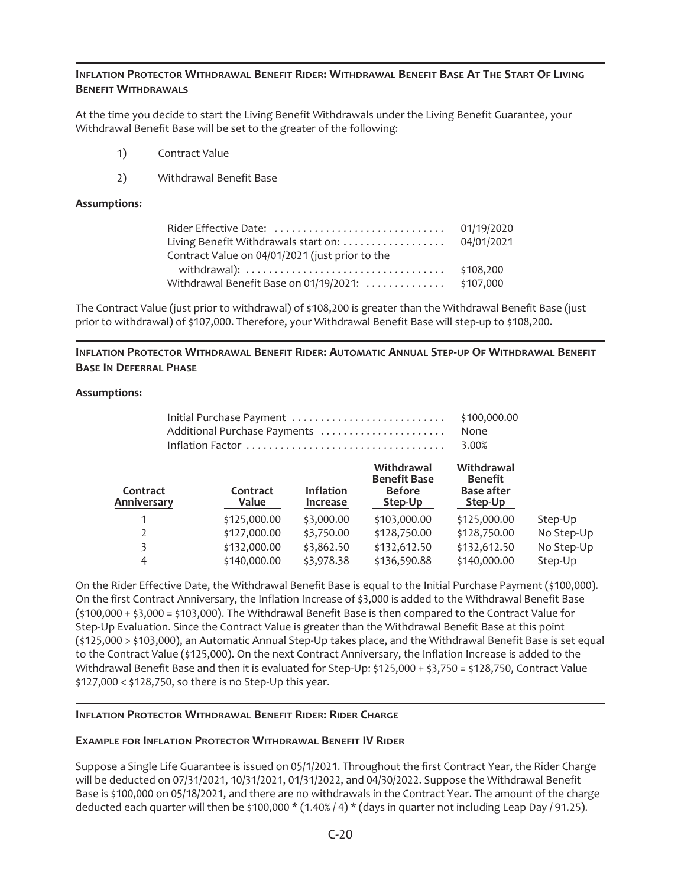## Inflation Protector Withdrawal Benefit Rider: Withdrawal Benefit Base At The Start Of Living Benefit Withdrawals

At the time you decide to start the Living Benefit Withdrawals under the Living Benefit Guarantee, your Withdrawal Benefit Base will be set to the greater of the following:

1) Contract Value
2) Withdrawal Benefit Base

**Assumptions:**

| | |
|---|---|
| Rider Effective Date: | 01/19/2020 |
| Living Benefit Withdrawals start on: | 04/01/2021 |
| Contract Value on 04/01/2021 (just prior to the withdrawal): | $108,200 |
| Withdrawal Benefit Base on 01/19/2021: | $107,000 |

The Contract Value (just prior to withdrawal) of $108,200 is greater than the Withdrawal Benefit Base (just prior to withdrawal) of $107,000. Therefore, your Withdrawal Benefit Base will step-up to $108,200.

## Inflation Protector Withdrawal Benefit Rider: Automatic Annual Step-up Of Withdrawal Benefit Base In Deferral Phase

**Assumptions:**

| | |
|---|---|
| Initial Purchase Payment | $100,000.00 |
| Additional Purchase Payments | None |
| Inflation Factor | 3.00% |

| Contract Anniversary | Contract Value | Inflation Increase | Withdrawal Benefit Base Before Step-Up | Withdrawal Benefit Base after Step-Up | |
|---|---|---|---|---|---|
| 1 | $125,000.00 | $3,000.00 | $103,000.00 | $125,000.00 | Step-Up |
| 2 | $127,000.00 | $3,750.00 | $128,750.00 | $128,750.00 | No Step-Up |
| 3 | $132,000.00 | $3,862.50 | $132,612.50 | $132,612.50 | No Step-Up |
| 4 | $140,000.00 | $3,978.38 | $136,590.88 | $140,000.00 | Step-Up |

On the Rider Effective Date, the Withdrawal Benefit Base is equal to the Initial Purchase Payment ($100,000). On the first Contract Anniversary, the Inflation Increase of $3,000 is added to the Withdrawal Benefit Base ($100,000 + $3,000 = $103,000). The Withdrawal Benefit Base is then compared to the Contract Value for Step-Up Evaluation. Since the Contract Value is greater than the Withdrawal Benefit Base at this point ($125,000 > $103,000), an Automatic Annual Step-Up takes place, and the Withdrawal Benefit Base is set equal to the Contract Value ($125,000). On the next Contract Anniversary, the Inflation Increase is added to the Withdrawal Benefit Base and then it is evaluated for Step-Up: $125,000 + $3,750 = $128,750, Contract Value $127,000 < $128,750, so there is no Step-Up this year.

## Inflation Protector Withdrawal Benefit Rider: Rider Charge

### Example for Inflation Protector Withdrawal Benefit IV Rider

Suppose a Single Life Guarantee is issued on 05/1/2021. Throughout the first Contract Year, the Rider Charge will be deducted on 07/31/2021, 10/31/2021, 01/31/2022, and 04/30/2022. Suppose the Withdrawal Benefit Base is $100,000 on 05/18/2021, and there are no withdrawals in the Contract Year. The amount of the charge deducted each quarter will then be $100,000 * (1.40% / 4) * (days in quarter not including Leap Day / 91.25).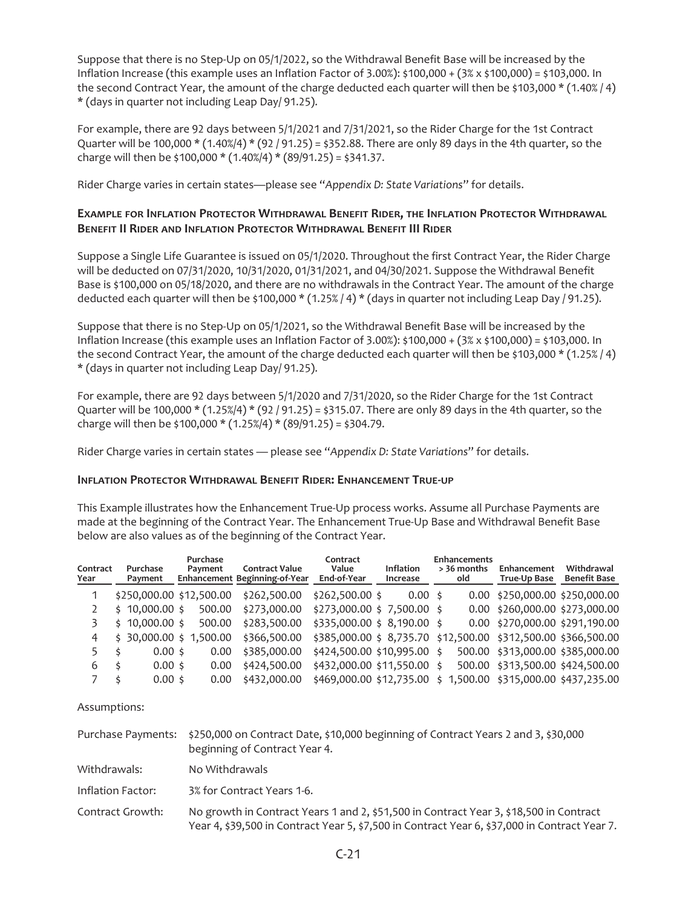Suppose that there is no Step-Up on 05/1/2022, so the Withdrawal Benefit Base will be increased by the Inflation Increase (this example uses an Inflation Factor of 3.00%): \$100,000 + (3% x \$100,000) = \$103,000. In the second Contract Year, the amount of the charge deducted each quarter will then be \$103,000 * (1.40% / 4) * (days in quarter not including Leap Day/ 91.25).

For example, there are 92 days between 5/1/2021 and 7/31/2021, so the Rider Charge for the 1st Contract Quarter will be 100,000 * (1.40%/4) * (92 / 91.25) = \$352.88. There are only 89 days in the 4th quarter, so the charge will then be \$100,000 * (1.40%/4) * (89/91.25) = \$341.37.

Rider Charge varies in certain states—please see "*Appendix D: State Variations*" for details.

### Example for Inflation Protector Withdrawal Benefit Rider, the Inflation Protector Withdrawal Benefit II Rider and Inflation Protector Withdrawal Benefit III Rider

Suppose a Single Life Guarantee is issued on 05/1/2020. Throughout the first Contract Year, the Rider Charge will be deducted on 07/31/2020, 10/31/2020, 01/31/2021, and 04/30/2021. Suppose the Withdrawal Benefit Base is \$100,000 on 05/18/2020, and there are no withdrawals in the Contract Year. The amount of the charge deducted each quarter will then be \$100,000 * (1.25% / 4) * (days in quarter not including Leap Day / 91.25).

Suppose that there is no Step-Up on 05/1/2021, so the Withdrawal Benefit Base will be increased by the Inflation Increase (this example uses an Inflation Factor of 3.00%): \$100,000 + (3% x \$100,000) = \$103,000. In the second Contract Year, the amount of the charge deducted each quarter will then be \$103,000 * (1.25% / 4) * (days in quarter not including Leap Day/ 91.25).

For example, there are 92 days between 5/1/2020 and 7/31/2020, so the Rider Charge for the 1st Contract Quarter will be 100,000 * (1.25%/4) * (92 / 91.25) = \$315.07. There are only 89 days in the 4th quarter, so the charge will then be \$100,000 * (1.25%/4) * (89/91.25) = \$304.79.

Rider Charge varies in certain states — please see "*Appendix D: State Variations*" for details.

### Inflation Protector Withdrawal Benefit Rider: Enhancement True-up

This Example illustrates how the Enhancement True-Up process works. Assume all Purchase Payments are made at the beginning of the Contract Year. The Enhancement True-Up Base and Withdrawal Benefit Base below are also values as of the beginning of the Contract Year.

| Contract Year | Purchase Payment | Purchase Payment Enhancement | Contract Value Beginning-of-Year | Contract Value End-of-Year | Inflation Increase | Enhancements > 36 months old | Enhancement True-Up Base | Withdrawal Benefit Base |
|---|---|---|---|---|---|---|---|---|
| 1 | \$250,000.00 | \$12,500.00 | \$262,500.00 | \$262,500.00 | \$ 0.00 | \$ 0.00 | \$250,000.00 | \$250,000.00 |
| 2 | \$ 10,000.00 | \$ 500.00 | \$273,000.00 | \$273,000.00 | \$ 7,500.00 | \$ 0.00 | \$260,000.00 | \$273,000.00 |
| 3 | \$ 10,000.00 | \$ 500.00 | \$283,500.00 | \$335,000.00 | \$ 8,190.00 | \$ 0.00 | \$270,000.00 | \$291,190.00 |
| 4 | \$ 30,000.00 | \$ 1,500.00 | \$366,500.00 | \$385,000.00 | \$ 8,735.70 | \$12,500.00 | \$312,500.00 | \$366,500.00 |
| 5 | \$ 0.00 | \$ 0.00 | \$385,000.00 | \$424,500.00 | \$10,995.00 | \$ 500.00 | \$313,000.00 | \$385,000.00 |
| 6 | \$ 0.00 | \$ 0.00 | \$424,500.00 | \$432,000.00 | \$11,550.00 | \$ 500.00 | \$313,500.00 | \$424,500.00 |
| 7 | \$ 0.00 | \$ 0.00 | \$432,000.00 | \$469,000.00 | \$12,735.00 | \$ 1,500.00 | \$315,000.00 | \$437,235.00 |

Assumptions:

| | |
|---|---|
| Purchase Payments: | \$250,000 on Contract Date, \$10,000 beginning of Contract Years 2 and 3, \$30,000 beginning of Contract Year 4. |
| Withdrawals: | No Withdrawals |
| Inflation Factor: | 3% for Contract Years 1-6. |
| Contract Growth: | No growth in Contract Years 1 and 2, \$51,500 in Contract Year 3, \$18,500 in Contract Year 4, \$39,500 in Contract Year 5, \$7,500 in Contract Year 6, \$37,000 in Contract Year 7. |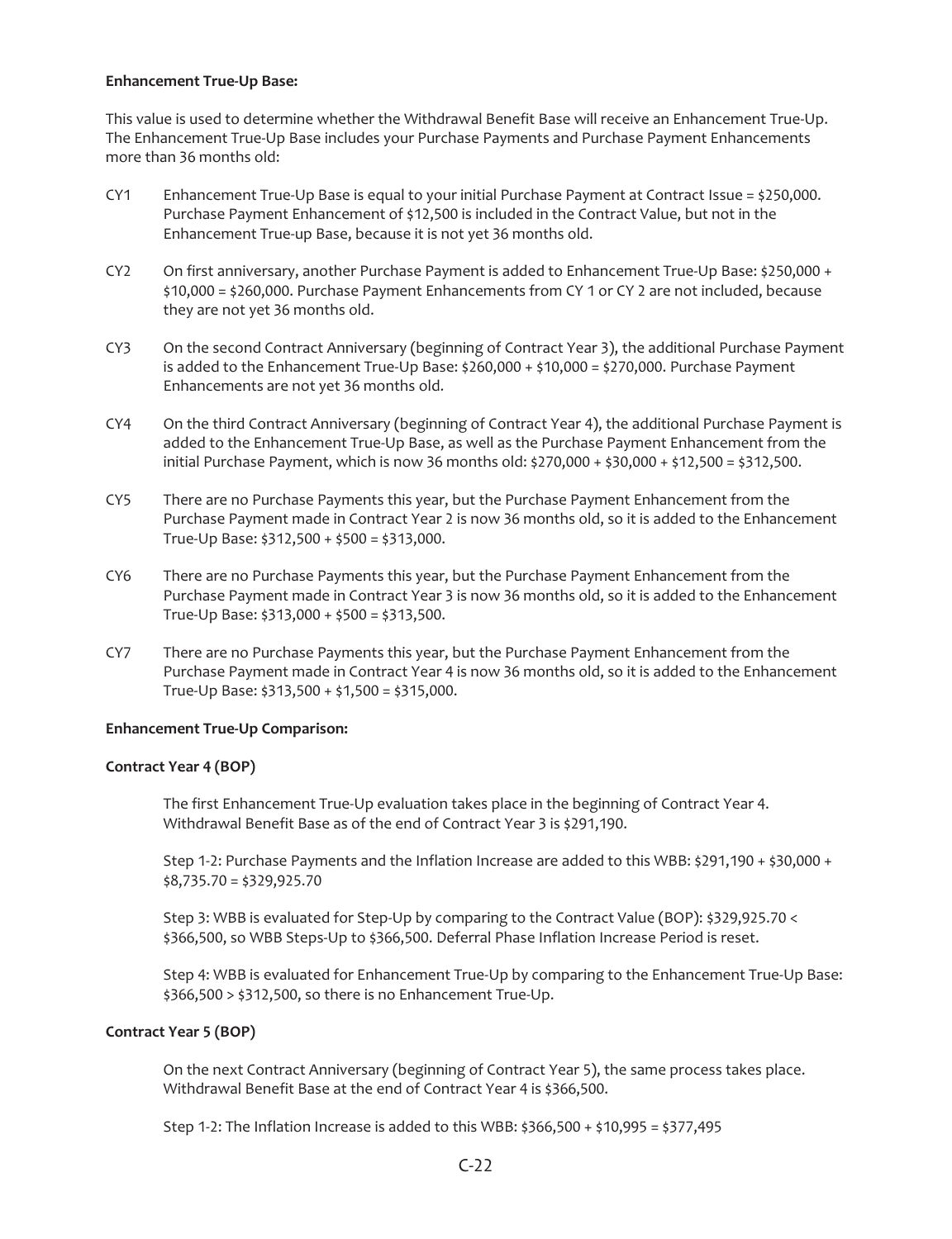**Enhancement True-Up Base:**

This value is used to determine whether the Withdrawal Benefit Base will receive an Enhancement True-Up. The Enhancement True-Up Base includes your Purchase Payments and Purchase Payment Enhancements more than 36 months old:

CY1 Enhancement True-Up Base is equal to your initial Purchase Payment at Contract Issue = $250,000. Purchase Payment Enhancement of $12,500 is included in the Contract Value, but not in the Enhancement True-up Base, because it is not yet 36 months old.

CY2 On first anniversary, another Purchase Payment is added to Enhancement True-Up Base: $250,000 + $10,000 = $260,000. Purchase Payment Enhancements from CY 1 or CY 2 are not included, because they are not yet 36 months old.

CY3 On the second Contract Anniversary (beginning of Contract Year 3), the additional Purchase Payment is added to the Enhancement True-Up Base: $260,000 + $10,000 = $270,000. Purchase Payment Enhancements are not yet 36 months old.

CY4 On the third Contract Anniversary (beginning of Contract Year 4), the additional Purchase Payment is added to the Enhancement True-Up Base, as well as the Purchase Payment Enhancement from the initial Purchase Payment, which is now 36 months old: $270,000 + $30,000 + $12,500 = $312,500.

CY5 There are no Purchase Payments this year, but the Purchase Payment Enhancement from the Purchase Payment made in Contract Year 2 is now 36 months old, so it is added to the Enhancement True-Up Base: $312,500 + $500 = $313,000.

CY6 There are no Purchase Payments this year, but the Purchase Payment Enhancement from the Purchase Payment made in Contract Year 3 is now 36 months old, so it is added to the Enhancement True-Up Base: $313,000 + $500 = $313,500.

CY7 There are no Purchase Payments this year, but the Purchase Payment Enhancement from the Purchase Payment made in Contract Year 4 is now 36 months old, so it is added to the Enhancement True-Up Base: $313,500 + $1,500 = $315,000.

**Enhancement True-Up Comparison:**

**Contract Year 4 (BOP)**

The first Enhancement True-Up evaluation takes place in the beginning of Contract Year 4. Withdrawal Benefit Base as of the end of Contract Year 3 is $291,190.

Step 1-2: Purchase Payments and the Inflation Increase are added to this WBB: $291,190 + $30,000 + $8,735.70 = $329,925.70

Step 3: WBB is evaluated for Step-Up by comparing to the Contract Value (BOP): $329,925.70 < $366,500, so WBB Steps-Up to $366,500. Deferral Phase Inflation Increase Period is reset.

Step 4: WBB is evaluated for Enhancement True-Up by comparing to the Enhancement True-Up Base: $366,500 > $312,500, so there is no Enhancement True-Up.

**Contract Year 5 (BOP)**

On the next Contract Anniversary (beginning of Contract Year 5), the same process takes place. Withdrawal Benefit Base at the end of Contract Year 4 is $366,500.

Step 1-2: The Inflation Increase is added to this WBB: $366,500 + $10,995 = $377,495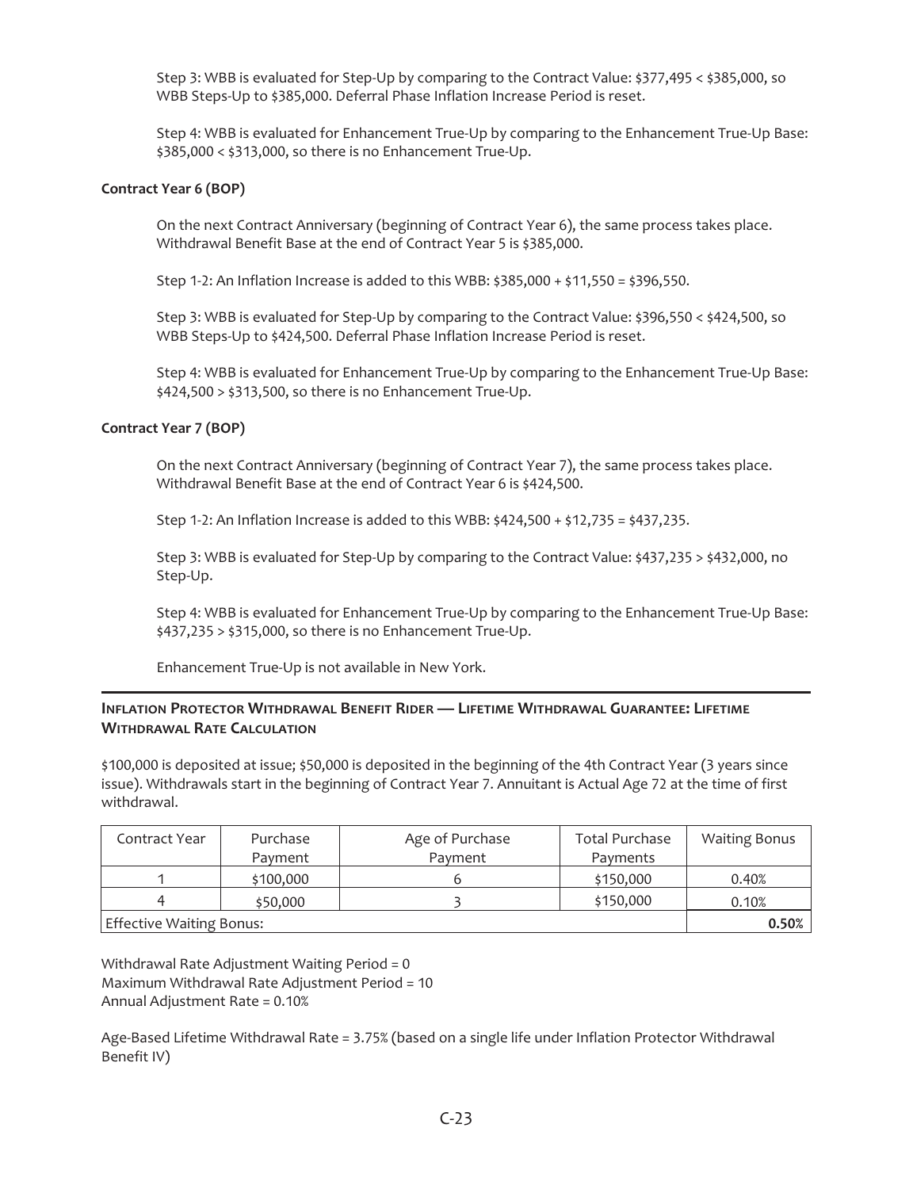Step 3: WBB is evaluated for Step-Up by comparing to the Contract Value: \$377,495 < \$385,000, so WBB Steps-Up to \$385,000. Deferral Phase Inflation Increase Period is reset.

Step 4: WBB is evaluated for Enhancement True-Up by comparing to the Enhancement True-Up Base: \$385,000 < \$313,000, so there is no Enhancement True-Up.

**Contract Year 6 (BOP)**

On the next Contract Anniversary (beginning of Contract Year 6), the same process takes place. Withdrawal Benefit Base at the end of Contract Year 5 is \$385,000.

Step 1-2: An Inflation Increase is added to this WBB: \$385,000 + \$11,550 = \$396,550.

Step 3: WBB is evaluated for Step-Up by comparing to the Contract Value: \$396,550 < \$424,500, so WBB Steps-Up to \$424,500. Deferral Phase Inflation Increase Period is reset.

Step 4: WBB is evaluated for Enhancement True-Up by comparing to the Enhancement True-Up Base: \$424,500 > \$313,500, so there is no Enhancement True-Up.

**Contract Year 7 (BOP)**

On the next Contract Anniversary (beginning of Contract Year 7), the same process takes place. Withdrawal Benefit Base at the end of Contract Year 6 is \$424,500.

Step 1-2: An Inflation Increase is added to this WBB: \$424,500 + \$12,735 = \$437,235.

Step 3: WBB is evaluated for Step-Up by comparing to the Contract Value: \$437,235 > \$432,000, no Step-Up.

Step 4: WBB is evaluated for Enhancement True-Up by comparing to the Enhancement True-Up Base: \$437,235 > \$315,000, so there is no Enhancement True-Up.

Enhancement True-Up is not available in New York.

---

### Inflation Protector Withdrawal Benefit Rider — Lifetime Withdrawal Guarantee: Lifetime Withdrawal Rate Calculation

\$100,000 is deposited at issue; \$50,000 is deposited in the beginning of the 4th Contract Year (3 years since issue). Withdrawals start in the beginning of Contract Year 7. Annuitant is Actual Age 72 at the time of first withdrawal.

| Contract Year | Purchase Payment | Age of Purchase Payment | Total Purchase Payments | Waiting Bonus |
|---|---|---|---|---|
| 1 | \$100,000 | 6 | \$150,000 | 0.40% |
| 4 | \$50,000 | 3 | \$150,000 | 0.10% |
| Effective Waiting Bonus: | | | | **0.50%** |

Withdrawal Rate Adjustment Waiting Period = 0
Maximum Withdrawal Rate Adjustment Period = 10
Annual Adjustment Rate = 0.10%

Age-Based Lifetime Withdrawal Rate = 3.75% (based on a single life under Inflation Protector Withdrawal Benefit IV)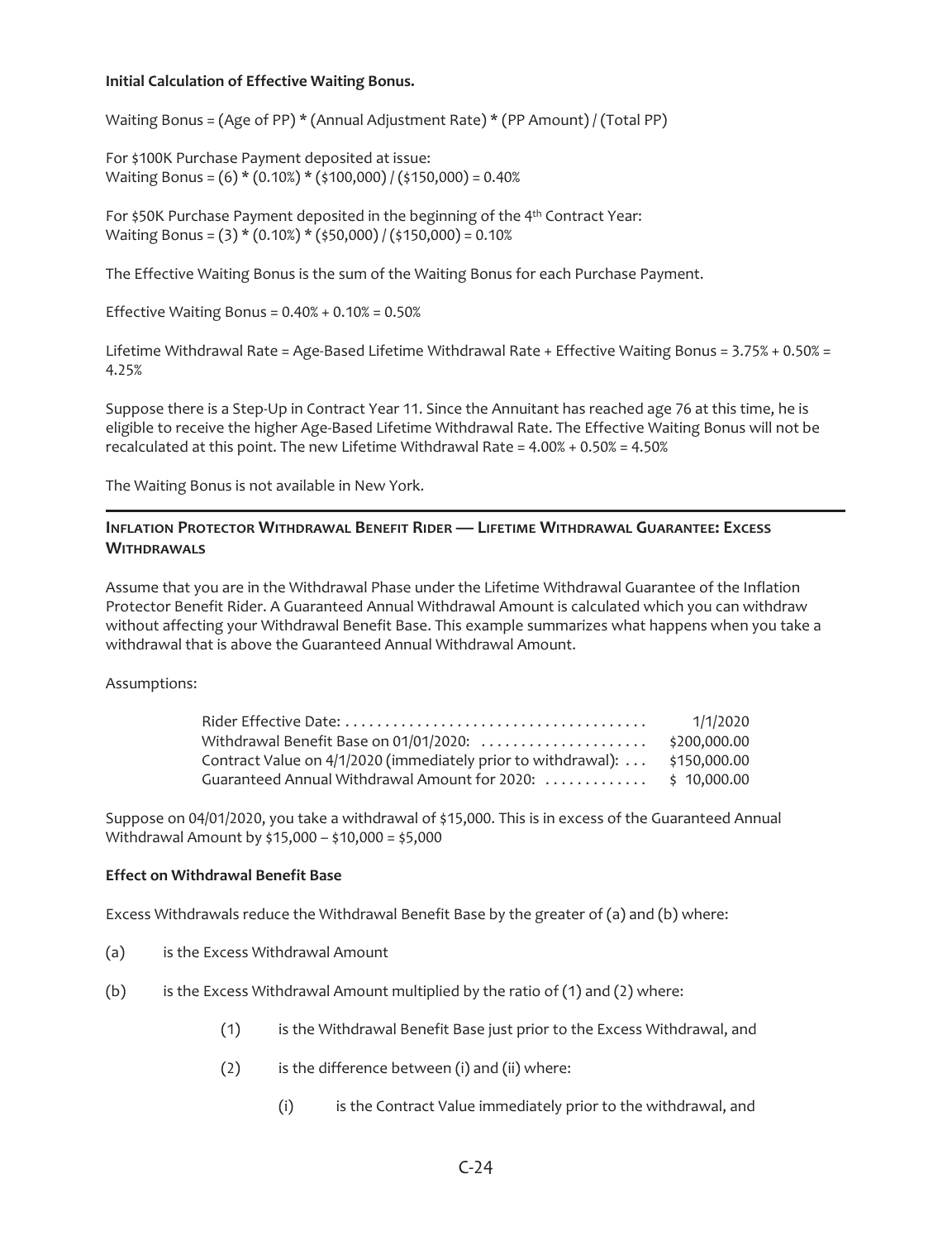**Initial Calculation of Effective Waiting Bonus.**

Waiting Bonus = (Age of PP) * (Annual Adjustment Rate) * (PP Amount) / (Total PP)

For $100K Purchase Payment deposited at issue:
Waiting Bonus = (6) * (0.10%) * ($100,000) / ($150,000) = 0.40%

For $50K Purchase Payment deposited in the beginning of the 4th Contract Year:
Waiting Bonus = (3) * (0.10%) * ($50,000) / ($150,000) = 0.10%

The Effective Waiting Bonus is the sum of the Waiting Bonus for each Purchase Payment.

Effective Waiting Bonus = 0.40% + 0.10% = 0.50%

Lifetime Withdrawal Rate = Age-Based Lifetime Withdrawal Rate + Effective Waiting Bonus = 3.75% + 0.50% = 4.25%

Suppose there is a Step-Up in Contract Year 11. Since the Annuitant has reached age 76 at this time, he is eligible to receive the higher Age-Based Lifetime Withdrawal Rate. The Effective Waiting Bonus will not be recalculated at this point. The new Lifetime Withdrawal Rate = 4.00% + 0.50% = 4.50%

The Waiting Bonus is not available in New York.

## Inflation Protector Withdrawal Benefit Rider — Lifetime Withdrawal Guarantee: Excess Withdrawals

Assume that you are in the Withdrawal Phase under the Lifetime Withdrawal Guarantee of the Inflation Protector Benefit Rider. A Guaranteed Annual Withdrawal Amount is calculated which you can withdraw without affecting your Withdrawal Benefit Base. This example summarizes what happens when you take a withdrawal that is above the Guaranteed Annual Withdrawal Amount.

Assumptions:

| | |
|---|---|
| Rider Effective Date: | 1/1/2020 |
| Withdrawal Benefit Base on 01/01/2020: | $200,000.00 |
| Contract Value on 4/1/2020 (immediately prior to withdrawal): | $150,000.00 |
| Guaranteed Annual Withdrawal Amount for 2020: | $ 10,000.00 |

Suppose on 04/01/2020, you take a withdrawal of $15,000. This is in excess of the Guaranteed Annual Withdrawal Amount by $15,000 – $10,000 = $5,000

**Effect on Withdrawal Benefit Base**

Excess Withdrawals reduce the Withdrawal Benefit Base by the greater of (a) and (b) where:

(a) is the Excess Withdrawal Amount

(b) is the Excess Withdrawal Amount multiplied by the ratio of (1) and (2) where:

- (1) is the Withdrawal Benefit Base just prior to the Excess Withdrawal, and
- (2) is the difference between (i) and (ii) where:
  - (i) is the Contract Value immediately prior to the withdrawal, and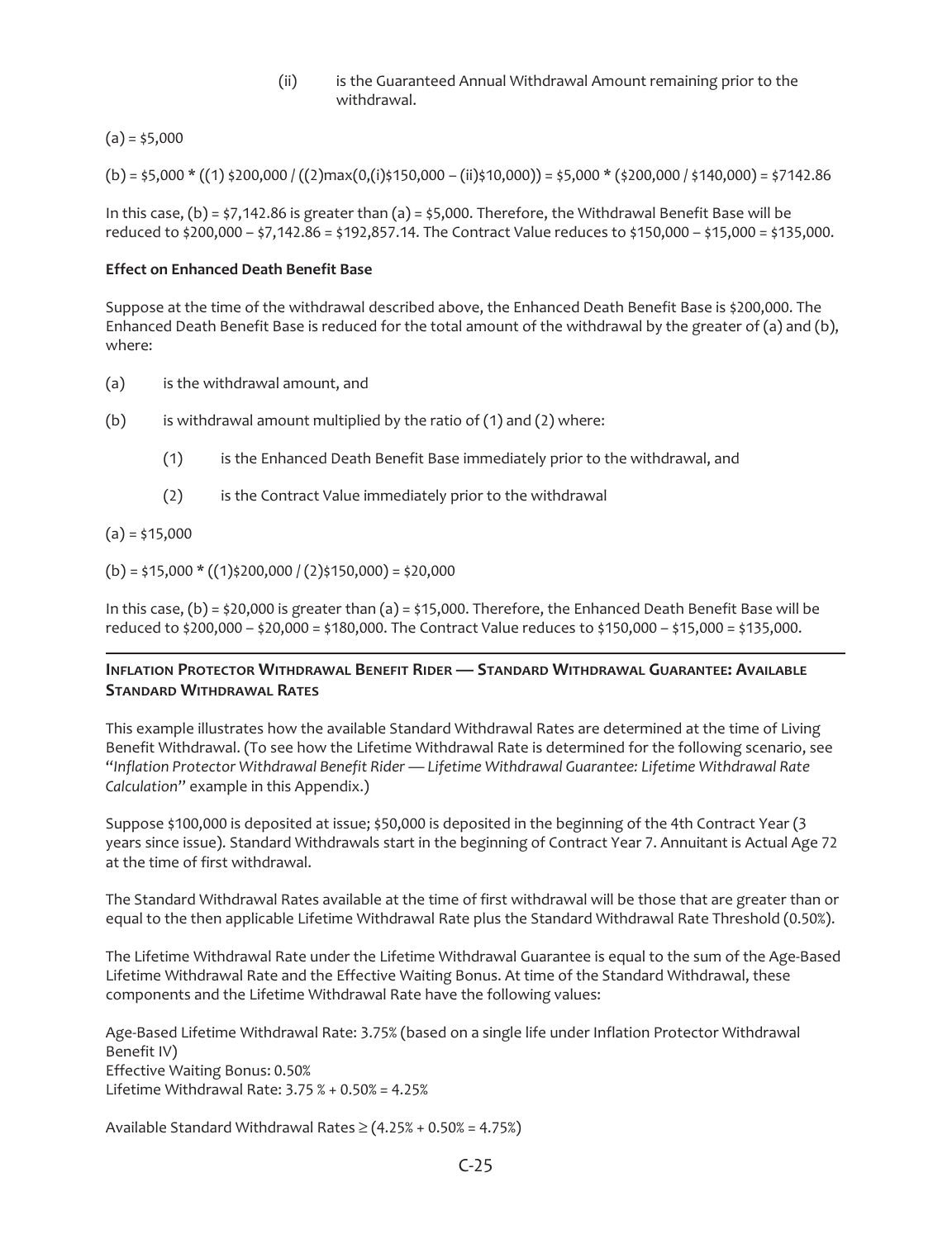(ii) is the Guaranteed Annual Withdrawal Amount remaining prior to the withdrawal.

(a) = $5,000

(b) = $5,000 * ((1) $200,000 / ((2)max(0,(i)$150,000 – (ii)$10,000)) = $5,000 * ($200,000 / $140,000) = $7142.86

In this case, (b) = $7,142.86 is greater than (a) = $5,000. Therefore, the Withdrawal Benefit Base will be reduced to $200,000 – $7,142.86 = $192,857.14. The Contract Value reduces to $150,000 – $15,000 = $135,000.

**Effect on Enhanced Death Benefit Base**

Suppose at the time of the withdrawal described above, the Enhanced Death Benefit Base is $200,000. The Enhanced Death Benefit Base is reduced for the total amount of the withdrawal by the greater of (a) and (b), where:

(a) is the withdrawal amount, and

(b) is withdrawal amount multiplied by the ratio of (1) and (2) where:

  (1) is the Enhanced Death Benefit Base immediately prior to the withdrawal, and

  (2) is the Contract Value immediately prior to the withdrawal

(a) = $15,000

(b) = $15,000 * ((1)$200,000 / (2)$150,000) = $20,000

In this case, (b) = $20,000 is greater than (a) = $15,000. Therefore, the Enhanced Death Benefit Base will be reduced to $200,000 – $20,000 = $180,000. The Contract Value reduces to $150,000 – $15,000 = $135,000.

---

### Inflation Protector Withdrawal Benefit Rider — Standard Withdrawal Guarantee: Available Standard Withdrawal Rates

This example illustrates how the available Standard Withdrawal Rates are determined at the time of Living Benefit Withdrawal. (To see how the Lifetime Withdrawal Rate is determined for the following scenario, see "*Inflation Protector Withdrawal Benefit Rider — Lifetime Withdrawal Guarantee: Lifetime Withdrawal Rate Calculation*" example in this Appendix.)

Suppose $100,000 is deposited at issue; $50,000 is deposited in the beginning of the 4th Contract Year (3 years since issue). Standard Withdrawals start in the beginning of Contract Year 7. Annuitant is Actual Age 72 at the time of first withdrawal.

The Standard Withdrawal Rates available at the time of first withdrawal will be those that are greater than or equal to the then applicable Lifetime Withdrawal Rate plus the Standard Withdrawal Rate Threshold (0.50%).

The Lifetime Withdrawal Rate under the Lifetime Withdrawal Guarantee is equal to the sum of the Age-Based Lifetime Withdrawal Rate and the Effective Waiting Bonus. At time of the Standard Withdrawal, these components and the Lifetime Withdrawal Rate have the following values:

Age-Based Lifetime Withdrawal Rate: 3.75% (based on a single life under Inflation Protector Withdrawal Benefit IV)
Effective Waiting Bonus: 0.50%
Lifetime Withdrawal Rate: 3.75 % + 0.50% = 4.25%

Available Standard Withdrawal Rates ≥ (4.25% + 0.50% = 4.75%)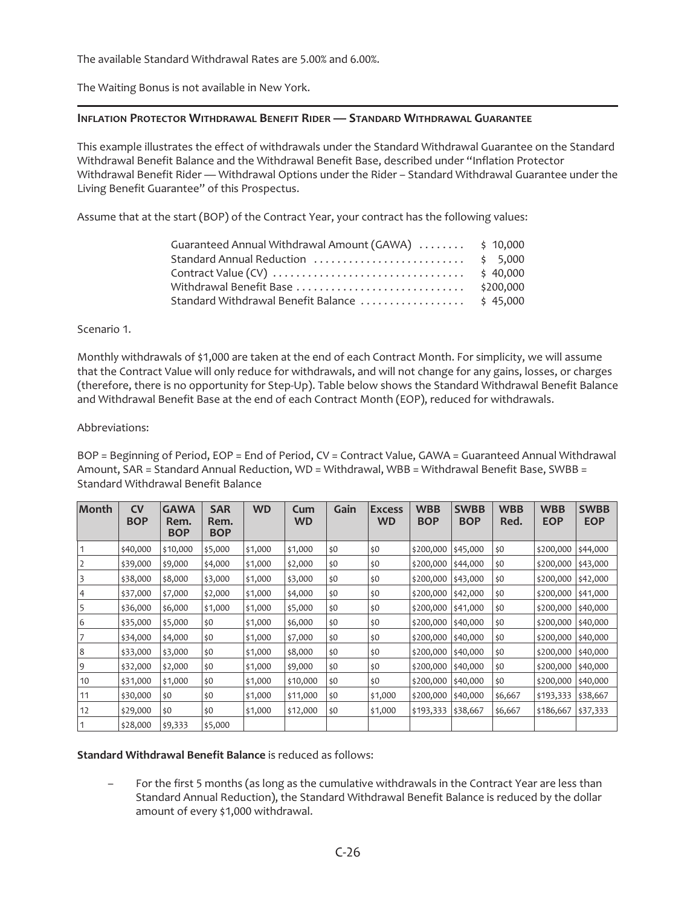The available Standard Withdrawal Rates are 5.00% and 6.00%.

The Waiting Bonus is not available in New York.

---

### INFLATION PROTECTOR WITHDRAWAL BENEFIT RIDER — STANDARD WITHDRAWAL GUARANTEE

This example illustrates the effect of withdrawals under the Standard Withdrawal Guarantee on the Standard Withdrawal Benefit Balance and the Withdrawal Benefit Base, described under "Inflation Protector Withdrawal Benefit Rider — Withdrawal Options under the Rider – Standard Withdrawal Guarantee under the Living Benefit Guarantee" of this Prospectus.

Assume that at the start (BOP) of the Contract Year, your contract has the following values:

| | |
|---|---|
| Guaranteed Annual Withdrawal Amount (GAWA) | $ 10,000 |
| Standard Annual Reduction | $ 5,000 |
| Contract Value (CV) | $ 40,000 |
| Withdrawal Benefit Base | $200,000 |
| Standard Withdrawal Benefit Balance | $ 45,000 |

Scenario 1.

Monthly withdrawals of $1,000 are taken at the end of each Contract Month. For simplicity, we will assume that the Contract Value will only reduce for withdrawals, and will not change for any gains, losses, or charges (therefore, there is no opportunity for Step-Up). Table below shows the Standard Withdrawal Benefit Balance and Withdrawal Benefit Base at the end of each Contract Month (EOP), reduced for withdrawals.

Abbreviations:

BOP = Beginning of Period, EOP = End of Period, CV = Contract Value, GAWA = Guaranteed Annual Withdrawal Amount, SAR = Standard Annual Reduction, WD = Withdrawal, WBB = Withdrawal Benefit Base, SWBB = Standard Withdrawal Benefit Balance

| Month | CV BOP | GAWA Rem. BOP | SAR Rem. BOP | WD | Cum WD | Gain | Excess WD | WBB BOP | SWBB BOP | WBB Red. | WBB EOP | SWBB EOP |
|---|---|---|---|---|---|---|---|---|---|---|---|---|
| 1 | $40,000 | $10,000 | $5,000 | $1,000 | $1,000 | $0 | $0 | $200,000 | $45,000 | $0 | $200,000 | $44,000 |
| 2 | $39,000 | $9,000 | $4,000 | $1,000 | $2,000 | $0 | $0 | $200,000 | $44,000 | $0 | $200,000 | $43,000 |
| 3 | $38,000 | $8,000 | $3,000 | $1,000 | $3,000 | $0 | $0 | $200,000 | $43,000 | $0 | $200,000 | $42,000 |
| 4 | $37,000 | $7,000 | $2,000 | $1,000 | $4,000 | $0 | $0 | $200,000 | $42,000 | $0 | $200,000 | $41,000 |
| 5 | $36,000 | $6,000 | $1,000 | $1,000 | $5,000 | $0 | $0 | $200,000 | $41,000 | $0 | $200,000 | $40,000 |
| 6 | $35,000 | $5,000 | $0 | $1,000 | $6,000 | $0 | $0 | $200,000 | $40,000 | $0 | $200,000 | $40,000 |
| 7 | $34,000 | $4,000 | $0 | $1,000 | $7,000 | $0 | $0 | $200,000 | $40,000 | $0 | $200,000 | $40,000 |
| 8 | $33,000 | $3,000 | $0 | $1,000 | $8,000 | $0 | $0 | $200,000 | $40,000 | $0 | $200,000 | $40,000 |
| 9 | $32,000 | $2,000 | $0 | $1,000 | $9,000 | $0 | $0 | $200,000 | $40,000 | $0 | $200,000 | $40,000 |
| 10 | $31,000 | $1,000 | $0 | $1,000 | $10,000 | $0 | $0 | $200,000 | $40,000 | $0 | $200,000 | $40,000 |
| 11 | $30,000 | $0 | $0 | $1,000 | $11,000 | $0 | $1,000 | $200,000 | $40,000 | $6,667 | $193,333 | $38,667 |
| 12 | $29,000 | $0 | $0 | $1,000 | $12,000 | $0 | $1,000 | $193,333 | $38,667 | $6,667 | $186,667 | $37,333 |
| 1 | $28,000 | $9,333 | $5,000 | | | | | | | | | |

**Standard Withdrawal Benefit Balance** is reduced as follows:

– For the first 5 months (as long as the cumulative withdrawals in the Contract Year are less than Standard Annual Reduction), the Standard Withdrawal Benefit Balance is reduced by the dollar amount of every $1,000 withdrawal.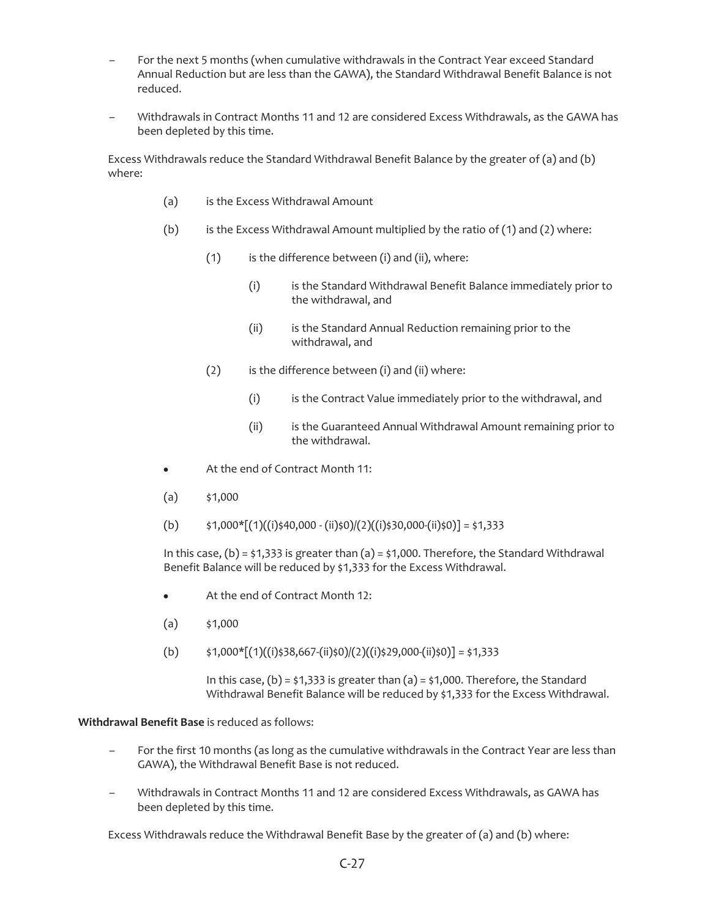- For the next 5 months (when cumulative withdrawals in the Contract Year exceed Standard Annual Reduction but are less than the GAWA), the Standard Withdrawal Benefit Balance is not reduced.
- Withdrawals in Contract Months 11 and 12 are considered Excess Withdrawals, as the GAWA has been depleted by this time.

Excess Withdrawals reduce the Standard Withdrawal Benefit Balance by the greater of (a) and (b) where:

(a) is the Excess Withdrawal Amount

(b) is the Excess Withdrawal Amount multiplied by the ratio of (1) and (2) where:

(1) is the difference between (i) and (ii), where:

(i) is the Standard Withdrawal Benefit Balance immediately prior to the withdrawal, and

(ii) is the Standard Annual Reduction remaining prior to the withdrawal, and

(2) is the difference between (i) and (ii) where:

(i) is the Contract Value immediately prior to the withdrawal, and

(ii) is the Guaranteed Annual Withdrawal Amount remaining prior to the withdrawal.

- At the end of Contract Month 11:

(a) $1,000

(b) $1,000*[(1)((i)$40,000 - (ii)$0)/(2)((i)$30,000-(ii)$0)] = $1,333

In this case, (b) = $1,333 is greater than (a) = $1,000. Therefore, the Standard Withdrawal Benefit Balance will be reduced by $1,333 for the Excess Withdrawal.

- At the end of Contract Month 12:

(a) $1,000

(b) $1,000*[(1)((i)$38,667-(ii)$0)/(2)((i)$29,000-(ii)$0)] = $1,333

In this case, (b) = $1,333 is greater than (a) = $1,000. Therefore, the Standard Withdrawal Benefit Balance will be reduced by $1,333 for the Excess Withdrawal.

**Withdrawal Benefit Base** is reduced as follows:

- For the first 10 months (as long as the cumulative withdrawals in the Contract Year are less than GAWA), the Withdrawal Benefit Base is not reduced.
- Withdrawals in Contract Months 11 and 12 are considered Excess Withdrawals, as GAWA has been depleted by this time.

Excess Withdrawals reduce the Withdrawal Benefit Base by the greater of (a) and (b) where: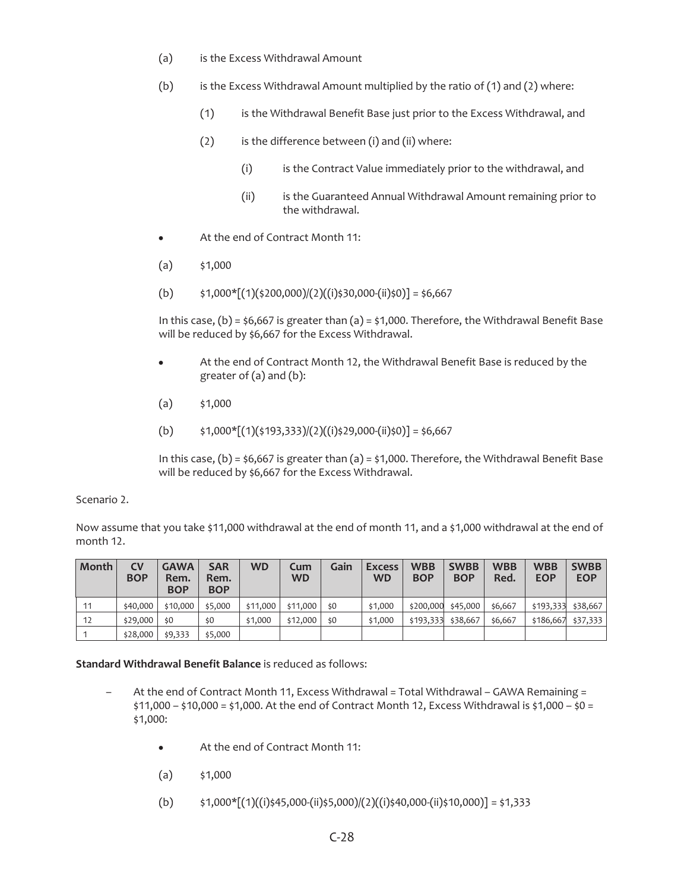(a) is the Excess Withdrawal Amount

(b) is the Excess Withdrawal Amount multiplied by the ratio of (1) and (2) where:

(1) is the Withdrawal Benefit Base just prior to the Excess Withdrawal, and

(2) is the difference between (i) and (ii) where:

(i) is the Contract Value immediately prior to the withdrawal, and

(ii) is the Guaranteed Annual Withdrawal Amount remaining prior to the withdrawal.

- At the end of Contract Month 11:

(a) $1,000

(b) $1,000*[(1)($200,000)/(2)((i)$30,000-(ii)$0)] = $6,667

In this case, (b) = $6,667 is greater than (a) = $1,000. Therefore, the Withdrawal Benefit Base will be reduced by $6,667 for the Excess Withdrawal.

- At the end of Contract Month 12, the Withdrawal Benefit Base is reduced by the greater of (a) and (b):

(a) $1,000

(b) $1,000*[(1)($193,333)/(2)((i)$29,000-(ii)$0)] = $6,667

In this case, (b) = $6,667 is greater than (a) = $1,000. Therefore, the Withdrawal Benefit Base will be reduced by $6,667 for the Excess Withdrawal.

Scenario 2.

Now assume that you take $11,000 withdrawal at the end of month 11, and a $1,000 withdrawal at the end of month 12.

| Month | CV BOP | GAWA Rem. BOP | SAR Rem. BOP | WD | Cum WD | Gain | Excess WD | WBB BOP | SWBB BOP | WBB Red. | WBB EOP | SWBB EOP |
|---|---|---|---|---|---|---|---|---|---|---|---|---|
| 11 | $40,000 | $10,000 | $5,000 | $11,000 | $11,000 | $0 | $1,000 | $200,000 | $45,000 | $6,667 | $193,333 | $38,667 |
| 12 | $29,000 | $0 | $0 | $1,000 | $12,000 | $0 | $1,000 | $193,333 | $38,667 | $6,667 | $186,667 | $37,333 |
| 1 | $28,000 | $9,333 | $5,000 | | | | | | | | | |

**Standard Withdrawal Benefit Balance** is reduced as follows:

– At the end of Contract Month 11, Excess Withdrawal = Total Withdrawal – GAWA Remaining = $11,000 – $10,000 = $1,000. At the end of Contract Month 12, Excess Withdrawal is $1,000 – $0 = $1,000:

- At the end of Contract Month 11:

(a) $1,000

(b) $1,000*[(1)((i)$45,000-(ii)$5,000)/(2)((i)$40,000-(ii)$10,000)] = $1,333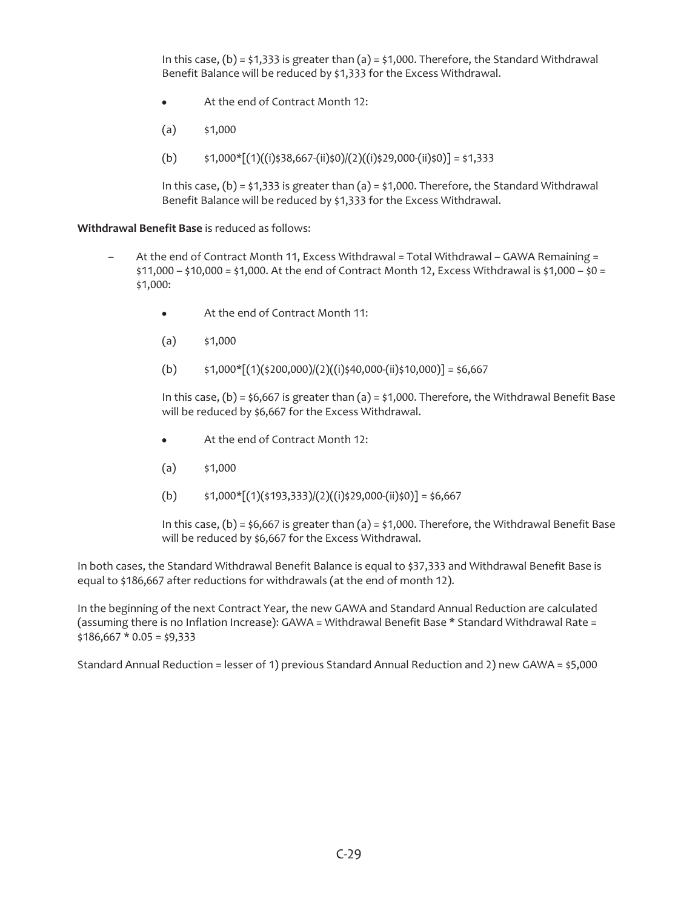In this case, (b) = $1,333 is greater than (a) = $1,000. Therefore, the Standard Withdrawal Benefit Balance will be reduced by $1,333 for the Excess Withdrawal.

- At the end of Contract Month 12:

(a) $1,000

(b) $1,000*[(1)((i)$38,667-(ii)$0)/(2)((i)$29,000-(ii)$0)] = $1,333

In this case, (b) = $1,333 is greater than (a) = $1,000. Therefore, the Standard Withdrawal Benefit Balance will be reduced by $1,333 for the Excess Withdrawal.

**Withdrawal Benefit Base** is reduced as follows:

– At the end of Contract Month 11, Excess Withdrawal = Total Withdrawal – GAWA Remaining = $11,000 – $10,000 = $1,000. At the end of Contract Month 12, Excess Withdrawal is $1,000 – $0 = $1,000:

- At the end of Contract Month 11:

(a) $1,000

(b) $1,000*[(1)($200,000)/(2)((i)$40,000-(ii)$10,000)] = $6,667

In this case, (b) = $6,667 is greater than (a) = $1,000. Therefore, the Withdrawal Benefit Base will be reduced by $6,667 for the Excess Withdrawal.

- At the end of Contract Month 12:

(a) $1,000

(b) $1,000*[(1)($193,333)/(2)((i)$29,000-(ii)$0)] = $6,667

In this case, (b) = $6,667 is greater than (a) = $1,000. Therefore, the Withdrawal Benefit Base will be reduced by $6,667 for the Excess Withdrawal.

In both cases, the Standard Withdrawal Benefit Balance is equal to $37,333 and Withdrawal Benefit Base is equal to $186,667 after reductions for withdrawals (at the end of month 12).

In the beginning of the next Contract Year, the new GAWA and Standard Annual Reduction are calculated (assuming there is no Inflation Increase): GAWA = Withdrawal Benefit Base * Standard Withdrawal Rate = $186,667 * 0.05 = $9,333

Standard Annual Reduction = lesser of 1) previous Standard Annual Reduction and 2) new GAWA = $5,000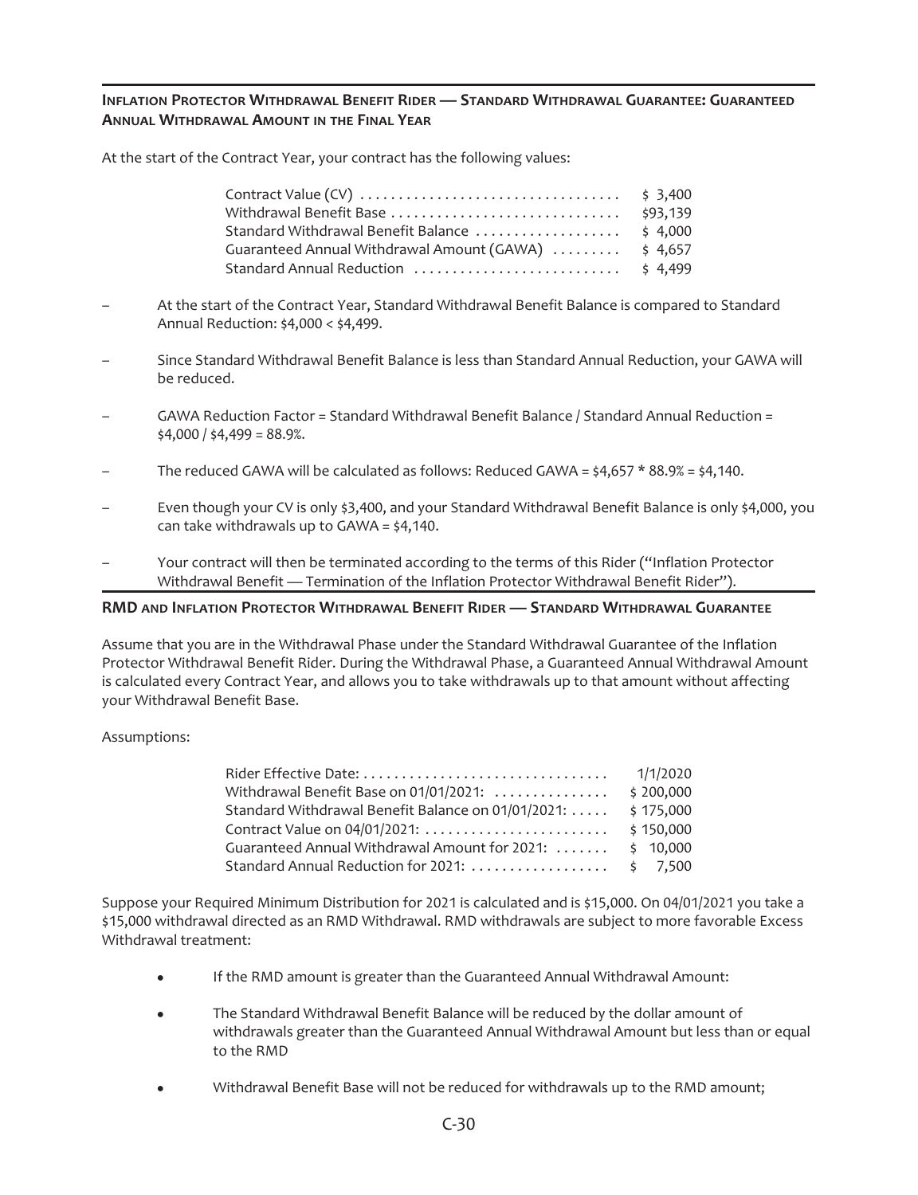**Inflation Protector Withdrawal Benefit Rider — Standard Withdrawal Guarantee: Guaranteed Annual Withdrawal Amount in the Final Year**

At the start of the Contract Year, your contract has the following values:

| | |
|---|---|
| Contract Value (CV) | $ 3,400 |
| Withdrawal Benefit Base | $93,139 |
| Standard Withdrawal Benefit Balance | $ 4,000 |
| Guaranteed Annual Withdrawal Amount (GAWA) | $ 4,657 |
| Standard Annual Reduction | $ 4,499 |

- At the start of the Contract Year, Standard Withdrawal Benefit Balance is compared to Standard Annual Reduction: $4,000 < $4,499.
- Since Standard Withdrawal Benefit Balance is less than Standard Annual Reduction, your GAWA will be reduced.
- GAWA Reduction Factor = Standard Withdrawal Benefit Balance / Standard Annual Reduction = $4,000 / $4,499 = 88.9%.
- The reduced GAWA will be calculated as follows: Reduced GAWA = $4,657 * 88.9% = $4,140.
- Even though your CV is only $3,400, and your Standard Withdrawal Benefit Balance is only $4,000, you can take withdrawals up to GAWA = $4,140.
- Your contract will then be terminated according to the terms of this Rider ("Inflation Protector Withdrawal Benefit — Termination of the Inflation Protector Withdrawal Benefit Rider").

**RMD and Inflation Protector Withdrawal Benefit Rider — Standard Withdrawal Guarantee**

Assume that you are in the Withdrawal Phase under the Standard Withdrawal Guarantee of the Inflation Protector Withdrawal Benefit Rider. During the Withdrawal Phase, a Guaranteed Annual Withdrawal Amount is calculated every Contract Year, and allows you to take withdrawals up to that amount without affecting your Withdrawal Benefit Base.

Assumptions:

| | |
|---|---|
| Rider Effective Date: | 1/1/2020 |
| Withdrawal Benefit Base on 01/01/2021: | $ 200,000 |
| Standard Withdrawal Benefit Balance on 01/01/2021: | $ 175,000 |
| Contract Value on 04/01/2021: | $ 150,000 |
| Guaranteed Annual Withdrawal Amount for 2021: | $ 10,000 |
| Standard Annual Reduction for 2021: | $ 7,500 |

Suppose your Required Minimum Distribution for 2021 is calculated and is $15,000. On 04/01/2021 you take a $15,000 withdrawal directed as an RMD Withdrawal. RMD withdrawals are subject to more favorable Excess Withdrawal treatment:

- If the RMD amount is greater than the Guaranteed Annual Withdrawal Amount:
- The Standard Withdrawal Benefit Balance will be reduced by the dollar amount of withdrawals greater than the Guaranteed Annual Withdrawal Amount but less than or equal to the RMD
- Withdrawal Benefit Base will not be reduced for withdrawals up to the RMD amount;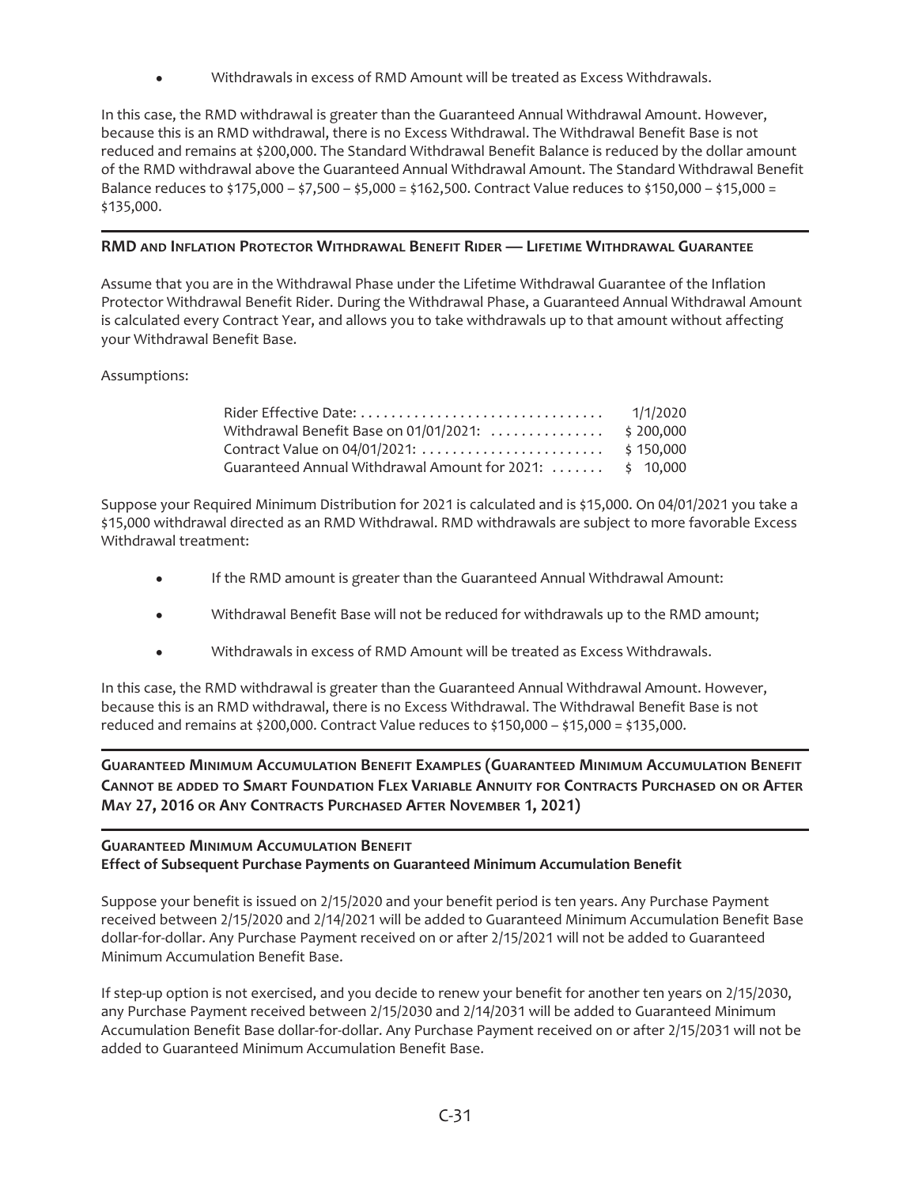- Withdrawals in excess of RMD Amount will be treated as Excess Withdrawals.

In this case, the RMD withdrawal is greater than the Guaranteed Annual Withdrawal Amount. However, because this is an RMD withdrawal, there is no Excess Withdrawal. The Withdrawal Benefit Base is not reduced and remains at \$200,000. The Standard Withdrawal Benefit Balance is reduced by the dollar amount of the RMD withdrawal above the Guaranteed Annual Withdrawal Amount. The Standard Withdrawal Benefit Balance reduces to \$175,000 – \$7,500 – \$5,000 = \$162,500. Contract Value reduces to \$150,000 – \$15,000 = \$135,000.

### RMD and Inflation Protector Withdrawal Benefit Rider — Lifetime Withdrawal Guarantee

Assume that you are in the Withdrawal Phase under the Lifetime Withdrawal Guarantee of the Inflation Protector Withdrawal Benefit Rider. During the Withdrawal Phase, a Guaranteed Annual Withdrawal Amount is calculated every Contract Year, and allows you to take withdrawals up to that amount without affecting your Withdrawal Benefit Base.

Assumptions:

| | |
|---|---|
| Rider Effective Date: | 1/1/2020 |
| Withdrawal Benefit Base on 01/01/2021: | \$ 200,000 |
| Contract Value on 04/01/2021: | \$ 150,000 |
| Guaranteed Annual Withdrawal Amount for 2021: | \$ 10,000 |

Suppose your Required Minimum Distribution for 2021 is calculated and is \$15,000. On 04/01/2021 you take a \$15,000 withdrawal directed as an RMD Withdrawal. RMD withdrawals are subject to more favorable Excess Withdrawal treatment:

- If the RMD amount is greater than the Guaranteed Annual Withdrawal Amount:
- Withdrawal Benefit Base will not be reduced for withdrawals up to the RMD amount;
- Withdrawals in excess of RMD Amount will be treated as Excess Withdrawals.

In this case, the RMD withdrawal is greater than the Guaranteed Annual Withdrawal Amount. However, because this is an RMD withdrawal, there is no Excess Withdrawal. The Withdrawal Benefit Base is not reduced and remains at \$200,000. Contract Value reduces to \$150,000 – \$15,000 = \$135,000.

## Guaranteed Minimum Accumulation Benefit Examples (Guaranteed Minimum Accumulation Benefit Cannot be added to Smart Foundation Flex Variable Annuity for Contracts Purchased on or After May 27, 2016 or Any Contracts Purchased After November 1, 2021)

### Guaranteed Minimum Accumulation Benefit
**Effect of Subsequent Purchase Payments on Guaranteed Minimum Accumulation Benefit**

Suppose your benefit is issued on 2/15/2020 and your benefit period is ten years. Any Purchase Payment received between 2/15/2020 and 2/14/2021 will be added to Guaranteed Minimum Accumulation Benefit Base dollar-for-dollar. Any Purchase Payment received on or after 2/15/2021 will not be added to Guaranteed Minimum Accumulation Benefit Base.

If step-up option is not exercised, and you decide to renew your benefit for another ten years on 2/15/2030, any Purchase Payment received between 2/15/2030 and 2/14/2031 will be added to Guaranteed Minimum Accumulation Benefit Base dollar-for-dollar. Any Purchase Payment received on or after 2/15/2031 will not be added to Guaranteed Minimum Accumulation Benefit Base.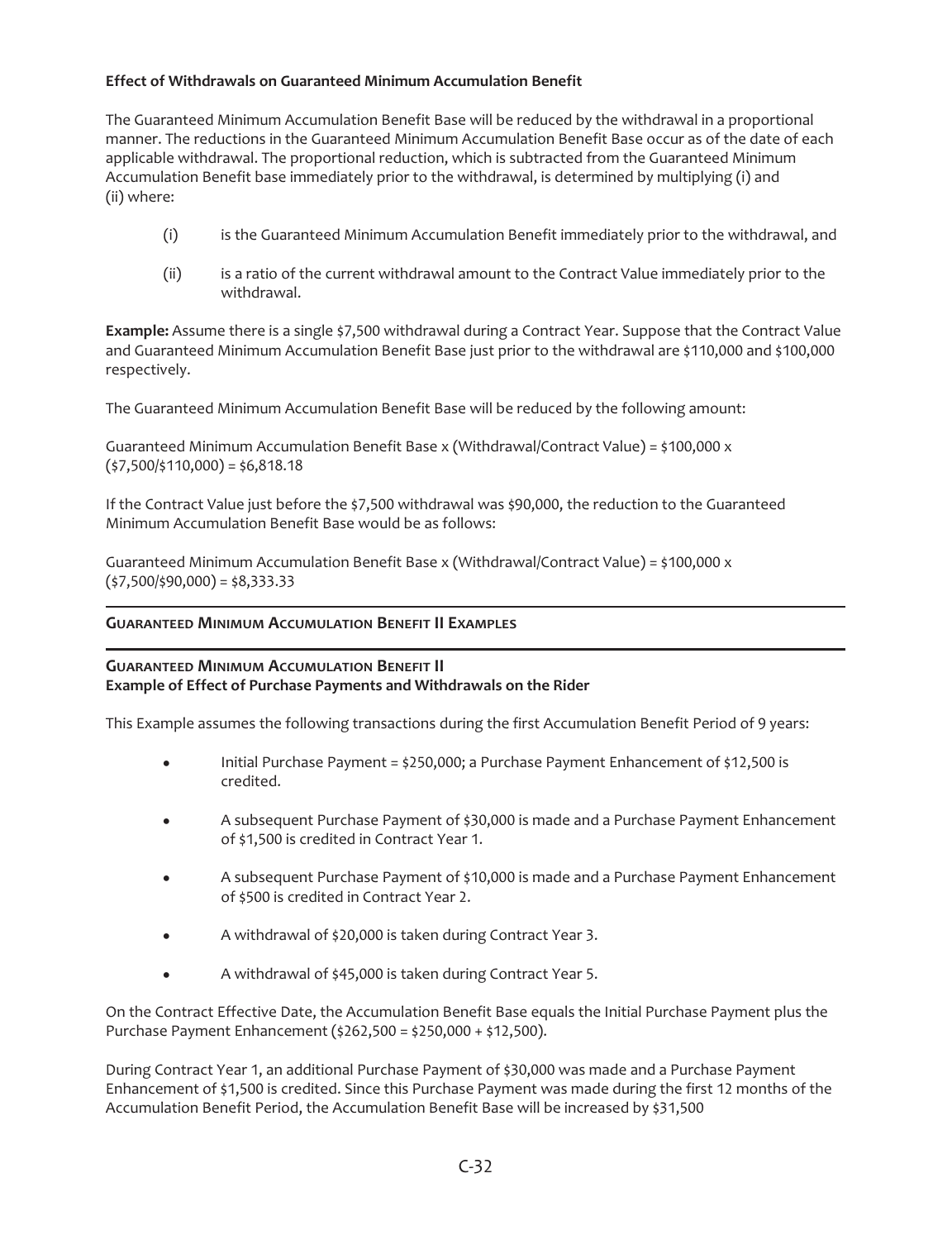**Effect of Withdrawals on Guaranteed Minimum Accumulation Benefit**

The Guaranteed Minimum Accumulation Benefit Base will be reduced by the withdrawal in a proportional manner. The reductions in the Guaranteed Minimum Accumulation Benefit Base occur as of the date of each applicable withdrawal. The proportional reduction, which is subtracted from the Guaranteed Minimum Accumulation Benefit base immediately prior to the withdrawal, is determined by multiplying (i) and (ii) where:

(i) is the Guaranteed Minimum Accumulation Benefit immediately prior to the withdrawal, and

(ii) is a ratio of the current withdrawal amount to the Contract Value immediately prior to the withdrawal.

**Example:** Assume there is a single $7,500 withdrawal during a Contract Year. Suppose that the Contract Value and Guaranteed Minimum Accumulation Benefit Base just prior to the withdrawal are $110,000 and $100,000 respectively.

The Guaranteed Minimum Accumulation Benefit Base will be reduced by the following amount:

Guaranteed Minimum Accumulation Benefit Base x (Withdrawal/Contract Value) = $100,000 x ($7,500/$110,000) = $6,818.18

If the Contract Value just before the $7,500 withdrawal was $90,000, the reduction to the Guaranteed Minimum Accumulation Benefit Base would be as follows:

Guaranteed Minimum Accumulation Benefit Base x (Withdrawal/Contract Value) = $100,000 x ($7,500/$90,000) = $8,333.33

## Guaranteed Minimum Accumulation Benefit II Examples

### Guaranteed Minimum Accumulation Benefit II
**Example of Effect of Purchase Payments and Withdrawals on the Rider**

This Example assumes the following transactions during the first Accumulation Benefit Period of 9 years:

- Initial Purchase Payment = $250,000; a Purchase Payment Enhancement of $12,500 is credited.
- A subsequent Purchase Payment of $30,000 is made and a Purchase Payment Enhancement of $1,500 is credited in Contract Year 1.
- A subsequent Purchase Payment of $10,000 is made and a Purchase Payment Enhancement of $500 is credited in Contract Year 2.
- A withdrawal of $20,000 is taken during Contract Year 3.
- A withdrawal of $45,000 is taken during Contract Year 5.

On the Contract Effective Date, the Accumulation Benefit Base equals the Initial Purchase Payment plus the Purchase Payment Enhancement ($262,500 = $250,000 + $12,500).

During Contract Year 1, an additional Purchase Payment of $30,000 was made and a Purchase Payment Enhancement of $1,500 is credited. Since this Purchase Payment was made during the first 12 months of the Accumulation Benefit Period, the Accumulation Benefit Base will be increased by $31,500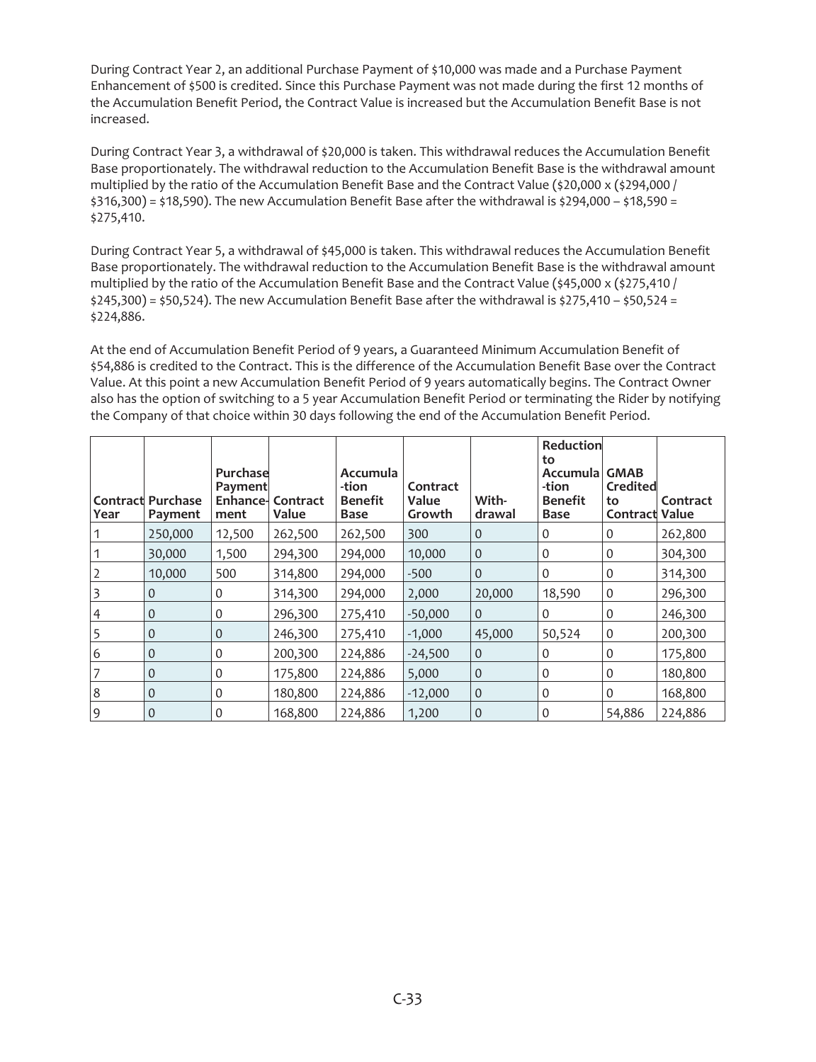During Contract Year 2, an additional Purchase Payment of $10,000 was made and a Purchase Payment Enhancement of $500 is credited. Since this Purchase Payment was not made during the first 12 months of the Accumulation Benefit Period, the Contract Value is increased but the Accumulation Benefit Base is not increased.

During Contract Year 3, a withdrawal of $20,000 is taken. This withdrawal reduces the Accumulation Benefit Base proportionately. The withdrawal reduction to the Accumulation Benefit Base is the withdrawal amount multiplied by the ratio of the Accumulation Benefit Base and the Contract Value ($20,000 x ($294,000 / $316,300) = $18,590). The new Accumulation Benefit Base after the withdrawal is $294,000 – $18,590 = $275,410.

During Contract Year 5, a withdrawal of $45,000 is taken. This withdrawal reduces the Accumulation Benefit Base proportionately. The withdrawal reduction to the Accumulation Benefit Base is the withdrawal amount multiplied by the ratio of the Accumulation Benefit Base and the Contract Value ($45,000 x ($275,410 / $245,300) = $50,524). The new Accumulation Benefit Base after the withdrawal is $275,410 – $50,524 = $224,886.

At the end of Accumulation Benefit Period of 9 years, a Guaranteed Minimum Accumulation Benefit of $54,886 is credited to the Contract. This is the difference of the Accumulation Benefit Base over the Contract Value. At this point a new Accumulation Benefit Period of 9 years automatically begins. The Contract Owner also has the option of switching to a 5 year Accumulation Benefit Period or terminating the Rider by notifying the Company of that choice within 30 days following the end of the Accumulation Benefit Period.

| Contract Year | Purchase Payment | Purchase Payment Enhance-ment | Contract Value | Accumula-tion Benefit Base | Contract Value Growth | With-drawal | Reduction to Accumula-tion Benefit Base | GMAB Credited to Contract | Contract Value |
|---|---|---|---|---|---|---|---|---|---|
| 1 | 250,000 | 12,500 | 262,500 | 262,500 | 300 | 0 | 0 | 0 | 262,800 |
| 1 | 30,000 | 1,500 | 294,300 | 294,000 | 10,000 | 0 | 0 | 0 | 304,300 |
| 2 | 10,000 | 500 | 314,800 | 294,000 | -500 | 0 | 0 | 0 | 314,300 |
| 3 | 0 | 0 | 314,300 | 294,000 | 2,000 | 20,000 | 18,590 | 0 | 296,300 |
| 4 | 0 | 0 | 296,300 | 275,410 | -50,000 | 0 | 0 | 0 | 246,300 |
| 5 | 0 | 0 | 246,300 | 275,410 | -1,000 | 45,000 | 50,524 | 0 | 200,300 |
| 6 | 0 | 0 | 200,300 | 224,886 | -24,500 | 0 | 0 | 0 | 175,800 |
| 7 | 0 | 0 | 175,800 | 224,886 | 5,000 | 0 | 0 | 0 | 180,800 |
| 8 | 0 | 0 | 180,800 | 224,886 | -12,000 | 0 | 0 | 0 | 168,800 |
| 9 | 0 | 0 | 168,800 | 224,886 | 1,200 | 0 | 0 | 54,886 | 224,886 |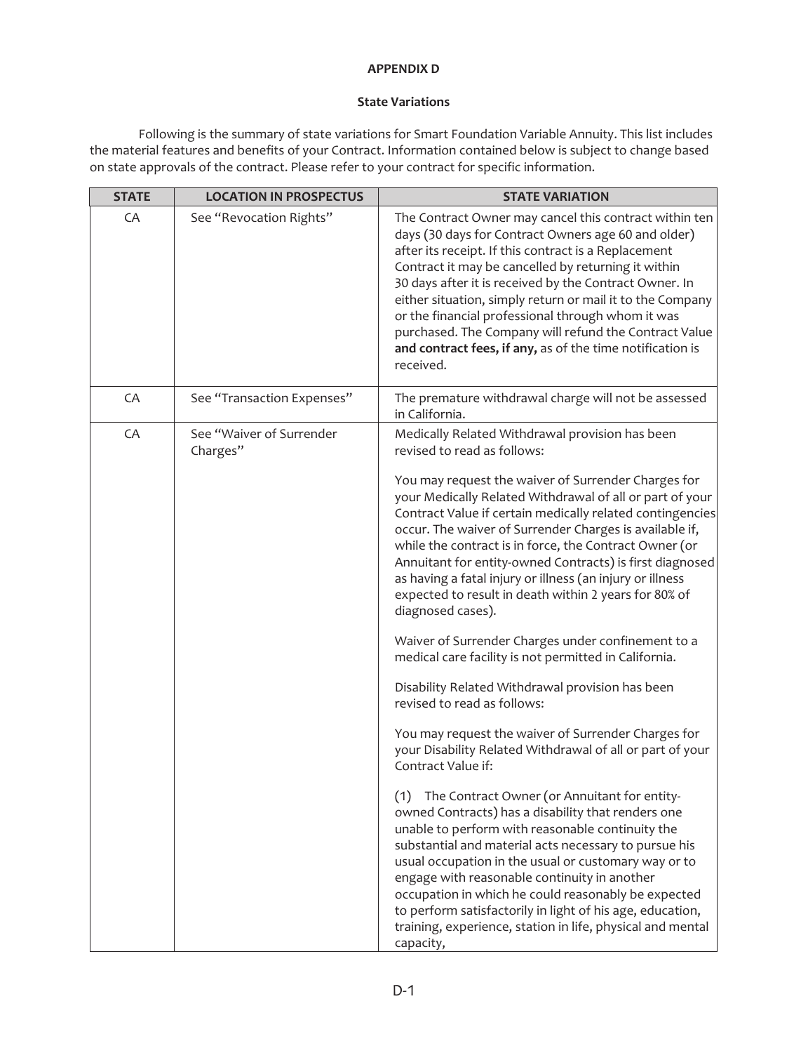**APPENDIX D**

**State Variations**

Following is the summary of state variations for Smart Foundation Variable Annuity. This list includes the material features and benefits of your Contract. Information contained below is subject to change based on state approvals of the contract. Please refer to your contract for specific information.

| STATE | LOCATION IN PROSPECTUS | STATE VARIATION |
|---|---|---|
| CA | See "Revocation Rights" | The Contract Owner may cancel this contract within ten days (30 days for Contract Owners age 60 and older) after its receipt. If this contract is a Replacement Contract it may be cancelled by returning it within 30 days after it is received by the Contract Owner. In either situation, simply return or mail it to the Company or the financial professional through whom it was purchased. The Company will refund the Contract Value **and contract fees, if any,** as of the time notification is received. |
| CA | See "Transaction Expenses" | The premature withdrawal charge will not be assessed in California. |
| CA | See "Waiver of Surrender Charges" | Medically Related Withdrawal provision has been revised to read as follows:<br><br>You may request the waiver of Surrender Charges for your Medically Related Withdrawal of all or part of your Contract Value if certain medically related contingencies occur. The waiver of Surrender Charges is available if, while the contract is in force, the Contract Owner (or Annuitant for entity-owned Contracts) is first diagnosed as having a fatal injury or illness (an injury or illness expected to result in death within 2 years for 80% of diagnosed cases).<br><br>Waiver of Surrender Charges under confinement to a medical care facility is not permitted in California.<br><br>Disability Related Withdrawal provision has been revised to read as follows:<br><br>You may request the waiver of Surrender Charges for your Disability Related Withdrawal of all or part of your Contract Value if:<br><br>(1) The Contract Owner (or Annuitant for entity-owned Contracts) has a disability that renders one unable to perform with reasonable continuity the substantial and material acts necessary to pursue his usual occupation in the usual or customary way or to engage with reasonable continuity in another occupation in which he could reasonably be expected to perform satisfactorily in light of his age, education, training, experience, station in life, physical and mental capacity, |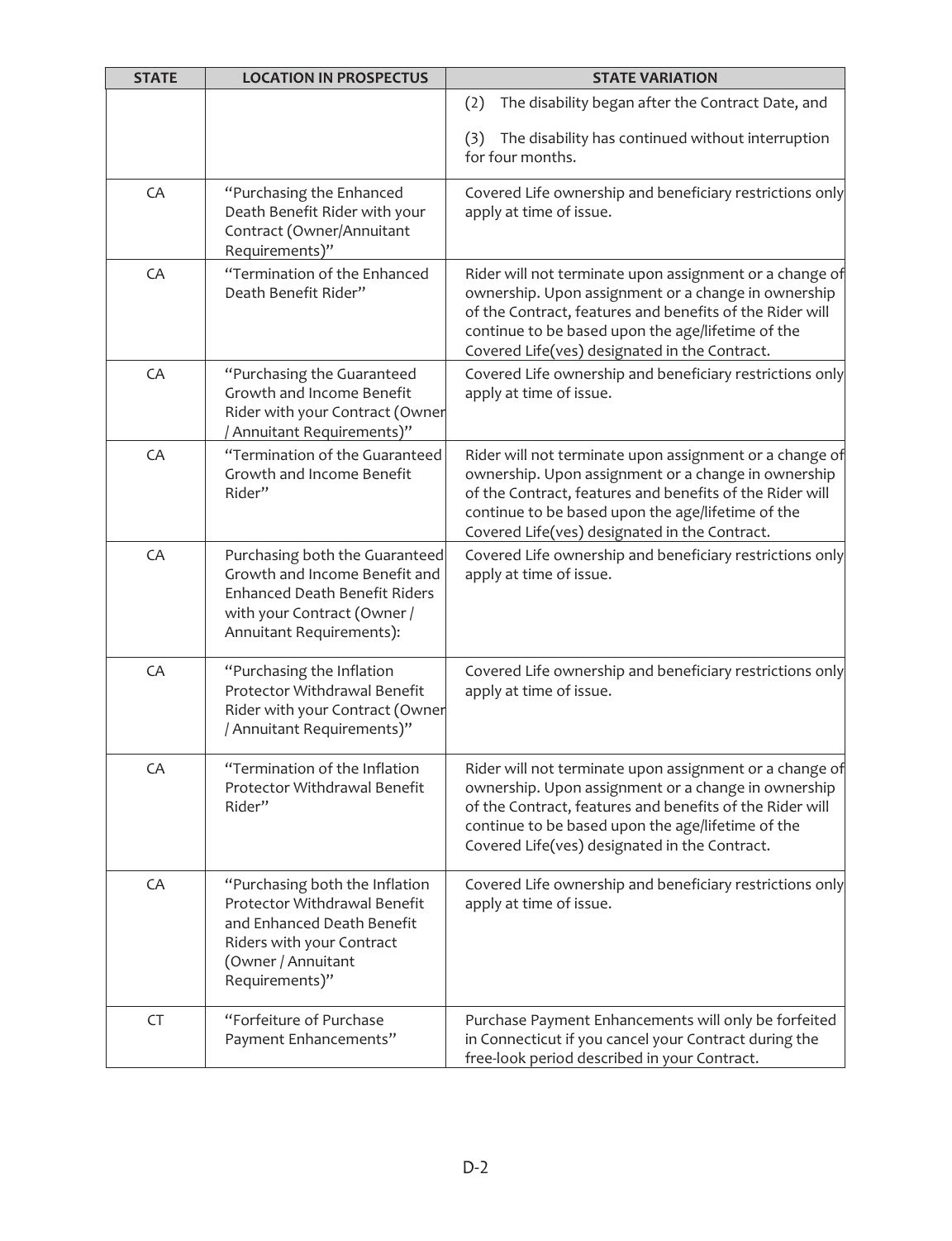| STATE | LOCATION IN PROSPECTUS | STATE VARIATION |
| --- | --- | --- |
| | | (2) The disability began after the Contract Date, and<br><br>(3) The disability has continued without interruption for four months. |
| CA | "Purchasing the Enhanced Death Benefit Rider with your Contract (Owner/Annuitant Requirements)" | Covered Life ownership and beneficiary restrictions only apply at time of issue. |
| CA | "Termination of the Enhanced Death Benefit Rider" | Rider will not terminate upon assignment or a change of ownership. Upon assignment or a change in ownership of the Contract, features and benefits of the Rider will continue to be based upon the age/lifetime of the Covered Life(ves) designated in the Contract. |
| CA | "Purchasing the Guaranteed Growth and Income Benefit Rider with your Contract (Owner / Annuitant Requirements)" | Covered Life ownership and beneficiary restrictions only apply at time of issue. |
| CA | "Termination of the Guaranteed Growth and Income Benefit Rider" | Rider will not terminate upon assignment or a change of ownership. Upon assignment or a change in ownership of the Contract, features and benefits of the Rider will continue to be based upon the age/lifetime of the Covered Life(ves) designated in the Contract. |
| CA | Purchasing both the Guaranteed Growth and Income Benefit and Enhanced Death Benefit Riders with your Contract (Owner / Annuitant Requirements): | Covered Life ownership and beneficiary restrictions only apply at time of issue. |
| CA | "Purchasing the Inflation Protector Withdrawal Benefit Rider with your Contract (Owner / Annuitant Requirements)" | Covered Life ownership and beneficiary restrictions only apply at time of issue. |
| CA | "Termination of the Inflation Protector Withdrawal Benefit Rider" | Rider will not terminate upon assignment or a change of ownership. Upon assignment or a change in ownership of the Contract, features and benefits of the Rider will continue to be based upon the age/lifetime of the Covered Life(ves) designated in the Contract. |
| CA | "Purchasing both the Inflation Protector Withdrawal Benefit and Enhanced Death Benefit Riders with your Contract (Owner / Annuitant Requirements)" | Covered Life ownership and beneficiary restrictions only apply at time of issue. |
| CT | "Forfeiture of Purchase Payment Enhancements" | Purchase Payment Enhancements will only be forfeited in Connecticut if you cancel your Contract during the free-look period described in your Contract. |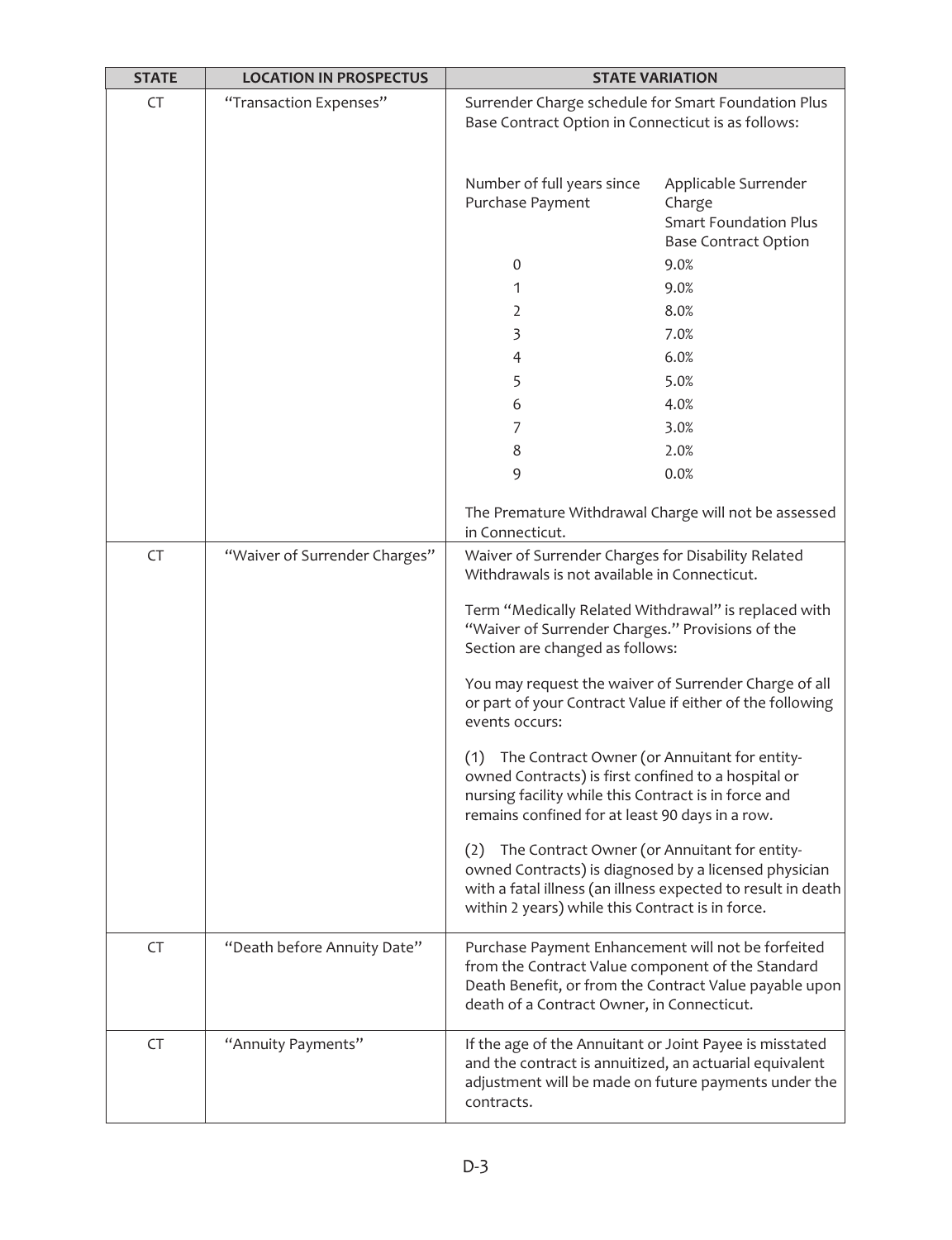| STATE | LOCATION IN PROSPECTUS | STATE VARIATION |
|---|---|---|
| CT | "Transaction Expenses" | Surrender Charge schedule for Smart Foundation Plus Base Contract Option in Connecticut is as follows:<br><br>Number of full years since Purchase Payment — Applicable Surrender Charge Smart Foundation Plus Base Contract Option<br>0 — 9.0%<br>1 — 9.0%<br>2 — 8.0%<br>3 — 7.0%<br>4 — 6.0%<br>5 — 5.0%<br>6 — 4.0%<br>7 — 3.0%<br>8 — 2.0%<br>9 — 0.0%<br><br>The Premature Withdrawal Charge will not be assessed in Connecticut. |
| CT | "Waiver of Surrender Charges" | Waiver of Surrender Charges for Disability Related Withdrawals is not available in Connecticut.<br><br>Term "Medically Related Withdrawal" is replaced with "Waiver of Surrender Charges." Provisions of the Section are changed as follows:<br><br>You may request the waiver of Surrender Charge of all or part of your Contract Value if either of the following events occurs:<br><br>(1) The Contract Owner (or Annuitant for entity-owned Contracts) is first confined to a hospital or nursing facility while this Contract is in force and remains confined for at least 90 days in a row.<br><br>(2) The Contract Owner (or Annuitant for entity-owned Contracts) is diagnosed by a licensed physician with a fatal illness (an illness expected to result in death within 2 years) while this Contract is in force. |
| CT | "Death before Annuity Date" | Purchase Payment Enhancement will not be forfeited from the Contract Value component of the Standard Death Benefit, or from the Contract Value payable upon death of a Contract Owner, in Connecticut. |
| CT | "Annuity Payments" | If the age of the Annuitant or Joint Payee is misstated and the contract is annuitized, an actuarial equivalent adjustment will be made on future payments under the contracts. |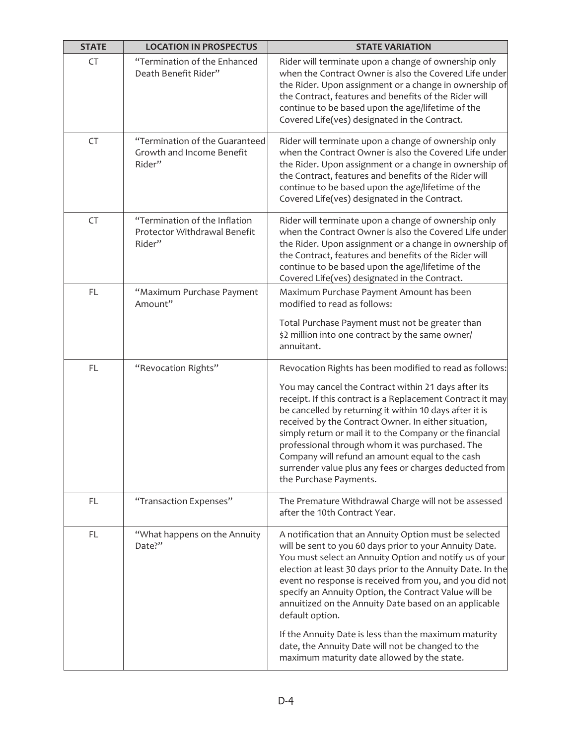| STATE | LOCATION IN PROSPECTUS | STATE VARIATION |
|---|---|---|
| CT | "Termination of the Enhanced Death Benefit Rider" | Rider will terminate upon a change of ownership only when the Contract Owner is also the Covered Life under the Rider. Upon assignment or a change in ownership of the Contract, features and benefits of the Rider will continue to be based upon the age/lifetime of the Covered Life(ves) designated in the Contract. |
| CT | "Termination of the Guaranteed Growth and Income Benefit Rider" | Rider will terminate upon a change of ownership only when the Contract Owner is also the Covered Life under the Rider. Upon assignment or a change in ownership of the Contract, features and benefits of the Rider will continue to be based upon the age/lifetime of the Covered Life(ves) designated in the Contract. |
| CT | "Termination of the Inflation Protector Withdrawal Benefit Rider" | Rider will terminate upon a change of ownership only when the Contract Owner is also the Covered Life under the Rider. Upon assignment or a change in ownership of the Contract, features and benefits of the Rider will continue to be based upon the age/lifetime of the Covered Life(ves) designated in the Contract. |
| FL | "Maximum Purchase Payment Amount" | Maximum Purchase Payment Amount has been modified to read as follows:<br><br>Total Purchase Payment must not be greater than $2 million into one contract by the same owner/ annuitant. |
| FL | "Revocation Rights" | Revocation Rights has been modified to read as follows:<br><br>You may cancel the Contract within 21 days after its receipt. If this contract is a Replacement Contract it may be cancelled by returning it within 10 days after it is received by the Contract Owner. In either situation, simply return or mail it to the Company or the financial professional through whom it was purchased. The Company will refund an amount equal to the cash surrender value plus any fees or charges deducted from the Purchase Payments. |
| FL | "Transaction Expenses" | The Premature Withdrawal Charge will not be assessed after the 10th Contract Year. |
| FL | "What happens on the Annuity Date?" | A notification that an Annuity Option must be selected will be sent to you 60 days prior to your Annuity Date. You must select an Annuity Option and notify us of your election at least 30 days prior to the Annuity Date. In the event no response is received from you, and you did not specify an Annuity Option, the Contract Value will be annuitized on the Annuity Date based on an applicable default option.<br><br>If the Annuity Date is less than the maximum maturity date, the Annuity Date will not be changed to the maximum maturity date allowed by the state. |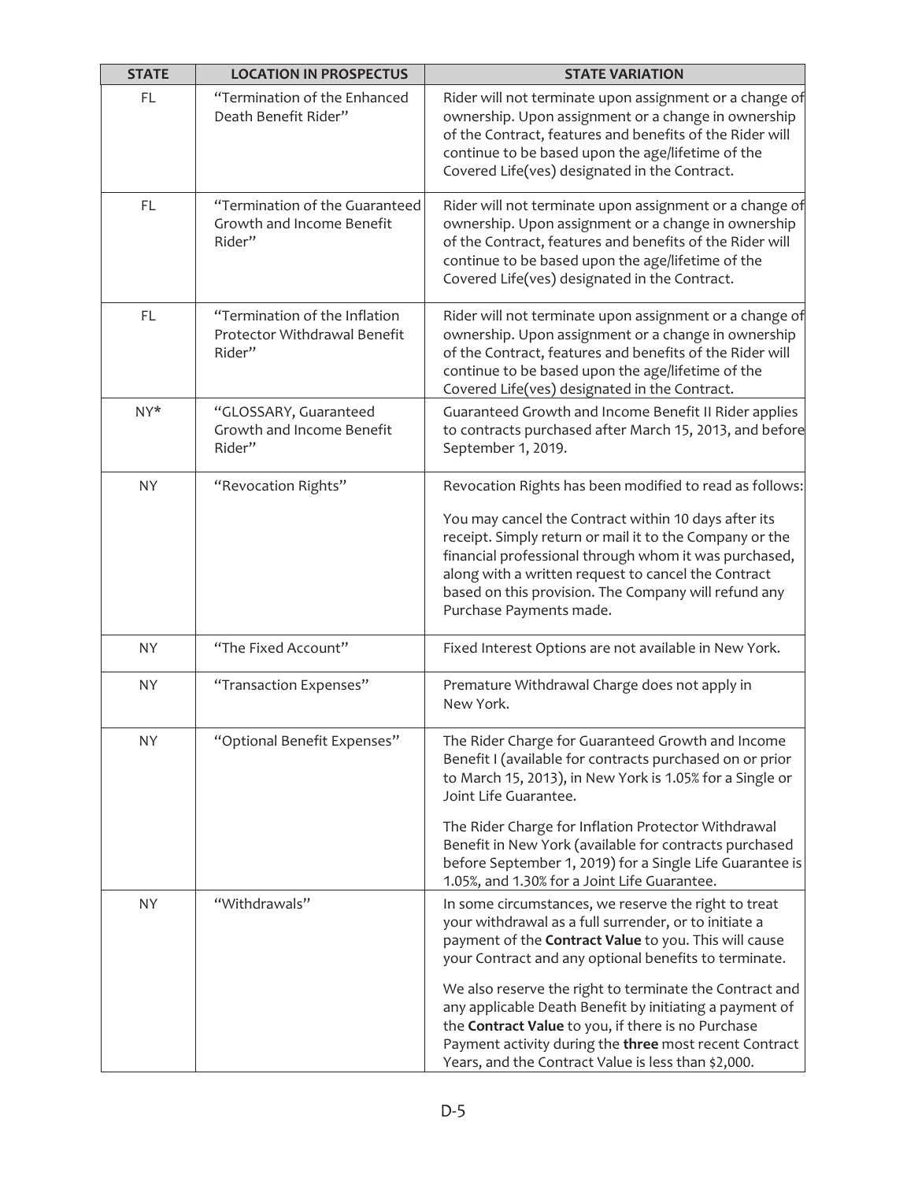| STATE | LOCATION IN PROSPECTUS | STATE VARIATION |
|---|---|---|
| FL | "Termination of the Enhanced Death Benefit Rider" | Rider will not terminate upon assignment or a change of ownership. Upon assignment or a change in ownership of the Contract, features and benefits of the Rider will continue to be based upon the age/lifetime of the Covered Life(ves) designated in the Contract. |
| FL | "Termination of the Guaranteed Growth and Income Benefit Rider" | Rider will not terminate upon assignment or a change of ownership. Upon assignment or a change in ownership of the Contract, features and benefits of the Rider will continue to be based upon the age/lifetime of the Covered Life(ves) designated in the Contract. |
| FL | "Termination of the Inflation Protector Withdrawal Benefit Rider" | Rider will not terminate upon assignment or a change of ownership. Upon assignment or a change in ownership of the Contract, features and benefits of the Rider will continue to be based upon the age/lifetime of the Covered Life(ves) designated in the Contract. |
| NY* | "GLOSSARY, Guaranteed Growth and Income Benefit Rider" | Guaranteed Growth and Income Benefit II Rider applies to contracts purchased after March 15, 2013, and before September 1, 2019. |
| NY | "Revocation Rights" | Revocation Rights has been modified to read as follows:<br><br>You may cancel the Contract within 10 days after its receipt. Simply return or mail it to the Company or the financial professional through whom it was purchased, along with a written request to cancel the Contract based on this provision. The Company will refund any Purchase Payments made. |
| NY | "The Fixed Account" | Fixed Interest Options are not available in New York. |
| NY | "Transaction Expenses" | Premature Withdrawal Charge does not apply in New York. |
| NY | "Optional Benefit Expenses" | The Rider Charge for Guaranteed Growth and Income Benefit I (available for contracts purchased on or prior to March 15, 2013), in New York is 1.05% for a Single or Joint Life Guarantee.<br><br>The Rider Charge for Inflation Protector Withdrawal Benefit in New York (available for contracts purchased before September 1, 2019) for a Single Life Guarantee is 1.05%, and 1.30% for a Joint Life Guarantee. |
| NY | "Withdrawals" | In some circumstances, we reserve the right to treat your withdrawal as a full surrender, or to initiate a payment of the **Contract Value** to you. This will cause your Contract and any optional benefits to terminate.<br><br>We also reserve the right to terminate the Contract and any applicable Death Benefit by initiating a payment of the **Contract Value** to you, if there is no Purchase Payment activity during the **three** most recent Contract Years, and the Contract Value is less than $2,000. |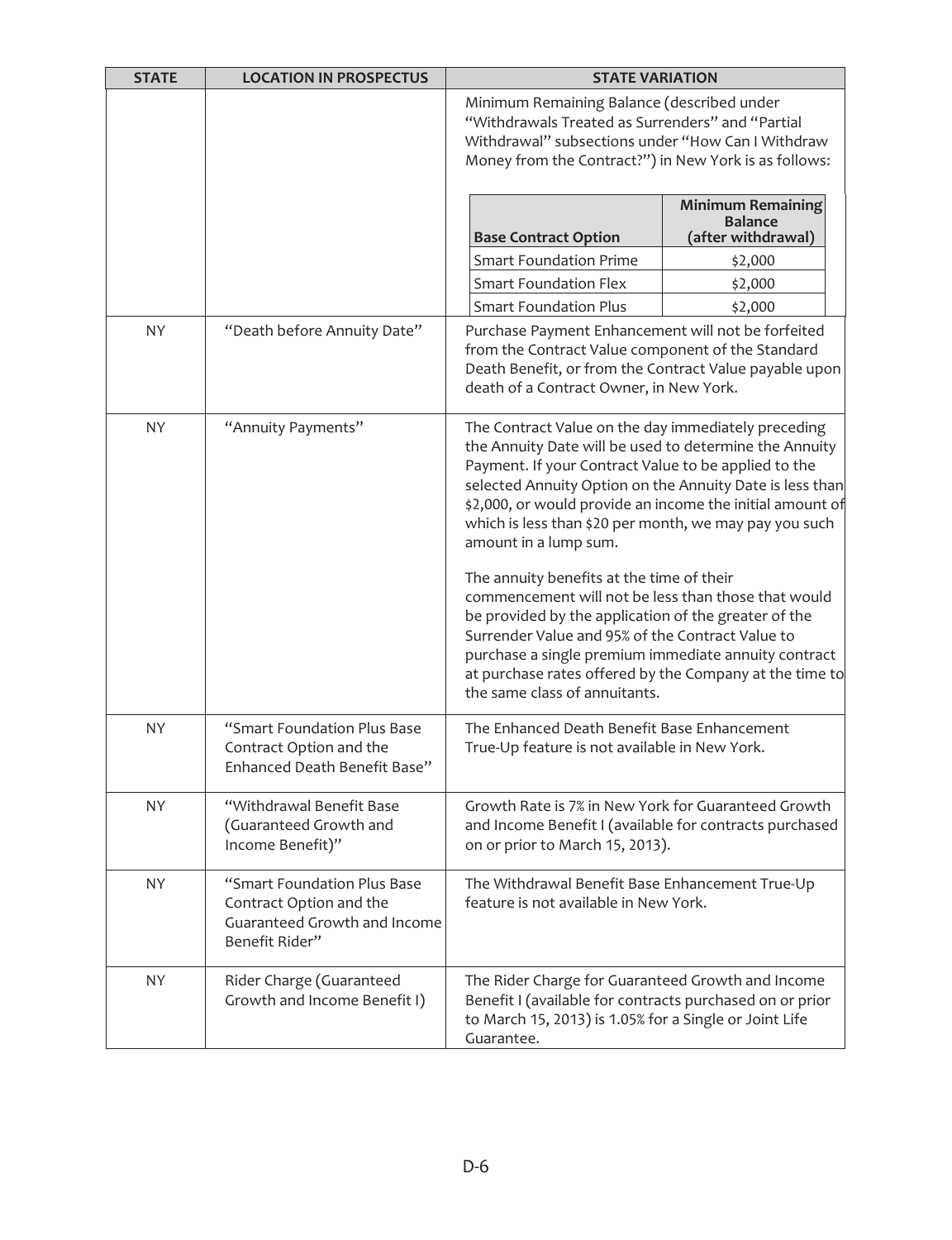| STATE | LOCATION IN PROSPECTUS | STATE VARIATION |
|---|---|---|
| | | Minimum Remaining Balance (described under "Withdrawals Treated as Surrenders" and "Partial Withdrawal" subsections under "How Can I Withdraw Money from the Contract?") in New York is as follows:<br><br>**Base Contract Option** — **Minimum Remaining Balance (after withdrawal)**<br>Smart Foundation Prime — $2,000<br>Smart Foundation Flex — $2,000<br>Smart Foundation Plus — $2,000 |
| NY | "Death before Annuity Date" | Purchase Payment Enhancement will not be forfeited from the Contract Value component of the Standard Death Benefit, or from the Contract Value payable upon death of a Contract Owner, in New York. |
| NY | "Annuity Payments" | The Contract Value on the day immediately preceding the Annuity Date will be used to determine the Annuity Payment. If your Contract Value to be applied to the selected Annuity Option on the Annuity Date is less than $2,000, or would provide an income the initial amount of which is less than $20 per month, we may pay you such amount in a lump sum.<br><br>The annuity benefits at the time of their commencement will not be less than those that would be provided by the application of the greater of the Surrender Value and 95% of the Contract Value to purchase a single premium immediate annuity contract at purchase rates offered by the Company at the time to the same class of annuitants. |
| NY | "Smart Foundation Plus Base Contract Option and the Enhanced Death Benefit Base" | The Enhanced Death Benefit Base Enhancement True-Up feature is not available in New York. |
| NY | "Withdrawal Benefit Base (Guaranteed Growth and Income Benefit)" | Growth Rate is 7% in New York for Guaranteed Growth and Income Benefit I (available for contracts purchased on or prior to March 15, 2013). |
| NY | "Smart Foundation Plus Base Contract Option and the Guaranteed Growth and Income Benefit Rider" | The Withdrawal Benefit Base Enhancement True-Up feature is not available in New York. |
| NY | Rider Charge (Guaranteed Growth and Income Benefit I) | The Rider Charge for Guaranteed Growth and Income Benefit I (available for contracts purchased on or prior to March 15, 2013) is 1.05% for a Single or Joint Life Guarantee. |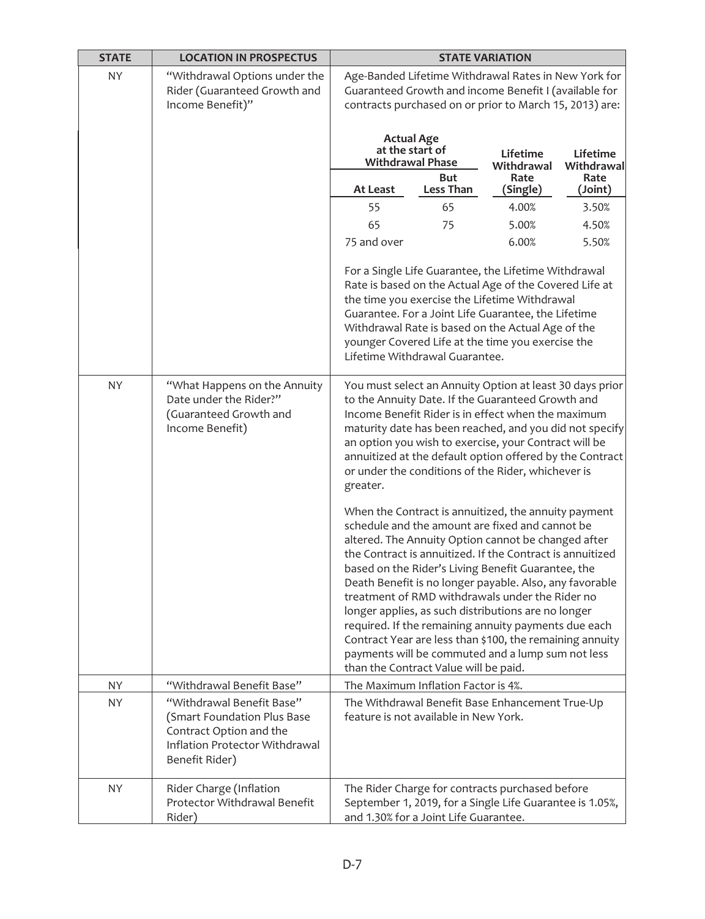| STATE | LOCATION IN PROSPECTUS | STATE VARIATION |
|---|---|---|
| NY | "Withdrawal Options under the Rider (Guaranteed Growth and Income Benefit)" | Age-Banded Lifetime Withdrawal Rates in New York for Guaranteed Growth and income Benefit I (available for contracts purchased on or prior to March 15, 2013) are:<br><br>**Actual Age at the start of Withdrawal Phase** — **At Least** / **But Less Than** / **Lifetime Withdrawal Rate (Single)** / **Lifetime Withdrawal Rate (Joint)**<br>55 / 65 / 4.00% / 3.50%<br>65 / 75 / 5.00% / 4.50%<br>75 and over / — / 6.00% / 5.50%<br><br>For a Single Life Guarantee, the Lifetime Withdrawal Rate is based on the Actual Age of the Covered Life at the time you exercise the Lifetime Withdrawal Guarantee. For a Joint Life Guarantee, the Lifetime Withdrawal Rate is based on the Actual Age of the younger Covered Life at the time you exercise the Lifetime Withdrawal Guarantee. |
| NY | "What Happens on the Annuity Date under the Rider?" (Guaranteed Growth and Income Benefit) | You must select an Annuity Option at least 30 days prior to the Annuity Date. If the Guaranteed Growth and Income Benefit Rider is in effect when the maximum maturity date has been reached, and you did not specify an option you wish to exercise, your Contract will be annuitized at the default option offered by the Contract or under the conditions of the Rider, whichever is greater.<br><br>When the Contract is annuitized, the annuity payment schedule and the amount are fixed and cannot be altered. The Annuity Option cannot be changed after the Contract is annuitized. If the Contract is annuitized based on the Rider's Living Benefit Guarantee, the Death Benefit is no longer payable. Also, any favorable treatment of RMD withdrawals under the Rider no longer applies, as such distributions are no longer required. If the remaining annuity payments due each Contract Year are less than $100, the remaining annuity payments will be commuted and a lump sum not less than the Contract Value will be paid. |
| NY | "Withdrawal Benefit Base" | The Maximum Inflation Factor is 4%. |
| NY | "Withdrawal Benefit Base" (Smart Foundation Plus Base Contract Option and the Inflation Protector Withdrawal Benefit Rider) | The Withdrawal Benefit Base Enhancement True-Up feature is not available in New York. |
| NY | Rider Charge (Inflation Protector Withdrawal Benefit Rider) | The Rider Charge for contracts purchased before September 1, 2019, for a Single Life Guarantee is 1.05%, and 1.30% for a Joint Life Guarantee. |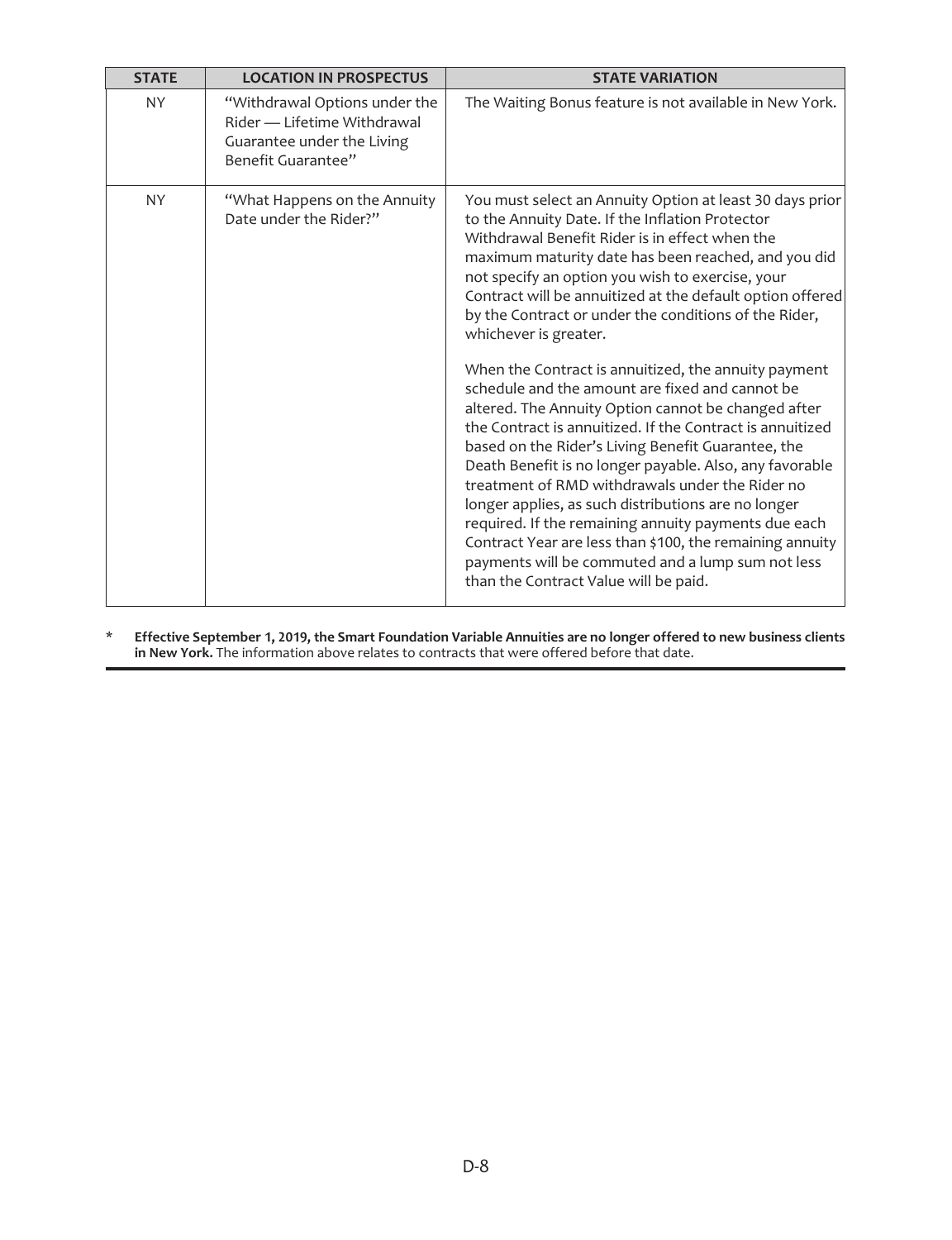| STATE | LOCATION IN PROSPECTUS | STATE VARIATION |
|---|---|---|
| NY | "Withdrawal Options under the Rider — Lifetime Withdrawal Guarantee under the Living Benefit Guarantee" | The Waiting Bonus feature is not available in New York. |
| NY | "What Happens on the Annuity Date under the Rider?" | You must select an Annuity Option at least 30 days prior to the Annuity Date. If the Inflation Protector Withdrawal Benefit Rider is in effect when the maximum maturity date has been reached, and you did not specify an option you wish to exercise, your Contract will be annuitized at the default option offered by the Contract or under the conditions of the Rider, whichever is greater.<br><br>When the Contract is annuitized, the annuity payment schedule and the amount are fixed and cannot be altered. The Annuity Option cannot be changed after the Contract is annuitized. If the Contract is annuitized based on the Rider's Living Benefit Guarantee, the Death Benefit is no longer payable. Also, any favorable treatment of RMD withdrawals under the Rider no longer applies, as such distributions are no longer required. If the remaining annuity payments due each Contract Year are less than $100, the remaining annuity payments will be commuted and a lump sum not less than the Contract Value will be paid. |

\* **Effective September 1, 2019, the Smart Foundation Variable Annuities are no longer offered to new business clients in New York.** The information above relates to contracts that were offered before that date.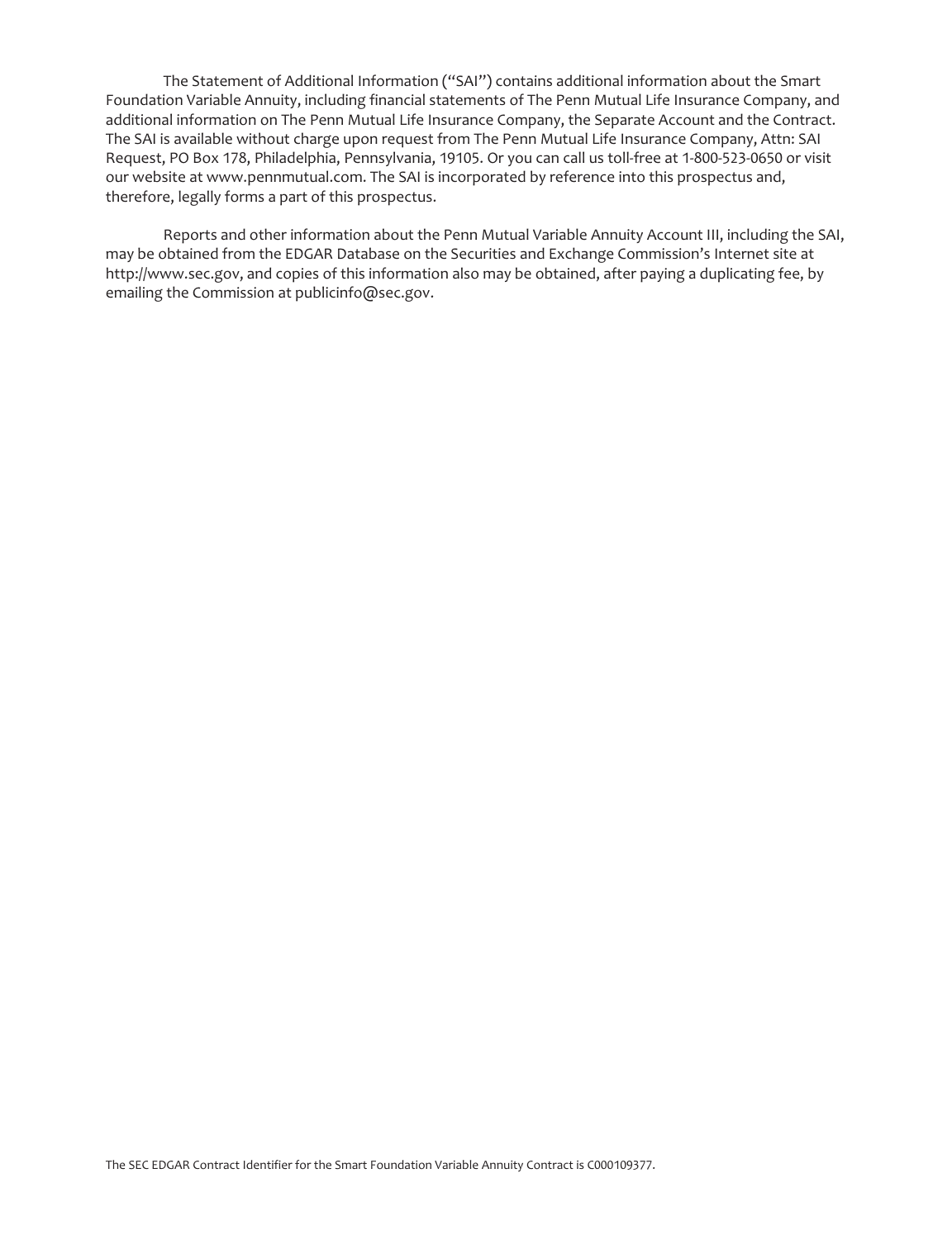The Statement of Additional Information ("SAI") contains additional information about the Smart Foundation Variable Annuity, including financial statements of The Penn Mutual Life Insurance Company, and additional information on The Penn Mutual Life Insurance Company, the Separate Account and the Contract. The SAI is available without charge upon request from The Penn Mutual Life Insurance Company, Attn: SAI Request, PO Box 178, Philadelphia, Pennsylvania, 19105. Or you can call us toll-free at 1-800-523-0650 or visit our website at www.pennmutual.com. The SAI is incorporated by reference into this prospectus and, therefore, legally forms a part of this prospectus.

Reports and other information about the Penn Mutual Variable Annuity Account III, including the SAI, may be obtained from the EDGAR Database on the Securities and Exchange Commission's Internet site at http://www.sec.gov, and copies of this information also may be obtained, after paying a duplicating fee, by emailing the Commission at publicinfo@sec.gov.

The SEC EDGAR Contract Identifier for the Smart Foundation Variable Annuity Contract is C000109377.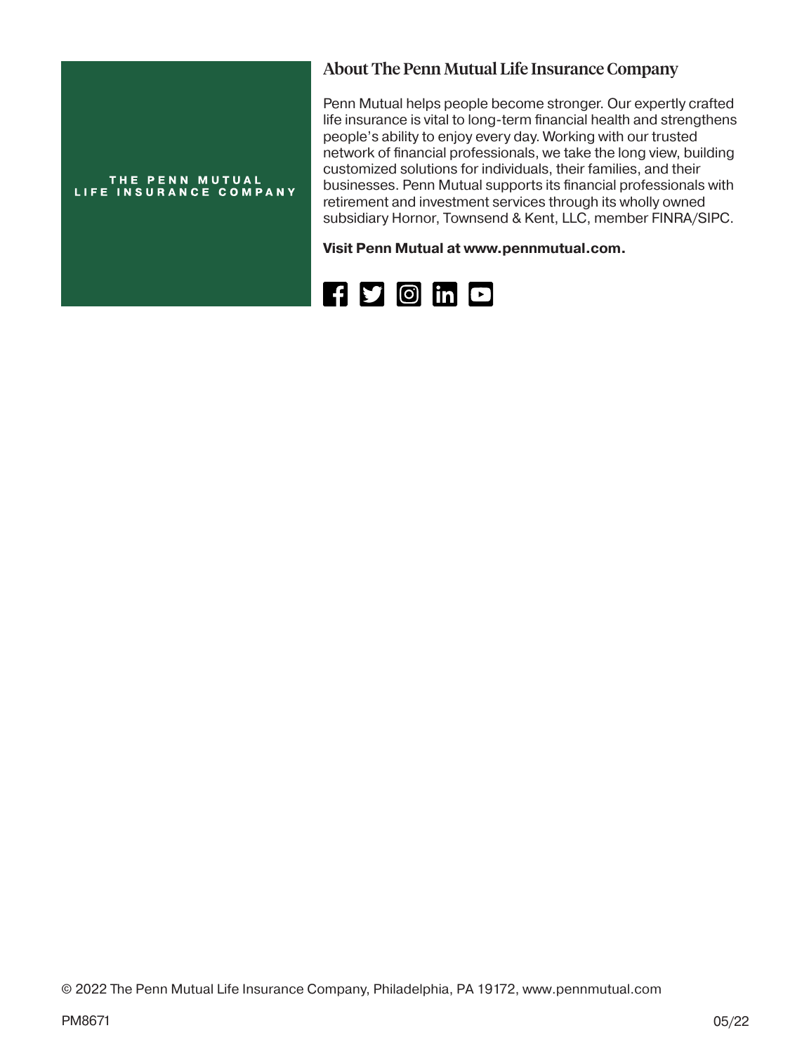THE PENN MUTUAL
LIFE INSURANCE COMPANY

## About The Penn Mutual Life Insurance Company

Penn Mutual helps people become stronger. Our expertly crafted life insurance is vital to long-term financial health and strengthens people's ability to enjoy every day. Working with our trusted network of financial professionals, we take the long view, building customized solutions for individuals, their families, and their businesses. Penn Mutual supports its financial professionals with retirement and investment services through its wholly owned subsidiary Hornor, Townsend & Kent, LLC, member FINRA/SIPC.

**Visit Penn Mutual at www.pennmutual.com.**

© 2022 The Penn Mutual Life Insurance Company, Philadelphia, PA 19172, www.pennmutual.com

PM8671

05/22